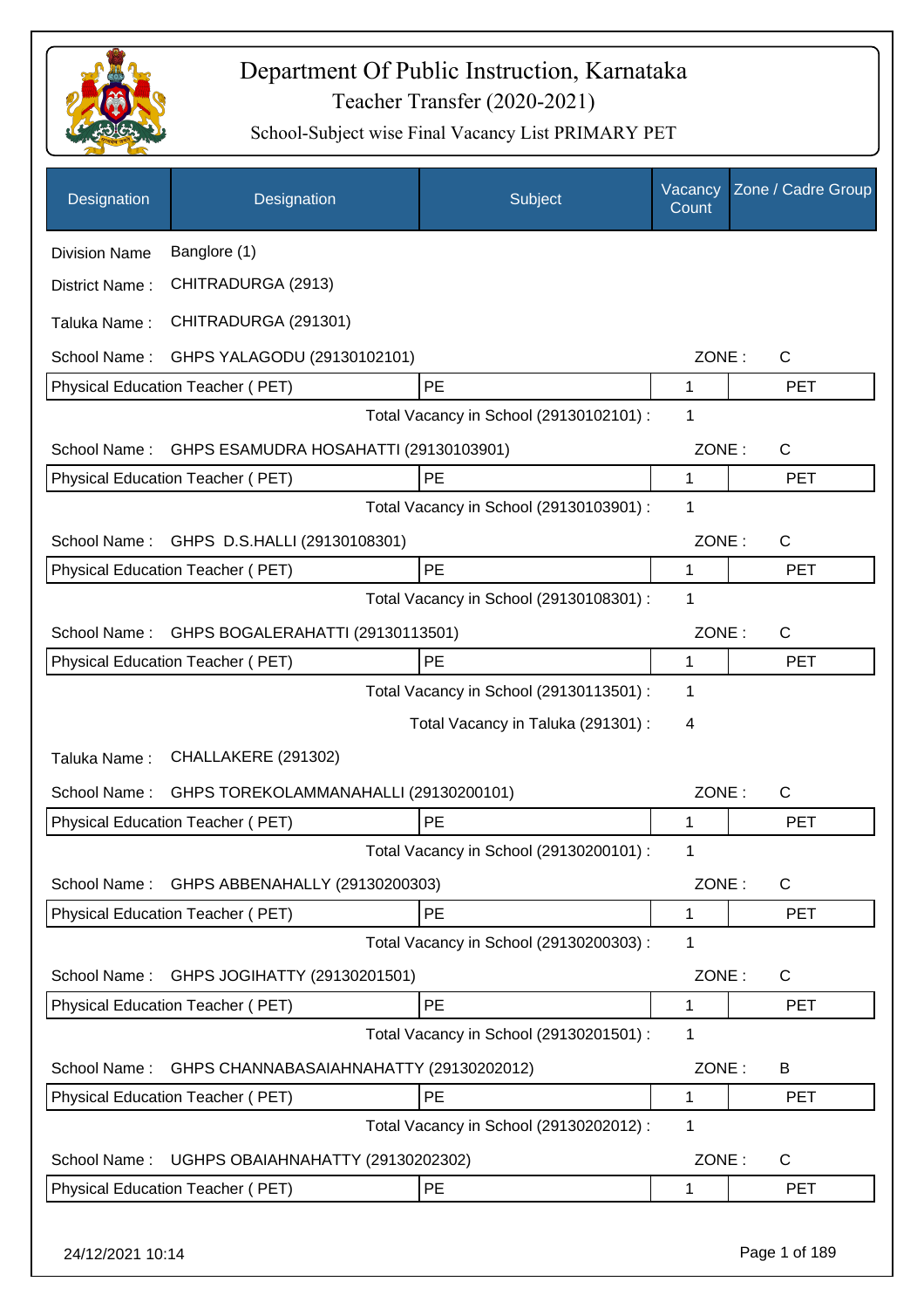# Department Of Public Instruction, Karnataka

## Teacher Transfer (2020-2021)

### School-Subject wise Final Vacancy List PRIMARY PET

| Designation | Designation | Subject | Vacancy Count | Zone / Cadre Group |
|---|---|---|---|---|
| Division Name | Banglore (1) | | | |
| District Name : | CHITRADURGA (2913) | | | |
| Taluka Name : | CHITRADURGA (291301) | | | |
| School Name : | GHPS YALAGODU (29130102101) | | ZONE : | C |
| Physical Education Teacher ( PET) | | PE | 1 | PET |
| | | Total Vacancy in School (29130102101) : | 1 | |
| School Name : | GHPS ESAMUDRA HOSAHATTI (29130103901) | | ZONE : | C |
| Physical Education Teacher ( PET) | | PE | 1 | PET |
| | | Total Vacancy in School (29130103901) : | 1 | |
| School Name : | GHPS D.S.HALLI (29130108301) | | ZONE : | C |
| Physical Education Teacher ( PET) | | PE | 1 | PET |
| | | Total Vacancy in School (29130108301) : | 1 | |
| School Name : | GHPS BOGALERAHATTI (29130113501) | | ZONE : | C |
| Physical Education Teacher ( PET) | | PE | 1 | PET |
| | | Total Vacancy in School (29130113501) : | 1 | |
| | | Total Vacancy in Taluka (291301) : | 4 | |
| Taluka Name : | CHALLAKERE (291302) | | | |
| School Name : | GHPS TOREKOLAMMANAHALLI (29130200101) | | ZONE : | C |
| Physical Education Teacher ( PET) | | PE | 1 | PET |
| | | Total Vacancy in School (29130200101) : | 1 | |
| School Name : | GHPS ABBENAHALLY (29130200303) | | ZONE : | C |
| Physical Education Teacher ( PET) | | PE | 1 | PET |
| | | Total Vacancy in School (29130200303) : | 1 | |
| School Name : | GHPS JOGIHATTY (29130201501) | | ZONE : | C |
| Physical Education Teacher ( PET) | | PE | 1 | PET |
| | | Total Vacancy in School (29130201501) : | 1 | |
| School Name : | GHPS CHANNABASAIAHNAHATTY (29130202012) | | ZONE : | B |
| Physical Education Teacher ( PET) | | PE | 1 | PET |
| | | Total Vacancy in School (29130202012) : | 1 | |
| School Name : | UGHPS OBAIAHNAHATTY (29130202302) | | ZONE : | C |
| Physical Education Teacher ( PET) | | PE | 1 | PET |

24/12/2021 10:14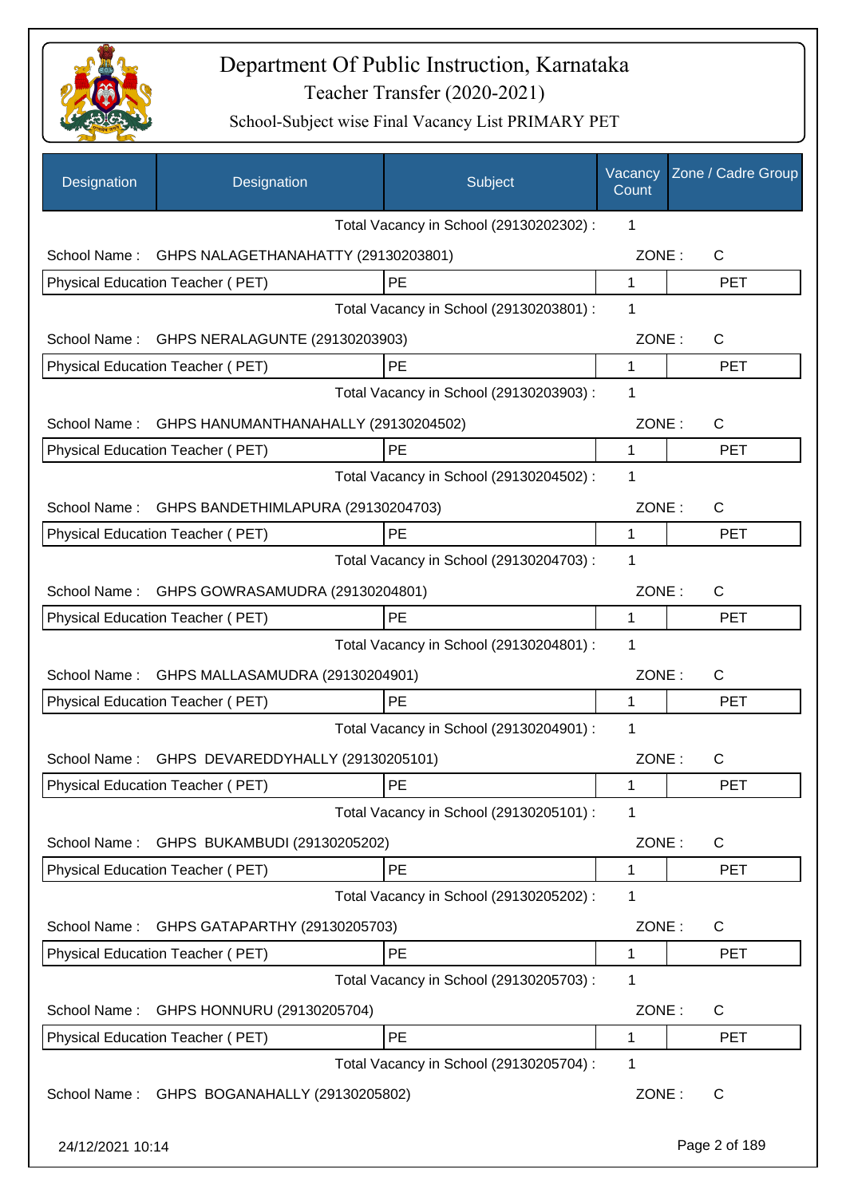# Department Of Public Instruction, Karnataka

Teacher Transfer (2020-2021)

School-Subject wise Final Vacancy List PRIMARY PET

| Designation | Designation | Subject | Vacancy Count | Zone / Cadre Group |
|---|---|---|---|---|
| | | Total Vacancy in School (29130202302) : | 1 | |
| School Name : | GHPS NALAGETHANAHATTY (29130203801) | | ZONE : | C |
| Physical Education Teacher ( PET) | | PE | 1 | PET |
| | | Total Vacancy in School (29130203801) : | 1 | |
| School Name : | GHPS NERALAGUNTE (29130203903) | | ZONE : | C |
| Physical Education Teacher ( PET) | | PE | 1 | PET |
| | | Total Vacancy in School (29130203903) : | 1 | |
| School Name : | GHPS HANUMANTHANAHALLY (29130204502) | | ZONE : | C |
| Physical Education Teacher ( PET) | | PE | 1 | PET |
| | | Total Vacancy in School (29130204502) : | 1 | |
| School Name : | GHPS BANDETHIMLAPURA (29130204703) | | ZONE : | C |
| Physical Education Teacher ( PET) | | PE | 1 | PET |
| | | Total Vacancy in School (29130204703) : | 1 | |
| School Name : | GHPS GOWRASAMUDRA (29130204801) | | ZONE : | C |
| Physical Education Teacher ( PET) | | PE | 1 | PET |
| | | Total Vacancy in School (29130204801) : | 1 | |
| School Name : | GHPS MALLASAMUDRA (29130204901) | | ZONE : | C |
| Physical Education Teacher ( PET) | | PE | 1 | PET |
| | | Total Vacancy in School (29130204901) : | 1 | |
| School Name : | GHPS DEVAREDDYHALLY (29130205101) | | ZONE : | C |
| Physical Education Teacher ( PET) | | PE | 1 | PET |
| | | Total Vacancy in School (29130205101) : | 1 | |
| School Name : | GHPS BUKAMBUDI (29130205202) | | ZONE : | C |
| Physical Education Teacher ( PET) | | PE | 1 | PET |
| | | Total Vacancy in School (29130205202) : | 1 | |
| School Name : | GHPS GATAPARTHY (29130205703) | | ZONE : | C |
| Physical Education Teacher ( PET) | | PE | 1 | PET |
| | | Total Vacancy in School (29130205703) : | 1 | |
| School Name : | GHPS HONNURU (29130205704) | | ZONE : | C |
| Physical Education Teacher ( PET) | | PE | 1 | PET |
| | | Total Vacancy in School (29130205704) : | 1 | |
| School Name : | GHPS BOGANAHALLY (29130205802) | | ZONE : | C |

24/12/2021 10:14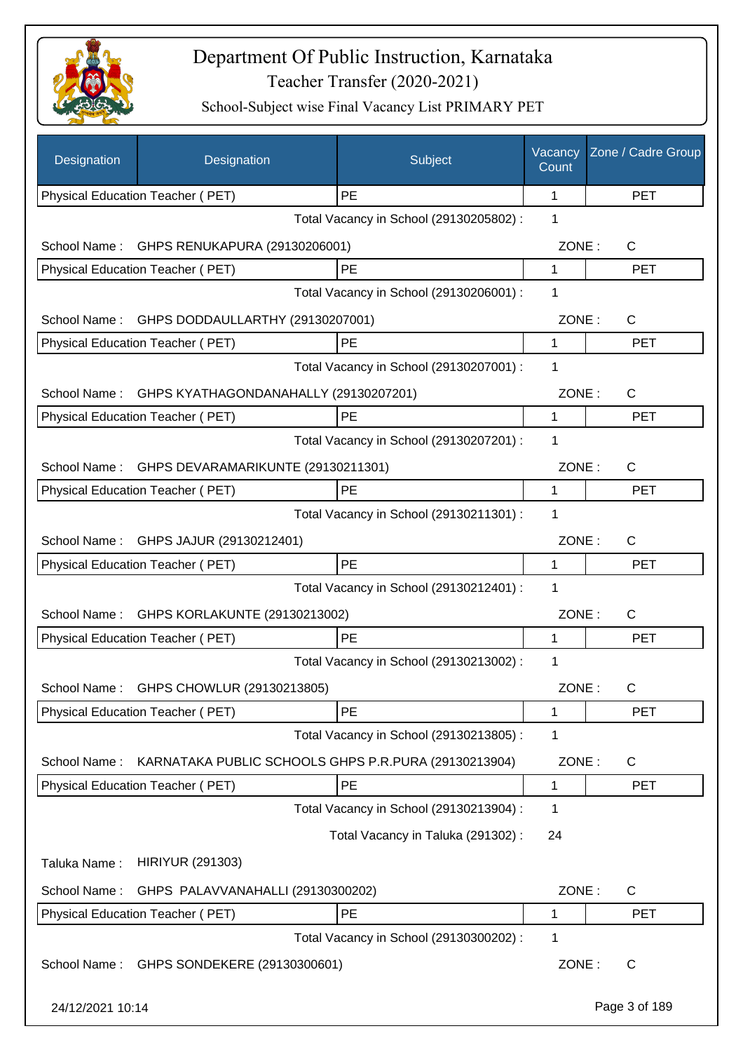# Department Of Public Instruction, Karnataka

## Teacher Transfer (2020-2021)

### School-Subject wise Final Vacancy List PRIMARY PET

| Designation | Designation | Subject | Vacancy Count | Zone / Cadre Group |
|---|---|---|---|---|
| Physical Education Teacher ( PET) | | PE | 1 | PET |
| | | Total Vacancy in School (29130205802) : | 1 | |
| School Name : | GHPS RENUKAPURA (29130206001) | | ZONE : | C |
| Physical Education Teacher ( PET) | | PE | 1 | PET |
| | | Total Vacancy in School (29130206001) : | 1 | |
| School Name : | GHPS DODDAULLARTHY (29130207001) | | ZONE : | C |
| Physical Education Teacher ( PET) | | PE | 1 | PET |
| | | Total Vacancy in School (29130207001) : | 1 | |
| School Name : | GHPS KYATHAGONDANAHALLY (29130207201) | | ZONE : | C |
| Physical Education Teacher ( PET) | | PE | 1 | PET |
| | | Total Vacancy in School (29130207201) : | 1 | |
| School Name : | GHPS DEVARAMARIKUNTE (29130211301) | | ZONE : | C |
| Physical Education Teacher ( PET) | | PE | 1 | PET |
| | | Total Vacancy in School (29130211301) : | 1 | |
| School Name : | GHPS JAJUR (29130212401) | | ZONE : | C |
| Physical Education Teacher ( PET) | | PE | 1 | PET |
| | | Total Vacancy in School (29130212401) : | 1 | |
| School Name : | GHPS KORLAKUNTE (29130213002) | | ZONE : | C |
| Physical Education Teacher ( PET) | | PE | 1 | PET |
| | | Total Vacancy in School (29130213002) : | 1 | |
| School Name : | GHPS CHOWLUR (29130213805) | | ZONE : | C |
| Physical Education Teacher ( PET) | | PE | 1 | PET |
| | | Total Vacancy in School (29130213805) : | 1 | |
| School Name : | KARNATAKA PUBLIC SCHOOLS GHPS P.R.PURA (29130213904) | | ZONE : | C |
| Physical Education Teacher ( PET) | | PE | 1 | PET |
| | | Total Vacancy in School (29130213904) : | 1 | |
| | | Total Vacancy in Taluka (291302) : | 24 | |
| Taluka Name : | HIRIYUR (291303) | | | |
| School Name : | GHPS PALAVVANAHALLI (29130300202) | | ZONE : | C |
| Physical Education Teacher ( PET) | | PE | 1 | PET |
| | | Total Vacancy in School (29130300202) : | 1 | |
| School Name : | GHPS SONDEKERE (29130300601) | | ZONE : | C |

24/12/2021 10:14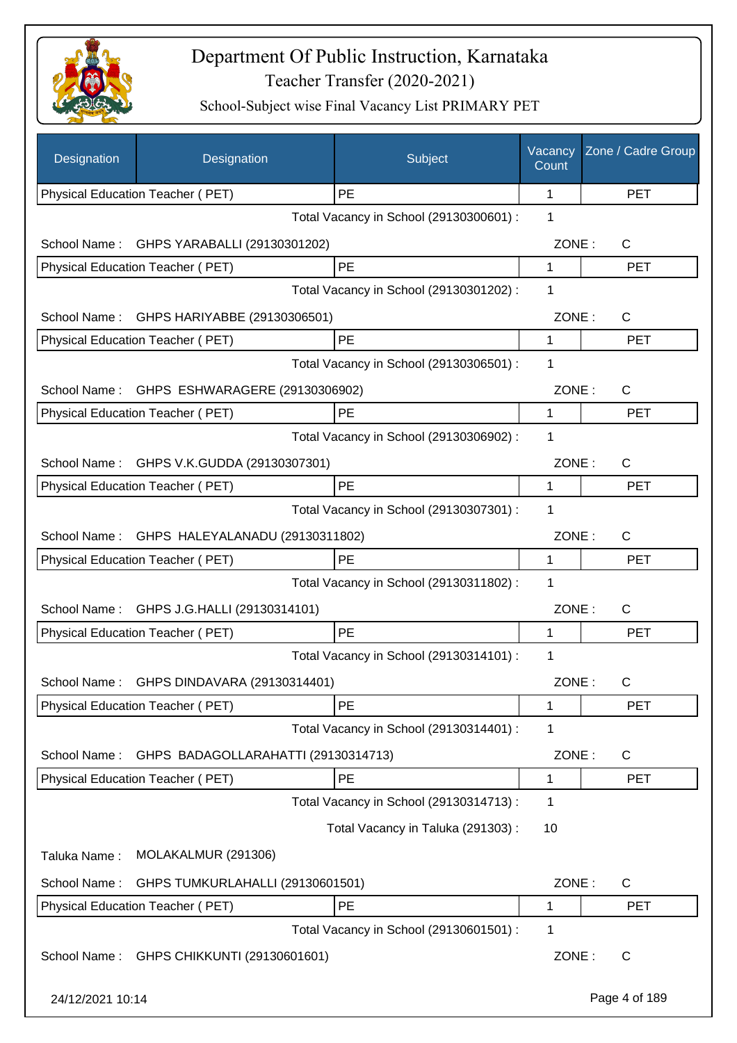# Department Of Public Instruction, Karnataka

## Teacher Transfer (2020-2021)

### School-Subject wise Final Vacancy List PRIMARY PET

| Designation | Designation | Subject | Vacancy Count | Zone / Cadre Group |
|---|---|---|---|---|
| Physical Education Teacher ( PET) | | PE | 1 | PET |
| | | Total Vacancy in School (29130300601) : | 1 | |
| School Name : | GHPS YARABALLI (29130301202) | | ZONE : | C |
| Physical Education Teacher ( PET) | | PE | 1 | PET |
| | | Total Vacancy in School (29130301202) : | 1 | |
| School Name : | GHPS HARIYABBE (29130306501) | | ZONE : | C |
| Physical Education Teacher ( PET) | | PE | 1 | PET |
| | | Total Vacancy in School (29130306501) : | 1 | |
| School Name : | GHPS ESHWARAGERE (29130306902) | | ZONE : | C |
| Physical Education Teacher ( PET) | | PE | 1 | PET |
| | | Total Vacancy in School (29130306902) : | 1 | |
| School Name : | GHPS V.K.GUDDA (29130307301) | | ZONE : | C |
| Physical Education Teacher ( PET) | | PE | 1 | PET |
| | | Total Vacancy in School (29130307301) : | 1 | |
| School Name : | GHPS HALEYALANADU (29130311802) | | ZONE : | C |
| Physical Education Teacher ( PET) | | PE | 1 | PET |
| | | Total Vacancy in School (29130311802) : | 1 | |
| School Name : | GHPS J.G.HALLI (29130314101) | | ZONE : | C |
| Physical Education Teacher ( PET) | | PE | 1 | PET |
| | | Total Vacancy in School (29130314101) : | 1 | |
| School Name : | GHPS DINDAVARA (29130314401) | | ZONE : | C |
| Physical Education Teacher ( PET) | | PE | 1 | PET |
| | | Total Vacancy in School (29130314401) : | 1 | |
| School Name : | GHPS BADAGOLLARAHATTI (29130314713) | | ZONE : | C |
| Physical Education Teacher ( PET) | | PE | 1 | PET |
| | | Total Vacancy in School (29130314713) : | 1 | |
| | | Total Vacancy in Taluka (291303) : | 10 | |
| Taluka Name : | MOLAKALMUR (291306) | | | |
| School Name : | GHPS TUMKURLAHALLI (29130601501) | | ZONE : | C |
| Physical Education Teacher ( PET) | | PE | 1 | PET |
| | | Total Vacancy in School (29130601501) : | 1 | |
| School Name : | GHPS CHIKKUNTI (29130601601) | | ZONE : | C |

24/12/2021 10:14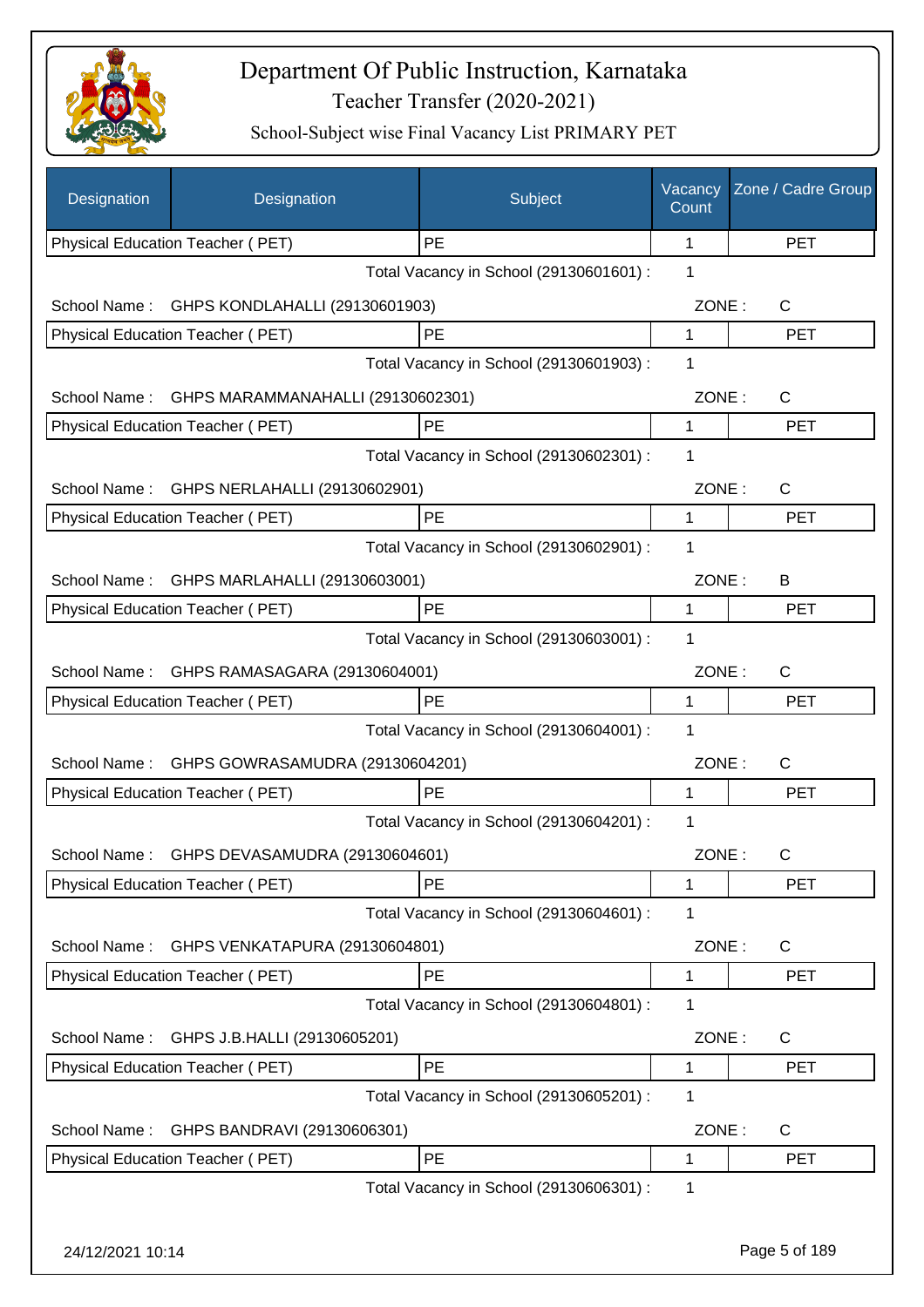# Department Of Public Instruction, Karnataka

## Teacher Transfer (2020-2021)

### School-Subject wise Final Vacancy List PRIMARY PET

| Designation | Designation | Subject | Vacancy Count | Zone / Cadre Group |
|---|---|---|---|---|
| Physical Education Teacher ( PET) | | PE | 1 | PET |
| | | Total Vacancy in School (29130601601) : | 1 | |
| School Name : | GHPS KONDLAHALLI (29130601903) | | ZONE : | C |
| Physical Education Teacher ( PET) | | PE | 1 | PET |
| | | Total Vacancy in School (29130601903) : | 1 | |
| School Name : | GHPS MARAMMANAHALLI (29130602301) | | ZONE : | C |
| Physical Education Teacher ( PET) | | PE | 1 | PET |
| | | Total Vacancy in School (29130602301) : | 1 | |
| School Name : | GHPS NERLAHALLI (29130602901) | | ZONE : | C |
| Physical Education Teacher ( PET) | | PE | 1 | PET |
| | | Total Vacancy in School (29130602901) : | 1 | |
| School Name : | GHPS MARLAHALLI (29130603001) | | ZONE : | B |
| Physical Education Teacher ( PET) | | PE | 1 | PET |
| | | Total Vacancy in School (29130603001) : | 1 | |
| School Name : | GHPS RAMASAGARA (29130604001) | | ZONE : | C |
| Physical Education Teacher ( PET) | | PE | 1 | PET |
| | | Total Vacancy in School (29130604001) : | 1 | |
| School Name : | GHPS GOWRASAMUDRA (29130604201) | | ZONE : | C |
| Physical Education Teacher ( PET) | | PE | 1 | PET |
| | | Total Vacancy in School (29130604201) : | 1 | |
| School Name : | GHPS DEVASAMUDRA (29130604601) | | ZONE : | C |
| Physical Education Teacher ( PET) | | PE | 1 | PET |
| | | Total Vacancy in School (29130604601) : | 1 | |
| School Name : | GHPS VENKATAPURA (29130604801) | | ZONE : | C |
| Physical Education Teacher ( PET) | | PE | 1 | PET |
| | | Total Vacancy in School (29130604801) : | 1 | |
| School Name : | GHPS J.B.HALLI (29130605201) | | ZONE : | C |
| Physical Education Teacher ( PET) | | PE | 1 | PET |
| | | Total Vacancy in School (29130605201) : | 1 | |
| School Name : | GHPS BANDRAVI (29130606301) | | ZONE : | C |
| Physical Education Teacher ( PET) | | PE | 1 | PET |
| | | Total Vacancy in School (29130606301) : | 1 | |

24/12/2021 10:14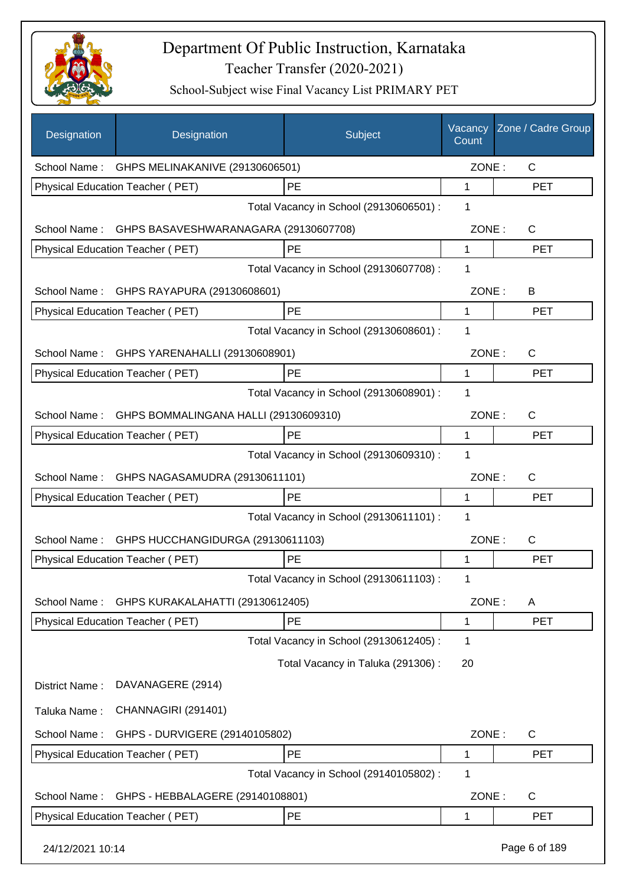# Department Of Public Instruction, Karnataka

Teacher Transfer (2020-2021)

School-Subject wise Final Vacancy List PRIMARY PET

| Designation | Designation | Subject | Vacancy Count | Zone / Cadre Group |
|---|---|---|---|---|
| School Name : | GHPS MELINAKANIVE (29130606501) | | ZONE : | C |
| Physical Education Teacher ( PET) | | PE | 1 | PET |
| | | Total Vacancy in School (29130606501) : | 1 | |
| School Name : | GHPS BASAVESHWARANAGARA (29130607708) | | ZONE : | C |
| Physical Education Teacher ( PET) | | PE | 1 | PET |
| | | Total Vacancy in School (29130607708) : | 1 | |
| School Name : | GHPS RAYAPURA (29130608601) | | ZONE : | B |
| Physical Education Teacher ( PET) | | PE | 1 | PET |
| | | Total Vacancy in School (29130608601) : | 1 | |
| School Name : | GHPS YARENAHALLI (29130608901) | | ZONE : | C |
| Physical Education Teacher ( PET) | | PE | 1 | PET |
| | | Total Vacancy in School (29130608901) : | 1 | |
| School Name : | GHPS BOMMALINGANA HALLI (29130609310) | | ZONE : | C |
| Physical Education Teacher ( PET) | | PE | 1 | PET |
| | | Total Vacancy in School (29130609310) : | 1 | |
| School Name : | GHPS NAGASAMUDRA (29130611101) | | ZONE : | C |
| Physical Education Teacher ( PET) | | PE | 1 | PET |
| | | Total Vacancy in School (29130611101) : | 1 | |
| School Name : | GHPS HUCCHANGIDURGA (29130611103) | | ZONE : | C |
| Physical Education Teacher ( PET) | | PE | 1 | PET |
| | | Total Vacancy in School (29130611103) : | 1 | |
| School Name : | GHPS KURAKALAHATTI (29130612405) | | ZONE : | A |
| Physical Education Teacher ( PET) | | PE | 1 | PET |
| | | Total Vacancy in School (29130612405) : | 1 | |
| | | Total Vacancy in Taluka (291306) : | 20 | |
| District Name : | DAVANAGERE (2914) | | | |
| Taluka Name : | CHANNAGIRI (291401) | | | |
| School Name : | GHPS - DURVIGERE (29140105802) | | ZONE : | C |
| Physical Education Teacher ( PET) | | PE | 1 | PET |
| | | Total Vacancy in School (29140105802) : | 1 | |
| School Name : | GHPS - HEBBALAGERE (29140108801) | | ZONE : | C |
| Physical Education Teacher ( PET) | | PE | 1 | PET |

24/12/2021 10:14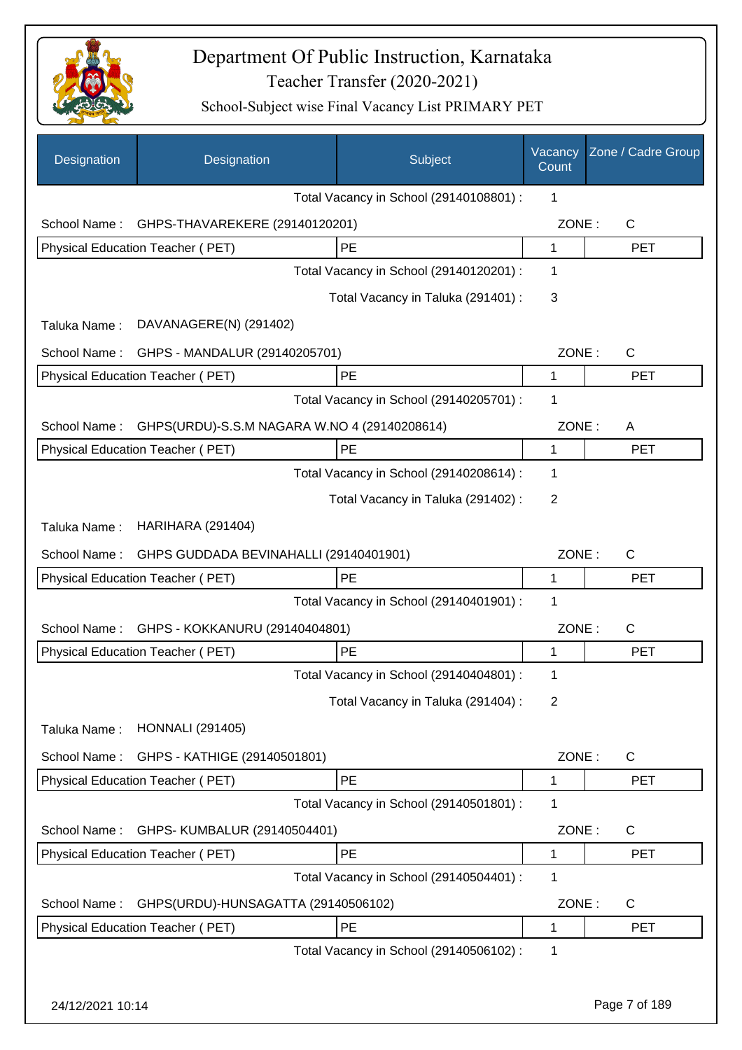# Department Of Public Instruction, Karnataka
## Teacher Transfer (2020-2021)
### School-Subject wise Final Vacancy List PRIMARY PET

| Designation | Designation | Subject | Vacancy Count | Zone / Cadre Group |
|---|---|---|---|---|
| | | Total Vacancy in School (29140108801) : | 1 | |
| School Name : | GHPS-THAVAREKERE (29140120201) | | ZONE : | C |
| Physical Education Teacher ( PET) | | PE | 1 | PET |
| | | Total Vacancy in School (29140120201) : | 1 | |
| | | Total Vacancy in Taluka (291401) : | 3 | |
| Taluka Name : | DAVANAGERE(N) (291402) | | | |
| School Name : | GHPS - MANDALUR (29140205701) | | ZONE : | C |
| Physical Education Teacher ( PET) | | PE | 1 | PET |
| | | Total Vacancy in School (29140205701) : | 1 | |
| School Name : | GHPS(URDU)-S.S.M NAGARA W.NO 4 (29140208614) | | ZONE : | A |
| Physical Education Teacher ( PET) | | PE | 1 | PET |
| | | Total Vacancy in School (29140208614) : | 1 | |
| | | Total Vacancy in Taluka (291402) : | 2 | |
| Taluka Name : | HARIHARA (291404) | | | |
| School Name : | GHPS GUDDADA BEVINAHALLI (29140401901) | | ZONE : | C |
| Physical Education Teacher ( PET) | | PE | 1 | PET |
| | | Total Vacancy in School (29140401901) : | 1 | |
| School Name : | GHPS - KOKKANURU (29140404801) | | ZONE : | C |
| Physical Education Teacher ( PET) | | PE | 1 | PET |
| | | Total Vacancy in School (29140404801) : | 1 | |
| | | Total Vacancy in Taluka (291404) : | 2 | |
| Taluka Name : | HONNALI (291405) | | | |
| School Name : | GHPS - KATHIGE (29140501801) | | ZONE : | C |
| Physical Education Teacher ( PET) | | PE | 1 | PET |
| | | Total Vacancy in School (29140501801) : | 1 | |
| School Name : | GHPS- KUMBALUR (29140504401) | | ZONE : | C |
| Physical Education Teacher ( PET) | | PE | 1 | PET |
| | | Total Vacancy in School (29140504401) : | 1 | |
| School Name : | GHPS(URDU)-HUNSAGATTA (29140506102) | | ZONE : | C |
| Physical Education Teacher ( PET) | | PE | 1 | PET |
| | | Total Vacancy in School (29140506102) : | 1 | |

24/12/2021 10:14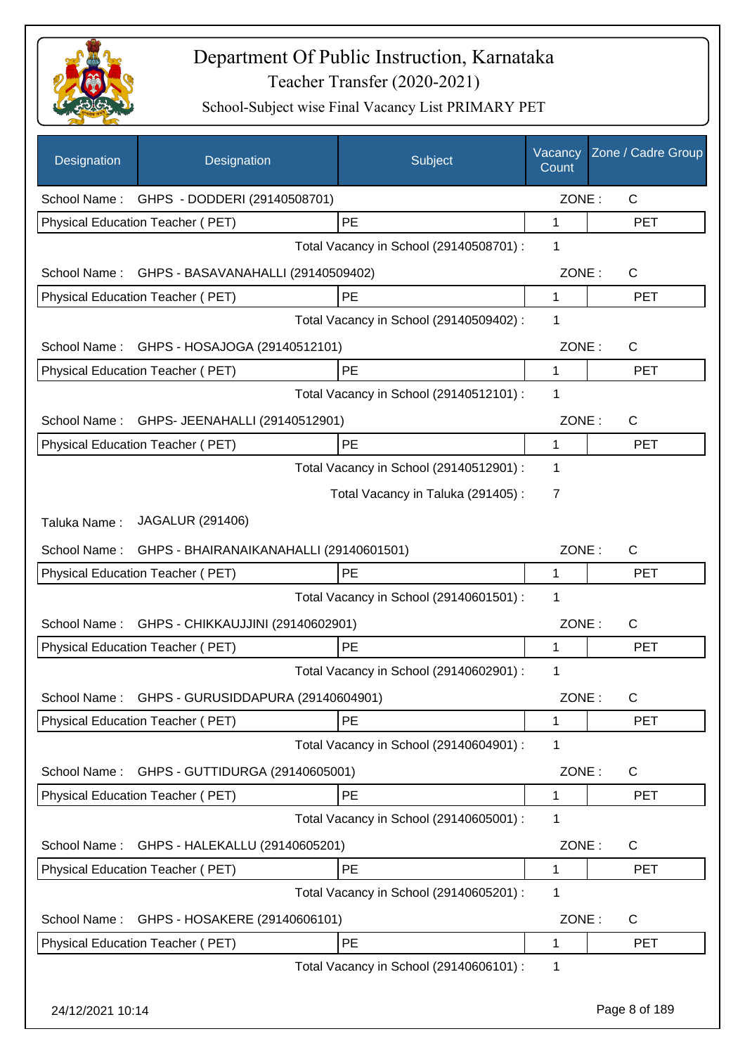# Department Of Public Instruction, Karnataka

Teacher Transfer (2020-2021)

School-Subject wise Final Vacancy List PRIMARY PET

| Designation | Designation | Subject | Vacancy Count | Zone / Cadre Group |
|---|---|---|---|---|
| School Name : | GHPS - DODDERI (29140508701) | | ZONE : | C |
| Physical Education Teacher ( PET) | | PE | 1 | PET |
| | | Total Vacancy in School (29140508701) : | 1 | |
| School Name : | GHPS - BASAVANAHALLI (29140509402) | | ZONE : | C |
| Physical Education Teacher ( PET) | | PE | 1 | PET |
| | | Total Vacancy in School (29140509402) : | 1 | |
| School Name : | GHPS - HOSAJOGA (29140512101) | | ZONE : | C |
| Physical Education Teacher ( PET) | | PE | 1 | PET |
| | | Total Vacancy in School (29140512101) : | 1 | |
| School Name : | GHPS- JEENAHALLI (29140512901) | | ZONE : | C |
| Physical Education Teacher ( PET) | | PE | 1 | PET |
| | | Total Vacancy in School (29140512901) : | 1 | |
| | | Total Vacancy in Taluka (291405) : | 7 | |
| Taluka Name : | JAGALUR (291406) | | | |
| School Name : | GHPS - BHAIRANAIKANAHALLI (29140601501) | | ZONE : | C |
| Physical Education Teacher ( PET) | | PE | 1 | PET |
| | | Total Vacancy in School (29140601501) : | 1 | |
| School Name : | GHPS - CHIKKAUJJINI (29140602901) | | ZONE : | C |
| Physical Education Teacher ( PET) | | PE | 1 | PET |
| | | Total Vacancy in School (29140602901) : | 1 | |
| School Name : | GHPS - GURUSIDDAPURA (29140604901) | | ZONE : | C |
| Physical Education Teacher ( PET) | | PE | 1 | PET |
| | | Total Vacancy in School (29140604901) : | 1 | |
| School Name : | GHPS - GUTTIDURGA (29140605001) | | ZONE : | C |
| Physical Education Teacher ( PET) | | PE | 1 | PET |
| | | Total Vacancy in School (29140605001) : | 1 | |
| School Name : | GHPS - HALEKALLU (29140605201) | | ZONE : | C |
| Physical Education Teacher ( PET) | | PE | 1 | PET |
| | | Total Vacancy in School (29140605201) : | 1 | |
| School Name : | GHPS - HOSAKERE (29140606101) | | ZONE : | C |
| Physical Education Teacher ( PET) | | PE | 1 | PET |
| | | Total Vacancy in School (29140606101) : | 1 | |

24/12/2021 10:14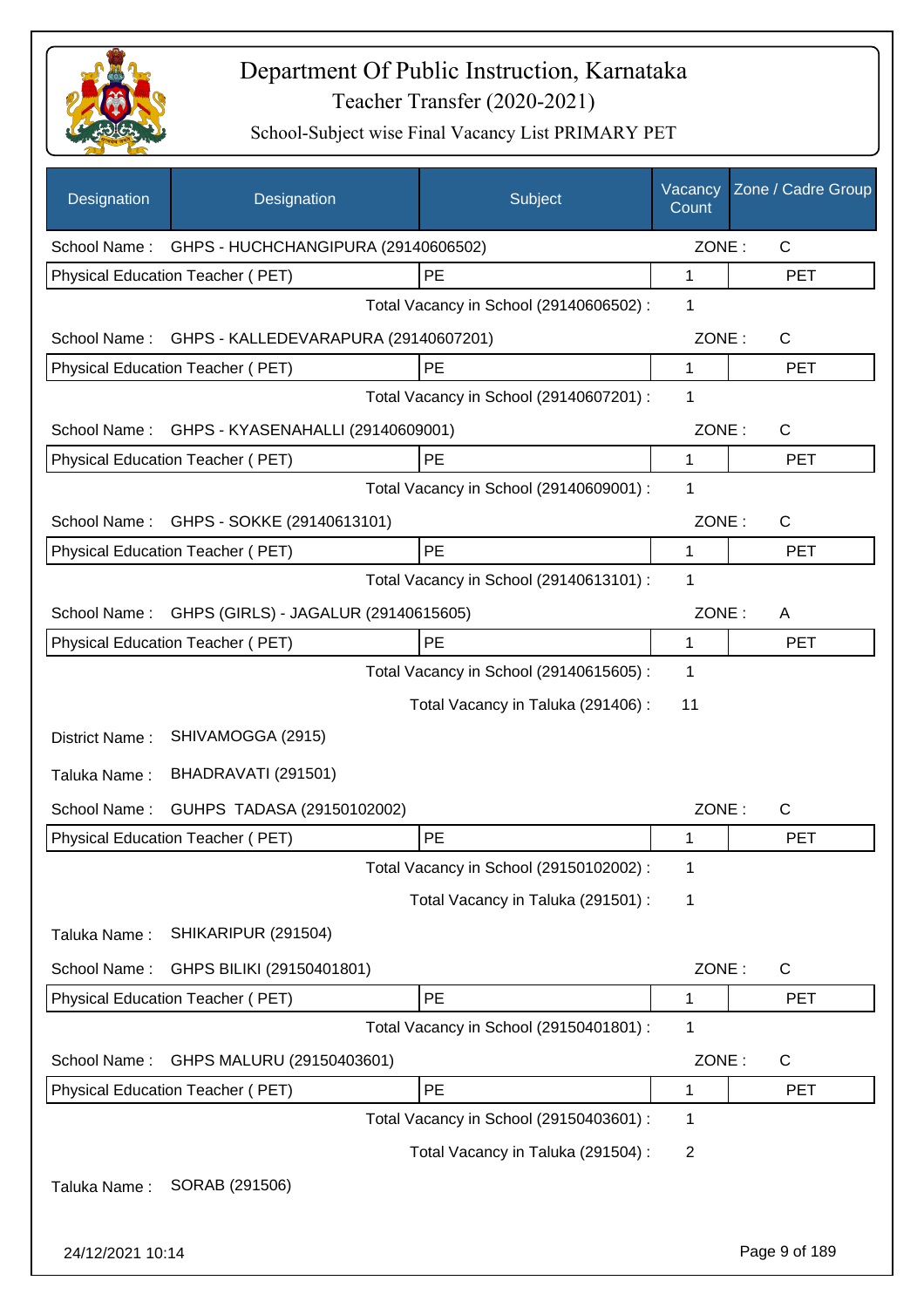# Department Of Public Instruction, Karnataka

## Teacher Transfer (2020-2021)

### School-Subject wise Final Vacancy List PRIMARY PET

| Designation | Designation | Subject | Vacancy Count | Zone / Cadre Group |
|---|---|---|---|---|
| School Name : | GHPS - HUCHCHANGIPURA (29140606502) | | ZONE : | C |
| Physical Education Teacher ( PET) | | PE | 1 | PET |
| | | Total Vacancy in School (29140606502) : | 1 | |
| School Name : | GHPS - KALLEDEVARAPURA (29140607201) | | ZONE : | C |
| Physical Education Teacher ( PET) | | PE | 1 | PET |
| | | Total Vacancy in School (29140607201) : | 1 | |
| School Name : | GHPS - KYASENAHALLI (29140609001) | | ZONE : | C |
| Physical Education Teacher ( PET) | | PE | 1 | PET |
| | | Total Vacancy in School (29140609001) : | 1 | |
| School Name : | GHPS - SOKKE (29140613101) | | ZONE : | C |
| Physical Education Teacher ( PET) | | PE | 1 | PET |
| | | Total Vacancy in School (29140613101) : | 1 | |
| School Name : | GHPS (GIRLS) - JAGALUR (29140615605) | | ZONE : | A |
| Physical Education Teacher ( PET) | | PE | 1 | PET |
| | | Total Vacancy in School (29140615605) : | 1 | |
| | | Total Vacancy in Taluka (291406) : | 11 | |
| District Name : | SHIVAMOGGA (2915) | | | |
| Taluka Name : | BHADRAVATI (291501) | | | |
| School Name : | GUHPS TADASA (29150102002) | | ZONE : | C |
| Physical Education Teacher ( PET) | | PE | 1 | PET |
| | | Total Vacancy in School (29150102002) : | 1 | |
| | | Total Vacancy in Taluka (291501) : | 1 | |
| Taluka Name : | SHIKARIPUR (291504) | | | |
| School Name : | GHPS BILIKI (29150401801) | | ZONE : | C |
| Physical Education Teacher ( PET) | | PE | 1 | PET |
| | | Total Vacancy in School (29150401801) : | 1 | |
| School Name : | GHPS MALURU (29150403601) | | ZONE : | C |
| Physical Education Teacher ( PET) | | PE | 1 | PET |
| | | Total Vacancy in School (29150403601) : | 1 | |
| | | Total Vacancy in Taluka (291504) : | 2 | |
| Taluka Name : | SORAB (291506) | | | |

24/12/2021 10:14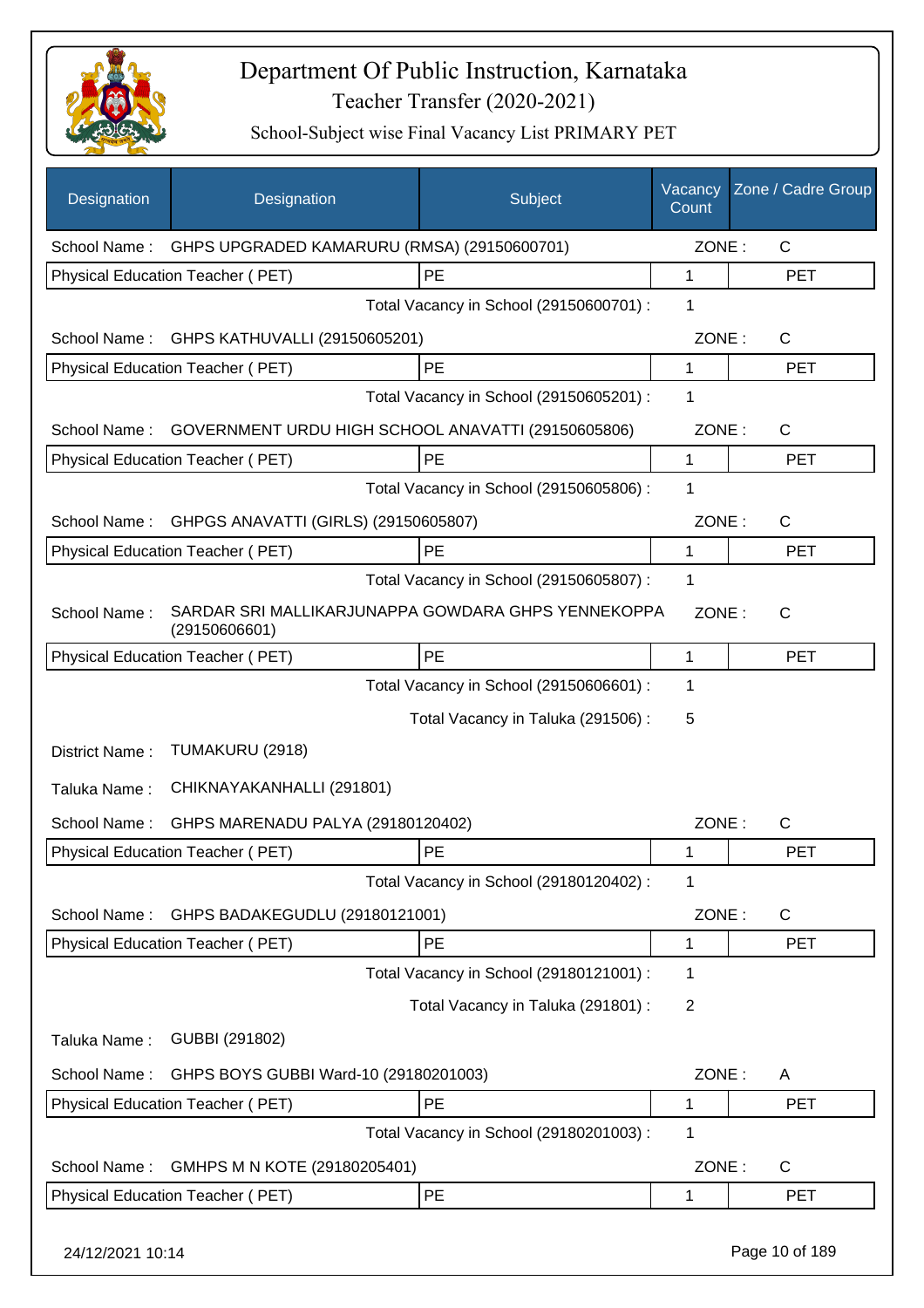# Department Of Public Instruction, Karnataka

## Teacher Transfer (2020-2021)

### School-Subject wise Final Vacancy List PRIMARY PET

| Designation | Designation | Subject | Vacancy Count | Zone / Cadre Group |
|---|---|---|---|---|
| School Name : | GHPS UPGRADED KAMARURU (RMSA) (29150600701) | | ZONE : | C |
| Physical Education Teacher ( PET) | | PE | 1 | PET |
| | | Total Vacancy in School (29150600701) : | 1 | |
| School Name : | GHPS KATHUVALLI (29150605201) | | ZONE : | C |
| Physical Education Teacher ( PET) | | PE | 1 | PET |
| | | Total Vacancy in School (29150605201) : | 1 | |
| School Name : | GOVERNMENT URDU HIGH SCHOOL ANAVATTI (29150605806) | | ZONE : | C |
| Physical Education Teacher ( PET) | | PE | 1 | PET |
| | | Total Vacancy in School (29150605806) : | 1 | |
| School Name : | GHPGS ANAVATTI (GIRLS) (29150605807) | | ZONE : | C |
| Physical Education Teacher ( PET) | | PE | 1 | PET |
| | | Total Vacancy in School (29150605807) : | 1 | |
| School Name : | SARDAR SRI MALLIKARJUNAPPA GOWDARA GHPS YENNEKOPPA (29150606601) | | ZONE : | C |
| Physical Education Teacher ( PET) | | PE | 1 | PET |
| | | Total Vacancy in School (29150606601) : | 1 | |
| | | Total Vacancy in Taluka (291506) : | 5 | |
| District Name : | TUMAKURU (2918) | | | |
| Taluka Name : | CHIKNAYAKANHALLI (291801) | | | |
| School Name : | GHPS MARENADU PALYA (29180120402) | | ZONE : | C |
| Physical Education Teacher ( PET) | | PE | 1 | PET |
| | | Total Vacancy in School (29180120402) : | 1 | |
| School Name : | GHPS BADAKEGUDLU (29180121001) | | ZONE : | C |
| Physical Education Teacher ( PET) | | PE | 1 | PET |
| | | Total Vacancy in School (29180121001) : | 1 | |
| | | Total Vacancy in Taluka (291801) : | 2 | |
| Taluka Name : | GUBBI (291802) | | | |
| School Name : | GHPS BOYS GUBBI Ward-10 (29180201003) | | ZONE : | A |
| Physical Education Teacher ( PET) | | PE | 1 | PET |
| | | Total Vacancy in School (29180201003) : | 1 | |
| School Name : | GMHPS M N KOTE (29180205401) | | ZONE : | C |
| Physical Education Teacher ( PET) | | PE | 1 | PET |

24/12/2021 10:14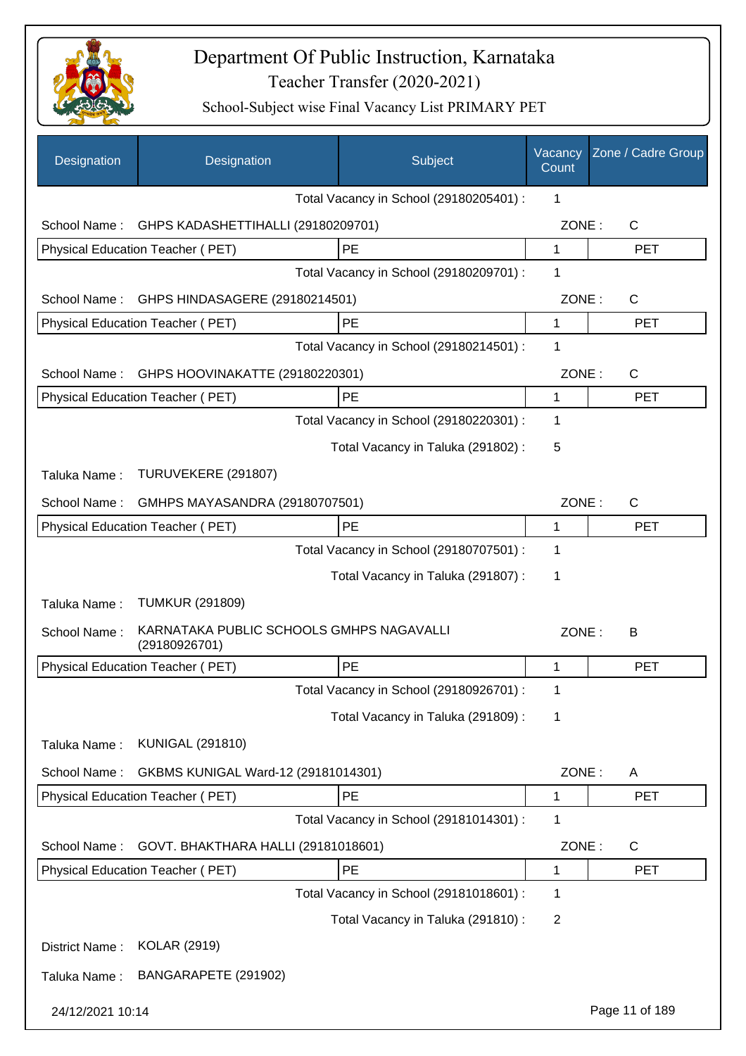# Department Of Public Instruction, Karnataka

## Teacher Transfer (2020-2021)

### School-Subject wise Final Vacancy List PRIMARY PET

| Designation | Designation | Subject | Vacancy Count | Zone / Cadre Group |
|---|---|---|---|---|
| | | Total Vacancy in School (29180205401) : | 1 | |
| School Name : | GHPS KADASHETTIHALLI (29180209701) | | ZONE : | C |
| Physical Education Teacher ( PET) | | PE | 1 | PET |
| | | Total Vacancy in School (29180209701) : | 1 | |
| School Name : | GHPS HINDASAGERE (29180214501) | | ZONE : | C |
| Physical Education Teacher ( PET) | | PE | 1 | PET |
| | | Total Vacancy in School (29180214501) : | 1 | |
| School Name : | GHPS HOOVINAKATTE (29180220301) | | ZONE : | C |
| Physical Education Teacher ( PET) | | PE | 1 | PET |
| | | Total Vacancy in School (29180220301) : | 1 | |
| | | Total Vacancy in Taluka (291802) : | 5 | |
| Taluka Name : | TURUVEKERE (291807) | | | |
| School Name : | GMHPS MAYASANDRA (29180707501) | | ZONE : | C |
| Physical Education Teacher ( PET) | | PE | 1 | PET |
| | | Total Vacancy in School (29180707501) : | 1 | |
| | | Total Vacancy in Taluka (291807) : | 1 | |
| Taluka Name : | TUMKUR (291809) | | | |
| School Name : | KARNATAKA PUBLIC SCHOOLS GMHPS NAGAVALLI (29180926701) | | ZONE : | B |
| Physical Education Teacher ( PET) | | PE | 1 | PET |
| | | Total Vacancy in School (29180926701) : | 1 | |
| | | Total Vacancy in Taluka (291809) : | 1 | |
| Taluka Name : | KUNIGAL (291810) | | | |
| School Name : | GKBMS KUNIGAL Ward-12 (29181014301) | | ZONE : | A |
| Physical Education Teacher ( PET) | | PE | 1 | PET |
| | | Total Vacancy in School (29181014301) : | 1 | |
| School Name : | GOVT. BHAKTHARA HALLI (29181018601) | | ZONE : | C |
| Physical Education Teacher ( PET) | | PE | 1 | PET |
| | | Total Vacancy in School (29181018601) : | 1 | |
| | | Total Vacancy in Taluka (291810) : | 2 | |
| District Name : | KOLAR (2919) | | | |
| Taluka Name : | BANGARAPETE (291902) | | | |

24/12/2021 10:14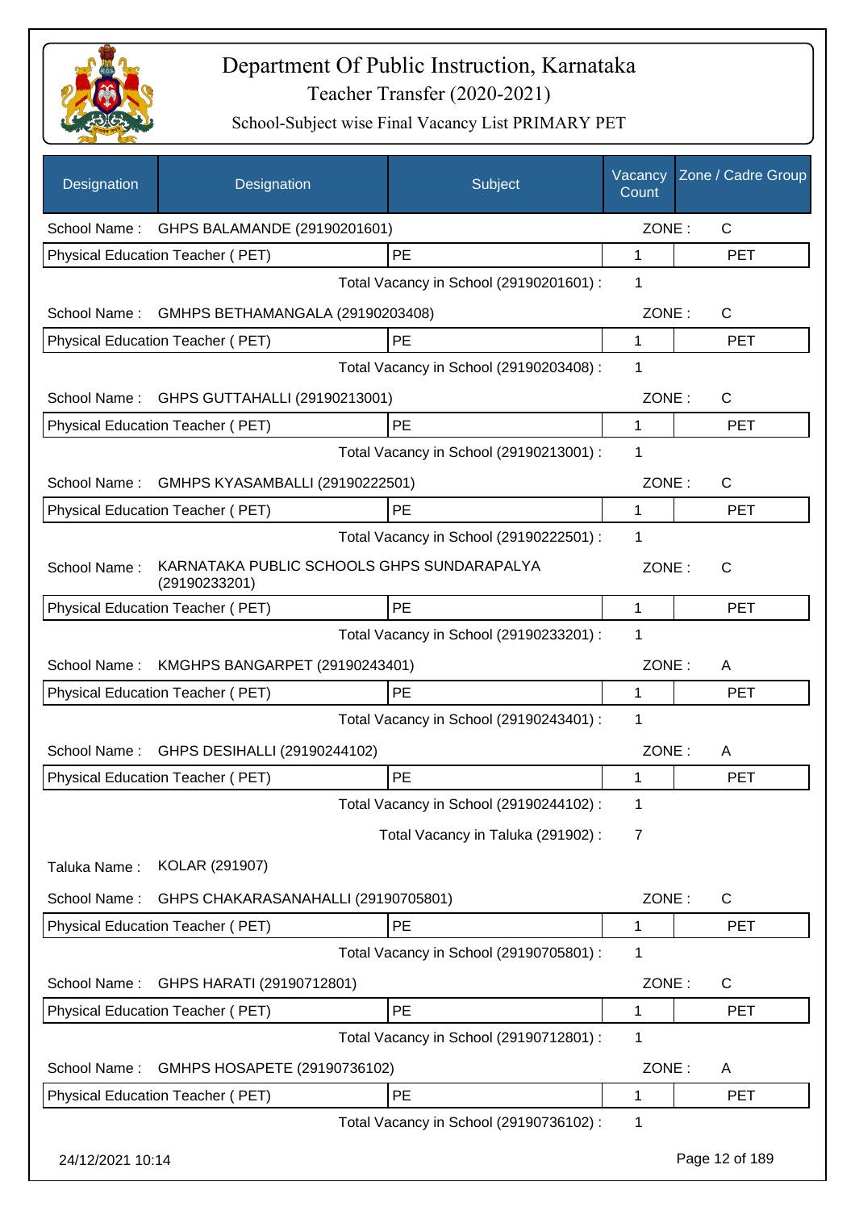# Department Of Public Instruction, Karnataka

## Teacher Transfer (2020-2021)

### School-Subject wise Final Vacancy List PRIMARY PET

| Designation | Designation | Subject | Vacancy Count | Zone / Cadre Group |
|---|---|---|---|---|
| School Name : | GHPS BALAMANDE (29190201601) | | ZONE : | C |
| Physical Education Teacher ( PET) | | PE | 1 | PET |
| | | Total Vacancy in School (29190201601) : | 1 | |
| School Name : | GMHPS BETHAMANGALA (29190203408) | | ZONE : | C |
| Physical Education Teacher ( PET) | | PE | 1 | PET |
| | | Total Vacancy in School (29190203408) : | 1 | |
| School Name : | GHPS GUTTAHALLI (29190213001) | | ZONE : | C |
| Physical Education Teacher ( PET) | | PE | 1 | PET |
| | | Total Vacancy in School (29190213001) : | 1 | |
| School Name : | GMHPS KYASAMBALLI (29190222501) | | ZONE : | C |
| Physical Education Teacher ( PET) | | PE | 1 | PET |
| | | Total Vacancy in School (29190222501) : | 1 | |
| School Name : | KARNATAKA PUBLIC SCHOOLS GHPS SUNDARAPALYA (29190233201) | | ZONE : | C |
| Physical Education Teacher ( PET) | | PE | 1 | PET |
| | | Total Vacancy in School (29190233201) : | 1 | |
| School Name : | KMGHPS BANGARPET (29190243401) | | ZONE : | A |
| Physical Education Teacher ( PET) | | PE | 1 | PET |
| | | Total Vacancy in School (29190243401) : | 1 | |
| School Name : | GHPS DESIHALLI (29190244102) | | ZONE : | A |
| Physical Education Teacher ( PET) | | PE | 1 | PET |
| | | Total Vacancy in School (29190244102) : | 1 | |
| | | Total Vacancy in Taluka (291902) : | 7 | |
| Taluka Name : | KOLAR (291907) | | | |
| School Name : | GHPS CHAKARASANAHALLI (29190705801) | | ZONE : | C |
| Physical Education Teacher ( PET) | | PE | 1 | PET |
| | | Total Vacancy in School (29190705801) : | 1 | |
| School Name : | GHPS HARATI (29190712801) | | ZONE : | C |
| Physical Education Teacher ( PET) | | PE | 1 | PET |
| | | Total Vacancy in School (29190712801) : | 1 | |
| School Name : | GMHPS HOSAPETE (29190736102) | | ZONE : | A |
| Physical Education Teacher ( PET) | | PE | 1 | PET |
| | | Total Vacancy in School (29190736102) : | 1 | |

24/12/2021 10:14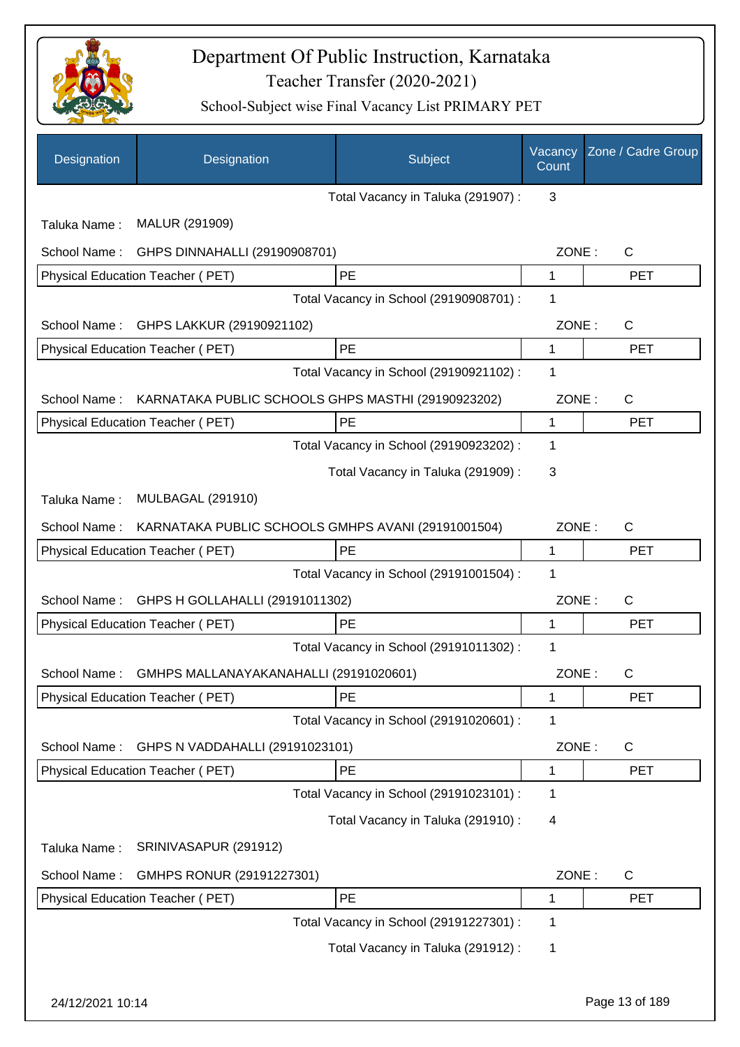# Department Of Public Instruction, Karnataka

Teacher Transfer (2020-2021)

School-Subject wise Final Vacancy List PRIMARY PET

| Designation | Designation | Subject | Vacancy Count | Zone / Cadre Group |
|---|---|---|---|---|
| | | Total Vacancy in Taluka (291907) : | 3 | |
| Taluka Name : | MALUR (291909) | | | |
| School Name : | GHPS DINNAHALLI (29190908701) | | ZONE : | C |
| Physical Education Teacher ( PET) | | PE | 1 | PET |
| | | Total Vacancy in School (29190908701) : | 1 | |
| School Name : | GHPS LAKKUR (29190921102) | | ZONE : | C |
| Physical Education Teacher ( PET) | | PE | 1 | PET |
| | | Total Vacancy in School (29190921102) : | 1 | |
| School Name : | KARNATAKA PUBLIC SCHOOLS GHPS MASTHI (29190923202) | | ZONE : | C |
| Physical Education Teacher ( PET) | | PE | 1 | PET |
| | | Total Vacancy in School (29190923202) : | 1 | |
| | | Total Vacancy in Taluka (291909) : | 3 | |
| Taluka Name : | MULBAGAL (291910) | | | |
| School Name : | KARNATAKA PUBLIC SCHOOLS GMHPS AVANI (29191001504) | | ZONE : | C |
| Physical Education Teacher ( PET) | | PE | 1 | PET |
| | | Total Vacancy in School (29191001504) : | 1 | |
| School Name : | GHPS H GOLLAHALLI (29191011302) | | ZONE : | C |
| Physical Education Teacher ( PET) | | PE | 1 | PET |
| | | Total Vacancy in School (29191011302) : | 1 | |
| School Name : | GMHPS MALLANAYAKANAHALLI (29191020601) | | ZONE : | C |
| Physical Education Teacher ( PET) | | PE | 1 | PET |
| | | Total Vacancy in School (29191020601) : | 1 | |
| School Name : | GHPS N VADDAHALLI (29191023101) | | ZONE : | C |
| Physical Education Teacher ( PET) | | PE | 1 | PET |
| | | Total Vacancy in School (29191023101) : | 1 | |
| | | Total Vacancy in Taluka (291910) : | 4 | |
| Taluka Name : | SRINIVASAPUR (291912) | | | |
| School Name : | GMHPS RONUR (29191227301) | | ZONE : | C |
| Physical Education Teacher ( PET) | | PE | 1 | PET |
| | | Total Vacancy in School (29191227301) : | 1 | |
| | | Total Vacancy in Taluka (291912) : | 1 | |

24/12/2021 10:14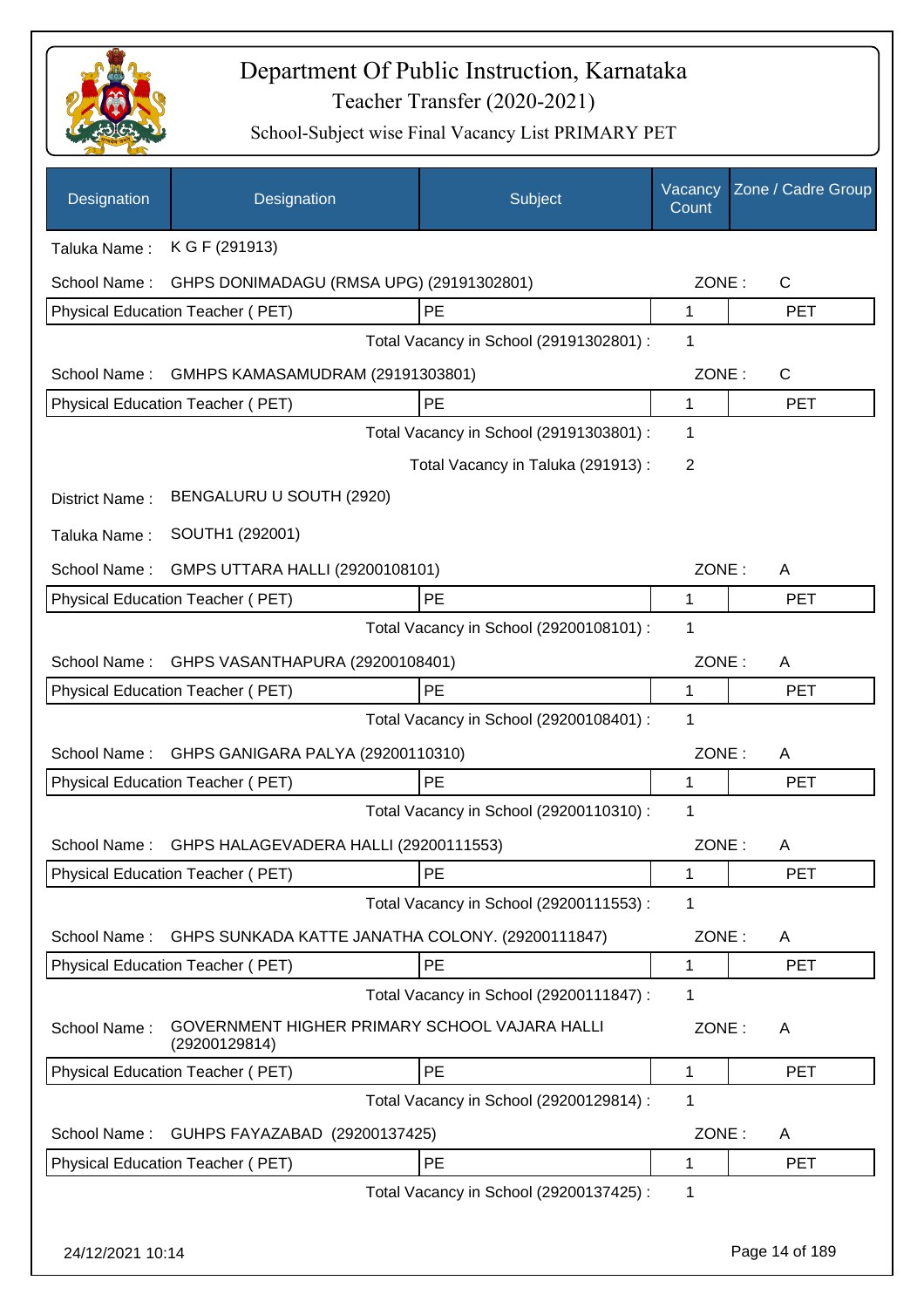# Department Of Public Instruction, Karnataka

Teacher Transfer (2020-2021)

School-Subject wise Final Vacancy List PRIMARY PET

| Designation | Designation | Subject | Vacancy Count | Zone / Cadre Group |
|---|---|---|---|---|

Taluka Name : K G F (291913)

School Name : GHPS DONIMADAGU (RMSA UPG) (29191302801) ZONE : C

| Physical Education Teacher ( PET) | PE | 1 | PET |
|---|---|---|---|

Total Vacancy in School (29191302801) : 1

School Name : GMHPS KAMASAMUDRAM (29191303801) ZONE : C

| Physical Education Teacher ( PET) | PE | 1 | PET |
|---|---|---|---|

Total Vacancy in School (29191303801) : 1

Total Vacancy in Taluka (291913) : 2

District Name : BENGALURU U SOUTH (2920)

Taluka Name : SOUTH1 (292001)

School Name : GMPS UTTARA HALLI (29200108101) ZONE : A

| Physical Education Teacher ( PET) | PE | 1 | PET |
|---|---|---|---|

Total Vacancy in School (29200108101) : 1

School Name : GHPS VASANTHAPURA (29200108401) ZONE : A

| Physical Education Teacher ( PET) | PE | 1 | PET |
|---|---|---|---|

Total Vacancy in School (29200108401) : 1

School Name : GHPS GANIGARA PALYA (29200110310) ZONE : A

| Physical Education Teacher ( PET) | PE | 1 | PET |
|---|---|---|---|

Total Vacancy in School (29200110310) : 1

School Name : GHPS HALAGEVADERA HALLI (29200111553) ZONE : A

| Physical Education Teacher ( PET) | PE | 1 | PET |
|---|---|---|---|

Total Vacancy in School (29200111553) : 1

School Name : GHPS SUNKADA KATTE JANATHA COLONY. (29200111847) ZONE : A

| Physical Education Teacher ( PET) | PE | 1 | PET |
|---|---|---|---|

Total Vacancy in School (29200111847) : 1

School Name : GOVERNMENT HIGHER PRIMARY SCHOOL VAJARA HALLI (29200129814) ZONE : A

| Physical Education Teacher ( PET) | PE | 1 | PET |
|---|---|---|---|

Total Vacancy in School (29200129814) : 1

School Name : GUHPS FAYAZABAD (29200137425) ZONE : A

| Physical Education Teacher ( PET) | PE | 1 | PET |
|---|---|---|---|

Total Vacancy in School (29200137425) : 1

24/12/2021 10:14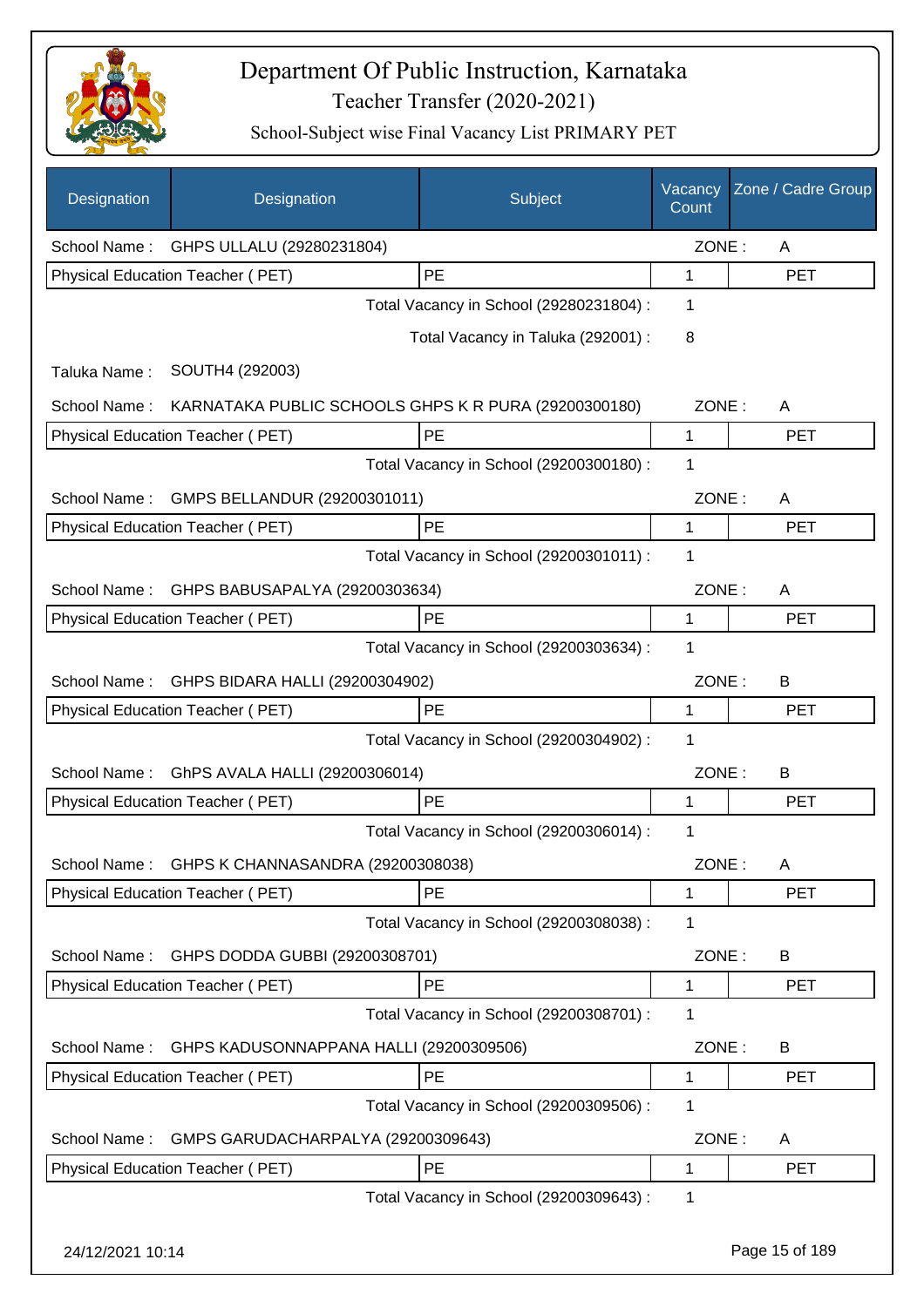# Department Of Public Instruction, Karnataka

Teacher Transfer (2020-2021)

School-Subject wise Final Vacancy List PRIMARY PET

| Designation | Designation | Subject | Vacancy Count | Zone / Cadre Group |
|---|---|---|---|---|
| School Name : | GHPS ULLALU (29280231804) | | ZONE : | A |
| Physical Education Teacher ( PET) | | PE | 1 | PET |
| | | Total Vacancy in School (29280231804) : | 1 | |
| | | Total Vacancy in Taluka (292001) : | 8 | |
| Taluka Name : | SOUTH4 (292003) | | | |
| School Name : | KARNATAKA PUBLIC SCHOOLS GHPS K R PURA (29200300180) | | ZONE : | A |
| Physical Education Teacher ( PET) | | PE | 1 | PET |
| | | Total Vacancy in School (29200300180) : | 1 | |
| School Name : | GMPS BELLANDUR (29200301011) | | ZONE : | A |
| Physical Education Teacher ( PET) | | PE | 1 | PET |
| | | Total Vacancy in School (29200301011) : | 1 | |
| School Name : | GHPS BABUSAPALYA (29200303634) | | ZONE : | A |
| Physical Education Teacher ( PET) | | PE | 1 | PET |
| | | Total Vacancy in School (29200303634) : | 1 | |
| School Name : | GHPS BIDARA HALLI (29200304902) | | ZONE : | B |
| Physical Education Teacher ( PET) | | PE | 1 | PET |
| | | Total Vacancy in School (29200304902) : | 1 | |
| School Name : | GhPS AVALA HALLI (29200306014) | | ZONE : | B |
| Physical Education Teacher ( PET) | | PE | 1 | PET |
| | | Total Vacancy in School (29200306014) : | 1 | |
| School Name : | GHPS K CHANNASANDRA (29200308038) | | ZONE : | A |
| Physical Education Teacher ( PET) | | PE | 1 | PET |
| | | Total Vacancy in School (29200308038) : | 1 | |
| School Name : | GHPS DODDA GUBBI (29200308701) | | ZONE : | B |
| Physical Education Teacher ( PET) | | PE | 1 | PET |
| | | Total Vacancy in School (29200308701) : | 1 | |
| School Name : | GHPS KADUSONNAPPANA HALLI (29200309506) | | ZONE : | B |
| Physical Education Teacher ( PET) | | PE | 1 | PET |
| | | Total Vacancy in School (29200309506) : | 1 | |
| School Name : | GMPS GARUDACHARPALYA (29200309643) | | ZONE : | A |
| Physical Education Teacher ( PET) | | PE | 1 | PET |
| | | Total Vacancy in School (29200309643) : | 1 | |

24/12/2021 10:14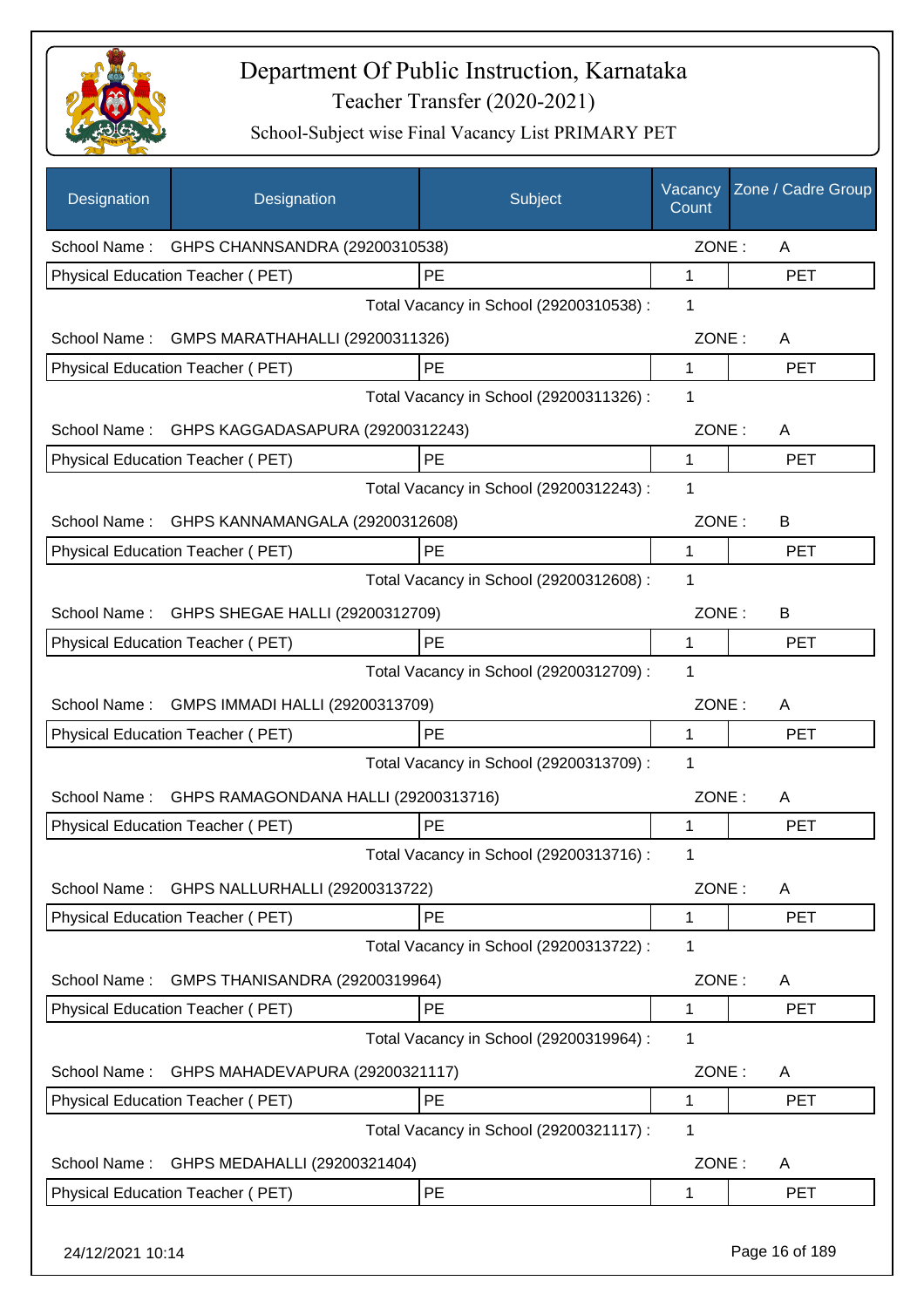# Department Of Public Instruction, Karnataka

Teacher Transfer (2020-2021)

School-Subject wise Final Vacancy List PRIMARY PET

| Designation | Designation | Subject | Vacancy Count | Zone / Cadre Group |
|---|---|---|---|---|
| School Name : | GHPS CHANNSANDRA (29200310538) | | ZONE : | A |
| Physical Education Teacher ( PET) | | PE | 1 | PET |
| | | Total Vacancy in School (29200310538) : | 1 | |
| School Name : | GMPS MARATHAHALLI (29200311326) | | ZONE : | A |
| Physical Education Teacher ( PET) | | PE | 1 | PET |
| | | Total Vacancy in School (29200311326) : | 1 | |
| School Name : | GHPS KAGGADASAPURA (29200312243) | | ZONE : | A |
| Physical Education Teacher ( PET) | | PE | 1 | PET |
| | | Total Vacancy in School (29200312243) : | 1 | |
| School Name : | GHPS KANNAMANGALA (29200312608) | | ZONE : | B |
| Physical Education Teacher ( PET) | | PE | 1 | PET |
| | | Total Vacancy in School (29200312608) : | 1 | |
| School Name : | GHPS SHEGAE HALLI (29200312709) | | ZONE : | B |
| Physical Education Teacher ( PET) | | PE | 1 | PET |
| | | Total Vacancy in School (29200312709) : | 1 | |
| School Name : | GMPS IMMADI HALLI (29200313709) | | ZONE : | A |
| Physical Education Teacher ( PET) | | PE | 1 | PET |
| | | Total Vacancy in School (29200313709) : | 1 | |
| School Name : | GHPS RAMAGONDANA HALLI (29200313716) | | ZONE : | A |
| Physical Education Teacher ( PET) | | PE | 1 | PET |
| | | Total Vacancy in School (29200313716) : | 1 | |
| School Name : | GHPS NALLURHALLI (29200313722) | | ZONE : | A |
| Physical Education Teacher ( PET) | | PE | 1 | PET |
| | | Total Vacancy in School (29200313722) : | 1 | |
| School Name : | GMPS THANISANDRA (29200319964) | | ZONE : | A |
| Physical Education Teacher ( PET) | | PE | 1 | PET |
| | | Total Vacancy in School (29200319964) : | 1 | |
| School Name : | GHPS MAHADEVAPURA (29200321117) | | ZONE : | A |
| Physical Education Teacher ( PET) | | PE | 1 | PET |
| | | Total Vacancy in School (29200321117) : | 1 | |
| School Name : | GHPS MEDAHALLI (29200321404) | | ZONE : | A |
| Physical Education Teacher ( PET) | | PE | 1 | PET |

24/12/2021 10:14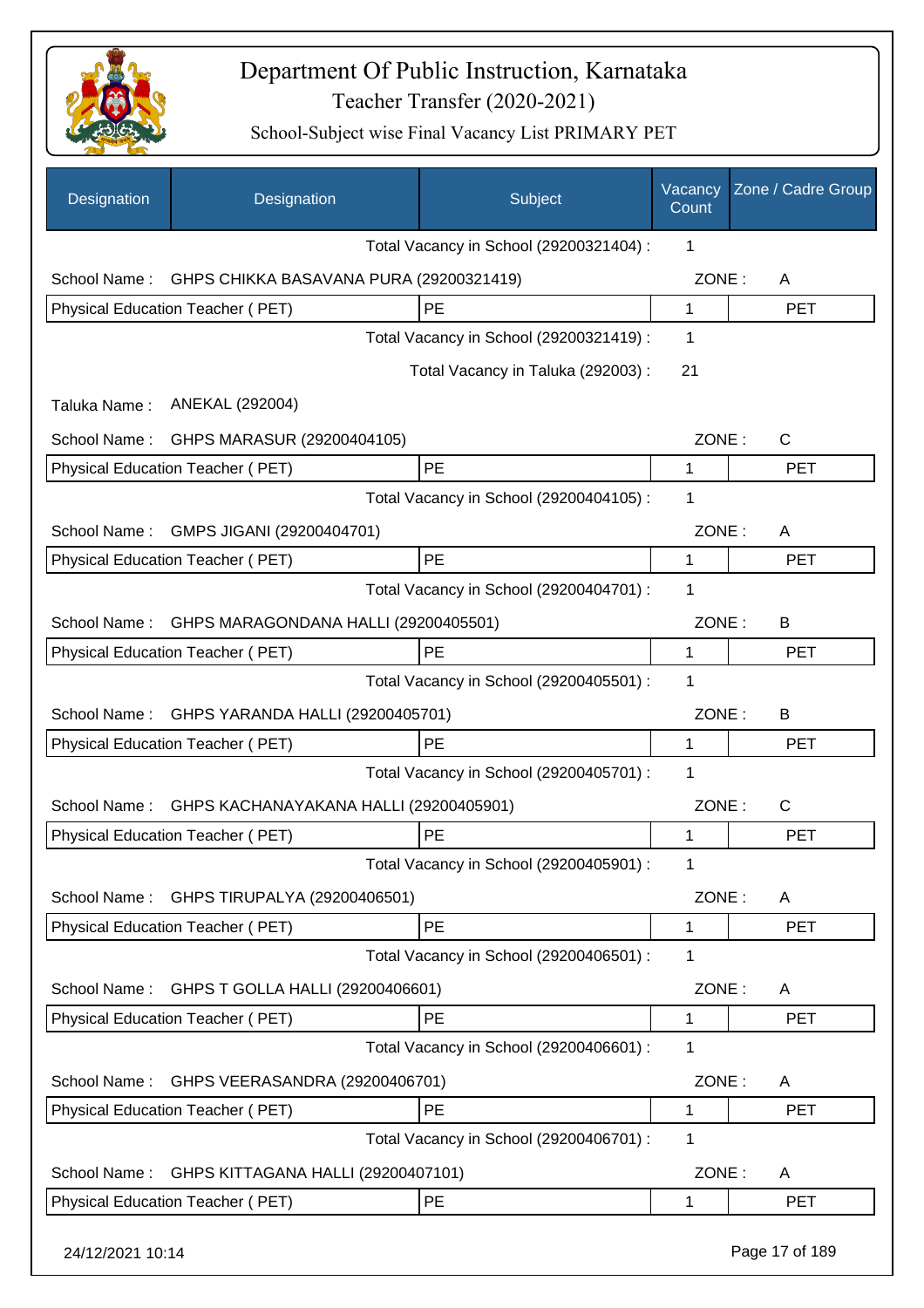# Department Of Public Instruction, Karnataka

Teacher Transfer (2020-2021)

School-Subject wise Final Vacancy List PRIMARY PET

| Designation | Designation | Subject | Vacancy Count | Zone / Cadre Group |
|---|---|---|---|---|
| | | Total Vacancy in School (29200321404) : | 1 | |
| School Name : | GHPS CHIKKA BASAVANA PURA (29200321419) | | ZONE : | A |
| Physical Education Teacher ( PET) | | PE | 1 | PET |
| | | Total Vacancy in School (29200321419) : | 1 | |
| | | Total Vacancy in Taluka (292003) : | 21 | |
| Taluka Name : | ANEKAL (292004) | | | |
| School Name : | GHPS MARASUR (29200404105) | | ZONE : | C |
| Physical Education Teacher ( PET) | | PE | 1 | PET |
| | | Total Vacancy in School (29200404105) : | 1 | |
| School Name : | GMPS JIGANI (29200404701) | | ZONE : | A |
| Physical Education Teacher ( PET) | | PE | 1 | PET |
| | | Total Vacancy in School (29200404701) : | 1 | |
| School Name : | GHPS MARAGONDANA HALLI (29200405501) | | ZONE : | B |
| Physical Education Teacher ( PET) | | PE | 1 | PET |
| | | Total Vacancy in School (29200405501) : | 1 | |
| School Name : | GHPS YARANDA HALLI (29200405701) | | ZONE : | B |
| Physical Education Teacher ( PET) | | PE | 1 | PET |
| | | Total Vacancy in School (29200405701) : | 1 | |
| School Name : | GHPS KACHANAYAKANA HALLI (29200405901) | | ZONE : | C |
| Physical Education Teacher ( PET) | | PE | 1 | PET |
| | | Total Vacancy in School (29200405901) : | 1 | |
| School Name : | GHPS TIRUPALYA (29200406501) | | ZONE : | A |
| Physical Education Teacher ( PET) | | PE | 1 | PET |
| | | Total Vacancy in School (29200406501) : | 1 | |
| School Name : | GHPS T GOLLA HALLI (29200406601) | | ZONE : | A |
| Physical Education Teacher ( PET) | | PE | 1 | PET |
| | | Total Vacancy in School (29200406601) : | 1 | |
| School Name : | GHPS VEERASANDRA (29200406701) | | ZONE : | A |
| Physical Education Teacher ( PET) | | PE | 1 | PET |
| | | Total Vacancy in School (29200406701) : | 1 | |
| School Name : | GHPS KITTAGANA HALLI (29200407101) | | ZONE : | A |
| Physical Education Teacher ( PET) | | PE | 1 | PET |

24/12/2021 10:14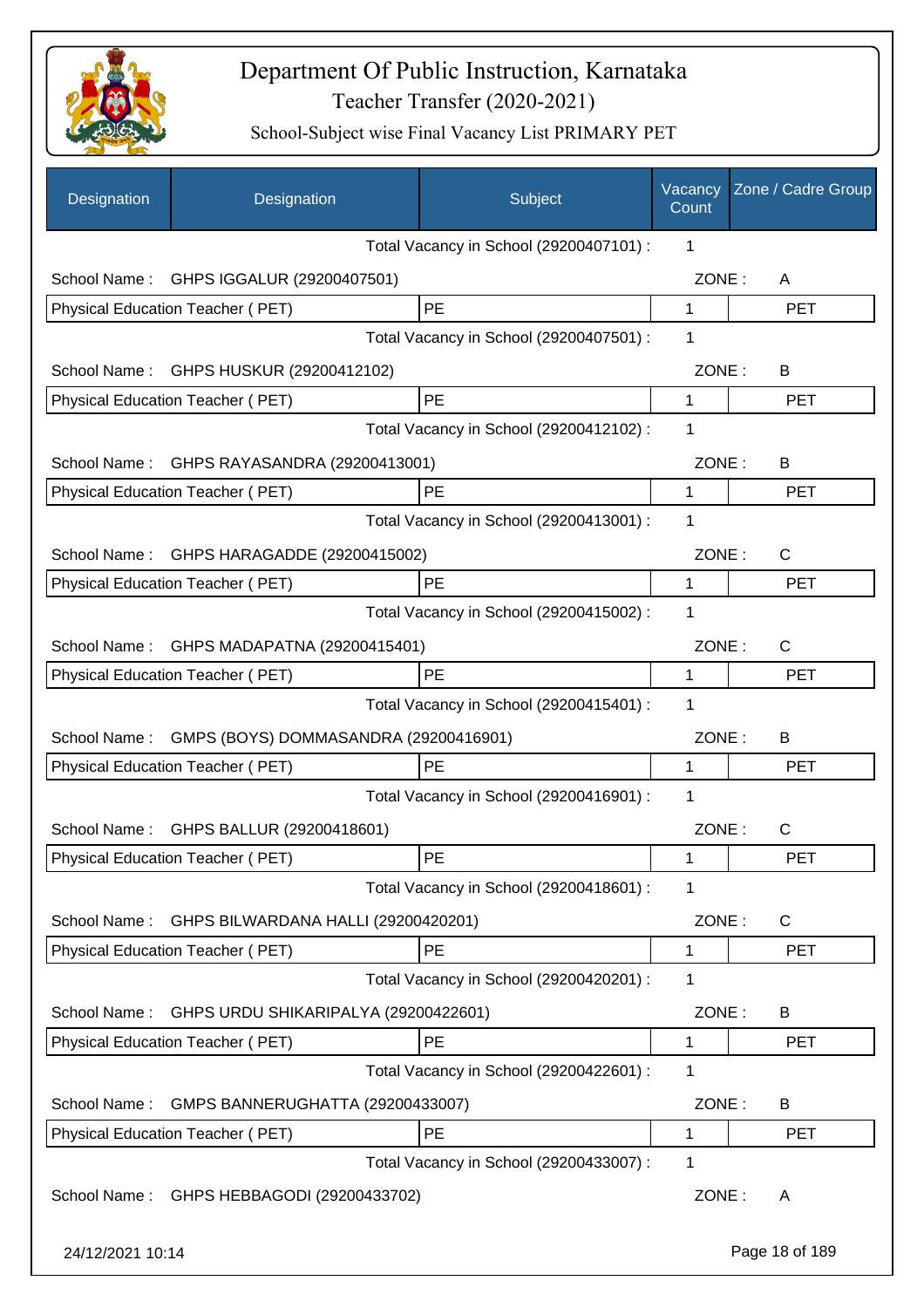# Department Of Public Instruction, Karnataka

Teacher Transfer (2020-2021)

School-Subject wise Final Vacancy List PRIMARY PET

| Designation | Designation | Subject | Vacancy Count | Zone / Cadre Group |
|---|---|---|---|---|
| | | Total Vacancy in School (29200407101) : | 1 | |
| School Name : | GHPS IGGALUR (29200407501) | | ZONE : | A |
| Physical Education Teacher ( PET) | | PE | 1 | PET |
| | | Total Vacancy in School (29200407501) : | 1 | |
| School Name : | GHPS HUSKUR (29200412102) | | ZONE : | B |
| Physical Education Teacher ( PET) | | PE | 1 | PET |
| | | Total Vacancy in School (29200412102) : | 1 | |
| School Name : | GHPS RAYASANDRA (29200413001) | | ZONE : | B |
| Physical Education Teacher ( PET) | | PE | 1 | PET |
| | | Total Vacancy in School (29200413001) : | 1 | |
| School Name : | GHPS HARAGADDE (29200415002) | | ZONE : | C |
| Physical Education Teacher ( PET) | | PE | 1 | PET |
| | | Total Vacancy in School (29200415002) : | 1 | |
| School Name : | GHPS MADAPATNA (29200415401) | | ZONE : | C |
| Physical Education Teacher ( PET) | | PE | 1 | PET |
| | | Total Vacancy in School (29200415401) : | 1 | |
| School Name : | GMPS (BOYS) DOMMASANDRA (29200416901) | | ZONE : | B |
| Physical Education Teacher ( PET) | | PE | 1 | PET |
| | | Total Vacancy in School (29200416901) : | 1 | |
| School Name : | GHPS BALLUR (29200418601) | | ZONE : | C |
| Physical Education Teacher ( PET) | | PE | 1 | PET |
| | | Total Vacancy in School (29200418601) : | 1 | |
| School Name : | GHPS BILWARDANA HALLI (29200420201) | | ZONE : | C |
| Physical Education Teacher ( PET) | | PE | 1 | PET |
| | | Total Vacancy in School (29200420201) : | 1 | |
| School Name : | GHPS URDU SHIKARIPALYA (29200422601) | | ZONE : | B |
| Physical Education Teacher ( PET) | | PE | 1 | PET |
| | | Total Vacancy in School (29200422601) : | 1 | |
| School Name : | GMPS BANNERUGHATTA (29200433007) | | ZONE : | B |
| Physical Education Teacher ( PET) | | PE | 1 | PET |
| | | Total Vacancy in School (29200433007) : | 1 | |
| School Name : | GHPS HEBBAGODI (29200433702) | | ZONE : | A |

24/12/2021 10:14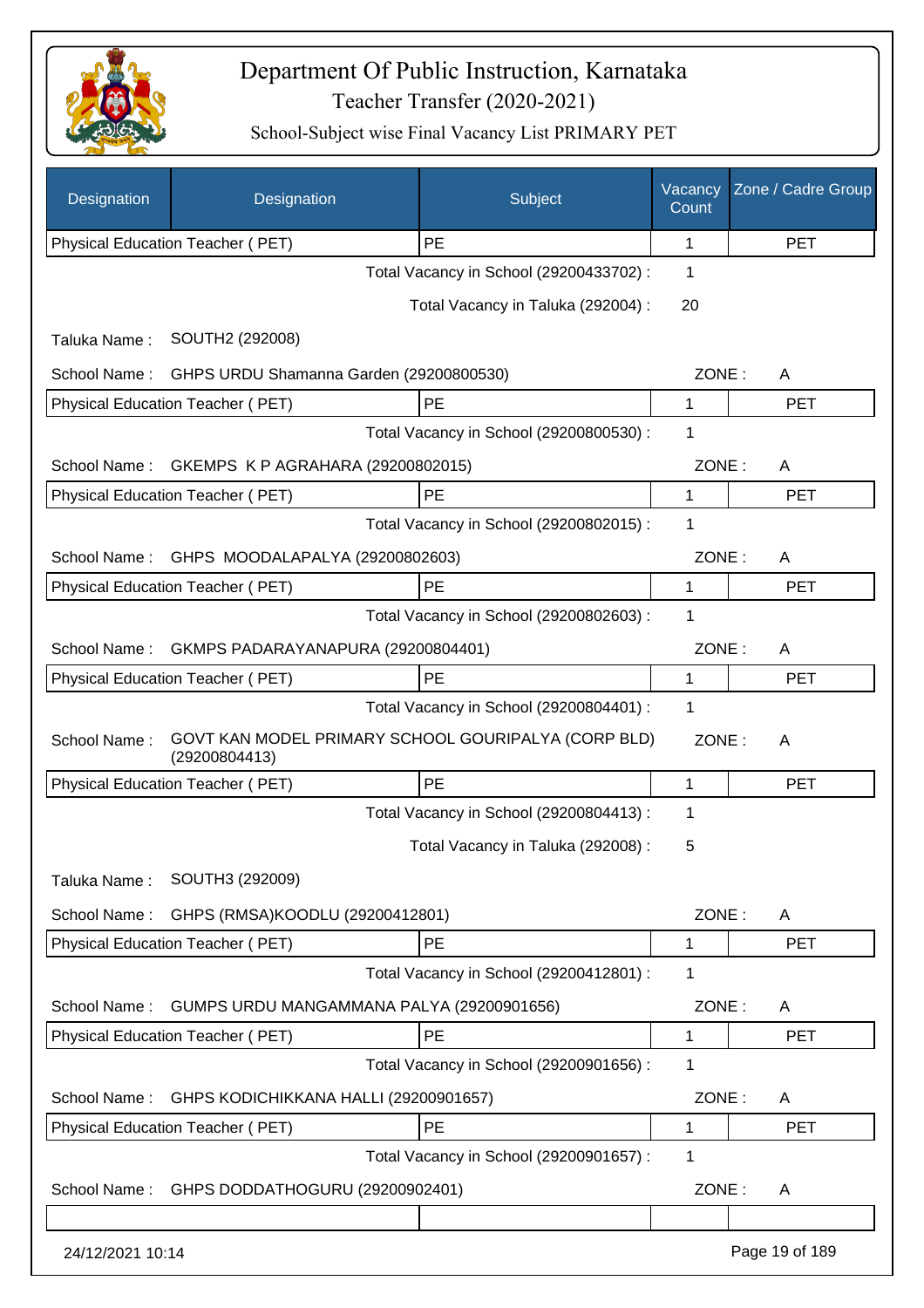# Department Of Public Instruction, Karnataka

Teacher Transfer (2020-2021)

School-Subject wise Final Vacancy List PRIMARY PET

| Designation | Designation | Subject | Vacancy Count | Zone / Cadre Group |
|---|---|---|---|---|
| Physical Education Teacher ( PET) | | PE | 1 | PET |

Total Vacancy in School (29200433702) : 1

Total Vacancy in Taluka (292004) : 20

Taluka Name : SOUTH2 (292008)

School Name : GHPS URDU Shamanna Garden (29200800530) ZONE : A

| Physical Education Teacher ( PET) | PE | 1 | PET |
|---|---|---|---|

Total Vacancy in School (29200800530) : 1

School Name : GKEMPS K P AGRAHARA (29200802015) ZONE : A

| Physical Education Teacher ( PET) | PE | 1 | PET |
|---|---|---|---|

Total Vacancy in School (29200802015) : 1

School Name : GHPS MOODALAPALYA (29200802603) ZONE : A

| Physical Education Teacher ( PET) | PE | 1 | PET |
|---|---|---|---|

Total Vacancy in School (29200802603) : 1

School Name : GKMPS PADARAYANAPURA (29200804401) ZONE : A

| Physical Education Teacher ( PET) | PE | 1 | PET |
|---|---|---|---|

Total Vacancy in School (29200804401) : 1

School Name : GOVT KAN MODEL PRIMARY SCHOOL GOURIPALYA (CORP BLD) (29200804413) ZONE : A

| Physical Education Teacher ( PET) | PE | 1 | PET |
|---|---|---|---|

Total Vacancy in School (29200804413) : 1

Total Vacancy in Taluka (292008) : 5

Taluka Name : SOUTH3 (292009)

School Name : GHPS (RMSA)KOODLU (29200412801) ZONE : A

| Physical Education Teacher ( PET) | PE | 1 | PET |
|---|---|---|---|

Total Vacancy in School (29200412801) : 1

School Name : GUMPS URDU MANGAMMANA PALYA (29200901656) ZONE : A

| Physical Education Teacher ( PET) | PE | 1 | PET |
|---|---|---|---|

Total Vacancy in School (29200901656) : 1

School Name : GHPS KODICHIKKANA HALLI (29200901657) ZONE : A

| Physical Education Teacher ( PET) | PE | 1 | PET |
|---|---|---|---|

Total Vacancy in School (29200901657) : 1

School Name : GHPS DODDATHOGURU (29200902401) ZONE : A

24/12/2021 10:14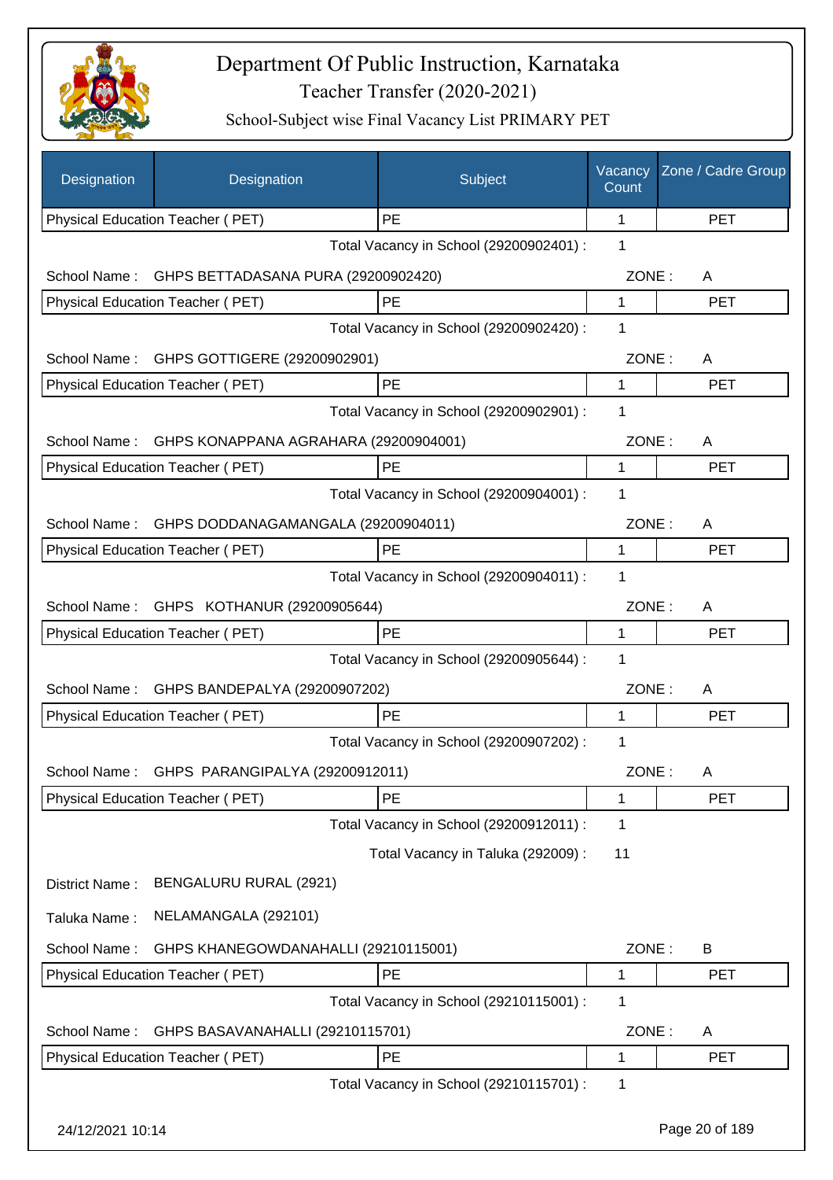# Department Of Public Instruction, Karnataka

Teacher Transfer (2020-2021)

School-Subject wise Final Vacancy List PRIMARY PET

| Designation | Designation | Subject | Vacancy Count | Zone / Cadre Group |
|---|---|---|---|---|
| Physical Education Teacher ( PET) | | PE | 1 | PET |

Total Vacancy in School (29200902401) : 1

School Name : GHPS BETTADASANA PURA (29200902420) ZONE : A

| Physical Education Teacher ( PET) | PE | 1 | PET |
|---|---|---|---|

Total Vacancy in School (29200902420) : 1

School Name : GHPS GOTTIGERE (29200902901) ZONE : A

| Physical Education Teacher ( PET) | PE | 1 | PET |
|---|---|---|---|

Total Vacancy in School (29200902901) : 1

School Name : GHPS KONAPPANA AGRAHARA (29200904001) ZONE : A

| Physical Education Teacher ( PET) | PE | 1 | PET |
|---|---|---|---|

Total Vacancy in School (29200904001) : 1

School Name : GHPS DODDANAGAMANGALA (29200904011) ZONE : A

| Physical Education Teacher ( PET) | PE | 1 | PET |
|---|---|---|---|

Total Vacancy in School (29200904011) : 1

School Name : GHPS KOTHANUR (29200905644) ZONE : A

| Physical Education Teacher ( PET) | PE | 1 | PET |
|---|---|---|---|

Total Vacancy in School (29200905644) : 1

School Name : GHPS BANDEPALYA (29200907202) ZONE : A

| Physical Education Teacher ( PET) | PE | 1 | PET |
|---|---|---|---|

Total Vacancy in School (29200907202) : 1

School Name : GHPS PARANGIPALYA (29200912011) ZONE : A

| Physical Education Teacher ( PET) | PE | 1 | PET |
|---|---|---|---|

Total Vacancy in School (29200912011) : 1

Total Vacancy in Taluka (292009) : 11

District Name : BENGALURU RURAL (2921)

Taluka Name : NELAMANGALA (292101)

School Name : GHPS KHANEGOWDANAHALLI (29210115001) ZONE : B

| Physical Education Teacher ( PET) | PE | 1 | PET |
|---|---|---|---|

Total Vacancy in School (29210115001) : 1

School Name : GHPS BASAVANAHALLI (29210115701) ZONE : A

| Physical Education Teacher ( PET) | PE | 1 | PET |
|---|---|---|---|

Total Vacancy in School (29210115701) : 1

24/12/2021 10:14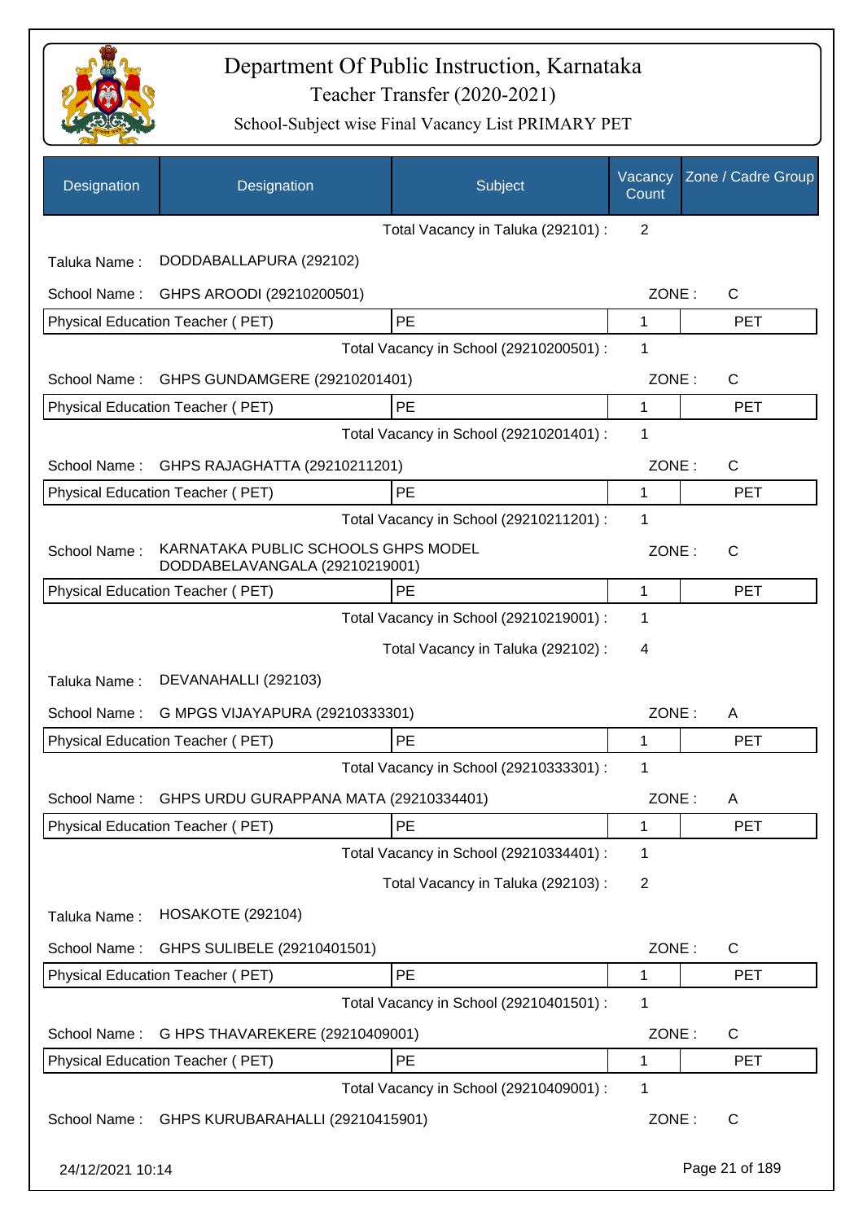# Department Of Public Instruction, Karnataka
## Teacher Transfer (2020-2021)
### School-Subject wise Final Vacancy List PRIMARY PET

| Designation | Designation | Subject | Vacancy Count | Zone / Cadre Group |
|---|---|---|---|---|
| | | Total Vacancy in Taluka (292101) : | 2 | |
| Taluka Name : | DODDABALLAPURA (292102) | | | |
| School Name : | GHPS AROODI (29210200501) | | ZONE : | C |
| Physical Education Teacher ( PET) | | PE | 1 | PET |
| | | Total Vacancy in School (29210200501) : | 1 | |
| School Name : | GHPS GUNDAMGERE (29210201401) | | ZONE : | C |
| Physical Education Teacher ( PET) | | PE | 1 | PET |
| | | Total Vacancy in School (29210201401) : | 1 | |
| School Name : | GHPS RAJAGHATTA (29210211201) | | ZONE : | C |
| Physical Education Teacher ( PET) | | PE | 1 | PET |
| | | Total Vacancy in School (29210211201) : | 1 | |
| School Name : | KARNATAKA PUBLIC SCHOOLS GHPS MODEL DODDABELAVANGALA (29210219001) | | ZONE : | C |
| Physical Education Teacher ( PET) | | PE | 1 | PET |
| | | Total Vacancy in School (29210219001) : | 1 | |
| | | Total Vacancy in Taluka (292102) : | 4 | |
| Taluka Name : | DEVANAHALLI (292103) | | | |
| School Name : | G MPGS VIJAYAPURA (29210333301) | | ZONE : | A |
| Physical Education Teacher ( PET) | | PE | 1 | PET |
| | | Total Vacancy in School (29210333301) : | 1 | |
| School Name : | GHPS URDU GURAPPANA MATA (29210334401) | | ZONE : | A |
| Physical Education Teacher ( PET) | | PE | 1 | PET |
| | | Total Vacancy in School (29210334401) : | 1 | |
| | | Total Vacancy in Taluka (292103) : | 2 | |
| Taluka Name : | HOSAKOTE (292104) | | | |
| School Name : | GHPS SULIBELE (29210401501) | | ZONE : | C |
| Physical Education Teacher ( PET) | | PE | 1 | PET |
| | | Total Vacancy in School (29210401501) : | 1 | |
| School Name : | G HPS THAVAREKERE (29210409001) | | ZONE : | C |
| Physical Education Teacher ( PET) | | PE | 1 | PET |
| | | Total Vacancy in School (29210409001) : | 1 | |
| School Name : | GHPS KURUBARAHALLI (29210415901) | | ZONE : | C |

24/12/2021 10:14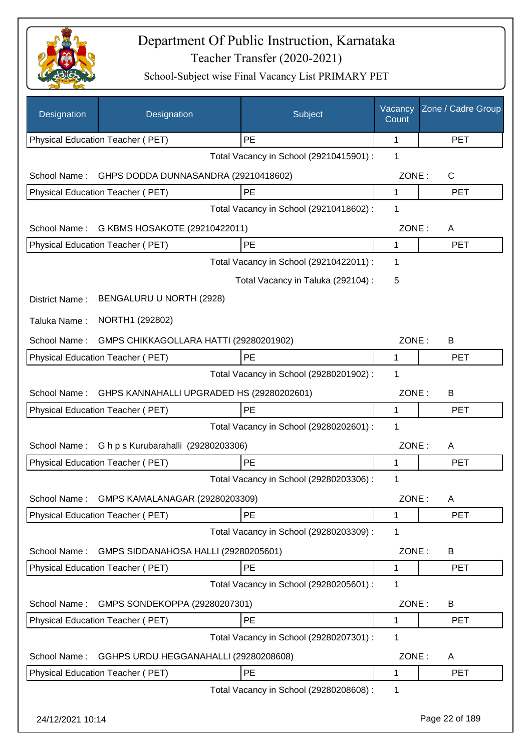# Department Of Public Instruction, Karnataka

Teacher Transfer (2020-2021)

School-Subject wise Final Vacancy List PRIMARY PET

| Designation | Designation | Subject | Vacancy Count | Zone / Cadre Group |
|---|---|---|---|---|
| Physical Education Teacher ( PET) | | PE | 1 | PET |

Total Vacancy in School (29210415901) : 1

School Name : GHPS DODDA DUNNASANDRA (29210418602) ZONE : C

| Physical Education Teacher ( PET) | PE | 1 | PET |
|---|---|---|---|

Total Vacancy in School (29210418602) : 1

School Name : G KBMS HOSAKOTE (29210422011) ZONE : A

| Physical Education Teacher ( PET) | PE | 1 | PET |
|---|---|---|---|

Total Vacancy in School (29210422011) : 1

Total Vacancy in Taluka (292104) : 5

District Name : BENGALURU U NORTH (2928)

Taluka Name : NORTH1 (292802)

School Name : GMPS CHIKKAGOLLARA HATTI (29280201902) ZONE : B

| Physical Education Teacher ( PET) | PE | 1 | PET |
|---|---|---|---|

Total Vacancy in School (29280201902) : 1

School Name : GHPS KANNAHALLI UPGRADED HS (29280202601) ZONE : B

| Physical Education Teacher ( PET) | PE | 1 | PET |
|---|---|---|---|

Total Vacancy in School (29280202601) : 1

School Name : G h p s Kurubarahalli (29280203306) ZONE : A

| Physical Education Teacher ( PET) | PE | 1 | PET |
|---|---|---|---|

Total Vacancy in School (29280203306) : 1

School Name : GMPS KAMALANAGAR (29280203309) ZONE : A

| Physical Education Teacher ( PET) | PE | 1 | PET |
|---|---|---|---|

Total Vacancy in School (29280203309) : 1

School Name : GMPS SIDDANAHOSA HALLI (29280205601) ZONE : B

| Physical Education Teacher ( PET) | PE | 1 | PET |
|---|---|---|---|

Total Vacancy in School (29280205601) : 1

School Name : GMPS SONDEKOPPA (29280207301) ZONE : B

| Physical Education Teacher ( PET) | PE | 1 | PET |
|---|---|---|---|

Total Vacancy in School (29280207301) : 1

School Name : GGHPS URDU HEGGANAHALLI (29280208608) ZONE : A

| Physical Education Teacher ( PET) | PE | 1 | PET |
|---|---|---|---|

Total Vacancy in School (29280208608) : 1

24/12/2021 10:14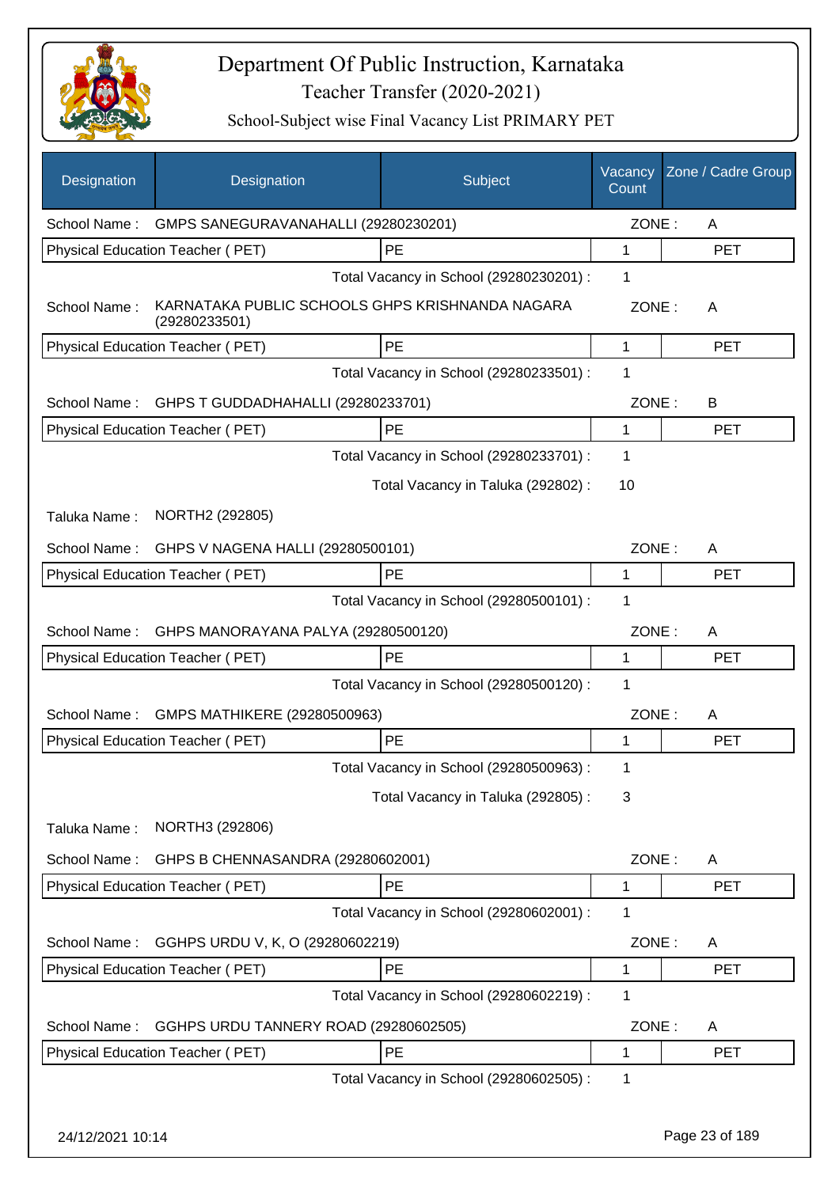# Department Of Public Instruction, Karnataka

## Teacher Transfer (2020-2021)

### School-Subject wise Final Vacancy List PRIMARY PET

| Designation | Designation | Subject | Vacancy Count | Zone / Cadre Group |
|---|---|---|---|---|
| School Name : | GMPS SANEGURAVANAHALLI (29280230201) | | ZONE : | A |
| Physical Education Teacher ( PET) | | PE | 1 | PET |
| | | Total Vacancy in School (29280230201) : | 1 | |
| School Name : | KARNATAKA PUBLIC SCHOOLS GHPS KRISHNANDA NAGARA (29280233501) | | ZONE : | A |
| Physical Education Teacher ( PET) | | PE | 1 | PET |
| | | Total Vacancy in School (29280233501) : | 1 | |
| School Name : | GHPS T GUDDADHAHALLI (29280233701) | | ZONE : | B |
| Physical Education Teacher ( PET) | | PE | 1 | PET |
| | | Total Vacancy in School (29280233701) : | 1 | |
| | | Total Vacancy in Taluka (292802) : | 10 | |
| Taluka Name : | NORTH2 (292805) | | | |
| School Name : | GHPS V NAGENA HALLI (29280500101) | | ZONE : | A |
| Physical Education Teacher ( PET) | | PE | 1 | PET |
| | | Total Vacancy in School (29280500101) : | 1 | |
| School Name : | GHPS MANORAYANA PALYA (29280500120) | | ZONE : | A |
| Physical Education Teacher ( PET) | | PE | 1 | PET |
| | | Total Vacancy in School (29280500120) : | 1 | |
| School Name : | GMPS MATHIKERE (29280500963) | | ZONE : | A |
| Physical Education Teacher ( PET) | | PE | 1 | PET |
| | | Total Vacancy in School (29280500963) : | 1 | |
| | | Total Vacancy in Taluka (292805) : | 3 | |
| Taluka Name : | NORTH3 (292806) | | | |
| School Name : | GHPS B CHENNASANDRA (29280602001) | | ZONE : | A |
| Physical Education Teacher ( PET) | | PE | 1 | PET |
| | | Total Vacancy in School (29280602001) : | 1 | |
| School Name : | GGHPS URDU V, K, O (29280602219) | | ZONE : | A |
| Physical Education Teacher ( PET) | | PE | 1 | PET |
| | | Total Vacancy in School (29280602219) : | 1 | |
| School Name : | GGHPS URDU TANNERY ROAD (29280602505) | | ZONE : | A |
| Physical Education Teacher ( PET) | | PE | 1 | PET |
| | | Total Vacancy in School (29280602505) : | 1 | |

24/12/2021 10:14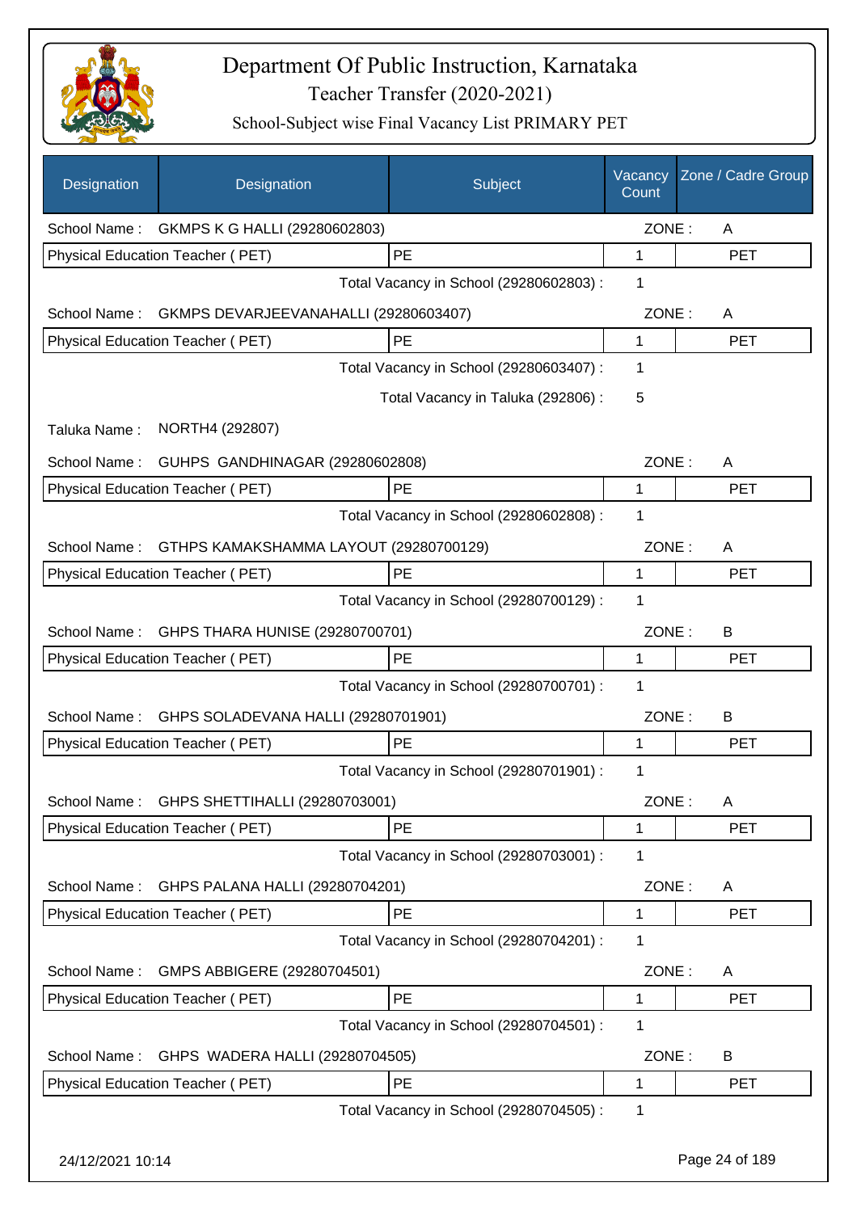# Department Of Public Instruction, Karnataka

## Teacher Transfer (2020-2021)

### School-Subject wise Final Vacancy List PRIMARY PET

| Designation | Designation | Subject | Vacancy Count | Zone / Cadre Group |
|---|---|---|---|---|
| School Name : | GKMPS K G HALLI (29280602803) | | ZONE : | A |
| Physical Education Teacher ( PET) | | PE | 1 | PET |
| | | Total Vacancy in School (29280602803) : | 1 | |
| School Name : | GKMPS DEVARJEEVANAHALLI (29280603407) | | ZONE : | A |
| Physical Education Teacher ( PET) | | PE | 1 | PET |
| | | Total Vacancy in School (29280603407) : | 1 | |
| | | Total Vacancy in Taluka (292806) : | 5 | |
| Taluka Name : | NORTH4 (292807) | | | |
| School Name : | GUHPS GANDHINAGAR (29280602808) | | ZONE : | A |
| Physical Education Teacher ( PET) | | PE | 1 | PET |
| | | Total Vacancy in School (29280602808) : | 1 | |
| School Name : | GTHPS KAMAKSHAMMA LAYOUT (29280700129) | | ZONE : | A |
| Physical Education Teacher ( PET) | | PE | 1 | PET |
| | | Total Vacancy in School (29280700129) : | 1 | |
| School Name : | GHPS THARA HUNISE (29280700701) | | ZONE : | B |
| Physical Education Teacher ( PET) | | PE | 1 | PET |
| | | Total Vacancy in School (29280700701) : | 1 | |
| School Name : | GHPS SOLADEVANA HALLI (29280701901) | | ZONE : | B |
| Physical Education Teacher ( PET) | | PE | 1 | PET |
| | | Total Vacancy in School (29280701901) : | 1 | |
| School Name : | GHPS SHETTIHALLI (29280703001) | | ZONE : | A |
| Physical Education Teacher ( PET) | | PE | 1 | PET |
| | | Total Vacancy in School (29280703001) : | 1 | |
| School Name : | GHPS PALANA HALLI (29280704201) | | ZONE : | A |
| Physical Education Teacher ( PET) | | PE | 1 | PET |
| | | Total Vacancy in School (29280704201) : | 1 | |
| School Name : | GMPS ABBIGERE (29280704501) | | ZONE : | A |
| Physical Education Teacher ( PET) | | PE | 1 | PET |
| | | Total Vacancy in School (29280704501) : | 1 | |
| School Name : | GHPS WADERA HALLI (29280704505) | | ZONE : | B |
| Physical Education Teacher ( PET) | | PE | 1 | PET |
| | | Total Vacancy in School (29280704505) : | 1 | |

24/12/2021 10:14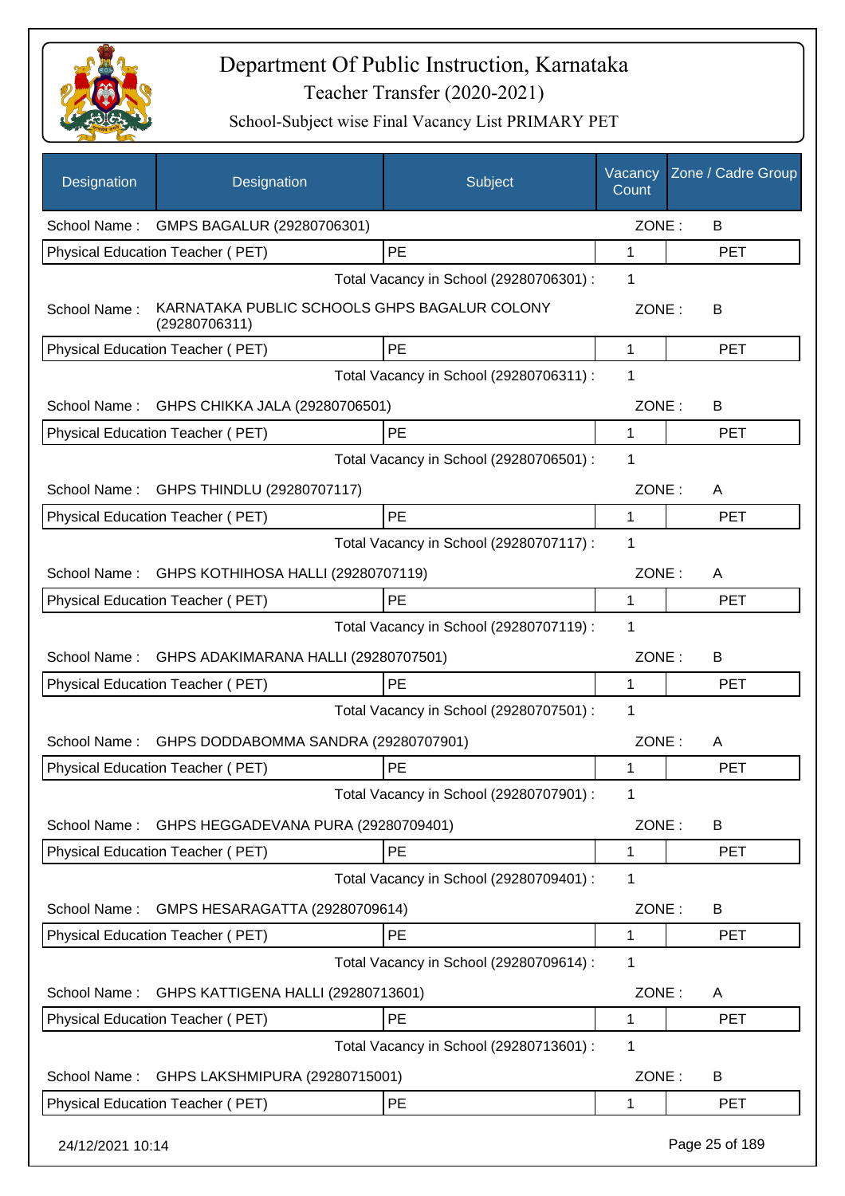# Department Of Public Instruction, Karnataka

## Teacher Transfer (2020-2021)

### School-Subject wise Final Vacancy List PRIMARY PET

| Designation | Designation | Subject | Vacancy Count | Zone / Cadre Group |
|---|---|---|---|---|
| School Name : | GMPS BAGALUR (29280706301) | | ZONE : | B |
| Physical Education Teacher ( PET) | | PE | 1 | PET |
| | | Total Vacancy in School (29280706301) : | 1 | |
| School Name : | KARNATAKA PUBLIC SCHOOLS GHPS BAGALUR COLONY (29280706311) | | ZONE : | B |
| Physical Education Teacher ( PET) | | PE | 1 | PET |
| | | Total Vacancy in School (29280706311) : | 1 | |
| School Name : | GHPS CHIKKA JALA (29280706501) | | ZONE : | B |
| Physical Education Teacher ( PET) | | PE | 1 | PET |
| | | Total Vacancy in School (29280706501) : | 1 | |
| School Name : | GHPS THINDLU (29280707117) | | ZONE : | A |
| Physical Education Teacher ( PET) | | PE | 1 | PET |
| | | Total Vacancy in School (29280707117) : | 1 | |
| School Name : | GHPS KOTHIHOSA HALLI (29280707119) | | ZONE : | A |
| Physical Education Teacher ( PET) | | PE | 1 | PET |
| | | Total Vacancy in School (29280707119) : | 1 | |
| School Name : | GHPS ADAKIMARANA HALLI (29280707501) | | ZONE : | B |
| Physical Education Teacher ( PET) | | PE | 1 | PET |
| | | Total Vacancy in School (29280707501) : | 1 | |
| School Name : | GHPS DODDABOMMA SANDRA (29280707901) | | ZONE : | A |
| Physical Education Teacher ( PET) | | PE | 1 | PET |
| | | Total Vacancy in School (29280707901) : | 1 | |
| School Name : | GHPS HEGGADEVANA PURA (29280709401) | | ZONE : | B |
| Physical Education Teacher ( PET) | | PE | 1 | PET |
| | | Total Vacancy in School (29280709401) : | 1 | |
| School Name : | GMPS HESARAGATTA (29280709614) | | ZONE : | B |
| Physical Education Teacher ( PET) | | PE | 1 | PET |
| | | Total Vacancy in School (29280709614) : | 1 | |
| School Name : | GHPS KATTIGENA HALLI (29280713601) | | ZONE : | A |
| Physical Education Teacher ( PET) | | PE | 1 | PET |
| | | Total Vacancy in School (29280713601) : | 1 | |
| School Name : | GHPS LAKSHMIPURA (29280715001) | | ZONE : | B |
| Physical Education Teacher ( PET) | | PE | 1 | PET |

24/12/2021 10:14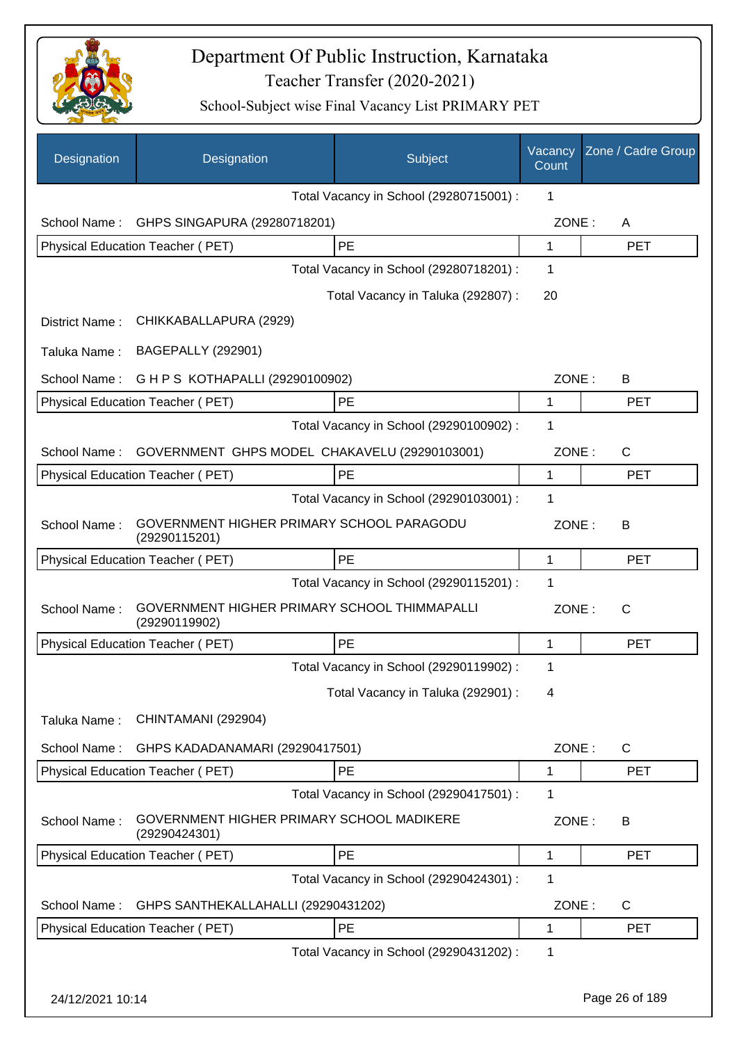# Department Of Public Instruction, Karnataka

Teacher Transfer (2020-2021)

School-Subject wise Final Vacancy List PRIMARY PET

| Designation | Designation | Subject | Vacancy Count | Zone / Cadre Group |
|---|---|---|---|---|
| | | Total Vacancy in School (29280715001) : | 1 | |
| School Name : | GHPS SINGAPURA (29280718201) | | ZONE : | A |
| Physical Education Teacher ( PET) | | PE | 1 | PET |
| | | Total Vacancy in School (29280718201) : | 1 | |
| | | Total Vacancy in Taluka (292807) : | 20 | |
| District Name : | CHIKKABALLAPURA (2929) | | | |
| Taluka Name : | BAGEPALLY (292901) | | | |
| School Name : | G H P S KOTHAPALLI (29290100902) | | ZONE : | B |
| Physical Education Teacher ( PET) | | PE | 1 | PET |
| | | Total Vacancy in School (29290100902) : | 1 | |
| School Name : | GOVERNMENT GHPS MODEL CHAKAVELU (29290103001) | | ZONE : | C |
| Physical Education Teacher ( PET) | | PE | 1 | PET |
| | | Total Vacancy in School (29290103001) : | 1 | |
| School Name : | GOVERNMENT HIGHER PRIMARY SCHOOL PARAGODU (29290115201) | | ZONE : | B |
| Physical Education Teacher ( PET) | | PE | 1 | PET |
| | | Total Vacancy in School (29290115201) : | 1 | |
| School Name : | GOVERNMENT HIGHER PRIMARY SCHOOL THIMMAPALLI (29290119902) | | ZONE : | C |
| Physical Education Teacher ( PET) | | PE | 1 | PET |
| | | Total Vacancy in School (29290119902) : | 1 | |
| | | Total Vacancy in Taluka (292901) : | 4 | |
| Taluka Name : | CHINTAMANI (292904) | | | |
| School Name : | GHPS KADADANAMARI (29290417501) | | ZONE : | C |
| Physical Education Teacher ( PET) | | PE | 1 | PET |
| | | Total Vacancy in School (29290417501) : | 1 | |
| School Name : | GOVERNMENT HIGHER PRIMARY SCHOOL MADIKERE (29290424301) | | ZONE : | B |
| Physical Education Teacher ( PET) | | PE | 1 | PET |
| | | Total Vacancy in School (29290424301) : | 1 | |
| School Name : | GHPS SANTHEKALLAHALLI (29290431202) | | ZONE : | C |
| Physical Education Teacher ( PET) | | PE | 1 | PET |
| | | Total Vacancy in School (29290431202) : | 1 | |

24/12/2021 10:14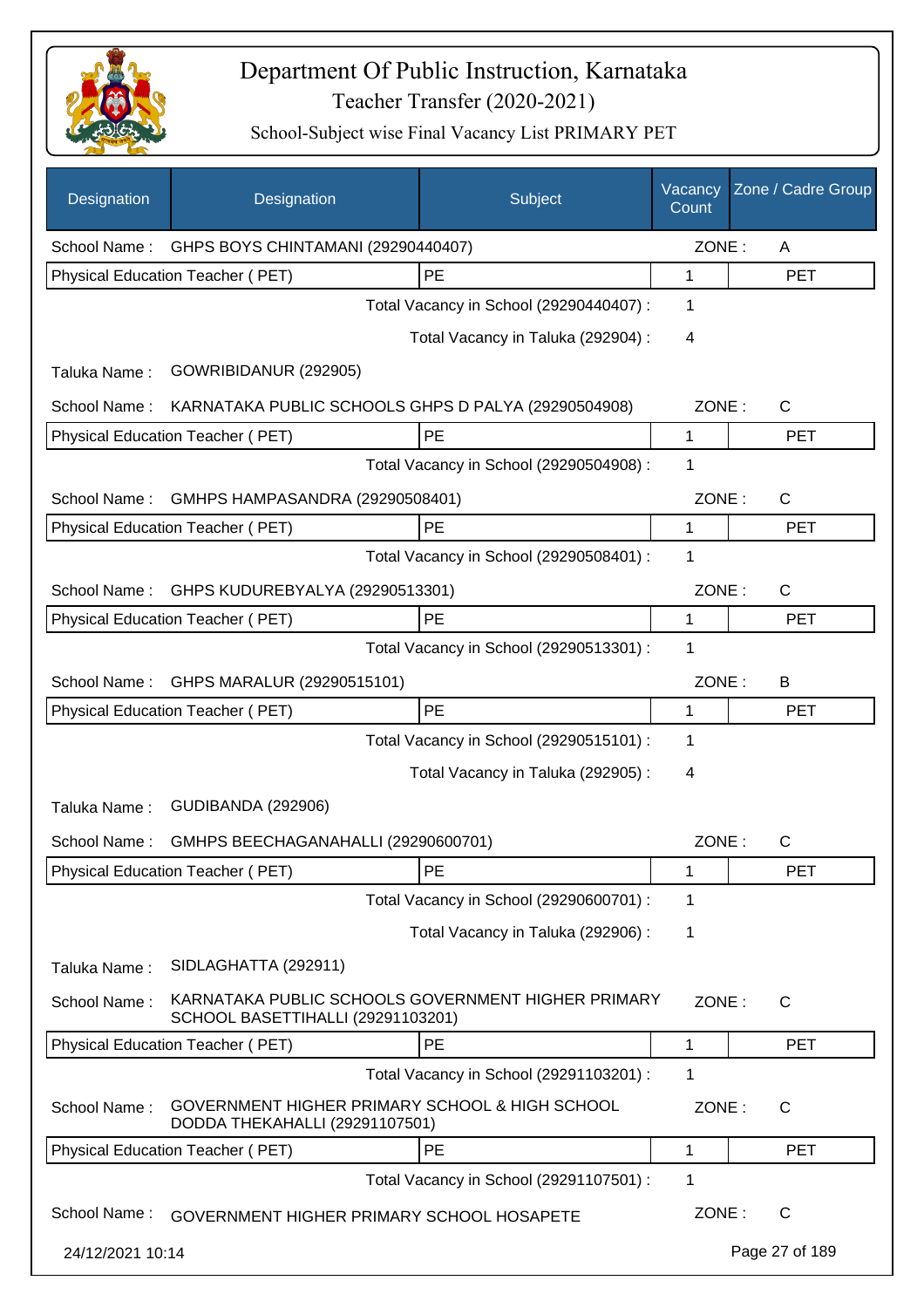# Department Of Public Instruction, Karnataka

## Teacher Transfer (2020-2021)

### School-Subject wise Final Vacancy List PRIMARY PET

| Designation | Designation | Subject | Vacancy Count | Zone / Cadre Group |
|---|---|---|---|---|
| School Name : | GHPS BOYS CHINTAMANI (29290440407) | | ZONE : | A |
| Physical Education Teacher ( PET) | | PE | 1 | PET |
| | | Total Vacancy in School (29290440407) : | 1 | |
| | | Total Vacancy in Taluka (292904) : | 4 | |
| Taluka Name : | GOWRIBIDANUR (292905) | | | |
| School Name : | KARNATAKA PUBLIC SCHOOLS GHPS D PALYA (29290504908) | | ZONE : | C |
| Physical Education Teacher ( PET) | | PE | 1 | PET |
| | | Total Vacancy in School (29290504908) : | 1 | |
| School Name : | GMHPS HAMPASANDRA (29290508401) | | ZONE : | C |
| Physical Education Teacher ( PET) | | PE | 1 | PET |
| | | Total Vacancy in School (29290508401) : | 1 | |
| School Name : | GHPS KUDUREBYALYA (29290513301) | | ZONE : | C |
| Physical Education Teacher ( PET) | | PE | 1 | PET |
| | | Total Vacancy in School (29290513301) : | 1 | |
| School Name : | GHPS MARALUR (29290515101) | | ZONE : | B |
| Physical Education Teacher ( PET) | | PE | 1 | PET |
| | | Total Vacancy in School (29290515101) : | 1 | |
| | | Total Vacancy in Taluka (292905) : | 4 | |
| Taluka Name : | GUDIBANDA (292906) | | | |
| School Name : | GMHPS BEECHAGANAHALLI (29290600701) | | ZONE : | C |
| Physical Education Teacher ( PET) | | PE | 1 | PET |
| | | Total Vacancy in School (29290600701) : | 1 | |
| | | Total Vacancy in Taluka (292906) : | 1 | |
| Taluka Name : | SIDLAGHATTA (292911) | | | |
| School Name : | KARNATAKA PUBLIC SCHOOLS GOVERNMENT HIGHER PRIMARY SCHOOL BASETTIHALLI (29291103201) | | ZONE : | C |
| Physical Education Teacher ( PET) | | PE | 1 | PET |
| | | Total Vacancy in School (29291103201) : | 1 | |
| School Name : | GOVERNMENT HIGHER PRIMARY SCHOOL & HIGH SCHOOL DODDA THEKAHALLI (29291107501) | | ZONE : | C |
| Physical Education Teacher ( PET) | | PE | 1 | PET |
| | | Total Vacancy in School (29291107501) : | 1 | |
| School Name : | GOVERNMENT HIGHER PRIMARY SCHOOL HOSAPETE | | ZONE : | C |

24/12/2021 10:14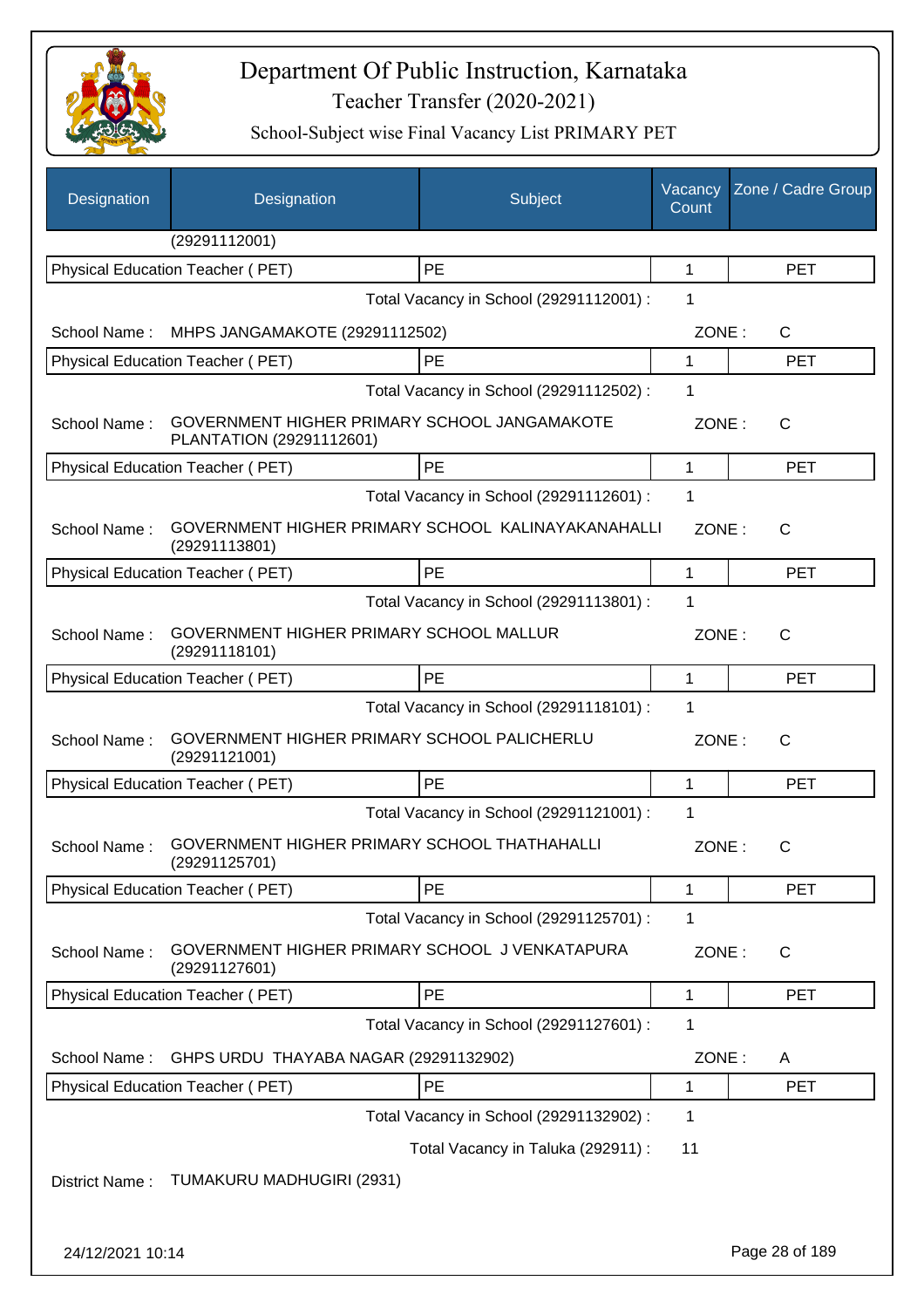# Department Of Public Instruction, Karnataka

## Teacher Transfer (2020-2021)

### School-Subject wise Final Vacancy List PRIMARY PET

| Designation | Designation | Subject | Vacancy Count | Zone / Cadre Group |
|---|---|---|---|---|
| | (29291112001) | | | |
| Physical Education Teacher ( PET) | | PE | 1 | PET |
| | | Total Vacancy in School (29291112001) : | 1 | |
| School Name : | MHPS JANGAMAKOTE (29291112502) | | ZONE : | C |
| Physical Education Teacher ( PET) | | PE | 1 | PET |
| | | Total Vacancy in School (29291112502) : | 1 | |
| School Name : | GOVERNMENT HIGHER PRIMARY SCHOOL JANGAMAKOTE PLANTATION (29291112601) | | ZONE : | C |
| Physical Education Teacher ( PET) | | PE | 1 | PET |
| | | Total Vacancy in School (29291112601) : | 1 | |
| School Name : | GOVERNMENT HIGHER PRIMARY SCHOOL KALINAYAKANAHALLI (29291113801) | | ZONE : | C |
| Physical Education Teacher ( PET) | | PE | 1 | PET |
| | | Total Vacancy in School (29291113801) : | 1 | |
| School Name : | GOVERNMENT HIGHER PRIMARY SCHOOL MALLUR (29291118101) | | ZONE : | C |
| Physical Education Teacher ( PET) | | PE | 1 | PET |
| | | Total Vacancy in School (29291118101) : | 1 | |
| School Name : | GOVERNMENT HIGHER PRIMARY SCHOOL PALICHERLU (29291121001) | | ZONE : | C |
| Physical Education Teacher ( PET) | | PE | 1 | PET |
| | | Total Vacancy in School (29291121001) : | 1 | |
| School Name : | GOVERNMENT HIGHER PRIMARY SCHOOL THATHAHALLI (29291125701) | | ZONE : | C |
| Physical Education Teacher ( PET) | | PE | 1 | PET |
| | | Total Vacancy in School (29291125701) : | 1 | |
| School Name : | GOVERNMENT HIGHER PRIMARY SCHOOL J VENKATAPURA (29291127601) | | ZONE : | C |
| Physical Education Teacher ( PET) | | PE | 1 | PET |
| | | Total Vacancy in School (29291127601) : | 1 | |
| School Name : | GHPS URDU THAYABA NAGAR (29291132902) | | ZONE : | A |
| Physical Education Teacher ( PET) | | PE | 1 | PET |
| | | Total Vacancy in School (29291132902) : | 1 | |
| | | Total Vacancy in Taluka (292911) : | 11 | |

District Name : TUMAKURU MADHUGIRI (2931)

24/12/2021 10:14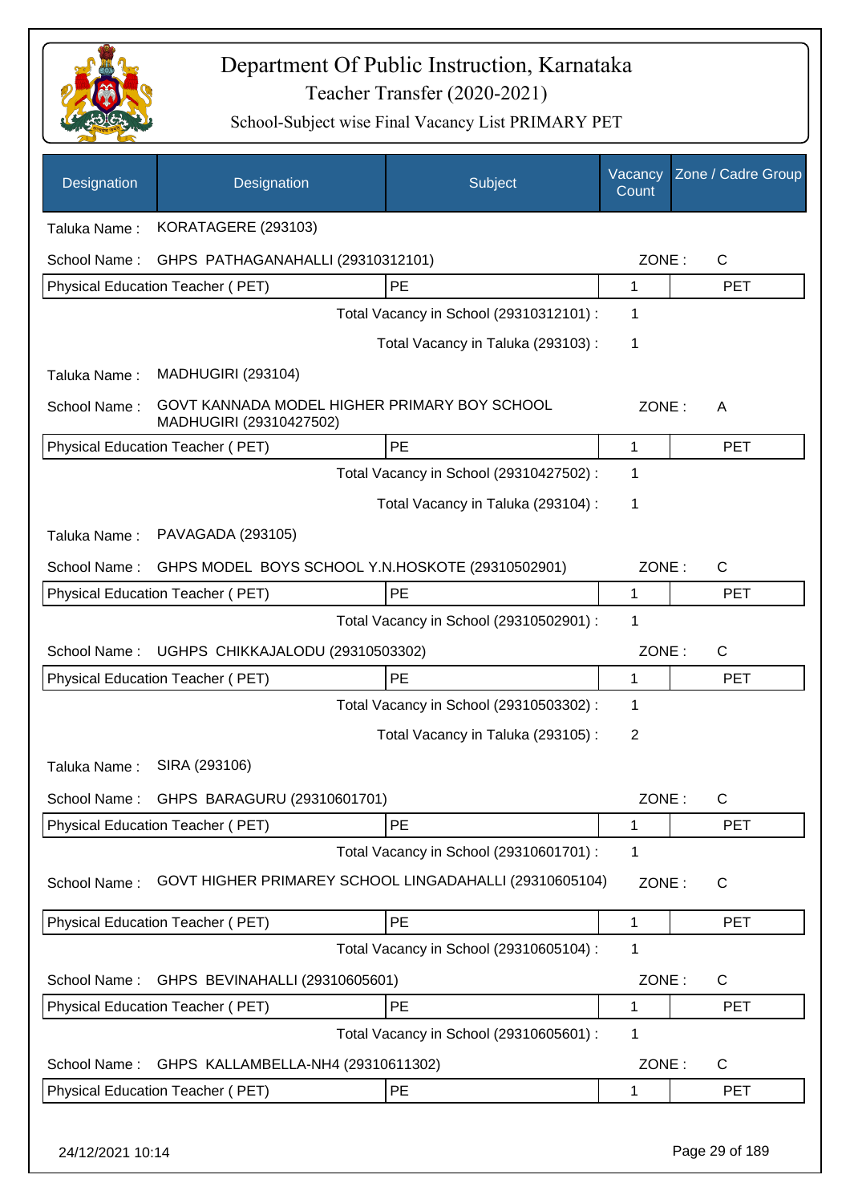# Department Of Public Instruction, Karnataka

Teacher Transfer (2020-2021)

School-Subject wise Final Vacancy List PRIMARY PET

| Designation | Designation | Subject | Vacancy Count | Zone / Cadre Group |
|---|---|---|---|---|
| Taluka Name : | KORATAGERE (293103) | | | |
| School Name : | GHPS PATHAGANAHALLI (29310312101) | | ZONE : | C |
| Physical Education Teacher ( PET) | | PE | 1 | PET |
| | | Total Vacancy in School (29310312101) : | 1 | |
| | | Total Vacancy in Taluka (293103) : | 1 | |
| Taluka Name : | MADHUGIRI (293104) | | | |
| School Name : | GOVT KANNADA MODEL HIGHER PRIMARY BOY SCHOOL MADHUGIRI (29310427502) | | ZONE : | A |
| Physical Education Teacher ( PET) | | PE | 1 | PET |
| | | Total Vacancy in School (29310427502) : | 1 | |
| | | Total Vacancy in Taluka (293104) : | 1 | |
| Taluka Name : | PAVAGADA (293105) | | | |
| School Name : | GHPS MODEL BOYS SCHOOL Y.N.HOSKOTE (29310502901) | | ZONE : | C |
| Physical Education Teacher ( PET) | | PE | 1 | PET |
| | | Total Vacancy in School (29310502901) : | 1 | |
| School Name : | UGHPS CHIKKAJALODU (29310503302) | | ZONE : | C |
| Physical Education Teacher ( PET) | | PE | 1 | PET |
| | | Total Vacancy in School (29310503302) : | 1 | |
| | | Total Vacancy in Taluka (293105) : | 2 | |
| Taluka Name : | SIRA (293106) | | | |
| School Name : | GHPS BARAGURU (29310601701) | | ZONE : | C |
| Physical Education Teacher ( PET) | | PE | 1 | PET |
| | | Total Vacancy in School (29310601701) : | 1 | |
| School Name : | GOVT HIGHER PRIMAREY SCHOOL LINGADAHALLI (29310605104) | | ZONE : | C |
| Physical Education Teacher ( PET) | | PE | 1 | PET |
| | | Total Vacancy in School (29310605104) : | 1 | |
| School Name : | GHPS BEVINAHALLI (29310605601) | | ZONE : | C |
| Physical Education Teacher ( PET) | | PE | 1 | PET |
| | | Total Vacancy in School (29310605601) : | 1 | |
| School Name : | GHPS KALLAMBELLA-NH4 (29310611302) | | ZONE : | C |
| Physical Education Teacher ( PET) | | PE | 1 | PET |

24/12/2021 10:14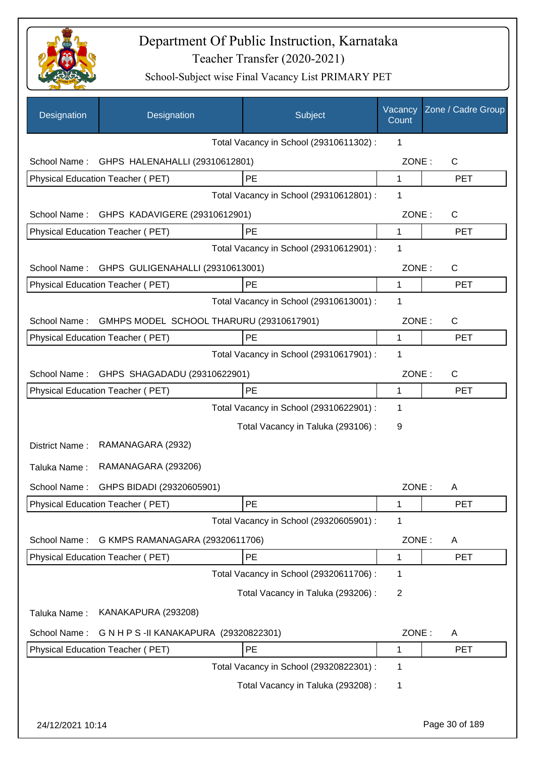# Department Of Public Instruction, Karnataka

Teacher Transfer (2020-2021)

School-Subject wise Final Vacancy List PRIMARY PET

| Designation | Designation | Subject | Vacancy Count | Zone / Cadre Group |
|---|---|---|---|---|
| | | Total Vacancy in School (29310611302) : | 1 | |
| School Name : | GHPS HALENAHALLI (29310612801) | | ZONE : | C |
| Physical Education Teacher ( PET) | | PE | 1 | PET |
| | | Total Vacancy in School (29310612801) : | 1 | |
| School Name : | GHPS KADAVIGERE (29310612901) | | ZONE : | C |
| Physical Education Teacher ( PET) | | PE | 1 | PET |
| | | Total Vacancy in School (29310612901) : | 1 | |
| School Name : | GHPS GULIGENAHALLI (29310613001) | | ZONE : | C |
| Physical Education Teacher ( PET) | | PE | 1 | PET |
| | | Total Vacancy in School (29310613001) : | 1 | |
| School Name : | GMHPS MODEL SCHOOL THARURU (29310617901) | | ZONE : | C |
| Physical Education Teacher ( PET) | | PE | 1 | PET |
| | | Total Vacancy in School (29310617901) : | 1 | |
| School Name : | GHPS SHAGADADU (29310622901) | | ZONE : | C |
| Physical Education Teacher ( PET) | | PE | 1 | PET |
| | | Total Vacancy in School (29310622901) : | 1 | |
| | | Total Vacancy in Taluka (293106) : | 9 | |
| District Name : | RAMANAGARA (2932) | | | |
| Taluka Name : | RAMANAGARA (293206) | | | |
| School Name : | GHPS BIDADI (29320605901) | | ZONE : | A |
| Physical Education Teacher ( PET) | | PE | 1 | PET |
| | | Total Vacancy in School (29320605901) : | 1 | |
| School Name : | G KMPS RAMANAGARA (29320611706) | | ZONE : | A |
| Physical Education Teacher ( PET) | | PE | 1 | PET |
| | | Total Vacancy in School (29320611706) : | 1 | |
| | | Total Vacancy in Taluka (293206) : | 2 | |
| Taluka Name : | KANAKAPURA (293208) | | | |
| School Name : | G N H P S -II KANAKAPURA (29320822301) | | ZONE : | A |
| Physical Education Teacher ( PET) | | PE | 1 | PET |
| | | Total Vacancy in School (29320822301) : | 1 | |
| | | Total Vacancy in Taluka (293208) : | 1 | |

24/12/2021 10:14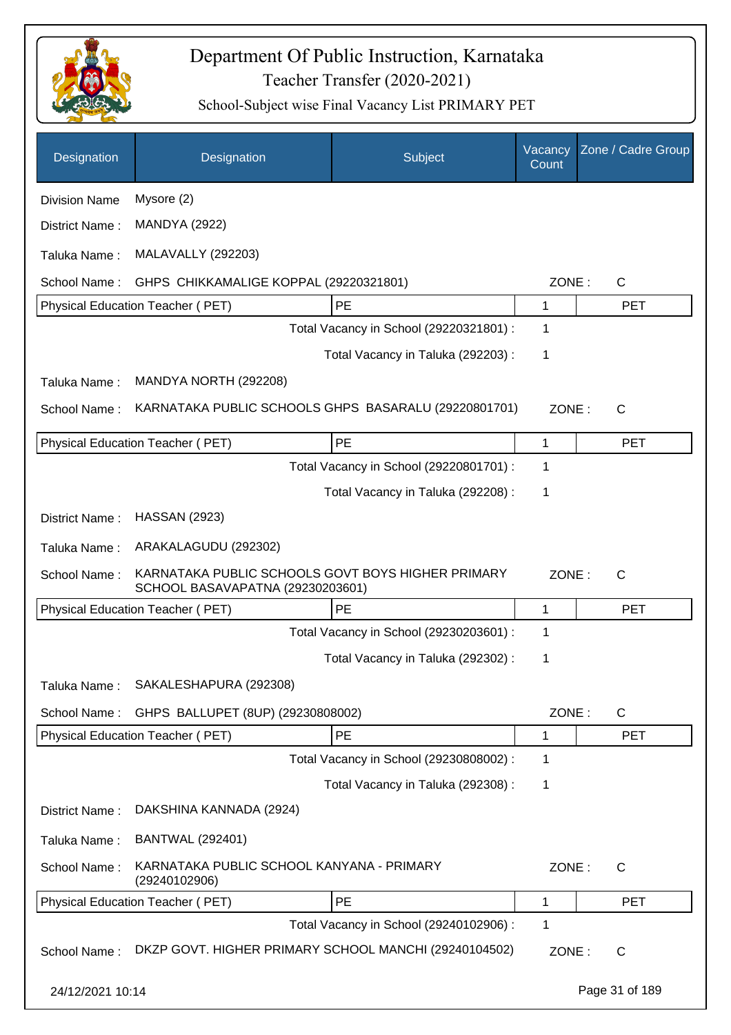# Department Of Public Instruction, Karnataka
## Teacher Transfer (2020-2021)
### School-Subject wise Final Vacancy List PRIMARY PET

| Designation | Designation | Subject | Vacancy Count | Zone / Cadre Group |
|---|---|---|---|---|

Division Name : Mysore (2)

District Name : MANDYA (2922)

Taluka Name : MALAVALLY (292203)

School Name : GHPS CHIKKAMALIGE KOPPAL (29220321801) ZONE : C

| Physical Education Teacher ( PET) | PE | 1 | PET |
|---|---|---|---|
| | Total Vacancy in School (29220321801) : | 1 | |
| | Total Vacancy in Taluka (292203) : | 1 | |

Taluka Name : MANDYA NORTH (292208)

School Name : KARNATAKA PUBLIC SCHOOLS GHPS BASARALU (29220801701) ZONE : C

| Physical Education Teacher ( PET) | PE | 1 | PET |
|---|---|---|---|
| | Total Vacancy in School (29220801701) : | 1 | |
| | Total Vacancy in Taluka (292208) : | 1 | |

District Name : HASSAN (2923)

Taluka Name : ARAKALAGUDU (292302)

School Name : KARNATAKA PUBLIC SCHOOLS GOVT BOYS HIGHER PRIMARY SCHOOL BASAVAPATNA (29230203601) ZONE : C

| Physical Education Teacher ( PET) | PE | 1 | PET |
|---|---|---|---|
| | Total Vacancy in School (29230203601) : | 1 | |
| | Total Vacancy in Taluka (292302) : | 1 | |

Taluka Name : SAKALESHAPURA (292308)

School Name : GHPS BALLUPET (8UP) (29230808002) ZONE : C

| Physical Education Teacher ( PET) | PE | 1 | PET |
|---|---|---|---|
| | Total Vacancy in School (29230808002) : | 1 | |
| | Total Vacancy in Taluka (292308) : | 1 | |

District Name : DAKSHINA KANNADA (2924)

Taluka Name : BANTWAL (292401)

School Name : KARNATAKA PUBLIC SCHOOL KANYANA - PRIMARY (29240102906) ZONE : C

| Physical Education Teacher ( PET) | PE | 1 | PET |
|---|---|---|---|
| | Total Vacancy in School (29240102906) : | 1 | |

School Name : DKZP GOVT. HIGHER PRIMARY SCHOOL MANCHI (29240104502) ZONE : C

24/12/2021 10:14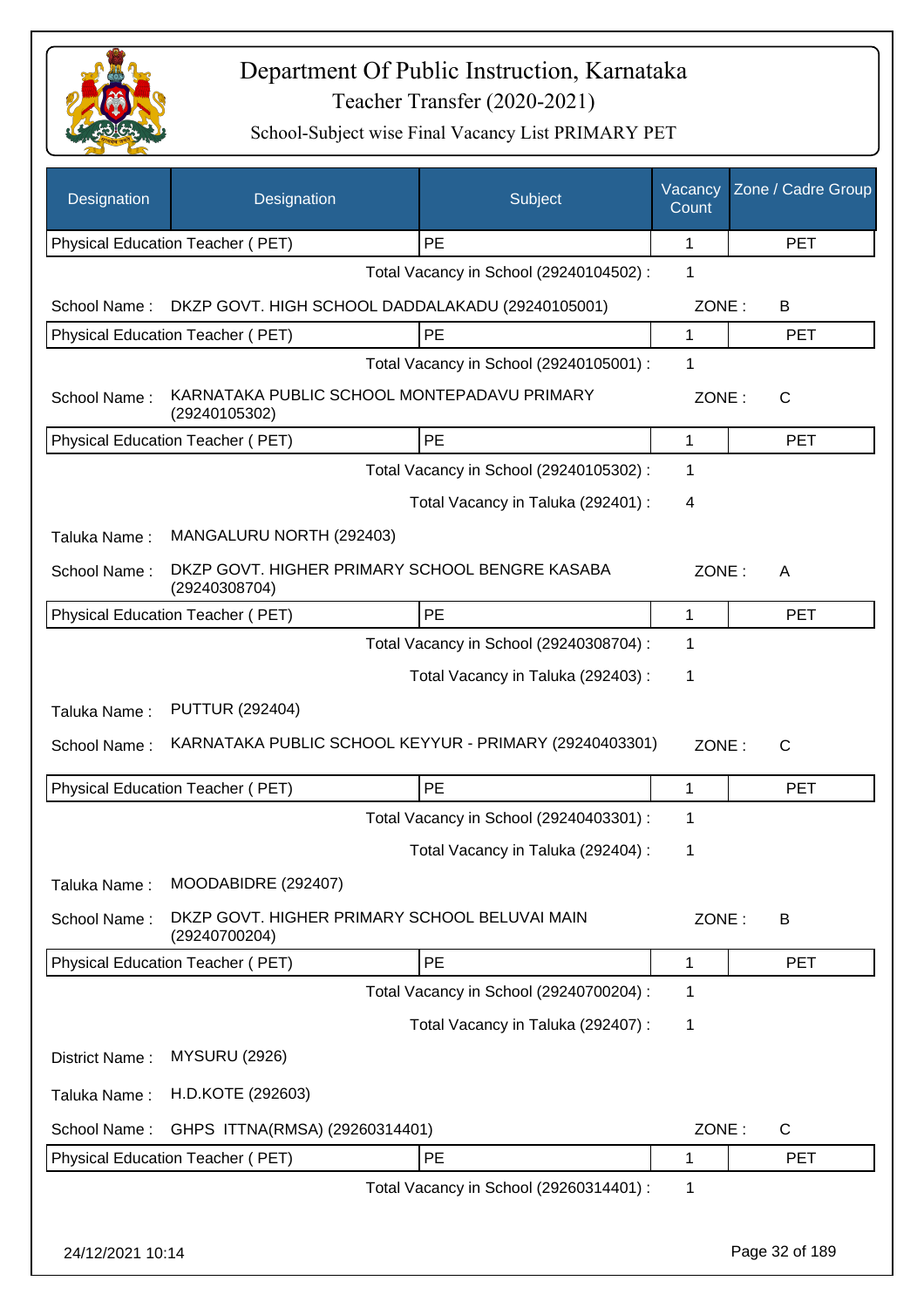# Department Of Public Instruction, Karnataka

## Teacher Transfer (2020-2021)

### School-Subject wise Final Vacancy List PRIMARY PET

| Designation | Designation | Subject | Vacancy Count | Zone / Cadre Group |
|---|---|---|---|---|
| Physical Education Teacher ( PET) | | PE | 1 | PET |
| | | Total Vacancy in School (29240104502) : | 1 | |
| School Name : | DKZP GOVT. HIGH SCHOOL DADDALAKADU (29240105001) | | ZONE : | B |
| Physical Education Teacher ( PET) | | PE | 1 | PET |
| | | Total Vacancy in School (29240105001) : | 1 | |
| School Name : | KARNATAKA PUBLIC SCHOOL MONTEPADAVU PRIMARY (29240105302) | | ZONE : | C |
| Physical Education Teacher ( PET) | | PE | 1 | PET |
| | | Total Vacancy in School (29240105302) : | 1 | |
| | | Total Vacancy in Taluka (292401) : | 4 | |
| Taluka Name : | MANGALURU NORTH (292403) | | | |
| School Name : | DKZP GOVT. HIGHER PRIMARY SCHOOL BENGRE KASABA (29240308704) | | ZONE : | A |
| Physical Education Teacher ( PET) | | PE | 1 | PET |
| | | Total Vacancy in School (29240308704) : | 1 | |
| | | Total Vacancy in Taluka (292403) : | 1 | |
| Taluka Name : | PUTTUR (292404) | | | |
| School Name : | KARNATAKA PUBLIC SCHOOL KEYYUR - PRIMARY (29240403301) | | ZONE : | C |
| Physical Education Teacher ( PET) | | PE | 1 | PET |
| | | Total Vacancy in School (29240403301) : | 1 | |
| | | Total Vacancy in Taluka (292404) : | 1 | |
| Taluka Name : | MOODABIDRE (292407) | | | |
| School Name : | DKZP GOVT. HIGHER PRIMARY SCHOOL BELUVAI MAIN (29240700204) | | ZONE : | B |
| Physical Education Teacher ( PET) | | PE | 1 | PET |
| | | Total Vacancy in School (29240700204) : | 1 | |
| | | Total Vacancy in Taluka (292407) : | 1 | |
| District Name : | MYSURU (2926) | | | |
| Taluka Name : | H.D.KOTE (292603) | | | |
| School Name : | GHPS ITTNA(RMSA) (29260314401) | | ZONE : | C |
| Physical Education Teacher ( PET) | | PE | 1 | PET |
| | | Total Vacancy in School (29260314401) : | 1 | |

24/12/2021 10:14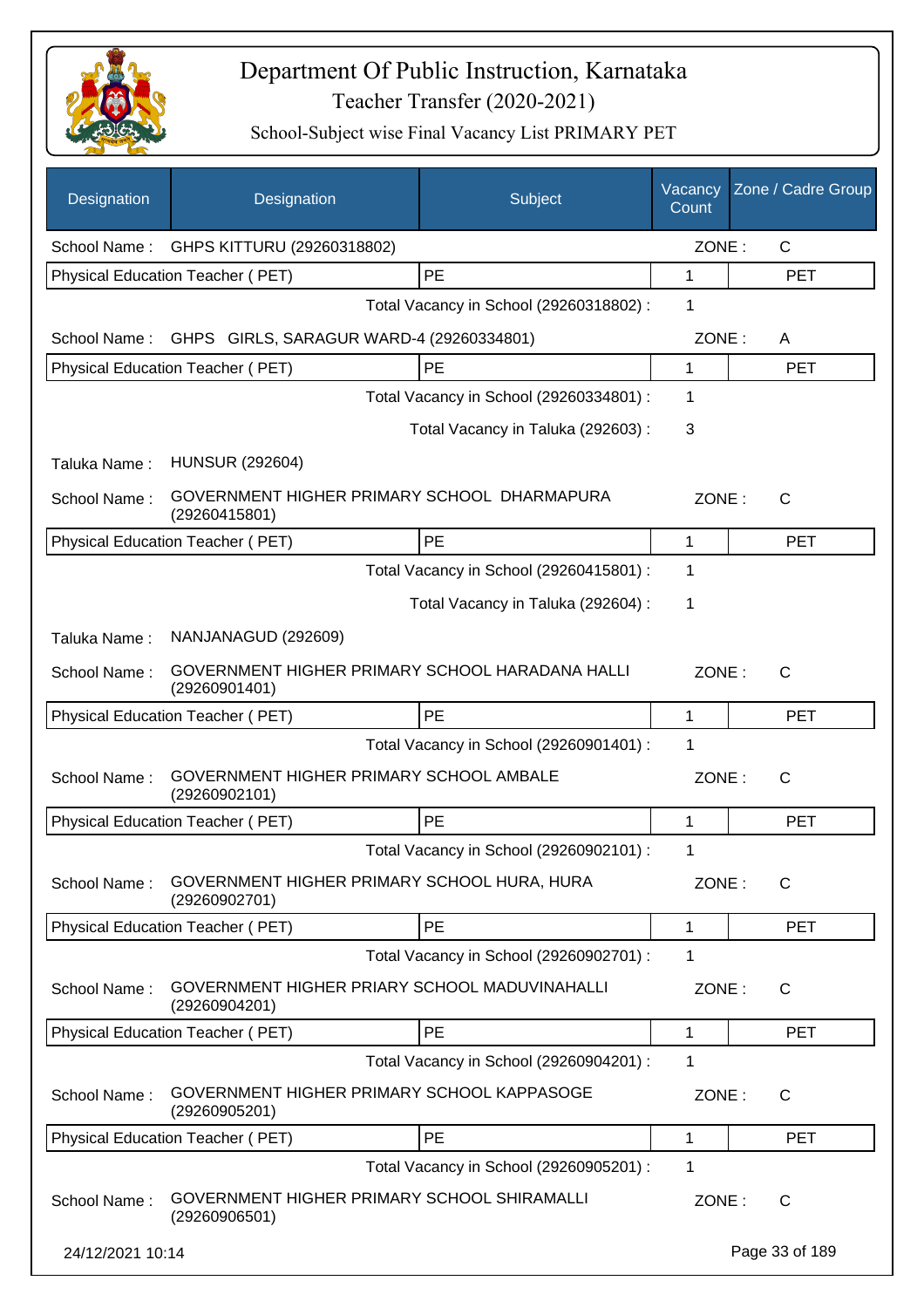# Department Of Public Instruction, Karnataka

Teacher Transfer (2020-2021)

School-Subject wise Final Vacancy List PRIMARY PET

| Designation | Designation | Subject | Vacancy Count | Zone / Cadre Group |
|---|---|---|---|---|
| School Name : | GHPS KITTURU (29260318802) | | ZONE : | C |
| Physical Education Teacher ( PET) | | PE | 1 | PET |
| | | Total Vacancy in School (29260318802) : | 1 | |
| School Name : | GHPS GIRLS, SARAGUR WARD-4 (29260334801) | | ZONE : | A |
| Physical Education Teacher ( PET) | | PE | 1 | PET |
| | | Total Vacancy in School (29260334801) : | 1 | |
| | | Total Vacancy in Taluka (292603) : | 3 | |
| Taluka Name : | HUNSUR (292604) | | | |
| School Name : | GOVERNMENT HIGHER PRIMARY SCHOOL DHARMAPURA (29260415801) | | ZONE : | C |
| Physical Education Teacher ( PET) | | PE | 1 | PET |
| | | Total Vacancy in School (29260415801) : | 1 | |
| | | Total Vacancy in Taluka (292604) : | 1 | |
| Taluka Name : | NANJANAGUD (292609) | | | |
| School Name : | GOVERNMENT HIGHER PRIMARY SCHOOL HARADANA HALLI (29260901401) | | ZONE : | C |
| Physical Education Teacher ( PET) | | PE | 1 | PET |
| | | Total Vacancy in School (29260901401) : | 1 | |
| School Name : | GOVERNMENT HIGHER PRIMARY SCHOOL AMBALE (29260902101) | | ZONE : | C |
| Physical Education Teacher ( PET) | | PE | 1 | PET |
| | | Total Vacancy in School (29260902101) : | 1 | |
| School Name : | GOVERNMENT HIGHER PRIMARY SCHOOL HURA, HURA (29260902701) | | ZONE : | C |
| Physical Education Teacher ( PET) | | PE | 1 | PET |
| | | Total Vacancy in School (29260902701) : | 1 | |
| School Name : | GOVERNMENT HIGHER PRIARY SCHOOL MADUVINAHALLI (29260904201) | | ZONE : | C |
| Physical Education Teacher ( PET) | | PE | 1 | PET |
| | | Total Vacancy in School (29260904201) : | 1 | |
| School Name : | GOVERNMENT HIGHER PRIMARY SCHOOL KAPPASOGE (29260905201) | | ZONE : | C |
| Physical Education Teacher ( PET) | | PE | 1 | PET |
| | | Total Vacancy in School (29260905201) : | 1 | |
| School Name : | GOVERNMENT HIGHER PRIMARY SCHOOL SHIRAMALLI (29260906501) | | ZONE : | C |

24/12/2021 10:14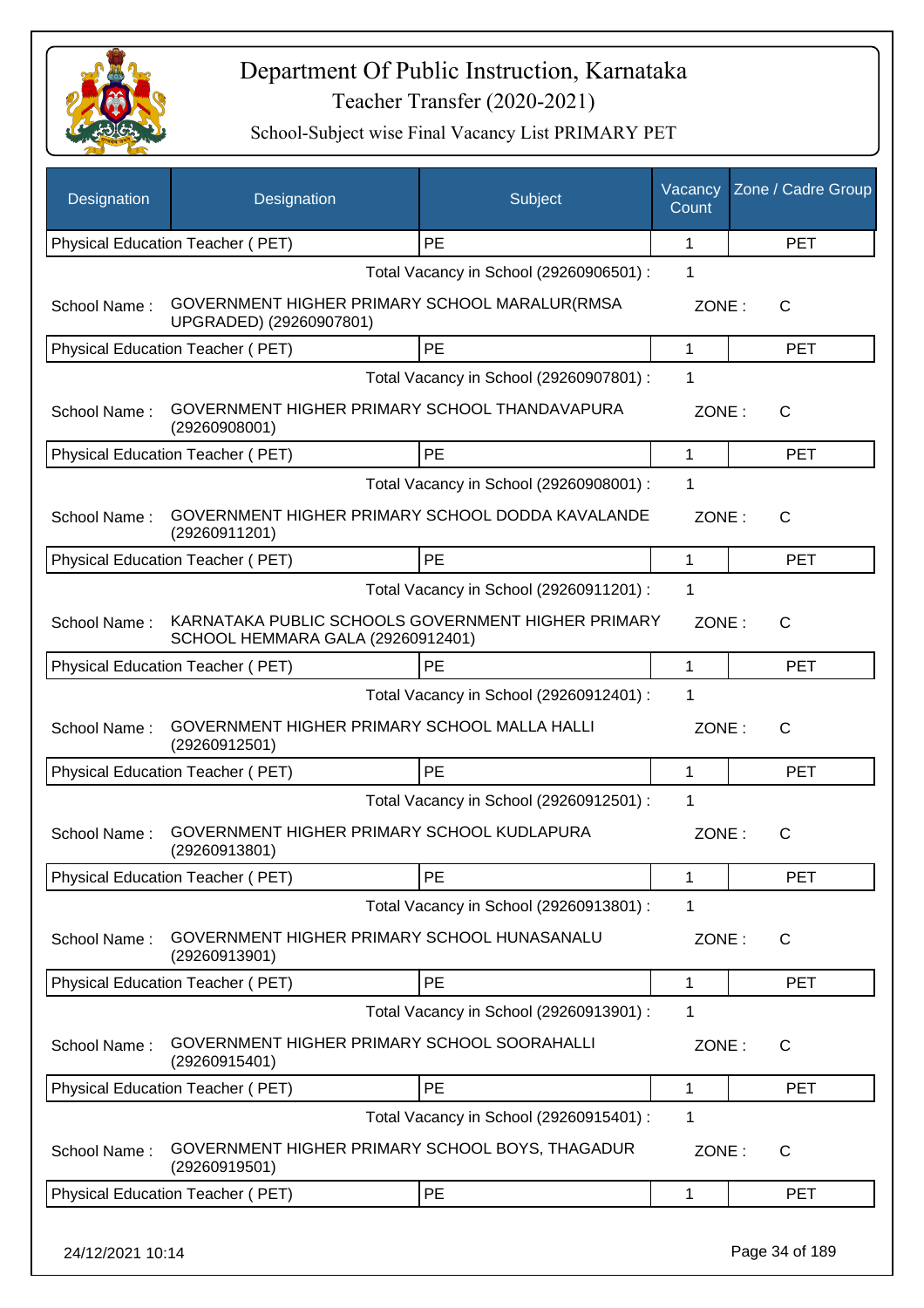# Department Of Public Instruction, Karnataka

Teacher Transfer (2020-2021)

School-Subject wise Final Vacancy List PRIMARY PET

| Designation | Designation | Subject | Vacancy Count | Zone / Cadre Group |
|---|---|---|---|---|
| Physical Education Teacher ( PET) | | PE | 1 | PET |
| | | Total Vacancy in School (29260906501) : | 1 | |
| School Name : | GOVERNMENT HIGHER PRIMARY SCHOOL MARALUR(RMSA UPGRADED) (29260907801) | | ZONE : | C |
| Physical Education Teacher ( PET) | | PE | 1 | PET |
| | | Total Vacancy in School (29260907801) : | 1 | |
| School Name : | GOVERNMENT HIGHER PRIMARY SCHOOL THANDAVAPURA (29260908001) | | ZONE : | C |
| Physical Education Teacher ( PET) | | PE | 1 | PET |
| | | Total Vacancy in School (29260908001) : | 1 | |
| School Name : | GOVERNMENT HIGHER PRIMARY SCHOOL DODDA KAVALANDE (29260911201) | | ZONE : | C |
| Physical Education Teacher ( PET) | | PE | 1 | PET |
| | | Total Vacancy in School (29260911201) : | 1 | |
| School Name : | KARNATAKA PUBLIC SCHOOLS GOVERNMENT HIGHER PRIMARY SCHOOL HEMMARA GALA (29260912401) | | ZONE : | C |
| Physical Education Teacher ( PET) | | PE | 1 | PET |
| | | Total Vacancy in School (29260912401) : | 1 | |
| School Name : | GOVERNMENT HIGHER PRIMARY SCHOOL MALLA HALLI (29260912501) | | ZONE : | C |
| Physical Education Teacher ( PET) | | PE | 1 | PET |
| | | Total Vacancy in School (29260912501) : | 1 | |
| School Name : | GOVERNMENT HIGHER PRIMARY SCHOOL KUDLAPURA (29260913801) | | ZONE : | C |
| Physical Education Teacher ( PET) | | PE | 1 | PET |
| | | Total Vacancy in School (29260913801) : | 1 | |
| School Name : | GOVERNMENT HIGHER PRIMARY SCHOOL HUNASANALU (29260913901) | | ZONE : | C |
| Physical Education Teacher ( PET) | | PE | 1 | PET |
| | | Total Vacancy in School (29260913901) : | 1 | |
| School Name : | GOVERNMENT HIGHER PRIMARY SCHOOL SOORAHALLI (29260915401) | | ZONE : | C |
| Physical Education Teacher ( PET) | | PE | 1 | PET |
| | | Total Vacancy in School (29260915401) : | 1 | |
| School Name : | GOVERNMENT HIGHER PRIMARY SCHOOL BOYS, THAGADUR (29260919501) | | ZONE : | C |
| Physical Education Teacher ( PET) | | PE | 1 | PET |

24/12/2021 10:14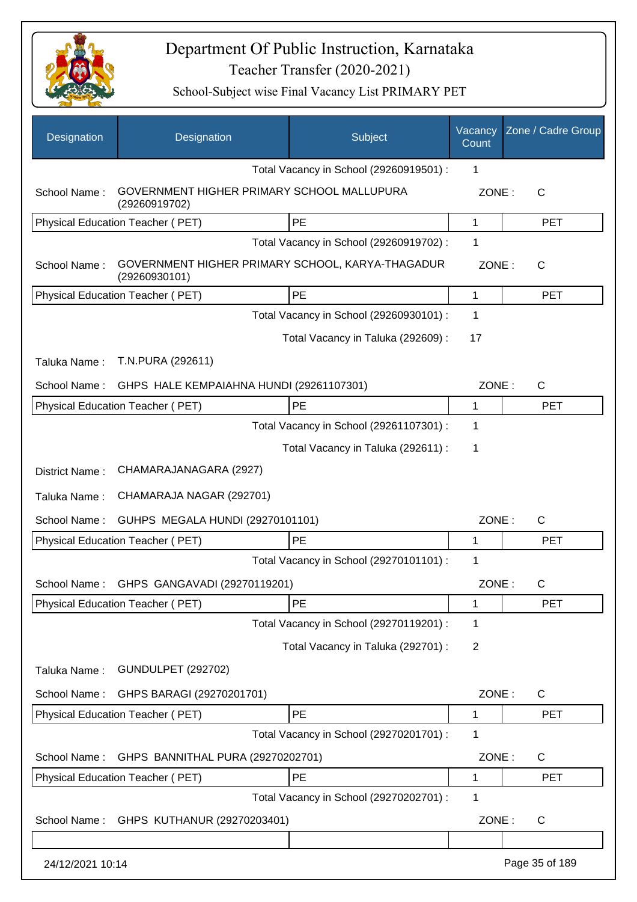# Department Of Public Instruction, Karnataka

## Teacher Transfer (2020-2021)

### School-Subject wise Final Vacancy List PRIMARY PET

| Designation | Designation | Subject | Vacancy Count | Zone / Cadre Group |
|---|---|---|---|---|
| | | Total Vacancy in School (29260919501) : | 1 | |
| School Name : | GOVERNMENT HIGHER PRIMARY SCHOOL MALLUPURA (29260919702) | | ZONE : | C |
| Physical Education Teacher ( PET) | | PE | 1 | PET |
| | | Total Vacancy in School (29260919702) : | 1 | |
| School Name : | GOVERNMENT HIGHER PRIMARY SCHOOL, KARYA-THAGADUR (29260930101) | | ZONE : | C |
| Physical Education Teacher ( PET) | | PE | 1 | PET |
| | | Total Vacancy in School (29260930101) : | 1 | |
| | | Total Vacancy in Taluka (292609) : | 17 | |
| Taluka Name : | T.N.PURA (292611) | | | |
| School Name : | GHPS HALE KEMPAIAHNA HUNDI (29261107301) | | ZONE : | C |
| Physical Education Teacher ( PET) | | PE | 1 | PET |
| | | Total Vacancy in School (29261107301) : | 1 | |
| | | Total Vacancy in Taluka (292611) : | 1 | |
| District Name : | CHAMARAJANAGARA (2927) | | | |
| Taluka Name : | CHAMARAJA NAGAR (292701) | | | |
| School Name : | GUHPS MEGALA HUNDI (29270101101) | | ZONE : | C |
| Physical Education Teacher ( PET) | | PE | 1 | PET |
| | | Total Vacancy in School (29270101101) : | 1 | |
| School Name : | GHPS GANGAVADI (29270119201) | | ZONE : | C |
| Physical Education Teacher ( PET) | | PE | 1 | PET |
| | | Total Vacancy in School (29270119201) : | 1 | |
| | | Total Vacancy in Taluka (292701) : | 2 | |
| Taluka Name : | GUNDULPET (292702) | | | |
| School Name : | GHPS BARAGI (29270201701) | | ZONE : | C |
| Physical Education Teacher ( PET) | | PE | 1 | PET |
| | | Total Vacancy in School (29270201701) : | 1 | |
| School Name : | GHPS BANNITHAL PURA (29270202701) | | ZONE : | C |
| Physical Education Teacher ( PET) | | PE | 1 | PET |
| | | Total Vacancy in School (29270202701) : | 1 | |
| School Name : | GHPS KUTHANUR (29270203401) | | ZONE : | C |

24/12/2021 10:14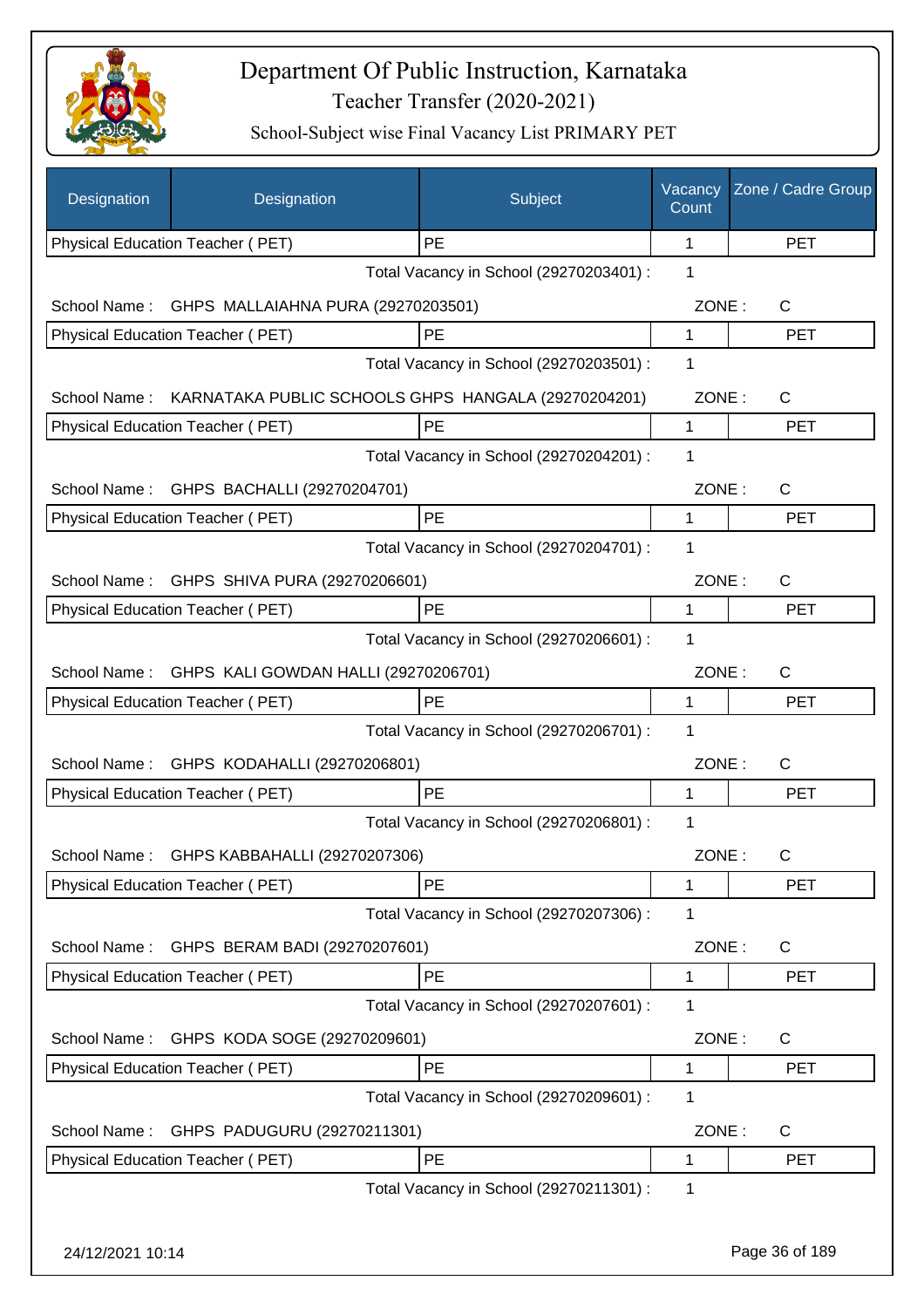# Department Of Public Instruction, Karnataka

Teacher Transfer (2020-2021)

School-Subject wise Final Vacancy List PRIMARY PET

| Designation | Designation | Subject | Vacancy Count | Zone / Cadre Group |
|---|---|---|---|---|
| Physical Education Teacher ( PET) | | PE | 1 | PET |

Total Vacancy in School (29270203401) : 1

School Name : GHPS MALLAIAHNA PURA (29270203501) ZONE : C

| Physical Education Teacher ( PET) | PE | 1 | PET |
|---|---|---|---|

Total Vacancy in School (29270203501) : 1

School Name : KARNATAKA PUBLIC SCHOOLS GHPS HANGALA (29270204201) ZONE : C

| Physical Education Teacher ( PET) | PE | 1 | PET |
|---|---|---|---|

Total Vacancy in School (29270204201) : 1

School Name : GHPS BACHALLI (29270204701) ZONE : C

| Physical Education Teacher ( PET) | PE | 1 | PET |
|---|---|---|---|

Total Vacancy in School (29270204701) : 1

School Name : GHPS SHIVA PURA (29270206601) ZONE : C

| Physical Education Teacher ( PET) | PE | 1 | PET |
|---|---|---|---|

Total Vacancy in School (29270206601) : 1

School Name : GHPS KALI GOWDAN HALLI (29270206701) ZONE : C

| Physical Education Teacher ( PET) | PE | 1 | PET |
|---|---|---|---|

Total Vacancy in School (29270206701) : 1

School Name : GHPS KODAHALLI (29270206801) ZONE : C

| Physical Education Teacher ( PET) | PE | 1 | PET |
|---|---|---|---|

Total Vacancy in School (29270206801) : 1

School Name : GHPS KABBAHALLI (29270207306) ZONE : C

| Physical Education Teacher ( PET) | PE | 1 | PET |
|---|---|---|---|

Total Vacancy in School (29270207306) : 1

School Name : GHPS BERAM BADI (29270207601) ZONE : C

| Physical Education Teacher ( PET) | PE | 1 | PET |
|---|---|---|---|

Total Vacancy in School (29270207601) : 1

School Name : GHPS KODA SOGE (29270209601) ZONE : C

| Physical Education Teacher ( PET) | PE | 1 | PET |
|---|---|---|---|

Total Vacancy in School (29270209601) : 1

School Name : GHPS PADUGURU (29270211301) ZONE : C

| Physical Education Teacher ( PET) | PE | 1 | PET |
|---|---|---|---|

Total Vacancy in School (29270211301) : 1

24/12/2021 10:14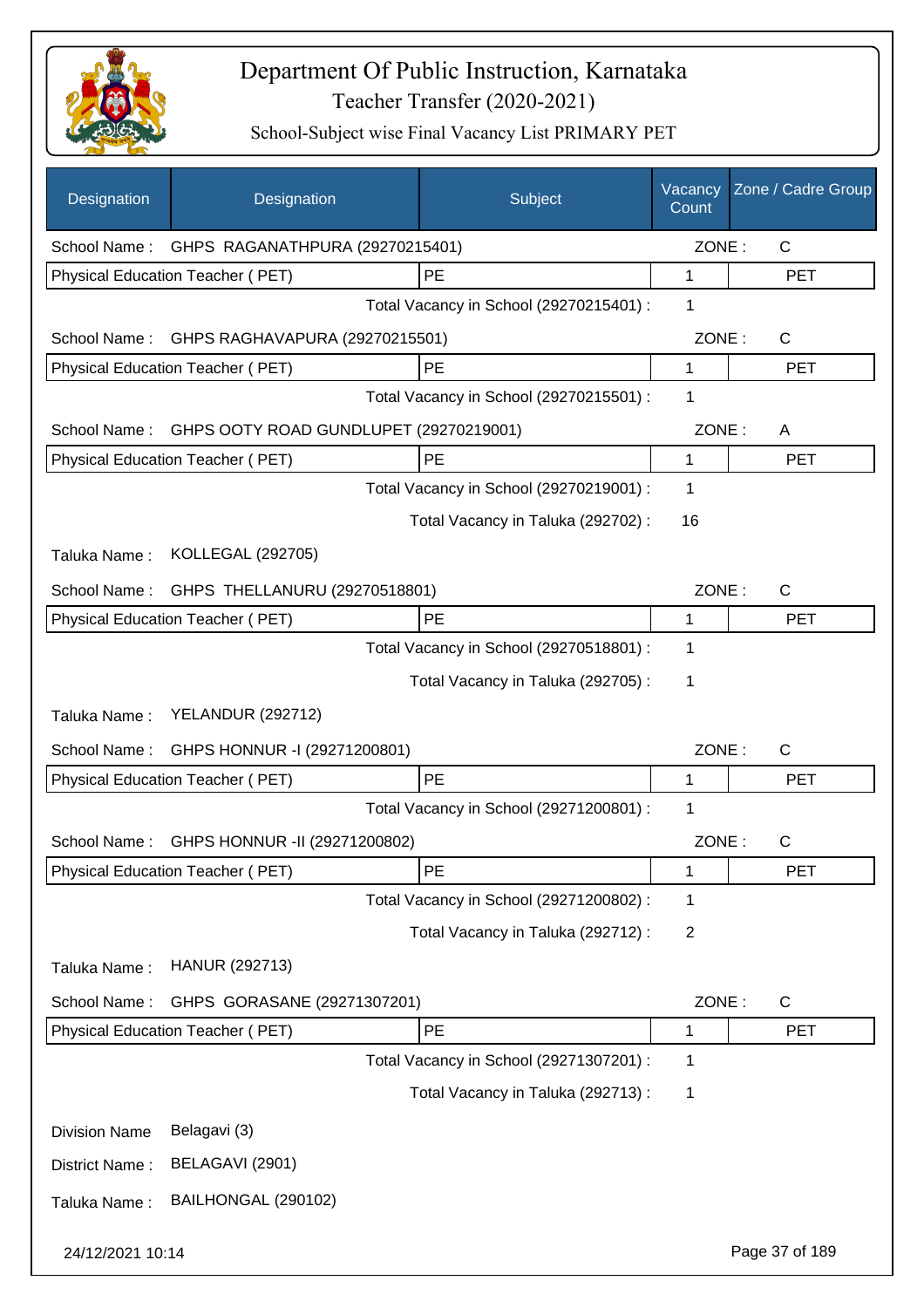# Department Of Public Instruction, Karnataka
## Teacher Transfer (2020-2021)
### School-Subject wise Final Vacancy List PRIMARY PET

| Designation | Designation | Subject | Vacancy Count | Zone / Cadre Group |
|---|---|---|---|---|
| School Name : | GHPS RAGANATHPURA (29270215401) | | ZONE : | C |
| Physical Education Teacher ( PET) | | PE | 1 | PET |
| | | Total Vacancy in School (29270215401) : | 1 | |
| School Name : | GHPS RAGHAVAPURA (29270215501) | | ZONE : | C |
| Physical Education Teacher ( PET) | | PE | 1 | PET |
| | | Total Vacancy in School (29270215501) : | 1 | |
| School Name : | GHPS OOTY ROAD GUNDLUPET (29270219001) | | ZONE : | A |
| Physical Education Teacher ( PET) | | PE | 1 | PET |
| | | Total Vacancy in School (29270219001) : | 1 | |
| | | Total Vacancy in Taluka (292702) : | 16 | |
| Taluka Name : | KOLLEGAL (292705) | | | |
| School Name : | GHPS THELLANURU (29270518801) | | ZONE : | C |
| Physical Education Teacher ( PET) | | PE | 1 | PET |
| | | Total Vacancy in School (29270518801) : | 1 | |
| | | Total Vacancy in Taluka (292705) : | 1 | |
| Taluka Name : | YELANDUR (292712) | | | |
| School Name : | GHPS HONNUR -I (29271200801) | | ZONE : | C |
| Physical Education Teacher ( PET) | | PE | 1 | PET |
| | | Total Vacancy in School (29271200801) : | 1 | |
| School Name : | GHPS HONNUR -II (29271200802) | | ZONE : | C |
| Physical Education Teacher ( PET) | | PE | 1 | PET |
| | | Total Vacancy in School (29271200802) : | 1 | |
| | | Total Vacancy in Taluka (292712) : | 2 | |
| Taluka Name : | HANUR (292713) | | | |
| School Name : | GHPS GORASANE (29271307201) | | ZONE : | C |
| Physical Education Teacher ( PET) | | PE | 1 | PET |
| | | Total Vacancy in School (29271307201) : | 1 | |
| | | Total Vacancy in Taluka (292713) : | 1 | |
| Division Name | Belagavi (3) | | | |
| District Name : | BELAGAVI (2901) | | | |
| Taluka Name : | BAILHONGAL (290102) | | | |

24/12/2021 10:14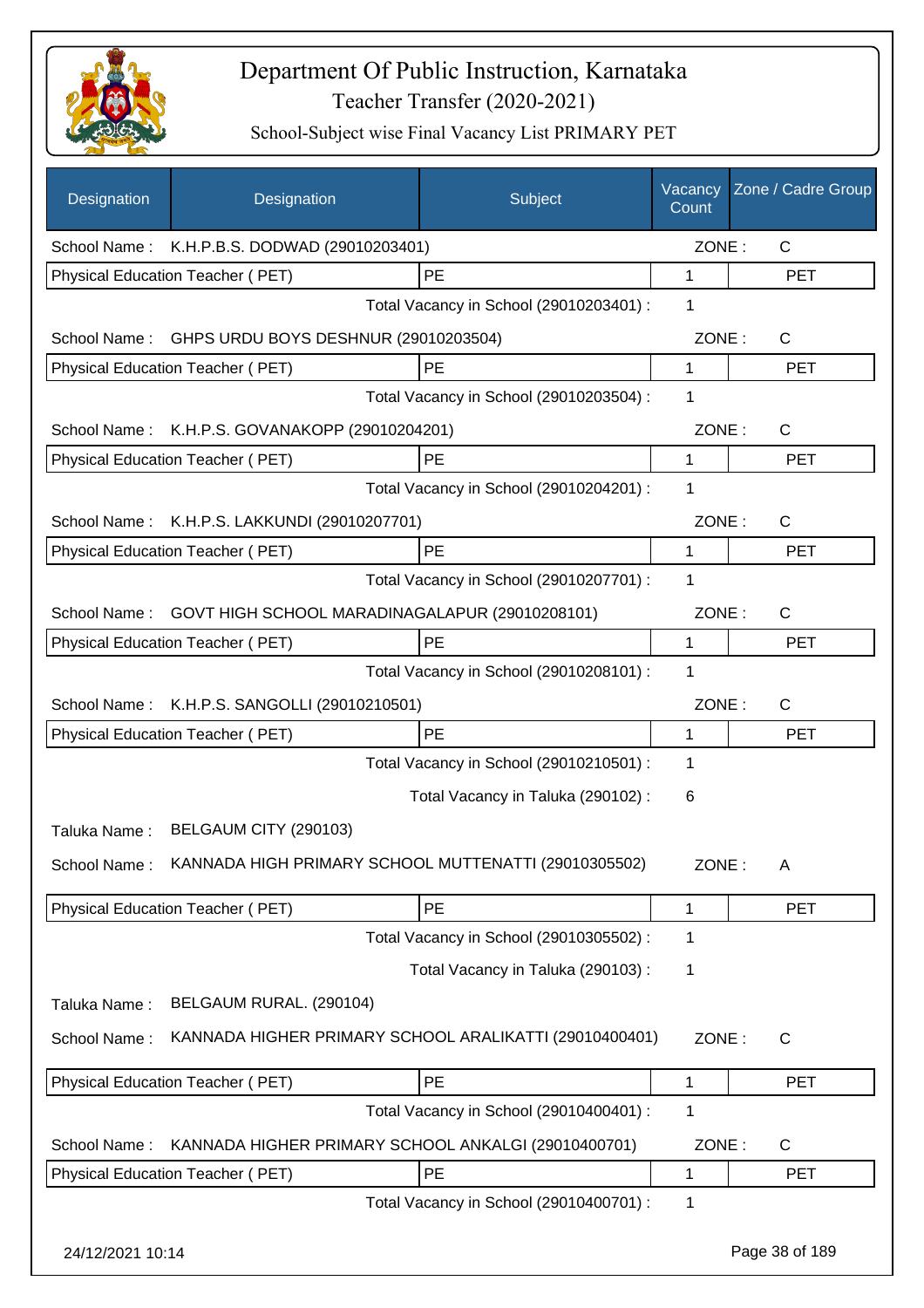# Department Of Public Instruction, Karnataka

## Teacher Transfer (2020-2021)

### School-Subject wise Final Vacancy List PRIMARY PET

| Designation | Designation | Subject | Vacancy Count | Zone / Cadre Group |
|---|---|---|---|---|
| School Name : | K.H.P.B.S. DODWAD (29010203401) | | ZONE : | C |
| Physical Education Teacher ( PET) | | PE | 1 | PET |
| | | Total Vacancy in School (29010203401) : | 1 | |
| School Name : | GHPS URDU BOYS DESHNUR (29010203504) | | ZONE : | C |
| Physical Education Teacher ( PET) | | PE | 1 | PET |
| | | Total Vacancy in School (29010203504) : | 1 | |
| School Name : | K.H.P.S. GOVANAKOPP (29010204201) | | ZONE : | C |
| Physical Education Teacher ( PET) | | PE | 1 | PET |
| | | Total Vacancy in School (29010204201) : | 1 | |
| School Name : | K.H.P.S. LAKKUNDI (29010207701) | | ZONE : | C |
| Physical Education Teacher ( PET) | | PE | 1 | PET |
| | | Total Vacancy in School (29010207701) : | 1 | |
| School Name : | GOVT HIGH SCHOOL MARADINAGALAPUR (29010208101) | | ZONE : | C |
| Physical Education Teacher ( PET) | | PE | 1 | PET |
| | | Total Vacancy in School (29010208101) : | 1 | |
| School Name : | K.H.P.S. SANGOLLI (29010210501) | | ZONE : | C |
| Physical Education Teacher ( PET) | | PE | 1 | PET |
| | | Total Vacancy in School (29010210501) : | 1 | |
| | | Total Vacancy in Taluka (290102) : | 6 | |
| Taluka Name : | BELGAUM CITY (290103) | | | |
| School Name : | KANNADA HIGH PRIMARY SCHOOL MUTTENATTI (29010305502) | | ZONE : | A |
| Physical Education Teacher ( PET) | | PE | 1 | PET |
| | | Total Vacancy in School (29010305502) : | 1 | |
| | | Total Vacancy in Taluka (290103) : | 1 | |
| Taluka Name : | BELGAUM RURAL. (290104) | | | |
| School Name : | KANNADA HIGHER PRIMARY SCHOOL ARALIKATTI (29010400401) | | ZONE : | C |
| Physical Education Teacher ( PET) | | PE | 1 | PET |
| | | Total Vacancy in School (29010400401) : | 1 | |
| School Name : | KANNADA HIGHER PRIMARY SCHOOL ANKALGI (29010400701) | | ZONE : | C |
| Physical Education Teacher ( PET) | | PE | 1 | PET |
| | | Total Vacancy in School (29010400701) : | 1 | |

24/12/2021 10:14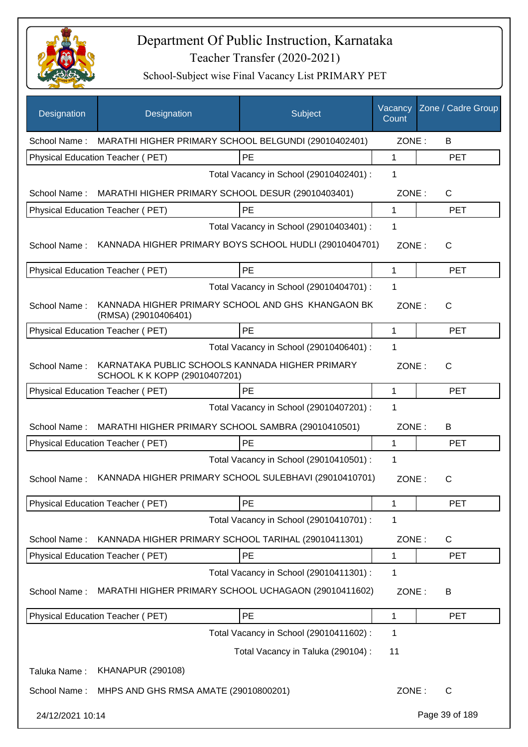# Department Of Public Instruction, Karnataka

Teacher Transfer (2020-2021)

School-Subject wise Final Vacancy List PRIMARY PET

| Designation | Designation | Subject | Vacancy Count | Zone / Cadre Group |
|---|---|---|---|---|
| School Name : | MARATHI HIGHER PRIMARY SCHOOL BELGUNDI (29010402401) | | ZONE : | B |
| Physical Education Teacher ( PET) | | PE | 1 | PET |
| | | Total Vacancy in School (29010402401) : | 1 | |
| School Name : | MARATHI HIGHER PRIMARY SCHOOL DESUR (29010403401) | | ZONE : | C |
| Physical Education Teacher ( PET) | | PE | 1 | PET |
| | | Total Vacancy in School (29010403401) : | 1 | |
| School Name : | KANNADA HIGHER PRIMARY BOYS SCHOOL HUDLI (29010404701) | | ZONE : | C |
| Physical Education Teacher ( PET) | | PE | 1 | PET |
| | | Total Vacancy in School (29010404701) : | 1 | |
| School Name : | KANNADA HIGHER PRIMARY SCHOOL AND GHS KHANGAON BK (RMSA) (29010406401) | | ZONE : | C |
| Physical Education Teacher ( PET) | | PE | 1 | PET |
| | | Total Vacancy in School (29010406401) : | 1 | |
| School Name : | KARNATAKA PUBLIC SCHOOLS KANNADA HIGHER PRIMARY SCHOOL K K KOPP (29010407201) | | ZONE : | C |
| Physical Education Teacher ( PET) | | PE | 1 | PET |
| | | Total Vacancy in School (29010407201) : | 1 | |
| School Name : | MARATHI HIGHER PRIMARY SCHOOL SAMBRA (29010410501) | | ZONE : | B |
| Physical Education Teacher ( PET) | | PE | 1 | PET |
| | | Total Vacancy in School (29010410501) : | 1 | |
| School Name : | KANNADA HIGHER PRIMARY SCHOOL SULEBHAVI (29010410701) | | ZONE : | C |
| Physical Education Teacher ( PET) | | PE | 1 | PET |
| | | Total Vacancy in School (29010410701) : | 1 | |
| School Name : | KANNADA HIGHER PRIMARY SCHOOL TARIHAL (29010411301) | | ZONE : | C |
| Physical Education Teacher ( PET) | | PE | 1 | PET |
| | | Total Vacancy in School (29010411301) : | 1 | |
| School Name : | MARATHI HIGHER PRIMARY SCHOOL UCHAGAON (29010411602) | | ZONE : | B |
| Physical Education Teacher ( PET) | | PE | 1 | PET |
| | | Total Vacancy in School (29010411602) : | 1 | |
| | | Total Vacancy in Taluka (290104) : | 11 | |
| Taluka Name : | KHANAPUR (290108) | | | |
| School Name : | MHPS AND GHS RMSA AMATE (29010800201) | | ZONE : | C |

24/12/2021 10:14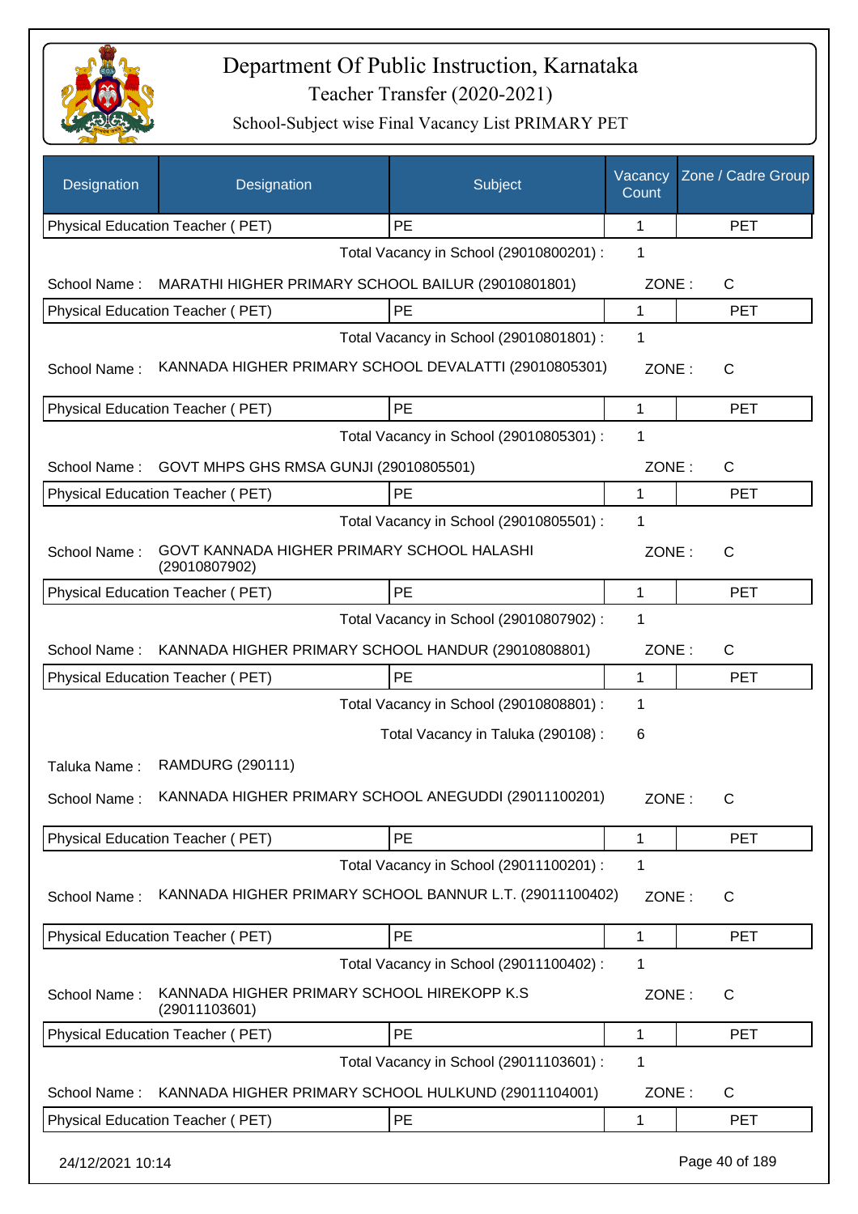# Department Of Public Instruction, Karnataka

Teacher Transfer (2020-2021)

School-Subject wise Final Vacancy List PRIMARY PET

| Designation | Designation | Subject | Vacancy Count | Zone / Cadre Group |
|---|---|---|---|---|
| Physical Education Teacher ( PET) | | PE | 1 | PET |

Total Vacancy in School (29010800201) : 1

School Name : MARATHI HIGHER PRIMARY SCHOOL BAILUR (29010801801) ZONE : C

| Physical Education Teacher ( PET) | PE | 1 | PET |
|---|---|---|---|

Total Vacancy in School (29010801801) : 1

School Name : KANNADA HIGHER PRIMARY SCHOOL DEVALATTI (29010805301) ZONE : C

| Physical Education Teacher ( PET) | PE | 1 | PET |
|---|---|---|---|

Total Vacancy in School (29010805301) : 1

School Name : GOVT MHPS GHS RMSA GUNJI (29010805501) ZONE : C

| Physical Education Teacher ( PET) | PE | 1 | PET |
|---|---|---|---|

Total Vacancy in School (29010805501) : 1

School Name : GOVT KANNADA HIGHER PRIMARY SCHOOL HALASHI (29010807902) ZONE : C

| Physical Education Teacher ( PET) | PE | 1 | PET |
|---|---|---|---|

Total Vacancy in School (29010807902) : 1

School Name : KANNADA HIGHER PRIMARY SCHOOL HANDUR (29010808801) ZONE : C

| Physical Education Teacher ( PET) | PE | 1 | PET |
|---|---|---|---|

Total Vacancy in School (29010808801) : 1

Total Vacancy in Taluka (290108) : 6

Taluka Name : RAMDURG (290111)

School Name : KANNADA HIGHER PRIMARY SCHOOL ANEGUDDI (29011100201) ZONE : C

| Physical Education Teacher ( PET) | PE | 1 | PET |
|---|---|---|---|

Total Vacancy in School (29011100201) : 1

School Name : KANNADA HIGHER PRIMARY SCHOOL BANNUR L.T. (29011100402) ZONE : C

| Physical Education Teacher ( PET) | PE | 1 | PET |
|---|---|---|---|

Total Vacancy in School (29011100402) : 1

School Name : KANNADA HIGHER PRIMARY SCHOOL HIREKOPP K.S (29011103601) ZONE : C

| Physical Education Teacher ( PET) | PE | 1 | PET |
|---|---|---|---|

Total Vacancy in School (29011103601) : 1

School Name : KANNADA HIGHER PRIMARY SCHOOL HULKUND (29011104001) ZONE : C

| Physical Education Teacher ( PET) | PE | 1 | PET |
|---|---|---|---|

24/12/2021 10:14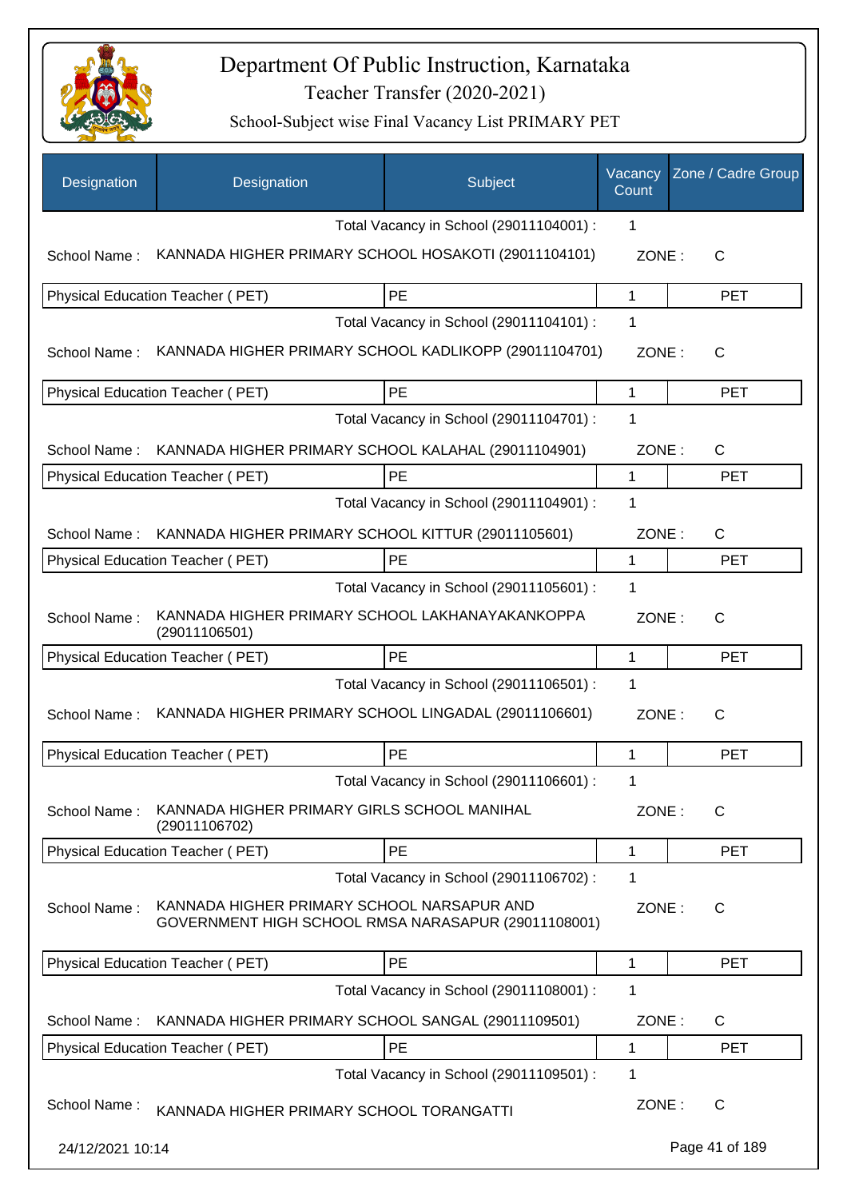# Department Of Public Instruction, Karnataka

Teacher Transfer (2020-2021)

School-Subject wise Final Vacancy List PRIMARY PET

| Designation | Designation | Subject | Vacancy Count | Zone / Cadre Group |
|---|---|---|---|---|
| | | Total Vacancy in School (29011104001) : | 1 | |
| School Name : | KANNADA HIGHER PRIMARY SCHOOL HOSAKOTI (29011104101) | | ZONE : | C |
| Physical Education Teacher ( PET) | | PE | 1 | PET |
| | | Total Vacancy in School (29011104101) : | 1 | |
| School Name : | KANNADA HIGHER PRIMARY SCHOOL KADLIKOPP (29011104701) | | ZONE : | C |
| Physical Education Teacher ( PET) | | PE | 1 | PET |
| | | Total Vacancy in School (29011104701) : | 1 | |
| School Name : | KANNADA HIGHER PRIMARY SCHOOL KALAHAL (29011104901) | | ZONE : | C |
| Physical Education Teacher ( PET) | | PE | 1 | PET |
| | | Total Vacancy in School (29011104901) : | 1 | |
| School Name : | KANNADA HIGHER PRIMARY SCHOOL KITTUR (29011105601) | | ZONE : | C |
| Physical Education Teacher ( PET) | | PE | 1 | PET |
| | | Total Vacancy in School (29011105601) : | 1 | |
| School Name : | KANNADA HIGHER PRIMARY SCHOOL LAKHANAYAKANKOPPA (29011106501) | | ZONE : | C |
| Physical Education Teacher ( PET) | | PE | 1 | PET |
| | | Total Vacancy in School (29011106501) : | 1 | |
| School Name : | KANNADA HIGHER PRIMARY SCHOOL LINGADAL (29011106601) | | ZONE : | C |
| Physical Education Teacher ( PET) | | PE | 1 | PET |
| | | Total Vacancy in School (29011106601) : | 1 | |
| School Name : | KANNADA HIGHER PRIMARY GIRLS SCHOOL MANIHAL (29011106702) | | ZONE : | C |
| Physical Education Teacher ( PET) | | PE | 1 | PET |
| | | Total Vacancy in School (29011106702) : | 1 | |
| School Name : | KANNADA HIGHER PRIMARY SCHOOL NARSAPUR AND GOVERNMENT HIGH SCHOOL RMSA NARASAPUR (29011108001) | | ZONE : | C |
| Physical Education Teacher ( PET) | | PE | 1 | PET |
| | | Total Vacancy in School (29011108001) : | 1 | |
| School Name : | KANNADA HIGHER PRIMARY SCHOOL SANGAL (29011109501) | | ZONE : | C |
| Physical Education Teacher ( PET) | | PE | 1 | PET |
| | | Total Vacancy in School (29011109501) : | 1 | |
| School Name : | KANNADA HIGHER PRIMARY SCHOOL TORANGATTI | | ZONE : | C |

24/12/2021 10:14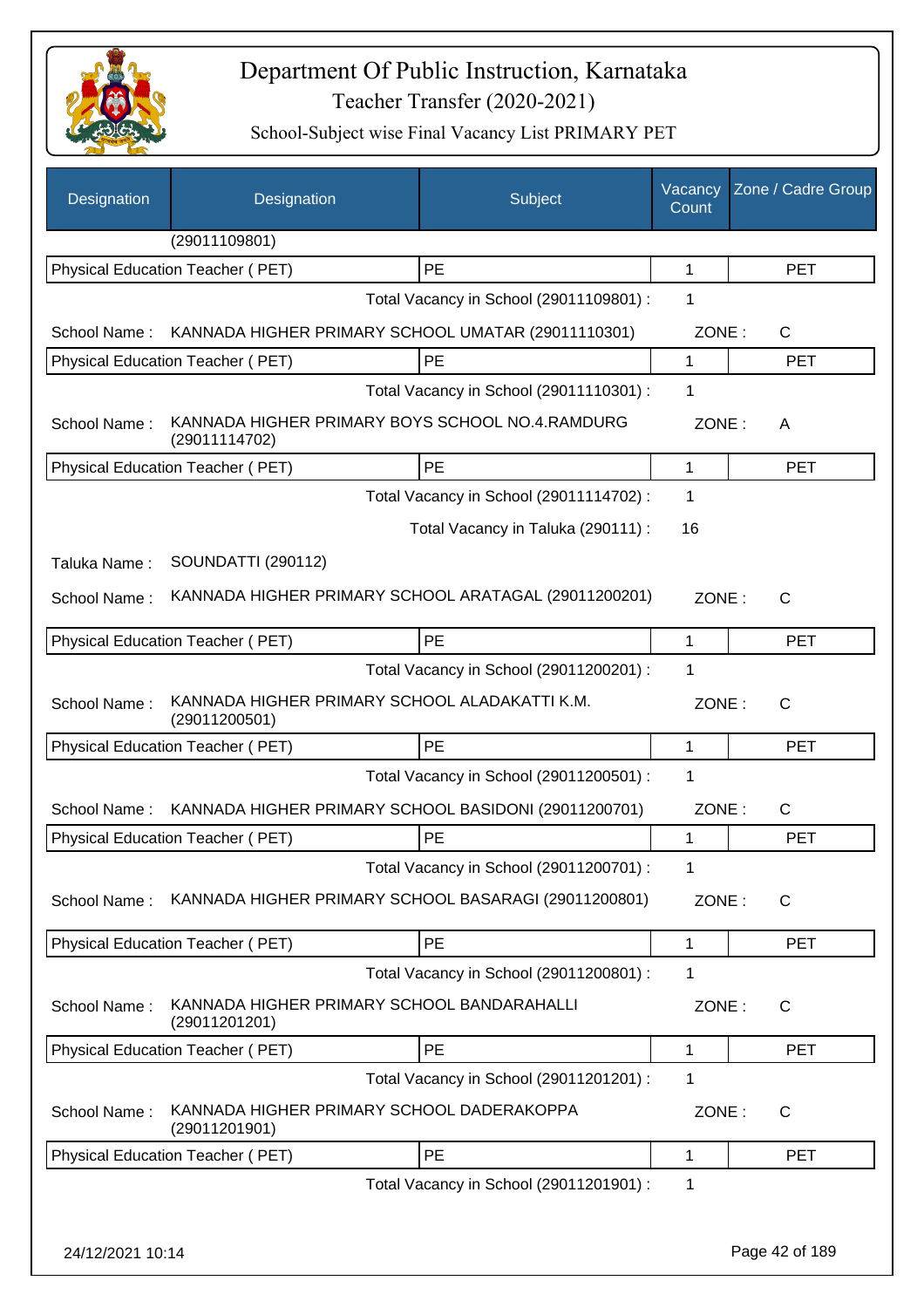# Department Of Public Instruction, Karnataka

## Teacher Transfer (2020-2021)

### School-Subject wise Final Vacancy List PRIMARY PET

| Designation | Designation | Subject | Vacancy Count | Zone / Cadre Group |
|---|---|---|---|---|
| | (29011109801) | | | |
| Physical Education Teacher ( PET) | | PE | 1 | PET |
| | | Total Vacancy in School (29011109801) : | 1 | |
| School Name : | KANNADA HIGHER PRIMARY SCHOOL UMATAR (29011110301) | | ZONE : | C |
| Physical Education Teacher ( PET) | | PE | 1 | PET |
| | | Total Vacancy in School (29011110301) : | 1 | |
| School Name : | KANNADA HIGHER PRIMARY BOYS SCHOOL NO.4.RAMDURG (29011114702) | | ZONE : | A |
| Physical Education Teacher ( PET) | | PE | 1 | PET |
| | | Total Vacancy in School (29011114702) : | 1 | |
| | | Total Vacancy in Taluka (290111) : | 16 | |
| Taluka Name : | SOUNDATTI (290112) | | | |
| School Name : | KANNADA HIGHER PRIMARY SCHOOL ARATAGAL (29011200201) | | ZONE : | C |
| Physical Education Teacher ( PET) | | PE | 1 | PET |
| | | Total Vacancy in School (29011200201) : | 1 | |
| School Name : | KANNADA HIGHER PRIMARY SCHOOL ALADAKATTI K.M. (29011200501) | | ZONE : | C |
| Physical Education Teacher ( PET) | | PE | 1 | PET |
| | | Total Vacancy in School (29011200501) : | 1 | |
| School Name : | KANNADA HIGHER PRIMARY SCHOOL BASIDONI (29011200701) | | ZONE : | C |
| Physical Education Teacher ( PET) | | PE | 1 | PET |
| | | Total Vacancy in School (29011200701) : | 1 | |
| School Name : | KANNADA HIGHER PRIMARY SCHOOL BASARAGI (29011200801) | | ZONE : | C |
| Physical Education Teacher ( PET) | | PE | 1 | PET |
| | | Total Vacancy in School (29011200801) : | 1 | |
| School Name : | KANNADA HIGHER PRIMARY SCHOOL BANDARAHALLI (29011201201) | | ZONE : | C |
| Physical Education Teacher ( PET) | | PE | 1 | PET |
| | | Total Vacancy in School (29011201201) : | 1 | |
| School Name : | KANNADA HIGHER PRIMARY SCHOOL DADERAKOPPA (29011201901) | | ZONE : | C |
| Physical Education Teacher ( PET) | | PE | 1 | PET |
| | | Total Vacancy in School (29011201901) : | 1 | |

24/12/2021 10:14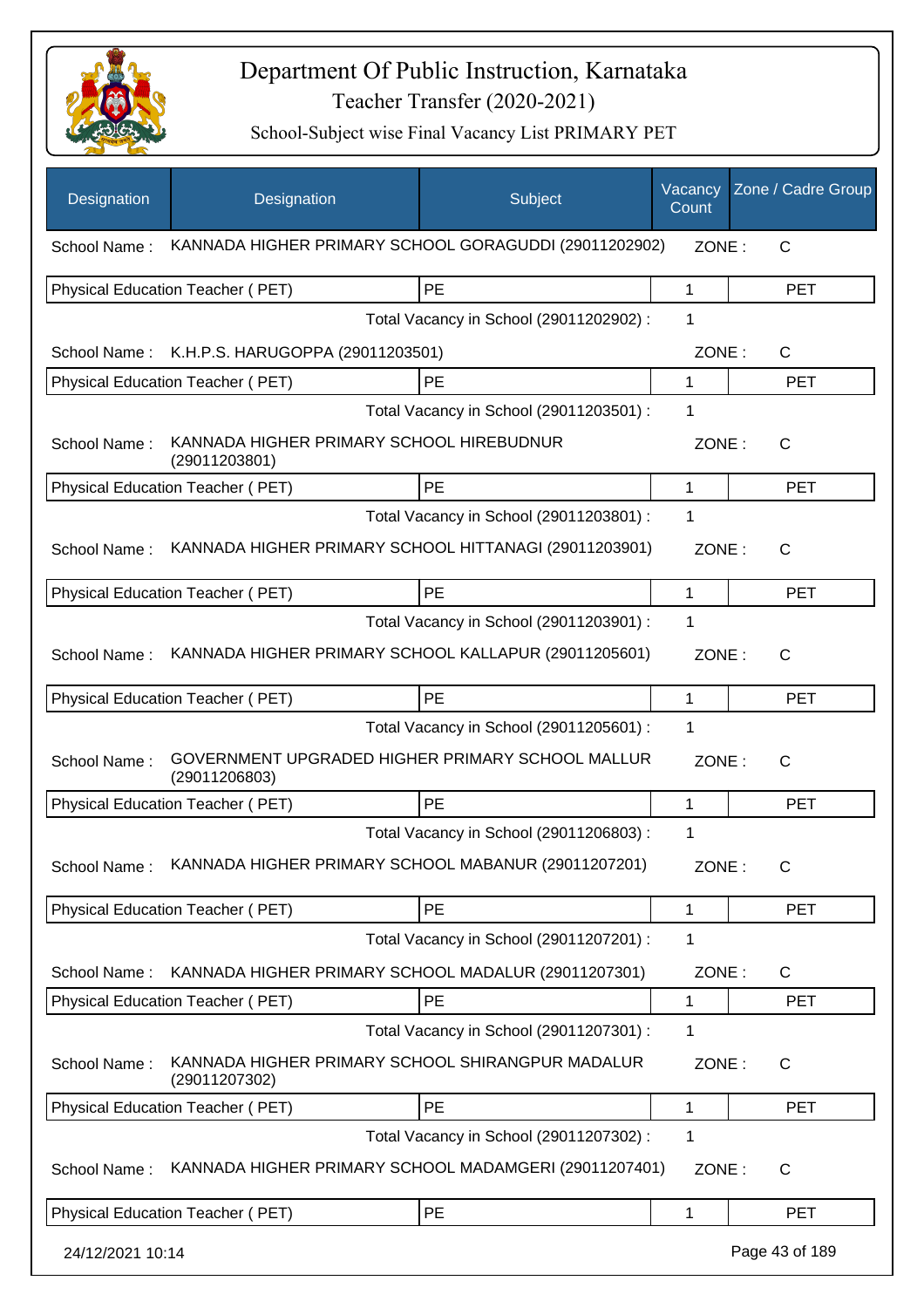# Department Of Public Instruction, Karnataka

## Teacher Transfer (2020-2021)

### School-Subject wise Final Vacancy List PRIMARY PET

| Designation | Designation | Subject | Vacancy Count | Zone / Cadre Group |
|---|---|---|---|---|
| School Name : | KANNADA HIGHER PRIMARY SCHOOL GORAGUDDI (29011202902) | | ZONE : | C |
| Physical Education Teacher ( PET) | | PE | 1 | PET |
| | | Total Vacancy in School (29011202902) : | 1 | |
| School Name : | K.H.P.S. HARUGOPPA (29011203501) | | ZONE : | C |
| Physical Education Teacher ( PET) | | PE | 1 | PET |
| | | Total Vacancy in School (29011203501) : | 1 | |
| School Name : | KANNADA HIGHER PRIMARY SCHOOL HIREBUDNUR (29011203801) | | ZONE : | C |
| Physical Education Teacher ( PET) | | PE | 1 | PET |
| | | Total Vacancy in School (29011203801) : | 1 | |
| School Name : | KANNADA HIGHER PRIMARY SCHOOL HITTANAGI (29011203901) | | ZONE : | C |
| Physical Education Teacher ( PET) | | PE | 1 | PET |
| | | Total Vacancy in School (29011203901) : | 1 | |
| School Name : | KANNADA HIGHER PRIMARY SCHOOL KALLAPUR (29011205601) | | ZONE : | C |
| Physical Education Teacher ( PET) | | PE | 1 | PET |
| | | Total Vacancy in School (29011205601) : | 1 | |
| School Name : | GOVERNMENT UPGRADED HIGHER PRIMARY SCHOOL MALLUR (29011206803) | | ZONE : | C |
| Physical Education Teacher ( PET) | | PE | 1 | PET |
| | | Total Vacancy in School (29011206803) : | 1 | |
| School Name : | KANNADA HIGHER PRIMARY SCHOOL MABANUR (29011207201) | | ZONE : | C |
| Physical Education Teacher ( PET) | | PE | 1 | PET |
| | | Total Vacancy in School (29011207201) : | 1 | |
| School Name : | KANNADA HIGHER PRIMARY SCHOOL MADALUR (29011207301) | | ZONE : | C |
| Physical Education Teacher ( PET) | | PE | 1 | PET |
| | | Total Vacancy in School (29011207301) : | 1 | |
| School Name : | KANNADA HIGHER PRIMARY SCHOOL SHIRANGPUR MADALUR (29011207302) | | ZONE : | C |
| Physical Education Teacher ( PET) | | PE | 1 | PET |
| | | Total Vacancy in School (29011207302) : | 1 | |
| School Name : | KANNADA HIGHER PRIMARY SCHOOL MADAMGERI (29011207401) | | ZONE : | C |
| Physical Education Teacher ( PET) | | PE | 1 | PET |

24/12/2021 10:14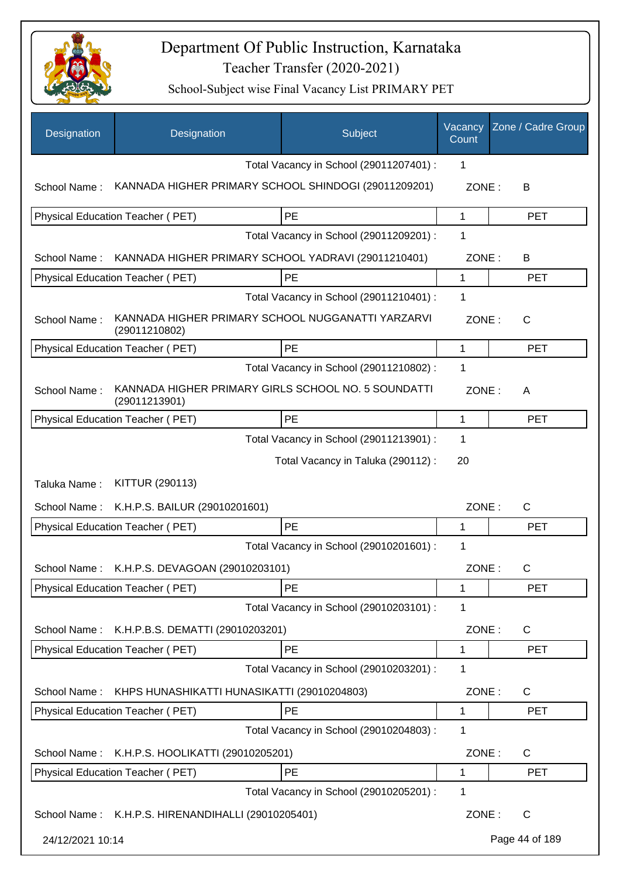# Department Of Public Instruction, Karnataka
## Teacher Transfer (2020-2021)
### School-Subject wise Final Vacancy List PRIMARY PET

| Designation | Designation | Subject | Vacancy Count | Zone / Cadre Group |
|---|---|---|---|---|
| | | Total Vacancy in School (29011207401) : | 1 | |
| School Name : | KANNADA HIGHER PRIMARY SCHOOL SHINDOGI (29011209201) | | ZONE : | B |
| Physical Education Teacher ( PET) | | PE | 1 | PET |
| | | Total Vacancy in School (29011209201) : | 1 | |
| School Name : | KANNADA HIGHER PRIMARY SCHOOL YADRAVI (29011210401) | | ZONE : | B |
| Physical Education Teacher ( PET) | | PE | 1 | PET |
| | | Total Vacancy in School (29011210401) : | 1 | |
| School Name : | KANNADA HIGHER PRIMARY SCHOOL NUGGANATTI YARZARVI (29011210802) | | ZONE : | C |
| Physical Education Teacher ( PET) | | PE | 1 | PET |
| | | Total Vacancy in School (29011210802) : | 1 | |
| School Name : | KANNADA HIGHER PRIMARY GIRLS SCHOOL NO. 5 SOUNDATTI (29011213901) | | ZONE : | A |
| Physical Education Teacher ( PET) | | PE | 1 | PET |
| | | Total Vacancy in School (29011213901) : | 1 | |
| | | Total Vacancy in Taluka (290112) : | 20 | |
| Taluka Name : | KITTUR (290113) | | | |
| School Name : | K.H.P.S. BAILUR (29010201601) | | ZONE : | C |
| Physical Education Teacher ( PET) | | PE | 1 | PET |
| | | Total Vacancy in School (29010201601) : | 1 | |
| School Name : | K.H.P.S. DEVAGOAN (29010203101) | | ZONE : | C |
| Physical Education Teacher ( PET) | | PE | 1 | PET |
| | | Total Vacancy in School (29010203101) : | 1 | |
| School Name : | K.H.P.B.S. DEMATTI (29010203201) | | ZONE : | C |
| Physical Education Teacher ( PET) | | PE | 1 | PET |
| | | Total Vacancy in School (29010203201) : | 1 | |
| School Name : | KHPS HUNASHIKATTI HUNASIKATTI (29010204803) | | ZONE : | C |
| Physical Education Teacher ( PET) | | PE | 1 | PET |
| | | Total Vacancy in School (29010204803) : | 1 | |
| School Name : | K.H.P.S. HOOLIKATTI (29010205201) | | ZONE : | C |
| Physical Education Teacher ( PET) | | PE | 1 | PET |
| | | Total Vacancy in School (29010205201) : | 1 | |
| School Name : | K.H.P.S. HIRENANDIHALLI (29010205401) | | ZONE : | C |

24/12/2021 10:14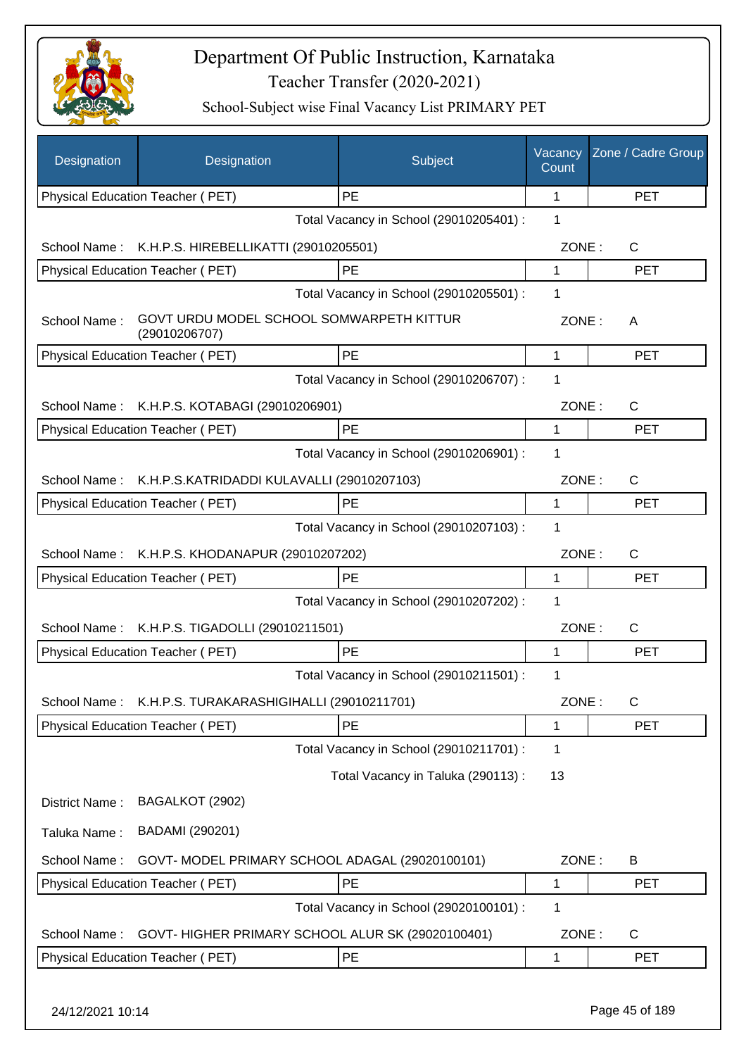# Department Of Public Instruction, Karnataka

## Teacher Transfer (2020-2021)

### School-Subject wise Final Vacancy List PRIMARY PET

| Designation | Designation | Subject | Vacancy Count | Zone / Cadre Group |
|---|---|---|---|---|
| Physical Education Teacher ( PET) | | PE | 1 | PET |
| | | Total Vacancy in School (29010205401) : | 1 | |
| School Name : | K.H.P.S. HIREBELLIKATTI (29010205501) | | ZONE : | C |
| Physical Education Teacher ( PET) | | PE | 1 | PET |
| | | Total Vacancy in School (29010205501) : | 1 | |
| School Name : | GOVT URDU MODEL SCHOOL SOMWARPETH KITTUR (29010206707) | | ZONE : | A |
| Physical Education Teacher ( PET) | | PE | 1 | PET |
| | | Total Vacancy in School (29010206707) : | 1 | |
| School Name : | K.H.P.S. KOTABAGI (29010206901) | | ZONE : | C |
| Physical Education Teacher ( PET) | | PE | 1 | PET |
| | | Total Vacancy in School (29010206901) : | 1 | |
| School Name : | K.H.P.S.KATRIDADDI KULAVALLI (29010207103) | | ZONE : | C |
| Physical Education Teacher ( PET) | | PE | 1 | PET |
| | | Total Vacancy in School (29010207103) : | 1 | |
| School Name : | K.H.P.S. KHODANAPUR (29010207202) | | ZONE : | C |
| Physical Education Teacher ( PET) | | PE | 1 | PET |
| | | Total Vacancy in School (29010207202) : | 1 | |
| School Name : | K.H.P.S. TIGADOLLI (29010211501) | | ZONE : | C |
| Physical Education Teacher ( PET) | | PE | 1 | PET |
| | | Total Vacancy in School (29010211501) : | 1 | |
| School Name : | K.H.P.S. TURAKARASHIGIHALLI (29010211701) | | ZONE : | C |
| Physical Education Teacher ( PET) | | PE | 1 | PET |
| | | Total Vacancy in School (29010211701) : | 1 | |
| | | Total Vacancy in Taluka (290113) : | 13 | |
| District Name : | BAGALKOT (2902) | | | |
| Taluka Name : | BADAMI (290201) | | | |
| School Name : | GOVT- MODEL PRIMARY SCHOOL ADAGAL (29020100101) | | ZONE : | B |
| Physical Education Teacher ( PET) | | PE | 1 | PET |
| | | Total Vacancy in School (29020100101) : | 1 | |
| School Name : | GOVT- HIGHER PRIMARY SCHOOL ALUR SK (29020100401) | | ZONE : | C |
| Physical Education Teacher ( PET) | | PE | 1 | PET |

24/12/2021 10:14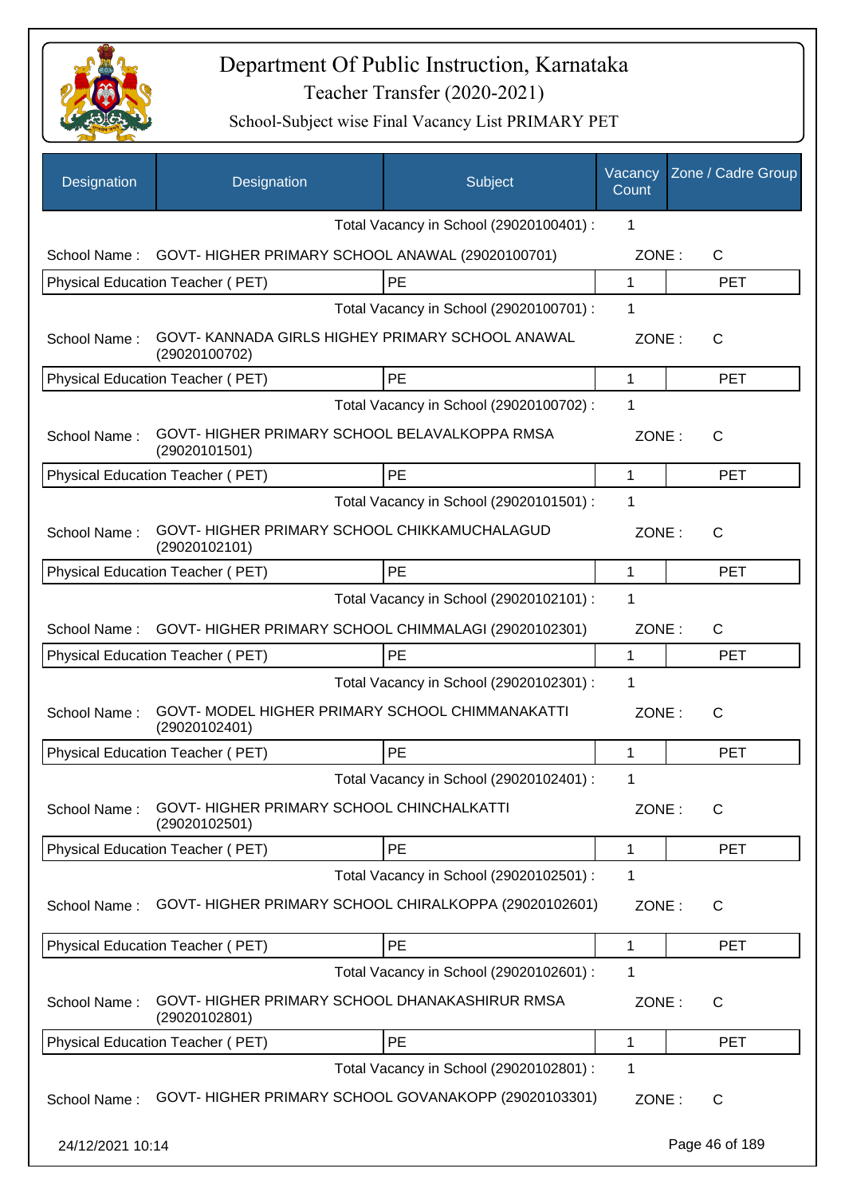# Department Of Public Instruction, Karnataka

## Teacher Transfer (2020-2021)

### School-Subject wise Final Vacancy List PRIMARY PET

| Designation | Designation | Subject | Vacancy Count | Zone / Cadre Group |
|---|---|---|---|---|
| | | Total Vacancy in School (29020100401) : | 1 | |
| School Name : | GOVT- HIGHER PRIMARY SCHOOL ANAWAL (29020100701) | | ZONE : | C |
| Physical Education Teacher ( PET) | | PE | 1 | PET |
| | | Total Vacancy in School (29020100701) : | 1 | |
| School Name : | GOVT- KANNADA GIRLS HIGHEY PRIMARY SCHOOL ANAWAL (29020100702) | | ZONE : | C |
| Physical Education Teacher ( PET) | | PE | 1 | PET |
| | | Total Vacancy in School (29020100702) : | 1 | |
| School Name : | GOVT- HIGHER PRIMARY SCHOOL BELAVALKOPPA RMSA (29020101501) | | ZONE : | C |
| Physical Education Teacher ( PET) | | PE | 1 | PET |
| | | Total Vacancy in School (29020101501) : | 1 | |
| School Name : | GOVT- HIGHER PRIMARY SCHOOL CHIKKAMUCHALAGUD (29020102101) | | ZONE : | C |
| Physical Education Teacher ( PET) | | PE | 1 | PET |
| | | Total Vacancy in School (29020102101) : | 1 | |
| School Name : | GOVT- HIGHER PRIMARY SCHOOL CHIMMALAGI (29020102301) | | ZONE : | C |
| Physical Education Teacher ( PET) | | PE | 1 | PET |
| | | Total Vacancy in School (29020102301) : | 1 | |
| School Name : | GOVT- MODEL HIGHER PRIMARY SCHOOL CHIMMANAKATTI (29020102401) | | ZONE : | C |
| Physical Education Teacher ( PET) | | PE | 1 | PET |
| | | Total Vacancy in School (29020102401) : | 1 | |
| School Name : | GOVT- HIGHER PRIMARY SCHOOL CHINCHALKATTI (29020102501) | | ZONE : | C |
| Physical Education Teacher ( PET) | | PE | 1 | PET |
| | | Total Vacancy in School (29020102501) : | 1 | |
| School Name : | GOVT- HIGHER PRIMARY SCHOOL CHIRALKOPPA (29020102601) | | ZONE : | C |
| Physical Education Teacher ( PET) | | PE | 1 | PET |
| | | Total Vacancy in School (29020102601) : | 1 | |
| School Name : | GOVT- HIGHER PRIMARY SCHOOL DHANAKASHIRUR RMSA (29020102801) | | ZONE : | C |
| Physical Education Teacher ( PET) | | PE | 1 | PET |
| | | Total Vacancy in School (29020102801) : | 1 | |
| School Name : | GOVT- HIGHER PRIMARY SCHOOL GOVANAKOPP (29020103301) | | ZONE : | C |

24/12/2021 10:14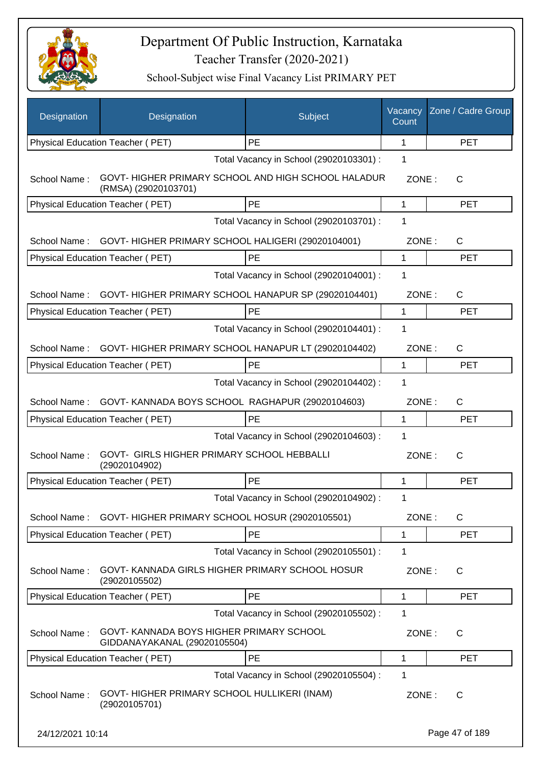# Department Of Public Instruction, Karnataka

Teacher Transfer (2020-2021)

School-Subject wise Final Vacancy List PRIMARY PET

| Designation | Designation | Subject | Vacancy Count | Zone / Cadre Group |
|---|---|---|---|---|
| Physical Education Teacher ( PET) | | PE | 1 | PET |
| | | Total Vacancy in School (29020103301) : | 1 | |
| School Name : | GOVT- HIGHER PRIMARY SCHOOL AND HIGH SCHOOL HALADUR (RMSA) (29020103701) | | ZONE : | C |
| Physical Education Teacher ( PET) | | PE | 1 | PET |
| | | Total Vacancy in School (29020103701) : | 1 | |
| School Name : | GOVT- HIGHER PRIMARY SCHOOL HALIGERI (29020104001) | | ZONE : | C |
| Physical Education Teacher ( PET) | | PE | 1 | PET |
| | | Total Vacancy in School (29020104001) : | 1 | |
| School Name : | GOVT- HIGHER PRIMARY SCHOOL HANAPUR SP (29020104401) | | ZONE : | C |
| Physical Education Teacher ( PET) | | PE | 1 | PET |
| | | Total Vacancy in School (29020104401) : | 1 | |
| School Name : | GOVT- HIGHER PRIMARY SCHOOL HANAPUR LT (29020104402) | | ZONE : | C |
| Physical Education Teacher ( PET) | | PE | 1 | PET |
| | | Total Vacancy in School (29020104402) : | 1 | |
| School Name : | GOVT- KANNADA BOYS SCHOOL RAGHAPUR (29020104603) | | ZONE : | C |
| Physical Education Teacher ( PET) | | PE | 1 | PET |
| | | Total Vacancy in School (29020104603) : | 1 | |
| School Name : | GOVT- GIRLS HIGHER PRIMARY SCHOOL HEBBALLI (29020104902) | | ZONE : | C |
| Physical Education Teacher ( PET) | | PE | 1 | PET |
| | | Total Vacancy in School (29020104902) : | 1 | |
| School Name : | GOVT- HIGHER PRIMARY SCHOOL HOSUR (29020105501) | | ZONE : | C |
| Physical Education Teacher ( PET) | | PE | 1 | PET |
| | | Total Vacancy in School (29020105501) : | 1 | |
| School Name : | GOVT- KANNADA GIRLS HIGHER PRIMARY SCHOOL HOSUR (29020105502) | | ZONE : | C |
| Physical Education Teacher ( PET) | | PE | 1 | PET |
| | | Total Vacancy in School (29020105502) : | 1 | |
| School Name : | GOVT- KANNADA BOYS HIGHER PRIMARY SCHOOL GIDDANAYAKANAL (29020105504) | | ZONE : | C |
| Physical Education Teacher ( PET) | | PE | 1 | PET |
| | | Total Vacancy in School (29020105504) : | 1 | |
| School Name : | GOVT- HIGHER PRIMARY SCHOOL HULLIKERI (INAM) (29020105701) | | ZONE : | C |

24/12/2021 10:14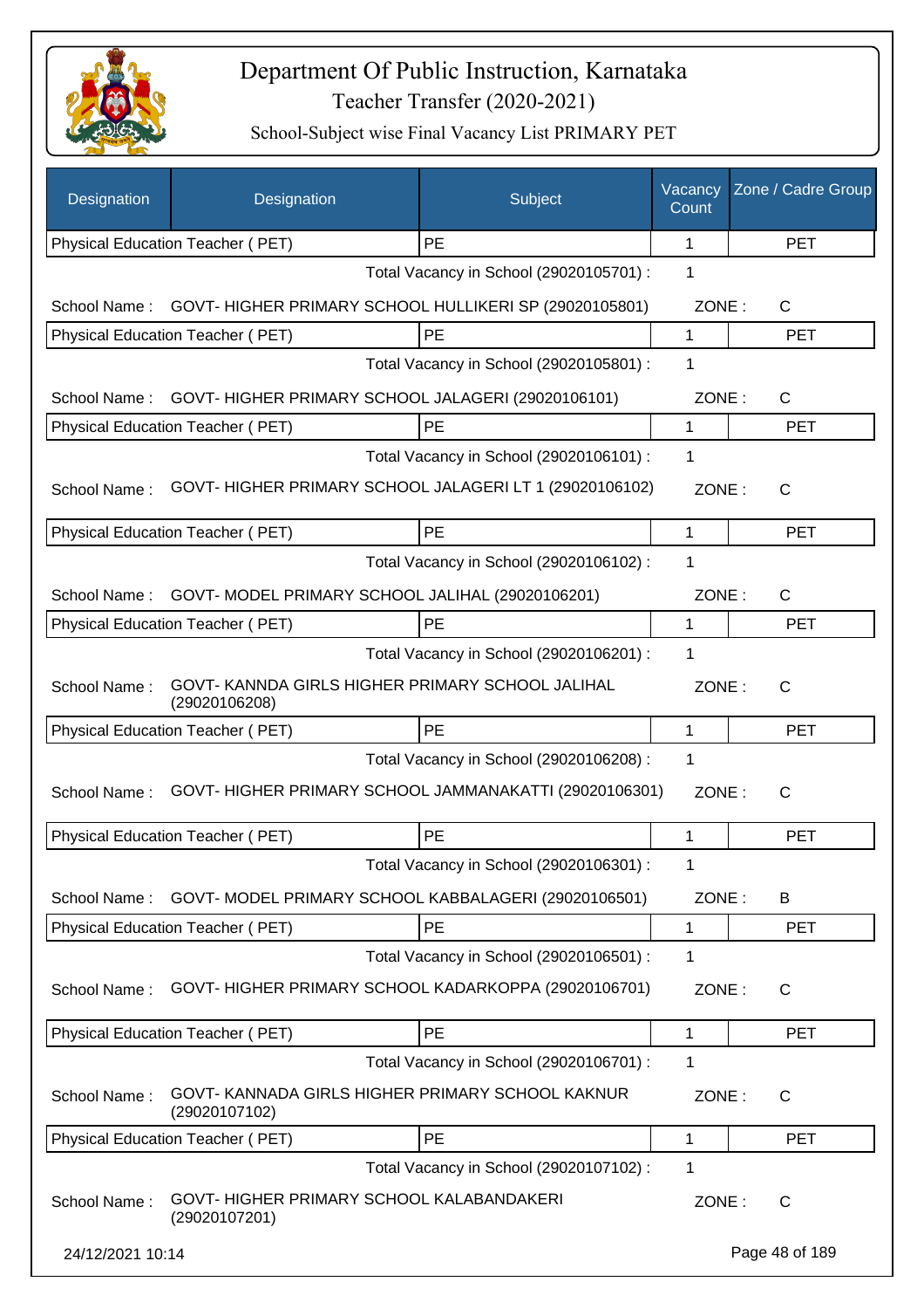# Department Of Public Instruction, Karnataka

## Teacher Transfer (2020-2021)

### School-Subject wise Final Vacancy List PRIMARY PET

| Designation | Designation | Subject | Vacancy Count | Zone / Cadre Group |
|---|---|---|---|---|
| Physical Education Teacher ( PET) | | PE | 1 | PET |

Total Vacancy in School (29020105701) : 1

School Name : GOVT- HIGHER PRIMARY SCHOOL HULLIKERI SP (29020105801) ZONE : C

| Designation | Subject | Vacancy Count | Zone / Cadre Group |
|---|---|---|---|
| Physical Education Teacher ( PET) | PE | 1 | PET |

Total Vacancy in School (29020105801) : 1

School Name : GOVT- HIGHER PRIMARY SCHOOL JALAGERI (29020106101) ZONE : C

| Designation | Subject | Vacancy Count | Zone / Cadre Group |
|---|---|---|---|
| Physical Education Teacher ( PET) | PE | 1 | PET |

Total Vacancy in School (29020106101) : 1

School Name : GOVT- HIGHER PRIMARY SCHOOL JALAGERI LT 1 (29020106102) ZONE : C

| Designation | Subject | Vacancy Count | Zone / Cadre Group |
|---|---|---|---|
| Physical Education Teacher ( PET) | PE | 1 | PET |

Total Vacancy in School (29020106102) : 1

School Name : GOVT- MODEL PRIMARY SCHOOL JALIHAL (29020106201) ZONE : C

| Designation | Subject | Vacancy Count | Zone / Cadre Group |
|---|---|---|---|
| Physical Education Teacher ( PET) | PE | 1 | PET |

Total Vacancy in School (29020106201) : 1

School Name : GOVT- KANNDA GIRLS HIGHER PRIMARY SCHOOL JALIHAL (29020106208) ZONE : C

| Designation | Subject | Vacancy Count | Zone / Cadre Group |
|---|---|---|---|
| Physical Education Teacher ( PET) | PE | 1 | PET |

Total Vacancy in School (29020106208) : 1

School Name : GOVT- HIGHER PRIMARY SCHOOL JAMMANAKATTI (29020106301) ZONE : C

| Designation | Subject | Vacancy Count | Zone / Cadre Group |
|---|---|---|---|
| Physical Education Teacher ( PET) | PE | 1 | PET |

Total Vacancy in School (29020106301) : 1

School Name : GOVT- MODEL PRIMARY SCHOOL KABBALAGERI (29020106501) ZONE : B

| Designation | Subject | Vacancy Count | Zone / Cadre Group |
|---|---|---|---|
| Physical Education Teacher ( PET) | PE | 1 | PET |

Total Vacancy in School (29020106501) : 1

School Name : GOVT- HIGHER PRIMARY SCHOOL KADARKOPPA (29020106701) ZONE : C

| Designation | Subject | Vacancy Count | Zone / Cadre Group |
|---|---|---|---|
| Physical Education Teacher ( PET) | PE | 1 | PET |

Total Vacancy in School (29020106701) : 1

School Name : GOVT- KANNADA GIRLS HIGHER PRIMARY SCHOOL KAKNUR (29020107102) ZONE : C

| Designation | Subject | Vacancy Count | Zone / Cadre Group |
|---|---|---|---|
| Physical Education Teacher ( PET) | PE | 1 | PET |

Total Vacancy in School (29020107102) : 1

School Name : GOVT- HIGHER PRIMARY SCHOOL KALABANDAKERI (29020107201) ZONE : C

24/12/2021 10:14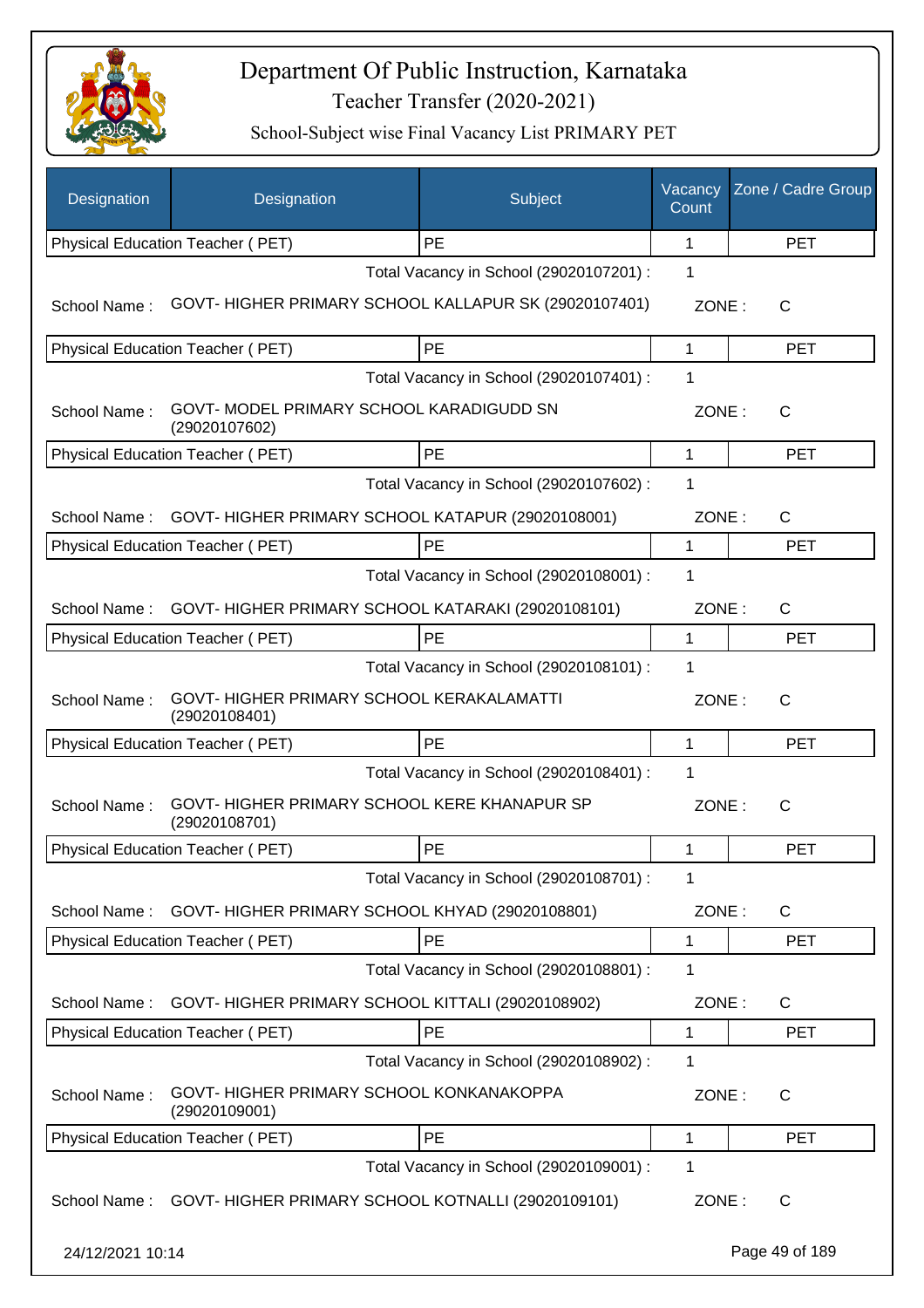# Department Of Public Instruction, Karnataka

## Teacher Transfer (2020-2021)

### School-Subject wise Final Vacancy List PRIMARY PET

| Designation | Designation | Subject | Vacancy Count | Zone / Cadre Group |
|---|---|---|---|---|
| Physical Education Teacher ( PET) | | PE | 1 | PET |

Total Vacancy in School (29020107201) : 1

School Name : GOVT- HIGHER PRIMARY SCHOOL KALLAPUR SK (29020107401) ZONE : C

| Physical Education Teacher ( PET) | PE | 1 | PET |
|---|---|---|---|

Total Vacancy in School (29020107401) : 1

School Name : GOVT- MODEL PRIMARY SCHOOL KARADIGUDD SN (29020107602) ZONE : C

| Physical Education Teacher ( PET) | PE | 1 | PET |
|---|---|---|---|

Total Vacancy in School (29020107602) : 1

School Name : GOVT- HIGHER PRIMARY SCHOOL KATAPUR (29020108001) ZONE : C

| Physical Education Teacher ( PET) | PE | 1 | PET |
|---|---|---|---|

Total Vacancy in School (29020108001) : 1

School Name : GOVT- HIGHER PRIMARY SCHOOL KATARAKI (29020108101) ZONE : C

| Physical Education Teacher ( PET) | PE | 1 | PET |
|---|---|---|---|

Total Vacancy in School (29020108101) : 1

School Name : GOVT- HIGHER PRIMARY SCHOOL KERAKALAMATTI (29020108401) ZONE : C

| Physical Education Teacher ( PET) | PE | 1 | PET |
|---|---|---|---|

Total Vacancy in School (29020108401) : 1

School Name : GOVT- HIGHER PRIMARY SCHOOL KERE KHANAPUR SP (29020108701) ZONE : C

| Physical Education Teacher ( PET) | PE | 1 | PET |
|---|---|---|---|

Total Vacancy in School (29020108701) : 1

School Name : GOVT- HIGHER PRIMARY SCHOOL KHYAD (29020108801) ZONE : C

| Physical Education Teacher ( PET) | PE | 1 | PET |
|---|---|---|---|

Total Vacancy in School (29020108801) : 1

School Name : GOVT- HIGHER PRIMARY SCHOOL KITTALI (29020108902) ZONE : C

| Physical Education Teacher ( PET) | PE | 1 | PET |
|---|---|---|---|

Total Vacancy in School (29020108902) : 1

School Name : GOVT- HIGHER PRIMARY SCHOOL KONKANAKOPPA (29020109001) ZONE : C

| Physical Education Teacher ( PET) | PE | 1 | PET |
|---|---|---|---|

Total Vacancy in School (29020109001) : 1

School Name : GOVT- HIGHER PRIMARY SCHOOL KOTNALLI (29020109101) ZONE : C

24/12/2021 10:14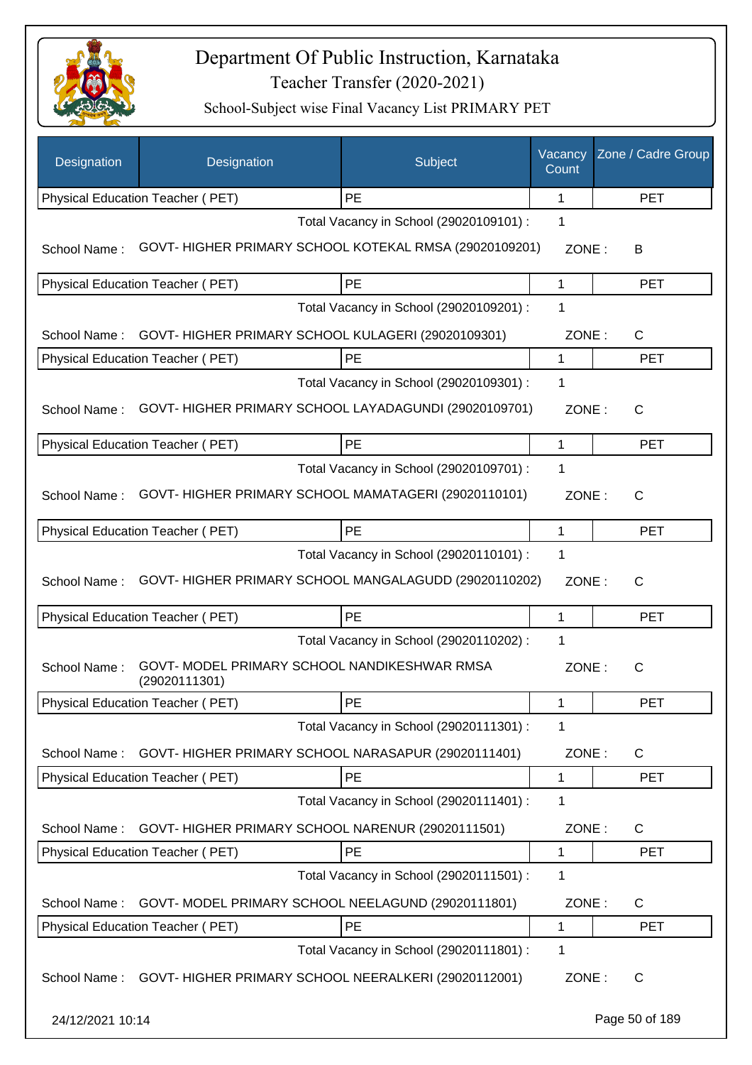# Department Of Public Instruction, Karnataka

## Teacher Transfer (2020-2021)

### School-Subject wise Final Vacancy List PRIMARY PET

| Designation | Designation | Subject | Vacancy Count | Zone / Cadre Group |
|---|---|---|---|---|
| Physical Education Teacher ( PET) | | PE | 1 | PET |

Total Vacancy in School (29020109101) : 1

School Name : GOVT- HIGHER PRIMARY SCHOOL KOTEKAL RMSA (29020109201) ZONE : B

| Designation | Subject | Vacancy Count | Zone / Cadre Group |
|---|---|---|---|
| Physical Education Teacher ( PET) | PE | 1 | PET |

Total Vacancy in School (29020109201) : 1

School Name : GOVT- HIGHER PRIMARY SCHOOL KULAGERI (29020109301) ZONE : C

| Designation | Subject | Vacancy Count | Zone / Cadre Group |
|---|---|---|---|
| Physical Education Teacher ( PET) | PE | 1 | PET |

Total Vacancy in School (29020109301) : 1

School Name : GOVT- HIGHER PRIMARY SCHOOL LAYADAGUNDI (29020109701) ZONE : C

| Designation | Subject | Vacancy Count | Zone / Cadre Group |
|---|---|---|---|
| Physical Education Teacher ( PET) | PE | 1 | PET |

Total Vacancy in School (29020109701) : 1

School Name : GOVT- HIGHER PRIMARY SCHOOL MAMATAGERI (29020110101) ZONE : C

| Designation | Subject | Vacancy Count | Zone / Cadre Group |
|---|---|---|---|
| Physical Education Teacher ( PET) | PE | 1 | PET |

Total Vacancy in School (29020110101) : 1

School Name : GOVT- HIGHER PRIMARY SCHOOL MANGALAGUDD (29020110202) ZONE : C

| Designation | Subject | Vacancy Count | Zone / Cadre Group |
|---|---|---|---|
| Physical Education Teacher ( PET) | PE | 1 | PET |

Total Vacancy in School (29020110202) : 1

School Name : GOVT- MODEL PRIMARY SCHOOL NANDIKESHWAR RMSA (29020111301) ZONE : C

| Designation | Subject | Vacancy Count | Zone / Cadre Group |
|---|---|---|---|
| Physical Education Teacher ( PET) | PE | 1 | PET |

Total Vacancy in School (29020111301) : 1

School Name : GOVT- HIGHER PRIMARY SCHOOL NARASAPUR (29020111401) ZONE : C

| Designation | Subject | Vacancy Count | Zone / Cadre Group |
|---|---|---|---|
| Physical Education Teacher ( PET) | PE | 1 | PET |

Total Vacancy in School (29020111401) : 1

School Name : GOVT- HIGHER PRIMARY SCHOOL NARENUR (29020111501) ZONE : C

| Designation | Subject | Vacancy Count | Zone / Cadre Group |
|---|---|---|---|
| Physical Education Teacher ( PET) | PE | 1 | PET |

Total Vacancy in School (29020111501) : 1

School Name : GOVT- MODEL PRIMARY SCHOOL NEELAGUND (29020111801) ZONE : C

| Designation | Subject | Vacancy Count | Zone / Cadre Group |
|---|---|---|---|
| Physical Education Teacher ( PET) | PE | 1 | PET |

Total Vacancy in School (29020111801) : 1

School Name : GOVT- HIGHER PRIMARY SCHOOL NEERALKERI (29020112001) ZONE : C

24/12/2021 10:14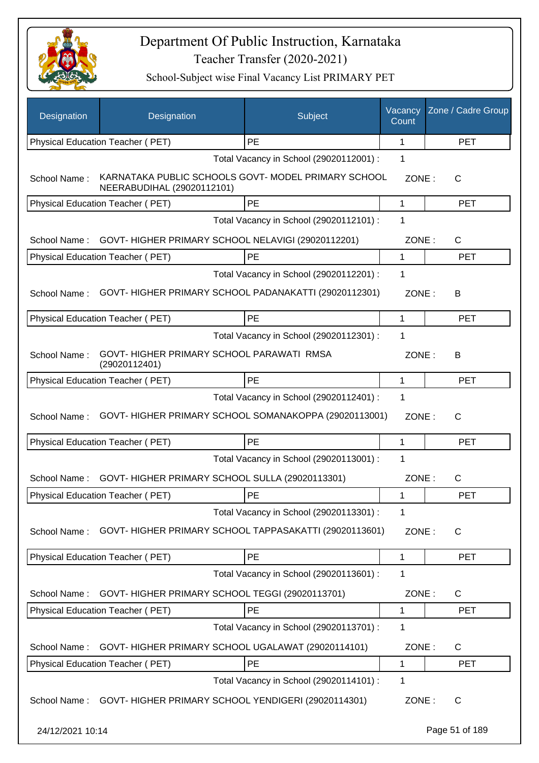# Department Of Public Instruction, Karnataka

## Teacher Transfer (2020-2021)

### School-Subject wise Final Vacancy List PRIMARY PET

| Designation | Designation | Subject | Vacancy Count | Zone / Cadre Group |
|---|---|---|---|---|
| Physical Education Teacher ( PET) | | PE | 1 | PET |
| | | Total Vacancy in School (29020112001) : | 1 | |
| School Name : | KARNATAKA PUBLIC SCHOOLS GOVT- MODEL PRIMARY SCHOOL NEERABUDIHAL (29020112101) | | ZONE : | C |
| Physical Education Teacher ( PET) | | PE | 1 | PET |
| | | Total Vacancy in School (29020112101) : | 1 | |
| School Name : | GOVT- HIGHER PRIMARY SCHOOL NELAVIGI (29020112201) | | ZONE : | C |
| Physical Education Teacher ( PET) | | PE | 1 | PET |
| | | Total Vacancy in School (29020112201) : | 1 | |
| School Name : | GOVT- HIGHER PRIMARY SCHOOL PADANAKATTI (29020112301) | | ZONE : | B |
| Physical Education Teacher ( PET) | | PE | 1 | PET |
| | | Total Vacancy in School (29020112301) : | 1 | |
| School Name : | GOVT- HIGHER PRIMARY SCHOOL PARAWATI RMSA (29020112401) | | ZONE : | B |
| Physical Education Teacher ( PET) | | PE | 1 | PET |
| | | Total Vacancy in School (29020112401) : | 1 | |
| School Name : | GOVT- HIGHER PRIMARY SCHOOL SOMANAKOPPA (29020113001) | | ZONE : | C |
| Physical Education Teacher ( PET) | | PE | 1 | PET |
| | | Total Vacancy in School (29020113001) : | 1 | |
| School Name : | GOVT- HIGHER PRIMARY SCHOOL SULLA (29020113301) | | ZONE : | C |
| Physical Education Teacher ( PET) | | PE | 1 | PET |
| | | Total Vacancy in School (29020113301) : | 1 | |
| School Name : | GOVT- HIGHER PRIMARY SCHOOL TAPPASAKATTI (29020113601) | | ZONE : | C |
| Physical Education Teacher ( PET) | | PE | 1 | PET |
| | | Total Vacancy in School (29020113601) : | 1 | |
| School Name : | GOVT- HIGHER PRIMARY SCHOOL TEGGI (29020113701) | | ZONE : | C |
| Physical Education Teacher ( PET) | | PE | 1 | PET |
| | | Total Vacancy in School (29020113701) : | 1 | |
| School Name : | GOVT- HIGHER PRIMARY SCHOOL UGALAWAT (29020114101) | | ZONE : | C |
| Physical Education Teacher ( PET) | | PE | 1 | PET |
| | | Total Vacancy in School (29020114101) : | 1 | |
| School Name : | GOVT- HIGHER PRIMARY SCHOOL YENDIGERI (29020114301) | | ZONE : | C |

24/12/2021 10:14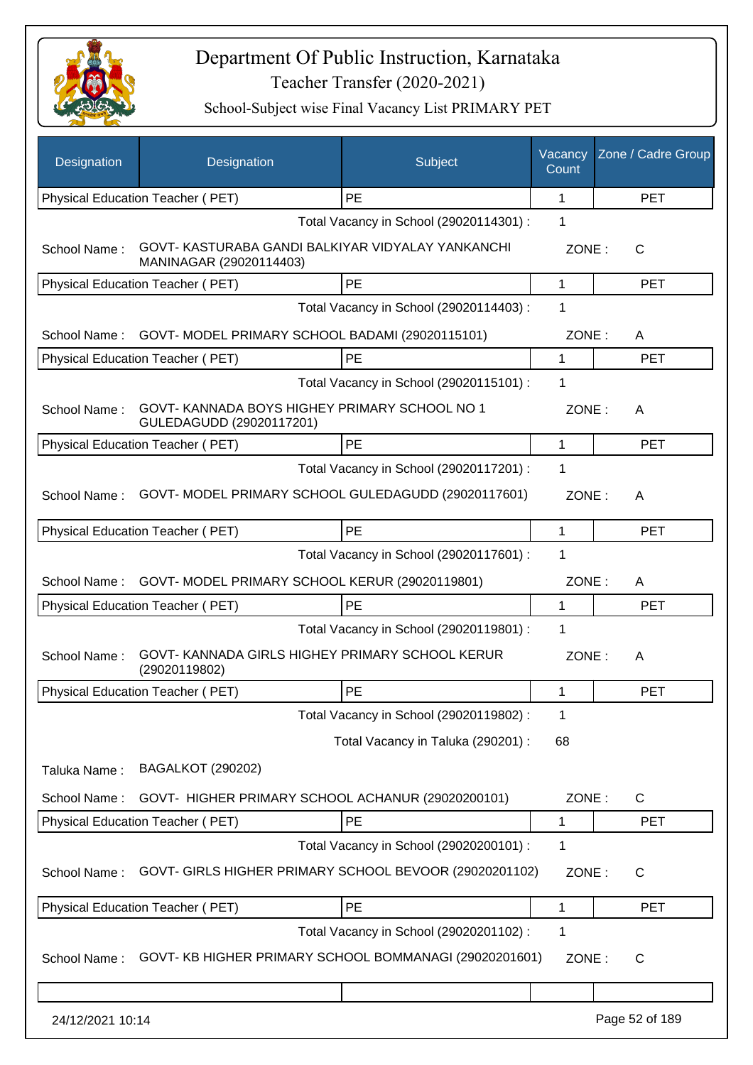# Department Of Public Instruction, Karnataka

Teacher Transfer (2020-2021)

School-Subject wise Final Vacancy List PRIMARY PET

| Designation | Designation | Subject | Vacancy Count | Zone / Cadre Group |
|---|---|---|---|---|
| Physical Education Teacher ( PET) | | PE | 1 | PET |
| | | Total Vacancy in School (29020114301) : | 1 | |
| School Name : | GOVT- KASTURABA GANDI BALKIYAR VIDYALAY YANKANCHI MANINAGAR (29020114403) | | ZONE : | C |
| Physical Education Teacher ( PET) | | PE | 1 | PET |
| | | Total Vacancy in School (29020114403) : | 1 | |
| School Name : | GOVT- MODEL PRIMARY SCHOOL BADAMI (29020115101) | | ZONE : | A |
| Physical Education Teacher ( PET) | | PE | 1 | PET |
| | | Total Vacancy in School (29020115101) : | 1 | |
| School Name : | GOVT- KANNADA BOYS HIGHEY PRIMARY SCHOOL NO 1 GULEDAGUDD (29020117201) | | ZONE : | A |
| Physical Education Teacher ( PET) | | PE | 1 | PET |
| | | Total Vacancy in School (29020117201) : | 1 | |
| School Name : | GOVT- MODEL PRIMARY SCHOOL GULEDAGUDD (29020117601) | | ZONE : | A |
| Physical Education Teacher ( PET) | | PE | 1 | PET |
| | | Total Vacancy in School (29020117601) : | 1 | |
| School Name : | GOVT- MODEL PRIMARY SCHOOL KERUR (29020119801) | | ZONE : | A |
| Physical Education Teacher ( PET) | | PE | 1 | PET |
| | | Total Vacancy in School (29020119801) : | 1 | |
| School Name : | GOVT- KANNADA GIRLS HIGHEY PRIMARY SCHOOL KERUR (29020119802) | | ZONE : | A |
| Physical Education Teacher ( PET) | | PE | 1 | PET |
| | | Total Vacancy in School (29020119802) : | 1 | |
| | | Total Vacancy in Taluka (290201) : | 68 | |
| Taluka Name : | BAGALKOT (290202) | | | |
| School Name : | GOVT- HIGHER PRIMARY SCHOOL ACHANUR (29020200101) | | ZONE : | C |
| Physical Education Teacher ( PET) | | PE | 1 | PET |
| | | Total Vacancy in School (29020200101) : | 1 | |
| School Name : | GOVT- GIRLS HIGHER PRIMARY SCHOOL BEVOOR (29020201102) | | ZONE : | C |
| Physical Education Teacher ( PET) | | PE | 1 | PET |
| | | Total Vacancy in School (29020201102) : | 1 | |
| School Name : | GOVT- KB HIGHER PRIMARY SCHOOL BOMMANAGI (29020201601) | | ZONE : | C |

24/12/2021 10:14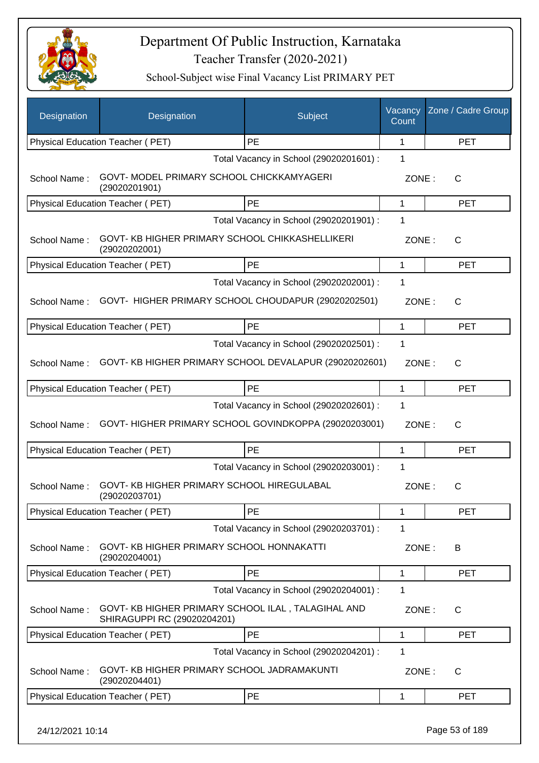# Department Of Public Instruction, Karnataka

Teacher Transfer (2020-2021)

School-Subject wise Final Vacancy List PRIMARY PET

| Designation | Designation | Subject | Vacancy Count | Zone / Cadre Group |
|---|---|---|---|---|
| Physical Education Teacher ( PET) | | PE | 1 | PET |

Total Vacancy in School (29020201601) : 1

School Name : GOVT- MODEL PRIMARY SCHOOL CHICKKAMYAGERI (29020201901) ZONE : C

| Designation | Subject | Vacancy Count | Cadre Group |
|---|---|---|---|
| Physical Education Teacher ( PET) | PE | 1 | PET |

Total Vacancy in School (29020201901) : 1

School Name : GOVT- KB HIGHER PRIMARY SCHOOL CHIKKASHELLIKERI (29020202001) ZONE : C

| Designation | Subject | Vacancy Count | Cadre Group |
|---|---|---|---|
| Physical Education Teacher ( PET) | PE | 1 | PET |

Total Vacancy in School (29020202001) : 1

School Name : GOVT- HIGHER PRIMARY SCHOOL CHOUDAPUR (29020202501) ZONE : C

| Designation | Subject | Vacancy Count | Cadre Group |
|---|---|---|---|
| Physical Education Teacher ( PET) | PE | 1 | PET |

Total Vacancy in School (29020202501) : 1

School Name : GOVT- KB HIGHER PRIMARY SCHOOL DEVALAPUR (29020202601) ZONE : C

| Designation | Subject | Vacancy Count | Cadre Group |
|---|---|---|---|
| Physical Education Teacher ( PET) | PE | 1 | PET |

Total Vacancy in School (29020202601) : 1

School Name : GOVT- HIGHER PRIMARY SCHOOL GOVINDKOPPA (29020203001) ZONE : C

| Designation | Subject | Vacancy Count | Cadre Group |
|---|---|---|---|
| Physical Education Teacher ( PET) | PE | 1 | PET |

Total Vacancy in School (29020203001) : 1

School Name : GOVT- KB HIGHER PRIMARY SCHOOL HIREGULABAL (29020203701) ZONE : C

| Designation | Subject | Vacancy Count | Cadre Group |
|---|---|---|---|
| Physical Education Teacher ( PET) | PE | 1 | PET |

Total Vacancy in School (29020203701) : 1

School Name : GOVT- KB HIGHER PRIMARY SCHOOL HONNAKATTI (29020204001) ZONE : B

| Designation | Subject | Vacancy Count | Cadre Group |
|---|---|---|---|
| Physical Education Teacher ( PET) | PE | 1 | PET |

Total Vacancy in School (29020204001) : 1

School Name : GOVT- KB HIGHER PRIMARY SCHOOL ILAL , TALAGIHAL AND SHIRAGUPPI RC (29020204201) ZONE : C

| Designation | Subject | Vacancy Count | Cadre Group |
|---|---|---|---|
| Physical Education Teacher ( PET) | PE | 1 | PET |

Total Vacancy in School (29020204201) : 1

School Name : GOVT- KB HIGHER PRIMARY SCHOOL JADRAMAKUNTI (29020204401) ZONE : C

| Designation | Subject | Vacancy Count | Cadre Group |
|---|---|---|---|
| Physical Education Teacher ( PET) | PE | 1 | PET |

24/12/2021 10:14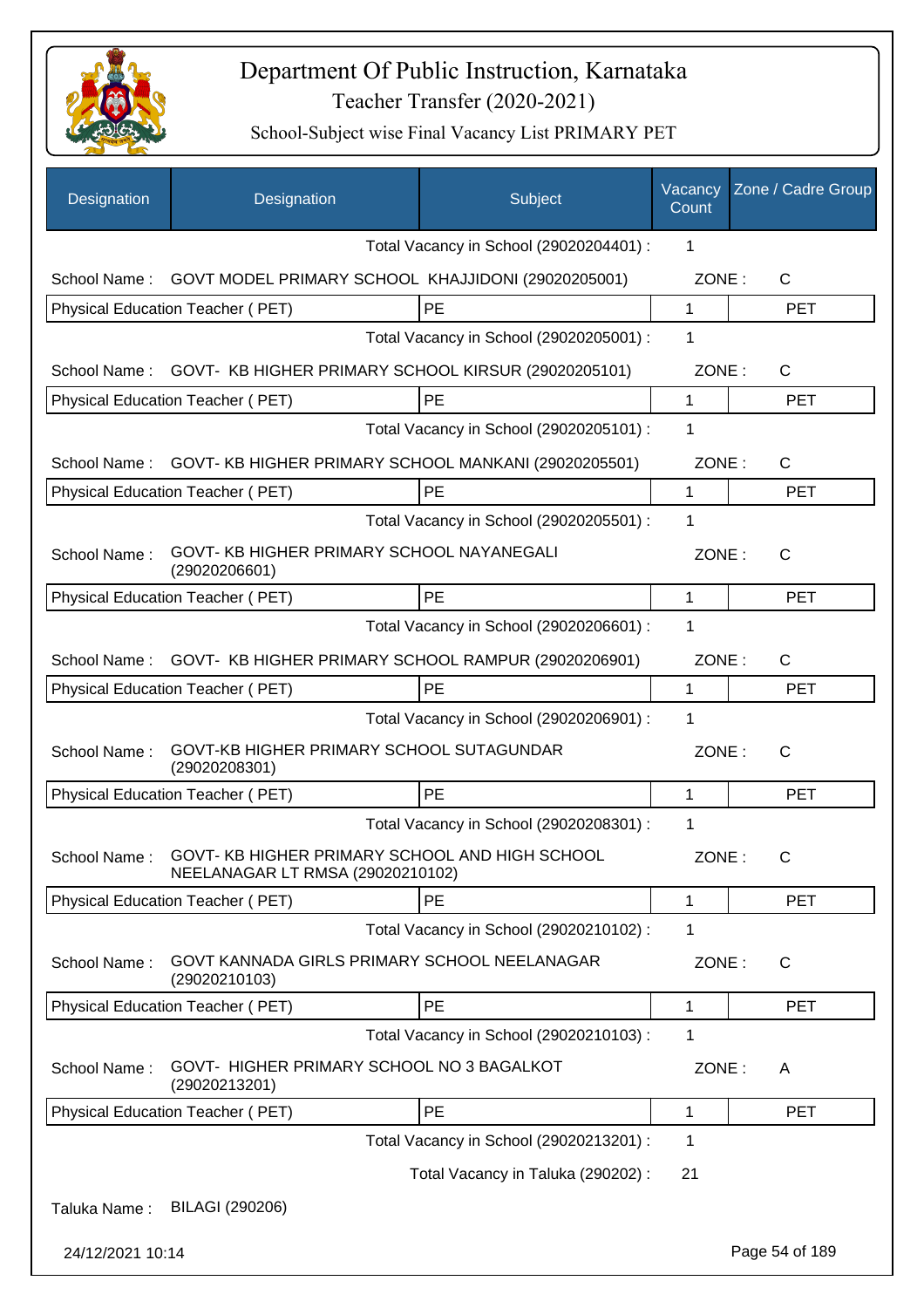# Department Of Public Instruction, Karnataka

## Teacher Transfer (2020-2021)

### School-Subject wise Final Vacancy List PRIMARY PET

| Designation | Designation | Subject | Vacancy Count | Zone / Cadre Group |
|---|---|---|---|---|
| | | Total Vacancy in School (29020204401) : | 1 | |
| School Name : | GOVT MODEL PRIMARY SCHOOL KHAJJIDONI (29020205001) | | ZONE : | C |
| Physical Education Teacher ( PET) | | PE | 1 | PET |
| | | Total Vacancy in School (29020205001) : | 1 | |
| School Name : | GOVT- KB HIGHER PRIMARY SCHOOL KIRSUR (29020205101) | | ZONE : | C |
| Physical Education Teacher ( PET) | | PE | 1 | PET |
| | | Total Vacancy in School (29020205101) : | 1 | |
| School Name : | GOVT- KB HIGHER PRIMARY SCHOOL MANKANI (29020205501) | | ZONE : | C |
| Physical Education Teacher ( PET) | | PE | 1 | PET |
| | | Total Vacancy in School (29020205501) : | 1 | |
| School Name : | GOVT- KB HIGHER PRIMARY SCHOOL NAYANEGALI (29020206601) | | ZONE : | C |
| Physical Education Teacher ( PET) | | PE | 1 | PET |
| | | Total Vacancy in School (29020206601) : | 1 | |
| School Name : | GOVT- KB HIGHER PRIMARY SCHOOL RAMPUR (29020206901) | | ZONE : | C |
| Physical Education Teacher ( PET) | | PE | 1 | PET |
| | | Total Vacancy in School (29020206901) : | 1 | |
| School Name : | GOVT-KB HIGHER PRIMARY SCHOOL SUTAGUNDAR (29020208301) | | ZONE : | C |
| Physical Education Teacher ( PET) | | PE | 1 | PET |
| | | Total Vacancy in School (29020208301) : | 1 | |
| School Name : | GOVT- KB HIGHER PRIMARY SCHOOL AND HIGH SCHOOL NEELANAGAR LT RMSA (29020210102) | | ZONE : | C |
| Physical Education Teacher ( PET) | | PE | 1 | PET |
| | | Total Vacancy in School (29020210102) : | 1 | |
| School Name : | GOVT KANNADA GIRLS PRIMARY SCHOOL NEELANAGAR (29020210103) | | ZONE : | C |
| Physical Education Teacher ( PET) | | PE | 1 | PET |
| | | Total Vacancy in School (29020210103) : | 1 | |
| School Name : | GOVT- HIGHER PRIMARY SCHOOL NO 3 BAGALKOT (29020213201) | | ZONE : | A |
| Physical Education Teacher ( PET) | | PE | 1 | PET |
| | | Total Vacancy in School (29020213201) : | 1 | |
| | | Total Vacancy in Taluka (290202) : | 21 | |

Taluka Name : BILAGI (290206)

24/12/2021 10:14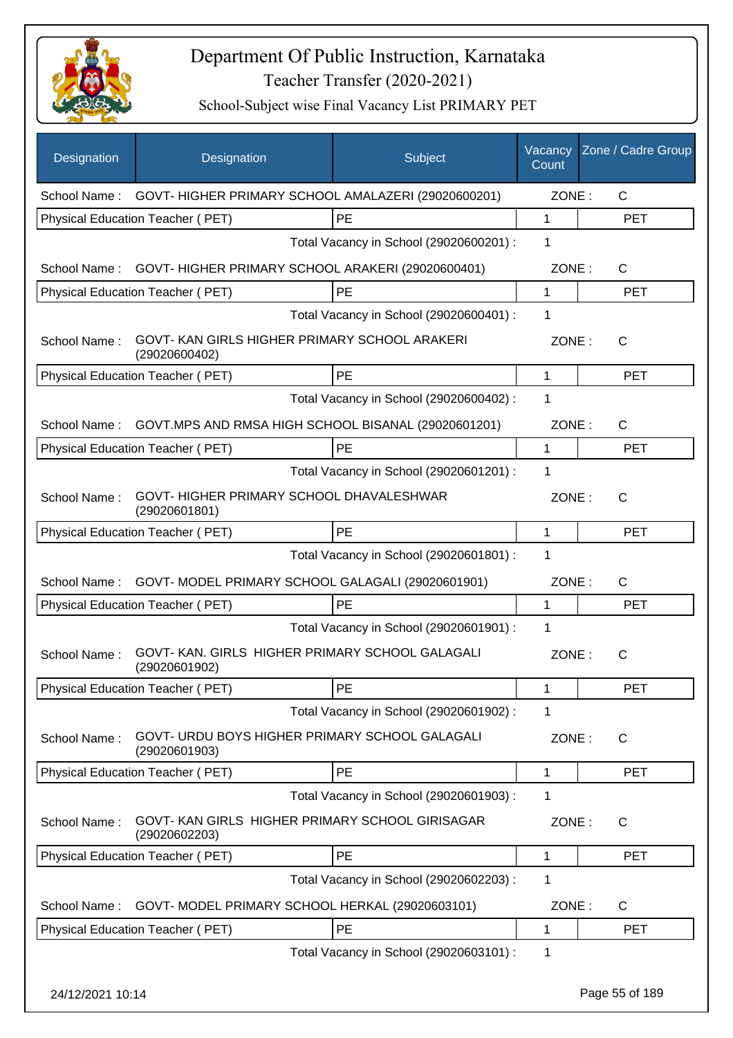# Department Of Public Instruction, Karnataka

Teacher Transfer (2020-2021)

School-Subject wise Final Vacancy List PRIMARY PET

| Designation | Designation | Subject | Vacancy Count | Zone / Cadre Group |
|---|---|---|---|---|
| School Name : | GOVT- HIGHER PRIMARY SCHOOL AMALAZERI (29020600201) | | ZONE : | C |
| Physical Education Teacher ( PET) | | PE | 1 | PET |
| | | Total Vacancy in School (29020600201) : | 1 | |
| School Name : | GOVT- HIGHER PRIMARY SCHOOL ARAKERI (29020600401) | | ZONE : | C |
| Physical Education Teacher ( PET) | | PE | 1 | PET |
| | | Total Vacancy in School (29020600401) : | 1 | |
| School Name : | GOVT- KAN GIRLS HIGHER PRIMARY SCHOOL ARAKERI (29020600402) | | ZONE : | C |
| Physical Education Teacher ( PET) | | PE | 1 | PET |
| | | Total Vacancy in School (29020600402) : | 1 | |
| School Name : | GOVT.MPS AND RMSA HIGH SCHOOL BISANAL (29020601201) | | ZONE : | C |
| Physical Education Teacher ( PET) | | PE | 1 | PET |
| | | Total Vacancy in School (29020601201) : | 1 | |
| School Name : | GOVT- HIGHER PRIMARY SCHOOL DHAVALESHWAR (29020601801) | | ZONE : | C |
| Physical Education Teacher ( PET) | | PE | 1 | PET |
| | | Total Vacancy in School (29020601801) : | 1 | |
| School Name : | GOVT- MODEL PRIMARY SCHOOL GALAGALI (29020601901) | | ZONE : | C |
| Physical Education Teacher ( PET) | | PE | 1 | PET |
| | | Total Vacancy in School (29020601901) : | 1 | |
| School Name : | GOVT- KAN. GIRLS HIGHER PRIMARY SCHOOL GALAGALI (29020601902) | | ZONE : | C |
| Physical Education Teacher ( PET) | | PE | 1 | PET |
| | | Total Vacancy in School (29020601902) : | 1 | |
| School Name : | GOVT- URDU BOYS HIGHER PRIMARY SCHOOL GALAGALI (29020601903) | | ZONE : | C |
| Physical Education Teacher ( PET) | | PE | 1 | PET |
| | | Total Vacancy in School (29020601903) : | 1 | |
| School Name : | GOVT- KAN GIRLS HIGHER PRIMARY SCHOOL GIRISAGAR (29020602203) | | ZONE : | C |
| Physical Education Teacher ( PET) | | PE | 1 | PET |
| | | Total Vacancy in School (29020602203) : | 1 | |
| School Name : | GOVT- MODEL PRIMARY SCHOOL HERKAL (29020603101) | | ZONE : | C |
| Physical Education Teacher ( PET) | | PE | 1 | PET |
| | | Total Vacancy in School (29020603101) : | 1 | |

24/12/2021 10:14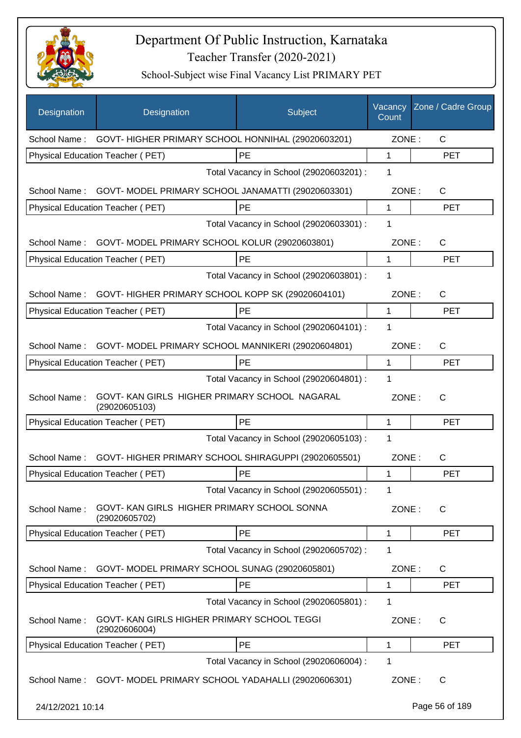# Department Of Public Instruction, Karnataka

Teacher Transfer (2020-2021)

School-Subject wise Final Vacancy List PRIMARY PET

| Designation | Designation | Subject | Vacancy Count | Zone / Cadre Group |
|---|---|---|---|---|
| School Name : | GOVT- HIGHER PRIMARY SCHOOL HONNIHAL (29020603201) | | ZONE : | C |
| Physical Education Teacher ( PET) | | PE | 1 | PET |
| | | Total Vacancy in School (29020603201) : | 1 | |
| School Name : | GOVT- MODEL PRIMARY SCHOOL JANAMATTI (29020603301) | | ZONE : | C |
| Physical Education Teacher ( PET) | | PE | 1 | PET |
| | | Total Vacancy in School (29020603301) : | 1 | |
| School Name : | GOVT- MODEL PRIMARY SCHOOL KOLUR (29020603801) | | ZONE : | C |
| Physical Education Teacher ( PET) | | PE | 1 | PET |
| | | Total Vacancy in School (29020603801) : | 1 | |
| School Name : | GOVT- HIGHER PRIMARY SCHOOL KOPP SK (29020604101) | | ZONE : | C |
| Physical Education Teacher ( PET) | | PE | 1 | PET |
| | | Total Vacancy in School (29020604101) : | 1 | |
| School Name : | GOVT- MODEL PRIMARY SCHOOL MANNIKERI (29020604801) | | ZONE : | C |
| Physical Education Teacher ( PET) | | PE | 1 | PET |
| | | Total Vacancy in School (29020604801) : | 1 | |
| School Name : | GOVT- KAN GIRLS HIGHER PRIMARY SCHOOL NAGARAL (29020605103) | | ZONE : | C |
| Physical Education Teacher ( PET) | | PE | 1 | PET |
| | | Total Vacancy in School (29020605103) : | 1 | |
| School Name : | GOVT- HIGHER PRIMARY SCHOOL SHIRAGUPPI (29020605501) | | ZONE : | C |
| Physical Education Teacher ( PET) | | PE | 1 | PET |
| | | Total Vacancy in School (29020605501) : | 1 | |
| School Name : | GOVT- KAN GIRLS HIGHER PRIMARY SCHOOL SONNA (29020605702) | | ZONE : | C |
| Physical Education Teacher ( PET) | | PE | 1 | PET |
| | | Total Vacancy in School (29020605702) : | 1 | |
| School Name : | GOVT- MODEL PRIMARY SCHOOL SUNAG (29020605801) | | ZONE : | C |
| Physical Education Teacher ( PET) | | PE | 1 | PET |
| | | Total Vacancy in School (29020605801) : | 1 | |
| School Name : | GOVT- KAN GIRLS HIGHER PRIMARY SCHOOL TEGGI (29020606004) | | ZONE : | C |
| Physical Education Teacher ( PET) | | PE | 1 | PET |
| | | Total Vacancy in School (29020606004) : | 1 | |
| School Name : | GOVT- MODEL PRIMARY SCHOOL YADAHALLI (29020606301) | | ZONE : | C |

24/12/2021 10:14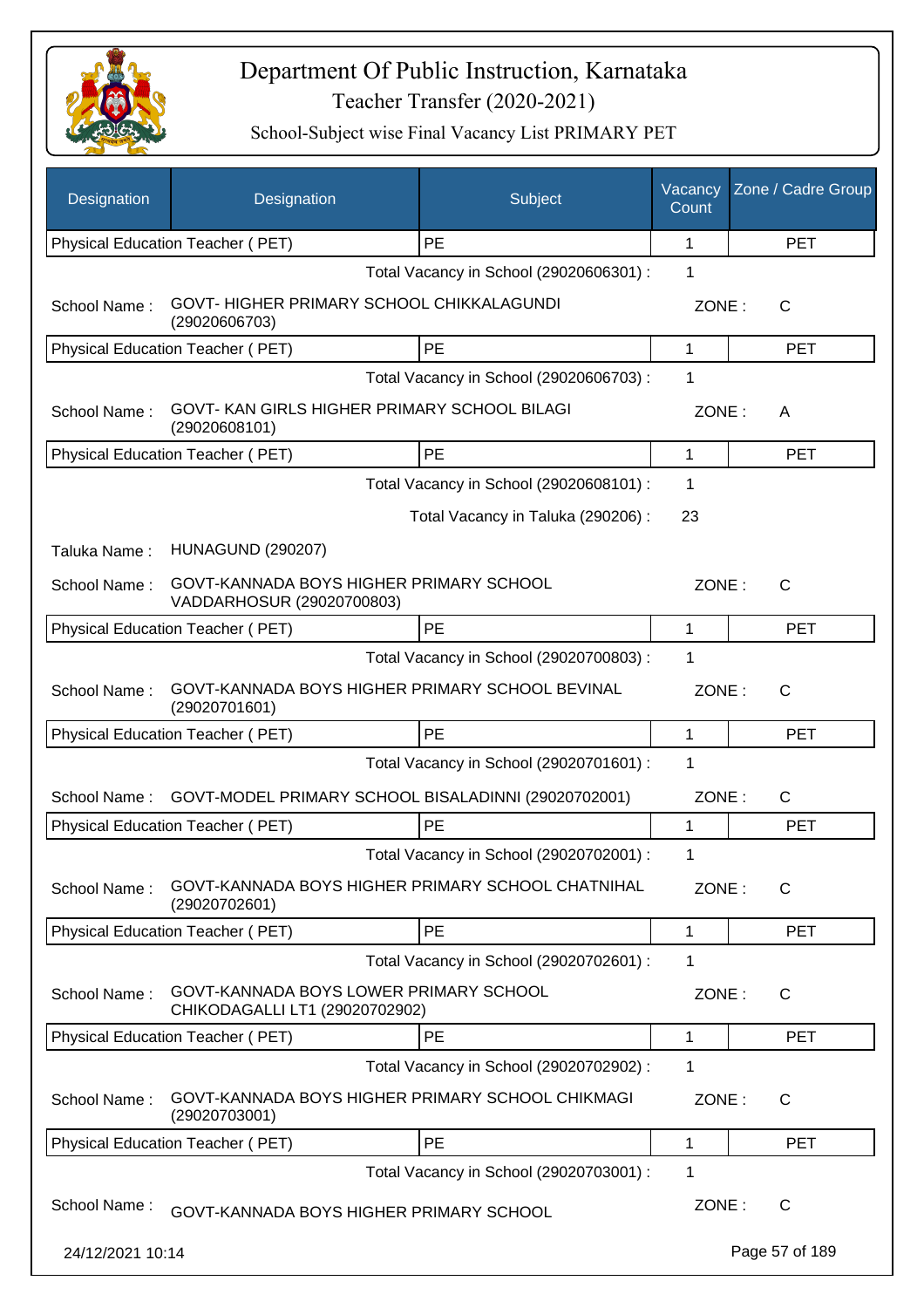# Department Of Public Instruction, Karnataka

## Teacher Transfer (2020-2021)

### School-Subject wise Final Vacancy List PRIMARY PET

| Designation | Designation | Subject | Vacancy Count | Zone / Cadre Group |
|---|---|---|---|---|
| Physical Education Teacher ( PET) | | PE | 1 | PET |
| | | Total Vacancy in School (29020606301) : | 1 | |
| School Name : | GOVT- HIGHER PRIMARY SCHOOL CHIKKALAGUNDI (29020606703) | | ZONE : | C |
| Physical Education Teacher ( PET) | | PE | 1 | PET |
| | | Total Vacancy in School (29020606703) : | 1 | |
| School Name : | GOVT- KAN GIRLS HIGHER PRIMARY SCHOOL BILAGI (29020608101) | | ZONE : | A |
| Physical Education Teacher ( PET) | | PE | 1 | PET |
| | | Total Vacancy in School (29020608101) : | 1 | |
| | | Total Vacancy in Taluka (290206) : | 23 | |
| Taluka Name : | HUNAGUND (290207) | | | |
| School Name : | GOVT-KANNADA BOYS HIGHER PRIMARY SCHOOL VADDARHOSUR (29020700803) | | ZONE : | C |
| Physical Education Teacher ( PET) | | PE | 1 | PET |
| | | Total Vacancy in School (29020700803) : | 1 | |
| School Name : | GOVT-KANNADA BOYS HIGHER PRIMARY SCHOOL BEVINAL (29020701601) | | ZONE : | C |
| Physical Education Teacher ( PET) | | PE | 1 | PET |
| | | Total Vacancy in School (29020701601) : | 1 | |
| School Name : | GOVT-MODEL PRIMARY SCHOOL BISALADINNI (29020702001) | | ZONE : | C |
| Physical Education Teacher ( PET) | | PE | 1 | PET |
| | | Total Vacancy in School (29020702001) : | 1 | |
| School Name : | GOVT-KANNADA BOYS HIGHER PRIMARY SCHOOL CHATNIHAL (29020702601) | | ZONE : | C |
| Physical Education Teacher ( PET) | | PE | 1 | PET |
| | | Total Vacancy in School (29020702601) : | 1 | |
| School Name : | GOVT-KANNADA BOYS LOWER PRIMARY SCHOOL CHIKODAGALLI LT1 (29020702902) | | ZONE : | C |
| Physical Education Teacher ( PET) | | PE | 1 | PET |
| | | Total Vacancy in School (29020702902) : | 1 | |
| School Name : | GOVT-KANNADA BOYS HIGHER PRIMARY SCHOOL CHIKMAGI (29020703001) | | ZONE : | C |
| Physical Education Teacher ( PET) | | PE | 1 | PET |
| | | Total Vacancy in School (29020703001) : | 1 | |
| School Name : | GOVT-KANNADA BOYS HIGHER PRIMARY SCHOOL | | ZONE : | C |

24/12/2021 10:14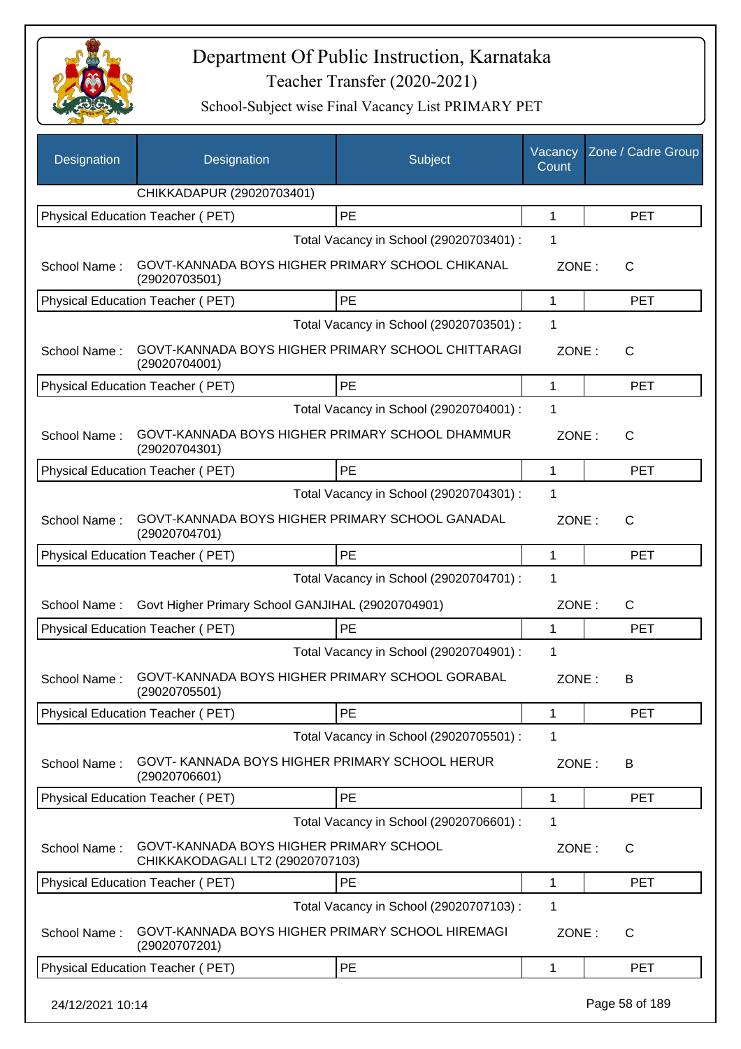# Department Of Public Instruction, Karnataka

Teacher Transfer (2020-2021)

School-Subject wise Final Vacancy List PRIMARY PET

| Designation | Designation | Subject | Vacancy Count | Zone / Cadre Group |
|---|---|---|---|---|
| | CHIKKADAPUR (29020703401) | | | |
| Physical Education Teacher ( PET) | | PE | 1 | PET |
| | | Total Vacancy in School (29020703401) : | 1 | |
| School Name : | GOVT-KANNADA BOYS HIGHER PRIMARY SCHOOL CHIKANAL (29020703501) | | ZONE : | C |
| Physical Education Teacher ( PET) | | PE | 1 | PET |
| | | Total Vacancy in School (29020703501) : | 1 | |
| School Name : | GOVT-KANNADA BOYS HIGHER PRIMARY SCHOOL CHITTARAGI (29020704001) | | ZONE : | C |
| Physical Education Teacher ( PET) | | PE | 1 | PET |
| | | Total Vacancy in School (29020704001) : | 1 | |
| School Name : | GOVT-KANNADA BOYS HIGHER PRIMARY SCHOOL DHAMMUR (29020704301) | | ZONE : | C |
| Physical Education Teacher ( PET) | | PE | 1 | PET |
| | | Total Vacancy in School (29020704301) : | 1 | |
| School Name : | GOVT-KANNADA BOYS HIGHER PRIMARY SCHOOL GANADAL (29020704701) | | ZONE : | C |
| Physical Education Teacher ( PET) | | PE | 1 | PET |
| | | Total Vacancy in School (29020704701) : | 1 | |
| School Name : | Govt Higher Primary School GANJIHAL (29020704901) | | ZONE : | C |
| Physical Education Teacher ( PET) | | PE | 1 | PET |
| | | Total Vacancy in School (29020704901) : | 1 | |
| School Name : | GOVT-KANNADA BOYS HIGHER PRIMARY SCHOOL GORABAL (29020705501) | | ZONE : | B |
| Physical Education Teacher ( PET) | | PE | 1 | PET |
| | | Total Vacancy in School (29020705501) : | 1 | |
| School Name : | GOVT- KANNADA BOYS HIGHER PRIMARY SCHOOL HERUR (29020706601) | | ZONE : | B |
| Physical Education Teacher ( PET) | | PE | 1 | PET |
| | | Total Vacancy in School (29020706601) : | 1 | |
| School Name : | GOVT-KANNADA BOYS HIGHER PRIMARY SCHOOL CHIKKAKODAGALI LT2 (29020707103) | | ZONE : | C |
| Physical Education Teacher ( PET) | | PE | 1 | PET |
| | | Total Vacancy in School (29020707103) : | 1 | |
| School Name : | GOVT-KANNADA BOYS HIGHER PRIMARY SCHOOL HIREMAGI (29020707201) | | ZONE : | C |
| Physical Education Teacher ( PET) | | PE | 1 | PET |

24/12/2021 10:14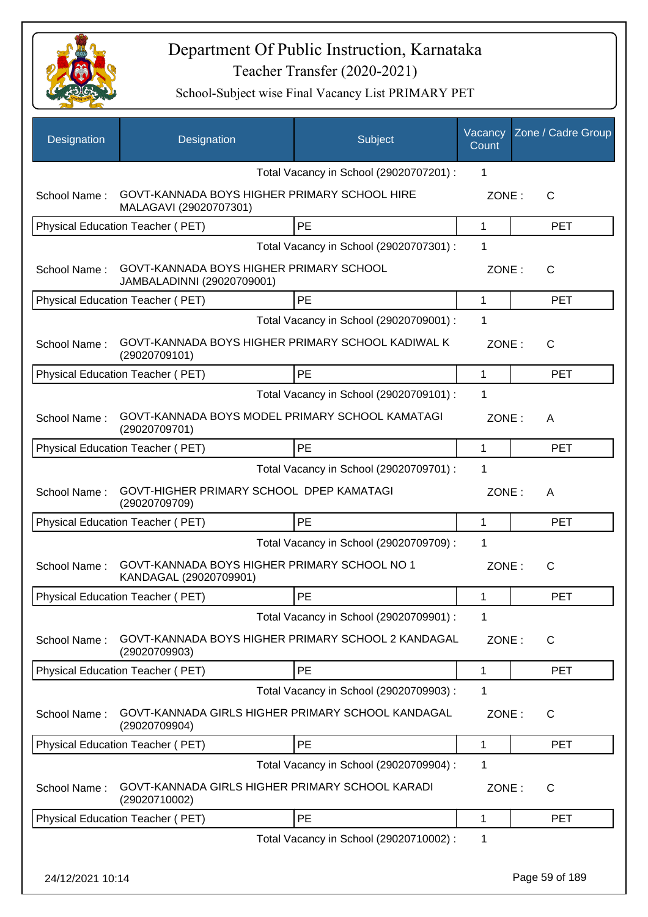# Department Of Public Instruction, Karnataka

Teacher Transfer (2020-2021)

School-Subject wise Final Vacancy List PRIMARY PET

| Designation | Designation | Subject | Vacancy Count | Zone / Cadre Group |
|---|---|---|---|---|
| | | Total Vacancy in School (29020707201) : | 1 | |
| School Name : | GOVT-KANNADA BOYS HIGHER PRIMARY SCHOOL HIRE MALAGAVI (29020707301) | | ZONE : | C |
| Physical Education Teacher ( PET) | | PE | 1 | PET |
| | | Total Vacancy in School (29020707301) : | 1 | |
| School Name : | GOVT-KANNADA BOYS HIGHER PRIMARY SCHOOL JAMBALADINNI (29020709001) | | ZONE : | C |
| Physical Education Teacher ( PET) | | PE | 1 | PET |
| | | Total Vacancy in School (29020709001) : | 1 | |
| School Name : | GOVT-KANNADA BOYS HIGHER PRIMARY SCHOOL KADIWAL K (29020709101) | | ZONE : | C |
| Physical Education Teacher ( PET) | | PE | 1 | PET |
| | | Total Vacancy in School (29020709101) : | 1 | |
| School Name : | GOVT-KANNADA BOYS MODEL PRIMARY SCHOOL KAMATAGI (29020709701) | | ZONE : | A |
| Physical Education Teacher ( PET) | | PE | 1 | PET |
| | | Total Vacancy in School (29020709701) : | 1 | |
| School Name : | GOVT-HIGHER PRIMARY SCHOOL DPEP KAMATAGI (29020709709) | | ZONE : | A |
| Physical Education Teacher ( PET) | | PE | 1 | PET |
| | | Total Vacancy in School (29020709709) : | 1 | |
| School Name : | GOVT-KANNADA BOYS HIGHER PRIMARY SCHOOL NO 1 KANDAGAL (29020709901) | | ZONE : | C |
| Physical Education Teacher ( PET) | | PE | 1 | PET |
| | | Total Vacancy in School (29020709901) : | 1 | |
| School Name : | GOVT-KANNADA BOYS HIGHER PRIMARY SCHOOL 2 KANDAGAL (29020709903) | | ZONE : | C |
| Physical Education Teacher ( PET) | | PE | 1 | PET |
| | | Total Vacancy in School (29020709903) : | 1 | |
| School Name : | GOVT-KANNADA GIRLS HIGHER PRIMARY SCHOOL KANDAGAL (29020709904) | | ZONE : | C |
| Physical Education Teacher ( PET) | | PE | 1 | PET |
| | | Total Vacancy in School (29020709904) : | 1 | |
| School Name : | GOVT-KANNADA GIRLS HIGHER PRIMARY SCHOOL KARADI (29020710002) | | ZONE : | C |
| Physical Education Teacher ( PET) | | PE | 1 | PET |
| | | Total Vacancy in School (29020710002) : | 1 | |

24/12/2021 10:14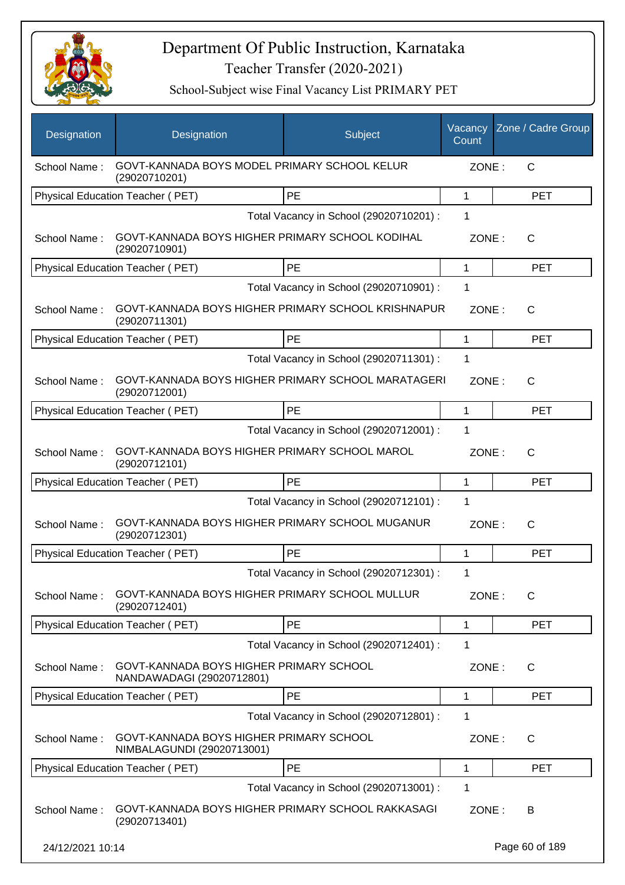# Department Of Public Instruction, Karnataka

## Teacher Transfer (2020-2021)

### School-Subject wise Final Vacancy List PRIMARY PET

| Designation | Designation | Subject | Vacancy Count | Zone / Cadre Group |
|---|---|---|---|---|
| School Name : | GOVT-KANNADA BOYS MODEL PRIMARY SCHOOL KELUR (29020710201) | | ZONE : | C |
| Physical Education Teacher ( PET) | | PE | 1 | PET |
| | | Total Vacancy in School (29020710201) : | 1 | |
| School Name : | GOVT-KANNADA BOYS HIGHER PRIMARY SCHOOL KODIHAL (29020710901) | | ZONE : | C |
| Physical Education Teacher ( PET) | | PE | 1 | PET |
| | | Total Vacancy in School (29020710901) : | 1 | |
| School Name : | GOVT-KANNADA BOYS HIGHER PRIMARY SCHOOL KRISHNAPUR (29020711301) | | ZONE : | C |
| Physical Education Teacher ( PET) | | PE | 1 | PET |
| | | Total Vacancy in School (29020711301) : | 1 | |
| School Name : | GOVT-KANNADA BOYS HIGHER PRIMARY SCHOOL MARATAGERI (29020712001) | | ZONE : | C |
| Physical Education Teacher ( PET) | | PE | 1 | PET |
| | | Total Vacancy in School (29020712001) : | 1 | |
| School Name : | GOVT-KANNADA BOYS HIGHER PRIMARY SCHOOL MAROL (29020712101) | | ZONE : | C |
| Physical Education Teacher ( PET) | | PE | 1 | PET |
| | | Total Vacancy in School (29020712101) : | 1 | |
| School Name : | GOVT-KANNADA BOYS HIGHER PRIMARY SCHOOL MUGANUR (29020712301) | | ZONE : | C |
| Physical Education Teacher ( PET) | | PE | 1 | PET |
| | | Total Vacancy in School (29020712301) : | 1 | |
| School Name : | GOVT-KANNADA BOYS HIGHER PRIMARY SCHOOL MULLUR (29020712401) | | ZONE : | C |
| Physical Education Teacher ( PET) | | PE | 1 | PET |
| | | Total Vacancy in School (29020712401) : | 1 | |
| School Name : | GOVT-KANNADA BOYS HIGHER PRIMARY SCHOOL NANDAWADAGI (29020712801) | | ZONE : | C |
| Physical Education Teacher ( PET) | | PE | 1 | PET |
| | | Total Vacancy in School (29020712801) : | 1 | |
| School Name : | GOVT-KANNADA BOYS HIGHER PRIMARY SCHOOL NIMBALAGUNDI (29020713001) | | ZONE : | C |
| Physical Education Teacher ( PET) | | PE | 1 | PET |
| | | Total Vacancy in School (29020713001) : | 1 | |
| School Name : | GOVT-KANNADA BOYS HIGHER PRIMARY SCHOOL RAKKASAGI (29020713401) | | ZONE : | B |

24/12/2021 10:14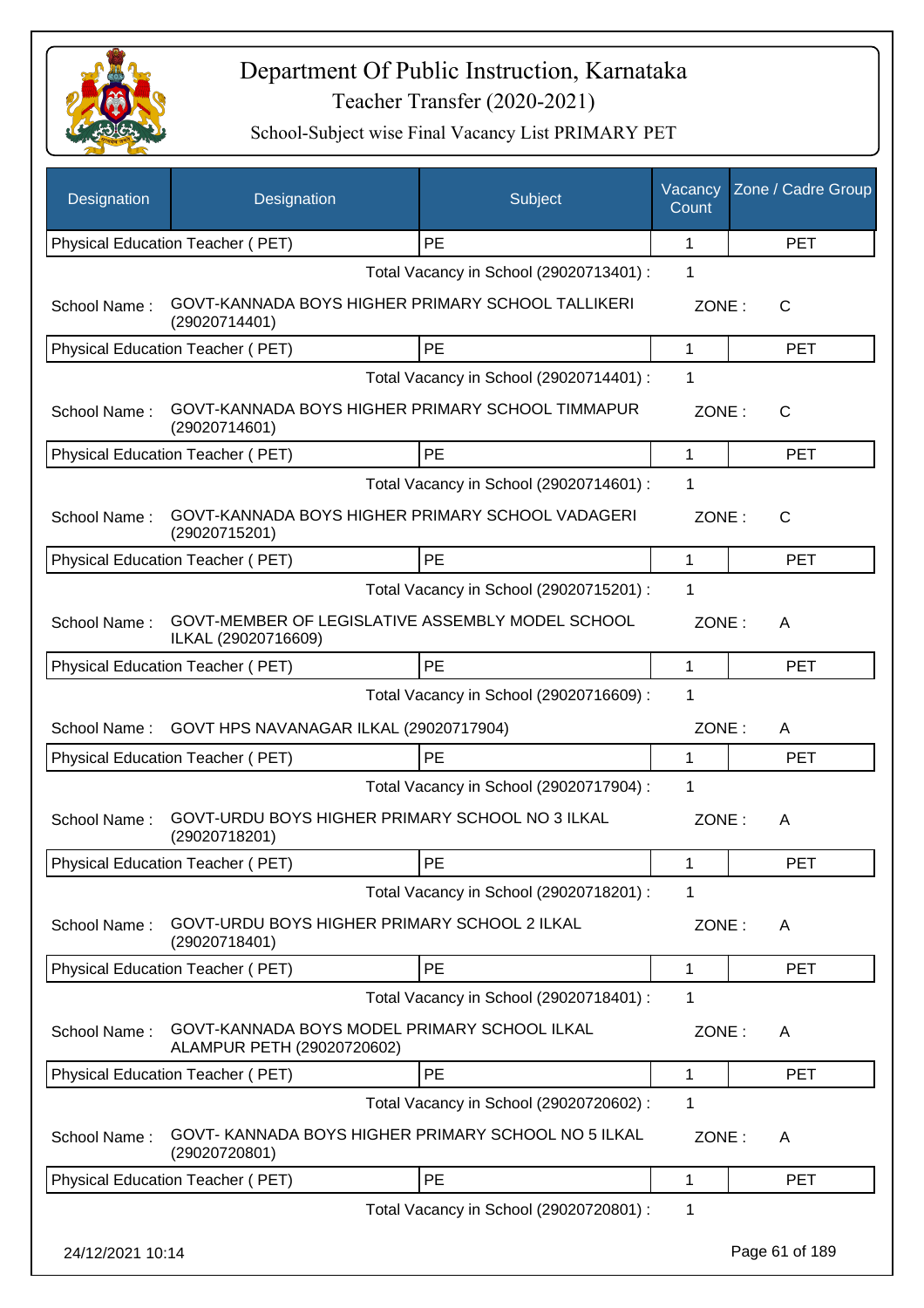# Department Of Public Instruction, Karnataka

## Teacher Transfer (2020-2021)

### School-Subject wise Final Vacancy List PRIMARY PET

| Designation | Designation | Subject | Vacancy Count | Zone / Cadre Group |
|---|---|---|---|---|
| Physical Education Teacher ( PET) | | PE | 1 | PET |
| | | Total Vacancy in School (29020713401) : | 1 | |
| School Name : | GOVT-KANNADA BOYS HIGHER PRIMARY SCHOOL TALLIKERI (29020714401) | | ZONE : | C |
| Physical Education Teacher ( PET) | | PE | 1 | PET |
| | | Total Vacancy in School (29020714401) : | 1 | |
| School Name : | GOVT-KANNADA BOYS HIGHER PRIMARY SCHOOL TIMMAPUR (29020714601) | | ZONE : | C |
| Physical Education Teacher ( PET) | | PE | 1 | PET |
| | | Total Vacancy in School (29020714601) : | 1 | |
| School Name : | GOVT-KANNADA BOYS HIGHER PRIMARY SCHOOL VADAGERI (29020715201) | | ZONE : | C |
| Physical Education Teacher ( PET) | | PE | 1 | PET |
| | | Total Vacancy in School (29020715201) : | 1 | |
| School Name : | GOVT-MEMBER OF LEGISLATIVE ASSEMBLY MODEL SCHOOL ILKAL (29020716609) | | ZONE : | A |
| Physical Education Teacher ( PET) | | PE | 1 | PET |
| | | Total Vacancy in School (29020716609) : | 1 | |
| School Name : | GOVT HPS NAVANAGAR ILKAL (29020717904) | | ZONE : | A |
| Physical Education Teacher ( PET) | | PE | 1 | PET |
| | | Total Vacancy in School (29020717904) : | 1 | |
| School Name : | GOVT-URDU BOYS HIGHER PRIMARY SCHOOL NO 3 ILKAL (29020718201) | | ZONE : | A |
| Physical Education Teacher ( PET) | | PE | 1 | PET |
| | | Total Vacancy in School (29020718201) : | 1 | |
| School Name : | GOVT-URDU BOYS HIGHER PRIMARY SCHOOL 2 ILKAL (29020718401) | | ZONE : | A |
| Physical Education Teacher ( PET) | | PE | 1 | PET |
| | | Total Vacancy in School (29020718401) : | 1 | |
| School Name : | GOVT-KANNADA BOYS MODEL PRIMARY SCHOOL ILKAL ALAMPUR PETH (29020720602) | | ZONE : | A |
| Physical Education Teacher ( PET) | | PE | 1 | PET |
| | | Total Vacancy in School (29020720602) : | 1 | |
| School Name : | GOVT- KANNADA BOYS HIGHER PRIMARY SCHOOL NO 5 ILKAL (29020720801) | | ZONE : | A |
| Physical Education Teacher ( PET) | | PE | 1 | PET |
| | | Total Vacancy in School (29020720801) : | 1 | |

24/12/2021 10:14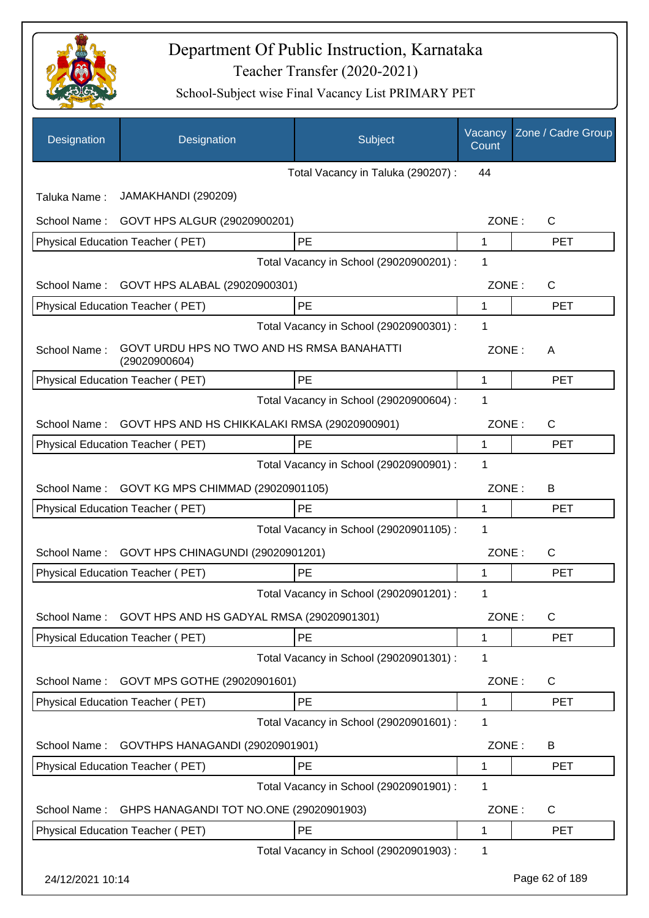# Department Of Public Instruction, Karnataka

Teacher Transfer (2020-2021)

School-Subject wise Final Vacancy List PRIMARY PET

| Designation | Designation | Subject | Vacancy Count | Zone / Cadre Group |
|---|---|---|---|---|
| | | Total Vacancy in Taluka (290207) : | 44 | |
| Taluka Name : | JAMAKHANDI (290209) | | | |
| School Name : | GOVT HPS ALGUR (29020900201) | | ZONE : | C |
| Physical Education Teacher ( PET) | | PE | 1 | PET |
| | | Total Vacancy in School (29020900201) : | 1 | |
| School Name : | GOVT HPS ALABAL (29020900301) | | ZONE : | C |
| Physical Education Teacher ( PET) | | PE | 1 | PET |
| | | Total Vacancy in School (29020900301) : | 1 | |
| School Name : | GOVT URDU HPS NO TWO AND HS RMSA BANAHATTI (29020900604) | | ZONE : | A |
| Physical Education Teacher ( PET) | | PE | 1 | PET |
| | | Total Vacancy in School (29020900604) : | 1 | |
| School Name : | GOVT HPS AND HS CHIKKALAKI RMSA (29020900901) | | ZONE : | C |
| Physical Education Teacher ( PET) | | PE | 1 | PET |
| | | Total Vacancy in School (29020900901) : | 1 | |
| School Name : | GOVT KG MPS CHIMMAD (29020901105) | | ZONE : | B |
| Physical Education Teacher ( PET) | | PE | 1 | PET |
| | | Total Vacancy in School (29020901105) : | 1 | |
| School Name : | GOVT HPS CHINAGUNDI (29020901201) | | ZONE : | C |
| Physical Education Teacher ( PET) | | PE | 1 | PET |
| | | Total Vacancy in School (29020901201) : | 1 | |
| School Name : | GOVT HPS AND HS GADYAL RMSA (29020901301) | | ZONE : | C |
| Physical Education Teacher ( PET) | | PE | 1 | PET |
| | | Total Vacancy in School (29020901301) : | 1 | |
| School Name : | GOVT MPS GOTHE (29020901601) | | ZONE : | C |
| Physical Education Teacher ( PET) | | PE | 1 | PET |
| | | Total Vacancy in School (29020901601) : | 1 | |
| School Name : | GOVTHPS HANAGANDI (29020901901) | | ZONE : | B |
| Physical Education Teacher ( PET) | | PE | 1 | PET |
| | | Total Vacancy in School (29020901901) : | 1 | |
| School Name : | GHPS HANAGANDI TOT NO.ONE (29020901903) | | ZONE : | C |
| Physical Education Teacher ( PET) | | PE | 1 | PET |
| | | Total Vacancy in School (29020901903) : | 1 | |

24/12/2021 10:14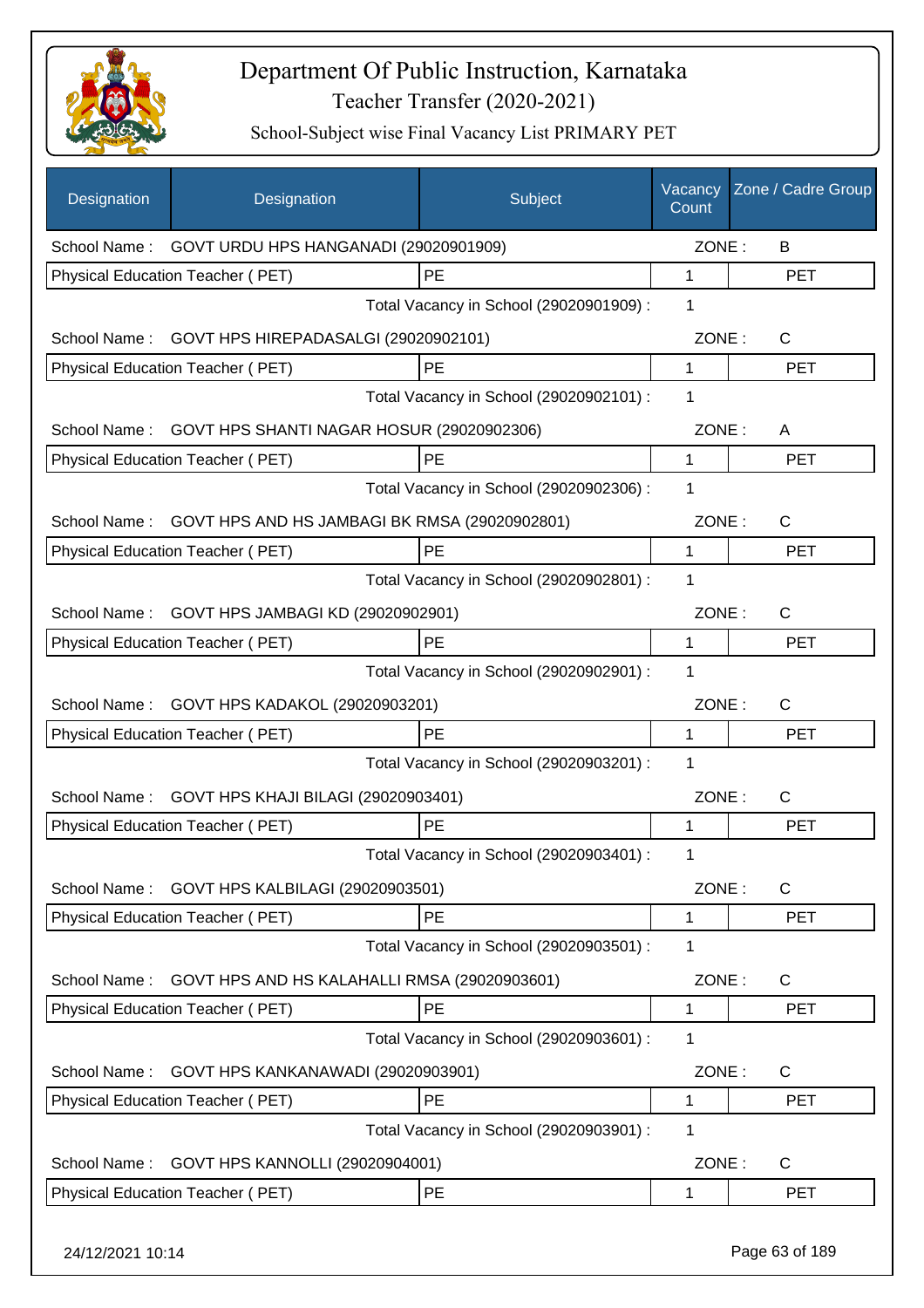# Department Of Public Instruction, Karnataka
## Teacher Transfer (2020-2021)
### School-Subject wise Final Vacancy List PRIMARY PET

| Designation | Designation | Subject | Vacancy Count | Zone / Cadre Group |
|---|---|---|---|---|
| School Name : | GOVT URDU HPS HANGANADI (29020901909) | | ZONE : | B |
| Physical Education Teacher ( PET) | | PE | 1 | PET |
| | | Total Vacancy in School (29020901909) : | 1 | |
| School Name : | GOVT HPS HIREPADASALGI (29020902101) | | ZONE : | C |
| Physical Education Teacher ( PET) | | PE | 1 | PET |
| | | Total Vacancy in School (29020902101) : | 1 | |
| School Name : | GOVT HPS SHANTI NAGAR HOSUR (29020902306) | | ZONE : | A |
| Physical Education Teacher ( PET) | | PE | 1 | PET |
| | | Total Vacancy in School (29020902306) : | 1 | |
| School Name : | GOVT HPS AND HS JAMBAGI BK RMSA (29020902801) | | ZONE : | C |
| Physical Education Teacher ( PET) | | PE | 1 | PET |
| | | Total Vacancy in School (29020902801) : | 1 | |
| School Name : | GOVT HPS JAMBAGI KD (29020902901) | | ZONE : | C |
| Physical Education Teacher ( PET) | | PE | 1 | PET |
| | | Total Vacancy in School (29020902901) : | 1 | |
| School Name : | GOVT HPS KADAKOL (29020903201) | | ZONE : | C |
| Physical Education Teacher ( PET) | | PE | 1 | PET |
| | | Total Vacancy in School (29020903201) : | 1 | |
| School Name : | GOVT HPS KHAJI BILAGI (29020903401) | | ZONE : | C |
| Physical Education Teacher ( PET) | | PE | 1 | PET |
| | | Total Vacancy in School (29020903401) : | 1 | |
| School Name : | GOVT HPS KALBILAGI (29020903501) | | ZONE : | C |
| Physical Education Teacher ( PET) | | PE | 1 | PET |
| | | Total Vacancy in School (29020903501) : | 1 | |
| School Name : | GOVT HPS AND HS KALAHALLI RMSA (29020903601) | | ZONE : | C |
| Physical Education Teacher ( PET) | | PE | 1 | PET |
| | | Total Vacancy in School (29020903601) : | 1 | |
| School Name : | GOVT HPS KANKANAWADI (29020903901) | | ZONE : | C |
| Physical Education Teacher ( PET) | | PE | 1 | PET |
| | | Total Vacancy in School (29020903901) : | 1 | |
| School Name : | GOVT HPS KANNOLLI (29020904001) | | ZONE : | C |
| Physical Education Teacher ( PET) | | PE | 1 | PET |

24/12/2021 10:14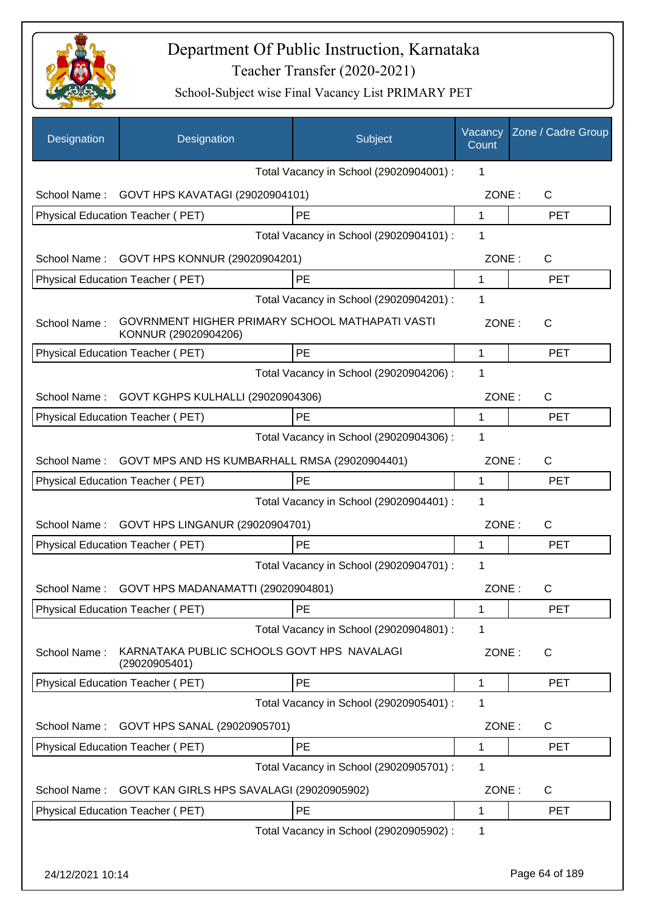# Department Of Public Instruction, Karnataka

## Teacher Transfer (2020-2021)

### School-Subject wise Final Vacancy List PRIMARY PET

| Designation | Designation | Subject | Vacancy Count | Zone / Cadre Group |
|---|---|---|---|---|
| | | Total Vacancy in School (29020904001) : | 1 | |
| School Name : | GOVT HPS KAVATAGI (29020904101) | | ZONE : | C |
| Physical Education Teacher ( PET) | | PE | 1 | PET |
| | | Total Vacancy in School (29020904101) : | 1 | |
| School Name : | GOVT HPS KONNUR (29020904201) | | ZONE : | C |
| Physical Education Teacher ( PET) | | PE | 1 | PET |
| | | Total Vacancy in School (29020904201) : | 1 | |
| School Name : | GOVRNMENT HIGHER PRIMARY SCHOOL MATHAPATI VASTI KONNUR (29020904206) | | ZONE : | C |
| Physical Education Teacher ( PET) | | PE | 1 | PET |
| | | Total Vacancy in School (29020904206) : | 1 | |
| School Name : | GOVT KGHPS KULHALLI (29020904306) | | ZONE : | C |
| Physical Education Teacher ( PET) | | PE | 1 | PET |
| | | Total Vacancy in School (29020904306) : | 1 | |
| School Name : | GOVT MPS AND HS KUMBARHALL RMSA (29020904401) | | ZONE : | C |
| Physical Education Teacher ( PET) | | PE | 1 | PET |
| | | Total Vacancy in School (29020904401) : | 1 | |
| School Name : | GOVT HPS LINGANUR (29020904701) | | ZONE : | C |
| Physical Education Teacher ( PET) | | PE | 1 | PET |
| | | Total Vacancy in School (29020904701) : | 1 | |
| School Name : | GOVT HPS MADANAMATTI (29020904801) | | ZONE : | C |
| Physical Education Teacher ( PET) | | PE | 1 | PET |
| | | Total Vacancy in School (29020904801) : | 1 | |
| School Name : | KARNATAKA PUBLIC SCHOOLS GOVT HPS NAVALAGI (29020905401) | | ZONE : | C |
| Physical Education Teacher ( PET) | | PE | 1 | PET |
| | | Total Vacancy in School (29020905401) : | 1 | |
| School Name : | GOVT HPS SANAL (29020905701) | | ZONE : | C |
| Physical Education Teacher ( PET) | | PE | 1 | PET |
| | | Total Vacancy in School (29020905701) : | 1 | |
| School Name : | GOVT KAN GIRLS HPS SAVALAGI (29020905902) | | ZONE : | C |
| Physical Education Teacher ( PET) | | PE | 1 | PET |
| | | Total Vacancy in School (29020905902) : | 1 | |

24/12/2021 10:14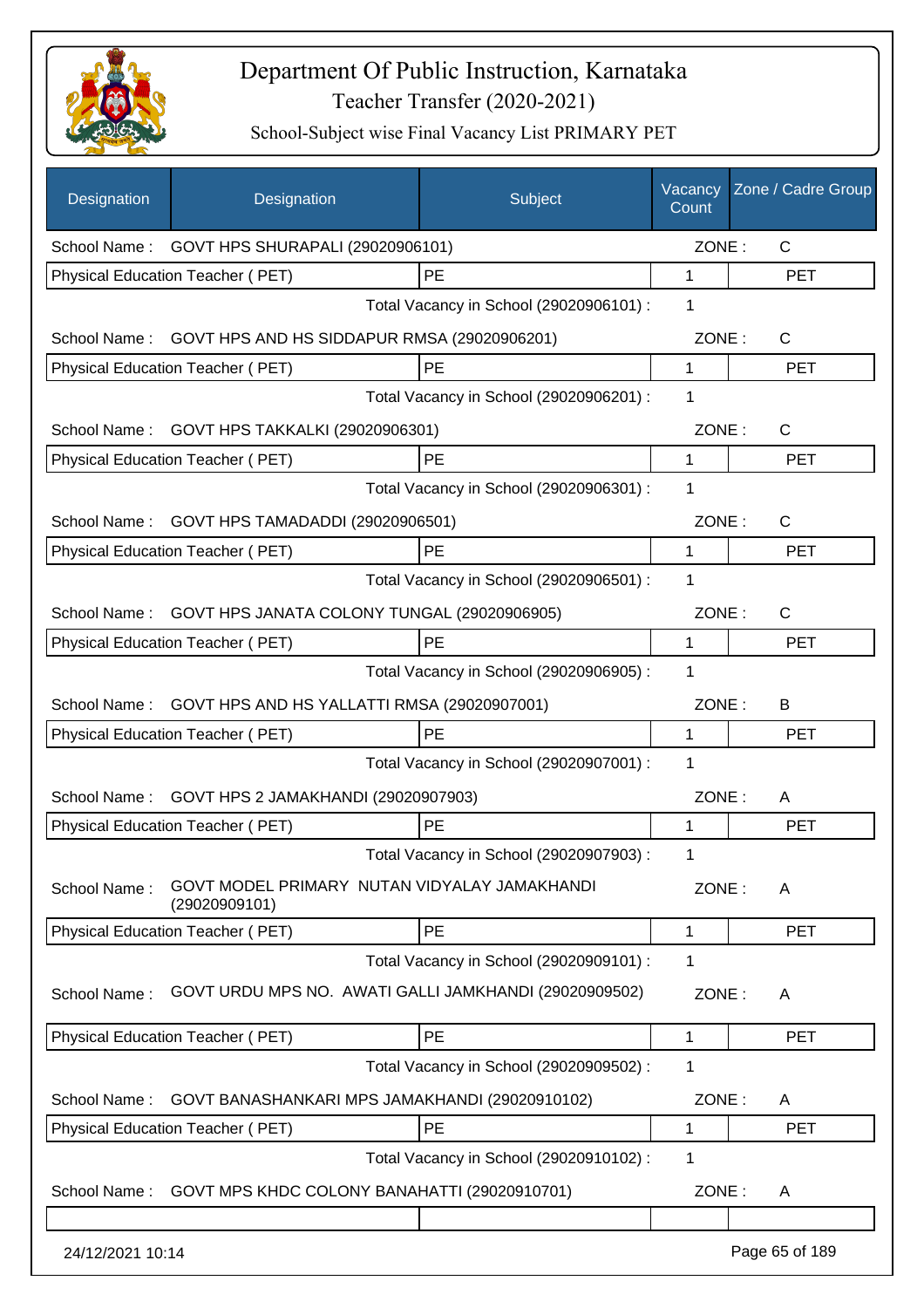# Department Of Public Instruction, Karnataka

## Teacher Transfer (2020-2021)

### School-Subject wise Final Vacancy List PRIMARY PET

| Designation | Designation | Subject | Vacancy Count | Zone / Cadre Group |
|---|---|---|---|---|
| School Name : | GOVT HPS SHURAPALI (29020906101) | | ZONE : | C |
| Physical Education Teacher ( PET) | | PE | 1 | PET |
| | | Total Vacancy in School (29020906101) : | 1 | |
| School Name : | GOVT HPS AND HS SIDDAPUR RMSA (29020906201) | | ZONE : | C |
| Physical Education Teacher ( PET) | | PE | 1 | PET |
| | | Total Vacancy in School (29020906201) : | 1 | |
| School Name : | GOVT HPS TAKKALKI (29020906301) | | ZONE : | C |
| Physical Education Teacher ( PET) | | PE | 1 | PET |
| | | Total Vacancy in School (29020906301) : | 1 | |
| School Name : | GOVT HPS TAMADADDI (29020906501) | | ZONE : | C |
| Physical Education Teacher ( PET) | | PE | 1 | PET |
| | | Total Vacancy in School (29020906501) : | 1 | |
| School Name : | GOVT HPS JANATA COLONY TUNGAL (29020906905) | | ZONE : | C |
| Physical Education Teacher ( PET) | | PE | 1 | PET |
| | | Total Vacancy in School (29020906905) : | 1 | |
| School Name : | GOVT HPS AND HS YALLATTI RMSA (29020907001) | | ZONE : | B |
| Physical Education Teacher ( PET) | | PE | 1 | PET |
| | | Total Vacancy in School (29020907001) : | 1 | |
| School Name : | GOVT HPS 2 JAMAKHANDI (29020907903) | | ZONE : | A |
| Physical Education Teacher ( PET) | | PE | 1 | PET |
| | | Total Vacancy in School (29020907903) : | 1 | |
| School Name : | GOVT MODEL PRIMARY NUTAN VIDYALAY JAMAKHANDI (29020909101) | | ZONE : | A |
| Physical Education Teacher ( PET) | | PE | 1 | PET |
| | | Total Vacancy in School (29020909101) : | 1 | |
| School Name : | GOVT URDU MPS NO. AWATI GALLI JAMKHANDI (29020909502) | | ZONE : | A |
| Physical Education Teacher ( PET) | | PE | 1 | PET |
| | | Total Vacancy in School (29020909502) : | 1 | |
| School Name : | GOVT BANASHANKARI MPS JAMAKHANDI (29020910102) | | ZONE : | A |
| Physical Education Teacher ( PET) | | PE | 1 | PET |
| | | Total Vacancy in School (29020910102) : | 1 | |
| School Name : | GOVT MPS KHDC COLONY BANAHATTI (29020910701) | | ZONE : | A |

24/12/2021 10:14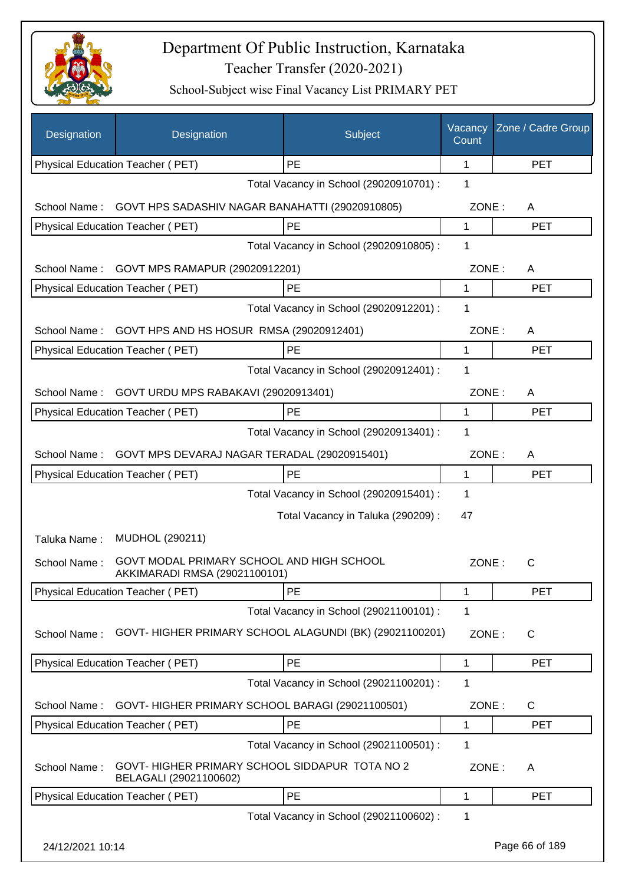# Department Of Public Instruction, Karnataka

Teacher Transfer (2020-2021)

School-Subject wise Final Vacancy List PRIMARY PET

| Designation | Designation | Subject | Vacancy Count | Zone / Cadre Group |
|---|---|---|---|---|
| Physical Education Teacher ( PET) | | PE | 1 | PET |
| | | Total Vacancy in School (29020910701) : | 1 | |
| School Name : | GOVT HPS SADASHIV NAGAR BANAHATTI (29020910805) | | ZONE : | A |
| Physical Education Teacher ( PET) | | PE | 1 | PET |
| | | Total Vacancy in School (29020910805) : | 1 | |
| School Name : | GOVT MPS RAMAPUR (29020912201) | | ZONE : | A |
| Physical Education Teacher ( PET) | | PE | 1 | PET |
| | | Total Vacancy in School (29020912201) : | 1 | |
| School Name : | GOVT HPS AND HS HOSUR RMSA (29020912401) | | ZONE : | A |
| Physical Education Teacher ( PET) | | PE | 1 | PET |
| | | Total Vacancy in School (29020912401) : | 1 | |
| School Name : | GOVT URDU MPS RABAKAVI (29020913401) | | ZONE : | A |
| Physical Education Teacher ( PET) | | PE | 1 | PET |
| | | Total Vacancy in School (29020913401) : | 1 | |
| School Name : | GOVT MPS DEVARAJ NAGAR TERADAL (29020915401) | | ZONE : | A |
| Physical Education Teacher ( PET) | | PE | 1 | PET |
| | | Total Vacancy in School (29020915401) : | 1 | |
| | | Total Vacancy in Taluka (290209) : | 47 | |
| Taluka Name : | MUDHOL (290211) | | | |
| School Name : | GOVT MODAL PRIMARY SCHOOL AND HIGH SCHOOL AKKIMARADI RMSA (29021100101) | | ZONE : | C |
| Physical Education Teacher ( PET) | | PE | 1 | PET |
| | | Total Vacancy in School (29021100101) : | 1 | |
| School Name : | GOVT- HIGHER PRIMARY SCHOOL ALAGUNDI (BK) (29021100201) | | ZONE : | C |
| Physical Education Teacher ( PET) | | PE | 1 | PET |
| | | Total Vacancy in School (29021100201) : | 1 | |
| School Name : | GOVT- HIGHER PRIMARY SCHOOL BARAGI (29021100501) | | ZONE : | C |
| Physical Education Teacher ( PET) | | PE | 1 | PET |
| | | Total Vacancy in School (29021100501) : | 1 | |
| School Name : | GOVT- HIGHER PRIMARY SCHOOL SIDDAPUR TOTA NO 2 BELAGALI (29021100602) | | ZONE : | A |
| Physical Education Teacher ( PET) | | PE | 1 | PET |
| | | Total Vacancy in School (29021100602) : | 1 | |

24/12/2021 10:14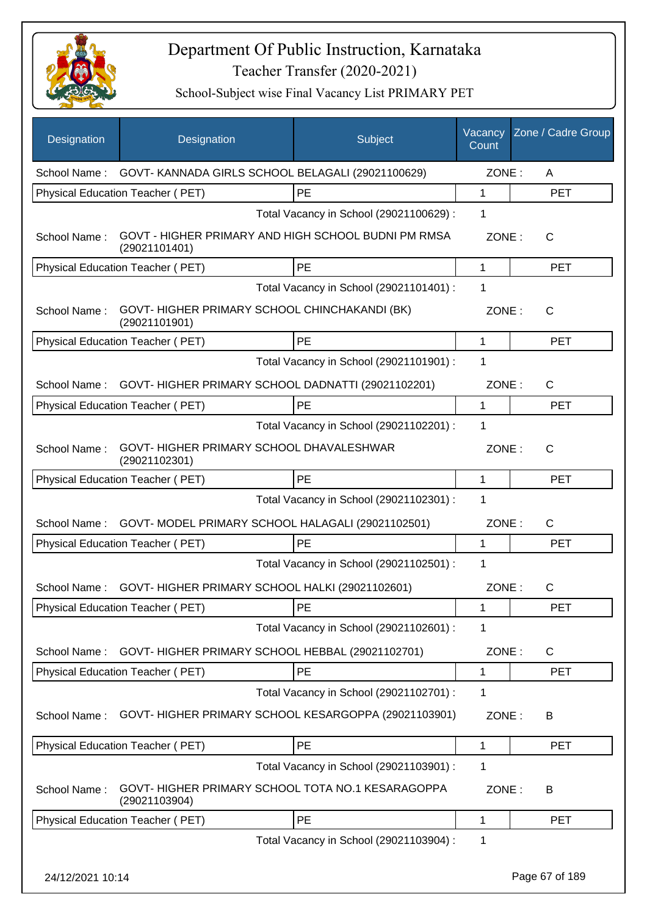# Department Of Public Instruction, Karnataka

## Teacher Transfer (2020-2021)

### School-Subject wise Final Vacancy List PRIMARY PET

| Designation | Designation | Subject | Vacancy Count | Zone / Cadre Group |
|---|---|---|---|---|
| School Name : | GOVT- KANNADA GIRLS SCHOOL BELAGALI (29021100629) | | ZONE : | A |
| Physical Education Teacher ( PET) | | PE | 1 | PET |
| | | Total Vacancy in School (29021100629) : | 1 | |
| School Name : | GOVT - HIGHER PRIMARY AND HIGH SCHOOL BUDNI PM RMSA (29021101401) | | ZONE : | C |
| Physical Education Teacher ( PET) | | PE | 1 | PET |
| | | Total Vacancy in School (29021101401) : | 1 | |
| School Name : | GOVT- HIGHER PRIMARY SCHOOL CHINCHAKANDI (BK) (29021101901) | | ZONE : | C |
| Physical Education Teacher ( PET) | | PE | 1 | PET |
| | | Total Vacancy in School (29021101901) : | 1 | |
| School Name : | GOVT- HIGHER PRIMARY SCHOOL DADNATTI (29021102201) | | ZONE : | C |
| Physical Education Teacher ( PET) | | PE | 1 | PET |
| | | Total Vacancy in School (29021102201) : | 1 | |
| School Name : | GOVT- HIGHER PRIMARY SCHOOL DHAVALESHWAR (29021102301) | | ZONE : | C |
| Physical Education Teacher ( PET) | | PE | 1 | PET |
| | | Total Vacancy in School (29021102301) : | 1 | |
| School Name : | GOVT- MODEL PRIMARY SCHOOL HALAGALI (29021102501) | | ZONE : | C |
| Physical Education Teacher ( PET) | | PE | 1 | PET |
| | | Total Vacancy in School (29021102501) : | 1 | |
| School Name : | GOVT- HIGHER PRIMARY SCHOOL HALKI (29021102601) | | ZONE : | C |
| Physical Education Teacher ( PET) | | PE | 1 | PET |
| | | Total Vacancy in School (29021102601) : | 1 | |
| School Name : | GOVT- HIGHER PRIMARY SCHOOL HEBBAL (29021102701) | | ZONE : | C |
| Physical Education Teacher ( PET) | | PE | 1 | PET |
| | | Total Vacancy in School (29021102701) : | 1 | |
| School Name : | GOVT- HIGHER PRIMARY SCHOOL KESARGOPPA (29021103901) | | ZONE : | B |
| Physical Education Teacher ( PET) | | PE | 1 | PET |
| | | Total Vacancy in School (29021103901) : | 1 | |
| School Name : | GOVT- HIGHER PRIMARY SCHOOL TOTA NO.1 KESARAGOPPA (29021103904) | | ZONE : | B |
| Physical Education Teacher ( PET) | | PE | 1 | PET |
| | | Total Vacancy in School (29021103904) : | 1 | |

24/12/2021 10:14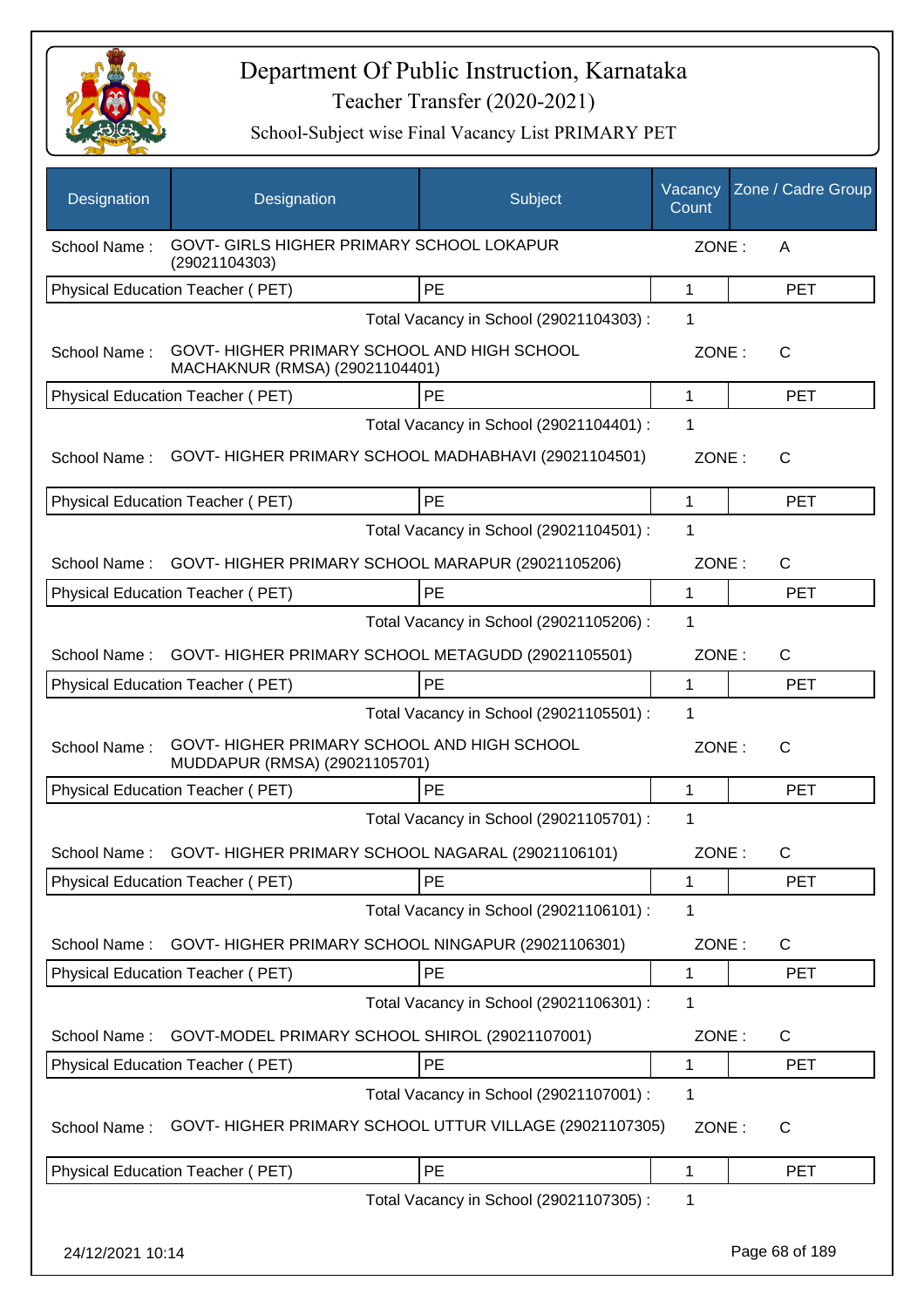# Department Of Public Instruction, Karnataka

## Teacher Transfer (2020-2021)

### School-Subject wise Final Vacancy List PRIMARY PET

| Designation | Designation | Subject | Vacancy Count | Zone / Cadre Group |
|---|---|---|---|---|
| School Name : | GOVT- GIRLS HIGHER PRIMARY SCHOOL LOKAPUR (29021104303) | | ZONE : | A |
| Physical Education Teacher ( PET) | | PE | 1 | PET |
| | | Total Vacancy in School (29021104303) : | 1 | |
| School Name : | GOVT- HIGHER PRIMARY SCHOOL AND HIGH SCHOOL MACHAKNUR (RMSA) (29021104401) | | ZONE : | C |
| Physical Education Teacher ( PET) | | PE | 1 | PET |
| | | Total Vacancy in School (29021104401) : | 1 | |
| School Name : | GOVT- HIGHER PRIMARY SCHOOL MADHABHAVI (29021104501) | | ZONE : | C |
| Physical Education Teacher ( PET) | | PE | 1 | PET |
| | | Total Vacancy in School (29021104501) : | 1 | |
| School Name : | GOVT- HIGHER PRIMARY SCHOOL MARAPUR (29021105206) | | ZONE : | C |
| Physical Education Teacher ( PET) | | PE | 1 | PET |
| | | Total Vacancy in School (29021105206) : | 1 | |
| School Name : | GOVT- HIGHER PRIMARY SCHOOL METAGUDD (29021105501) | | ZONE : | C |
| Physical Education Teacher ( PET) | | PE | 1 | PET |
| | | Total Vacancy in School (29021105501) : | 1 | |
| School Name : | GOVT- HIGHER PRIMARY SCHOOL AND HIGH SCHOOL MUDDAPUR (RMSA) (29021105701) | | ZONE : | C |
| Physical Education Teacher ( PET) | | PE | 1 | PET |
| | | Total Vacancy in School (29021105701) : | 1 | |
| School Name : | GOVT- HIGHER PRIMARY SCHOOL NAGARAL (29021106101) | | ZONE : | C |
| Physical Education Teacher ( PET) | | PE | 1 | PET |
| | | Total Vacancy in School (29021106101) : | 1 | |
| School Name : | GOVT- HIGHER PRIMARY SCHOOL NINGAPUR (29021106301) | | ZONE : | C |
| Physical Education Teacher ( PET) | | PE | 1 | PET |
| | | Total Vacancy in School (29021106301) : | 1 | |
| School Name : | GOVT-MODEL PRIMARY SCHOOL SHIROL (29021107001) | | ZONE : | C |
| Physical Education Teacher ( PET) | | PE | 1 | PET |
| | | Total Vacancy in School (29021107001) : | 1 | |
| School Name : | GOVT- HIGHER PRIMARY SCHOOL UTTUR VILLAGE (29021107305) | | ZONE : | C |
| Physical Education Teacher ( PET) | | PE | 1 | PET |
| | | Total Vacancy in School (29021107305) : | 1 | |

24/12/2021 10:14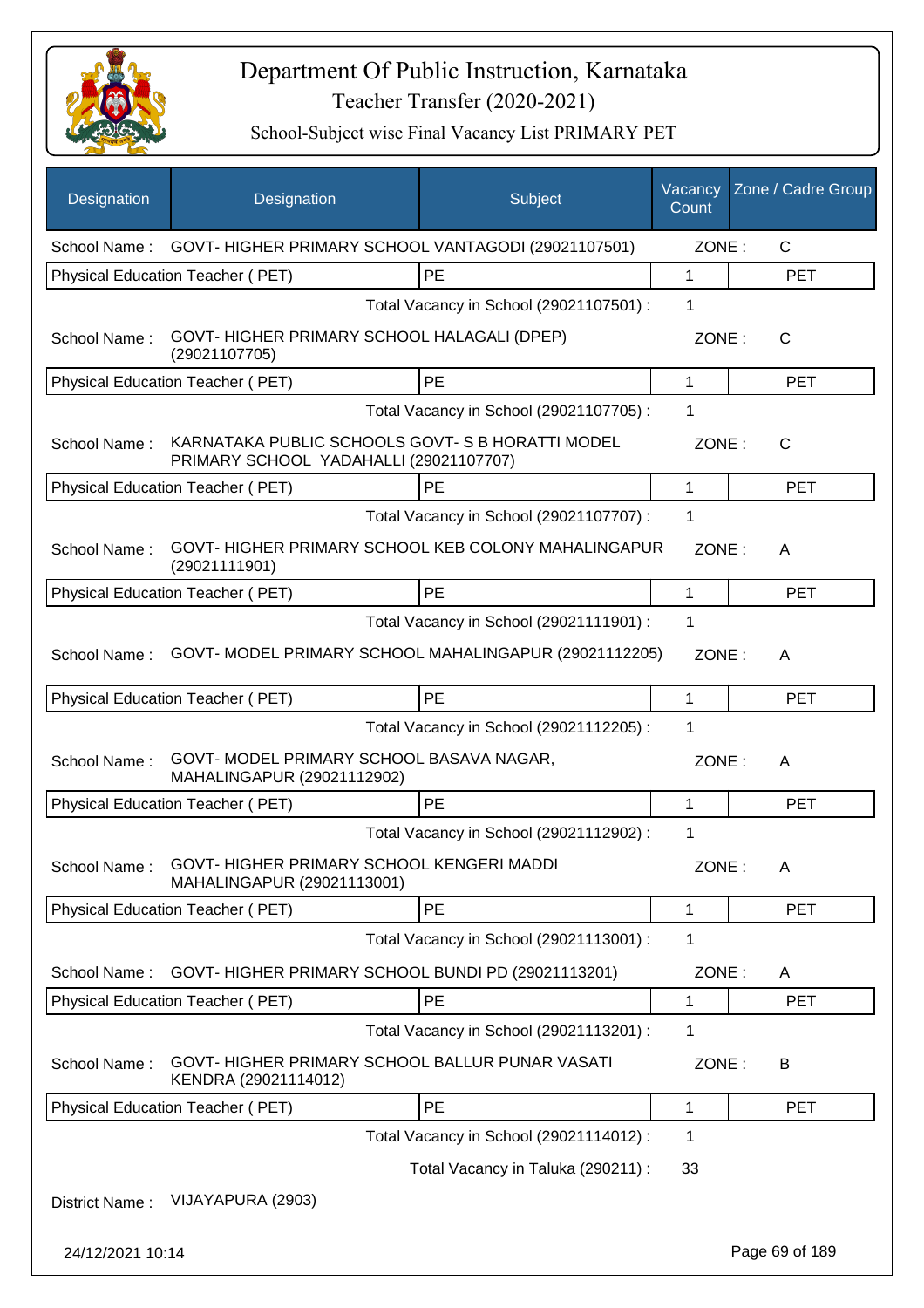# Department Of Public Instruction, Karnataka

## Teacher Transfer (2020-2021)

### School-Subject wise Final Vacancy List PRIMARY PET

| Designation | Designation | Subject | Vacancy Count | Zone / Cadre Group |
|---|---|---|---|---|
| School Name : | GOVT- HIGHER PRIMARY SCHOOL VANTAGODI (29021107501) | | ZONE : | C |
| Physical Education Teacher ( PET) | | PE | 1 | PET |
| | | Total Vacancy in School (29021107501) : | 1 | |
| School Name : | GOVT- HIGHER PRIMARY SCHOOL HALAGALI (DPEP) (29021107705) | | ZONE : | C |
| Physical Education Teacher ( PET) | | PE | 1 | PET |
| | | Total Vacancy in School (29021107705) : | 1 | |
| School Name : | KARNATAKA PUBLIC SCHOOLS GOVT- S B HORATTI MODEL PRIMARY SCHOOL YADAHALLI (29021107707) | | ZONE : | C |
| Physical Education Teacher ( PET) | | PE | 1 | PET |
| | | Total Vacancy in School (29021107707) : | 1 | |
| School Name : | GOVT- HIGHER PRIMARY SCHOOL KEB COLONY MAHALINGAPUR (29021111901) | | ZONE : | A |
| Physical Education Teacher ( PET) | | PE | 1 | PET |
| | | Total Vacancy in School (29021111901) : | 1 | |
| School Name : | GOVT- MODEL PRIMARY SCHOOL MAHALINGAPUR (29021112205) | | ZONE : | A |
| Physical Education Teacher ( PET) | | PE | 1 | PET |
| | | Total Vacancy in School (29021112205) : | 1 | |
| School Name : | GOVT- MODEL PRIMARY SCHOOL BASAVA NAGAR, MAHALINGAPUR (29021112902) | | ZONE : | A |
| Physical Education Teacher ( PET) | | PE | 1 | PET |
| | | Total Vacancy in School (29021112902) : | 1 | |
| School Name : | GOVT- HIGHER PRIMARY SCHOOL KENGERI MADDI MAHALINGAPUR (29021113001) | | ZONE : | A |
| Physical Education Teacher ( PET) | | PE | 1 | PET |
| | | Total Vacancy in School (29021113001) : | 1 | |
| School Name : | GOVT- HIGHER PRIMARY SCHOOL BUNDI PD (29021113201) | | ZONE : | A |
| Physical Education Teacher ( PET) | | PE | 1 | PET |
| | | Total Vacancy in School (29021113201) : | 1 | |
| School Name : | GOVT- HIGHER PRIMARY SCHOOL BALLUR PUNAR VASATI KENDRA (29021114012) | | ZONE : | B |
| Physical Education Teacher ( PET) | | PE | 1 | PET |
| | | Total Vacancy in School (29021114012) : | 1 | |
| | | Total Vacancy in Taluka (290211) : | 33 | |

District Name : VIJAYAPURA (2903)

24/12/2021 10:14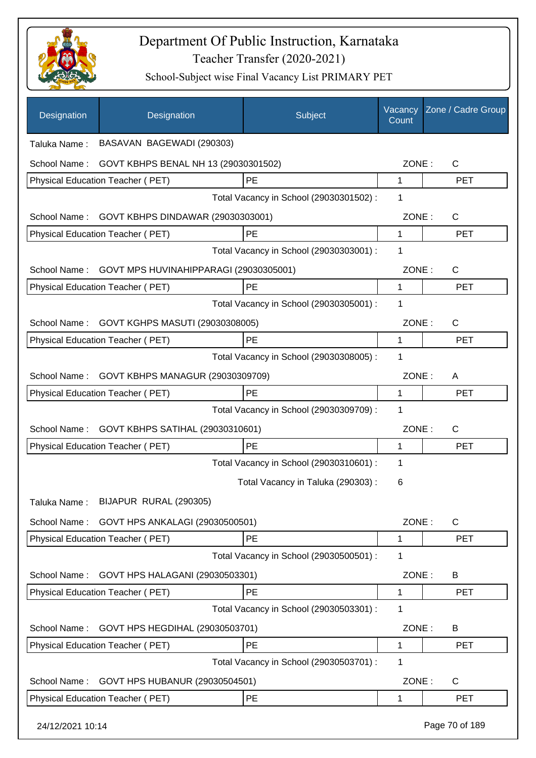# Department Of Public Instruction, Karnataka

## Teacher Transfer (2020-2021)

### School-Subject wise Final Vacancy List PRIMARY PET

| Designation | Designation | Subject | Vacancy Count | Zone / Cadre Group |
|---|---|---|---|---|
| Taluka Name : | BASAVAN BAGEWADI (290303) | | | |
| School Name : | GOVT KBHPS BENAL NH 13 (29030301502) | | ZONE : | C |
| Physical Education Teacher ( PET) | | PE | 1 | PET |
| | | Total Vacancy in School (29030301502) : | 1 | |
| School Name : | GOVT KBHPS DINDAWAR (29030303001) | | ZONE : | C |
| Physical Education Teacher ( PET) | | PE | 1 | PET |
| | | Total Vacancy in School (29030303001) : | 1 | |
| School Name : | GOVT MPS HUVINAHIPPARAGI (29030305001) | | ZONE : | C |
| Physical Education Teacher ( PET) | | PE | 1 | PET |
| | | Total Vacancy in School (29030305001) : | 1 | |
| School Name : | GOVT KGHPS MASUTI (29030308005) | | ZONE : | C |
| Physical Education Teacher ( PET) | | PE | 1 | PET |
| | | Total Vacancy in School (29030308005) : | 1 | |
| School Name : | GOVT KBHPS MANAGUR (29030309709) | | ZONE : | A |
| Physical Education Teacher ( PET) | | PE | 1 | PET |
| | | Total Vacancy in School (29030309709) : | 1 | |
| School Name : | GOVT KBHPS SATIHAL (29030310601) | | ZONE : | C |
| Physical Education Teacher ( PET) | | PE | 1 | PET |
| | | Total Vacancy in School (29030310601) : | 1 | |
| | | Total Vacancy in Taluka (290303) : | 6 | |
| Taluka Name : | BIJAPUR RURAL (290305) | | | |
| School Name : | GOVT HPS ANKALAGI (29030500501) | | ZONE : | C |
| Physical Education Teacher ( PET) | | PE | 1 | PET |
| | | Total Vacancy in School (29030500501) : | 1 | |
| School Name : | GOVT HPS HALAGANI (29030503301) | | ZONE : | B |
| Physical Education Teacher ( PET) | | PE | 1 | PET |
| | | Total Vacancy in School (29030503301) : | 1 | |
| School Name : | GOVT HPS HEGDIHAL (29030503701) | | ZONE : | B |
| Physical Education Teacher ( PET) | | PE | 1 | PET |
| | | Total Vacancy in School (29030503701) : | 1 | |
| School Name : | GOVT HPS HUBANUR (29030504501) | | ZONE : | C |
| Physical Education Teacher ( PET) | | PE | 1 | PET |

24/12/2021 10:14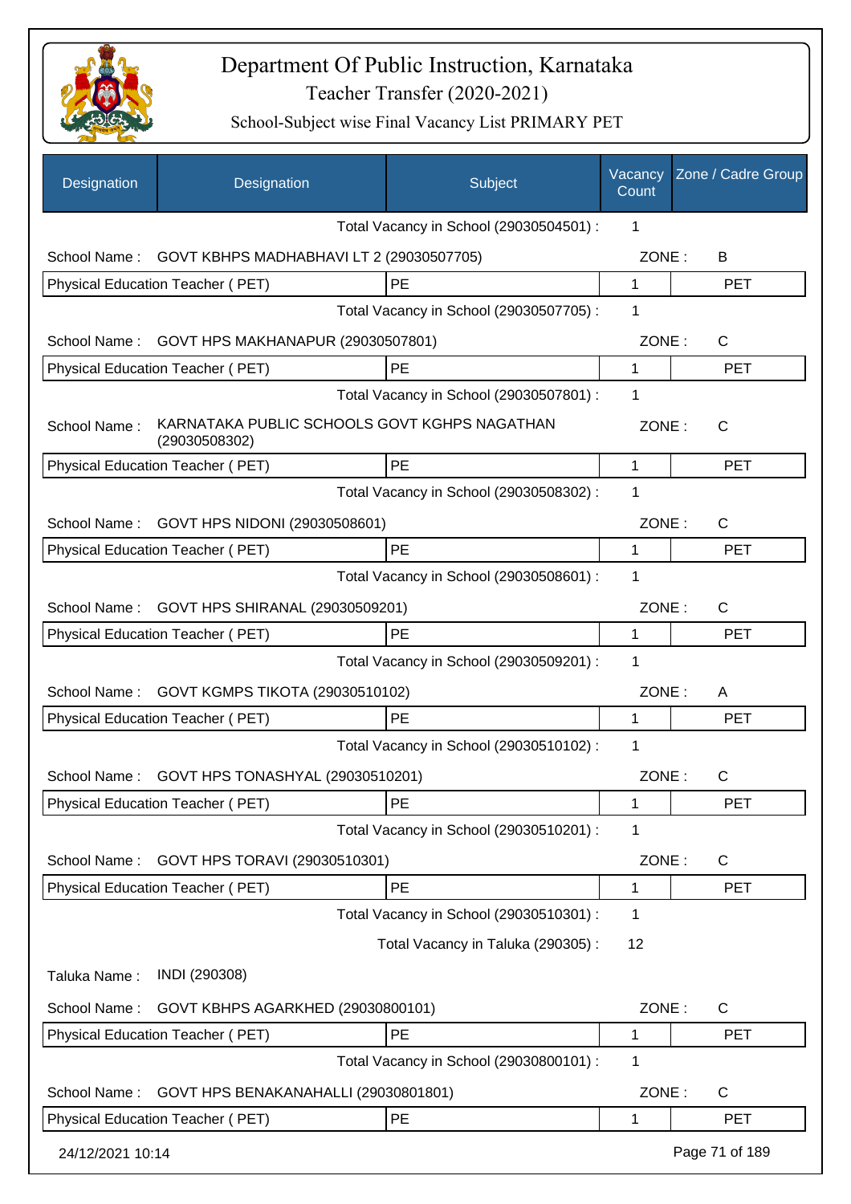# Department Of Public Instruction, Karnataka

Teacher Transfer (2020-2021)

School-Subject wise Final Vacancy List PRIMARY PET

| Designation | Designation | Subject | Vacancy Count | Zone / Cadre Group |
|---|---|---|---|---|
| | | Total Vacancy in School (29030504501) : | 1 | |
| School Name : | GOVT KBHPS MADHABHAVI LT 2 (29030507705) | | ZONE : | B |
| Physical Education Teacher ( PET) | | PE | 1 | PET |
| | | Total Vacancy in School (29030507705) : | 1 | |
| School Name : | GOVT HPS MAKHANAPUR (29030507801) | | ZONE : | C |
| Physical Education Teacher ( PET) | | PE | 1 | PET |
| | | Total Vacancy in School (29030507801) : | 1 | |
| School Name : | KARNATAKA PUBLIC SCHOOLS GOVT KGHPS NAGATHAN (29030508302) | | ZONE : | C |
| Physical Education Teacher ( PET) | | PE | 1 | PET |
| | | Total Vacancy in School (29030508302) : | 1 | |
| School Name : | GOVT HPS NIDONI (29030508601) | | ZONE : | C |
| Physical Education Teacher ( PET) | | PE | 1 | PET |
| | | Total Vacancy in School (29030508601) : | 1 | |
| School Name : | GOVT HPS SHIRANAL (29030509201) | | ZONE : | C |
| Physical Education Teacher ( PET) | | PE | 1 | PET |
| | | Total Vacancy in School (29030509201) : | 1 | |
| School Name : | GOVT KGMPS TIKOTA (29030510102) | | ZONE : | A |
| Physical Education Teacher ( PET) | | PE | 1 | PET |
| | | Total Vacancy in School (29030510102) : | 1 | |
| School Name : | GOVT HPS TONASHYAL (29030510201) | | ZONE : | C |
| Physical Education Teacher ( PET) | | PE | 1 | PET |
| | | Total Vacancy in School (29030510201) : | 1 | |
| School Name : | GOVT HPS TORAVI (29030510301) | | ZONE : | C |
| Physical Education Teacher ( PET) | | PE | 1 | PET |
| | | Total Vacancy in School (29030510301) : | 1 | |
| | | Total Vacancy in Taluka (290305) : | 12 | |
| Taluka Name : | INDI (290308) | | | |
| School Name : | GOVT KBHPS AGARKHED (29030800101) | | ZONE : | C |
| Physical Education Teacher ( PET) | | PE | 1 | PET |
| | | Total Vacancy in School (29030800101) : | 1 | |
| School Name : | GOVT HPS BENAKANAHALLI (29030801801) | | ZONE : | C |
| Physical Education Teacher ( PET) | | PE | 1 | PET |

24/12/2021 10:14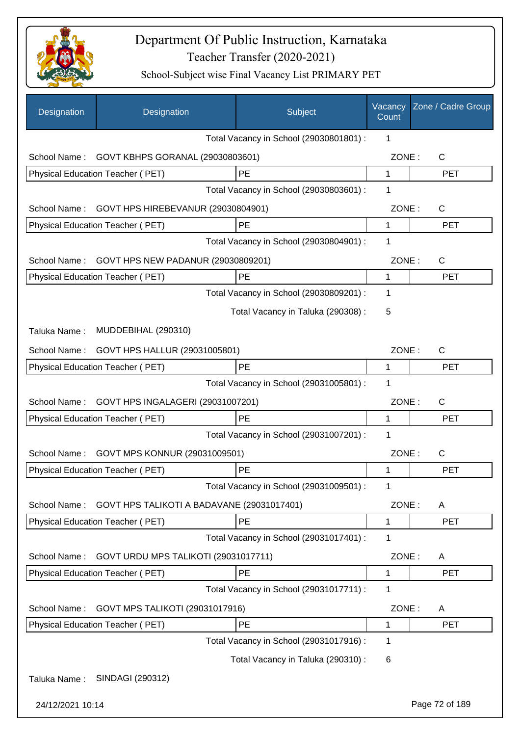# Department Of Public Instruction, Karnataka

Teacher Transfer (2020-2021)

School-Subject wise Final Vacancy List PRIMARY PET

| Designation | Designation | Subject | Vacancy Count | Zone / Cadre Group |
|---|---|---|---|---|
| | | Total Vacancy in School (29030801801) : | 1 | |
| School Name : | GOVT KBHPS GORANAL (29030803601) | | ZONE : | C |
| Physical Education Teacher ( PET) | | PE | 1 | PET |
| | | Total Vacancy in School (29030803601) : | 1 | |
| School Name : | GOVT HPS HIREBEVANUR (29030804901) | | ZONE : | C |
| Physical Education Teacher ( PET) | | PE | 1 | PET |
| | | Total Vacancy in School (29030804901) : | 1 | |
| School Name : | GOVT HPS NEW PADANUR (29030809201) | | ZONE : | C |
| Physical Education Teacher ( PET) | | PE | 1 | PET |
| | | Total Vacancy in School (29030809201) : | 1 | |
| | | Total Vacancy in Taluka (290308) : | 5 | |
| Taluka Name : | MUDDEBIHAL (290310) | | | |
| School Name : | GOVT HPS HALLUR (29031005801) | | ZONE : | C |
| Physical Education Teacher ( PET) | | PE | 1 | PET |
| | | Total Vacancy in School (29031005801) : | 1 | |
| School Name : | GOVT HPS INGALAGERI (29031007201) | | ZONE : | C |
| Physical Education Teacher ( PET) | | PE | 1 | PET |
| | | Total Vacancy in School (29031007201) : | 1 | |
| School Name : | GOVT MPS KONNUR (29031009501) | | ZONE : | C |
| Physical Education Teacher ( PET) | | PE | 1 | PET |
| | | Total Vacancy in School (29031009501) : | 1 | |
| School Name : | GOVT HPS TALIKOTI A BADAVANE (29031017401) | | ZONE : | A |
| Physical Education Teacher ( PET) | | PE | 1 | PET |
| | | Total Vacancy in School (29031017401) : | 1 | |
| School Name : | GOVT URDU MPS TALIKOTI (29031017711) | | ZONE : | A |
| Physical Education Teacher ( PET) | | PE | 1 | PET |
| | | Total Vacancy in School (29031017711) : | 1 | |
| School Name : | GOVT MPS TALIKOTI (29031017916) | | ZONE : | A |
| Physical Education Teacher ( PET) | | PE | 1 | PET |
| | | Total Vacancy in School (29031017916) : | 1 | |
| | | Total Vacancy in Taluka (290310) : | 6 | |
| Taluka Name : | SINDAGI (290312) | | | |

24/12/2021 10:14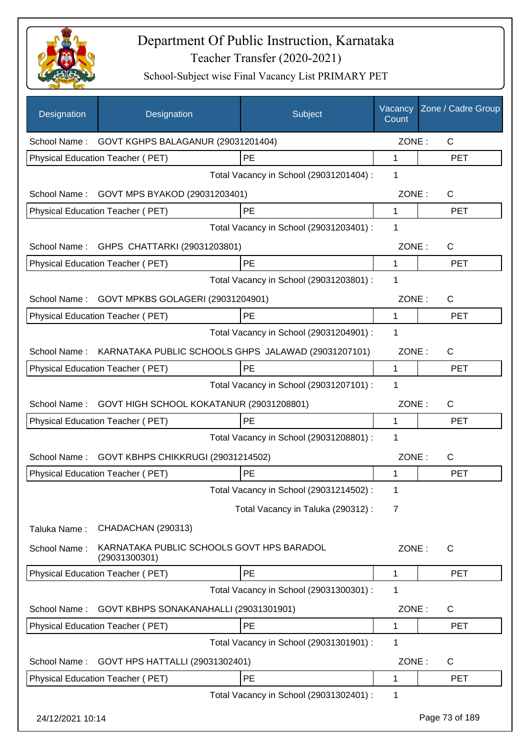# Department Of Public Instruction, Karnataka

Teacher Transfer (2020-2021)

School-Subject wise Final Vacancy List PRIMARY PET

| Designation | Designation | Subject | Vacancy Count | Zone / Cadre Group |
|---|---|---|---|---|
| School Name : | GOVT KGHPS BALAGANUR (29031201404) | | ZONE : | C |
| Physical Education Teacher ( PET) | | PE | 1 | PET |
| | | Total Vacancy in School (29031201404) : | 1 | |
| School Name : | GOVT MPS BYAKOD (29031203401) | | ZONE : | C |
| Physical Education Teacher ( PET) | | PE | 1 | PET |
| | | Total Vacancy in School (29031203401) : | 1 | |
| School Name : | GHPS CHATTARKI (29031203801) | | ZONE : | C |
| Physical Education Teacher ( PET) | | PE | 1 | PET |
| | | Total Vacancy in School (29031203801) : | 1 | |
| School Name : | GOVT MPKBS GOLAGERI (29031204901) | | ZONE : | C |
| Physical Education Teacher ( PET) | | PE | 1 | PET |
| | | Total Vacancy in School (29031204901) : | 1 | |
| School Name : | KARNATAKA PUBLIC SCHOOLS GHPS JALAWAD (29031207101) | | ZONE : | C |
| Physical Education Teacher ( PET) | | PE | 1 | PET |
| | | Total Vacancy in School (29031207101) : | 1 | |
| School Name : | GOVT HIGH SCHOOL KOKATANUR (29031208801) | | ZONE : | C |
| Physical Education Teacher ( PET) | | PE | 1 | PET |
| | | Total Vacancy in School (29031208801) : | 1 | |
| School Name : | GOVT KBHPS CHIKKRUGI (29031214502) | | ZONE : | C |
| Physical Education Teacher ( PET) | | PE | 1 | PET |
| | | Total Vacancy in School (29031214502) : | 1 | |
| | | Total Vacancy in Taluka (290312) : | 7 | |
| Taluka Name : | CHADACHAN (290313) | | | |
| School Name : | KARNATAKA PUBLIC SCHOOLS GOVT HPS BARADOL (29031300301) | | ZONE : | C |
| Physical Education Teacher ( PET) | | PE | 1 | PET |
| | | Total Vacancy in School (29031300301) : | 1 | |
| School Name : | GOVT KBHPS SONAKANAHALLI (29031301901) | | ZONE : | C |
| Physical Education Teacher ( PET) | | PE | 1 | PET |
| | | Total Vacancy in School (29031301901) : | 1 | |
| School Name : | GOVT HPS HATTALLI (29031302401) | | ZONE : | C |
| Physical Education Teacher ( PET) | | PE | 1 | PET |
| | | Total Vacancy in School (29031302401) : | 1 | |

24/12/2021 10:14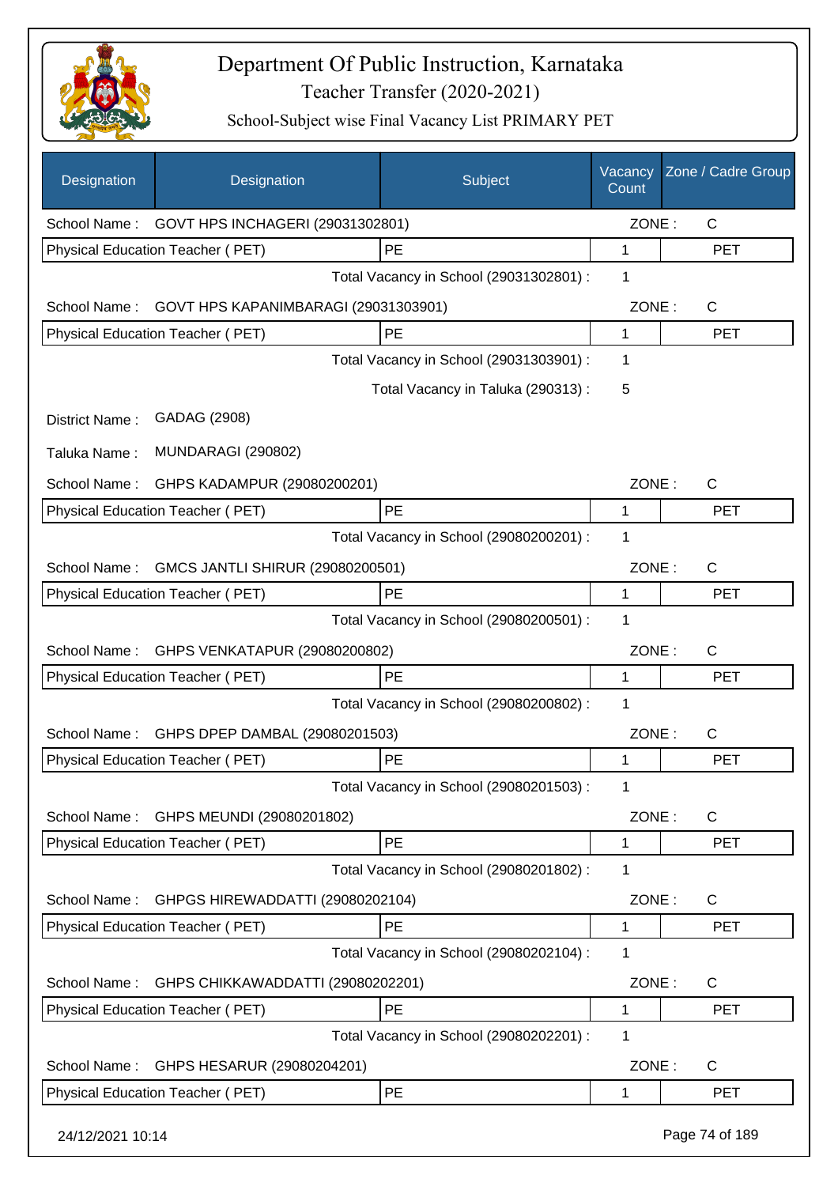# Department Of Public Instruction, Karnataka

## Teacher Transfer (2020-2021)

### School-Subject wise Final Vacancy List PRIMARY PET

| Designation | Designation | Subject | Vacancy Count | Zone / Cadre Group |
|---|---|---|---|---|
| School Name : | GOVT HPS INCHAGERI (29031302801) | | ZONE : | C |
| Physical Education Teacher ( PET) | | PE | 1 | PET |
| | | Total Vacancy in School (29031302801) : | 1 | |
| School Name : | GOVT HPS KAPANIMBARAGI (29031303901) | | ZONE : | C |
| Physical Education Teacher ( PET) | | PE | 1 | PET |
| | | Total Vacancy in School (29031303901) : | 1 | |
| | | Total Vacancy in Taluka (290313) : | 5 | |
| District Name : | GADAG (2908) | | | |
| Taluka Name : | MUNDARAGI (290802) | | | |
| School Name : | GHPS KADAMPUR (29080200201) | | ZONE : | C |
| Physical Education Teacher ( PET) | | PE | 1 | PET |
| | | Total Vacancy in School (29080200201) : | 1 | |
| School Name : | GMCS JANTLI SHIRUR (29080200501) | | ZONE : | C |
| Physical Education Teacher ( PET) | | PE | 1 | PET |
| | | Total Vacancy in School (29080200501) : | 1 | |
| School Name : | GHPS VENKATAPUR (29080200802) | | ZONE : | C |
| Physical Education Teacher ( PET) | | PE | 1 | PET |
| | | Total Vacancy in School (29080200802) : | 1 | |
| School Name : | GHPS DPEP DAMBAL (29080201503) | | ZONE : | C |
| Physical Education Teacher ( PET) | | PE | 1 | PET |
| | | Total Vacancy in School (29080201503) : | 1 | |
| School Name : | GHPS MEUNDI (29080201802) | | ZONE : | C |
| Physical Education Teacher ( PET) | | PE | 1 | PET |
| | | Total Vacancy in School (29080201802) : | 1 | |
| School Name : | GHPGS HIREWADDATTI (29080202104) | | ZONE : | C |
| Physical Education Teacher ( PET) | | PE | 1 | PET |
| | | Total Vacancy in School (29080202104) : | 1 | |
| School Name : | GHPS CHIKKAWADDATTI (29080202201) | | ZONE : | C |
| Physical Education Teacher ( PET) | | PE | 1 | PET |
| | | Total Vacancy in School (29080202201) : | 1 | |
| School Name : | GHPS HESARUR (29080204201) | | ZONE : | C |
| Physical Education Teacher ( PET) | | PE | 1 | PET |

24/12/2021 10:14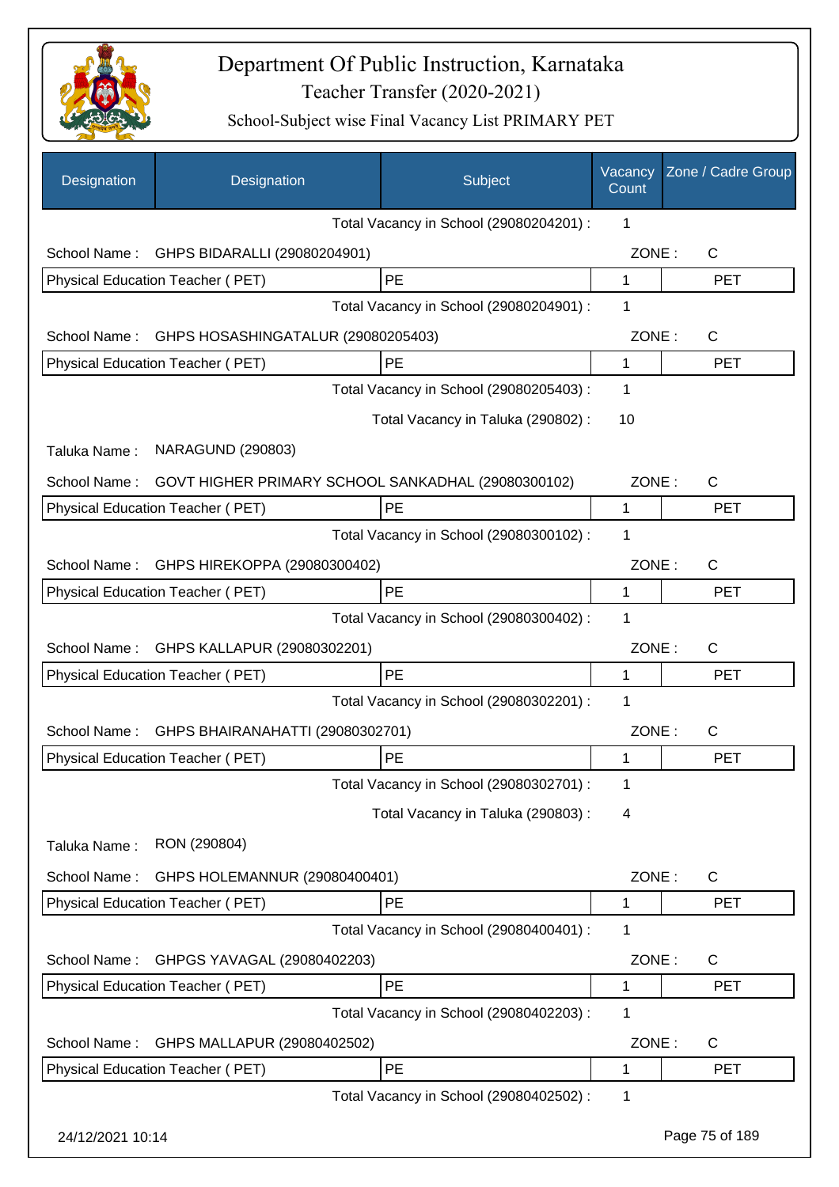# Department Of Public Instruction, Karnataka

## Teacher Transfer (2020-2021)

### School-Subject wise Final Vacancy List PRIMARY PET

| Designation | Designation | Subject | Vacancy Count | Zone / Cadre Group |
|---|---|---|---|---|
| | | Total Vacancy in School (29080204201) : | 1 | |
| School Name : | GHPS BIDARALLI (29080204901) | | ZONE : | C |
| Physical Education Teacher ( PET) | | PE | 1 | PET |
| | | Total Vacancy in School (29080204901) : | 1 | |
| School Name : | GHPS HOSASHINGATALUR (29080205403) | | ZONE : | C |
| Physical Education Teacher ( PET) | | PE | 1 | PET |
| | | Total Vacancy in School (29080205403) : | 1 | |
| | | Total Vacancy in Taluka (290802) : | 10 | |
| Taluka Name : | NARAGUND (290803) | | | |
| School Name : | GOVT HIGHER PRIMARY SCHOOL SANKADHAL (29080300102) | | ZONE : | C |
| Physical Education Teacher ( PET) | | PE | 1 | PET |
| | | Total Vacancy in School (29080300102) : | 1 | |
| School Name : | GHPS HIREKOPPA (29080300402) | | ZONE : | C |
| Physical Education Teacher ( PET) | | PE | 1 | PET |
| | | Total Vacancy in School (29080300402) : | 1 | |
| School Name : | GHPS KALLAPUR (29080302201) | | ZONE : | C |
| Physical Education Teacher ( PET) | | PE | 1 | PET |
| | | Total Vacancy in School (29080302201) : | 1 | |
| School Name : | GHPS BHAIRANAHATTI (29080302701) | | ZONE : | C |
| Physical Education Teacher ( PET) | | PE | 1 | PET |
| | | Total Vacancy in School (29080302701) : | 1 | |
| | | Total Vacancy in Taluka (290803) : | 4 | |
| Taluka Name : | RON (290804) | | | |
| School Name : | GHPS HOLEMANNUR (29080400401) | | ZONE : | C |
| Physical Education Teacher ( PET) | | PE | 1 | PET |
| | | Total Vacancy in School (29080400401) : | 1 | |
| School Name : | GHPGS YAVAGAL (29080402203) | | ZONE : | C |
| Physical Education Teacher ( PET) | | PE | 1 | PET |
| | | Total Vacancy in School (29080402203) : | 1 | |
| School Name : | GHPS MALLAPUR (29080402502) | | ZONE : | C |
| Physical Education Teacher ( PET) | | PE | 1 | PET |
| | | Total Vacancy in School (29080402502) : | 1 | |

24/12/2021 10:14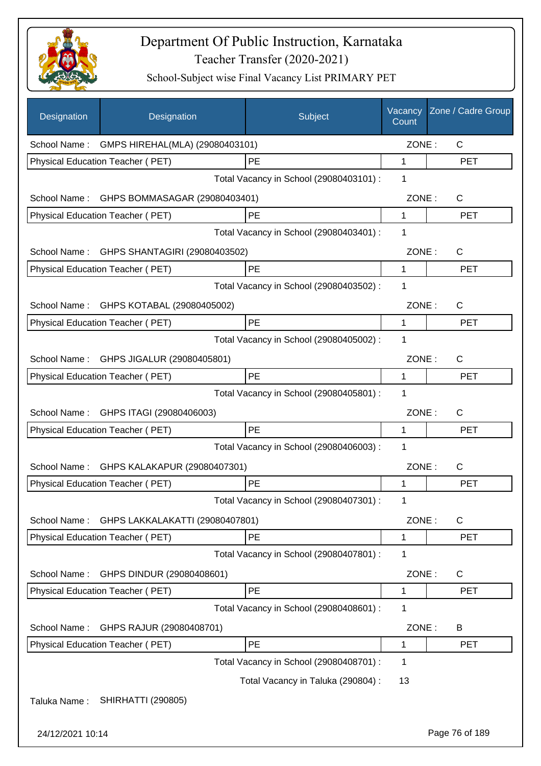# Department Of Public Instruction, Karnataka
## Teacher Transfer (2020-2021)
### School-Subject wise Final Vacancy List PRIMARY PET

| Designation | Designation | Subject | Vacancy Count | Zone / Cadre Group |
|---|---|---|---|---|
| School Name : | GMPS HIREHAL(MLA) (29080403101) | | ZONE : | C |
| Physical Education Teacher ( PET) | | PE | 1 | PET |
| | | Total Vacancy in School (29080403101) : | 1 | |
| School Name : | GHPS BOMMASAGAR (29080403401) | | ZONE : | C |
| Physical Education Teacher ( PET) | | PE | 1 | PET |
| | | Total Vacancy in School (29080403401) : | 1 | |
| School Name : | GHPS SHANTAGIRI (29080403502) | | ZONE : | C |
| Physical Education Teacher ( PET) | | PE | 1 | PET |
| | | Total Vacancy in School (29080403502) : | 1 | |
| School Name : | GHPS KOTABAL (29080405002) | | ZONE : | C |
| Physical Education Teacher ( PET) | | PE | 1 | PET |
| | | Total Vacancy in School (29080405002) : | 1 | |
| School Name : | GHPS JIGALUR (29080405801) | | ZONE : | C |
| Physical Education Teacher ( PET) | | PE | 1 | PET |
| | | Total Vacancy in School (29080405801) : | 1 | |
| School Name : | GHPS ITAGI (29080406003) | | ZONE : | C |
| Physical Education Teacher ( PET) | | PE | 1 | PET |
| | | Total Vacancy in School (29080406003) : | 1 | |
| School Name : | GHPS KALAKAPUR (29080407301) | | ZONE : | C |
| Physical Education Teacher ( PET) | | PE | 1 | PET |
| | | Total Vacancy in School (29080407301) : | 1 | |
| School Name : | GHPS LAKKALAKATTI (29080407801) | | ZONE : | C |
| Physical Education Teacher ( PET) | | PE | 1 | PET |
| | | Total Vacancy in School (29080407801) : | 1 | |
| School Name : | GHPS DINDUR (29080408601) | | ZONE : | C |
| Physical Education Teacher ( PET) | | PE | 1 | PET |
| | | Total Vacancy in School (29080408601) : | 1 | |
| School Name : | GHPS RAJUR (29080408701) | | ZONE : | B |
| Physical Education Teacher ( PET) | | PE | 1 | PET |
| | | Total Vacancy in School (29080408701) : | 1 | |
| | | Total Vacancy in Taluka (290804) : | 13 | |

Taluka Name : SHIRHATTI (290805)

24/12/2021 10:14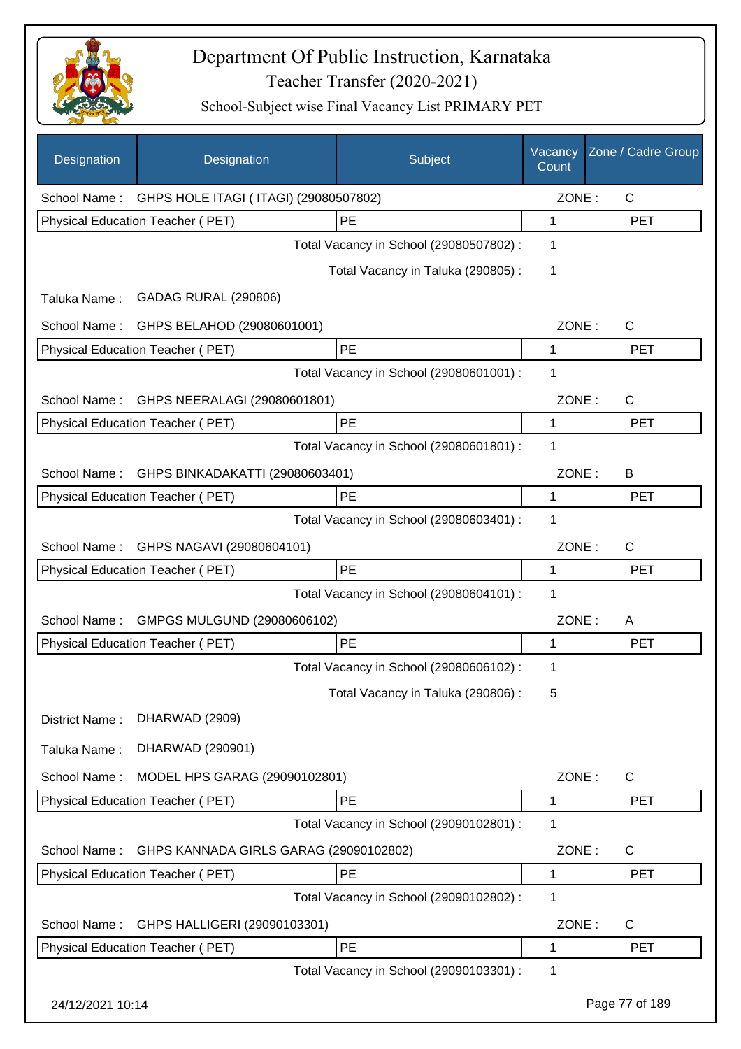# Department Of Public Instruction, Karnataka

## Teacher Transfer (2020-2021)

### School-Subject wise Final Vacancy List PRIMARY PET

| Designation | Designation | Subject | Vacancy Count | Zone / Cadre Group |
|---|---|---|---|---|
| School Name : | GHPS HOLE ITAGI ( ITAGI) (29080507802) | | ZONE : | C |
| Physical Education Teacher ( PET) | | PE | 1 | PET |
| | | Total Vacancy in School (29080507802) : | 1 | |
| | | Total Vacancy in Taluka (290805) : | 1 | |
| Taluka Name : | GADAG RURAL (290806) | | | |
| School Name : | GHPS BELAHOD (29080601001) | | ZONE : | C |
| Physical Education Teacher ( PET) | | PE | 1 | PET |
| | | Total Vacancy in School (29080601001) : | 1 | |
| School Name : | GHPS NEERALAGI (29080601801) | | ZONE : | C |
| Physical Education Teacher ( PET) | | PE | 1 | PET |
| | | Total Vacancy in School (29080601801) : | 1 | |
| School Name : | GHPS BINKADAKATTI (29080603401) | | ZONE : | B |
| Physical Education Teacher ( PET) | | PE | 1 | PET |
| | | Total Vacancy in School (29080603401) : | 1 | |
| School Name : | GHPS NAGAVI (29080604101) | | ZONE : | C |
| Physical Education Teacher ( PET) | | PE | 1 | PET |
| | | Total Vacancy in School (29080604101) : | 1 | |
| School Name : | GMPGS MULGUND (29080606102) | | ZONE : | A |
| Physical Education Teacher ( PET) | | PE | 1 | PET |
| | | Total Vacancy in School (29080606102) : | 1 | |
| | | Total Vacancy in Taluka (290806) : | 5 | |
| District Name : | DHARWAD (2909) | | | |
| Taluka Name : | DHARWAD (290901) | | | |
| School Name : | MODEL HPS GARAG (29090102801) | | ZONE : | C |
| Physical Education Teacher ( PET) | | PE | 1 | PET |
| | | Total Vacancy in School (29090102801) : | 1 | |
| School Name : | GHPS KANNADA GIRLS GARAG (29090102802) | | ZONE : | C |
| Physical Education Teacher ( PET) | | PE | 1 | PET |
| | | Total Vacancy in School (29090102802) : | 1 | |
| School Name : | GHPS HALLIGERI (29090103301) | | ZONE : | C |
| Physical Education Teacher ( PET) | | PE | 1 | PET |
| | | Total Vacancy in School (29090103301) : | 1 | |

24/12/2021 10:14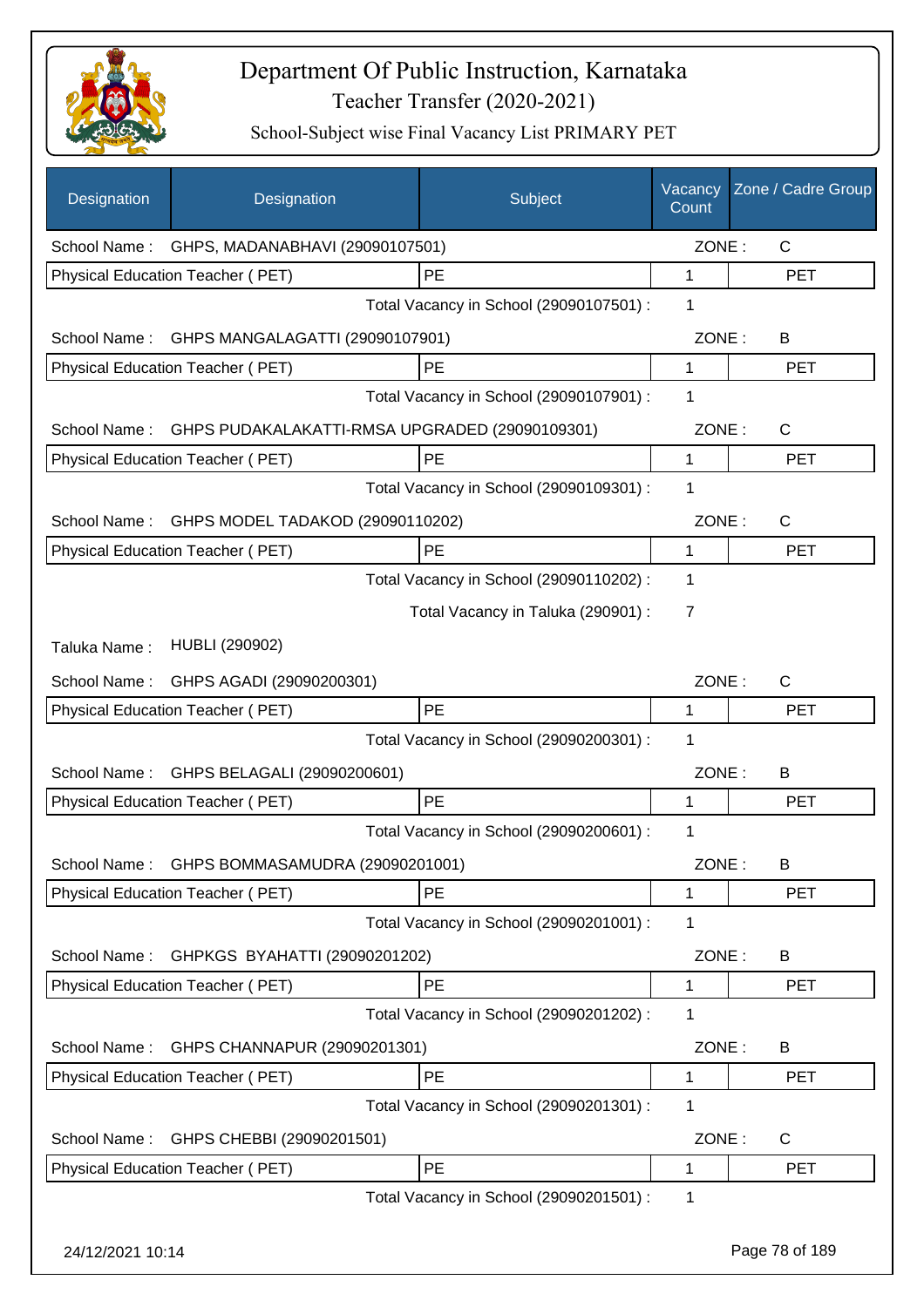# Department Of Public Instruction, Karnataka

## Teacher Transfer (2020-2021)

### School-Subject wise Final Vacancy List PRIMARY PET

| Designation | Designation | Subject | Vacancy Count | Zone / Cadre Group |
|---|---|---|---|---|
| School Name : | GHPS, MADANABHAVI (29090107501) | | ZONE : | C |
| Physical Education Teacher ( PET) | | PE | 1 | PET |
| | | Total Vacancy in School (29090107501) : | 1 | |
| School Name : | GHPS MANGALAGATTI (29090107901) | | ZONE : | B |
| Physical Education Teacher ( PET) | | PE | 1 | PET |
| | | Total Vacancy in School (29090107901) : | 1 | |
| School Name : | GHPS PUDAKALAKATTI-RMSA UPGRADED (29090109301) | | ZONE : | C |
| Physical Education Teacher ( PET) | | PE | 1 | PET |
| | | Total Vacancy in School (29090109301) : | 1 | |
| School Name : | GHPS MODEL TADAKOD (29090110202) | | ZONE : | C |
| Physical Education Teacher ( PET) | | PE | 1 | PET |
| | | Total Vacancy in School (29090110202) : | 1 | |
| | | Total Vacancy in Taluka (290901) : | 7 | |
| Taluka Name : | HUBLI (290902) | | | |
| School Name : | GHPS AGADI (29090200301) | | ZONE : | C |
| Physical Education Teacher ( PET) | | PE | 1 | PET |
| | | Total Vacancy in School (29090200301) : | 1 | |
| School Name : | GHPS BELAGALI (29090200601) | | ZONE : | B |
| Physical Education Teacher ( PET) | | PE | 1 | PET |
| | | Total Vacancy in School (29090200601) : | 1 | |
| School Name : | GHPS BOMMASAMUDRA (29090201001) | | ZONE : | B |
| Physical Education Teacher ( PET) | | PE | 1 | PET |
| | | Total Vacancy in School (29090201001) : | 1 | |
| School Name : | GHPKGS BYAHATTI (29090201202) | | ZONE : | B |
| Physical Education Teacher ( PET) | | PE | 1 | PET |
| | | Total Vacancy in School (29090201202) : | 1 | |
| School Name : | GHPS CHANNAPUR (29090201301) | | ZONE : | B |
| Physical Education Teacher ( PET) | | PE | 1 | PET |
| | | Total Vacancy in School (29090201301) : | 1 | |
| School Name : | GHPS CHEBBI (29090201501) | | ZONE : | C |
| Physical Education Teacher ( PET) | | PE | 1 | PET |
| | | Total Vacancy in School (29090201501) : | 1 | |

24/12/2021 10:14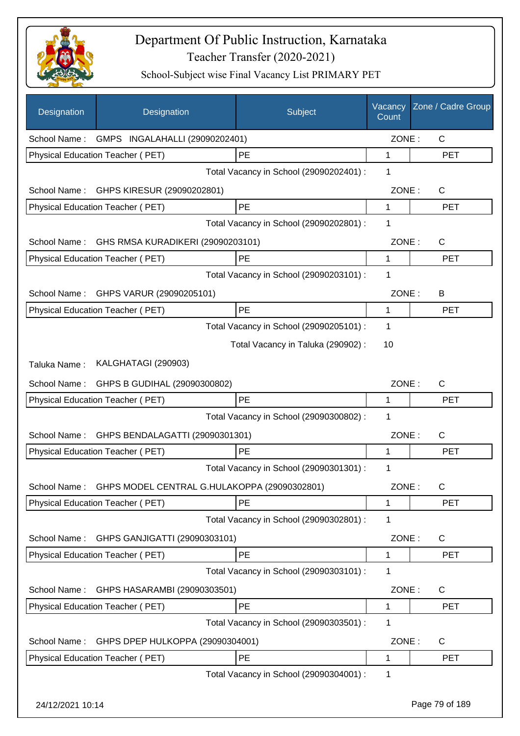# Department Of Public Instruction, Karnataka
## Teacher Transfer (2020-2021)
### School-Subject wise Final Vacancy List PRIMARY PET

| Designation | Designation | Subject | Vacancy Count | Zone / Cadre Group |
|---|---|---|---|---|
| School Name : | GMPS INGALAHALLI (29090202401) | | ZONE : | C |
| Physical Education Teacher ( PET) | | PE | 1 | PET |
| | | Total Vacancy in School (29090202401) : | 1 | |
| School Name : | GHPS KIRESUR (29090202801) | | ZONE : | C |
| Physical Education Teacher ( PET) | | PE | 1 | PET |
| | | Total Vacancy in School (29090202801) : | 1 | |
| School Name : | GHS RMSA KURADIKERI (29090203101) | | ZONE : | C |
| Physical Education Teacher ( PET) | | PE | 1 | PET |
| | | Total Vacancy in School (29090203101) : | 1 | |
| School Name : | GHPS VARUR (29090205101) | | ZONE : | B |
| Physical Education Teacher ( PET) | | PE | 1 | PET |
| | | Total Vacancy in School (29090205101) : | 1 | |
| | | Total Vacancy in Taluka (290902) : | 10 | |
| Taluka Name : | KALGHATAGI (290903) | | | |
| School Name : | GHPS B GUDIHAL (29090300802) | | ZONE : | C |
| Physical Education Teacher ( PET) | | PE | 1 | PET |
| | | Total Vacancy in School (29090300802) : | 1 | |
| School Name : | GHPS BENDALAGATTI (29090301301) | | ZONE : | C |
| Physical Education Teacher ( PET) | | PE | 1 | PET |
| | | Total Vacancy in School (29090301301) : | 1 | |
| School Name : | GHPS MODEL CENTRAL G.HULAKOPPA (29090302801) | | ZONE : | C |
| Physical Education Teacher ( PET) | | PE | 1 | PET |
| | | Total Vacancy in School (29090302801) : | 1 | |
| School Name : | GHPS GANJIGATTI (29090303101) | | ZONE : | C |
| Physical Education Teacher ( PET) | | PE | 1 | PET |
| | | Total Vacancy in School (29090303101) : | 1 | |
| School Name : | GHPS HASARAMBI (29090303501) | | ZONE : | C |
| Physical Education Teacher ( PET) | | PE | 1 | PET |
| | | Total Vacancy in School (29090303501) : | 1 | |
| School Name : | GHPS DPEP HULKOPPA (29090304001) | | ZONE : | C |
| Physical Education Teacher ( PET) | | PE | 1 | PET |
| | | Total Vacancy in School (29090304001) : | 1 | |

24/12/2021 10:14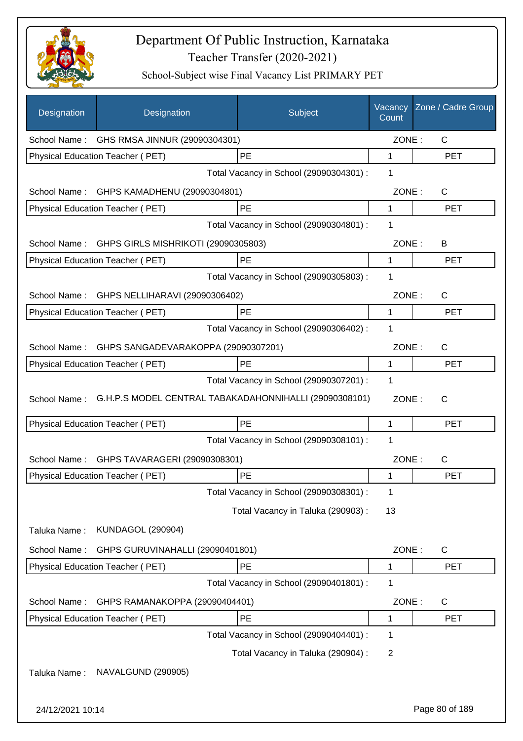# Department Of Public Instruction, Karnataka

## Teacher Transfer (2020-2021)

### School-Subject wise Final Vacancy List PRIMARY PET

| Designation | Designation | Subject | Vacancy Count | Zone / Cadre Group |
|---|---|---|---|---|
| School Name : | GHS RMSA JINNUR (29090304301) | | ZONE : | C |
| Physical Education Teacher ( PET) | | PE | 1 | PET |
| | | Total Vacancy in School (29090304301) : | 1 | |
| School Name : | GHPS KAMADHENU (29090304801) | | ZONE : | C |
| Physical Education Teacher ( PET) | | PE | 1 | PET |
| | | Total Vacancy in School (29090304801) : | 1 | |
| School Name : | GHPS GIRLS MISHRIKOTI (29090305803) | | ZONE : | B |
| Physical Education Teacher ( PET) | | PE | 1 | PET |
| | | Total Vacancy in School (29090305803) : | 1 | |
| School Name : | GHPS NELLIHARAVI (29090306402) | | ZONE : | C |
| Physical Education Teacher ( PET) | | PE | 1 | PET |
| | | Total Vacancy in School (29090306402) : | 1 | |
| School Name : | GHPS SANGADEVARAKOPPA (29090307201) | | ZONE : | C |
| Physical Education Teacher ( PET) | | PE | 1 | PET |
| | | Total Vacancy in School (29090307201) : | 1 | |
| School Name : | G.H.P.S MODEL CENTRAL TABAKADAHONNIHALLI (29090308101) | | ZONE : | C |
| Physical Education Teacher ( PET) | | PE | 1 | PET |
| | | Total Vacancy in School (29090308101) : | 1 | |
| School Name : | GHPS TAVARAGERI (29090308301) | | ZONE : | C |
| Physical Education Teacher ( PET) | | PE | 1 | PET |
| | | Total Vacancy in School (29090308301) : | 1 | |
| | | Total Vacancy in Taluka (290903) : | 13 | |
| Taluka Name : | KUNDAGOL (290904) | | | |
| School Name : | GHPS GURUVINAHALLI (29090401801) | | ZONE : | C |
| Physical Education Teacher ( PET) | | PE | 1 | PET |
| | | Total Vacancy in School (29090401801) : | 1 | |
| School Name : | GHPS RAMANAKOPPA (29090404401) | | ZONE : | C |
| Physical Education Teacher ( PET) | | PE | 1 | PET |
| | | Total Vacancy in School (29090404401) : | 1 | |
| | | Total Vacancy in Taluka (290904) : | 2 | |
| Taluka Name : | NAVALGUND (290905) | | | |

24/12/2021 10:14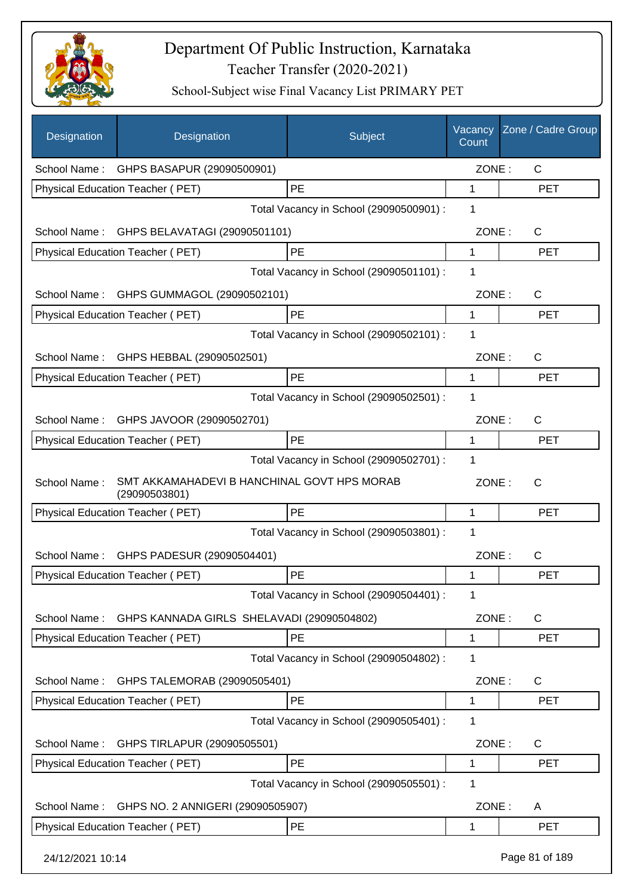# Department Of Public Instruction, Karnataka

## Teacher Transfer (2020-2021)

### School-Subject wise Final Vacancy List PRIMARY PET

| Designation | Designation | Subject | Vacancy Count | Zone / Cadre Group |
|---|---|---|---|---|
| School Name : | GHPS BASAPUR (29090500901) | | ZONE : | C |
| Physical Education Teacher ( PET) | | PE | 1 | PET |
| | | Total Vacancy in School (29090500901) : | 1 | |
| School Name : | GHPS BELAVATAGI (29090501101) | | ZONE : | C |
| Physical Education Teacher ( PET) | | PE | 1 | PET |
| | | Total Vacancy in School (29090501101) : | 1 | |
| School Name : | GHPS GUMMAGOL (29090502101) | | ZONE : | C |
| Physical Education Teacher ( PET) | | PE | 1 | PET |
| | | Total Vacancy in School (29090502101) : | 1 | |
| School Name : | GHPS HEBBAL (29090502501) | | ZONE : | C |
| Physical Education Teacher ( PET) | | PE | 1 | PET |
| | | Total Vacancy in School (29090502501) : | 1 | |
| School Name : | GHPS JAVOOR (29090502701) | | ZONE : | C |
| Physical Education Teacher ( PET) | | PE | 1 | PET |
| | | Total Vacancy in School (29090502701) : | 1 | |
| School Name : | SMT AKKAMAHADEVI B HANCHINAL GOVT HPS MORAB (29090503801) | | ZONE : | C |
| Physical Education Teacher ( PET) | | PE | 1 | PET |
| | | Total Vacancy in School (29090503801) : | 1 | |
| School Name : | GHPS PADESUR (29090504401) | | ZONE : | C |
| Physical Education Teacher ( PET) | | PE | 1 | PET |
| | | Total Vacancy in School (29090504401) : | 1 | |
| School Name : | GHPS KANNADA GIRLS SHELAVADI (29090504802) | | ZONE : | C |
| Physical Education Teacher ( PET) | | PE | 1 | PET |
| | | Total Vacancy in School (29090504802) : | 1 | |
| School Name : | GHPS TALEMORAB (29090505401) | | ZONE : | C |
| Physical Education Teacher ( PET) | | PE | 1 | PET |
| | | Total Vacancy in School (29090505401) : | 1 | |
| School Name : | GHPS TIRLAPUR (29090505501) | | ZONE : | C |
| Physical Education Teacher ( PET) | | PE | 1 | PET |
| | | Total Vacancy in School (29090505501) : | 1 | |
| School Name : | GHPS NO. 2 ANNIGERI (29090505907) | | ZONE : | A |
| Physical Education Teacher ( PET) | | PE | 1 | PET |

24/12/2021 10:14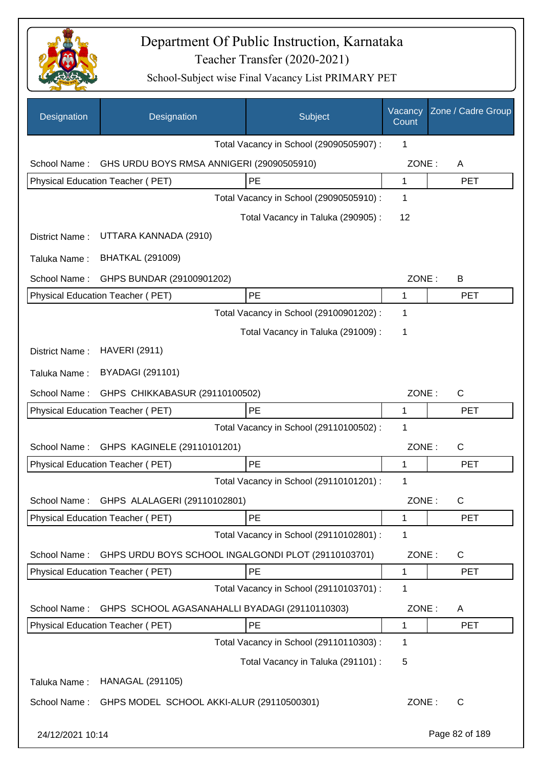# Department Of Public Instruction, Karnataka

## Teacher Transfer (2020-2021)

### School-Subject wise Final Vacancy List PRIMARY PET

| Designation | Designation | Subject | Vacancy Count | Zone / Cadre Group |
|---|---|---|---|---|
| | | Total Vacancy in School (29090505907) : | 1 | |
| School Name : | GHS URDU BOYS RMSA ANNIGERI (29090505910) | | ZONE : | A |
| Physical Education Teacher ( PET) | | PE | 1 | PET |
| | | Total Vacancy in School (29090505910) : | 1 | |
| | | Total Vacancy in Taluka (290905) : | 12 | |
| District Name : | UTTARA KANNADA (2910) | | | |
| Taluka Name : | BHATKAL (291009) | | | |
| School Name : | GHPS BUNDAR (29100901202) | | ZONE : | B |
| Physical Education Teacher ( PET) | | PE | 1 | PET |
| | | Total Vacancy in School (29100901202) : | 1 | |
| | | Total Vacancy in Taluka (291009) : | 1 | |
| District Name : | HAVERI (2911) | | | |
| Taluka Name : | BYADAGI (291101) | | | |
| School Name : | GHPS CHIKKABASUR (29110100502) | | ZONE : | C |
| Physical Education Teacher ( PET) | | PE | 1 | PET |
| | | Total Vacancy in School (29110100502) : | 1 | |
| School Name : | GHPS KAGINELE (29110101201) | | ZONE : | C |
| Physical Education Teacher ( PET) | | PE | 1 | PET |
| | | Total Vacancy in School (29110101201) : | 1 | |
| School Name : | GHPS ALALAGERI (29110102801) | | ZONE : | C |
| Physical Education Teacher ( PET) | | PE | 1 | PET |
| | | Total Vacancy in School (29110102801) : | 1 | |
| School Name : | GHPS URDU BOYS SCHOOL INGALGONDI PLOT (29110103701) | | ZONE : | C |
| Physical Education Teacher ( PET) | | PE | 1 | PET |
| | | Total Vacancy in School (29110103701) : | 1 | |
| School Name : | GHPS SCHOOL AGASANAHALLI BYADAGI (29110110303) | | ZONE : | A |
| Physical Education Teacher ( PET) | | PE | 1 | PET |
| | | Total Vacancy in School (29110110303) : | 1 | |
| | | Total Vacancy in Taluka (291101) : | 5 | |
| Taluka Name : | HANAGAL (291105) | | | |
| School Name : | GHPS MODEL SCHOOL AKKI-ALUR (29110500301) | | ZONE : | C |

24/12/2021 10:14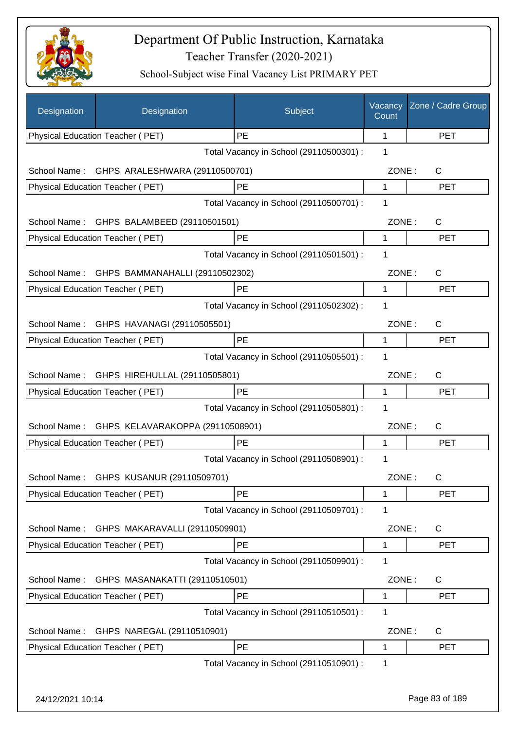# Department Of Public Instruction, Karnataka

Teacher Transfer (2020-2021)

School-Subject wise Final Vacancy List PRIMARY PET

| Designation | Designation | Subject | Vacancy Count | Zone / Cadre Group |
|---|---|---|---|---|
| Physical Education Teacher ( PET) | | PE | 1 | PET |

Total Vacancy in School (29110500301) : 1

School Name : GHPS ARALESHWARA (29110500701) ZONE : C

| Physical Education Teacher ( PET) | PE | 1 | PET |
|---|---|---|---|

Total Vacancy in School (29110500701) : 1

School Name : GHPS BALAMBEED (29110501501) ZONE : C

| Physical Education Teacher ( PET) | PE | 1 | PET |
|---|---|---|---|

Total Vacancy in School (29110501501) : 1

School Name : GHPS BAMMANAHALLI (29110502302) ZONE : C

| Physical Education Teacher ( PET) | PE | 1 | PET |
|---|---|---|---|

Total Vacancy in School (29110502302) : 1

School Name : GHPS HAVANAGI (29110505501) ZONE : C

| Physical Education Teacher ( PET) | PE | 1 | PET |
|---|---|---|---|

Total Vacancy in School (29110505501) : 1

School Name : GHPS HIREHULLAL (29110505801) ZONE : C

| Physical Education Teacher ( PET) | PE | 1 | PET |
|---|---|---|---|

Total Vacancy in School (29110505801) : 1

School Name : GHPS KELAVARAKOPPA (29110508901) ZONE : C

| Physical Education Teacher ( PET) | PE | 1 | PET |
|---|---|---|---|

Total Vacancy in School (29110508901) : 1

School Name : GHPS KUSANUR (29110509701) ZONE : C

| Physical Education Teacher ( PET) | PE | 1 | PET |
|---|---|---|---|

Total Vacancy in School (29110509701) : 1

School Name : GHPS MAKARAVALLI (29110509901) ZONE : C

| Physical Education Teacher ( PET) | PE | 1 | PET |
|---|---|---|---|

Total Vacancy in School (29110509901) : 1

School Name : GHPS MASANAKATTI (29110510501) ZONE : C

| Physical Education Teacher ( PET) | PE | 1 | PET |
|---|---|---|---|

Total Vacancy in School (29110510501) : 1

School Name : GHPS NAREGAL (29110510901) ZONE : C

| Physical Education Teacher ( PET) | PE | 1 | PET |
|---|---|---|---|

Total Vacancy in School (29110510901) : 1

24/12/2021 10:14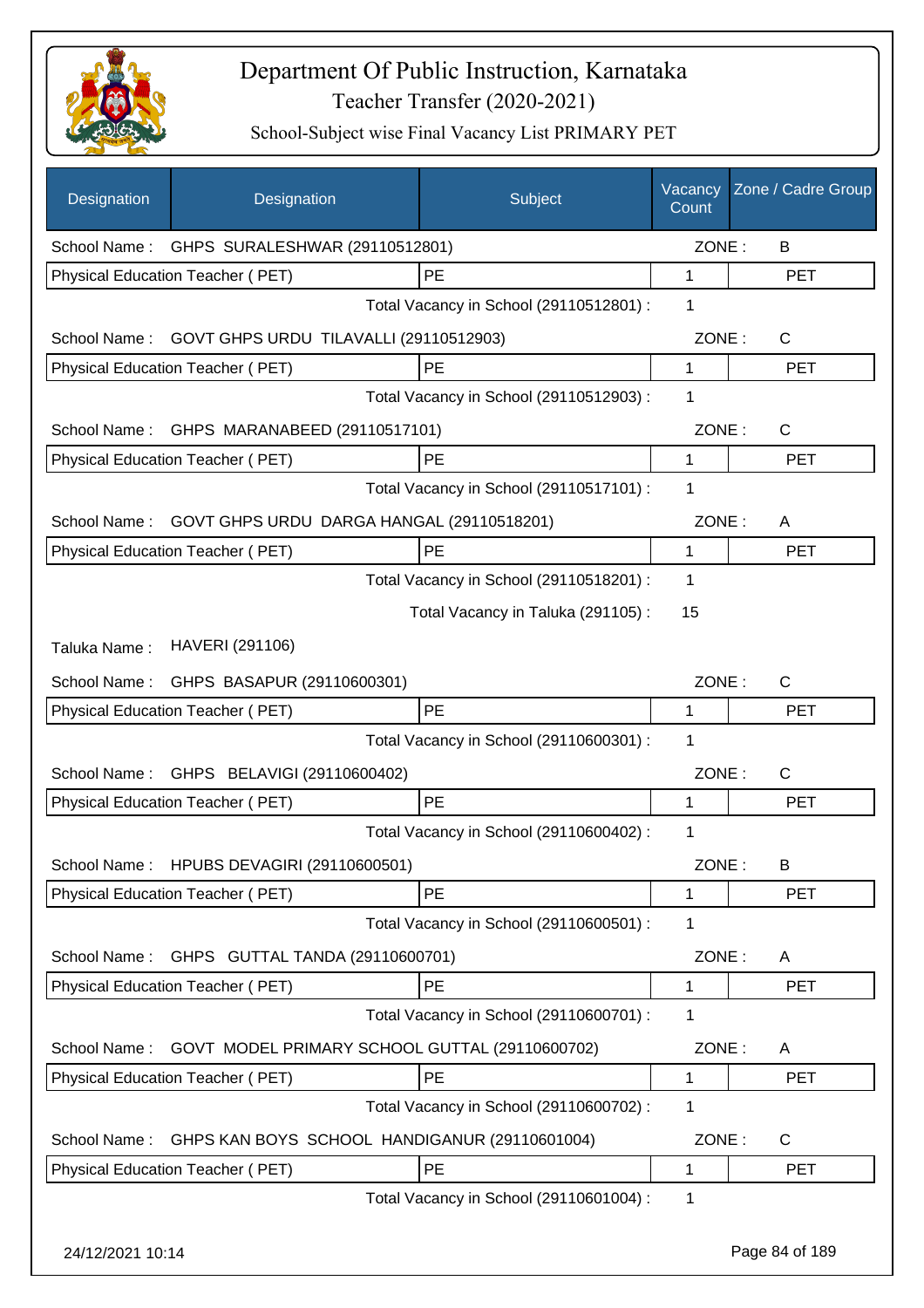# Department Of Public Instruction, Karnataka

## Teacher Transfer (2020-2021)

### School-Subject wise Final Vacancy List PRIMARY PET

| Designation | Designation | Subject | Vacancy Count | Zone / Cadre Group |
|---|---|---|---|---|
| School Name : | GHPS SURALESHWAR (29110512801) | | ZONE : | B |
| Physical Education Teacher ( PET) | | PE | 1 | PET |
| | | Total Vacancy in School (29110512801) : | 1 | |
| School Name : | GOVT GHPS URDU TILAVALLI (29110512903) | | ZONE : | C |
| Physical Education Teacher ( PET) | | PE | 1 | PET |
| | | Total Vacancy in School (29110512903) : | 1 | |
| School Name : | GHPS MARANABEED (29110517101) | | ZONE : | C |
| Physical Education Teacher ( PET) | | PE | 1 | PET |
| | | Total Vacancy in School (29110517101) : | 1 | |
| School Name : | GOVT GHPS URDU DARGA HANGAL (29110518201) | | ZONE : | A |
| Physical Education Teacher ( PET) | | PE | 1 | PET |
| | | Total Vacancy in School (29110518201) : | 1 | |
| | | Total Vacancy in Taluka (291105) : | 15 | |
| Taluka Name : | HAVERI (291106) | | | |
| School Name : | GHPS BASAPUR (29110600301) | | ZONE : | C |
| Physical Education Teacher ( PET) | | PE | 1 | PET |
| | | Total Vacancy in School (29110600301) : | 1 | |
| School Name : | GHPS BELAVIGI (29110600402) | | ZONE : | C |
| Physical Education Teacher ( PET) | | PE | 1 | PET |
| | | Total Vacancy in School (29110600402) : | 1 | |
| School Name : | HPUBS DEVAGIRI (29110600501) | | ZONE : | B |
| Physical Education Teacher ( PET) | | PE | 1 | PET |
| | | Total Vacancy in School (29110600501) : | 1 | |
| School Name : | GHPS GUTTAL TANDA (29110600701) | | ZONE : | A |
| Physical Education Teacher ( PET) | | PE | 1 | PET |
| | | Total Vacancy in School (29110600701) : | 1 | |
| School Name : | GOVT MODEL PRIMARY SCHOOL GUTTAL (29110600702) | | ZONE : | A |
| Physical Education Teacher ( PET) | | PE | 1 | PET |
| | | Total Vacancy in School (29110600702) : | 1 | |
| School Name : | GHPS KAN BOYS SCHOOL HANDIGANUR (29110601004) | | ZONE : | C |
| Physical Education Teacher ( PET) | | PE | 1 | PET |
| | | Total Vacancy in School (29110601004) : | 1 | |

24/12/2021 10:14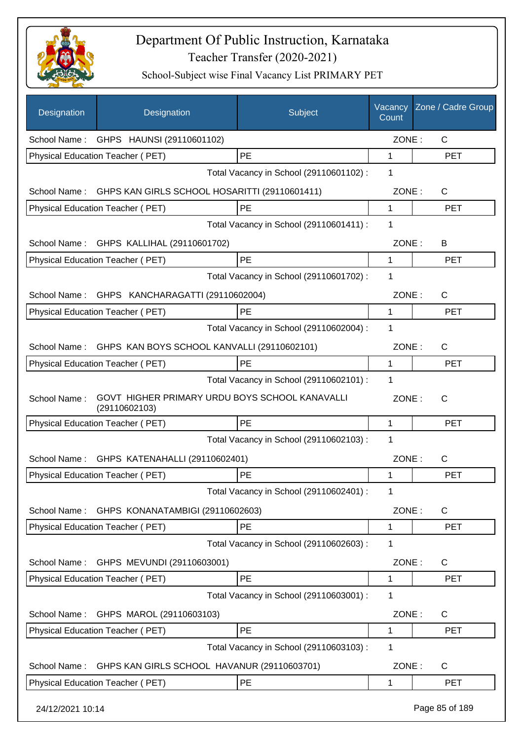# Department Of Public Instruction, Karnataka

Teacher Transfer (2020-2021)

School-Subject wise Final Vacancy List PRIMARY PET

| Designation | Designation | Subject | Vacancy Count | Zone / Cadre Group |
|---|---|---|---|---|
| School Name : | GHPS HAUNSI (29110601102) | | ZONE : | C |
| Physical Education Teacher ( PET) | | PE | 1 | PET |
| | | Total Vacancy in School (29110601102) : | 1 | |
| School Name : | GHPS KAN GIRLS SCHOOL HOSARITTI (29110601411) | | ZONE : | C |
| Physical Education Teacher ( PET) | | PE | 1 | PET |
| | | Total Vacancy in School (29110601411) : | 1 | |
| School Name : | GHPS KALLIHAL (29110601702) | | ZONE : | B |
| Physical Education Teacher ( PET) | | PE | 1 | PET |
| | | Total Vacancy in School (29110601702) : | 1 | |
| School Name : | GHPS KANCHARAGATTI (29110602004) | | ZONE : | C |
| Physical Education Teacher ( PET) | | PE | 1 | PET |
| | | Total Vacancy in School (29110602004) : | 1 | |
| School Name : | GHPS KAN BOYS SCHOOL KANVALLI (29110602101) | | ZONE : | C |
| Physical Education Teacher ( PET) | | PE | 1 | PET |
| | | Total Vacancy in School (29110602101) : | 1 | |
| School Name : | GOVT HIGHER PRIMARY URDU BOYS SCHOOL KANAVALLI (29110602103) | | ZONE : | C |
| Physical Education Teacher ( PET) | | PE | 1 | PET |
| | | Total Vacancy in School (29110602103) : | 1 | |
| School Name : | GHPS KATENAHALLI (29110602401) | | ZONE : | C |
| Physical Education Teacher ( PET) | | PE | 1 | PET |
| | | Total Vacancy in School (29110602401) : | 1 | |
| School Name : | GHPS KONANATAMBIGI (29110602603) | | ZONE : | C |
| Physical Education Teacher ( PET) | | PE | 1 | PET |
| | | Total Vacancy in School (29110602603) : | 1 | |
| School Name : | GHPS MEVUNDI (29110603001) | | ZONE : | C |
| Physical Education Teacher ( PET) | | PE | 1 | PET |
| | | Total Vacancy in School (29110603001) : | 1 | |
| School Name : | GHPS MAROL (29110603103) | | ZONE : | C |
| Physical Education Teacher ( PET) | | PE | 1 | PET |
| | | Total Vacancy in School (29110603103) : | 1 | |
| School Name : | GHPS KAN GIRLS SCHOOL HAVANUR (29110603701) | | ZONE : | C |
| Physical Education Teacher ( PET) | | PE | 1 | PET |

24/12/2021 10:14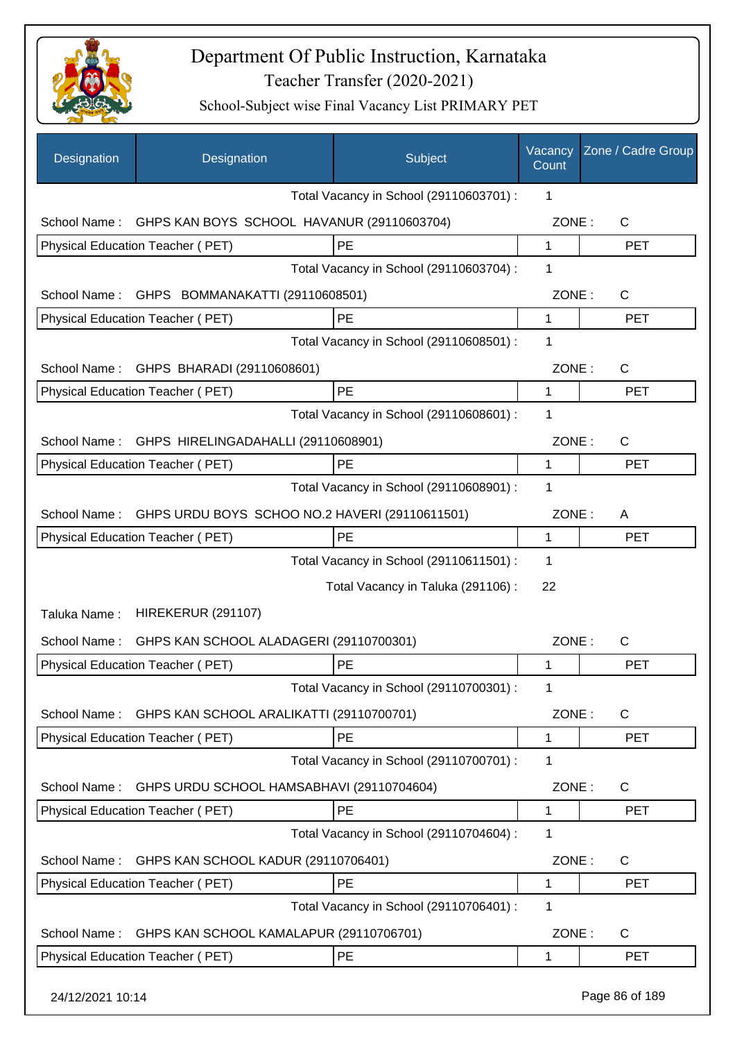# Department Of Public Instruction, Karnataka
## Teacher Transfer (2020-2021)
### School-Subject wise Final Vacancy List PRIMARY PET

| Designation | Designation | Subject | Vacancy Count | Zone / Cadre Group |
|---|---|---|---|---|
| | | Total Vacancy in School (29110603701) : | 1 | |
| School Name : | GHPS KAN BOYS SCHOOL HAVANUR (29110603704) | | ZONE : | C |
| Physical Education Teacher ( PET) | | PE | 1 | PET |
| | | Total Vacancy in School (29110603704) : | 1 | |
| School Name : | GHPS BOMMANAKATTI (29110608501) | | ZONE : | C |
| Physical Education Teacher ( PET) | | PE | 1 | PET |
| | | Total Vacancy in School (29110608501) : | 1 | |
| School Name : | GHPS BHARADI (29110608601) | | ZONE : | C |
| Physical Education Teacher ( PET) | | PE | 1 | PET |
| | | Total Vacancy in School (29110608601) : | 1 | |
| School Name : | GHPS HIRELINGADAHALLI (29110608901) | | ZONE : | C |
| Physical Education Teacher ( PET) | | PE | 1 | PET |
| | | Total Vacancy in School (29110608901) : | 1 | |
| School Name : | GHPS URDU BOYS SCHOO NO.2 HAVERI (29110611501) | | ZONE : | A |
| Physical Education Teacher ( PET) | | PE | 1 | PET |
| | | Total Vacancy in School (29110611501) : | 1 | |
| | | Total Vacancy in Taluka (291106) : | 22 | |
| Taluka Name : | HIREKERUR (291107) | | | |
| School Name : | GHPS KAN SCHOOL ALADAGERI (29110700301) | | ZONE : | C |
| Physical Education Teacher ( PET) | | PE | 1 | PET |
| | | Total Vacancy in School (29110700301) : | 1 | |
| School Name : | GHPS KAN SCHOOL ARALIKATTI (29110700701) | | ZONE : | C |
| Physical Education Teacher ( PET) | | PE | 1 | PET |
| | | Total Vacancy in School (29110700701) : | 1 | |
| School Name : | GHPS URDU SCHOOL HAMSABHAVI (29110704604) | | ZONE : | C |
| Physical Education Teacher ( PET) | | PE | 1 | PET |
| | | Total Vacancy in School (29110704604) : | 1 | |
| School Name : | GHPS KAN SCHOOL KADUR (29110706401) | | ZONE : | C |
| Physical Education Teacher ( PET) | | PE | 1 | PET |
| | | Total Vacancy in School (29110706401) : | 1 | |
| School Name : | GHPS KAN SCHOOL KAMALAPUR (29110706701) | | ZONE : | C |
| Physical Education Teacher ( PET) | | PE | 1 | PET |

24/12/2021 10:14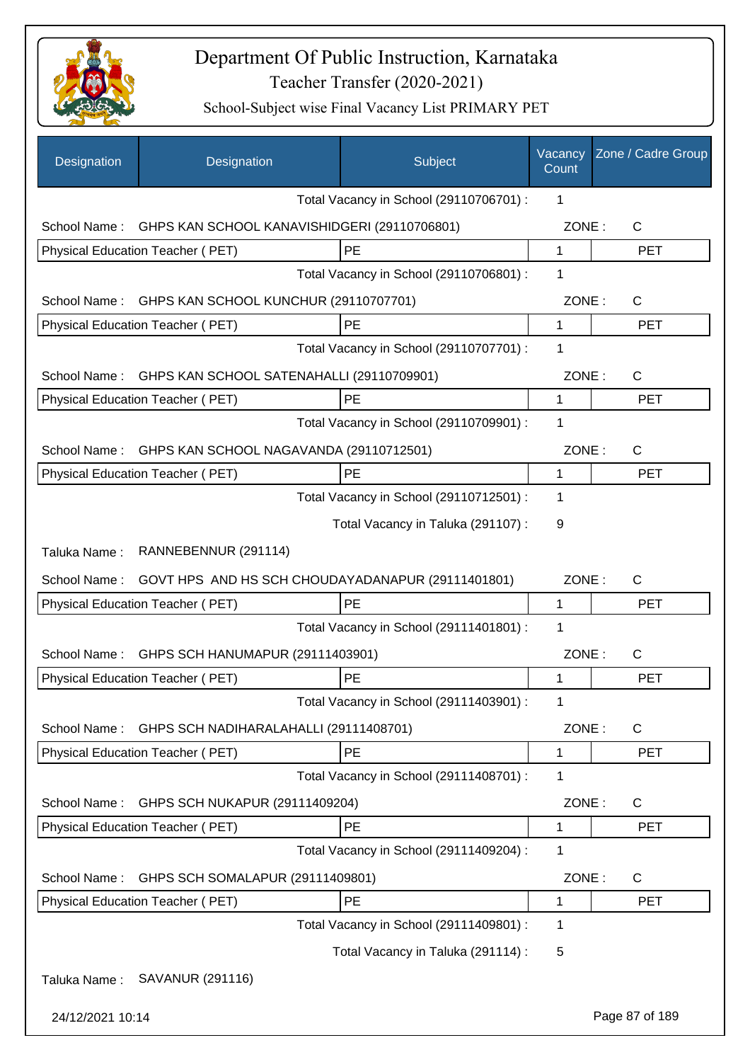# Department Of Public Instruction, Karnataka

## Teacher Transfer (2020-2021)

### School-Subject wise Final Vacancy List PRIMARY PET

| Designation | Designation | Subject | Vacancy Count | Zone / Cadre Group |
|---|---|---|---|---|
| | | Total Vacancy in School (29110706701) : | 1 | |
| School Name : | GHPS KAN SCHOOL KANAVISHIDGERI (29110706801) | | ZONE : | C |
| Physical Education Teacher ( PET) | | PE | 1 | PET |
| | | Total Vacancy in School (29110706801) : | 1 | |
| School Name : | GHPS KAN SCHOOL KUNCHUR (29110707701) | | ZONE : | C |
| Physical Education Teacher ( PET) | | PE | 1 | PET |
| | | Total Vacancy in School (29110707701) : | 1 | |
| School Name : | GHPS KAN SCHOOL SATENAHALLI (29110709901) | | ZONE : | C |
| Physical Education Teacher ( PET) | | PE | 1 | PET |
| | | Total Vacancy in School (29110709901) : | 1 | |
| School Name : | GHPS KAN SCHOOL NAGAVANDA (29110712501) | | ZONE : | C |
| Physical Education Teacher ( PET) | | PE | 1 | PET |
| | | Total Vacancy in School (29110712501) : | 1 | |
| | | Total Vacancy in Taluka (291107) : | 9 | |
| Taluka Name : | RANNEBENNUR (291114) | | | |
| School Name : | GOVT HPS AND HS SCH CHOUDAYADANAPUR (29111401801) | | ZONE : | C |
| Physical Education Teacher ( PET) | | PE | 1 | PET |
| | | Total Vacancy in School (29111401801) : | 1 | |
| School Name : | GHPS SCH HANUMAPUR (29111403901) | | ZONE : | C |
| Physical Education Teacher ( PET) | | PE | 1 | PET |
| | | Total Vacancy in School (29111403901) : | 1 | |
| School Name : | GHPS SCH NADIHARALAHALLI (29111408701) | | ZONE : | C |
| Physical Education Teacher ( PET) | | PE | 1 | PET |
| | | Total Vacancy in School (29111408701) : | 1 | |
| School Name : | GHPS SCH NUKAPUR (29111409204) | | ZONE : | C |
| Physical Education Teacher ( PET) | | PE | 1 | PET |
| | | Total Vacancy in School (29111409204) : | 1 | |
| School Name : | GHPS SCH SOMALAPUR (29111409801) | | ZONE : | C |
| Physical Education Teacher ( PET) | | PE | 1 | PET |
| | | Total Vacancy in School (29111409801) : | 1 | |
| | | Total Vacancy in Taluka (291114) : | 5 | |
| Taluka Name : | SAVANUR (291116) | | | |

24/12/2021 10:14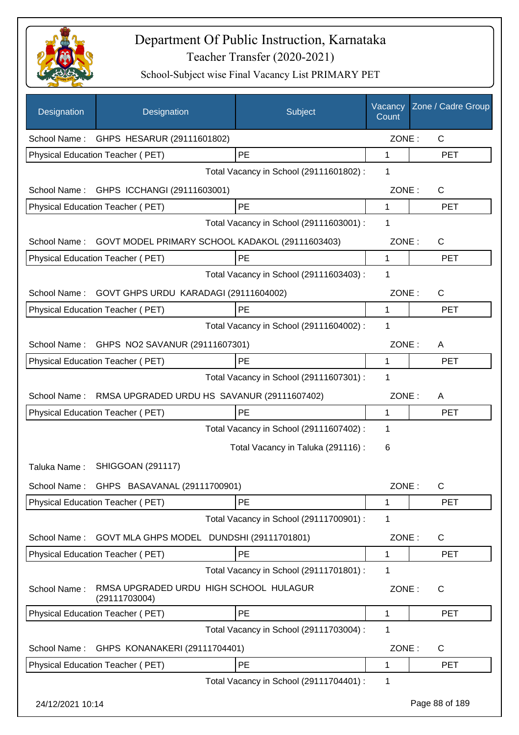# Department Of Public Instruction, Karnataka

## Teacher Transfer (2020-2021)

### School-Subject wise Final Vacancy List PRIMARY PET

| Designation | Designation | Subject | Vacancy Count | Zone / Cadre Group |
|---|---|---|---|---|
| School Name : | GHPS HESARUR (29111601802) | | ZONE : | C |
| Physical Education Teacher ( PET) | | PE | 1 | PET |
| | | Total Vacancy in School (29111601802) : | 1 | |
| School Name : | GHPS ICCHANGI (29111603001) | | ZONE : | C |
| Physical Education Teacher ( PET) | | PE | 1 | PET |
| | | Total Vacancy in School (29111603001) : | 1 | |
| School Name : | GOVT MODEL PRIMARY SCHOOL KADAKOL (29111603403) | | ZONE : | C |
| Physical Education Teacher ( PET) | | PE | 1 | PET |
| | | Total Vacancy in School (29111603403) : | 1 | |
| School Name : | GOVT GHPS URDU KARADAGI (29111604002) | | ZONE : | C |
| Physical Education Teacher ( PET) | | PE | 1 | PET |
| | | Total Vacancy in School (29111604002) : | 1 | |
| School Name : | GHPS NO2 SAVANUR (29111607301) | | ZONE : | A |
| Physical Education Teacher ( PET) | | PE | 1 | PET |
| | | Total Vacancy in School (29111607301) : | 1 | |
| School Name : | RMSA UPGRADED URDU HS SAVANUR (29111607402) | | ZONE : | A |
| Physical Education Teacher ( PET) | | PE | 1 | PET |
| | | Total Vacancy in School (29111607402) : | 1 | |
| | | Total Vacancy in Taluka (291116) : | 6 | |
| Taluka Name : | SHIGGOAN (291117) | | | |
| School Name : | GHPS BASAVANAL (29111700901) | | ZONE : | C |
| Physical Education Teacher ( PET) | | PE | 1 | PET |
| | | Total Vacancy in School (29111700901) : | 1 | |
| School Name : | GOVT MLA GHPS MODEL DUNDSHI (29111701801) | | ZONE : | C |
| Physical Education Teacher ( PET) | | PE | 1 | PET |
| | | Total Vacancy in School (29111701801) : | 1 | |
| School Name : | RMSA UPGRADED URDU HIGH SCHOOL HULAGUR (29111703004) | | ZONE : | C |
| Physical Education Teacher ( PET) | | PE | 1 | PET |
| | | Total Vacancy in School (29111703004) : | 1 | |
| School Name : | GHPS KONANAKERI (29111704401) | | ZONE : | C |
| Physical Education Teacher ( PET) | | PE | 1 | PET |
| | | Total Vacancy in School (29111704401) : | 1 | |

24/12/2021 10:14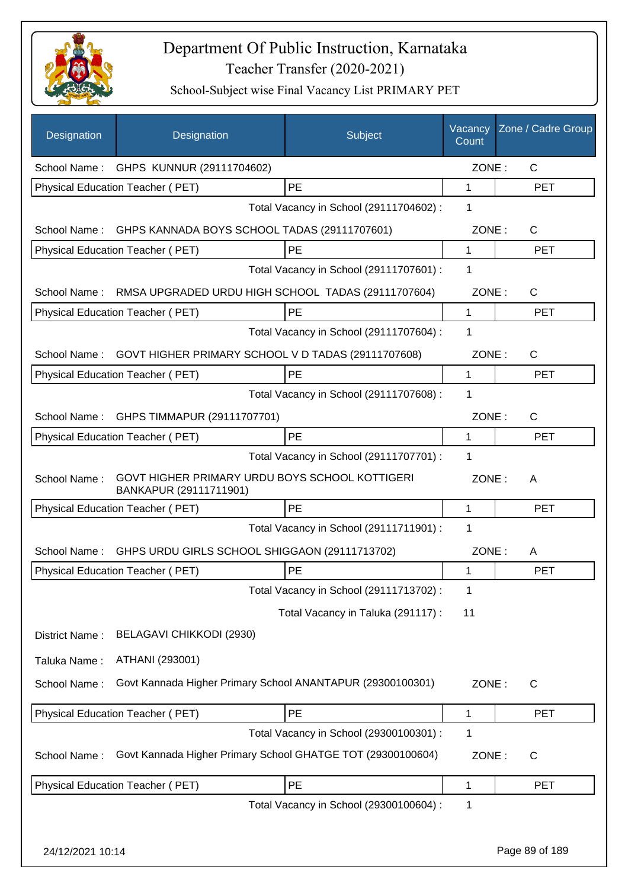# Department Of Public Instruction, Karnataka

## Teacher Transfer (2020-2021)

### School-Subject wise Final Vacancy List PRIMARY PET

| Designation | Designation | Subject | Vacancy Count | Zone / Cadre Group |
|---|---|---|---|---|
| School Name : | GHPS KUNNUR (29111704602) | | ZONE : | C |
| Physical Education Teacher ( PET) | | PE | 1 | PET |
| | | Total Vacancy in School (29111704602) : | 1 | |
| School Name : | GHPS KANNADA BOYS SCHOOL TADAS (29111707601) | | ZONE : | C |
| Physical Education Teacher ( PET) | | PE | 1 | PET |
| | | Total Vacancy in School (29111707601) : | 1 | |
| School Name : | RMSA UPGRADED URDU HIGH SCHOOL TADAS (29111707604) | | ZONE : | C |
| Physical Education Teacher ( PET) | | PE | 1 | PET |
| | | Total Vacancy in School (29111707604) : | 1 | |
| School Name : | GOVT HIGHER PRIMARY SCHOOL V D TADAS (29111707608) | | ZONE : | C |
| Physical Education Teacher ( PET) | | PE | 1 | PET |
| | | Total Vacancy in School (29111707608) : | 1 | |
| School Name : | GHPS TIMMAPUR (29111707701) | | ZONE : | C |
| Physical Education Teacher ( PET) | | PE | 1 | PET |
| | | Total Vacancy in School (29111707701) : | 1 | |
| School Name : | GOVT HIGHER PRIMARY URDU BOYS SCHOOL KOTTIGERI BANKAPUR (29111711901) | | ZONE : | A |
| Physical Education Teacher ( PET) | | PE | 1 | PET |
| | | Total Vacancy in School (29111711901) : | 1 | |
| School Name : | GHPS URDU GIRLS SCHOOL SHIGGAON (29111713702) | | ZONE : | A |
| Physical Education Teacher ( PET) | | PE | 1 | PET |
| | | Total Vacancy in School (29111713702) : | 1 | |
| | | Total Vacancy in Taluka (291117) : | 11 | |
| District Name : | BELAGAVI CHIKKODI (2930) | | | |
| Taluka Name : | ATHANI (293001) | | | |
| School Name : | Govt Kannada Higher Primary School ANANTAPUR (29300100301) | | ZONE : | C |
| Physical Education Teacher ( PET) | | PE | 1 | PET |
| | | Total Vacancy in School (29300100301) : | 1 | |
| School Name : | Govt Kannada Higher Primary School GHATGE TOT (29300100604) | | ZONE : | C |
| Physical Education Teacher ( PET) | | PE | 1 | PET |
| | | Total Vacancy in School (29300100604) : | 1 | |

24/12/2021 10:14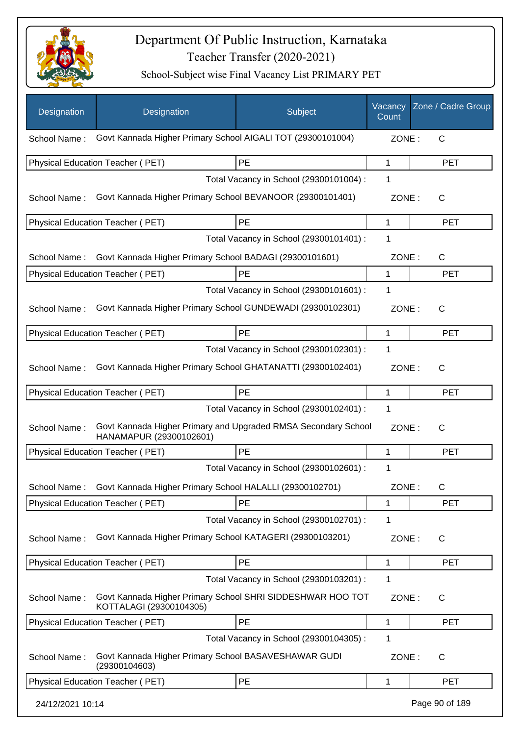# Department Of Public Instruction, Karnataka

## Teacher Transfer (2020-2021)

### School-Subject wise Final Vacancy List PRIMARY PET

| Designation | Designation | Subject | Vacancy Count | Zone / Cadre Group |
|---|---|---|---|---|
| School Name : | Govt Kannada Higher Primary School AIGALI TOT (29300101004) | | ZONE : | C |
| Physical Education Teacher ( PET) | | PE | 1 | PET |
| | | Total Vacancy in School (29300101004) : | 1 | |
| School Name : | Govt Kannada Higher Primary School BEVANOOR (29300101401) | | ZONE : | C |
| Physical Education Teacher ( PET) | | PE | 1 | PET |
| | | Total Vacancy in School (29300101401) : | 1 | |
| School Name : | Govt Kannada Higher Primary School BADAGI (29300101601) | | ZONE : | C |
| Physical Education Teacher ( PET) | | PE | 1 | PET |
| | | Total Vacancy in School (29300101601) : | 1 | |
| School Name : | Govt Kannada Higher Primary School GUNDEWADI (29300102301) | | ZONE : | C |
| Physical Education Teacher ( PET) | | PE | 1 | PET |
| | | Total Vacancy in School (29300102301) : | 1 | |
| School Name : | Govt Kannada Higher Primary School GHATANATTI (29300102401) | | ZONE : | C |
| Physical Education Teacher ( PET) | | PE | 1 | PET |
| | | Total Vacancy in School (29300102401) : | 1 | |
| School Name : | Govt Kannada Higher Primary and Upgraded RMSA Secondary School HANAMAPUR (29300102601) | | ZONE : | C |
| Physical Education Teacher ( PET) | | PE | 1 | PET |
| | | Total Vacancy in School (29300102601) : | 1 | |
| School Name : | Govt Kannada Higher Primary School HALALLI (29300102701) | | ZONE : | C |
| Physical Education Teacher ( PET) | | PE | 1 | PET |
| | | Total Vacancy in School (29300102701) : | 1 | |
| School Name : | Govt Kannada Higher Primary School KATAGERI (29300103201) | | ZONE : | C |
| Physical Education Teacher ( PET) | | PE | 1 | PET |
| | | Total Vacancy in School (29300103201) : | 1 | |
| School Name : | Govt Kannada Higher Primary School SHRI SIDDESHWAR HOO TOT KOTTALAGI (29300104305) | | ZONE : | C |
| Physical Education Teacher ( PET) | | PE | 1 | PET |
| | | Total Vacancy in School (29300104305) : | 1 | |
| School Name : | Govt Kannada Higher Primary School BASAVESHAWAR GUDI (29300104603) | | ZONE : | C |
| Physical Education Teacher ( PET) | | PE | 1 | PET |

24/12/2021 10:14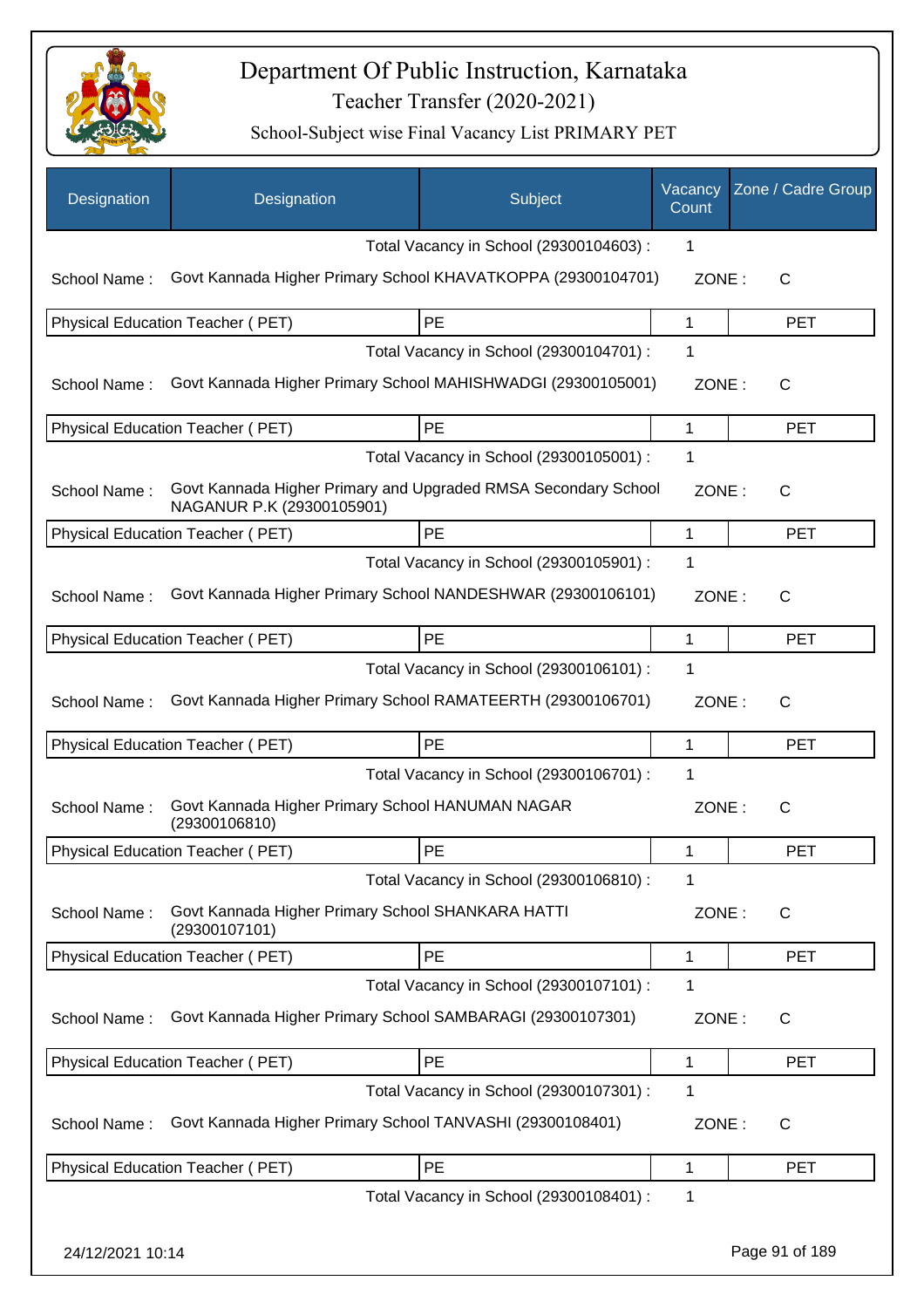# Department Of Public Instruction, Karnataka

Teacher Transfer (2020-2021)

School-Subject wise Final Vacancy List PRIMARY PET

| Designation | Designation | Subject | Vacancy Count | Zone / Cadre Group |
|---|---|---|---|---|
| | | Total Vacancy in School (29300104603) : | 1 | |
| School Name : | Govt Kannada Higher Primary School KHAVATKOPPA (29300104701) | | ZONE : | C |
| Physical Education Teacher ( PET) | | PE | 1 | PET |
| | | Total Vacancy in School (29300104701) : | 1 | |
| School Name : | Govt Kannada Higher Primary School MAHISHWADGI (29300105001) | | ZONE : | C |
| Physical Education Teacher ( PET) | | PE | 1 | PET |
| | | Total Vacancy in School (29300105001) : | 1 | |
| School Name : | Govt Kannada Higher Primary and Upgraded RMSA Secondary School NAGANUR P.K (29300105901) | | ZONE : | C |
| Physical Education Teacher ( PET) | | PE | 1 | PET |
| | | Total Vacancy in School (29300105901) : | 1 | |
| School Name : | Govt Kannada Higher Primary School NANDESHWAR (29300106101) | | ZONE : | C |
| Physical Education Teacher ( PET) | | PE | 1 | PET |
| | | Total Vacancy in School (29300106101) : | 1 | |
| School Name : | Govt Kannada Higher Primary School RAMATEERTH (29300106701) | | ZONE : | C |
| Physical Education Teacher ( PET) | | PE | 1 | PET |
| | | Total Vacancy in School (29300106701) : | 1 | |
| School Name : | Govt Kannada Higher Primary School HANUMAN NAGAR (29300106810) | | ZONE : | C |
| Physical Education Teacher ( PET) | | PE | 1 | PET |
| | | Total Vacancy in School (29300106810) : | 1 | |
| School Name : | Govt Kannada Higher Primary School SHANKARA HATTI (29300107101) | | ZONE : | C |
| Physical Education Teacher ( PET) | | PE | 1 | PET |
| | | Total Vacancy in School (29300107101) : | 1 | |
| School Name : | Govt Kannada Higher Primary School SAMBARAGI (29300107301) | | ZONE : | C |
| Physical Education Teacher ( PET) | | PE | 1 | PET |
| | | Total Vacancy in School (29300107301) : | 1 | |
| School Name : | Govt Kannada Higher Primary School TANVASHI (29300108401) | | ZONE : | C |
| Physical Education Teacher ( PET) | | PE | 1 | PET |
| | | Total Vacancy in School (29300108401) : | 1 | |

24/12/2021 10:14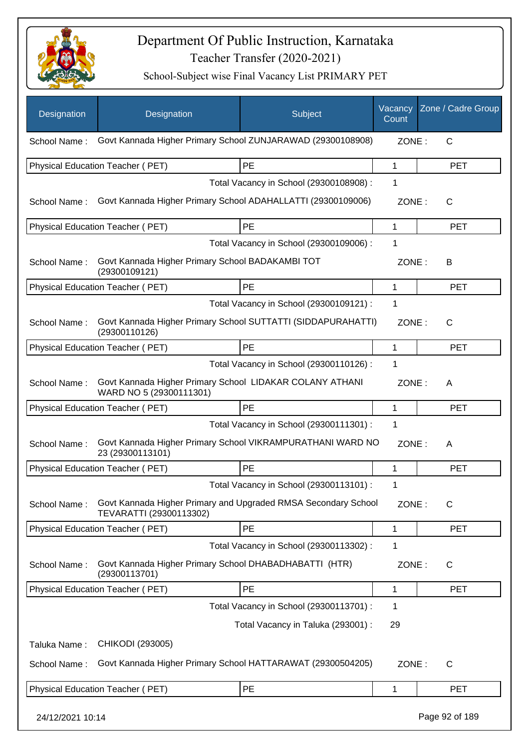# Department Of Public Instruction, Karnataka

## Teacher Transfer (2020-2021)

### School-Subject wise Final Vacancy List PRIMARY PET

| Designation | Designation | Subject | Vacancy Count | Zone / Cadre Group |
|---|---|---|---|---|
| School Name : | Govt Kannada Higher Primary School ZUNJARAWAD (29300108908) | | ZONE : | C |
| Physical Education Teacher ( PET) | | PE | 1 | PET |
| | | Total Vacancy in School (29300108908) : | 1 | |
| School Name : | Govt Kannada Higher Primary School ADAHALLATTI (29300109006) | | ZONE : | C |
| Physical Education Teacher ( PET) | | PE | 1 | PET |
| | | Total Vacancy in School (29300109006) : | 1 | |
| School Name : | Govt Kannada Higher Primary School BADAKAMBI TOT (29300109121) | | ZONE : | B |
| Physical Education Teacher ( PET) | | PE | 1 | PET |
| | | Total Vacancy in School (29300109121) : | 1 | |
| School Name : | Govt Kannada Higher Primary School SUTTATTI (SIDDAPURAHATTI) (29300110126) | | ZONE : | C |
| Physical Education Teacher ( PET) | | PE | 1 | PET |
| | | Total Vacancy in School (29300110126) : | 1 | |
| School Name : | Govt Kannada Higher Primary School LIDAKAR COLANY ATHANI WARD NO 5 (29300111301) | | ZONE : | A |
| Physical Education Teacher ( PET) | | PE | 1 | PET |
| | | Total Vacancy in School (29300111301) : | 1 | |
| School Name : | Govt Kannada Higher Primary School VIKRAMPURATHANI WARD NO 23 (29300113101) | | ZONE : | A |
| Physical Education Teacher ( PET) | | PE | 1 | PET |
| | | Total Vacancy in School (29300113101) : | 1 | |
| School Name : | Govt Kannada Higher Primary and Upgraded RMSA Secondary School TEVARATTI (29300113302) | | ZONE : | C |
| Physical Education Teacher ( PET) | | PE | 1 | PET |
| | | Total Vacancy in School (29300113302) : | 1 | |
| School Name : | Govt Kannada Higher Primary School DHABADHABATTI (HTR) (29300113701) | | ZONE : | C |
| Physical Education Teacher ( PET) | | PE | 1 | PET |
| | | Total Vacancy in School (29300113701) : | 1 | |
| | | Total Vacancy in Taluka (293001) : | 29 | |
| Taluka Name : | CHIKODI (293005) | | | |
| School Name : | Govt Kannada Higher Primary School HATTARAWAT (29300504205) | | ZONE : | C |
| Physical Education Teacher ( PET) | | PE | 1 | PET |

24/12/2021 10:14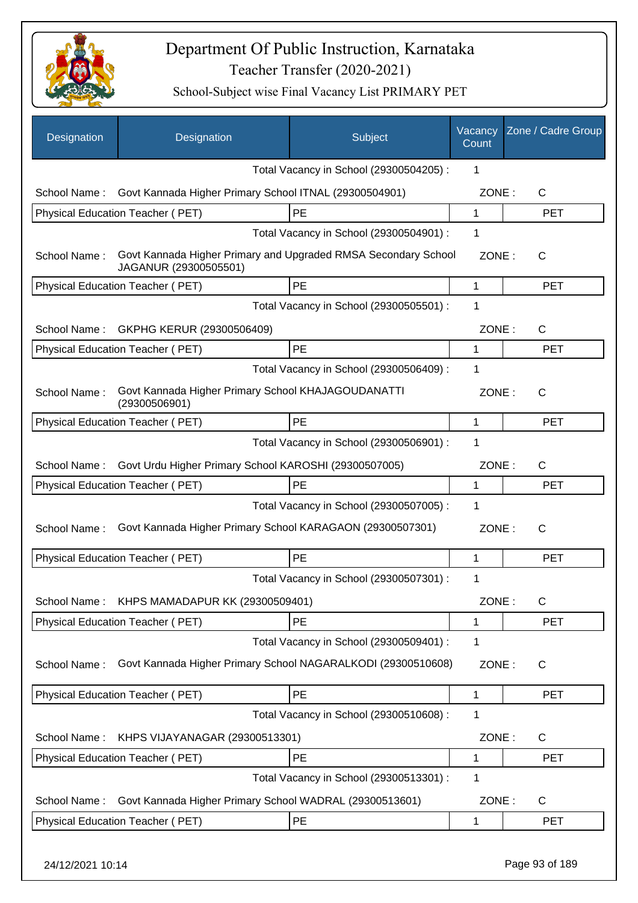# Department Of Public Instruction, Karnataka

## Teacher Transfer (2020-2021)

### School-Subject wise Final Vacancy List PRIMARY PET

| Designation | Designation | Subject | Vacancy Count | Zone / Cadre Group |
|---|---|---|---|---|
| | | Total Vacancy in School (29300504205) : | 1 | |
| School Name : | Govt Kannada Higher Primary School ITNAL (29300504901) | | ZONE : | C |
| Physical Education Teacher ( PET) | | PE | 1 | PET |
| | | Total Vacancy in School (29300504901) : | 1 | |
| School Name : | Govt Kannada Higher Primary and Upgraded RMSA Secondary School JAGANUR (29300505501) | | ZONE : | C |
| Physical Education Teacher ( PET) | | PE | 1 | PET |
| | | Total Vacancy in School (29300505501) : | 1 | |
| School Name : | GKPHG KERUR (29300506409) | | ZONE : | C |
| Physical Education Teacher ( PET) | | PE | 1 | PET |
| | | Total Vacancy in School (29300506409) : | 1 | |
| School Name : | Govt Kannada Higher Primary School KHAJAGOUDANATTI (29300506901) | | ZONE : | C |
| Physical Education Teacher ( PET) | | PE | 1 | PET |
| | | Total Vacancy in School (29300506901) : | 1 | |
| School Name : | Govt Urdu Higher Primary School KAROSHI (29300507005) | | ZONE : | C |
| Physical Education Teacher ( PET) | | PE | 1 | PET |
| | | Total Vacancy in School (29300507005) : | 1 | |
| School Name : | Govt Kannada Higher Primary School KARAGAON (29300507301) | | ZONE : | C |
| Physical Education Teacher ( PET) | | PE | 1 | PET |
| | | Total Vacancy in School (29300507301) : | 1 | |
| School Name : | KHPS MAMADAPUR KK (29300509401) | | ZONE : | C |
| Physical Education Teacher ( PET) | | PE | 1 | PET |
| | | Total Vacancy in School (29300509401) : | 1 | |
| School Name : | Govt Kannada Higher Primary School NAGARALKODI (29300510608) | | ZONE : | C |
| Physical Education Teacher ( PET) | | PE | 1 | PET |
| | | Total Vacancy in School (29300510608) : | 1 | |
| School Name : | KHPS VIJAYANAGAR (29300513301) | | ZONE : | C |
| Physical Education Teacher ( PET) | | PE | 1 | PET |
| | | Total Vacancy in School (29300513301) : | 1 | |
| School Name : | Govt Kannada Higher Primary School WADRAL (29300513601) | | ZONE : | C |
| Physical Education Teacher ( PET) | | PE | 1 | PET |

24/12/2021 10:14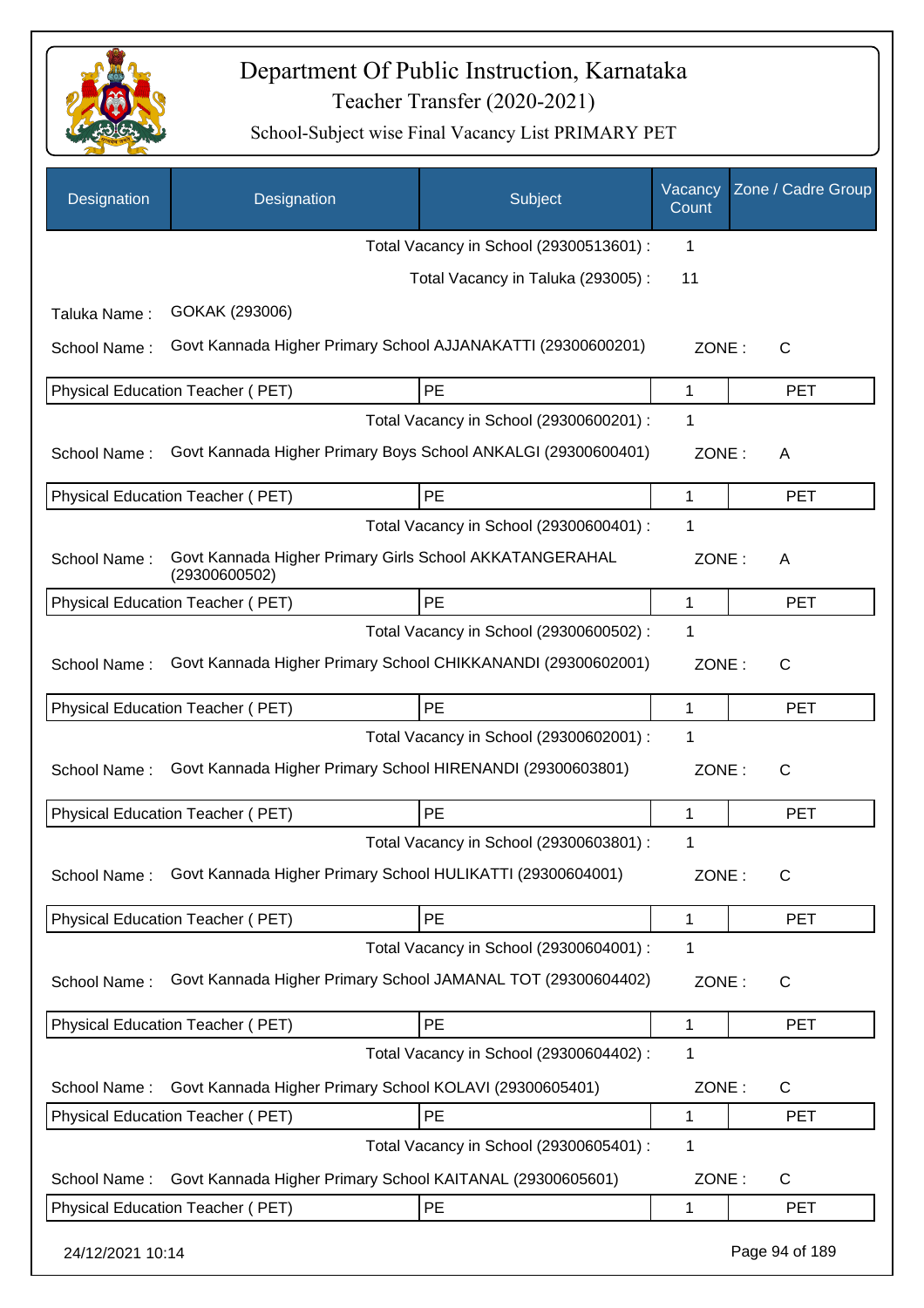# Department Of Public Instruction, Karnataka

Teacher Transfer (2020-2021)

School-Subject wise Final Vacancy List PRIMARY PET

| Designation | Designation | Subject | Vacancy Count | Zone / Cadre Group |
|---|---|---|---|---|
| | | Total Vacancy in School (29300513601) : | 1 | |
| | | Total Vacancy in Taluka (293005) : | 11 | |

Taluka Name : GOKAK (293006)

School Name : Govt Kannada Higher Primary School AJJANAKATTI (29300600201) ZONE : C

| Physical Education Teacher ( PET) | PE | 1 | PET |
|---|---|---|---|
| | Total Vacancy in School (29300600201) : | 1 | |

School Name : Govt Kannada Higher Primary Boys School ANKALGI (29300600401) ZONE : A

| Physical Education Teacher ( PET) | PE | 1 | PET |
|---|---|---|---|
| | Total Vacancy in School (29300600401) : | 1 | |

School Name : Govt Kannada Higher Primary Girls School AKKATANGERAHAL (29300600502) ZONE : A

| Physical Education Teacher ( PET) | PE | 1 | PET |
|---|---|---|---|
| | Total Vacancy in School (29300600502) : | 1 | |

School Name : Govt Kannada Higher Primary School CHIKKANANDI (29300602001) ZONE : C

| Physical Education Teacher ( PET) | PE | 1 | PET |
|---|---|---|---|
| | Total Vacancy in School (29300602001) : | 1 | |

School Name : Govt Kannada Higher Primary School HIRENANDI (29300603801) ZONE : C

| Physical Education Teacher ( PET) | PE | 1 | PET |
|---|---|---|---|
| | Total Vacancy in School (29300603801) : | 1 | |

School Name : Govt Kannada Higher Primary School HULIKATTI (29300604001) ZONE : C

| Physical Education Teacher ( PET) | PE | 1 | PET |
|---|---|---|---|
| | Total Vacancy in School (29300604001) : | 1 | |

School Name : Govt Kannada Higher Primary School JAMANAL TOT (29300604402) ZONE : C

| Physical Education Teacher ( PET) | PE | 1 | PET |
|---|---|---|---|
| | Total Vacancy in School (29300604402) : | 1 | |

School Name : Govt Kannada Higher Primary School KOLAVI (29300605401) ZONE : C

| Physical Education Teacher ( PET) | PE | 1 | PET |
|---|---|---|---|
| | Total Vacancy in School (29300605401) : | 1 | |

School Name : Govt Kannada Higher Primary School KAITANAL (29300605601) ZONE : C

| Physical Education Teacher ( PET) | PE | 1 | PET |
|---|---|---|---|

24/12/2021 10:14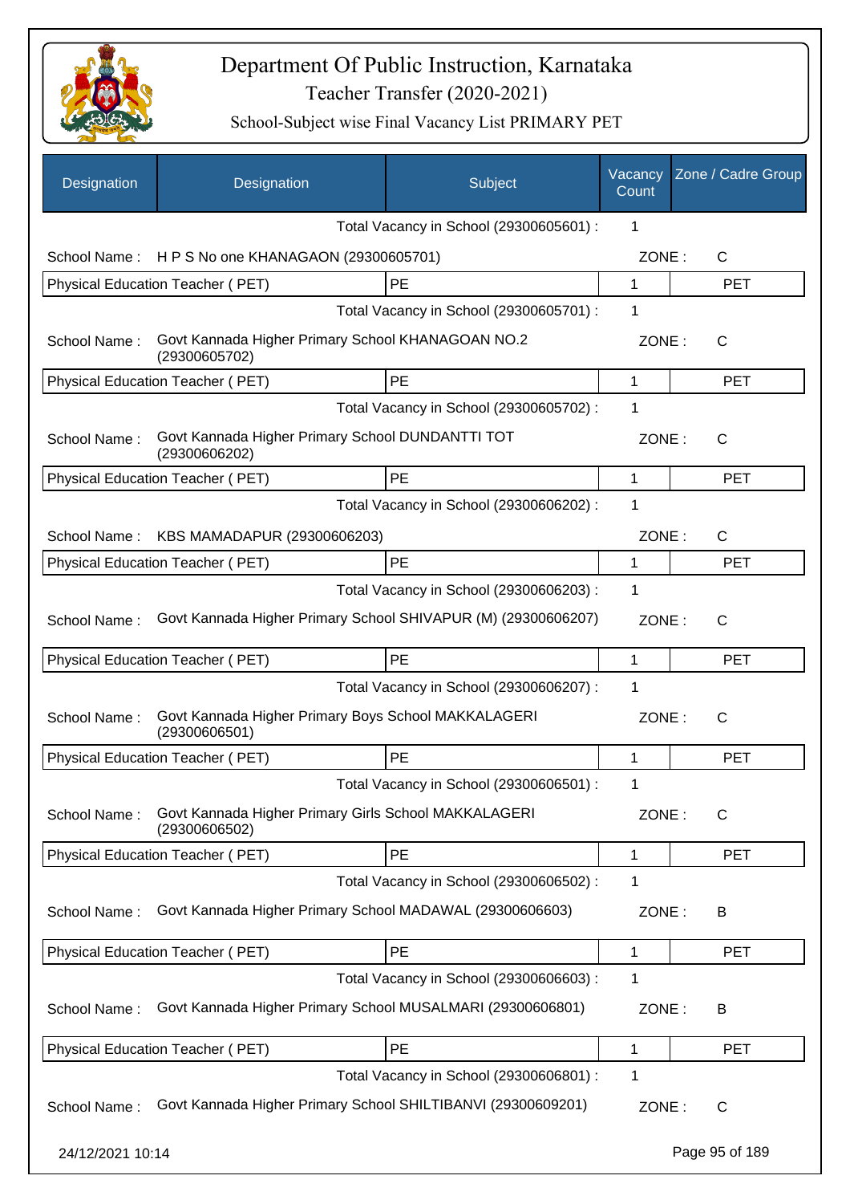# Department Of Public Instruction, Karnataka

Teacher Transfer (2020-2021)

School-Subject wise Final Vacancy List PRIMARY PET

| Designation | Designation | Subject | Vacancy Count | Zone / Cadre Group |
|---|---|---|---|---|
| | | Total Vacancy in School (29300605601) : | 1 | |
| School Name : | H P S No one KHANAGAON (29300605701) | | ZONE : | C |
| Physical Education Teacher ( PET) | | PE | 1 | PET |
| | | Total Vacancy in School (29300605701) : | 1 | |
| School Name : | Govt Kannada Higher Primary School KHANAGOAN NO.2 (29300605702) | | ZONE : | C |
| Physical Education Teacher ( PET) | | PE | 1 | PET |
| | | Total Vacancy in School (29300605702) : | 1 | |
| School Name : | Govt Kannada Higher Primary School DUNDANTTI TOT (29300606202) | | ZONE : | C |
| Physical Education Teacher ( PET) | | PE | 1 | PET |
| | | Total Vacancy in School (29300606202) : | 1 | |
| School Name : | KBS MAMADAPUR (29300606203) | | ZONE : | C |
| Physical Education Teacher ( PET) | | PE | 1 | PET |
| | | Total Vacancy in School (29300606203) : | 1 | |
| School Name : | Govt Kannada Higher Primary School SHIVAPUR (M) (29300606207) | | ZONE : | C |
| Physical Education Teacher ( PET) | | PE | 1 | PET |
| | | Total Vacancy in School (29300606207) : | 1 | |
| School Name : | Govt Kannada Higher Primary Boys School MAKKALAGERI (29300606501) | | ZONE : | C |
| Physical Education Teacher ( PET) | | PE | 1 | PET |
| | | Total Vacancy in School (29300606501) : | 1 | |
| School Name : | Govt Kannada Higher Primary Girls School MAKKALAGERI (29300606502) | | ZONE : | C |
| Physical Education Teacher ( PET) | | PE | 1 | PET |
| | | Total Vacancy in School (29300606502) : | 1 | |
| School Name : | Govt Kannada Higher Primary School MADAWAL (29300606603) | | ZONE : | B |
| Physical Education Teacher ( PET) | | PE | 1 | PET |
| | | Total Vacancy in School (29300606603) : | 1 | |
| School Name : | Govt Kannada Higher Primary School MUSALMARI (29300606801) | | ZONE : | B |
| Physical Education Teacher ( PET) | | PE | 1 | PET |
| | | Total Vacancy in School (29300606801) : | 1 | |
| School Name : | Govt Kannada Higher Primary School SHILTIBANVI (29300609201) | | ZONE : | C |

24/12/2021 10:14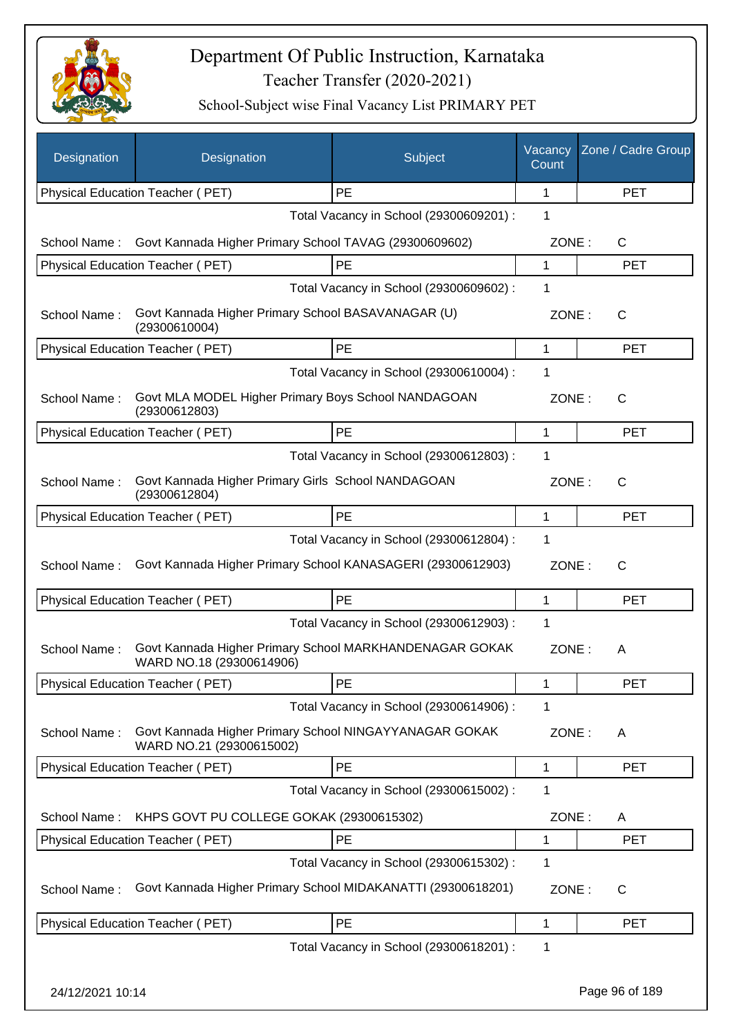# Department Of Public Instruction, Karnataka

Teacher Transfer (2020-2021)

School-Subject wise Final Vacancy List PRIMARY PET

| Designation | Designation | Subject | Vacancy Count | Zone / Cadre Group |
|---|---|---|---|---|
| Physical Education Teacher ( PET) | | PE | 1 | PET |
| | | Total Vacancy in School (29300609201) : | 1 | |
| School Name : | Govt Kannada Higher Primary School TAVAG (29300609602) | | ZONE : | C |
| Physical Education Teacher ( PET) | | PE | 1 | PET |
| | | Total Vacancy in School (29300609602) : | 1 | |
| School Name : | Govt Kannada Higher Primary School BASAVANAGAR (U) (29300610004) | | ZONE : | C |
| Physical Education Teacher ( PET) | | PE | 1 | PET |
| | | Total Vacancy in School (29300610004) : | 1 | |
| School Name : | Govt MLA MODEL Higher Primary Boys School NANDAGOAN (29300612803) | | ZONE : | C |
| Physical Education Teacher ( PET) | | PE | 1 | PET |
| | | Total Vacancy in School (29300612803) : | 1 | |
| School Name : | Govt Kannada Higher Primary Girls School NANDAGOAN (29300612804) | | ZONE : | C |
| Physical Education Teacher ( PET) | | PE | 1 | PET |
| | | Total Vacancy in School (29300612804) : | 1 | |
| School Name : | Govt Kannada Higher Primary School KANASAGERI (29300612903) | | ZONE : | C |
| Physical Education Teacher ( PET) | | PE | 1 | PET |
| | | Total Vacancy in School (29300612903) : | 1 | |
| School Name : | Govt Kannada Higher Primary School MARKHANDENAGAR GOKAK WARD NO.18 (29300614906) | | ZONE : | A |
| Physical Education Teacher ( PET) | | PE | 1 | PET |
| | | Total Vacancy in School (29300614906) : | 1 | |
| School Name : | Govt Kannada Higher Primary School NINGAYYANAGAR GOKAK WARD NO.21 (29300615002) | | ZONE : | A |
| Physical Education Teacher ( PET) | | PE | 1 | PET |
| | | Total Vacancy in School (29300615002) : | 1 | |
| School Name : | KHPS GOVT PU COLLEGE GOKAK (29300615302) | | ZONE : | A |
| Physical Education Teacher ( PET) | | PE | 1 | PET |
| | | Total Vacancy in School (29300615302) : | 1 | |
| School Name : | Govt Kannada Higher Primary School MIDAKANATTI (29300618201) | | ZONE : | C |
| Physical Education Teacher ( PET) | | PE | 1 | PET |
| | | Total Vacancy in School (29300618201) : | 1 | |

24/12/2021 10:14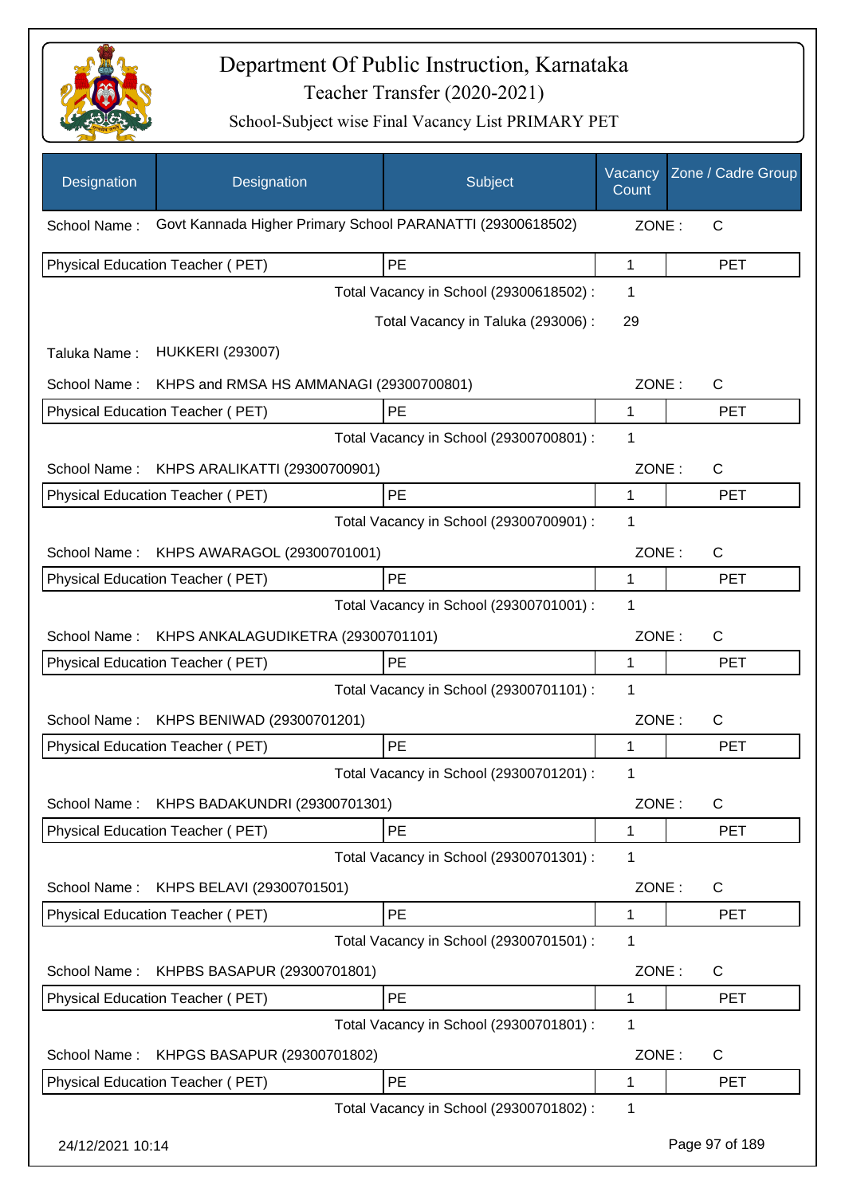# Department Of Public Instruction, Karnataka

## Teacher Transfer (2020-2021)

### School-Subject wise Final Vacancy List PRIMARY PET

| Designation | Designation | Subject | Vacancy Count | Zone / Cadre Group |
|---|---|---|---|---|
| School Name : | Govt Kannada Higher Primary School PARANATTI (29300618502) | | ZONE : | C |
| Physical Education Teacher ( PET) | | PE | 1 | PET |
| | | Total Vacancy in School (29300618502) : | 1 | |
| | | Total Vacancy in Taluka (293006) : | 29 | |
| Taluka Name : | HUKKERI (293007) | | | |
| School Name : | KHPS and RMSA HS AMMANAGI (29300700801) | | ZONE : | C |
| Physical Education Teacher ( PET) | | PE | 1 | PET |
| | | Total Vacancy in School (29300700801) : | 1 | |
| School Name : | KHPS ARALIKATTI (29300700901) | | ZONE : | C |
| Physical Education Teacher ( PET) | | PE | 1 | PET |
| | | Total Vacancy in School (29300700901) : | 1 | |
| School Name : | KHPS AWARAGOL (29300701001) | | ZONE : | C |
| Physical Education Teacher ( PET) | | PE | 1 | PET |
| | | Total Vacancy in School (29300701001) : | 1 | |
| School Name : | KHPS ANKALAGUDIKETRA (29300701101) | | ZONE : | C |
| Physical Education Teacher ( PET) | | PE | 1 | PET |
| | | Total Vacancy in School (29300701101) : | 1 | |
| School Name : | KHPS BENIWAD (29300701201) | | ZONE : | C |
| Physical Education Teacher ( PET) | | PE | 1 | PET |
| | | Total Vacancy in School (29300701201) : | 1 | |
| School Name : | KHPS BADAKUNDRI (29300701301) | | ZONE : | C |
| Physical Education Teacher ( PET) | | PE | 1 | PET |
| | | Total Vacancy in School (29300701301) : | 1 | |
| School Name : | KHPS BELAVI (29300701501) | | ZONE : | C |
| Physical Education Teacher ( PET) | | PE | 1 | PET |
| | | Total Vacancy in School (29300701501) : | 1 | |
| School Name : | KHPBS BASAPUR (29300701801) | | ZONE : | C |
| Physical Education Teacher ( PET) | | PE | 1 | PET |
| | | Total Vacancy in School (29300701801) : | 1 | |
| School Name : | KHPGS BASAPUR (29300701802) | | ZONE : | C |
| Physical Education Teacher ( PET) | | PE | 1 | PET |
| | | Total Vacancy in School (29300701802) : | 1 | |

24/12/2021 10:14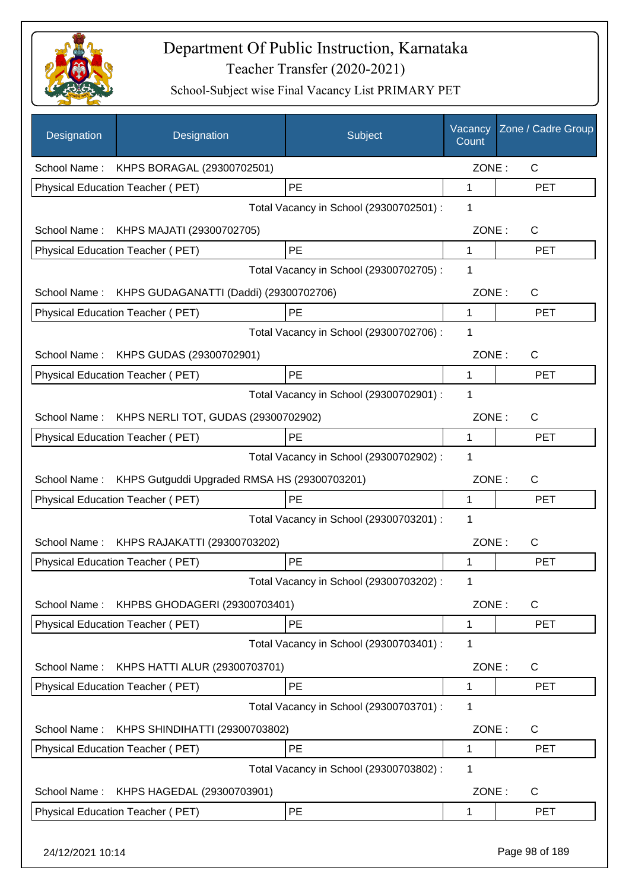# Department Of Public Instruction, Karnataka

## Teacher Transfer (2020-2021)

### School-Subject wise Final Vacancy List PRIMARY PET

| Designation | Designation | Subject | Vacancy Count | Zone / Cadre Group |
|---|---|---|---|---|
| School Name : | KHPS BORAGAL (29300702501) | | ZONE : | C |
| Physical Education Teacher ( PET) | | PE | 1 | PET |
| | | Total Vacancy in School (29300702501) : | 1 | |
| School Name : | KHPS MAJATI (29300702705) | | ZONE : | C |
| Physical Education Teacher ( PET) | | PE | 1 | PET |
| | | Total Vacancy in School (29300702705) : | 1 | |
| School Name : | KHPS GUDAGANATTI (Daddi) (29300702706) | | ZONE : | C |
| Physical Education Teacher ( PET) | | PE | 1 | PET |
| | | Total Vacancy in School (29300702706) : | 1 | |
| School Name : | KHPS GUDAS (29300702901) | | ZONE : | C |
| Physical Education Teacher ( PET) | | PE | 1 | PET |
| | | Total Vacancy in School (29300702901) : | 1 | |
| School Name : | KHPS NERLI TOT, GUDAS (29300702902) | | ZONE : | C |
| Physical Education Teacher ( PET) | | PE | 1 | PET |
| | | Total Vacancy in School (29300702902) : | 1 | |
| School Name : | KHPS Gutguddi Upgraded RMSA HS (29300703201) | | ZONE : | C |
| Physical Education Teacher ( PET) | | PE | 1 | PET |
| | | Total Vacancy in School (29300703201) : | 1 | |
| School Name : | KHPS RAJAKATTI (29300703202) | | ZONE : | C |
| Physical Education Teacher ( PET) | | PE | 1 | PET |
| | | Total Vacancy in School (29300703202) : | 1 | |
| School Name : | KHPBS GHODAGERI (29300703401) | | ZONE : | C |
| Physical Education Teacher ( PET) | | PE | 1 | PET |
| | | Total Vacancy in School (29300703401) : | 1 | |
| School Name : | KHPS HATTI ALUR (29300703701) | | ZONE : | C |
| Physical Education Teacher ( PET) | | PE | 1 | PET |
| | | Total Vacancy in School (29300703701) : | 1 | |
| School Name : | KHPS SHINDIHATTI (29300703802) | | ZONE : | C |
| Physical Education Teacher ( PET) | | PE | 1 | PET |
| | | Total Vacancy in School (29300703802) : | 1 | |
| School Name : | KHPS HAGEDAL (29300703901) | | ZONE : | C |
| Physical Education Teacher ( PET) | | PE | 1 | PET |

24/12/2021 10:14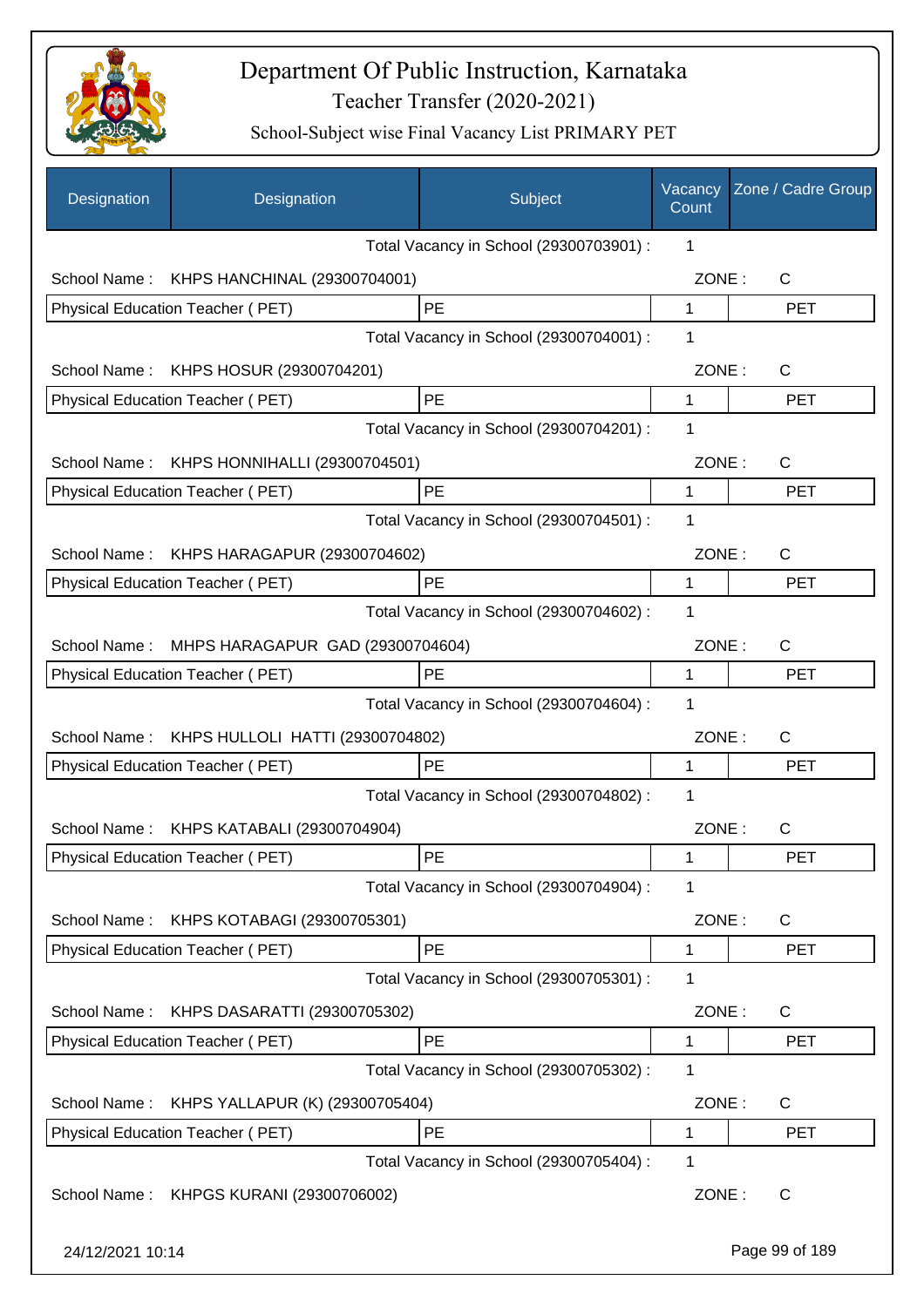# Department Of Public Instruction, Karnataka

Teacher Transfer (2020-2021)

School-Subject wise Final Vacancy List PRIMARY PET

| Designation | Designation | Subject | Vacancy Count | Zone / Cadre Group |
|---|---|---|---|---|
| | | Total Vacancy in School (29300703901) : | 1 | |
| School Name : | KHPS HANCHINAL (29300704001) | | ZONE : | C |
| Physical Education Teacher ( PET) | | PE | 1 | PET |
| | | Total Vacancy in School (29300704001) : | 1 | |
| School Name : | KHPS HOSUR (29300704201) | | ZONE : | C |
| Physical Education Teacher ( PET) | | PE | 1 | PET |
| | | Total Vacancy in School (29300704201) : | 1 | |
| School Name : | KHPS HONNIHALLI (29300704501) | | ZONE : | C |
| Physical Education Teacher ( PET) | | PE | 1 | PET |
| | | Total Vacancy in School (29300704501) : | 1 | |
| School Name : | KHPS HARAGAPUR (29300704602) | | ZONE : | C |
| Physical Education Teacher ( PET) | | PE | 1 | PET |
| | | Total Vacancy in School (29300704602) : | 1 | |
| School Name : | MHPS HARAGAPUR GAD (29300704604) | | ZONE : | C |
| Physical Education Teacher ( PET) | | PE | 1 | PET |
| | | Total Vacancy in School (29300704604) : | 1 | |
| School Name : | KHPS HULLOLI HATTI (29300704802) | | ZONE : | C |
| Physical Education Teacher ( PET) | | PE | 1 | PET |
| | | Total Vacancy in School (29300704802) : | 1 | |
| School Name : | KHPS KATABALI (29300704904) | | ZONE : | C |
| Physical Education Teacher ( PET) | | PE | 1 | PET |
| | | Total Vacancy in School (29300704904) : | 1 | |
| School Name : | KHPS KOTABAGI (29300705301) | | ZONE : | C |
| Physical Education Teacher ( PET) | | PE | 1 | PET |
| | | Total Vacancy in School (29300705301) : | 1 | |
| School Name : | KHPS DASARATTI (29300705302) | | ZONE : | C |
| Physical Education Teacher ( PET) | | PE | 1 | PET |
| | | Total Vacancy in School (29300705302) : | 1 | |
| School Name : | KHPS YALLAPUR (K) (29300705404) | | ZONE : | C |
| Physical Education Teacher ( PET) | | PE | 1 | PET |
| | | Total Vacancy in School (29300705404) : | 1 | |
| School Name : | KHPGS KURANI (29300706002) | | ZONE : | C |

24/12/2021 10:14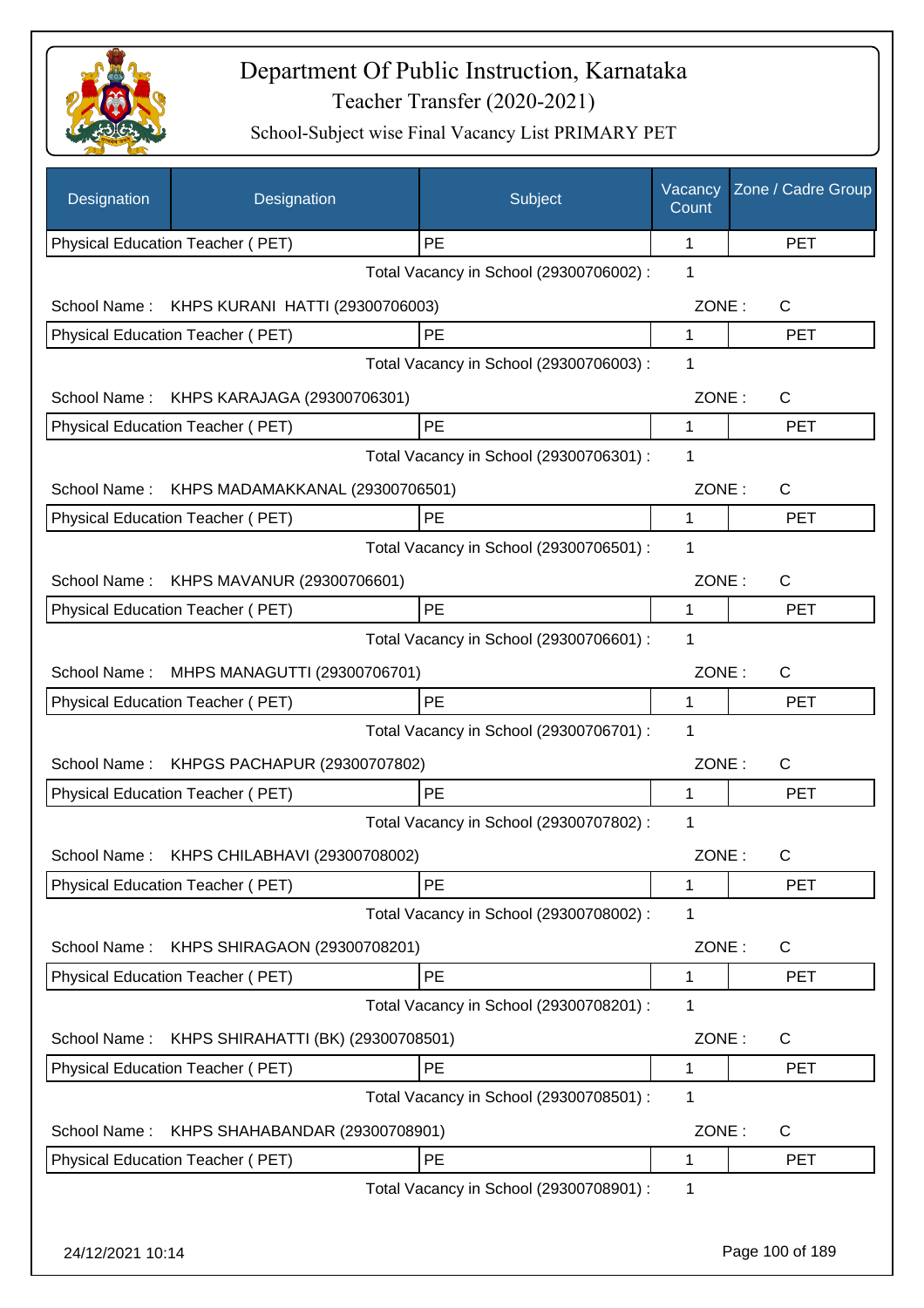# Department Of Public Instruction, Karnataka

## Teacher Transfer (2020-2021)

### School-Subject wise Final Vacancy List PRIMARY PET

| Designation | Designation | Subject | Vacancy Count | Zone / Cadre Group |
|---|---|---|---|---|
| Physical Education Teacher ( PET) | | PE | 1 | PET |
| | | Total Vacancy in School (29300706002) : | 1 | |
| School Name : | KHPS KURANI HATTI (29300706003) | | ZONE : | C |
| Physical Education Teacher ( PET) | | PE | 1 | PET |
| | | Total Vacancy in School (29300706003) : | 1 | |
| School Name : | KHPS KARAJAGA (29300706301) | | ZONE : | C |
| Physical Education Teacher ( PET) | | PE | 1 | PET |
| | | Total Vacancy in School (29300706301) : | 1 | |
| School Name : | KHPS MADAMAKKANAL (29300706501) | | ZONE : | C |
| Physical Education Teacher ( PET) | | PE | 1 | PET |
| | | Total Vacancy in School (29300706501) : | 1 | |
| School Name : | KHPS MAVANUR (29300706601) | | ZONE : | C |
| Physical Education Teacher ( PET) | | PE | 1 | PET |
| | | Total Vacancy in School (29300706601) : | 1 | |
| School Name : | MHPS MANAGUTTI (29300706701) | | ZONE : | C |
| Physical Education Teacher ( PET) | | PE | 1 | PET |
| | | Total Vacancy in School (29300706701) : | 1 | |
| School Name : | KHPGS PACHAPUR (29300707802) | | ZONE : | C |
| Physical Education Teacher ( PET) | | PE | 1 | PET |
| | | Total Vacancy in School (29300707802) : | 1 | |
| School Name : | KHPS CHILABHAVI (29300708002) | | ZONE : | C |
| Physical Education Teacher ( PET) | | PE | 1 | PET |
| | | Total Vacancy in School (29300708002) : | 1 | |
| School Name : | KHPS SHIRAGAON (29300708201) | | ZONE : | C |
| Physical Education Teacher ( PET) | | PE | 1 | PET |
| | | Total Vacancy in School (29300708201) : | 1 | |
| School Name : | KHPS SHIRAHATTI (BK) (29300708501) | | ZONE : | C |
| Physical Education Teacher ( PET) | | PE | 1 | PET |
| | | Total Vacancy in School (29300708501) : | 1 | |
| School Name : | KHPS SHAHABANDAR (29300708901) | | ZONE : | C |
| Physical Education Teacher ( PET) | | PE | 1 | PET |
| | | Total Vacancy in School (29300708901) : | 1 | |

24/12/2021 10:14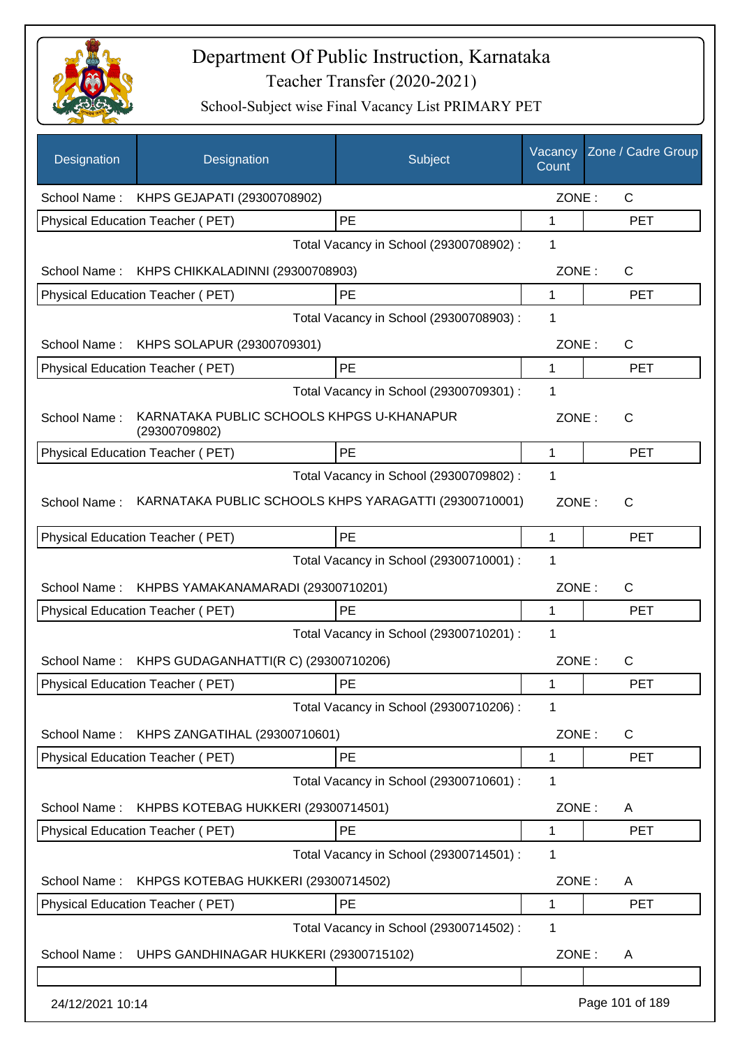# Department Of Public Instruction, Karnataka
## Teacher Transfer (2020-2021)
### School-Subject wise Final Vacancy List PRIMARY PET

| Designation | Designation | Subject | Vacancy Count | Zone / Cadre Group |
|---|---|---|---|---|
| School Name : | KHPS GEJAPATI (29300708902) | | ZONE : | C |
| Physical Education Teacher ( PET) | | PE | 1 | PET |
| | | Total Vacancy in School (29300708902) : | 1 | |
| School Name : | KHPS CHIKKALADINNI (29300708903) | | ZONE : | C |
| Physical Education Teacher ( PET) | | PE | 1 | PET |
| | | Total Vacancy in School (29300708903) : | 1 | |
| School Name : | KHPS SOLAPUR (29300709301) | | ZONE : | C |
| Physical Education Teacher ( PET) | | PE | 1 | PET |
| | | Total Vacancy in School (29300709301) : | 1 | |
| School Name : | KARNATAKA PUBLIC SCHOOLS KHPGS U-KHANAPUR (29300709802) | | ZONE : | C |
| Physical Education Teacher ( PET) | | PE | 1 | PET |
| | | Total Vacancy in School (29300709802) : | 1 | |
| School Name : | KARNATAKA PUBLIC SCHOOLS KHPS YARAGATTI (29300710001) | | ZONE : | C |
| Physical Education Teacher ( PET) | | PE | 1 | PET |
| | | Total Vacancy in School (29300710001) : | 1 | |
| School Name : | KHPBS YAMAKANAMARADI (29300710201) | | ZONE : | C |
| Physical Education Teacher ( PET) | | PE | 1 | PET |
| | | Total Vacancy in School (29300710201) : | 1 | |
| School Name : | KHPS GUDAGANHATTI(R C) (29300710206) | | ZONE : | C |
| Physical Education Teacher ( PET) | | PE | 1 | PET |
| | | Total Vacancy in School (29300710206) : | 1 | |
| School Name : | KHPS ZANGATIHAL (29300710601) | | ZONE : | C |
| Physical Education Teacher ( PET) | | PE | 1 | PET |
| | | Total Vacancy in School (29300710601) : | 1 | |
| School Name : | KHPBS KOTEBAG HUKKERI (29300714501) | | ZONE : | A |
| Physical Education Teacher ( PET) | | PE | 1 | PET |
| | | Total Vacancy in School (29300714501) : | 1 | |
| School Name : | KHPGS KOTEBAG HUKKERI (29300714502) | | ZONE : | A |
| Physical Education Teacher ( PET) | | PE | 1 | PET |
| | | Total Vacancy in School (29300714502) : | 1 | |
| School Name : | UHPS GANDHINAGAR HUKKERI (29300715102) | | ZONE : | A |
| | | | | |

24/12/2021 10:14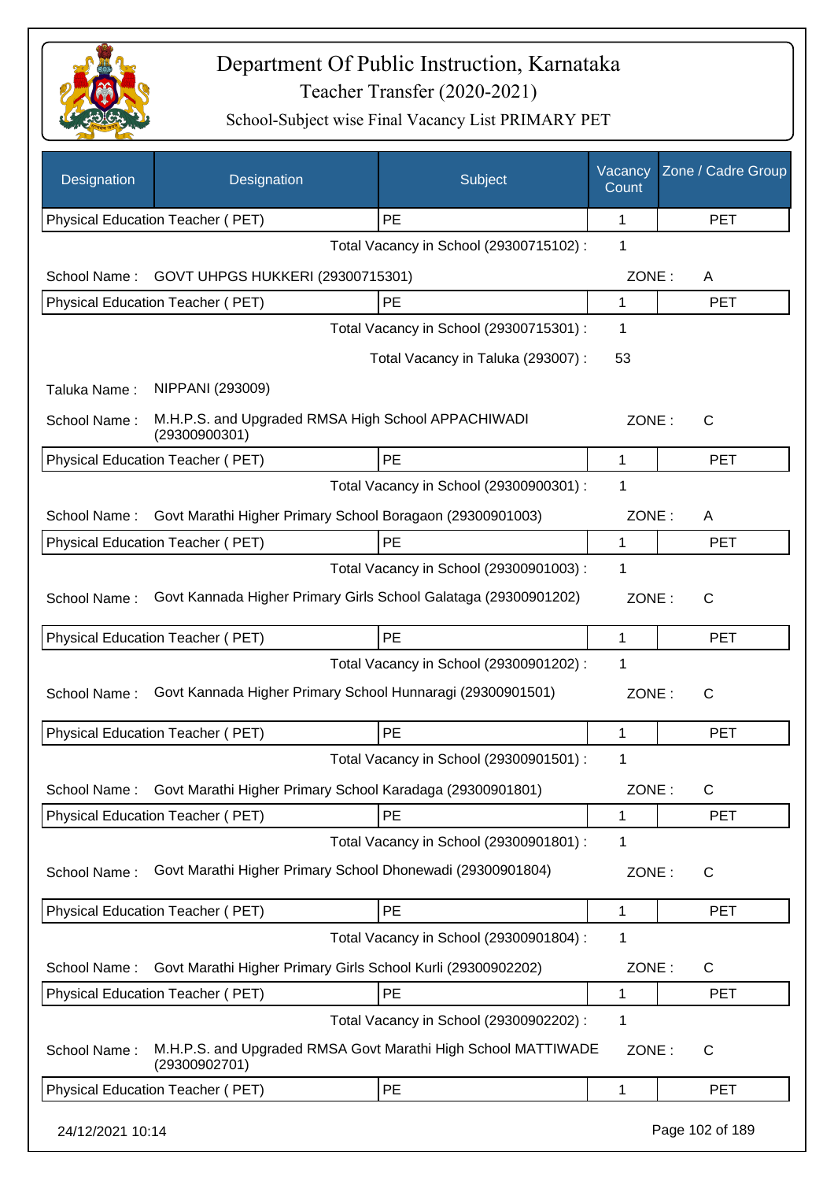# Department Of Public Instruction, Karnataka

Teacher Transfer (2020-2021)

School-Subject wise Final Vacancy List PRIMARY PET

| Designation | Designation | Subject | Vacancy Count | Zone / Cadre Group |
|---|---|---|---|---|
| Physical Education Teacher ( PET) | | PE | 1 | PET |

Total Vacancy in School (29300715102) : 1

School Name : GOVT UHPGS HUKKERI (29300715301) ZONE : A

| Physical Education Teacher ( PET) | PE | 1 | PET |
|---|---|---|---|

Total Vacancy in School (29300715301) : 1

Total Vacancy in Taluka (293007) : 53

Taluka Name : NIPPANI (293009)

School Name : M.H.P.S. and Upgraded RMSA High School APPACHIWADI (29300900301) ZONE : C

| Physical Education Teacher ( PET) | PE | 1 | PET |
|---|---|---|---|

Total Vacancy in School (29300900301) : 1

School Name : Govt Marathi Higher Primary School Boragaon (29300901003) ZONE : A

| Physical Education Teacher ( PET) | PE | 1 | PET |
|---|---|---|---|

Total Vacancy in School (29300901003) : 1

School Name : Govt Kannada Higher Primary Girls School Galataga (29300901202) ZONE : C

| Physical Education Teacher ( PET) | PE | 1 | PET |
|---|---|---|---|

Total Vacancy in School (29300901202) : 1

School Name : Govt Kannada Higher Primary School Hunnaragi (29300901501) ZONE : C

| Physical Education Teacher ( PET) | PE | 1 | PET |
|---|---|---|---|

Total Vacancy in School (29300901501) : 1

School Name : Govt Marathi Higher Primary School Karadaga (29300901801) ZONE : C

| Physical Education Teacher ( PET) | PE | 1 | PET |
|---|---|---|---|

Total Vacancy in School (29300901801) : 1

School Name : Govt Marathi Higher Primary School Dhonewadi (29300901804) ZONE : C

| Physical Education Teacher ( PET) | PE | 1 | PET |
|---|---|---|---|

Total Vacancy in School (29300901804) : 1

School Name : Govt Marathi Higher Primary Girls School Kurli (29300902202) ZONE : C

| Physical Education Teacher ( PET) | PE | 1 | PET |
|---|---|---|---|

Total Vacancy in School (29300902202) : 1

School Name : M.H.P.S. and Upgraded RMSA Govt Marathi High School MATTIWADE (29300902701) ZONE : C

| Physical Education Teacher ( PET) | PE | 1 | PET |
|---|---|---|---|

24/12/2021 10:14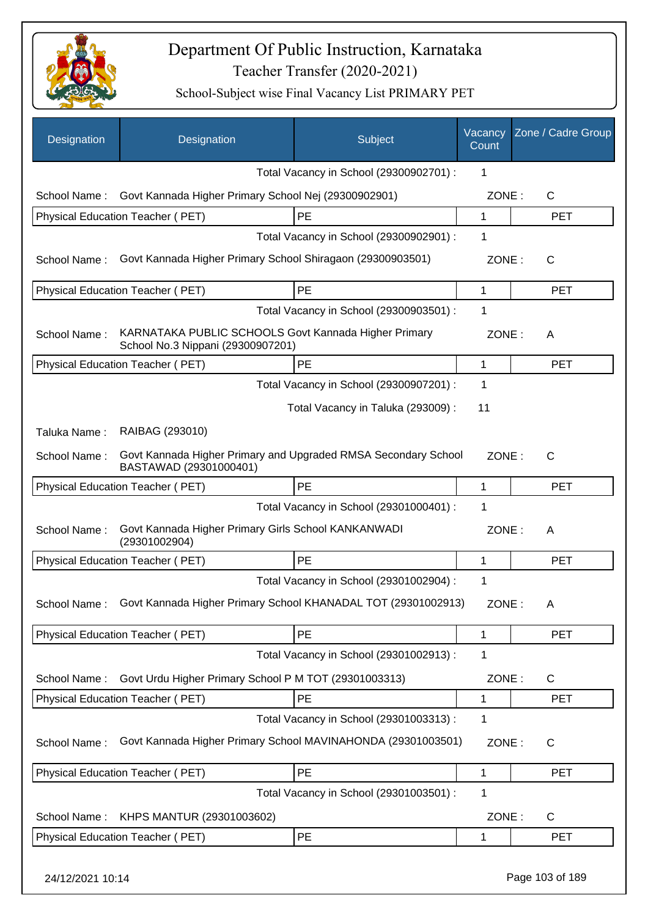# Department Of Public Instruction, Karnataka

Teacher Transfer (2020-2021)

School-Subject wise Final Vacancy List PRIMARY PET

| Designation | Designation | Subject | Vacancy Count | Zone / Cadre Group |
|---|---|---|---|---|
| | | Total Vacancy in School (29300902701) : | 1 | |
| School Name : | Govt Kannada Higher Primary School Nej (29300902901) | | ZONE : | C |
| Physical Education Teacher ( PET) | | PE | 1 | PET |
| | | Total Vacancy in School (29300902901) : | 1 | |
| School Name : | Govt Kannada Higher Primary School Shiragaon (29300903501) | | ZONE : | C |
| Physical Education Teacher ( PET) | | PE | 1 | PET |
| | | Total Vacancy in School (29300903501) : | 1 | |
| School Name : | KARNATAKA PUBLIC SCHOOLS Govt Kannada Higher Primary School No.3 Nippani (29300907201) | | ZONE : | A |
| Physical Education Teacher ( PET) | | PE | 1 | PET |
| | | Total Vacancy in School (29300907201) : | 1 | |
| | | Total Vacancy in Taluka (293009) : | 11 | |
| Taluka Name : | RAIBAG (293010) | | | |
| School Name : | Govt Kannada Higher Primary and Upgraded RMSA Secondary School BASTAWAD (29301000401) | | ZONE : | C |
| Physical Education Teacher ( PET) | | PE | 1 | PET |
| | | Total Vacancy in School (29301000401) : | 1 | |
| School Name : | Govt Kannada Higher Primary Girls School KANKANWADI (29301002904) | | ZONE : | A |
| Physical Education Teacher ( PET) | | PE | 1 | PET |
| | | Total Vacancy in School (29301002904) : | 1 | |
| School Name : | Govt Kannada Higher Primary School KHANADAL TOT (29301002913) | | ZONE : | A |
| Physical Education Teacher ( PET) | | PE | 1 | PET |
| | | Total Vacancy in School (29301002913) : | 1 | |
| School Name : | Govt Urdu Higher Primary School P M TOT (29301003313) | | ZONE : | C |
| Physical Education Teacher ( PET) | | PE | 1 | PET |
| | | Total Vacancy in School (29301003313) : | 1 | |
| School Name : | Govt Kannada Higher Primary School MAVINAHONDA (29301003501) | | ZONE : | C |
| Physical Education Teacher ( PET) | | PE | 1 | PET |
| | | Total Vacancy in School (29301003501) : | 1 | |
| School Name : | KHPS MANTUR (29301003602) | | ZONE : | C |
| Physical Education Teacher ( PET) | | PE | 1 | PET |

24/12/2021 10:14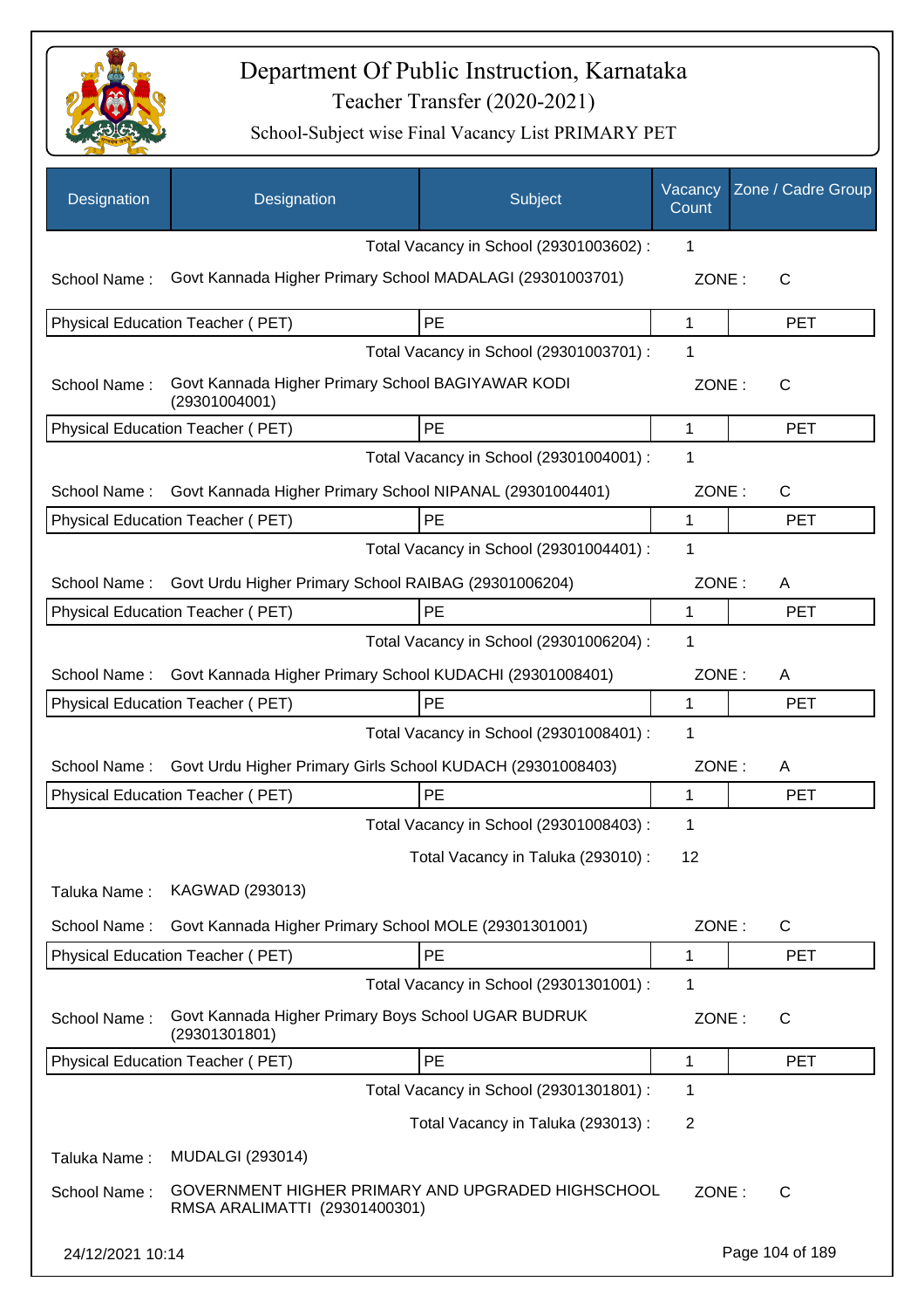# Department Of Public Instruction, Karnataka

Teacher Transfer (2020-2021)

School-Subject wise Final Vacancy List PRIMARY PET

| Designation | Designation | Subject | Vacancy Count | Zone / Cadre Group |
|---|---|---|---|---|
| | | Total Vacancy in School (29301003602) : | 1 | |
| School Name : | Govt Kannada Higher Primary School MADALAGI (29301003701) | | ZONE : | C |
| Physical Education Teacher ( PET) | | PE | 1 | PET |
| | | Total Vacancy in School (29301003701) : | 1 | |
| School Name : | Govt Kannada Higher Primary School BAGIYAWAR KODI (29301004001) | | ZONE : | C |
| Physical Education Teacher ( PET) | | PE | 1 | PET |
| | | Total Vacancy in School (29301004001) : | 1 | |
| School Name : | Govt Kannada Higher Primary School NIPANAL (29301004401) | | ZONE : | C |
| Physical Education Teacher ( PET) | | PE | 1 | PET |
| | | Total Vacancy in School (29301004401) : | 1 | |
| School Name : | Govt Urdu Higher Primary School RAIBAG (29301006204) | | ZONE : | A |
| Physical Education Teacher ( PET) | | PE | 1 | PET |
| | | Total Vacancy in School (29301006204) : | 1 | |
| School Name : | Govt Kannada Higher Primary School KUDACHI (29301008401) | | ZONE : | A |
| Physical Education Teacher ( PET) | | PE | 1 | PET |
| | | Total Vacancy in School (29301008401) : | 1 | |
| School Name : | Govt Urdu Higher Primary Girls School KUDACH (29301008403) | | ZONE : | A |
| Physical Education Teacher ( PET) | | PE | 1 | PET |
| | | Total Vacancy in School (29301008403) : | 1 | |
| | | Total Vacancy in Taluka (293010) : | 12 | |
| Taluka Name : | KAGWAD (293013) | | | |
| School Name : | Govt Kannada Higher Primary School MOLE (29301301001) | | ZONE : | C |
| Physical Education Teacher ( PET) | | PE | 1 | PET |
| | | Total Vacancy in School (29301301001) : | 1 | |
| School Name : | Govt Kannada Higher Primary Boys School UGAR BUDRUK (29301301801) | | ZONE : | C |
| Physical Education Teacher ( PET) | | PE | 1 | PET |
| | | Total Vacancy in School (29301301801) : | 1 | |
| | | Total Vacancy in Taluka (293013) : | 2 | |
| Taluka Name : | MUDALGI (293014) | | | |
| School Name : | GOVERNMENT HIGHER PRIMARY AND UPGRADED HIGHSCHOOL RMSA ARALIMATTI (29301400301) | | ZONE : | C |

24/12/2021 10:14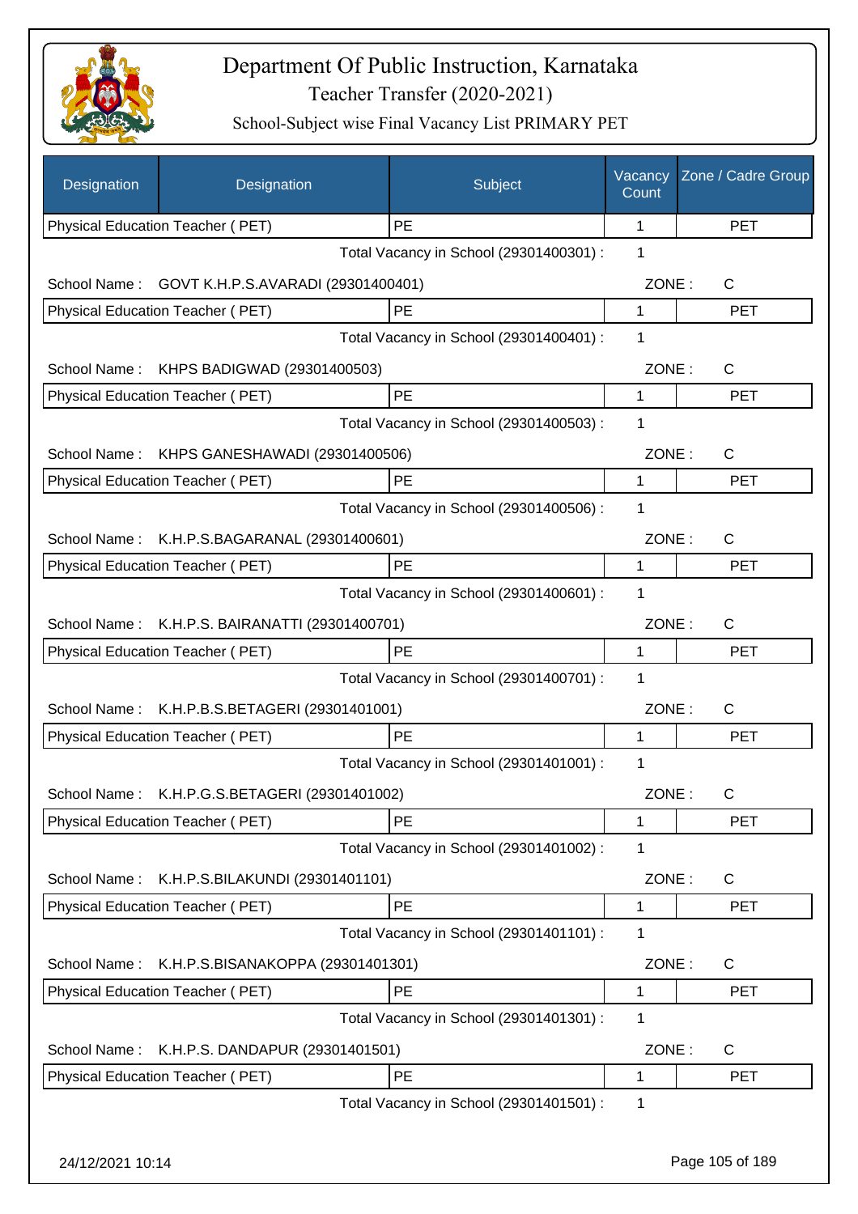# Department Of Public Instruction, Karnataka

## Teacher Transfer (2020-2021)

### School-Subject wise Final Vacancy List PRIMARY PET

| Designation | Designation | Subject | Vacancy Count | Zone / Cadre Group |
|---|---|---|---|---|
| Physical Education Teacher ( PET) | | PE | 1 | PET |

Total Vacancy in School (29301400301) : 1

School Name : GOVT K.H.P.S.AVARADI (29301400401) ZONE : C

| Physical Education Teacher ( PET) | PE | 1 | PET |
|---|---|---|---|

Total Vacancy in School (29301400401) : 1

School Name : KHPS BADIGWAD (29301400503) ZONE : C

| Physical Education Teacher ( PET) | PE | 1 | PET |
|---|---|---|---|

Total Vacancy in School (29301400503) : 1

School Name : KHPS GANESHAWADI (29301400506) ZONE : C

| Physical Education Teacher ( PET) | PE | 1 | PET |
|---|---|---|---|

Total Vacancy in School (29301400506) : 1

School Name : K.H.P.S.BAGARANAL (29301400601) ZONE : C

| Physical Education Teacher ( PET) | PE | 1 | PET |
|---|---|---|---|

Total Vacancy in School (29301400601) : 1

School Name : K.H.P.S. BAIRANATTI (29301400701) ZONE : C

| Physical Education Teacher ( PET) | PE | 1 | PET |
|---|---|---|---|

Total Vacancy in School (29301400701) : 1

School Name : K.H.P.B.S.BETAGERI (29301401001) ZONE : C

| Physical Education Teacher ( PET) | PE | 1 | PET |
|---|---|---|---|

Total Vacancy in School (29301401001) : 1

School Name : K.H.P.G.S.BETAGERI (29301401002) ZONE : C

| Physical Education Teacher ( PET) | PE | 1 | PET |
|---|---|---|---|

Total Vacancy in School (29301401002) : 1

School Name : K.H.P.S.BILAKUNDI (29301401101) ZONE : C

| Physical Education Teacher ( PET) | PE | 1 | PET |
|---|---|---|---|

Total Vacancy in School (29301401101) : 1

School Name : K.H.P.S.BISANAKOPPA (29301401301) ZONE : C

| Physical Education Teacher ( PET) | PE | 1 | PET |
|---|---|---|---|

Total Vacancy in School (29301401301) : 1

School Name : K.H.P.S. DANDAPUR (29301401501) ZONE : C

| Physical Education Teacher ( PET) | PE | 1 | PET |
|---|---|---|---|

Total Vacancy in School (29301401501) : 1

24/12/2021 10:14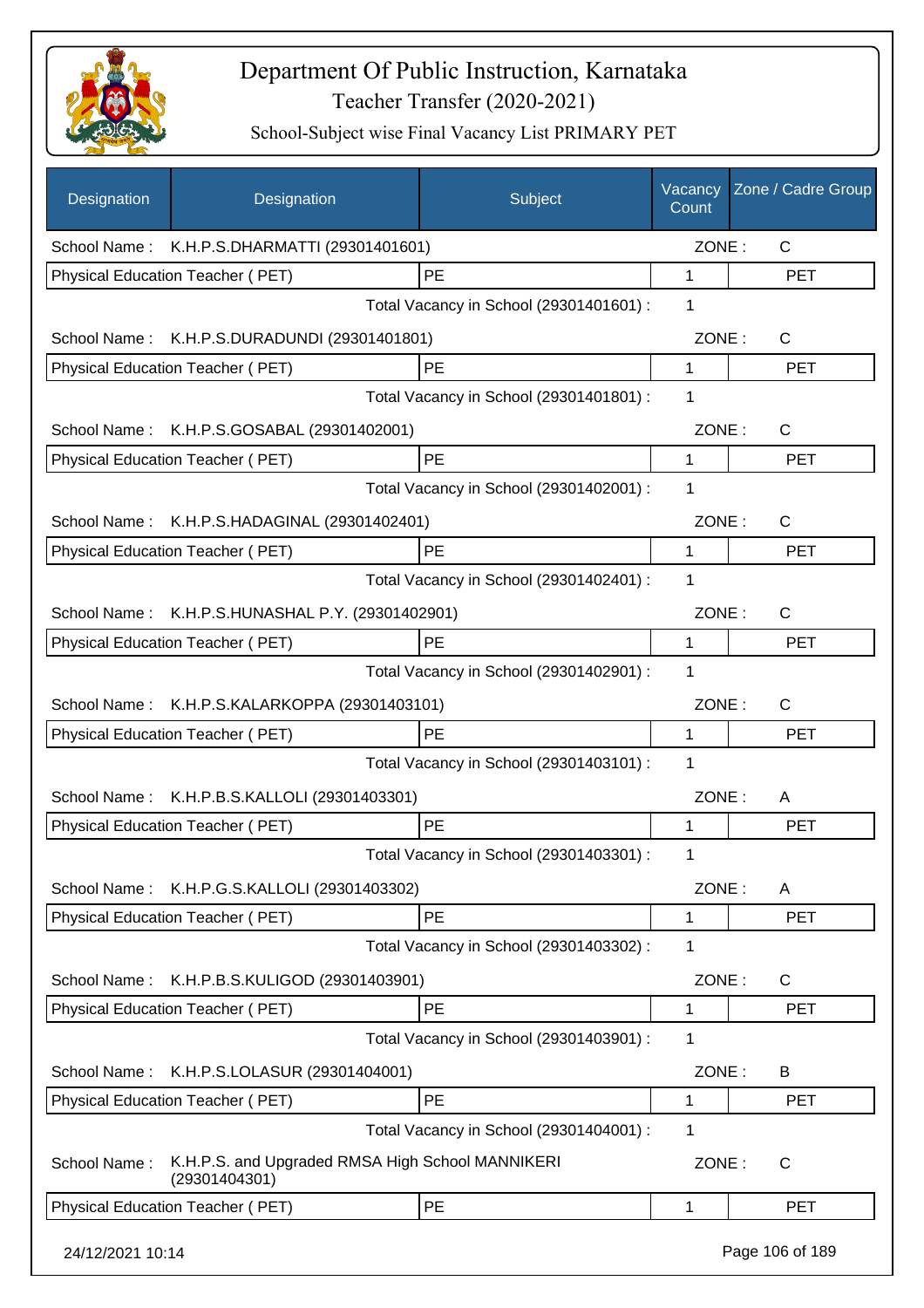# Department Of Public Instruction, Karnataka

## Teacher Transfer (2020-2021)

### School-Subject wise Final Vacancy List PRIMARY PET

| Designation | Designation | Subject | Vacancy Count | Zone / Cadre Group |
|---|---|---|---|---|
| School Name : | K.H.P.S.DHARMATTI (29301401601) | | ZONE : | C |
| Physical Education Teacher ( PET) | | PE | 1 | PET |
| | | Total Vacancy in School (29301401601) : | 1 | |
| School Name : | K.H.P.S.DURADUNDI (29301401801) | | ZONE : | C |
| Physical Education Teacher ( PET) | | PE | 1 | PET |
| | | Total Vacancy in School (29301401801) : | 1 | |
| School Name : | K.H.P.S.GOSABAL (29301402001) | | ZONE : | C |
| Physical Education Teacher ( PET) | | PE | 1 | PET |
| | | Total Vacancy in School (29301402001) : | 1 | |
| School Name : | K.H.P.S.HADAGINAL (29301402401) | | ZONE : | C |
| Physical Education Teacher ( PET) | | PE | 1 | PET |
| | | Total Vacancy in School (29301402401) : | 1 | |
| School Name : | K.H.P.S.HUNASHAL P.Y. (29301402901) | | ZONE : | C |
| Physical Education Teacher ( PET) | | PE | 1 | PET |
| | | Total Vacancy in School (29301402901) : | 1 | |
| School Name : | K.H.P.S.KALARKOPPA (29301403101) | | ZONE : | C |
| Physical Education Teacher ( PET) | | PE | 1 | PET |
| | | Total Vacancy in School (29301403101) : | 1 | |
| School Name : | K.H.P.B.S.KALLOLI (29301403301) | | ZONE : | A |
| Physical Education Teacher ( PET) | | PE | 1 | PET |
| | | Total Vacancy in School (29301403301) : | 1 | |
| School Name : | K.H.P.G.S.KALLOLI (29301403302) | | ZONE : | A |
| Physical Education Teacher ( PET) | | PE | 1 | PET |
| | | Total Vacancy in School (29301403302) : | 1 | |
| School Name : | K.H.P.B.S.KULIGOD (29301403901) | | ZONE : | C |
| Physical Education Teacher ( PET) | | PE | 1 | PET |
| | | Total Vacancy in School (29301403901) : | 1 | |
| School Name : | K.H.P.S.LOLASUR (29301404001) | | ZONE : | B |
| Physical Education Teacher ( PET) | | PE | 1 | PET |
| | | Total Vacancy in School (29301404001) : | 1 | |
| School Name : | K.H.P.S. and Upgraded RMSA High School MANNIKERI (29301404301) | | ZONE : | C |
| Physical Education Teacher ( PET) | | PE | 1 | PET |

24/12/2021 10:14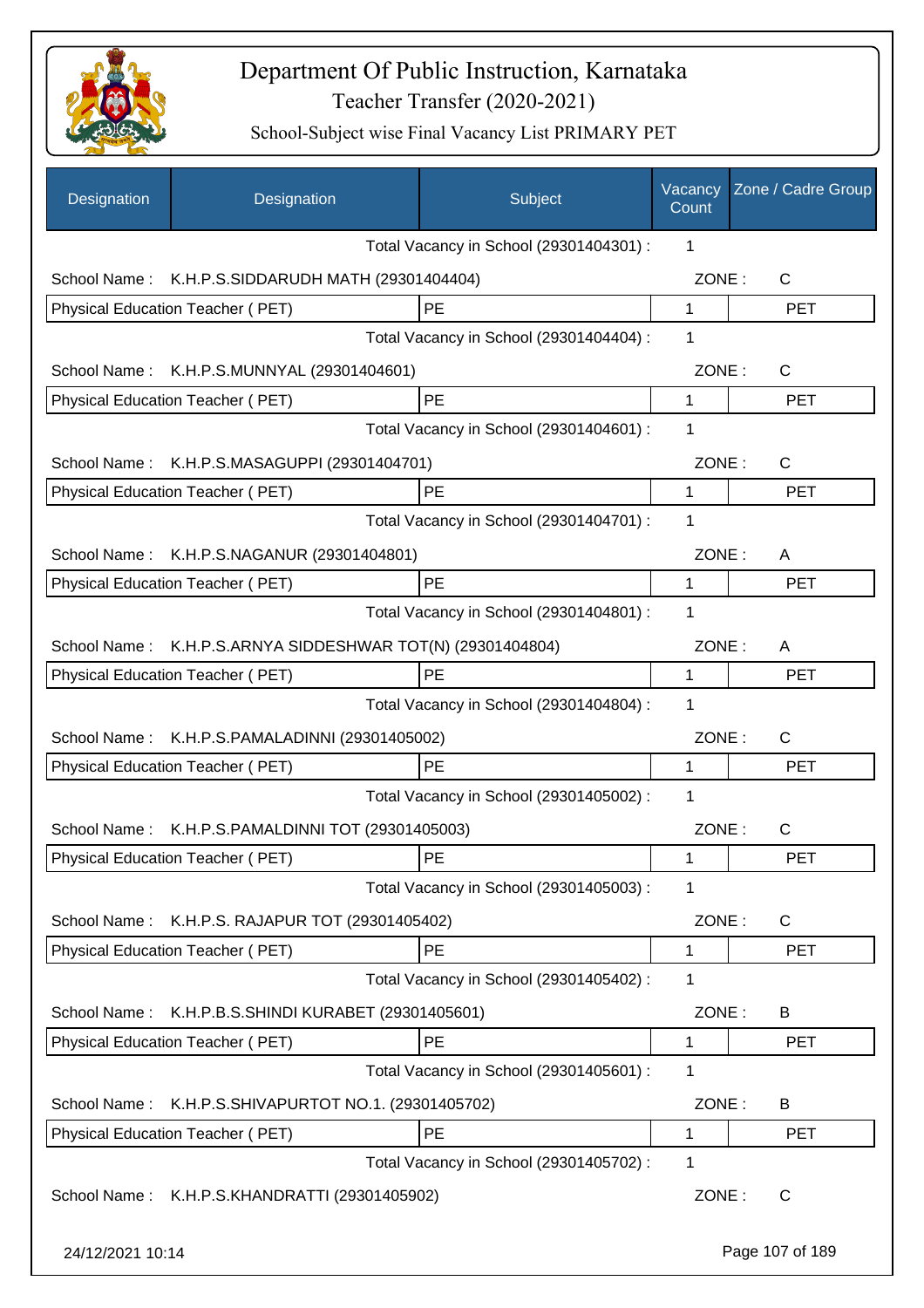# Department Of Public Instruction, Karnataka

Teacher Transfer (2020-2021)

School-Subject wise Final Vacancy List PRIMARY PET

| Designation | Designation | Subject | Vacancy Count | Zone / Cadre Group |
|---|---|---|---|---|
| | | Total Vacancy in School (29301404301) : | 1 | |
| School Name : | K.H.P.S.SIDDARUDH MATH (29301404404) | | ZONE : | C |
| Physical Education Teacher ( PET) | | PE | 1 | PET |
| | | Total Vacancy in School (29301404404) : | 1 | |
| School Name : | K.H.P.S.MUNNYAL (29301404601) | | ZONE : | C |
| Physical Education Teacher ( PET) | | PE | 1 | PET |
| | | Total Vacancy in School (29301404601) : | 1 | |
| School Name : | K.H.P.S.MASAGUPPI (29301404701) | | ZONE : | C |
| Physical Education Teacher ( PET) | | PE | 1 | PET |
| | | Total Vacancy in School (29301404701) : | 1 | |
| School Name : | K.H.P.S.NAGANUR (29301404801) | | ZONE : | A |
| Physical Education Teacher ( PET) | | PE | 1 | PET |
| | | Total Vacancy in School (29301404801) : | 1 | |
| School Name : | K.H.P.S.ARNYA SIDDESHWAR TOT(N) (29301404804) | | ZONE : | A |
| Physical Education Teacher ( PET) | | PE | 1 | PET |
| | | Total Vacancy in School (29301404804) : | 1 | |
| School Name : | K.H.P.S.PAMALADINNI (29301405002) | | ZONE : | C |
| Physical Education Teacher ( PET) | | PE | 1 | PET |
| | | Total Vacancy in School (29301405002) : | 1 | |
| School Name : | K.H.P.S.PAMALDINNI TOT (29301405003) | | ZONE : | C |
| Physical Education Teacher ( PET) | | PE | 1 | PET |
| | | Total Vacancy in School (29301405003) : | 1 | |
| School Name : | K.H.P.S. RAJAPUR TOT (29301405402) | | ZONE : | C |
| Physical Education Teacher ( PET) | | PE | 1 | PET |
| | | Total Vacancy in School (29301405402) : | 1 | |
| School Name : | K.H.P.B.S.SHINDI KURABET (29301405601) | | ZONE : | B |
| Physical Education Teacher ( PET) | | PE | 1 | PET |
| | | Total Vacancy in School (29301405601) : | 1 | |
| School Name : | K.H.P.S.SHIVAPURTOT NO.1. (29301405702) | | ZONE : | B |
| Physical Education Teacher ( PET) | | PE | 1 | PET |
| | | Total Vacancy in School (29301405702) : | 1 | |
| School Name : | K.H.P.S.KHANDRATTI (29301405902) | | ZONE : | C |

24/12/2021 10:14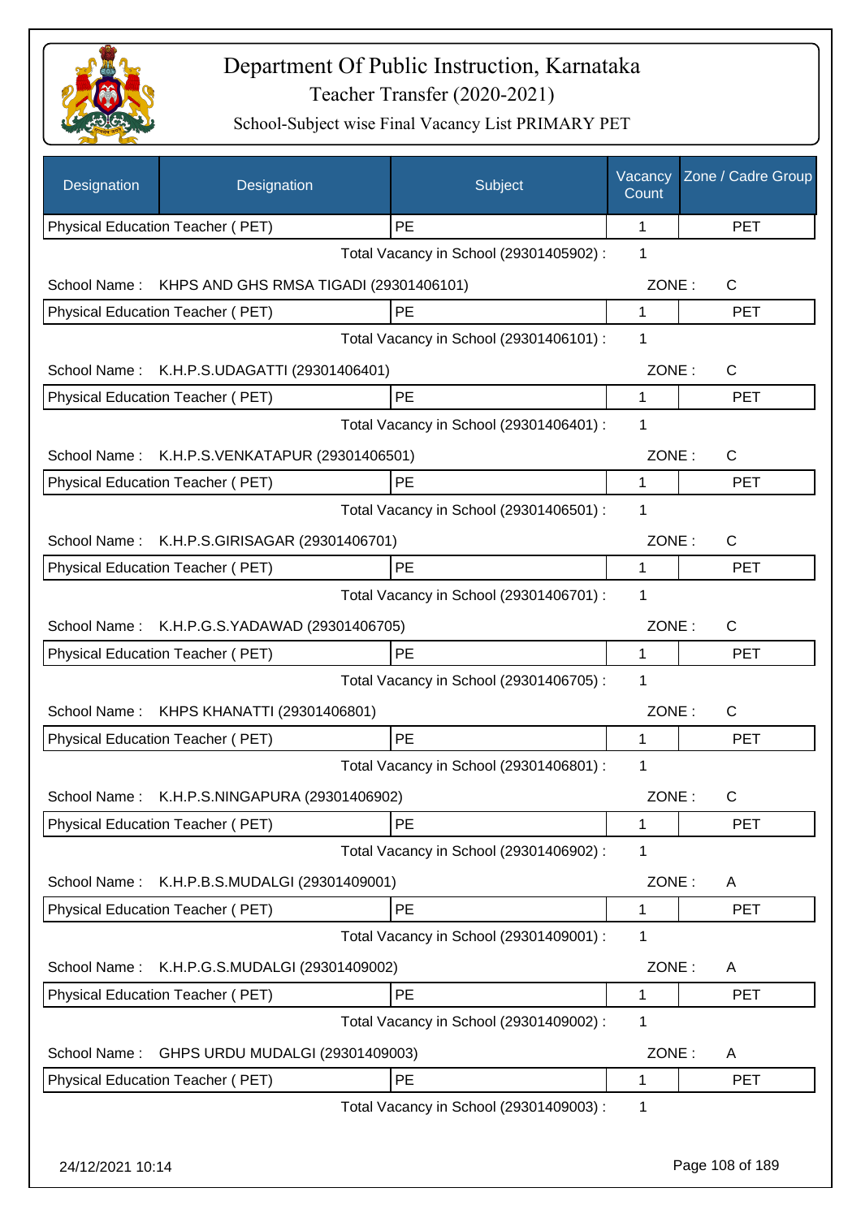# Department Of Public Instruction, Karnataka

Teacher Transfer (2020-2021)

School-Subject wise Final Vacancy List PRIMARY PET

| Designation | Designation | Subject | Vacancy Count | Zone / Cadre Group |
|---|---|---|---|---|
| Physical Education Teacher ( PET) | | PE | 1 | PET |

Total Vacancy in School (29301405902) : 1

School Name : KHPS AND GHS RMSA TIGADI (29301406101) ZONE : C

| Physical Education Teacher ( PET) | PE | 1 | PET |
|---|---|---|---|

Total Vacancy in School (29301406101) : 1

School Name : K.H.P.S.UDAGATTI (29301406401) ZONE : C

| Physical Education Teacher ( PET) | PE | 1 | PET |
|---|---|---|---|

Total Vacancy in School (29301406401) : 1

School Name : K.H.P.S.VENKATAPUR (29301406501) ZONE : C

| Physical Education Teacher ( PET) | PE | 1 | PET |
|---|---|---|---|

Total Vacancy in School (29301406501) : 1

School Name : K.H.P.S.GIRISAGAR (29301406701) ZONE : C

| Physical Education Teacher ( PET) | PE | 1 | PET |
|---|---|---|---|

Total Vacancy in School (29301406701) : 1

School Name : K.H.P.G.S.YADAWAD (29301406705) ZONE : C

| Physical Education Teacher ( PET) | PE | 1 | PET |
|---|---|---|---|

Total Vacancy in School (29301406705) : 1

School Name : KHPS KHANATTI (29301406801) ZONE : C

| Physical Education Teacher ( PET) | PE | 1 | PET |
|---|---|---|---|

Total Vacancy in School (29301406801) : 1

School Name : K.H.P.S.NINGAPURA (29301406902) ZONE : C

| Physical Education Teacher ( PET) | PE | 1 | PET |
|---|---|---|---|

Total Vacancy in School (29301406902) : 1

School Name : K.H.P.B.S.MUDALGI (29301409001) ZONE : A

| Physical Education Teacher ( PET) | PE | 1 | PET |
|---|---|---|---|

Total Vacancy in School (29301409001) : 1

School Name : K.H.P.G.S.MUDALGI (29301409002) ZONE : A

| Physical Education Teacher ( PET) | PE | 1 | PET |
|---|---|---|---|

Total Vacancy in School (29301409002) : 1

School Name : GHPS URDU MUDALGI (29301409003) ZONE : A

| Physical Education Teacher ( PET) | PE | 1 | PET |
|---|---|---|---|

Total Vacancy in School (29301409003) : 1

24/12/2021 10:14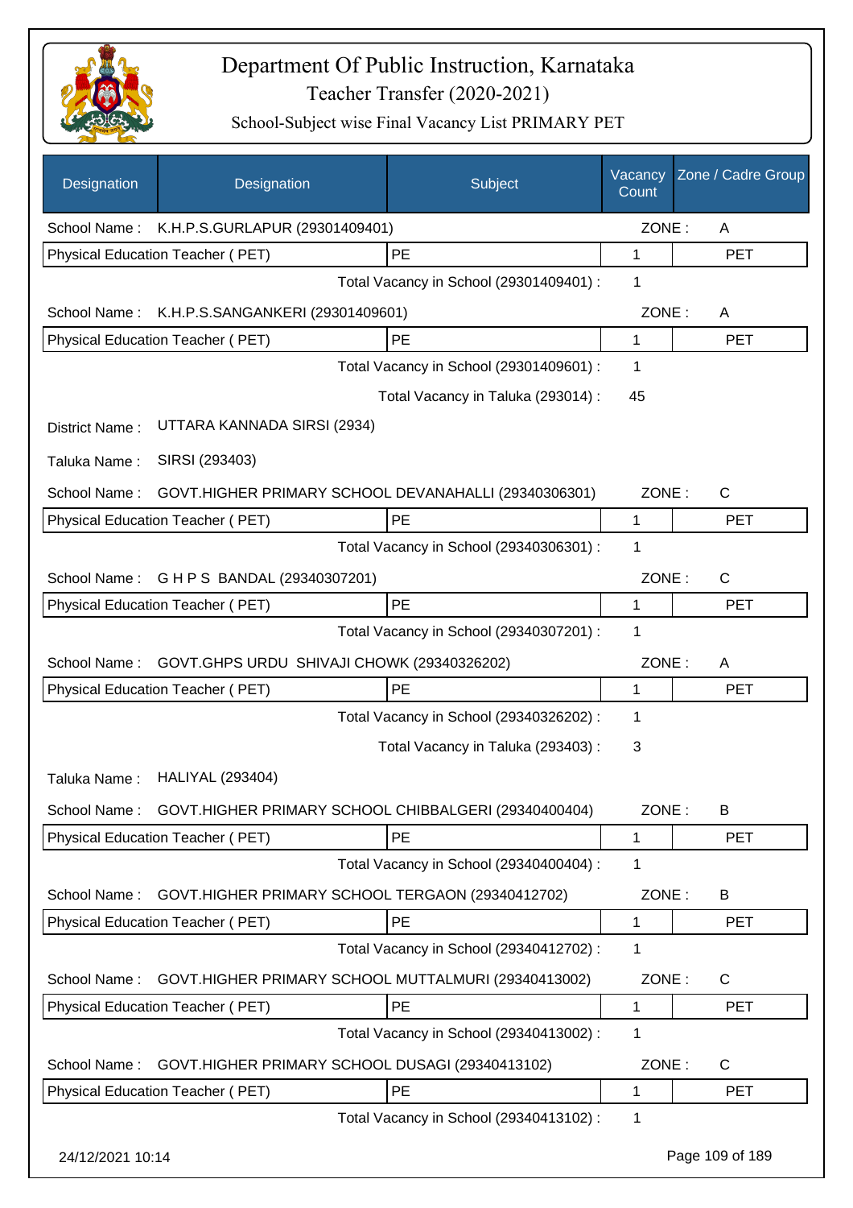# Department Of Public Instruction, Karnataka
## Teacher Transfer (2020-2021)
### School-Subject wise Final Vacancy List PRIMARY PET

| Designation | Designation | Subject | Vacancy Count | Zone / Cadre Group |
|---|---|---|---|---|
| School Name : | K.H.P.S.GURLAPUR (29301409401) | | ZONE : | A |
| Physical Education Teacher ( PET) | | PE | 1 | PET |
| | | Total Vacancy in School (29301409401) : | 1 | |
| School Name : | K.H.P.S.SANGANKERI (29301409601) | | ZONE : | A |
| Physical Education Teacher ( PET) | | PE | 1 | PET |
| | | Total Vacancy in School (29301409601) : | 1 | |
| | | Total Vacancy in Taluka (293014) : | 45 | |
| District Name : | UTTARA KANNADA SIRSI (2934) | | | |
| Taluka Name : | SIRSI (293403) | | | |
| School Name : | GOVT.HIGHER PRIMARY SCHOOL DEVANAHALLI (29340306301) | | ZONE : | C |
| Physical Education Teacher ( PET) | | PE | 1 | PET |
| | | Total Vacancy in School (29340306301) : | 1 | |
| School Name : | G H P S BANDAL (29340307201) | | ZONE : | C |
| Physical Education Teacher ( PET) | | PE | 1 | PET |
| | | Total Vacancy in School (29340307201) : | 1 | |
| School Name : | GOVT.GHPS URDU SHIVAJI CHOWK (29340326202) | | ZONE : | A |
| Physical Education Teacher ( PET) | | PE | 1 | PET |
| | | Total Vacancy in School (29340326202) : | 1 | |
| | | Total Vacancy in Taluka (293403) : | 3 | |
| Taluka Name : | HALIYAL (293404) | | | |
| School Name : | GOVT.HIGHER PRIMARY SCHOOL CHIBBALGERI (29340400404) | | ZONE : | B |
| Physical Education Teacher ( PET) | | PE | 1 | PET |
| | | Total Vacancy in School (29340400404) : | 1 | |
| School Name : | GOVT.HIGHER PRIMARY SCHOOL TERGAON (29340412702) | | ZONE : | B |
| Physical Education Teacher ( PET) | | PE | 1 | PET |
| | | Total Vacancy in School (29340412702) : | 1 | |
| School Name : | GOVT.HIGHER PRIMARY SCHOOL MUTTALMURI (29340413002) | | ZONE : | C |
| Physical Education Teacher ( PET) | | PE | 1 | PET |
| | | Total Vacancy in School (29340413002) : | 1 | |
| School Name : | GOVT.HIGHER PRIMARY SCHOOL DUSAGI (29340413102) | | ZONE : | C |
| Physical Education Teacher ( PET) | | PE | 1 | PET |
| | | Total Vacancy in School (29340413102) : | 1 | |

24/12/2021 10:14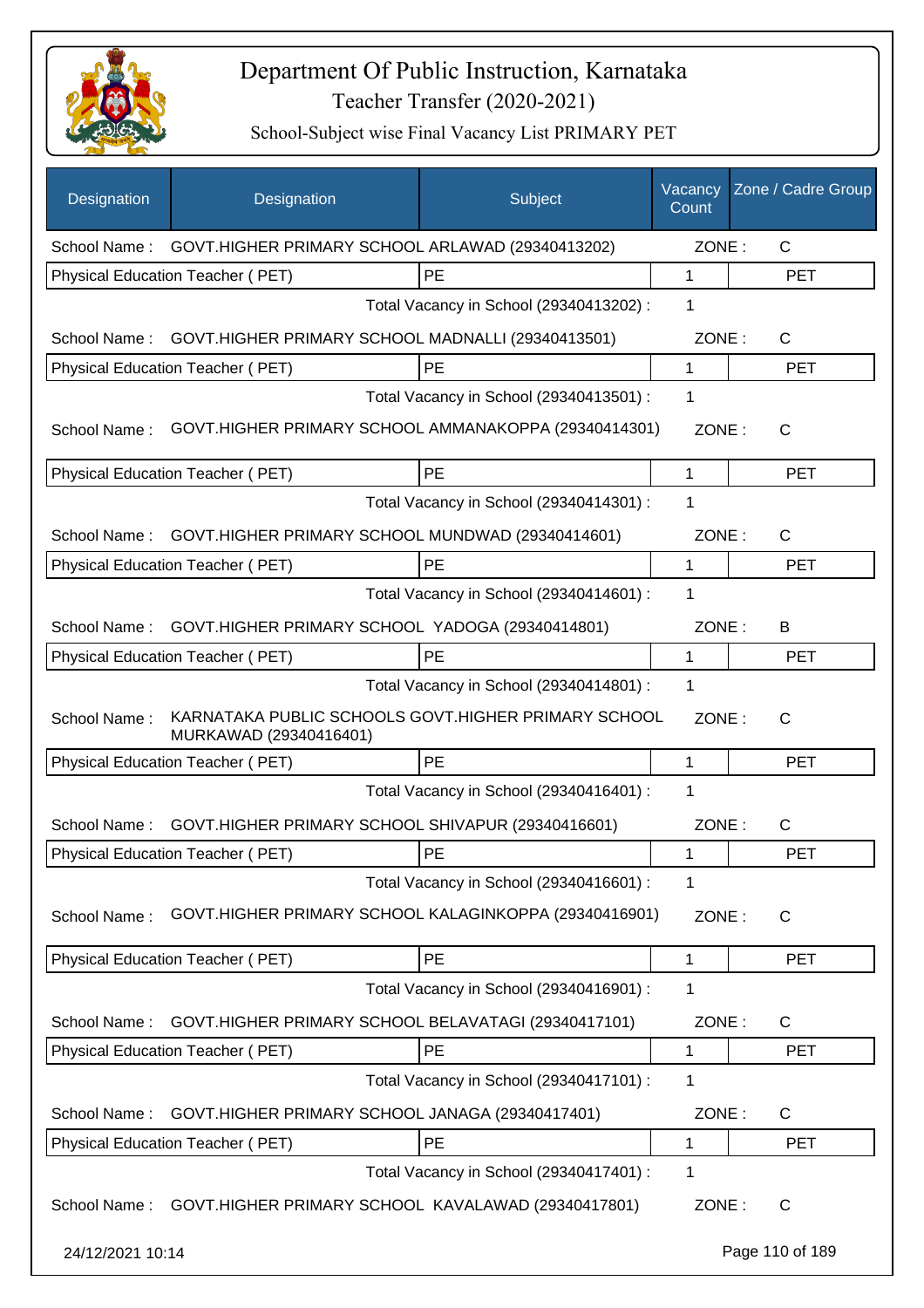# Department Of Public Instruction, Karnataka

Teacher Transfer (2020-2021)

School-Subject wise Final Vacancy List PRIMARY PET

| Designation | Designation | Subject | Vacancy Count | Zone / Cadre Group |
|---|---|---|---|---|
| School Name : | GOVT.HIGHER PRIMARY SCHOOL ARLAWAD (29340413202) | | ZONE : | C |
| Physical Education Teacher ( PET) | | PE | 1 | PET |
| | | Total Vacancy in School (29340413202) : | 1 | |
| School Name : | GOVT.HIGHER PRIMARY SCHOOL MADNALLI (29340413501) | | ZONE : | C |
| Physical Education Teacher ( PET) | | PE | 1 | PET |
| | | Total Vacancy in School (29340413501) : | 1 | |
| School Name : | GOVT.HIGHER PRIMARY SCHOOL AMMANAKOPPA (29340414301) | | ZONE : | C |
| Physical Education Teacher ( PET) | | PE | 1 | PET |
| | | Total Vacancy in School (29340414301) : | 1 | |
| School Name : | GOVT.HIGHER PRIMARY SCHOOL MUNDWAD (29340414601) | | ZONE : | C |
| Physical Education Teacher ( PET) | | PE | 1 | PET |
| | | Total Vacancy in School (29340414601) : | 1 | |
| School Name : | GOVT.HIGHER PRIMARY SCHOOL YADOGA (29340414801) | | ZONE : | B |
| Physical Education Teacher ( PET) | | PE | 1 | PET |
| | | Total Vacancy in School (29340414801) : | 1 | |
| School Name : | KARNATAKA PUBLIC SCHOOLS GOVT.HIGHER PRIMARY SCHOOL MURKAWAD (29340416401) | | ZONE : | C |
| Physical Education Teacher ( PET) | | PE | 1 | PET |
| | | Total Vacancy in School (29340416401) : | 1 | |
| School Name : | GOVT.HIGHER PRIMARY SCHOOL SHIVAPUR (29340416601) | | ZONE : | C |
| Physical Education Teacher ( PET) | | PE | 1 | PET |
| | | Total Vacancy in School (29340416601) : | 1 | |
| School Name : | GOVT.HIGHER PRIMARY SCHOOL KALAGINKOPPA (29340416901) | | ZONE : | C |
| Physical Education Teacher ( PET) | | PE | 1 | PET |
| | | Total Vacancy in School (29340416901) : | 1 | |
| School Name : | GOVT.HIGHER PRIMARY SCHOOL BELAVATAGI (29340417101) | | ZONE : | C |
| Physical Education Teacher ( PET) | | PE | 1 | PET |
| | | Total Vacancy in School (29340417101) : | 1 | |
| School Name : | GOVT.HIGHER PRIMARY SCHOOL JANAGA (29340417401) | | ZONE : | C |
| Physical Education Teacher ( PET) | | PE | 1 | PET |
| | | Total Vacancy in School (29340417401) : | 1 | |
| School Name : | GOVT.HIGHER PRIMARY SCHOOL KAVALAWAD (29340417801) | | ZONE : | C |

24/12/2021 10:14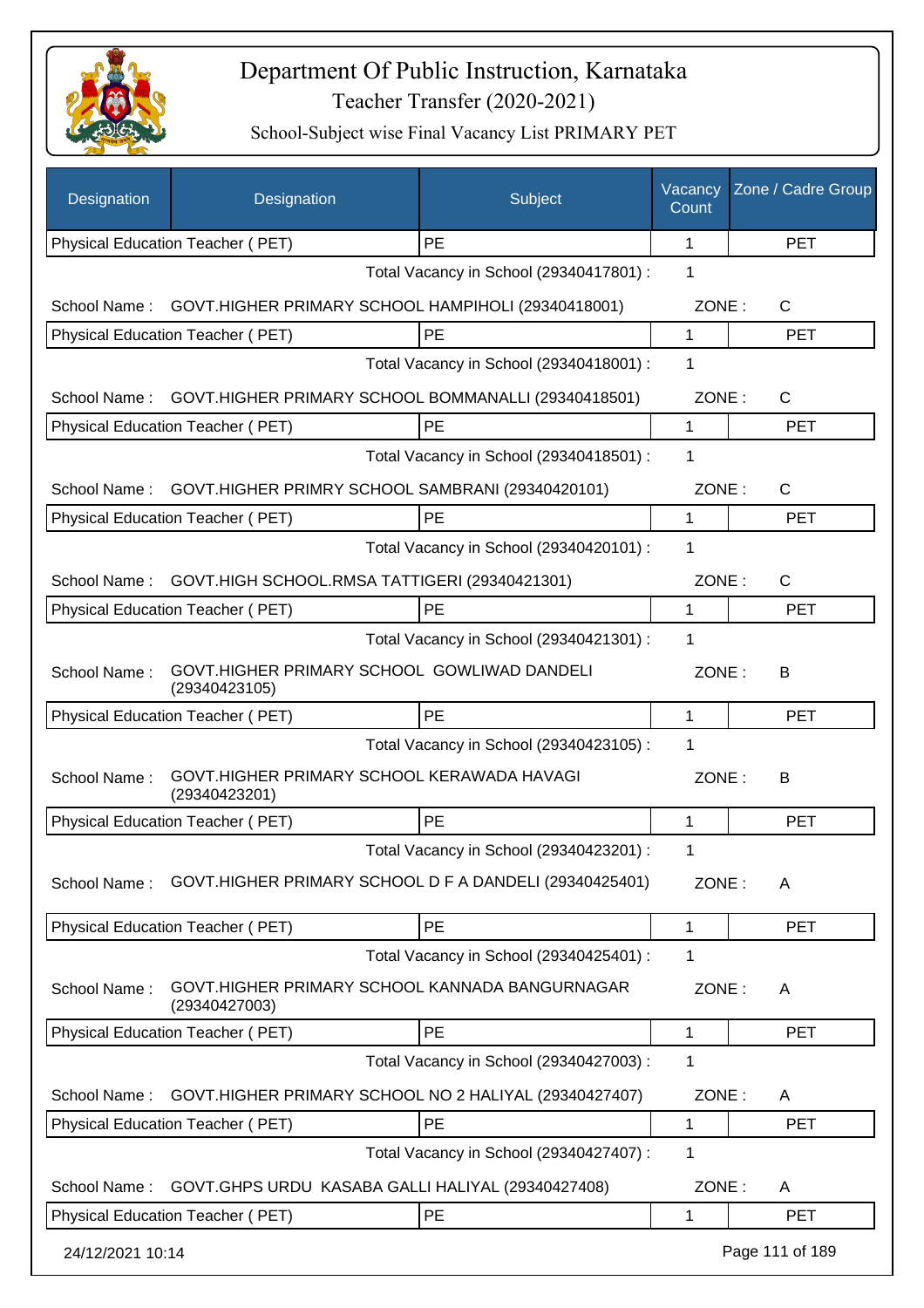# Department Of Public Instruction, Karnataka

Teacher Transfer (2020-2021)

School-Subject wise Final Vacancy List PRIMARY PET

| Designation | Designation | Subject | Vacancy Count | Zone / Cadre Group |
|---|---|---|---|---|
| Physical Education Teacher ( PET) | | PE | 1 | PET |

Total Vacancy in School (29340417801) : 1

School Name : GOVT.HIGHER PRIMARY SCHOOL HAMPIHOLI (29340418001) ZONE : C

| Physical Education Teacher ( PET) | PE | 1 | PET |
|---|---|---|---|

Total Vacancy in School (29340418001) : 1

School Name : GOVT.HIGHER PRIMARY SCHOOL BOMMANALLI (29340418501) ZONE : C

| Physical Education Teacher ( PET) | PE | 1 | PET |
|---|---|---|---|

Total Vacancy in School (29340418501) : 1

School Name : GOVT.HIGHER PRIMRY SCHOOL SAMBRANI (29340420101) ZONE : C

| Physical Education Teacher ( PET) | PE | 1 | PET |
|---|---|---|---|

Total Vacancy in School (29340420101) : 1

School Name : GOVT.HIGH SCHOOL.RMSA TATTIGERI (29340421301) ZONE : C

| Physical Education Teacher ( PET) | PE | 1 | PET |
|---|---|---|---|

Total Vacancy in School (29340421301) : 1

School Name : GOVT.HIGHER PRIMARY SCHOOL GOWLIWAD DANDELI (29340423105) ZONE : B

| Physical Education Teacher ( PET) | PE | 1 | PET |
|---|---|---|---|

Total Vacancy in School (29340423105) : 1

School Name : GOVT.HIGHER PRIMARY SCHOOL KERAWADA HAVAGI (29340423201) ZONE : B

| Physical Education Teacher ( PET) | PE | 1 | PET |
|---|---|---|---|

Total Vacancy in School (29340423201) : 1

School Name : GOVT.HIGHER PRIMARY SCHOOL D F A DANDELI (29340425401) ZONE : A

| Physical Education Teacher ( PET) | PE | 1 | PET |
|---|---|---|---|

Total Vacancy in School (29340425401) : 1

School Name : GOVT.HIGHER PRIMARY SCHOOL KANNADA BANGURNAGAR (29340427003) ZONE : A

| Physical Education Teacher ( PET) | PE | 1 | PET |
|---|---|---|---|

Total Vacancy in School (29340427003) : 1

School Name : GOVT.HIGHER PRIMARY SCHOOL NO 2 HALIYAL (29340427407) ZONE : A

| Physical Education Teacher ( PET) | PE | 1 | PET |
|---|---|---|---|

Total Vacancy in School (29340427407) : 1

School Name : GOVT.GHPS URDU KASABA GALLI HALIYAL (29340427408) ZONE : A

| Physical Education Teacher ( PET) | PE | 1 | PET |
|---|---|---|---|

24/12/2021 10:14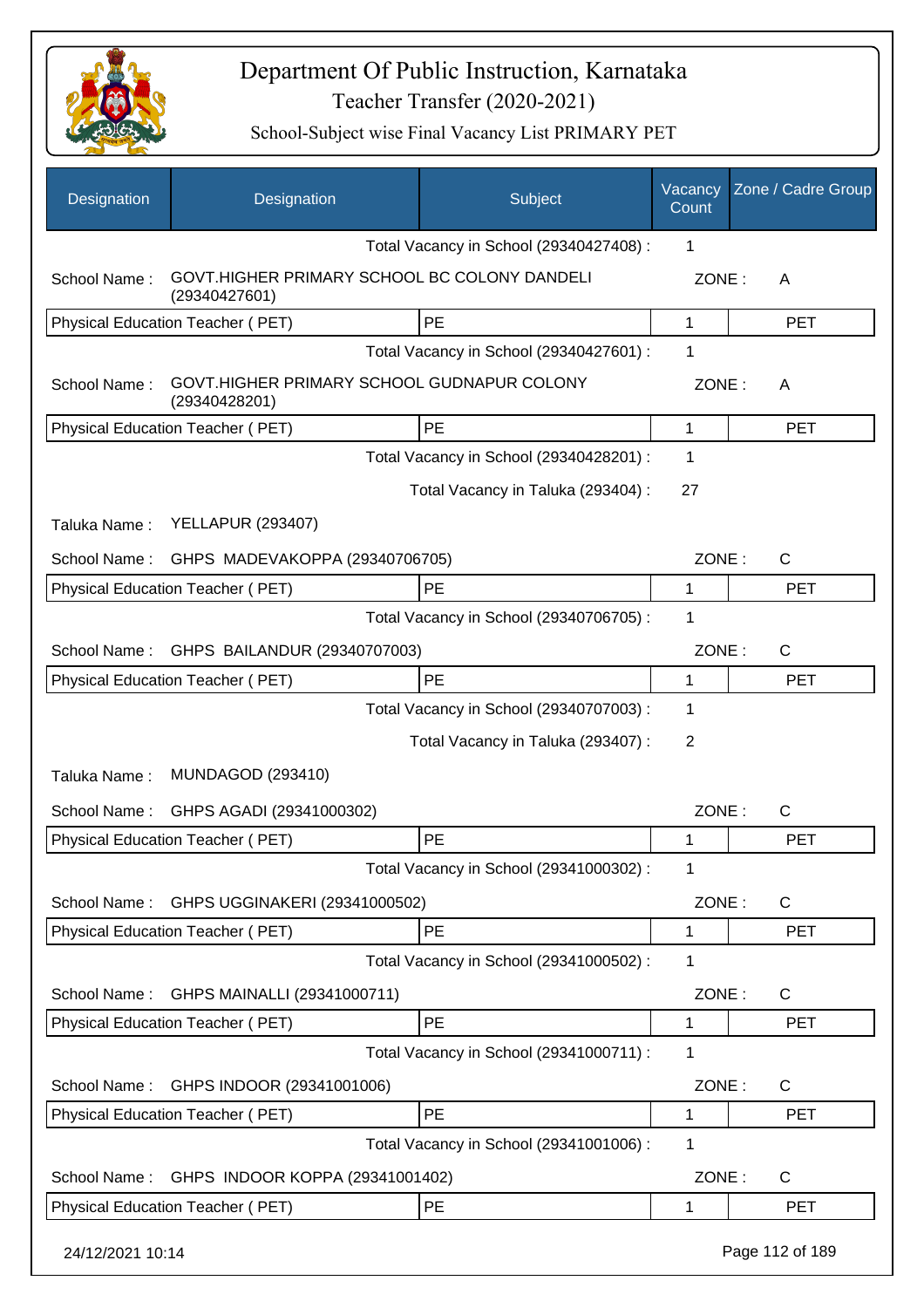# Department Of Public Instruction, Karnataka

## Teacher Transfer (2020-2021)

### School-Subject wise Final Vacancy List PRIMARY PET

| Designation | Designation | Subject | Vacancy Count | Zone / Cadre Group |
|---|---|---|---|---|
| | | Total Vacancy in School (29340427408) : | 1 | |
| School Name : | GOVT.HIGHER PRIMARY SCHOOL BC COLONY DANDELI (29340427601) | | ZONE : | A |
| Physical Education Teacher ( PET) | | PE | 1 | PET |
| | | Total Vacancy in School (29340427601) : | 1 | |
| School Name : | GOVT.HIGHER PRIMARY SCHOOL GUDNAPUR COLONY (29340428201) | | ZONE : | A |
| Physical Education Teacher ( PET) | | PE | 1 | PET |
| | | Total Vacancy in School (29340428201) : | 1 | |
| | | Total Vacancy in Taluka (293404) : | 27 | |
| Taluka Name : | YELLAPUR (293407) | | | |
| School Name : | GHPS MADEVAKOPPA (29340706705) | | ZONE : | C |
| Physical Education Teacher ( PET) | | PE | 1 | PET |
| | | Total Vacancy in School (29340706705) : | 1 | |
| School Name : | GHPS BAILANDUR (29340707003) | | ZONE : | C |
| Physical Education Teacher ( PET) | | PE | 1 | PET |
| | | Total Vacancy in School (29340707003) : | 1 | |
| | | Total Vacancy in Taluka (293407) : | 2 | |
| Taluka Name : | MUNDAGOD (293410) | | | |
| School Name : | GHPS AGADI (29341000302) | | ZONE : | C |
| Physical Education Teacher ( PET) | | PE | 1 | PET |
| | | Total Vacancy in School (29341000302) : | 1 | |
| School Name : | GHPS UGGINAKERI (29341000502) | | ZONE : | C |
| Physical Education Teacher ( PET) | | PE | 1 | PET |
| | | Total Vacancy in School (29341000502) : | 1 | |
| School Name : | GHPS MAINALLI (29341000711) | | ZONE : | C |
| Physical Education Teacher ( PET) | | PE | 1 | PET |
| | | Total Vacancy in School (29341000711) : | 1 | |
| School Name : | GHPS INDOOR (29341001006) | | ZONE : | C |
| Physical Education Teacher ( PET) | | PE | 1 | PET |
| | | Total Vacancy in School (29341001006) : | 1 | |
| School Name : | GHPS INDOOR KOPPA (29341001402) | | ZONE : | C |
| Physical Education Teacher ( PET) | | PE | 1 | PET |

24/12/2021 10:14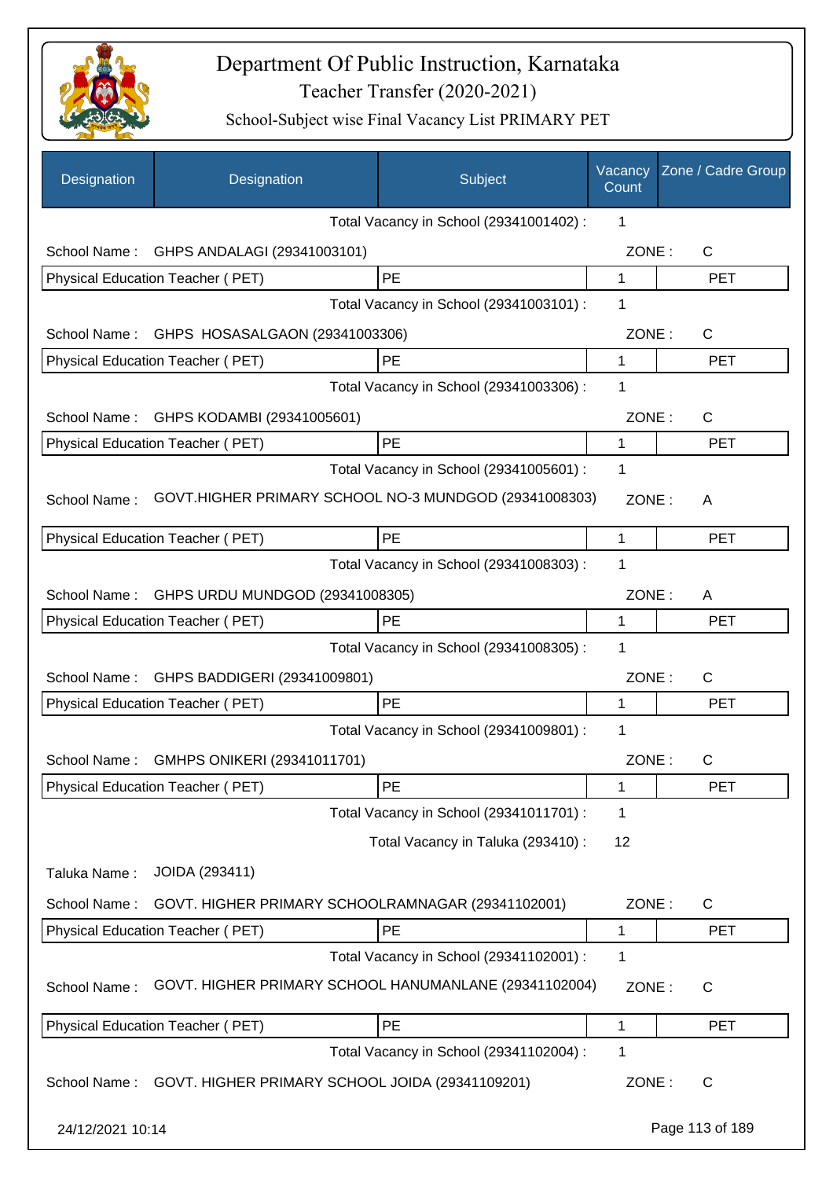# Department Of Public Instruction, Karnataka
## Teacher Transfer (2020-2021)
### School-Subject wise Final Vacancy List PRIMARY PET

| Designation | Designation | Subject | Vacancy Count | Zone / Cadre Group |
|---|---|---|---|---|
| | | Total Vacancy in School (29341001402) : | 1 | |
| School Name : | GHPS ANDALAGI (29341003101) | | ZONE : | C |
| Physical Education Teacher ( PET) | | PE | 1 | PET |
| | | Total Vacancy in School (29341003101) : | 1 | |
| School Name : | GHPS HOSASALGAON (29341003306) | | ZONE : | C |
| Physical Education Teacher ( PET) | | PE | 1 | PET |
| | | Total Vacancy in School (29341003306) : | 1 | |
| School Name : | GHPS KODAMBI (29341005601) | | ZONE : | C |
| Physical Education Teacher ( PET) | | PE | 1 | PET |
| | | Total Vacancy in School (29341005601) : | 1 | |
| School Name : | GOVT.HIGHER PRIMARY SCHOOL NO-3 MUNDGOD (29341008303) | | ZONE : | A |
| Physical Education Teacher ( PET) | | PE | 1 | PET |
| | | Total Vacancy in School (29341008303) : | 1 | |
| School Name : | GHPS URDU MUNDGOD (29341008305) | | ZONE : | A |
| Physical Education Teacher ( PET) | | PE | 1 | PET |
| | | Total Vacancy in School (29341008305) : | 1 | |
| School Name : | GHPS BADDIGERI (29341009801) | | ZONE : | C |
| Physical Education Teacher ( PET) | | PE | 1 | PET |
| | | Total Vacancy in School (29341009801) : | 1 | |
| School Name : | GMHPS ONIKERI (29341011701) | | ZONE : | C |
| Physical Education Teacher ( PET) | | PE | 1 | PET |
| | | Total Vacancy in School (29341011701) : | 1 | |
| | | Total Vacancy in Taluka (293410) : | 12 | |
| Taluka Name : | JOIDA (293411) | | | |
| School Name : | GOVT. HIGHER PRIMARY SCHOOLRAMNAGAR (29341102001) | | ZONE : | C |
| Physical Education Teacher ( PET) | | PE | 1 | PET |
| | | Total Vacancy in School (29341102001) : | 1 | |
| School Name : | GOVT. HIGHER PRIMARY SCHOOL HANUMANLANE (29341102004) | | ZONE : | C |
| Physical Education Teacher ( PET) | | PE | 1 | PET |
| | | Total Vacancy in School (29341102004) : | 1 | |
| School Name : | GOVT. HIGHER PRIMARY SCHOOL JOIDA (29341109201) | | ZONE : | C |

24/12/2021 10:14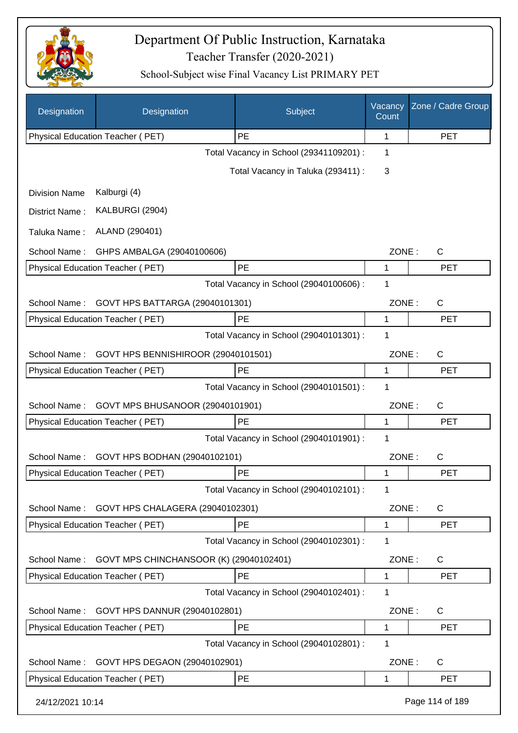# Department Of Public Instruction, Karnataka
## Teacher Transfer (2020-2021)
### School-Subject wise Final Vacancy List PRIMARY PET

| Designation | Designation | Subject | Vacancy Count | Zone / Cadre Group |
|---|---|---|---|---|
| Physical Education Teacher ( PET) | | PE | 1 | PET |

Total Vacancy in School (29341109201) : 1

Total Vacancy in Taluka (293411) : 3

Division Name Kalburgi (4)

District Name : KALBURGI (2904)

Taluka Name : ALAND (290401)

School Name : GHPS AMBALGA (29040100606) ZONE : C

| Physical Education Teacher ( PET) | PE | 1 | PET |
|---|---|---|---|

Total Vacancy in School (29040100606) : 1

School Name : GOVT HPS BATTARGA (29040101301) ZONE : C

| Physical Education Teacher ( PET) | PE | 1 | PET |
|---|---|---|---|

Total Vacancy in School (29040101301) : 1

School Name : GOVT HPS BENNISHIROOR (29040101501) ZONE : C

| Physical Education Teacher ( PET) | PE | 1 | PET |
|---|---|---|---|

Total Vacancy in School (29040101501) : 1

School Name : GOVT MPS BHUSANOOR (29040101901) ZONE : C

| Physical Education Teacher ( PET) | PE | 1 | PET |
|---|---|---|---|

Total Vacancy in School (29040101901) : 1

School Name : GOVT HPS BODHAN (29040102101) ZONE : C

| Physical Education Teacher ( PET) | PE | 1 | PET |
|---|---|---|---|

Total Vacancy in School (29040102101) : 1

School Name : GOVT HPS CHALAGERA (29040102301) ZONE : C

| Physical Education Teacher ( PET) | PE | 1 | PET |
|---|---|---|---|

Total Vacancy in School (29040102301) : 1

School Name : GOVT MPS CHINCHANSOOR (K) (29040102401) ZONE : C

| Physical Education Teacher ( PET) | PE | 1 | PET |
|---|---|---|---|

Total Vacancy in School (29040102401) : 1

School Name : GOVT HPS DANNUR (29040102801) ZONE : C

| Physical Education Teacher ( PET) | PE | 1 | PET |
|---|---|---|---|

Total Vacancy in School (29040102801) : 1

School Name : GOVT HPS DEGAON (29040102901) ZONE : C

| Physical Education Teacher ( PET) | PE | 1 | PET |
|---|---|---|---|

24/12/2021 10:14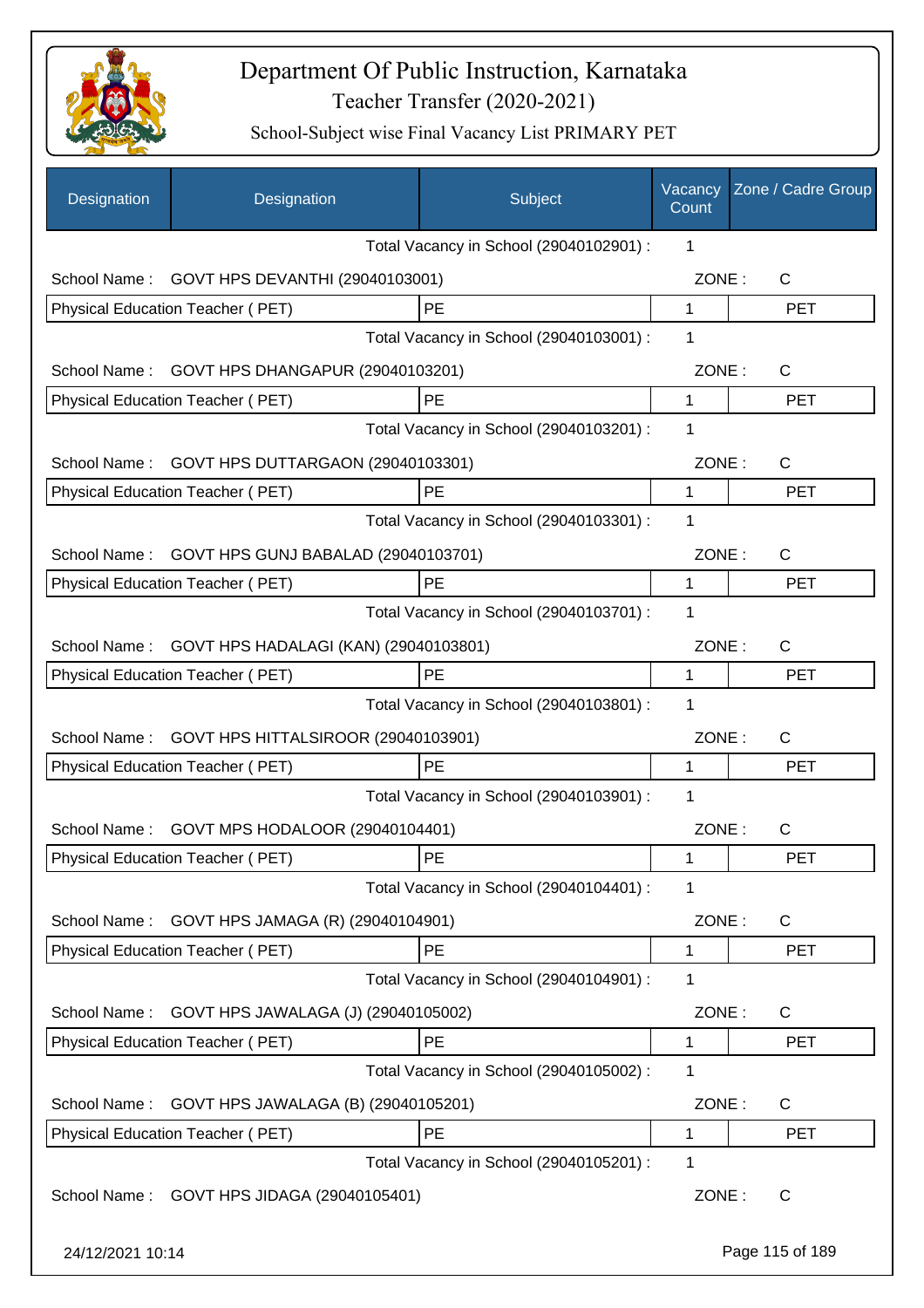# Department Of Public Instruction, Karnataka
## Teacher Transfer (2020-2021)
### School-Subject wise Final Vacancy List PRIMARY PET

| Designation | Designation | Subject | Vacancy Count | Zone / Cadre Group |
|---|---|---|---|---|
| | | Total Vacancy in School (29040102901) : | 1 | |
| School Name : | GOVT HPS DEVANTHI (29040103001) | | ZONE : | C |
| Physical Education Teacher ( PET) | | PE | 1 | PET |
| | | Total Vacancy in School (29040103001) : | 1 | |
| School Name : | GOVT HPS DHANGAPUR (29040103201) | | ZONE : | C |
| Physical Education Teacher ( PET) | | PE | 1 | PET |
| | | Total Vacancy in School (29040103201) : | 1 | |
| School Name : | GOVT HPS DUTTARGAON (29040103301) | | ZONE : | C |
| Physical Education Teacher ( PET) | | PE | 1 | PET |
| | | Total Vacancy in School (29040103301) : | 1 | |
| School Name : | GOVT HPS GUNJ BABALAD (29040103701) | | ZONE : | C |
| Physical Education Teacher ( PET) | | PE | 1 | PET |
| | | Total Vacancy in School (29040103701) : | 1 | |
| School Name : | GOVT HPS HADALAGI (KAN) (29040103801) | | ZONE : | C |
| Physical Education Teacher ( PET) | | PE | 1 | PET |
| | | Total Vacancy in School (29040103801) : | 1 | |
| School Name : | GOVT HPS HITTALSIROOR (29040103901) | | ZONE : | C |
| Physical Education Teacher ( PET) | | PE | 1 | PET |
| | | Total Vacancy in School (29040103901) : | 1 | |
| School Name : | GOVT MPS HODALOOR (29040104401) | | ZONE : | C |
| Physical Education Teacher ( PET) | | PE | 1 | PET |
| | | Total Vacancy in School (29040104401) : | 1 | |
| School Name : | GOVT HPS JAMAGA (R) (29040104901) | | ZONE : | C |
| Physical Education Teacher ( PET) | | PE | 1 | PET |
| | | Total Vacancy in School (29040104901) : | 1 | |
| School Name : | GOVT HPS JAWALAGA (J) (29040105002) | | ZONE : | C |
| Physical Education Teacher ( PET) | | PE | 1 | PET |
| | | Total Vacancy in School (29040105002) : | 1 | |
| School Name : | GOVT HPS JAWALAGA (B) (29040105201) | | ZONE : | C |
| Physical Education Teacher ( PET) | | PE | 1 | PET |
| | | Total Vacancy in School (29040105201) : | 1 | |
| School Name : | GOVT HPS JIDAGA (29040105401) | | ZONE : | C |

24/12/2021 10:14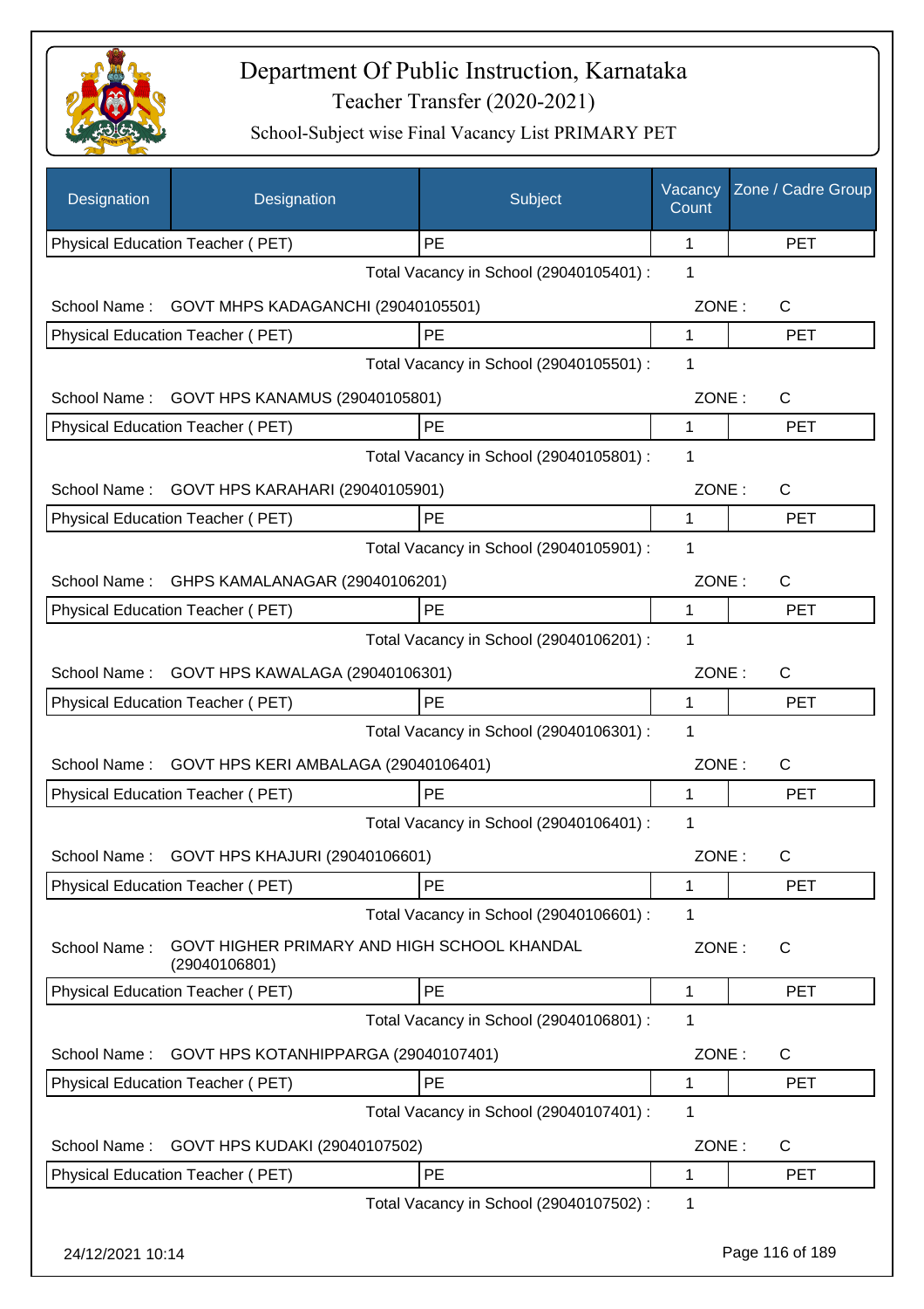# Department Of Public Instruction, Karnataka

## Teacher Transfer (2020-2021)

### School-Subject wise Final Vacancy List PRIMARY PET

| Designation | Designation | Subject | Vacancy Count | Zone / Cadre Group |
|---|---|---|---|---|
| Physical Education Teacher ( PET) | | PE | 1 | PET |
| | | Total Vacancy in School (29040105401) : | 1 | |
| School Name : | GOVT MHPS KADAGANCHI (29040105501) | | ZONE : | C |
| Physical Education Teacher ( PET) | | PE | 1 | PET |
| | | Total Vacancy in School (29040105501) : | 1 | |
| School Name : | GOVT HPS KANAMUS (29040105801) | | ZONE : | C |
| Physical Education Teacher ( PET) | | PE | 1 | PET |
| | | Total Vacancy in School (29040105801) : | 1 | |
| School Name : | GOVT HPS KARAHARI (29040105901) | | ZONE : | C |
| Physical Education Teacher ( PET) | | PE | 1 | PET |
| | | Total Vacancy in School (29040105901) : | 1 | |
| School Name : | GHPS KAMALANAGAR (29040106201) | | ZONE : | C |
| Physical Education Teacher ( PET) | | PE | 1 | PET |
| | | Total Vacancy in School (29040106201) : | 1 | |
| School Name : | GOVT HPS KAWALAGA (29040106301) | | ZONE : | C |
| Physical Education Teacher ( PET) | | PE | 1 | PET |
| | | Total Vacancy in School (29040106301) : | 1 | |
| School Name : | GOVT HPS KERI AMBALAGA (29040106401) | | ZONE : | C |
| Physical Education Teacher ( PET) | | PE | 1 | PET |
| | | Total Vacancy in School (29040106401) : | 1 | |
| School Name : | GOVT HPS KHAJURI (29040106601) | | ZONE : | C |
| Physical Education Teacher ( PET) | | PE | 1 | PET |
| | | Total Vacancy in School (29040106601) : | 1 | |
| School Name : | GOVT HIGHER PRIMARY AND HIGH SCHOOL KHANDAL (29040106801) | | ZONE : | C |
| Physical Education Teacher ( PET) | | PE | 1 | PET |
| | | Total Vacancy in School (29040106801) : | 1 | |
| School Name : | GOVT HPS KOTANHIPPARGA (29040107401) | | ZONE : | C |
| Physical Education Teacher ( PET) | | PE | 1 | PET |
| | | Total Vacancy in School (29040107401) : | 1 | |
| School Name : | GOVT HPS KUDAKI (29040107502) | | ZONE : | C |
| Physical Education Teacher ( PET) | | PE | 1 | PET |
| | | Total Vacancy in School (29040107502) : | 1 | |

24/12/2021 10:14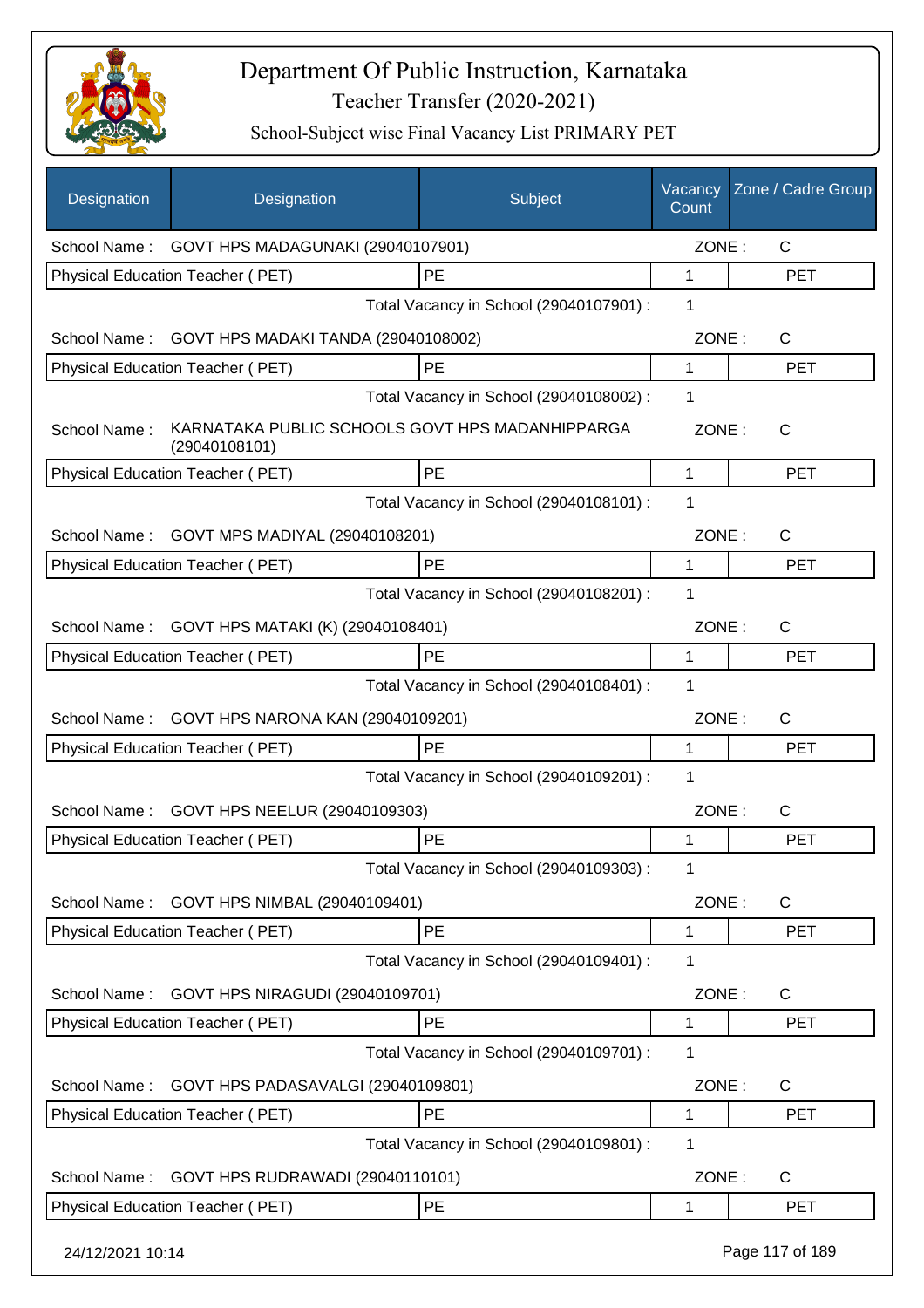# Department Of Public Instruction, Karnataka

## Teacher Transfer (2020-2021)

### School-Subject wise Final Vacancy List PRIMARY PET

| Designation | Designation | Subject | Vacancy Count | Zone / Cadre Group |
|---|---|---|---|---|
| School Name : | GOVT HPS MADAGUNAKI (29040107901) | | ZONE : | C |
| Physical Education Teacher ( PET) | | PE | 1 | PET |
| | | Total Vacancy in School (29040107901) : | 1 | |
| School Name : | GOVT HPS MADAKI TANDA (29040108002) | | ZONE : | C |
| Physical Education Teacher ( PET) | | PE | 1 | PET |
| | | Total Vacancy in School (29040108002) : | 1 | |
| School Name : | KARNATAKA PUBLIC SCHOOLS GOVT HPS MADANHIPPARGA (29040108101) | | ZONE : | C |
| Physical Education Teacher ( PET) | | PE | 1 | PET |
| | | Total Vacancy in School (29040108101) : | 1 | |
| School Name : | GOVT MPS MADIYAL (29040108201) | | ZONE : | C |
| Physical Education Teacher ( PET) | | PE | 1 | PET |
| | | Total Vacancy in School (29040108201) : | 1 | |
| School Name : | GOVT HPS MATAKI (K) (29040108401) | | ZONE : | C |
| Physical Education Teacher ( PET) | | PE | 1 | PET |
| | | Total Vacancy in School (29040108401) : | 1 | |
| School Name : | GOVT HPS NARONA KAN (29040109201) | | ZONE : | C |
| Physical Education Teacher ( PET) | | PE | 1 | PET |
| | | Total Vacancy in School (29040109201) : | 1 | |
| School Name : | GOVT HPS NEELUR (29040109303) | | ZONE : | C |
| Physical Education Teacher ( PET) | | PE | 1 | PET |
| | | Total Vacancy in School (29040109303) : | 1 | |
| School Name : | GOVT HPS NIMBAL (29040109401) | | ZONE : | C |
| Physical Education Teacher ( PET) | | PE | 1 | PET |
| | | Total Vacancy in School (29040109401) : | 1 | |
| School Name : | GOVT HPS NIRAGUDI (29040109701) | | ZONE : | C |
| Physical Education Teacher ( PET) | | PE | 1 | PET |
| | | Total Vacancy in School (29040109701) : | 1 | |
| School Name : | GOVT HPS PADASAVALGI (29040109801) | | ZONE : | C |
| Physical Education Teacher ( PET) | | PE | 1 | PET |
| | | Total Vacancy in School (29040109801) : | 1 | |
| School Name : | GOVT HPS RUDRAWADI (29040110101) | | ZONE : | C |
| Physical Education Teacher ( PET) | | PE | 1 | PET |

24/12/2021 10:14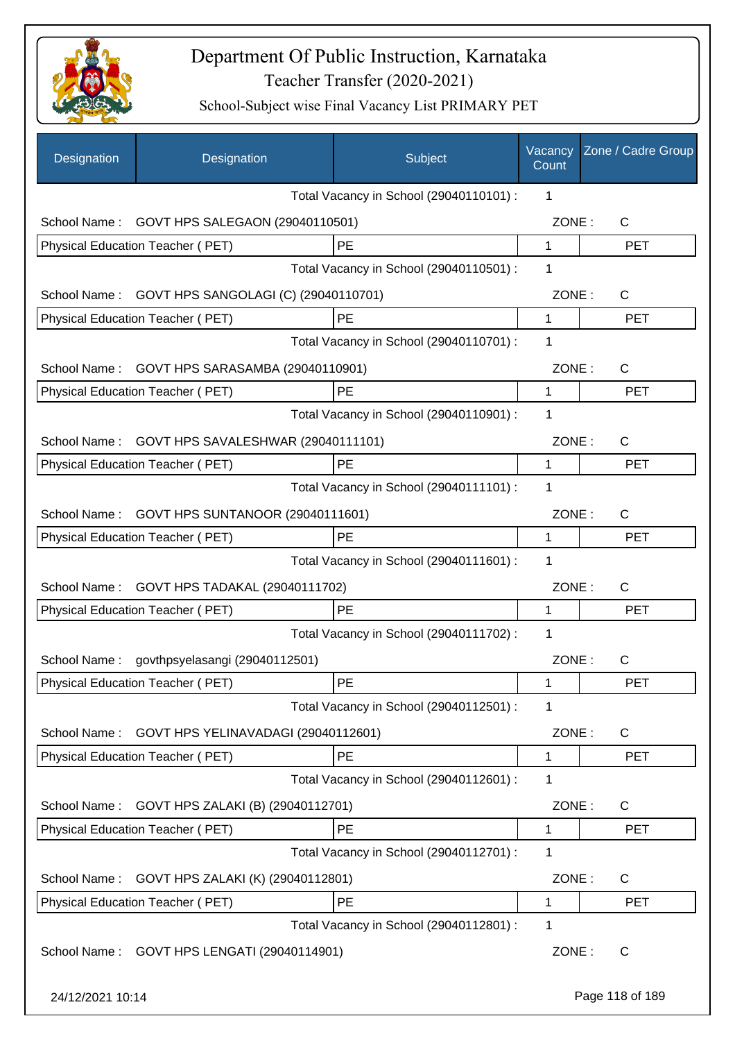# Department Of Public Instruction, Karnataka

Teacher Transfer (2020-2021)

School-Subject wise Final Vacancy List PRIMARY PET

| Designation | Designation | Subject | Vacancy Count | Zone / Cadre Group |
|---|---|---|---|---|
| | | Total Vacancy in School (29040110101) : | 1 | |
| School Name : | GOVT HPS SALEGAON (29040110501) | | ZONE : | C |
| Physical Education Teacher ( PET) | | PE | 1 | PET |
| | | Total Vacancy in School (29040110501) : | 1 | |
| School Name : | GOVT HPS SANGOLAGI (C) (29040110701) | | ZONE : | C |
| Physical Education Teacher ( PET) | | PE | 1 | PET |
| | | Total Vacancy in School (29040110701) : | 1 | |
| School Name : | GOVT HPS SARASAMBA (29040110901) | | ZONE : | C |
| Physical Education Teacher ( PET) | | PE | 1 | PET |
| | | Total Vacancy in School (29040110901) : | 1 | |
| School Name : | GOVT HPS SAVALESHWAR (29040111101) | | ZONE : | C |
| Physical Education Teacher ( PET) | | PE | 1 | PET |
| | | Total Vacancy in School (29040111101) : | 1 | |
| School Name : | GOVT HPS SUNTANOOR (29040111601) | | ZONE : | C |
| Physical Education Teacher ( PET) | | PE | 1 | PET |
| | | Total Vacancy in School (29040111601) : | 1 | |
| School Name : | GOVT HPS TADAKAL (29040111702) | | ZONE : | C |
| Physical Education Teacher ( PET) | | PE | 1 | PET |
| | | Total Vacancy in School (29040111702) : | 1 | |
| School Name : | govthpsyelasangi (29040112501) | | ZONE : | C |
| Physical Education Teacher ( PET) | | PE | 1 | PET |
| | | Total Vacancy in School (29040112501) : | 1 | |
| School Name : | GOVT HPS YELINAVADAGI (29040112601) | | ZONE : | C |
| Physical Education Teacher ( PET) | | PE | 1 | PET |
| | | Total Vacancy in School (29040112601) : | 1 | |
| School Name : | GOVT HPS ZALAKI (B) (29040112701) | | ZONE : | C |
| Physical Education Teacher ( PET) | | PE | 1 | PET |
| | | Total Vacancy in School (29040112701) : | 1 | |
| School Name : | GOVT HPS ZALAKI (K) (29040112801) | | ZONE : | C |
| Physical Education Teacher ( PET) | | PE | 1 | PET |
| | | Total Vacancy in School (29040112801) : | 1 | |
| School Name : | GOVT HPS LENGATI (29040114901) | | ZONE : | C |

24/12/2021 10:14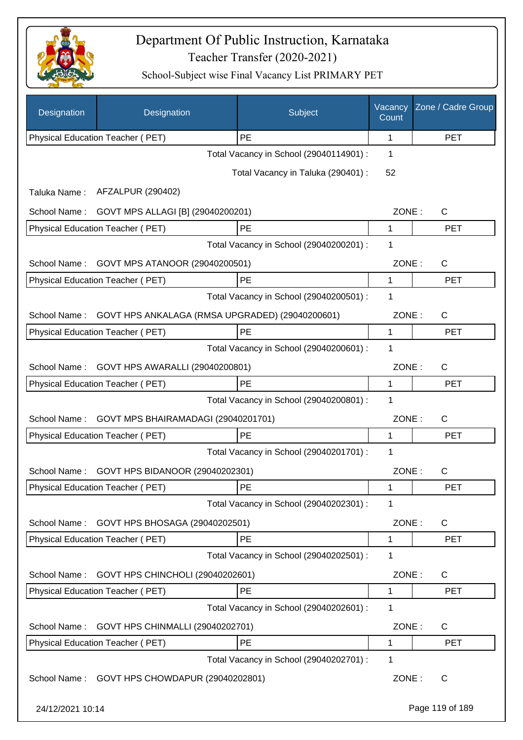# Department Of Public Instruction, Karnataka

Teacher Transfer (2020-2021)

School-Subject wise Final Vacancy List PRIMARY PET

| Designation | Designation | Subject | Vacancy Count | Zone / Cadre Group |
|---|---|---|---|---|
| Physical Education Teacher ( PET) | | PE | 1 | PET |

Total Vacancy in School (29040114901) : 1

Total Vacancy in Taluka (290401) : 52

Taluka Name : AFZALPUR (290402)

School Name : GOVT MPS ALLAGI [B] (29040200201) ZONE : C

| Physical Education Teacher ( PET) | PE | 1 | PET |
|---|---|---|---|

Total Vacancy in School (29040200201) : 1

School Name : GOVT MPS ATANOOR (29040200501) ZONE : C

| Physical Education Teacher ( PET) | PE | 1 | PET |
|---|---|---|---|

Total Vacancy in School (29040200501) : 1

School Name : GOVT HPS ANKALAGA (RMSA UPGRADED) (29040200601) ZONE : C

| Physical Education Teacher ( PET) | PE | 1 | PET |
|---|---|---|---|

Total Vacancy in School (29040200601) : 1

School Name : GOVT HPS AWARALLI (29040200801) ZONE : C

| Physical Education Teacher ( PET) | PE | 1 | PET |
|---|---|---|---|

Total Vacancy in School (29040200801) : 1

School Name : GOVT MPS BHAIRAMADAGI (29040201701) ZONE : C

| Physical Education Teacher ( PET) | PE | 1 | PET |
|---|---|---|---|

Total Vacancy in School (29040201701) : 1

School Name : GOVT HPS BIDANOOR (29040202301) ZONE : C

| Physical Education Teacher ( PET) | PE | 1 | PET |
|---|---|---|---|

Total Vacancy in School (29040202301) : 1

School Name : GOVT HPS BHOSAGA (29040202501) ZONE : C

| Physical Education Teacher ( PET) | PE | 1 | PET |
|---|---|---|---|

Total Vacancy in School (29040202501) : 1

School Name : GOVT HPS CHINCHOLI (29040202601) ZONE : C

| Physical Education Teacher ( PET) | PE | 1 | PET |
|---|---|---|---|

Total Vacancy in School (29040202601) : 1

School Name : GOVT HPS CHINMALLI (29040202701) ZONE : C

| Physical Education Teacher ( PET) | PE | 1 | PET |
|---|---|---|---|

Total Vacancy in School (29040202701) : 1

School Name : GOVT HPS CHOWDAPUR (29040202801) ZONE : C

24/12/2021 10:14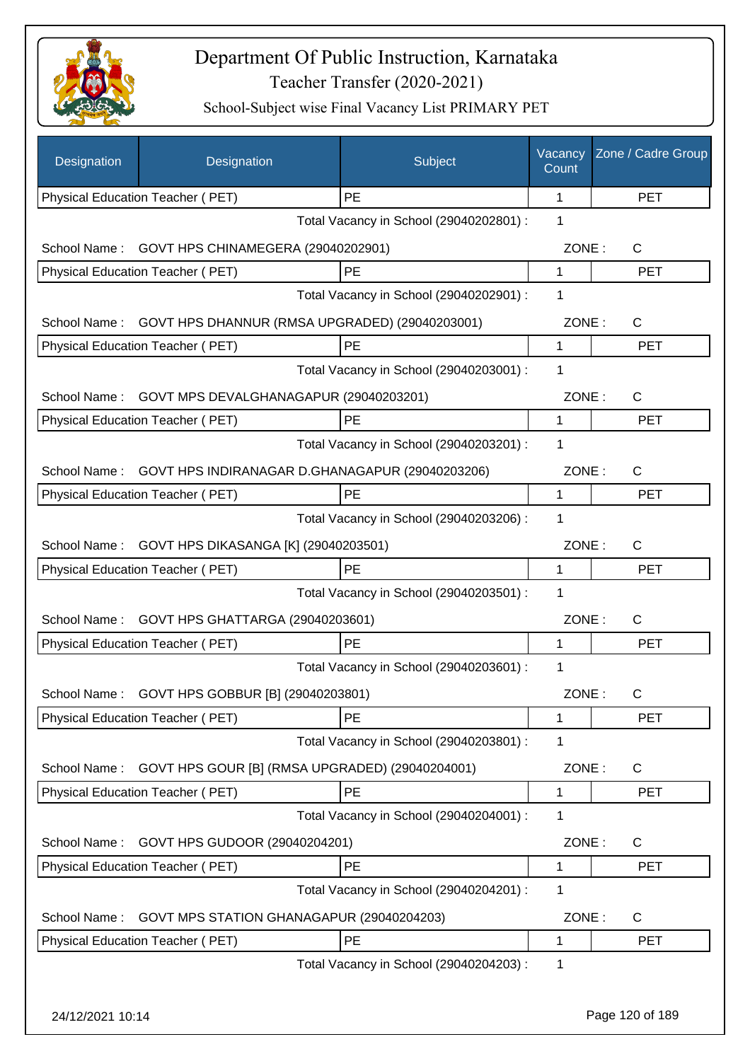# Department Of Public Instruction, Karnataka

Teacher Transfer (2020-2021)

School-Subject wise Final Vacancy List PRIMARY PET

| Designation | Designation | Subject | Vacancy Count | Zone / Cadre Group |
|---|---|---|---|---|
| Physical Education Teacher ( PET) | | PE | 1 | PET |
| | | Total Vacancy in School (29040202801) : | 1 | |
| School Name : | GOVT HPS CHINAMEGERA (29040202901) | | ZONE : | C |
| Physical Education Teacher ( PET) | | PE | 1 | PET |
| | | Total Vacancy in School (29040202901) : | 1 | |
| School Name : | GOVT HPS DHANNUR (RMSA UPGRADED) (29040203001) | | ZONE : | C |
| Physical Education Teacher ( PET) | | PE | 1 | PET |
| | | Total Vacancy in School (29040203001) : | 1 | |
| School Name : | GOVT MPS DEVALGHANAGAPUR (29040203201) | | ZONE : | C |
| Physical Education Teacher ( PET) | | PE | 1 | PET |
| | | Total Vacancy in School (29040203201) : | 1 | |
| School Name : | GOVT HPS INDIRANAGAR D.GHANAGAPUR (29040203206) | | ZONE : | C |
| Physical Education Teacher ( PET) | | PE | 1 | PET |
| | | Total Vacancy in School (29040203206) : | 1 | |
| School Name : | GOVT HPS DIKASANGA [K] (29040203501) | | ZONE : | C |
| Physical Education Teacher ( PET) | | PE | 1 | PET |
| | | Total Vacancy in School (29040203501) : | 1 | |
| School Name : | GOVT HPS GHATTARGA (29040203601) | | ZONE : | C |
| Physical Education Teacher ( PET) | | PE | 1 | PET |
| | | Total Vacancy in School (29040203601) : | 1 | |
| School Name : | GOVT HPS GOBBUR [B] (29040203801) | | ZONE : | C |
| Physical Education Teacher ( PET) | | PE | 1 | PET |
| | | Total Vacancy in School (29040203801) : | 1 | |
| School Name : | GOVT HPS GOUR [B] (RMSA UPGRADED) (29040204001) | | ZONE : | C |
| Physical Education Teacher ( PET) | | PE | 1 | PET |
| | | Total Vacancy in School (29040204001) : | 1 | |
| School Name : | GOVT HPS GUDOOR (29040204201) | | ZONE : | C |
| Physical Education Teacher ( PET) | | PE | 1 | PET |
| | | Total Vacancy in School (29040204201) : | 1 | |
| School Name : | GOVT MPS STATION GHANAGAPUR (29040204203) | | ZONE : | C |
| Physical Education Teacher ( PET) | | PE | 1 | PET |
| | | Total Vacancy in School (29040204203) : | 1 | |

24/12/2021 10:14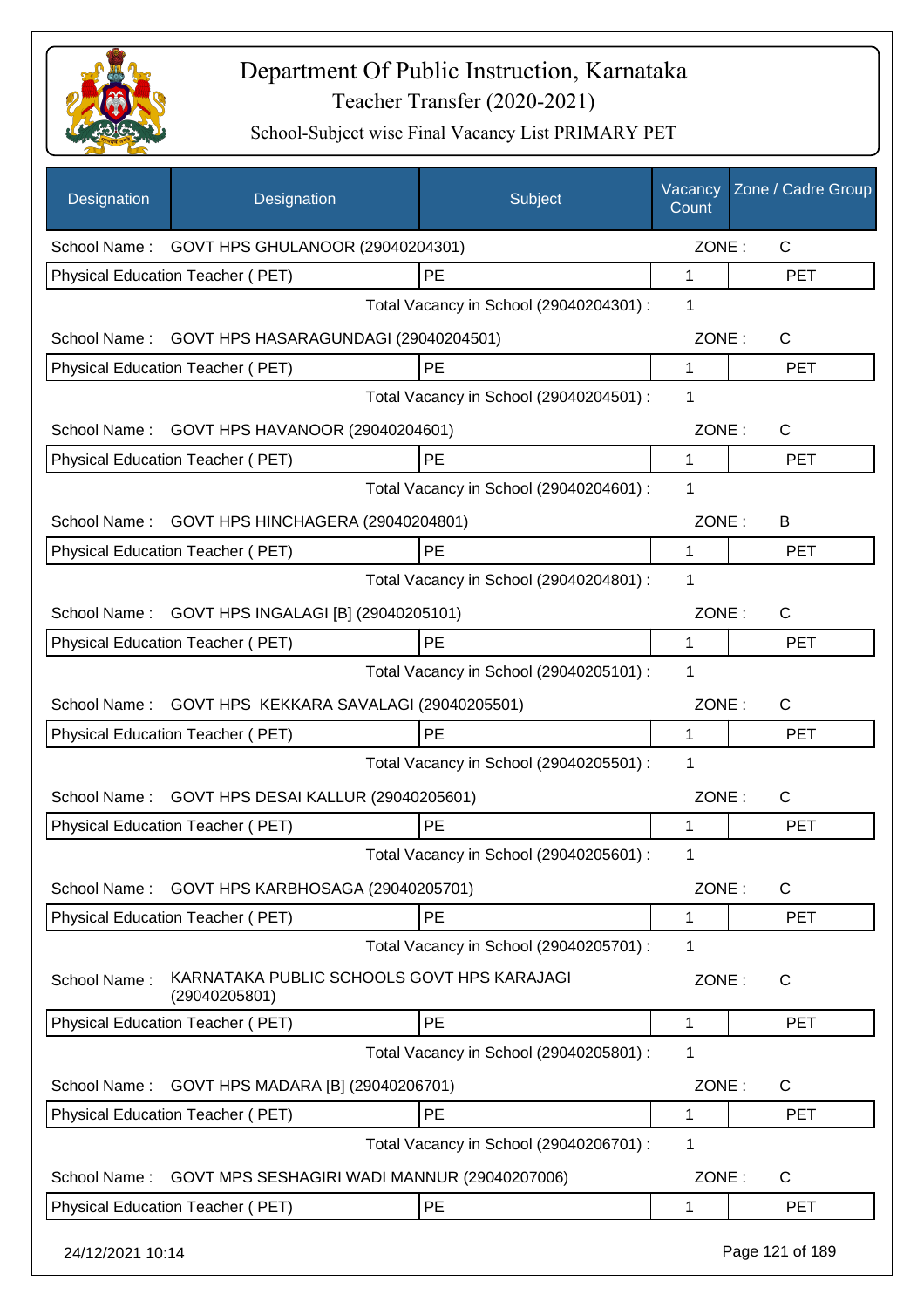# Department Of Public Instruction, Karnataka

## Teacher Transfer (2020-2021)

### School-Subject wise Final Vacancy List PRIMARY PET

| Designation | Designation | Subject | Vacancy Count | Zone / Cadre Group |
|---|---|---|---|---|
| School Name : | GOVT HPS GHULANOOR (29040204301) | | ZONE : | C |
| Physical Education Teacher ( PET) | | PE | 1 | PET |
| | | Total Vacancy in School (29040204301) : | 1 | |
| School Name : | GOVT HPS HASARAGUNDAGI (29040204501) | | ZONE : | C |
| Physical Education Teacher ( PET) | | PE | 1 | PET |
| | | Total Vacancy in School (29040204501) : | 1 | |
| School Name : | GOVT HPS HAVANOOR (29040204601) | | ZONE : | C |
| Physical Education Teacher ( PET) | | PE | 1 | PET |
| | | Total Vacancy in School (29040204601) : | 1 | |
| School Name : | GOVT HPS HINCHAGERA (29040204801) | | ZONE : | B |
| Physical Education Teacher ( PET) | | PE | 1 | PET |
| | | Total Vacancy in School (29040204801) : | 1 | |
| School Name : | GOVT HPS INGALAGI [B] (29040205101) | | ZONE : | C |
| Physical Education Teacher ( PET) | | PE | 1 | PET |
| | | Total Vacancy in School (29040205101) : | 1 | |
| School Name : | GOVT HPS KEKKARA SAVALAGI (29040205501) | | ZONE : | C |
| Physical Education Teacher ( PET) | | PE | 1 | PET |
| | | Total Vacancy in School (29040205501) : | 1 | |
| School Name : | GOVT HPS DESAI KALLUR (29040205601) | | ZONE : | C |
| Physical Education Teacher ( PET) | | PE | 1 | PET |
| | | Total Vacancy in School (29040205601) : | 1 | |
| School Name : | GOVT HPS KARBHOSAGA (29040205701) | | ZONE : | C |
| Physical Education Teacher ( PET) | | PE | 1 | PET |
| | | Total Vacancy in School (29040205701) : | 1 | |
| School Name : | KARNATAKA PUBLIC SCHOOLS GOVT HPS KARAJAGI (29040205801) | | ZONE : | C |
| Physical Education Teacher ( PET) | | PE | 1 | PET |
| | | Total Vacancy in School (29040205801) : | 1 | |
| School Name : | GOVT HPS MADARA [B] (29040206701) | | ZONE : | C |
| Physical Education Teacher ( PET) | | PE | 1 | PET |
| | | Total Vacancy in School (29040206701) : | 1 | |
| School Name : | GOVT MPS SESHAGIRI WADI MANNUR (29040207006) | | ZONE : | C |
| Physical Education Teacher ( PET) | | PE | 1 | PET |

24/12/2021 10:14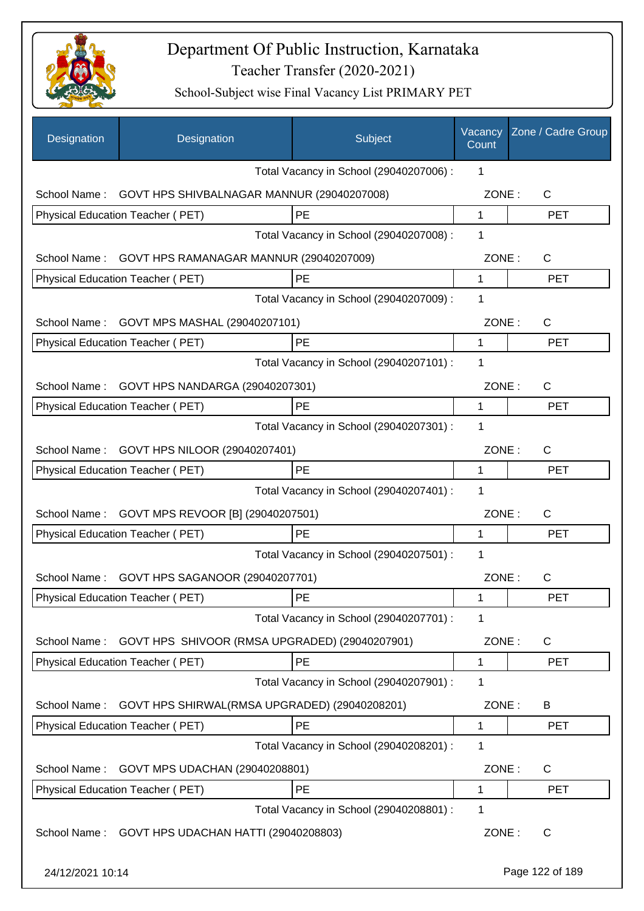# Department Of Public Instruction, Karnataka

Teacher Transfer (2020-2021)

School-Subject wise Final Vacancy List PRIMARY PET

| Designation | Designation | Subject | Vacancy Count | Zone / Cadre Group |
|---|---|---|---|---|
| | | Total Vacancy in School (29040207006) : | 1 | |
| School Name : | GOVT HPS SHIVBALNAGAR MANNUR (29040207008) | | ZONE : | C |
| Physical Education Teacher ( PET) | | PE | 1 | PET |
| | | Total Vacancy in School (29040207008) : | 1 | |
| School Name : | GOVT HPS RAMANAGAR MANNUR (29040207009) | | ZONE : | C |
| Physical Education Teacher ( PET) | | PE | 1 | PET |
| | | Total Vacancy in School (29040207009) : | 1 | |
| School Name : | GOVT MPS MASHAL (29040207101) | | ZONE : | C |
| Physical Education Teacher ( PET) | | PE | 1 | PET |
| | | Total Vacancy in School (29040207101) : | 1 | |
| School Name : | GOVT HPS NANDARGA (29040207301) | | ZONE : | C |
| Physical Education Teacher ( PET) | | PE | 1 | PET |
| | | Total Vacancy in School (29040207301) : | 1 | |
| School Name : | GOVT HPS NILOOR (29040207401) | | ZONE : | C |
| Physical Education Teacher ( PET) | | PE | 1 | PET |
| | | Total Vacancy in School (29040207401) : | 1 | |
| School Name : | GOVT MPS REVOOR [B] (29040207501) | | ZONE : | C |
| Physical Education Teacher ( PET) | | PE | 1 | PET |
| | | Total Vacancy in School (29040207501) : | 1 | |
| School Name : | GOVT HPS SAGANOOR (29040207701) | | ZONE : | C |
| Physical Education Teacher ( PET) | | PE | 1 | PET |
| | | Total Vacancy in School (29040207701) : | 1 | |
| School Name : | GOVT HPS SHIVOOR (RMSA UPGRADED) (29040207901) | | ZONE : | C |
| Physical Education Teacher ( PET) | | PE | 1 | PET |
| | | Total Vacancy in School (29040207901) : | 1 | |
| School Name : | GOVT HPS SHIRWAL(RMSA UPGRADED) (29040208201) | | ZONE : | B |
| Physical Education Teacher ( PET) | | PE | 1 | PET |
| | | Total Vacancy in School (29040208201) : | 1 | |
| School Name : | GOVT MPS UDACHAN (29040208801) | | ZONE : | C |
| Physical Education Teacher ( PET) | | PE | 1 | PET |
| | | Total Vacancy in School (29040208801) : | 1 | |
| School Name : | GOVT HPS UDACHAN HATTI (29040208803) | | ZONE : | C |

24/12/2021 10:14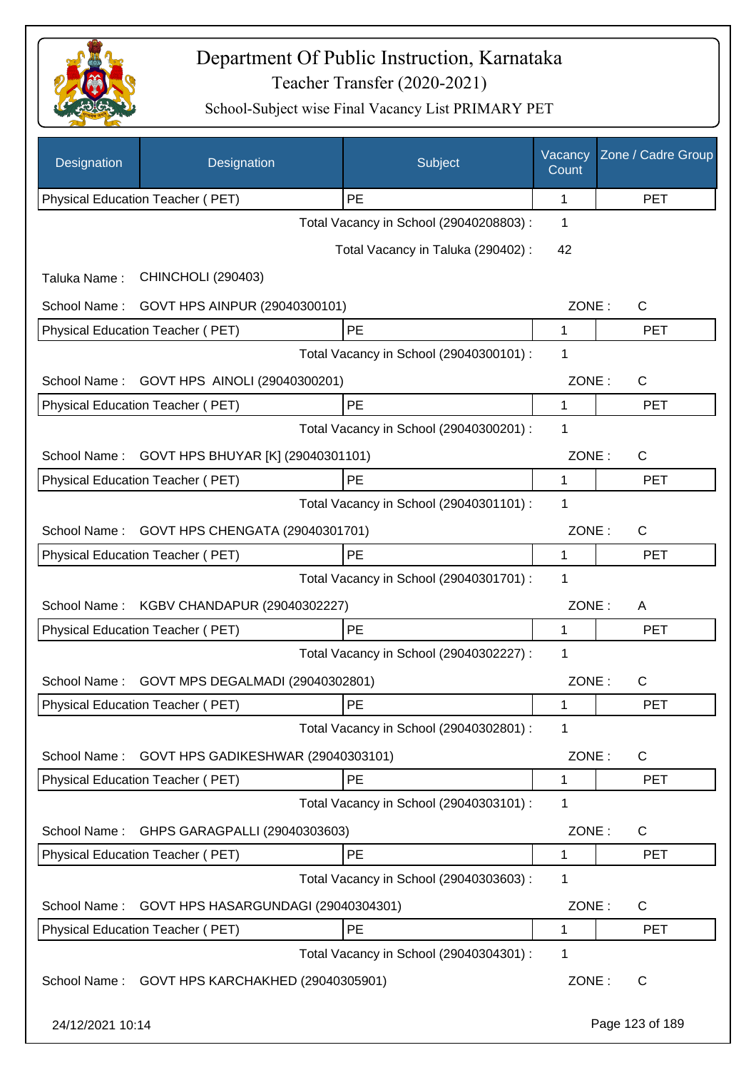# Department Of Public Instruction, Karnataka

## Teacher Transfer (2020-2021)

### School-Subject wise Final Vacancy List PRIMARY PET

| Designation | Designation | Subject | Vacancy Count | Zone / Cadre Group |
|---|---|---|---|---|
| Physical Education Teacher ( PET) | | PE | 1 | PET |

Total Vacancy in School (29040208803) : 1

Total Vacancy in Taluka (290402) : 42

Taluka Name : CHINCHOLI (290403)

School Name : GOVT HPS AINPUR (29040300101) ZONE : C

| Physical Education Teacher ( PET) | PE | 1 | PET |
|---|---|---|---|

Total Vacancy in School (29040300101) : 1

School Name : GOVT HPS AINOLI (29040300201) ZONE : C

| Physical Education Teacher ( PET) | PE | 1 | PET |
|---|---|---|---|

Total Vacancy in School (29040300201) : 1

School Name : GOVT HPS BHUYAR [K] (29040301101) ZONE : C

| Physical Education Teacher ( PET) | PE | 1 | PET |
|---|---|---|---|

Total Vacancy in School (29040301101) : 1

School Name : GOVT HPS CHENGATA (29040301701) ZONE : C

| Physical Education Teacher ( PET) | PE | 1 | PET |
|---|---|---|---|

Total Vacancy in School (29040301701) : 1

School Name : KGBV CHANDAPUR (29040302227) ZONE : A

| Physical Education Teacher ( PET) | PE | 1 | PET |
|---|---|---|---|

Total Vacancy in School (29040302227) : 1

School Name : GOVT MPS DEGALMADI (29040302801) ZONE : C

| Physical Education Teacher ( PET) | PE | 1 | PET |
|---|---|---|---|

Total Vacancy in School (29040302801) : 1

School Name : GOVT HPS GADIKESHWAR (29040303101) ZONE : C

| Physical Education Teacher ( PET) | PE | 1 | PET |
|---|---|---|---|

Total Vacancy in School (29040303101) : 1

School Name : GHPS GARAGPALLI (29040303603) ZONE : C

| Physical Education Teacher ( PET) | PE | 1 | PET |
|---|---|---|---|

Total Vacancy in School (29040303603) : 1

School Name : GOVT HPS HASARGUNDAGI (29040304301) ZONE : C

| Physical Education Teacher ( PET) | PE | 1 | PET |
|---|---|---|---|

Total Vacancy in School (29040304301) : 1

School Name : GOVT HPS KARCHAKHED (29040305901) ZONE : C

24/12/2021 10:14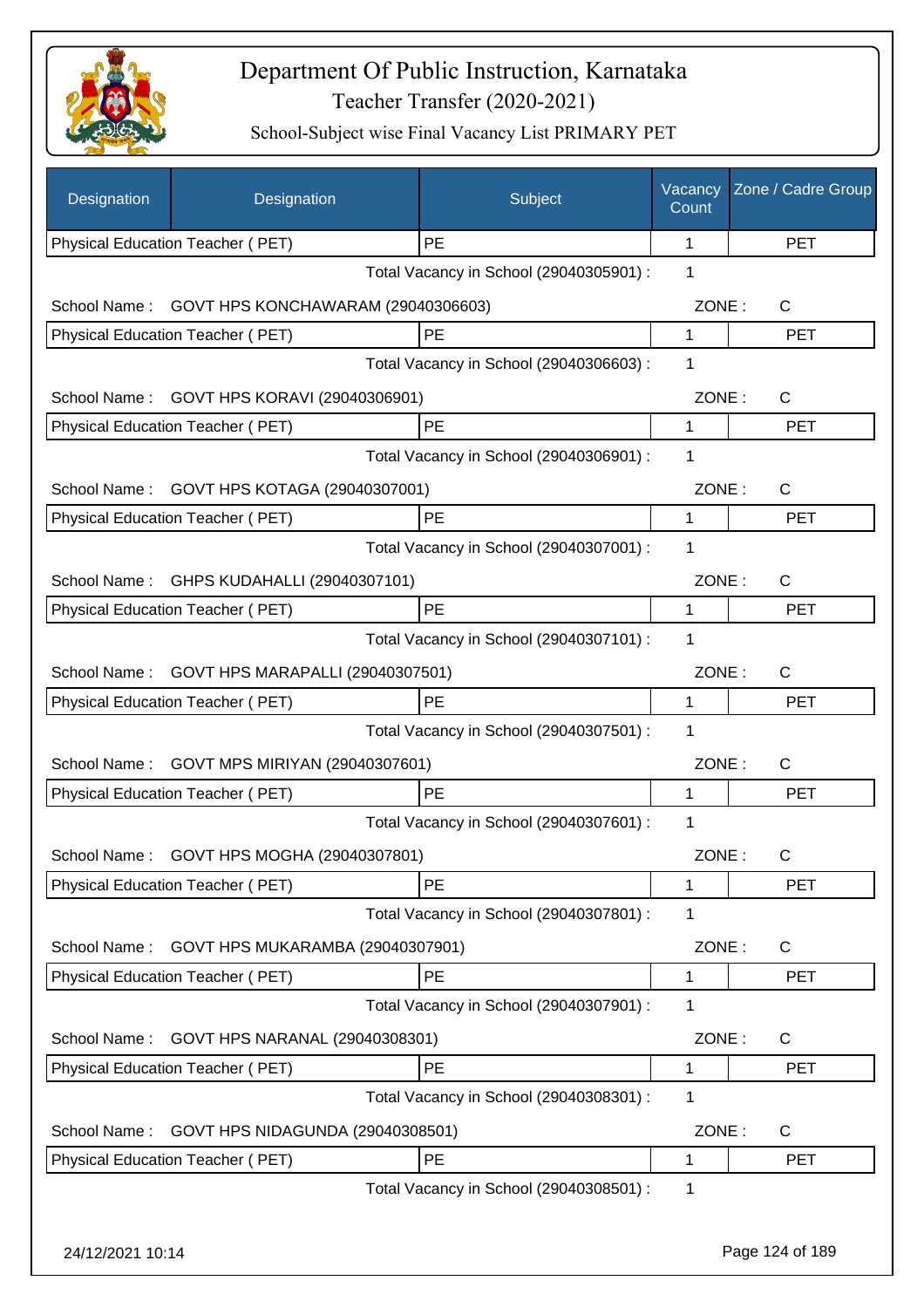# Department Of Public Instruction, Karnataka

Teacher Transfer (2020-2021)

School-Subject wise Final Vacancy List PRIMARY PET

| Designation | Designation | Subject | Vacancy Count | Zone / Cadre Group |
|---|---|---|---|---|
| Physical Education Teacher ( PET) | | PE | 1 | PET |
| | | Total Vacancy in School (29040305901) : | 1 | |
| School Name : | GOVT HPS KONCHAWARAM (29040306603) | | ZONE : | C |
| Physical Education Teacher ( PET) | | PE | 1 | PET |
| | | Total Vacancy in School (29040306603) : | 1 | |
| School Name : | GOVT HPS KORAVI (29040306901) | | ZONE : | C |
| Physical Education Teacher ( PET) | | PE | 1 | PET |
| | | Total Vacancy in School (29040306901) : | 1 | |
| School Name : | GOVT HPS KOTAGA (29040307001) | | ZONE : | C |
| Physical Education Teacher ( PET) | | PE | 1 | PET |
| | | Total Vacancy in School (29040307001) : | 1 | |
| School Name : | GHPS KUDAHALLI (29040307101) | | ZONE : | C |
| Physical Education Teacher ( PET) | | PE | 1 | PET |
| | | Total Vacancy in School (29040307101) : | 1 | |
| School Name : | GOVT HPS MARAPALLI (29040307501) | | ZONE : | C |
| Physical Education Teacher ( PET) | | PE | 1 | PET |
| | | Total Vacancy in School (29040307501) : | 1 | |
| School Name : | GOVT MPS MIRIYAN (29040307601) | | ZONE : | C |
| Physical Education Teacher ( PET) | | PE | 1 | PET |
| | | Total Vacancy in School (29040307601) : | 1 | |
| School Name : | GOVT HPS MOGHA (29040307801) | | ZONE : | C |
| Physical Education Teacher ( PET) | | PE | 1 | PET |
| | | Total Vacancy in School (29040307801) : | 1 | |
| School Name : | GOVT HPS MUKARAMBA (29040307901) | | ZONE : | C |
| Physical Education Teacher ( PET) | | PE | 1 | PET |
| | | Total Vacancy in School (29040307901) : | 1 | |
| School Name : | GOVT HPS NARANAL (29040308301) | | ZONE : | C |
| Physical Education Teacher ( PET) | | PE | 1 | PET |
| | | Total Vacancy in School (29040308301) : | 1 | |
| School Name : | GOVT HPS NIDAGUNDA (29040308501) | | ZONE : | C |
| Physical Education Teacher ( PET) | | PE | 1 | PET |
| | | Total Vacancy in School (29040308501) : | 1 | |

24/12/2021 10:14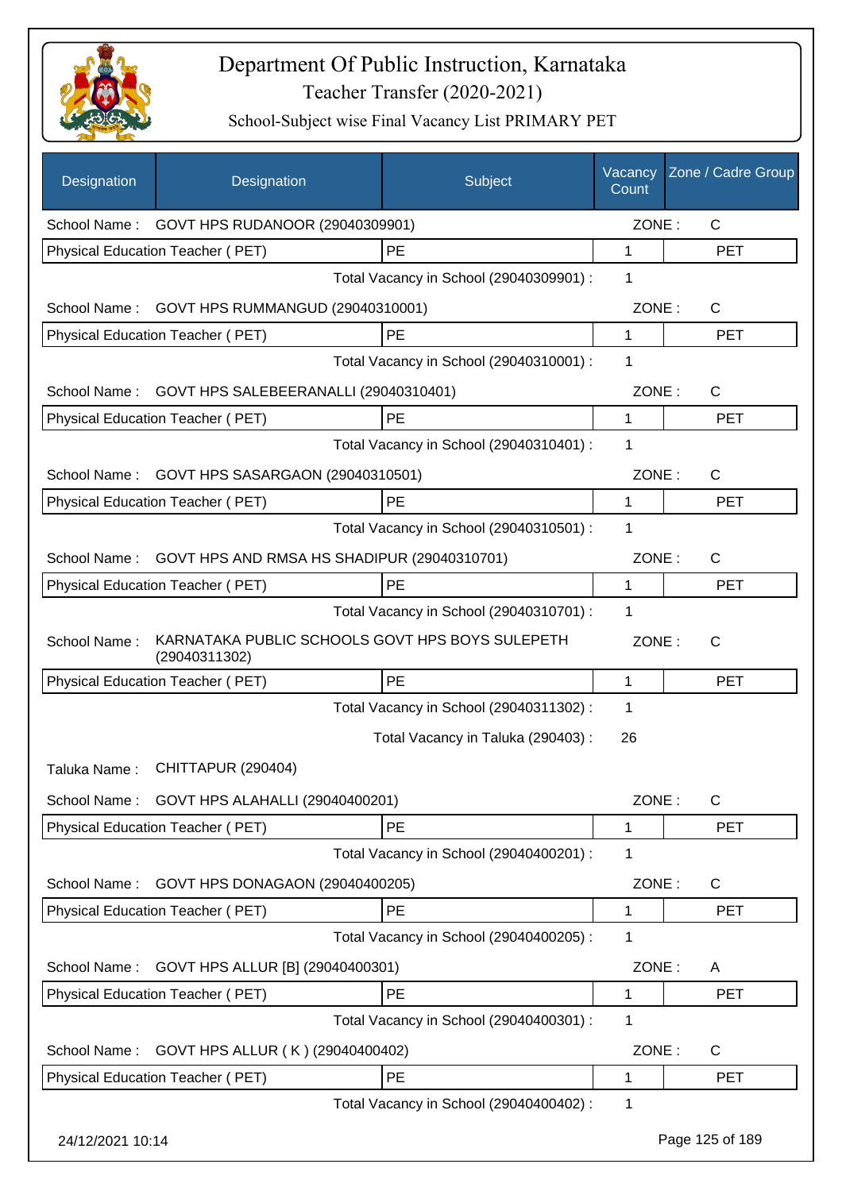# Department Of Public Instruction, Karnataka

Teacher Transfer (2020-2021)

School-Subject wise Final Vacancy List PRIMARY PET

| Designation | Designation | Subject | Vacancy Count | Zone / Cadre Group |
|---|---|---|---|---|
| School Name : | GOVT HPS RUDANOOR (29040309901) | | ZONE : | C |
| Physical Education Teacher ( PET) | | PE | 1 | PET |
| | | Total Vacancy in School (29040309901) : | 1 | |
| School Name : | GOVT HPS RUMMANGUD (29040310001) | | ZONE : | C |
| Physical Education Teacher ( PET) | | PE | 1 | PET |
| | | Total Vacancy in School (29040310001) : | 1 | |
| School Name : | GOVT HPS SALEBEERANALLI (29040310401) | | ZONE : | C |
| Physical Education Teacher ( PET) | | PE | 1 | PET |
| | | Total Vacancy in School (29040310401) : | 1 | |
| School Name : | GOVT HPS SASARGAON (29040310501) | | ZONE : | C |
| Physical Education Teacher ( PET) | | PE | 1 | PET |
| | | Total Vacancy in School (29040310501) : | 1 | |
| School Name : | GOVT HPS AND RMSA HS SHADIPUR (29040310701) | | ZONE : | C |
| Physical Education Teacher ( PET) | | PE | 1 | PET |
| | | Total Vacancy in School (29040310701) : | 1 | |
| School Name : | KARNATAKA PUBLIC SCHOOLS GOVT HPS BOYS SULEPETH (29040311302) | | ZONE : | C |
| Physical Education Teacher ( PET) | | PE | 1 | PET |
| | | Total Vacancy in School (29040311302) : | 1 | |
| | | Total Vacancy in Taluka (290403) : | 26 | |
| Taluka Name : | CHITTAPUR (290404) | | | |
| School Name : | GOVT HPS ALAHALLI (29040400201) | | ZONE : | C |
| Physical Education Teacher ( PET) | | PE | 1 | PET |
| | | Total Vacancy in School (29040400201) : | 1 | |
| School Name : | GOVT HPS DONAGAON (29040400205) | | ZONE : | C |
| Physical Education Teacher ( PET) | | PE | 1 | PET |
| | | Total Vacancy in School (29040400205) : | 1 | |
| School Name : | GOVT HPS ALLUR [B] (29040400301) | | ZONE : | A |
| Physical Education Teacher ( PET) | | PE | 1 | PET |
| | | Total Vacancy in School (29040400301) : | 1 | |
| School Name : | GOVT HPS ALLUR ( K ) (29040400402) | | ZONE : | C |
| Physical Education Teacher ( PET) | | PE | 1 | PET |
| | | Total Vacancy in School (29040400402) : | 1 | |

24/12/2021 10:14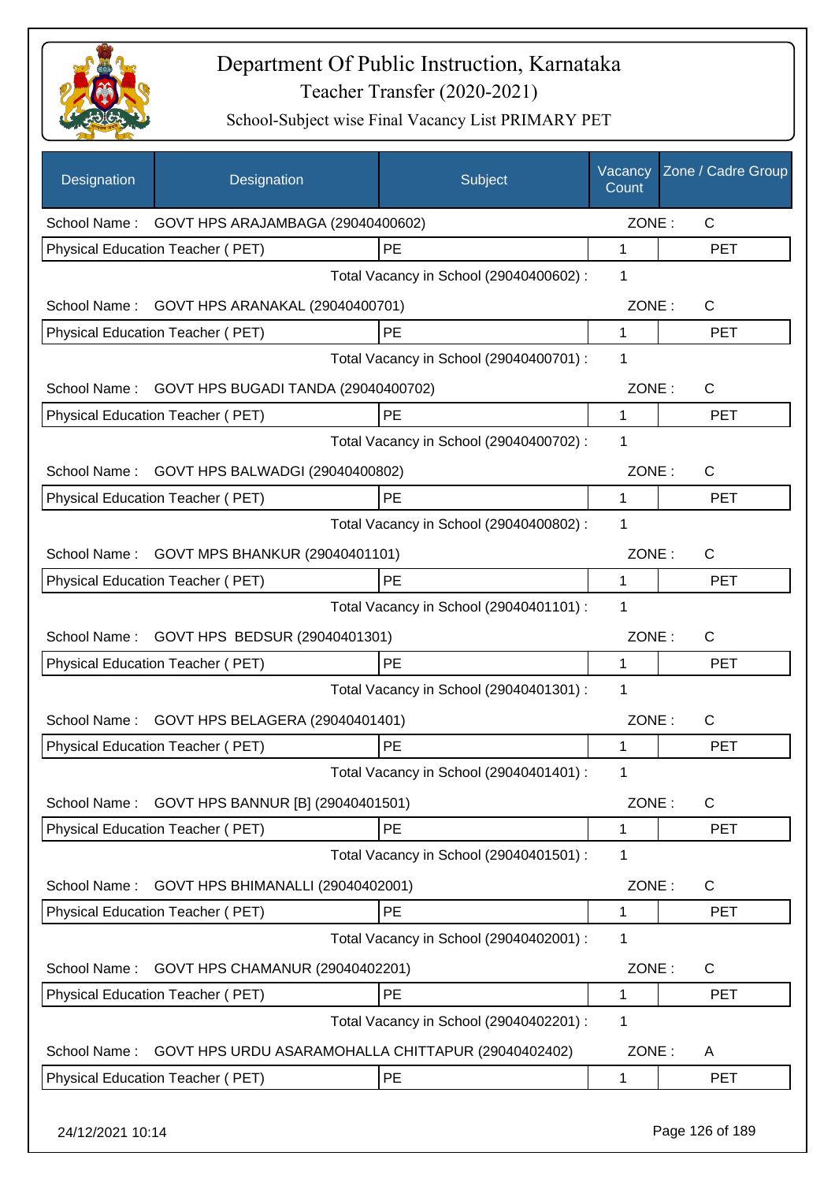# Department Of Public Instruction, Karnataka

## Teacher Transfer (2020-2021)

### School-Subject wise Final Vacancy List PRIMARY PET

| Designation | Designation | Subject | Vacancy Count | Zone / Cadre Group |
|---|---|---|---|---|
| School Name : | GOVT HPS ARAJAMBAGA (29040400602) | | ZONE : | C |
| Physical Education Teacher ( PET) | | PE | 1 | PET |
| | | Total Vacancy in School (29040400602) : | 1 | |
| School Name : | GOVT HPS ARANAKAL (29040400701) | | ZONE : | C |
| Physical Education Teacher ( PET) | | PE | 1 | PET |
| | | Total Vacancy in School (29040400701) : | 1 | |
| School Name : | GOVT HPS BUGADI TANDA (29040400702) | | ZONE : | C |
| Physical Education Teacher ( PET) | | PE | 1 | PET |
| | | Total Vacancy in School (29040400702) : | 1 | |
| School Name : | GOVT HPS BALWADGI (29040400802) | | ZONE : | C |
| Physical Education Teacher ( PET) | | PE | 1 | PET |
| | | Total Vacancy in School (29040400802) : | 1 | |
| School Name : | GOVT MPS BHANKUR (29040401101) | | ZONE : | C |
| Physical Education Teacher ( PET) | | PE | 1 | PET |
| | | Total Vacancy in School (29040401101) : | 1 | |
| School Name : | GOVT HPS BEDSUR (29040401301) | | ZONE : | C |
| Physical Education Teacher ( PET) | | PE | 1 | PET |
| | | Total Vacancy in School (29040401301) : | 1 | |
| School Name : | GOVT HPS BELAGERA (29040401401) | | ZONE : | C |
| Physical Education Teacher ( PET) | | PE | 1 | PET |
| | | Total Vacancy in School (29040401401) : | 1 | |
| School Name : | GOVT HPS BANNUR [B] (29040401501) | | ZONE : | C |
| Physical Education Teacher ( PET) | | PE | 1 | PET |
| | | Total Vacancy in School (29040401501) : | 1 | |
| School Name : | GOVT HPS BHIMANALLI (29040402001) | | ZONE : | C |
| Physical Education Teacher ( PET) | | PE | 1 | PET |
| | | Total Vacancy in School (29040402001) : | 1 | |
| School Name : | GOVT HPS CHAMANUR (29040402201) | | ZONE : | C |
| Physical Education Teacher ( PET) | | PE | 1 | PET |
| | | Total Vacancy in School (29040402201) : | 1 | |
| School Name : | GOVT HPS URDU ASARAMOHALLA CHITTAPUR (29040402402) | | ZONE : | A |
| Physical Education Teacher ( PET) | | PE | 1 | PET |

24/12/2021 10:14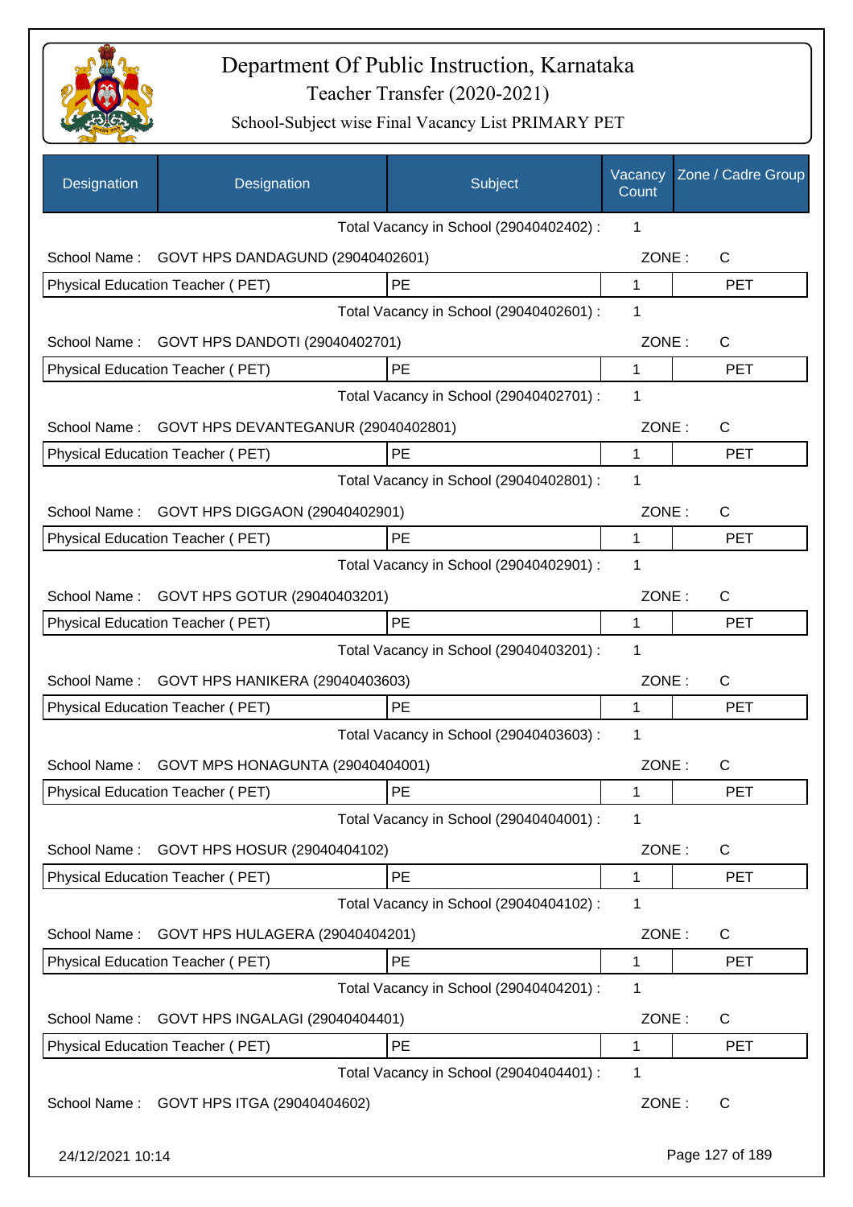# Department Of Public Instruction, Karnataka

Teacher Transfer (2020-2021)

School-Subject wise Final Vacancy List PRIMARY PET

| Designation | Designation | Subject | Vacancy Count | Zone / Cadre Group |
|---|---|---|---|---|
| | | Total Vacancy in School (29040402402) : | 1 | |
| School Name : | GOVT HPS DANDAGUND (29040402601) | | ZONE : | C |
| Physical Education Teacher ( PET) | | PE | 1 | PET |
| | | Total Vacancy in School (29040402601) : | 1 | |
| School Name : | GOVT HPS DANDOTI (29040402701) | | ZONE : | C |
| Physical Education Teacher ( PET) | | PE | 1 | PET |
| | | Total Vacancy in School (29040402701) : | 1 | |
| School Name : | GOVT HPS DEVANTEGANUR (29040402801) | | ZONE : | C |
| Physical Education Teacher ( PET) | | PE | 1 | PET |
| | | Total Vacancy in School (29040402801) : | 1 | |
| School Name : | GOVT HPS DIGGAON (29040402901) | | ZONE : | C |
| Physical Education Teacher ( PET) | | PE | 1 | PET |
| | | Total Vacancy in School (29040402901) : | 1 | |
| School Name : | GOVT HPS GOTUR (29040403201) | | ZONE : | C |
| Physical Education Teacher ( PET) | | PE | 1 | PET |
| | | Total Vacancy in School (29040403201) : | 1 | |
| School Name : | GOVT HPS HANIKERA (29040403603) | | ZONE : | C |
| Physical Education Teacher ( PET) | | PE | 1 | PET |
| | | Total Vacancy in School (29040403603) : | 1 | |
| School Name : | GOVT MPS HONAGUNTA (29040404001) | | ZONE : | C |
| Physical Education Teacher ( PET) | | PE | 1 | PET |
| | | Total Vacancy in School (29040404001) : | 1 | |
| School Name : | GOVT HPS HOSUR (29040404102) | | ZONE : | C |
| Physical Education Teacher ( PET) | | PE | 1 | PET |
| | | Total Vacancy in School (29040404102) : | 1 | |
| School Name : | GOVT HPS HULAGERA (29040404201) | | ZONE : | C |
| Physical Education Teacher ( PET) | | PE | 1 | PET |
| | | Total Vacancy in School (29040404201) : | 1 | |
| School Name : | GOVT HPS INGALAGI (29040404401) | | ZONE : | C |
| Physical Education Teacher ( PET) | | PE | 1 | PET |
| | | Total Vacancy in School (29040404401) : | 1 | |
| School Name : | GOVT HPS ITGA (29040404602) | | ZONE : | C |

24/12/2021 10:14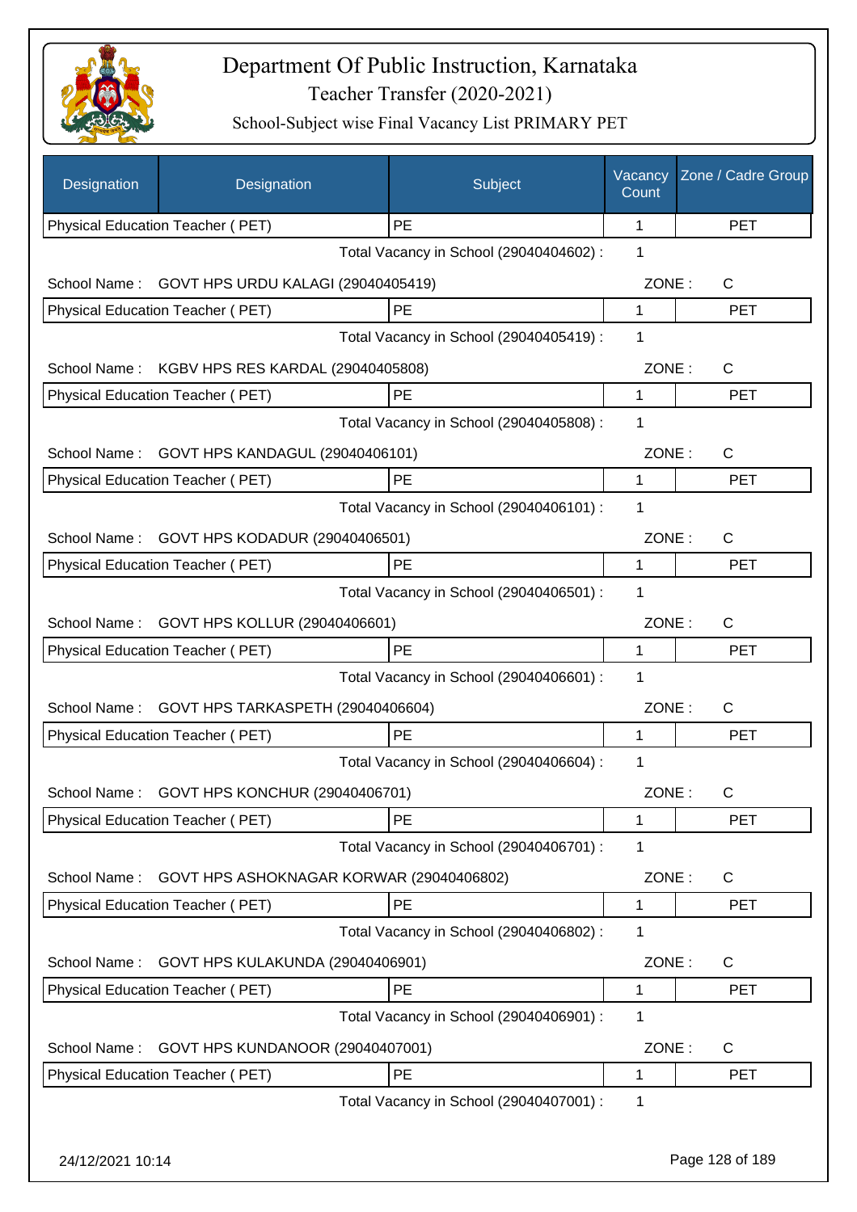# Department Of Public Instruction, Karnataka

Teacher Transfer (2020-2021)

School-Subject wise Final Vacancy List PRIMARY PET

| Designation | Designation | Subject | Vacancy Count | Zone / Cadre Group |
|---|---|---|---|---|
| Physical Education Teacher ( PET) | | PE | 1 | PET |
| | | Total Vacancy in School (29040404602) : | 1 | |
| School Name : | GOVT HPS URDU KALAGI (29040405419) | | ZONE : | C |
| Physical Education Teacher ( PET) | | PE | 1 | PET |
| | | Total Vacancy in School (29040405419) : | 1 | |
| School Name : | KGBV HPS RES KARDAL (29040405808) | | ZONE : | C |
| Physical Education Teacher ( PET) | | PE | 1 | PET |
| | | Total Vacancy in School (29040405808) : | 1 | |
| School Name : | GOVT HPS KANDAGUL (29040406101) | | ZONE : | C |
| Physical Education Teacher ( PET) | | PE | 1 | PET |
| | | Total Vacancy in School (29040406101) : | 1 | |
| School Name : | GOVT HPS KODADUR (29040406501) | | ZONE : | C |
| Physical Education Teacher ( PET) | | PE | 1 | PET |
| | | Total Vacancy in School (29040406501) : | 1 | |
| School Name : | GOVT HPS KOLLUR (29040406601) | | ZONE : | C |
| Physical Education Teacher ( PET) | | PE | 1 | PET |
| | | Total Vacancy in School (29040406601) : | 1 | |
| School Name : | GOVT HPS TARKASPETH (29040406604) | | ZONE : | C |
| Physical Education Teacher ( PET) | | PE | 1 | PET |
| | | Total Vacancy in School (29040406604) : | 1 | |
| School Name : | GOVT HPS KONCHUR (29040406701) | | ZONE : | C |
| Physical Education Teacher ( PET) | | PE | 1 | PET |
| | | Total Vacancy in School (29040406701) : | 1 | |
| School Name : | GOVT HPS ASHOKNAGAR KORWAR (29040406802) | | ZONE : | C |
| Physical Education Teacher ( PET) | | PE | 1 | PET |
| | | Total Vacancy in School (29040406802) : | 1 | |
| School Name : | GOVT HPS KULAKUNDA (29040406901) | | ZONE : | C |
| Physical Education Teacher ( PET) | | PE | 1 | PET |
| | | Total Vacancy in School (29040406901) : | 1 | |
| School Name : | GOVT HPS KUNDANOOR (29040407001) | | ZONE : | C |
| Physical Education Teacher ( PET) | | PE | 1 | PET |
| | | Total Vacancy in School (29040407001) : | 1 | |

24/12/2021 10:14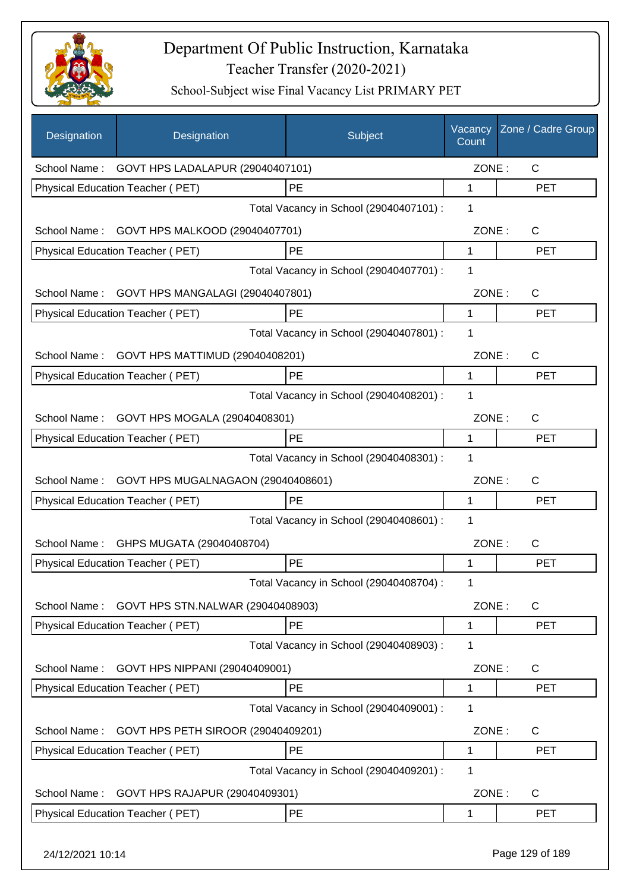# Department Of Public Instruction, Karnataka

Teacher Transfer (2020-2021)

School-Subject wise Final Vacancy List PRIMARY PET

| Designation | Designation | Subject | Vacancy Count | Zone / Cadre Group |
|---|---|---|---|---|
| School Name : | GOVT HPS LADALAPUR (29040407101) | | ZONE : | C |
| Physical Education Teacher ( PET) | | PE | 1 | PET |
| | | Total Vacancy in School (29040407101) : | 1 | |
| School Name : | GOVT HPS MALKOOD (29040407701) | | ZONE : | C |
| Physical Education Teacher ( PET) | | PE | 1 | PET |
| | | Total Vacancy in School (29040407701) : | 1 | |
| School Name : | GOVT HPS MANGALAGI (29040407801) | | ZONE : | C |
| Physical Education Teacher ( PET) | | PE | 1 | PET |
| | | Total Vacancy in School (29040407801) : | 1 | |
| School Name : | GOVT HPS MATTIMUD (29040408201) | | ZONE : | C |
| Physical Education Teacher ( PET) | | PE | 1 | PET |
| | | Total Vacancy in School (29040408201) : | 1 | |
| School Name : | GOVT HPS MOGALA (29040408301) | | ZONE : | C |
| Physical Education Teacher ( PET) | | PE | 1 | PET |
| | | Total Vacancy in School (29040408301) : | 1 | |
| School Name : | GOVT HPS MUGALNAGAON (29040408601) | | ZONE : | C |
| Physical Education Teacher ( PET) | | PE | 1 | PET |
| | | Total Vacancy in School (29040408601) : | 1 | |
| School Name : | GHPS MUGATA (29040408704) | | ZONE : | C |
| Physical Education Teacher ( PET) | | PE | 1 | PET |
| | | Total Vacancy in School (29040408704) : | 1 | |
| School Name : | GOVT HPS STN.NALWAR (29040408903) | | ZONE : | C |
| Physical Education Teacher ( PET) | | PE | 1 | PET |
| | | Total Vacancy in School (29040408903) : | 1 | |
| School Name : | GOVT HPS NIPPANI (29040409001) | | ZONE : | C |
| Physical Education Teacher ( PET) | | PE | 1 | PET |
| | | Total Vacancy in School (29040409001) : | 1 | |
| School Name : | GOVT HPS PETH SIROOR (29040409201) | | ZONE : | C |
| Physical Education Teacher ( PET) | | PE | 1 | PET |
| | | Total Vacancy in School (29040409201) : | 1 | |
| School Name : | GOVT HPS RAJAPUR (29040409301) | | ZONE : | C |
| Physical Education Teacher ( PET) | | PE | 1 | PET |

24/12/2021 10:14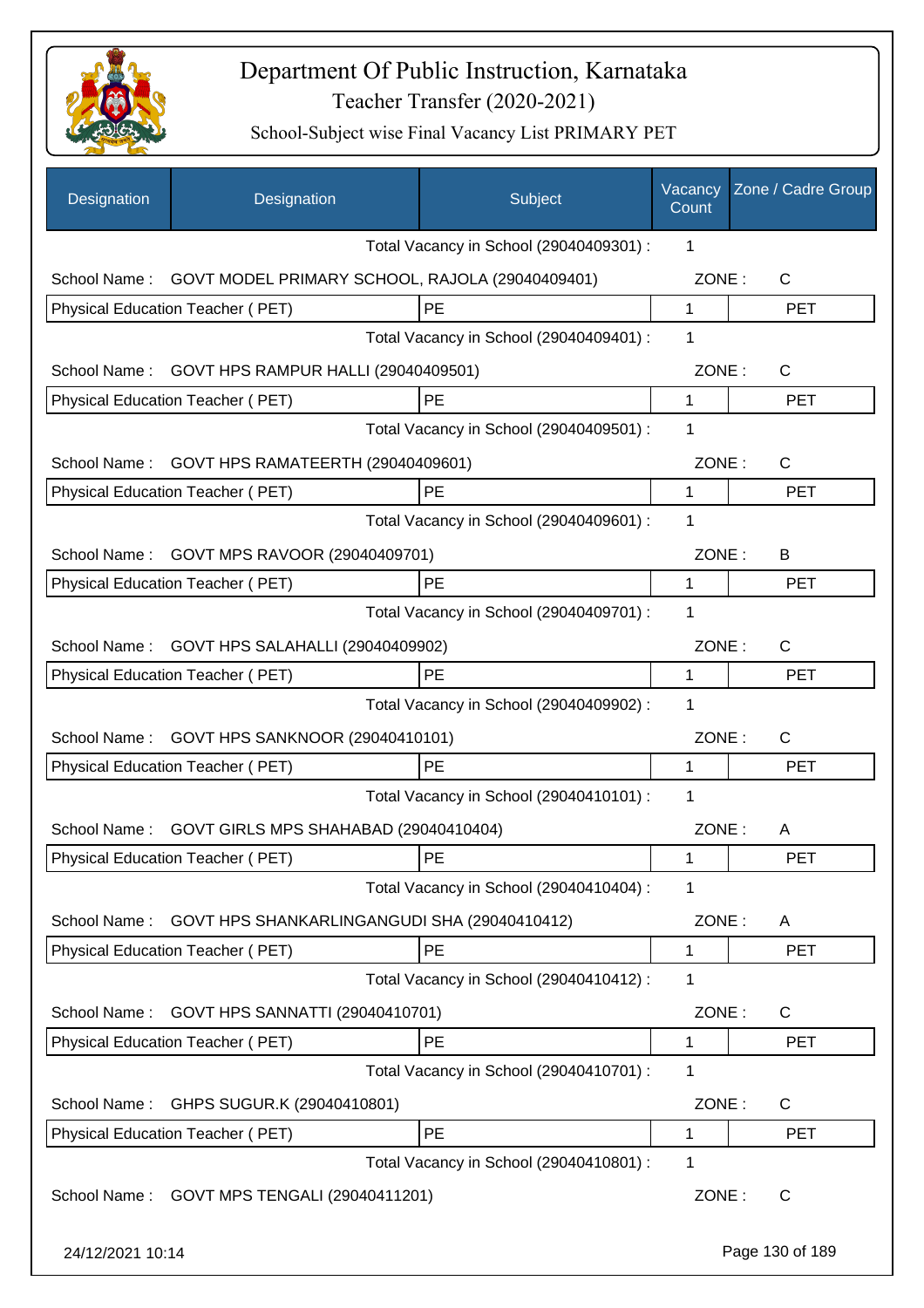# Department Of Public Instruction, Karnataka

Teacher Transfer (2020-2021)

School-Subject wise Final Vacancy List PRIMARY PET

| Designation | Designation | Subject | Vacancy Count | Zone / Cadre Group |
|---|---|---|---|---|
| | | Total Vacancy in School (29040409301) : | 1 | |
| School Name : | GOVT MODEL PRIMARY SCHOOL, RAJOLA (29040409401) | | ZONE : | C |
| Physical Education Teacher ( PET) | | PE | 1 | PET |
| | | Total Vacancy in School (29040409401) : | 1 | |
| School Name : | GOVT HPS RAMPUR HALLI (29040409501) | | ZONE : | C |
| Physical Education Teacher ( PET) | | PE | 1 | PET |
| | | Total Vacancy in School (29040409501) : | 1 | |
| School Name : | GOVT HPS RAMATEERTH (29040409601) | | ZONE : | C |
| Physical Education Teacher ( PET) | | PE | 1 | PET |
| | | Total Vacancy in School (29040409601) : | 1 | |
| School Name : | GOVT MPS RAVOOR (29040409701) | | ZONE : | B |
| Physical Education Teacher ( PET) | | PE | 1 | PET |
| | | Total Vacancy in School (29040409701) : | 1 | |
| School Name : | GOVT HPS SALAHALLI (29040409902) | | ZONE : | C |
| Physical Education Teacher ( PET) | | PE | 1 | PET |
| | | Total Vacancy in School (29040409902) : | 1 | |
| School Name : | GOVT HPS SANKNOOR (29040410101) | | ZONE : | C |
| Physical Education Teacher ( PET) | | PE | 1 | PET |
| | | Total Vacancy in School (29040410101) : | 1 | |
| School Name : | GOVT GIRLS MPS SHAHABAD (29040410404) | | ZONE : | A |
| Physical Education Teacher ( PET) | | PE | 1 | PET |
| | | Total Vacancy in School (29040410404) : | 1 | |
| School Name : | GOVT HPS SHANKARLINGANGUDI SHA (29040410412) | | ZONE : | A |
| Physical Education Teacher ( PET) | | PE | 1 | PET |
| | | Total Vacancy in School (29040410412) : | 1 | |
| School Name : | GOVT HPS SANNATTI (29040410701) | | ZONE : | C |
| Physical Education Teacher ( PET) | | PE | 1 | PET |
| | | Total Vacancy in School (29040410701) : | 1 | |
| School Name : | GHPS SUGUR.K (29040410801) | | ZONE : | C |
| Physical Education Teacher ( PET) | | PE | 1 | PET |
| | | Total Vacancy in School (29040410801) : | 1 | |
| School Name : | GOVT MPS TENGALI (29040411201) | | ZONE : | C |

24/12/2021 10:14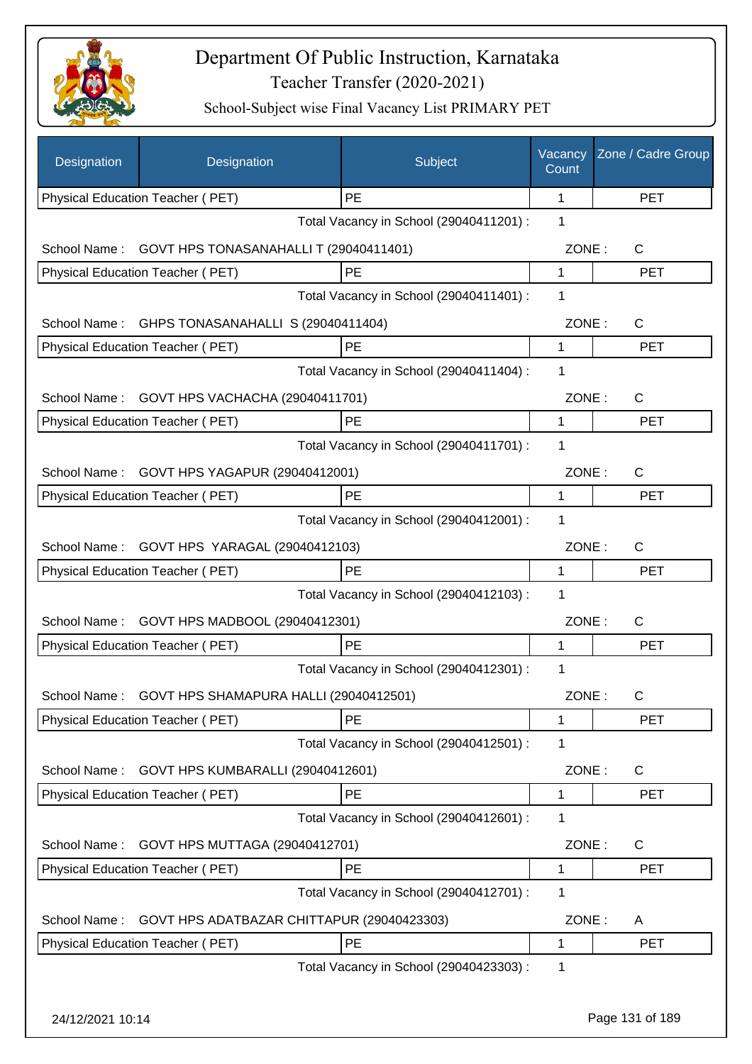# Department Of Public Instruction, Karnataka

Teacher Transfer (2020-2021)

School-Subject wise Final Vacancy List PRIMARY PET

| Designation | Designation | Subject | Vacancy Count | Zone / Cadre Group |
|---|---|---|---|---|
| Physical Education Teacher ( PET) | | PE | 1 | PET |
| | | Total Vacancy in School (29040411201) : | 1 | |
| School Name : | GOVT HPS TONASANAHALLI T (29040411401) | | ZONE : | C |
| Physical Education Teacher ( PET) | | PE | 1 | PET |
| | | Total Vacancy in School (29040411401) : | 1 | |
| School Name : | GHPS TONASANAHALLI S (29040411404) | | ZONE : | C |
| Physical Education Teacher ( PET) | | PE | 1 | PET |
| | | Total Vacancy in School (29040411404) : | 1 | |
| School Name : | GOVT HPS VACHACHA (29040411701) | | ZONE : | C |
| Physical Education Teacher ( PET) | | PE | 1 | PET |
| | | Total Vacancy in School (29040411701) : | 1 | |
| School Name : | GOVT HPS YAGAPUR (29040412001) | | ZONE : | C |
| Physical Education Teacher ( PET) | | PE | 1 | PET |
| | | Total Vacancy in School (29040412001) : | 1 | |
| School Name : | GOVT HPS YARAGAL (29040412103) | | ZONE : | C |
| Physical Education Teacher ( PET) | | PE | 1 | PET |
| | | Total Vacancy in School (29040412103) : | 1 | |
| School Name : | GOVT HPS MADBOOL (29040412301) | | ZONE : | C |
| Physical Education Teacher ( PET) | | PE | 1 | PET |
| | | Total Vacancy in School (29040412301) : | 1 | |
| School Name : | GOVT HPS SHAMAPURA HALLI (29040412501) | | ZONE : | C |
| Physical Education Teacher ( PET) | | PE | 1 | PET |
| | | Total Vacancy in School (29040412501) : | 1 | |
| School Name : | GOVT HPS KUMBARALLI (29040412601) | | ZONE : | C |
| Physical Education Teacher ( PET) | | PE | 1 | PET |
| | | Total Vacancy in School (29040412601) : | 1 | |
| School Name : | GOVT HPS MUTTAGA (29040412701) | | ZONE : | C |
| Physical Education Teacher ( PET) | | PE | 1 | PET |
| | | Total Vacancy in School (29040412701) : | 1 | |
| School Name : | GOVT HPS ADATBAZAR CHITTAPUR (29040423303) | | ZONE : | A |
| Physical Education Teacher ( PET) | | PE | 1 | PET |
| | | Total Vacancy in School (29040423303) : | 1 | |

24/12/2021 10:14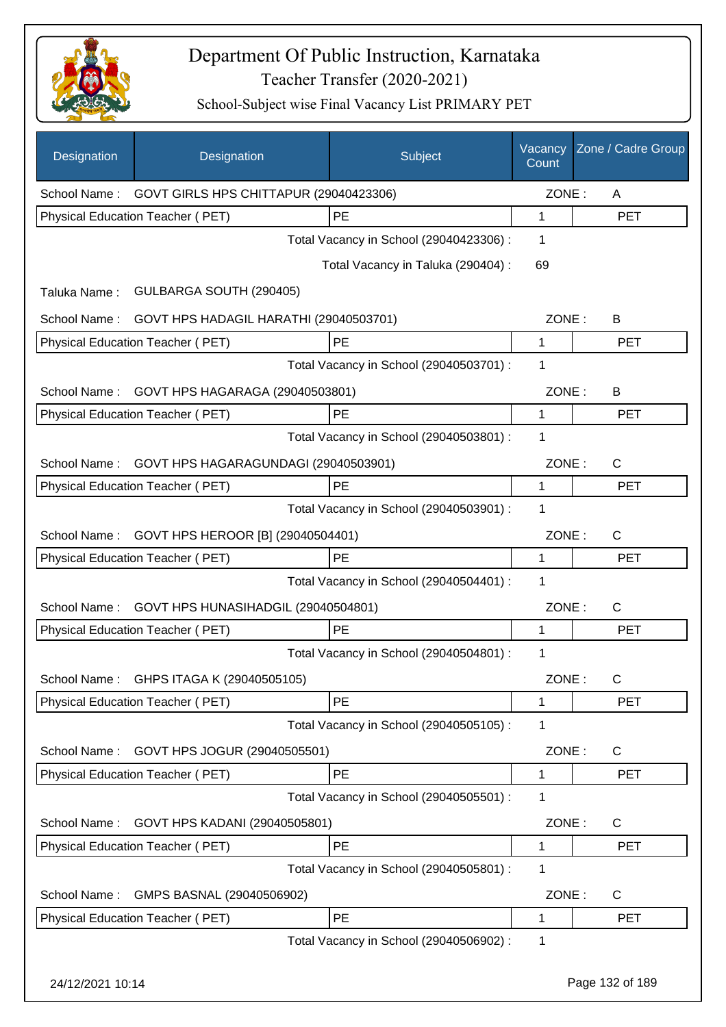# Department Of Public Instruction, Karnataka

## Teacher Transfer (2020-2021)

### School-Subject wise Final Vacancy List PRIMARY PET

| Designation | Designation | Subject | Vacancy Count | Zone / Cadre Group |
|---|---|---|---|---|
| School Name : | GOVT GIRLS HPS CHITTAPUR (29040423306) | | ZONE : | A |
| Physical Education Teacher ( PET) | | PE | 1 | PET |
| | | Total Vacancy in School (29040423306) : | 1 | |
| | | Total Vacancy in Taluka (290404) : | 69 | |
| Taluka Name : | GULBARGA SOUTH (290405) | | | |
| School Name : | GOVT HPS HADAGIL HARATHI (29040503701) | | ZONE : | B |
| Physical Education Teacher ( PET) | | PE | 1 | PET |
| | | Total Vacancy in School (29040503701) : | 1 | |
| School Name : | GOVT HPS HAGARAGA (29040503801) | | ZONE : | B |
| Physical Education Teacher ( PET) | | PE | 1 | PET |
| | | Total Vacancy in School (29040503801) : | 1 | |
| School Name : | GOVT HPS HAGARAGUNDAGI (29040503901) | | ZONE : | C |
| Physical Education Teacher ( PET) | | PE | 1 | PET |
| | | Total Vacancy in School (29040503901) : | 1 | |
| School Name : | GOVT HPS HEROOR [B] (29040504401) | | ZONE : | C |
| Physical Education Teacher ( PET) | | PE | 1 | PET |
| | | Total Vacancy in School (29040504401) : | 1 | |
| School Name : | GOVT HPS HUNASIHADGIL (29040504801) | | ZONE : | C |
| Physical Education Teacher ( PET) | | PE | 1 | PET |
| | | Total Vacancy in School (29040504801) : | 1 | |
| School Name : | GHPS ITAGA K (29040505105) | | ZONE : | C |
| Physical Education Teacher ( PET) | | PE | 1 | PET |
| | | Total Vacancy in School (29040505105) : | 1 | |
| School Name : | GOVT HPS JOGUR (29040505501) | | ZONE : | C |
| Physical Education Teacher ( PET) | | PE | 1 | PET |
| | | Total Vacancy in School (29040505501) : | 1 | |
| School Name : | GOVT HPS KADANI (29040505801) | | ZONE : | C |
| Physical Education Teacher ( PET) | | PE | 1 | PET |
| | | Total Vacancy in School (29040505801) : | 1 | |
| School Name : | GMPS BASNAL (29040506902) | | ZONE : | C |
| Physical Education Teacher ( PET) | | PE | 1 | PET |
| | | Total Vacancy in School (29040506902) : | 1 | |

24/12/2021 10:14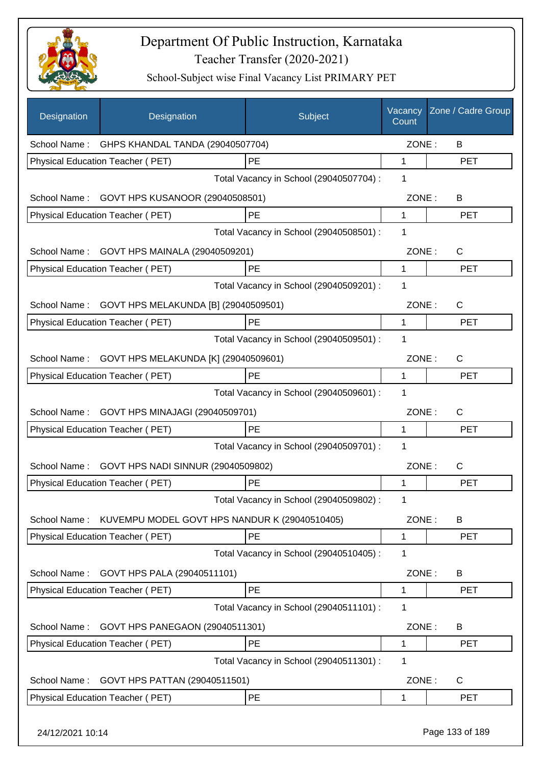# Department Of Public Instruction, Karnataka

## Teacher Transfer (2020-2021)

### School-Subject wise Final Vacancy List PRIMARY PET

| Designation | Designation | Subject | Vacancy Count | Zone / Cadre Group |
|---|---|---|---|---|
| School Name : | GHPS KHANDAL TANDA (29040507704) | | ZONE : | B |
| Physical Education Teacher ( PET) | | PE | 1 | PET |
| | | Total Vacancy in School (29040507704) : | 1 | |
| School Name : | GOVT HPS KUSANOOR (29040508501) | | ZONE : | B |
| Physical Education Teacher ( PET) | | PE | 1 | PET |
| | | Total Vacancy in School (29040508501) : | 1 | |
| School Name : | GOVT HPS MAINALA (29040509201) | | ZONE : | C |
| Physical Education Teacher ( PET) | | PE | 1 | PET |
| | | Total Vacancy in School (29040509201) : | 1 | |
| School Name : | GOVT HPS MELAKUNDA [B] (29040509501) | | ZONE : | C |
| Physical Education Teacher ( PET) | | PE | 1 | PET |
| | | Total Vacancy in School (29040509501) : | 1 | |
| School Name : | GOVT HPS MELAKUNDA [K] (29040509601) | | ZONE : | C |
| Physical Education Teacher ( PET) | | PE | 1 | PET |
| | | Total Vacancy in School (29040509601) : | 1 | |
| School Name : | GOVT HPS MINAJAGI (29040509701) | | ZONE : | C |
| Physical Education Teacher ( PET) | | PE | 1 | PET |
| | | Total Vacancy in School (29040509701) : | 1 | |
| School Name : | GOVT HPS NADI SINNUR (29040509802) | | ZONE : | C |
| Physical Education Teacher ( PET) | | PE | 1 | PET |
| | | Total Vacancy in School (29040509802) : | 1 | |
| School Name : | KUVEMPU MODEL GOVT HPS NANDUR K (29040510405) | | ZONE : | B |
| Physical Education Teacher ( PET) | | PE | 1 | PET |
| | | Total Vacancy in School (29040510405) : | 1 | |
| School Name : | GOVT HPS PALA (29040511101) | | ZONE : | B |
| Physical Education Teacher ( PET) | | PE | 1 | PET |
| | | Total Vacancy in School (29040511101) : | 1 | |
| School Name : | GOVT HPS PANEGAON (29040511301) | | ZONE : | B |
| Physical Education Teacher ( PET) | | PE | 1 | PET |
| | | Total Vacancy in School (29040511301) : | 1 | |
| School Name : | GOVT HPS PATTAN (29040511501) | | ZONE : | C |
| Physical Education Teacher ( PET) | | PE | 1 | PET |

24/12/2021 10:14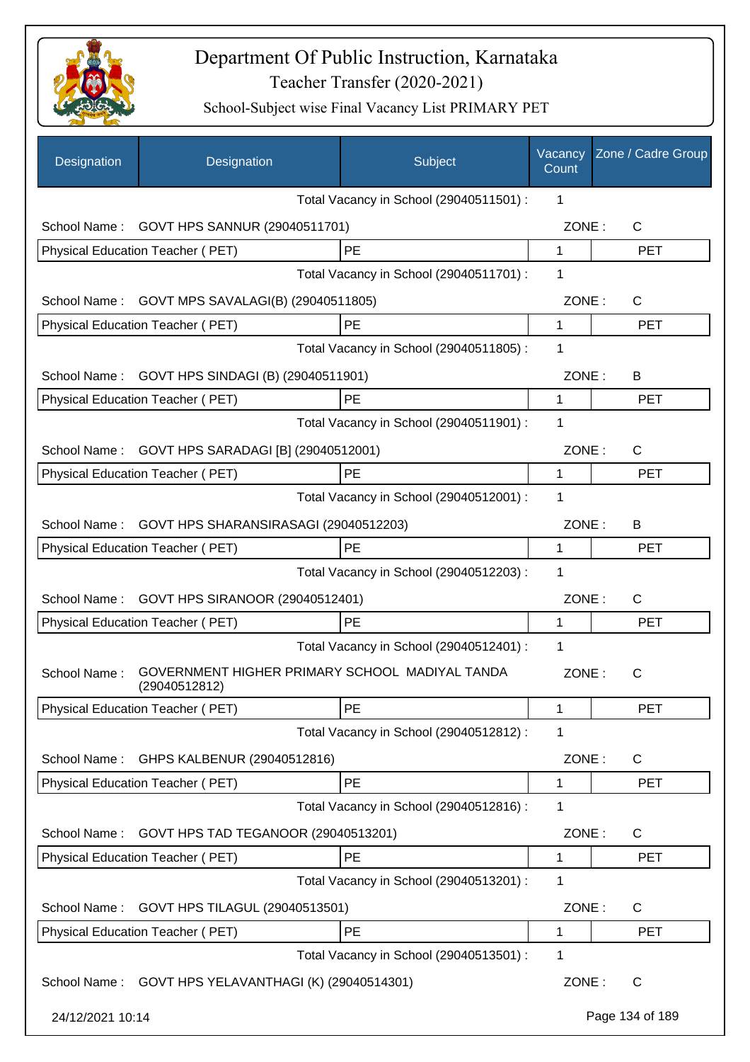# Department Of Public Instruction, Karnataka

## Teacher Transfer (2020-2021)

### School-Subject wise Final Vacancy List PRIMARY PET

| Designation | Designation | Subject | Vacancy Count | Zone / Cadre Group |
|---|---|---|---|---|
| | | Total Vacancy in School (29040511501) : | 1 | |
| School Name : | GOVT HPS SANNUR (29040511701) | | ZONE : | C |
| Physical Education Teacher ( PET) | | PE | 1 | PET |
| | | Total Vacancy in School (29040511701) : | 1 | |
| School Name : | GOVT MPS SAVALAGI(B) (29040511805) | | ZONE : | C |
| Physical Education Teacher ( PET) | | PE | 1 | PET |
| | | Total Vacancy in School (29040511805) : | 1 | |
| School Name : | GOVT HPS SINDAGI (B) (29040511901) | | ZONE : | B |
| Physical Education Teacher ( PET) | | PE | 1 | PET |
| | | Total Vacancy in School (29040511901) : | 1 | |
| School Name : | GOVT HPS SARADAGI [B] (29040512001) | | ZONE : | C |
| Physical Education Teacher ( PET) | | PE | 1 | PET |
| | | Total Vacancy in School (29040512001) : | 1 | |
| School Name : | GOVT HPS SHARANSIRASAGI (29040512203) | | ZONE : | B |
| Physical Education Teacher ( PET) | | PE | 1 | PET |
| | | Total Vacancy in School (29040512203) : | 1 | |
| School Name : | GOVT HPS SIRANOOR (29040512401) | | ZONE : | C |
| Physical Education Teacher ( PET) | | PE | 1 | PET |
| | | Total Vacancy in School (29040512401) : | 1 | |
| School Name : | GOVERNMENT HIGHER PRIMARY SCHOOL MADIYAL TANDA (29040512812) | | ZONE : | C |
| Physical Education Teacher ( PET) | | PE | 1 | PET |
| | | Total Vacancy in School (29040512812) : | 1 | |
| School Name : | GHPS KALBENUR (29040512816) | | ZONE : | C |
| Physical Education Teacher ( PET) | | PE | 1 | PET |
| | | Total Vacancy in School (29040512816) : | 1 | |
| School Name : | GOVT HPS TAD TEGANOOR (29040513201) | | ZONE : | C |
| Physical Education Teacher ( PET) | | PE | 1 | PET |
| | | Total Vacancy in School (29040513201) : | 1 | |
| School Name : | GOVT HPS TILAGUL (29040513501) | | ZONE : | C |
| Physical Education Teacher ( PET) | | PE | 1 | PET |
| | | Total Vacancy in School (29040513501) : | 1 | |
| School Name : | GOVT HPS YELAVANTHAGI (K) (29040514301) | | ZONE : | C |

24/12/2021 10:14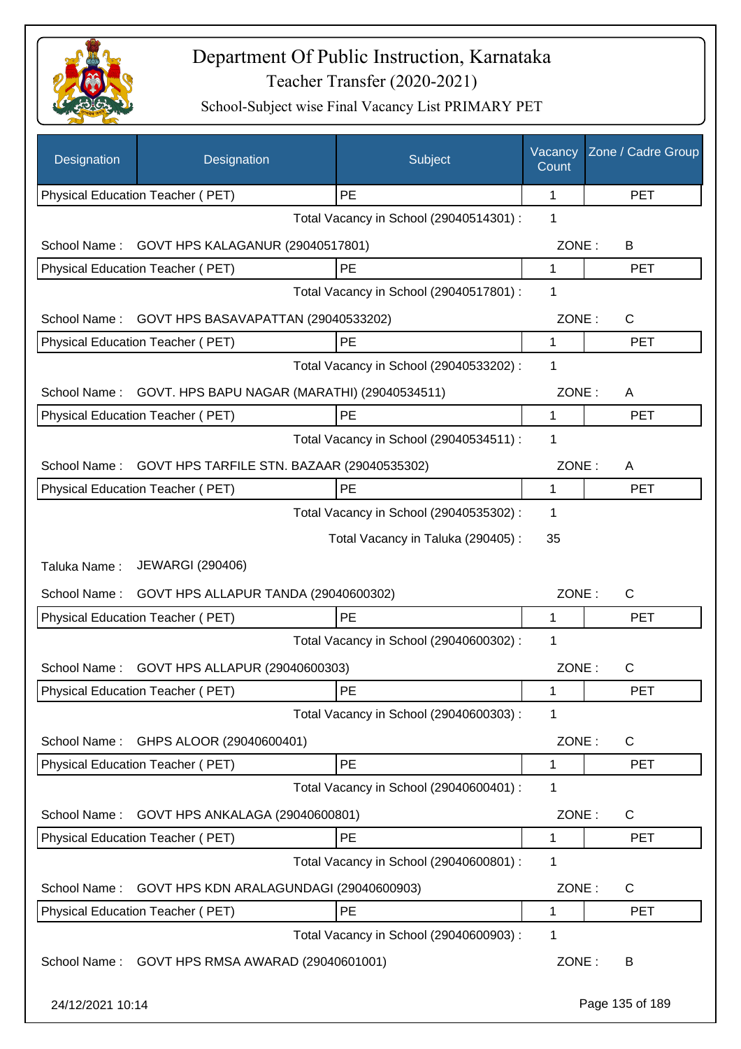# Department Of Public Instruction, Karnataka
## Teacher Transfer (2020-2021)
### School-Subject wise Final Vacancy List PRIMARY PET

| Designation | Designation | Subject | Vacancy Count | Zone / Cadre Group |
|---|---|---|---|---|
| Physical Education Teacher ( PET) | | PE | 1 | PET |
| | | Total Vacancy in School (29040514301) : | 1 | |
| School Name : | GOVT HPS KALAGANUR (29040517801) | | ZONE : | B |
| Physical Education Teacher ( PET) | | PE | 1 | PET |
| | | Total Vacancy in School (29040517801) : | 1 | |
| School Name : | GOVT HPS BASAVAPATTAN (29040533202) | | ZONE : | C |
| Physical Education Teacher ( PET) | | PE | 1 | PET |
| | | Total Vacancy in School (29040533202) : | 1 | |
| School Name : | GOVT. HPS BAPU NAGAR (MARATHI) (29040534511) | | ZONE : | A |
| Physical Education Teacher ( PET) | | PE | 1 | PET |
| | | Total Vacancy in School (29040534511) : | 1 | |
| School Name : | GOVT HPS TARFILE STN. BAZAAR (29040535302) | | ZONE : | A |
| Physical Education Teacher ( PET) | | PE | 1 | PET |
| | | Total Vacancy in School (29040535302) : | 1 | |
| | | Total Vacancy in Taluka (290405) : | 35 | |
| Taluka Name : | JEWARGI (290406) | | | |
| School Name : | GOVT HPS ALLAPUR TANDA (29040600302) | | ZONE : | C |
| Physical Education Teacher ( PET) | | PE | 1 | PET |
| | | Total Vacancy in School (29040600302) : | 1 | |
| School Name : | GOVT HPS ALLAPUR (29040600303) | | ZONE : | C |
| Physical Education Teacher ( PET) | | PE | 1 | PET |
| | | Total Vacancy in School (29040600303) : | 1 | |
| School Name : | GHPS ALOOR (29040600401) | | ZONE : | C |
| Physical Education Teacher ( PET) | | PE | 1 | PET |
| | | Total Vacancy in School (29040600401) : | 1 | |
| School Name : | GOVT HPS ANKALAGA (29040600801) | | ZONE : | C |
| Physical Education Teacher ( PET) | | PE | 1 | PET |
| | | Total Vacancy in School (29040600801) : | 1 | |
| School Name : | GOVT HPS KDN ARALAGUNDAGI (29040600903) | | ZONE : | C |
| Physical Education Teacher ( PET) | | PE | 1 | PET |
| | | Total Vacancy in School (29040600903) : | 1 | |
| School Name : | GOVT HPS RMSA AWARAD (29040601001) | | ZONE : | B |

24/12/2021 10:14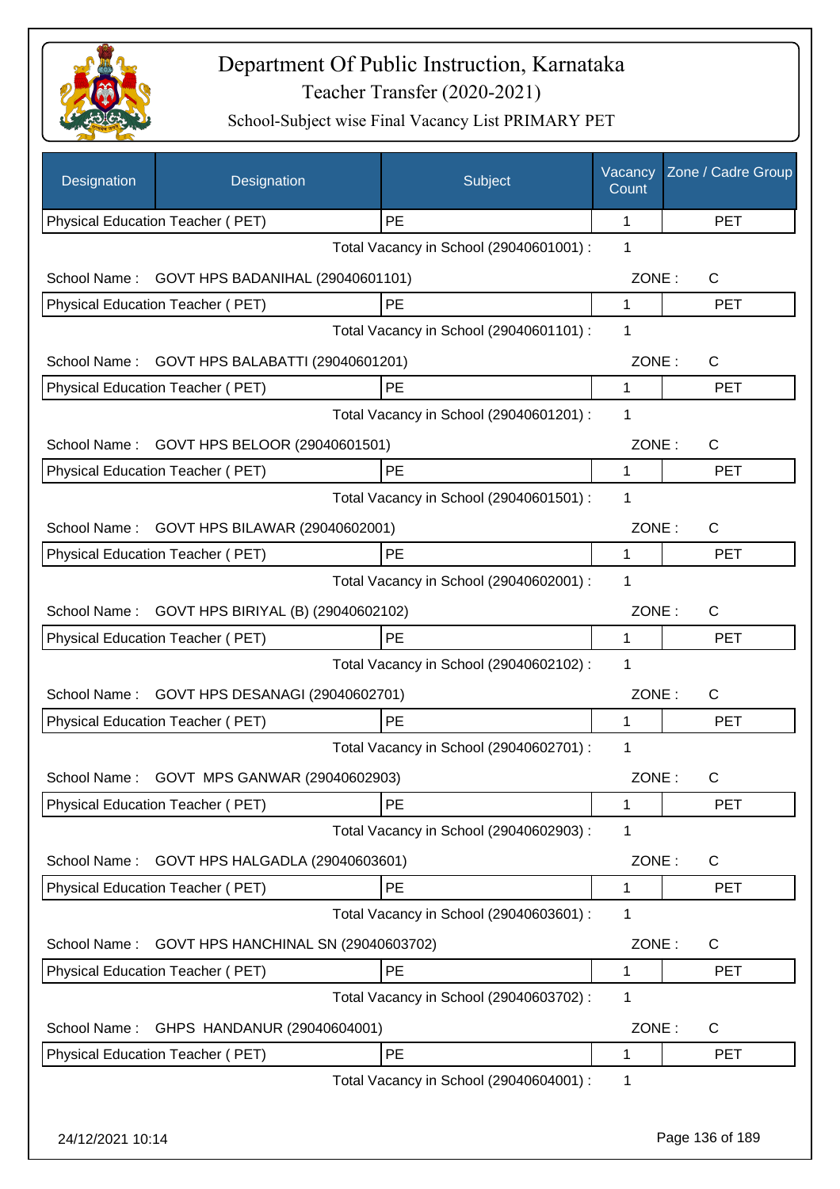# Department Of Public Instruction, Karnataka

Teacher Transfer (2020-2021)

School-Subject wise Final Vacancy List PRIMARY PET

| Designation | Designation | Subject | Vacancy Count | Zone / Cadre Group |
|---|---|---|---|---|
| Physical Education Teacher ( PET) | | PE | 1 | PET |

Total Vacancy in School (29040601001) : 1

School Name : GOVT HPS BADANIHAL (29040601101) ZONE : C

| Physical Education Teacher ( PET) | PE | 1 | PET |
|---|---|---|---|

Total Vacancy in School (29040601101) : 1

School Name : GOVT HPS BALABATTI (29040601201) ZONE : C

| Physical Education Teacher ( PET) | PE | 1 | PET |
|---|---|---|---|

Total Vacancy in School (29040601201) : 1

School Name : GOVT HPS BELOOR (29040601501) ZONE : C

| Physical Education Teacher ( PET) | PE | 1 | PET |
|---|---|---|---|

Total Vacancy in School (29040601501) : 1

School Name : GOVT HPS BILAWAR (29040602001) ZONE : C

| Physical Education Teacher ( PET) | PE | 1 | PET |
|---|---|---|---|

Total Vacancy in School (29040602001) : 1

School Name : GOVT HPS BIRIYAL (B) (29040602102) ZONE : C

| Physical Education Teacher ( PET) | PE | 1 | PET |
|---|---|---|---|

Total Vacancy in School (29040602102) : 1

School Name : GOVT HPS DESANAGI (29040602701) ZONE : C

| Physical Education Teacher ( PET) | PE | 1 | PET |
|---|---|---|---|

Total Vacancy in School (29040602701) : 1

School Name : GOVT MPS GANWAR (29040602903) ZONE : C

| Physical Education Teacher ( PET) | PE | 1 | PET |
|---|---|---|---|

Total Vacancy in School (29040602903) : 1

School Name : GOVT HPS HALGADLA (29040603601) ZONE : C

| Physical Education Teacher ( PET) | PE | 1 | PET |
|---|---|---|---|

Total Vacancy in School (29040603601) : 1

School Name : GOVT HPS HANCHINAL SN (29040603702) ZONE : C

| Physical Education Teacher ( PET) | PE | 1 | PET |
|---|---|---|---|

Total Vacancy in School (29040603702) : 1

School Name : GHPS HANDANUR (29040604001) ZONE : C

| Physical Education Teacher ( PET) | PE | 1 | PET |
|---|---|---|---|

Total Vacancy in School (29040604001) : 1

24/12/2021 10:14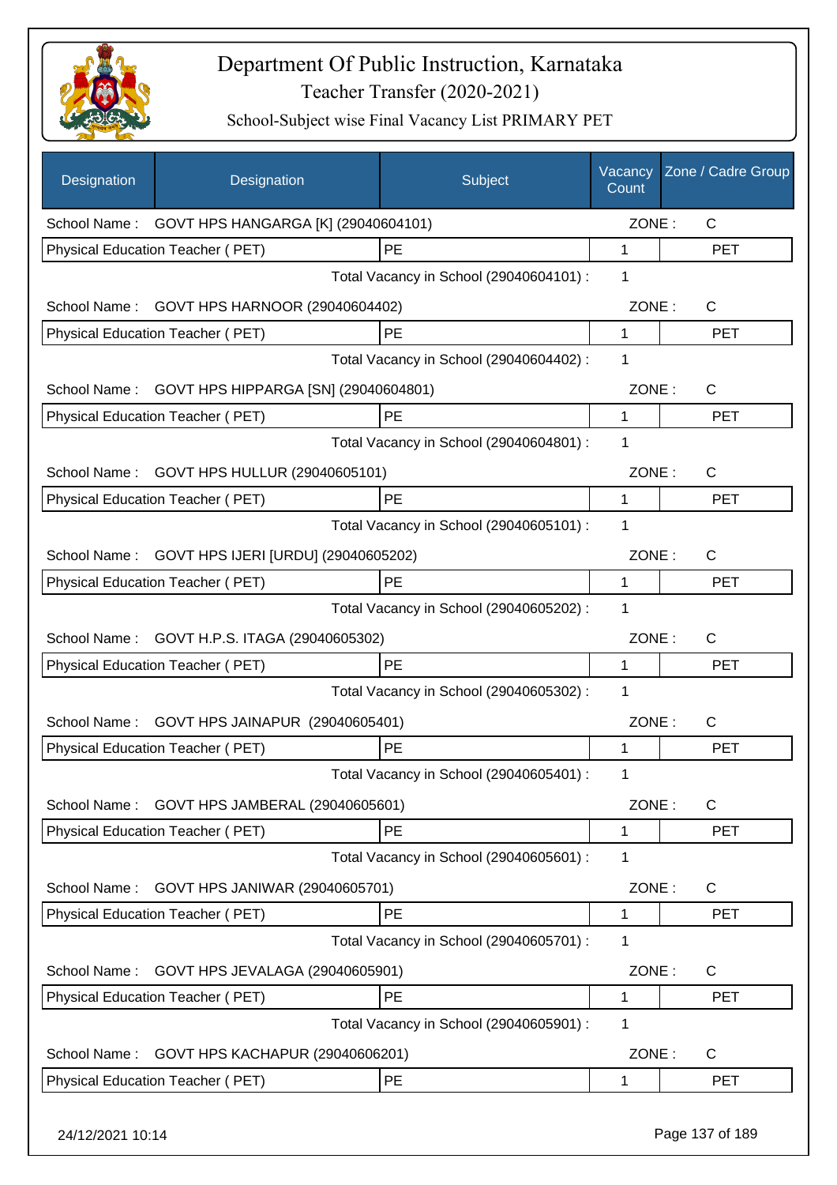# Department Of Public Instruction, Karnataka

## Teacher Transfer (2020-2021)

### School-Subject wise Final Vacancy List PRIMARY PET

| Designation | Designation | Subject | Vacancy Count | Zone / Cadre Group |
|---|---|---|---|---|
| School Name : | GOVT HPS HANGARGA [K] (29040604101) | | ZONE : | C |
| Physical Education Teacher ( PET) | | PE | 1 | PET |
| | | Total Vacancy in School (29040604101) : | 1 | |
| School Name : | GOVT HPS HARNOOR (29040604402) | | ZONE : | C |
| Physical Education Teacher ( PET) | | PE | 1 | PET |
| | | Total Vacancy in School (29040604402) : | 1 | |
| School Name : | GOVT HPS HIPPARGA [SN] (29040604801) | | ZONE : | C |
| Physical Education Teacher ( PET) | | PE | 1 | PET |
| | | Total Vacancy in School (29040604801) : | 1 | |
| School Name : | GOVT HPS HULLUR (29040605101) | | ZONE : | C |
| Physical Education Teacher ( PET) | | PE | 1 | PET |
| | | Total Vacancy in School (29040605101) : | 1 | |
| School Name : | GOVT HPS IJERI [URDU] (29040605202) | | ZONE : | C |
| Physical Education Teacher ( PET) | | PE | 1 | PET |
| | | Total Vacancy in School (29040605202) : | 1 | |
| School Name : | GOVT H.P.S. ITAGA (29040605302) | | ZONE : | C |
| Physical Education Teacher ( PET) | | PE | 1 | PET |
| | | Total Vacancy in School (29040605302) : | 1 | |
| School Name : | GOVT HPS JAINAPUR (29040605401) | | ZONE : | C |
| Physical Education Teacher ( PET) | | PE | 1 | PET |
| | | Total Vacancy in School (29040605401) : | 1 | |
| School Name : | GOVT HPS JAMBERAL (29040605601) | | ZONE : | C |
| Physical Education Teacher ( PET) | | PE | 1 | PET |
| | | Total Vacancy in School (29040605601) : | 1 | |
| School Name : | GOVT HPS JANIWAR (29040605701) | | ZONE : | C |
| Physical Education Teacher ( PET) | | PE | 1 | PET |
| | | Total Vacancy in School (29040605701) : | 1 | |
| School Name : | GOVT HPS JEVALAGA (29040605901) | | ZONE : | C |
| Physical Education Teacher ( PET) | | PE | 1 | PET |
| | | Total Vacancy in School (29040605901) : | 1 | |
| School Name : | GOVT HPS KACHAPUR (29040606201) | | ZONE : | C |
| Physical Education Teacher ( PET) | | PE | 1 | PET |

24/12/2021 10:14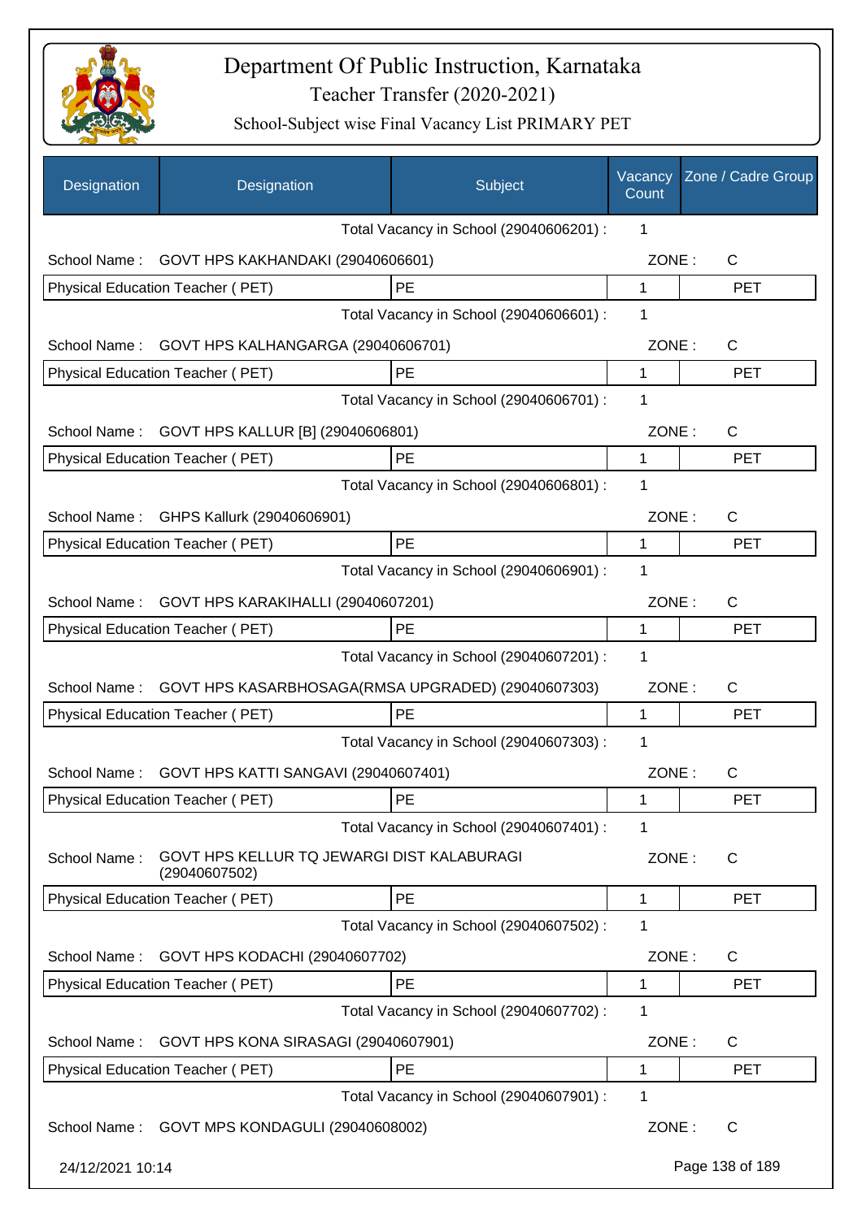# Department Of Public Instruction, Karnataka

Teacher Transfer (2020-2021)

School-Subject wise Final Vacancy List PRIMARY PET

| Designation | Designation | Subject | Vacancy Count | Zone / Cadre Group |
|---|---|---|---|---|
| | | Total Vacancy in School (29040606201) : | 1 | |
| School Name : | GOVT HPS KAKHANDAKI (29040606601) | | ZONE : | C |
| Physical Education Teacher ( PET) | | PE | 1 | PET |
| | | Total Vacancy in School (29040606601) : | 1 | |
| School Name : | GOVT HPS KALHANGARGA (29040606701) | | ZONE : | C |
| Physical Education Teacher ( PET) | | PE | 1 | PET |
| | | Total Vacancy in School (29040606701) : | 1 | |
| School Name : | GOVT HPS KALLUR [B] (29040606801) | | ZONE : | C |
| Physical Education Teacher ( PET) | | PE | 1 | PET |
| | | Total Vacancy in School (29040606801) : | 1 | |
| School Name : | GHPS Kallurk (29040606901) | | ZONE : | C |
| Physical Education Teacher ( PET) | | PE | 1 | PET |
| | | Total Vacancy in School (29040606901) : | 1 | |
| School Name : | GOVT HPS KARAKIHALLI (29040607201) | | ZONE : | C |
| Physical Education Teacher ( PET) | | PE | 1 | PET |
| | | Total Vacancy in School (29040607201) : | 1 | |
| School Name : | GOVT HPS KASARBHOSAGA(RMSA UPGRADED) (29040607303) | | ZONE : | C |
| Physical Education Teacher ( PET) | | PE | 1 | PET |
| | | Total Vacancy in School (29040607303) : | 1 | |
| School Name : | GOVT HPS KATTI SANGAVI (29040607401) | | ZONE : | C |
| Physical Education Teacher ( PET) | | PE | 1 | PET |
| | | Total Vacancy in School (29040607401) : | 1 | |
| School Name : | GOVT HPS KELLUR TQ JEWARGI DIST KALABURAGI (29040607502) | | ZONE : | C |
| Physical Education Teacher ( PET) | | PE | 1 | PET |
| | | Total Vacancy in School (29040607502) : | 1 | |
| School Name : | GOVT HPS KODACHI (29040607702) | | ZONE : | C |
| Physical Education Teacher ( PET) | | PE | 1 | PET |
| | | Total Vacancy in School (29040607702) : | 1 | |
| School Name : | GOVT HPS KONA SIRASAGI (29040607901) | | ZONE : | C |
| Physical Education Teacher ( PET) | | PE | 1 | PET |
| | | Total Vacancy in School (29040607901) : | 1 | |
| School Name : | GOVT MPS KONDAGULI (29040608002) | | ZONE : | C |

24/12/2021 10:14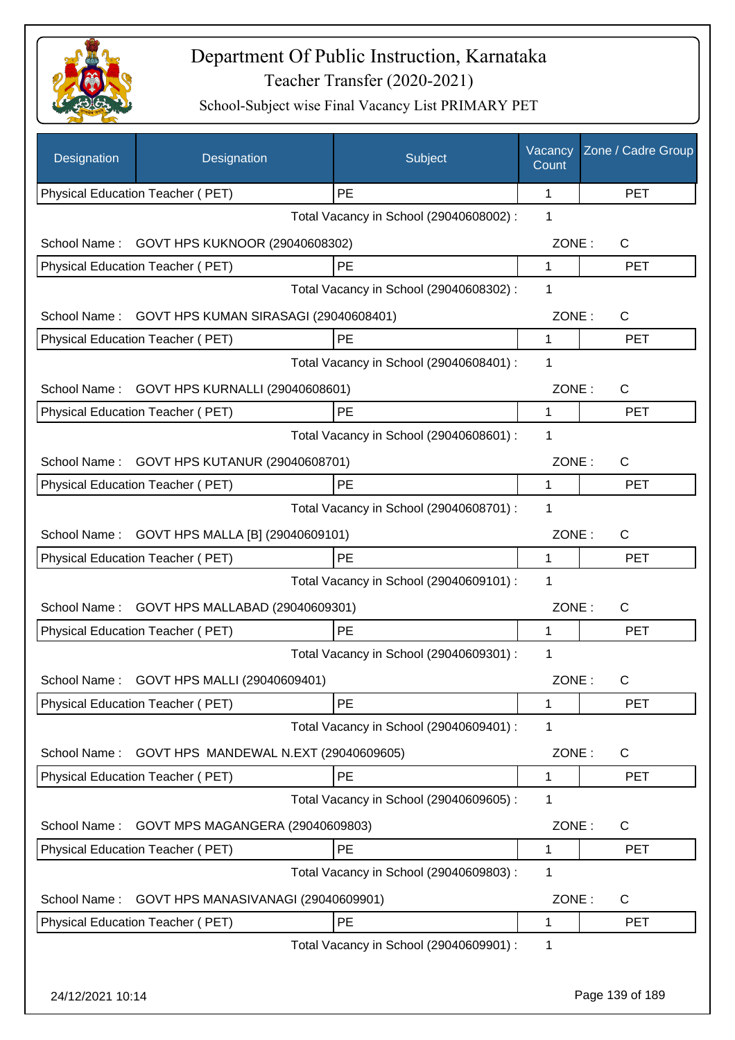# Department Of Public Instruction, Karnataka

## Teacher Transfer (2020-2021)

### School-Subject wise Final Vacancy List PRIMARY PET

| Designation | Designation | Subject | Vacancy Count | Zone / Cadre Group |
|---|---|---|---|---|
| Physical Education Teacher ( PET) | | PE | 1 | PET |
| | | Total Vacancy in School (29040608002) : | 1 | |
| School Name : | GOVT HPS KUKNOOR (29040608302) | | ZONE : | C |
| Physical Education Teacher ( PET) | | PE | 1 | PET |
| | | Total Vacancy in School (29040608302) : | 1 | |
| School Name : | GOVT HPS KUMAN SIRASAGI (29040608401) | | ZONE : | C |
| Physical Education Teacher ( PET) | | PE | 1 | PET |
| | | Total Vacancy in School (29040608401) : | 1 | |
| School Name : | GOVT HPS KURNALLI (29040608601) | | ZONE : | C |
| Physical Education Teacher ( PET) | | PE | 1 | PET |
| | | Total Vacancy in School (29040608601) : | 1 | |
| School Name : | GOVT HPS KUTANUR (29040608701) | | ZONE : | C |
| Physical Education Teacher ( PET) | | PE | 1 | PET |
| | | Total Vacancy in School (29040608701) : | 1 | |
| School Name : | GOVT HPS MALLA [B] (29040609101) | | ZONE : | C |
| Physical Education Teacher ( PET) | | PE | 1 | PET |
| | | Total Vacancy in School (29040609101) : | 1 | |
| School Name : | GOVT HPS MALLABAD (29040609301) | | ZONE : | C |
| Physical Education Teacher ( PET) | | PE | 1 | PET |
| | | Total Vacancy in School (29040609301) : | 1 | |
| School Name : | GOVT HPS MALLI (29040609401) | | ZONE : | C |
| Physical Education Teacher ( PET) | | PE | 1 | PET |
| | | Total Vacancy in School (29040609401) : | 1 | |
| School Name : | GOVT HPS MANDEWAL N.EXT (29040609605) | | ZONE : | C |
| Physical Education Teacher ( PET) | | PE | 1 | PET |
| | | Total Vacancy in School (29040609605) : | 1 | |
| School Name : | GOVT MPS MAGANGERA (29040609803) | | ZONE : | C |
| Physical Education Teacher ( PET) | | PE | 1 | PET |
| | | Total Vacancy in School (29040609803) : | 1 | |
| School Name : | GOVT HPS MANASIVANAGI (29040609901) | | ZONE : | C |
| Physical Education Teacher ( PET) | | PE | 1 | PET |
| | | Total Vacancy in School (29040609901) : | 1 | |

24/12/2021 10:14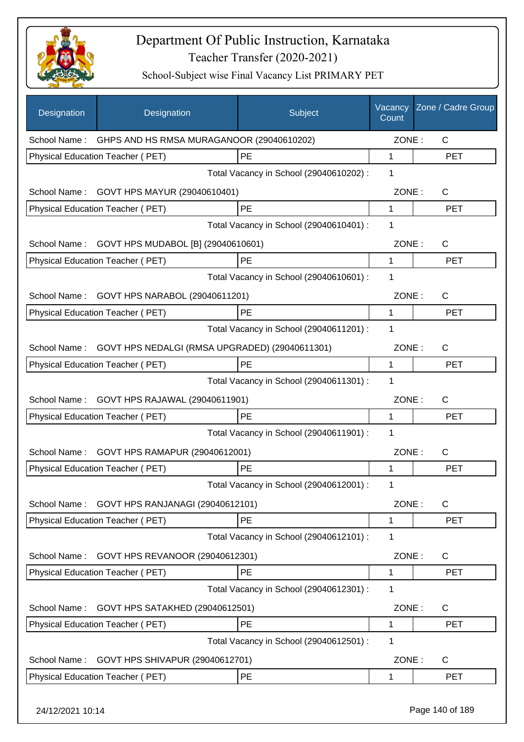# Department Of Public Instruction, Karnataka

Teacher Transfer (2020-2021)

School-Subject wise Final Vacancy List PRIMARY PET

| Designation | Designation | Subject | Vacancy Count | Zone / Cadre Group |
|---|---|---|---|---|
| School Name : | GHPS AND HS RMSA MURAGANOOR (29040610202) | | ZONE : | C |
| Physical Education Teacher ( PET) | | PE | 1 | PET |
| | | Total Vacancy in School (29040610202) : | 1 | |
| School Name : | GOVT HPS MAYUR (29040610401) | | ZONE : | C |
| Physical Education Teacher ( PET) | | PE | 1 | PET |
| | | Total Vacancy in School (29040610401) : | 1 | |
| School Name : | GOVT HPS MUDABOL [B] (29040610601) | | ZONE : | C |
| Physical Education Teacher ( PET) | | PE | 1 | PET |
| | | Total Vacancy in School (29040610601) : | 1 | |
| School Name : | GOVT HPS NARABOL (29040611201) | | ZONE : | C |
| Physical Education Teacher ( PET) | | PE | 1 | PET |
| | | Total Vacancy in School (29040611201) : | 1 | |
| School Name : | GOVT HPS NEDALGI (RMSA UPGRADED) (29040611301) | | ZONE : | C |
| Physical Education Teacher ( PET) | | PE | 1 | PET |
| | | Total Vacancy in School (29040611301) : | 1 | |
| School Name : | GOVT HPS RAJAWAL (29040611901) | | ZONE : | C |
| Physical Education Teacher ( PET) | | PE | 1 | PET |
| | | Total Vacancy in School (29040611901) : | 1 | |
| School Name : | GOVT HPS RAMAPUR (29040612001) | | ZONE : | C |
| Physical Education Teacher ( PET) | | PE | 1 | PET |
| | | Total Vacancy in School (29040612001) : | 1 | |
| School Name : | GOVT HPS RANJANAGI (29040612101) | | ZONE : | C |
| Physical Education Teacher ( PET) | | PE | 1 | PET |
| | | Total Vacancy in School (29040612101) : | 1 | |
| School Name : | GOVT HPS REVANOOR (29040612301) | | ZONE : | C |
| Physical Education Teacher ( PET) | | PE | 1 | PET |
| | | Total Vacancy in School (29040612301) : | 1 | |
| School Name : | GOVT HPS SATAKHED (29040612501) | | ZONE : | C |
| Physical Education Teacher ( PET) | | PE | 1 | PET |
| | | Total Vacancy in School (29040612501) : | 1 | |
| School Name : | GOVT HPS SHIVAPUR (29040612701) | | ZONE : | C |
| Physical Education Teacher ( PET) | | PE | 1 | PET |

24/12/2021 10:14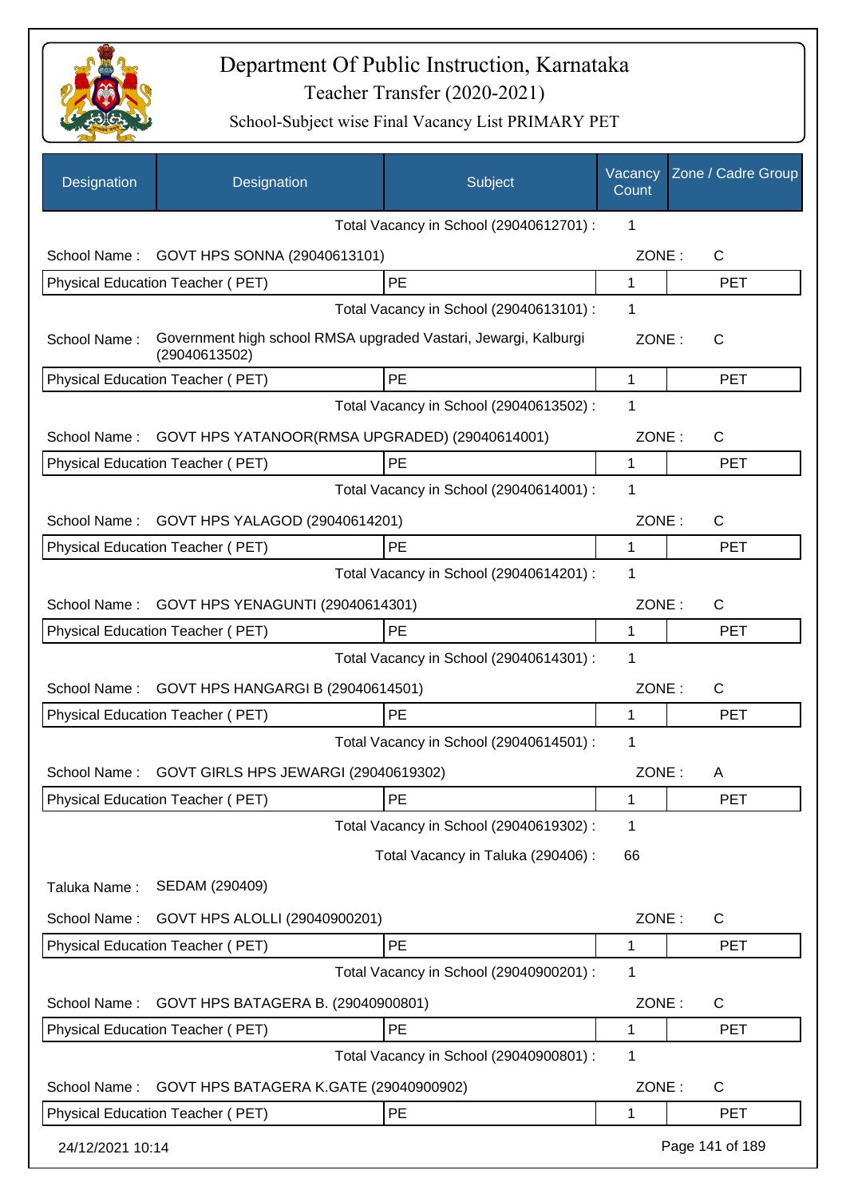# Department Of Public Instruction, Karnataka

Teacher Transfer (2020-2021)

School-Subject wise Final Vacancy List PRIMARY PET

| Designation | Designation | Subject | Vacancy Count | Zone / Cadre Group |
|---|---|---|---|---|
| | | Total Vacancy in School (29040612701) : | 1 | |
| School Name : | GOVT HPS SONNA (29040613101) | | ZONE : | C |
| Physical Education Teacher ( PET) | | PE | 1 | PET |
| | | Total Vacancy in School (29040613101) : | 1 | |
| School Name : | Government high school RMSA upgraded Vastari, Jewargi, Kalburgi (29040613502) | | ZONE : | C |
| Physical Education Teacher ( PET) | | PE | 1 | PET |
| | | Total Vacancy in School (29040613502) : | 1 | |
| School Name : | GOVT HPS YATANOOR(RMSA UPGRADED) (29040614001) | | ZONE : | C |
| Physical Education Teacher ( PET) | | PE | 1 | PET |
| | | Total Vacancy in School (29040614001) : | 1 | |
| School Name : | GOVT HPS YALAGOD (29040614201) | | ZONE : | C |
| Physical Education Teacher ( PET) | | PE | 1 | PET |
| | | Total Vacancy in School (29040614201) : | 1 | |
| School Name : | GOVT HPS YENAGUNTI (29040614301) | | ZONE : | C |
| Physical Education Teacher ( PET) | | PE | 1 | PET |
| | | Total Vacancy in School (29040614301) : | 1 | |
| School Name : | GOVT HPS HANGARGI B (29040614501) | | ZONE : | C |
| Physical Education Teacher ( PET) | | PE | 1 | PET |
| | | Total Vacancy in School (29040614501) : | 1 | |
| School Name : | GOVT GIRLS HPS JEWARGI (29040619302) | | ZONE : | A |
| Physical Education Teacher ( PET) | | PE | 1 | PET |
| | | Total Vacancy in School (29040619302) : | 1 | |
| | | Total Vacancy in Taluka (290406) : | 66 | |
| Taluka Name : | SEDAM (290409) | | | |
| School Name : | GOVT HPS ALOLLI (29040900201) | | ZONE : | C |
| Physical Education Teacher ( PET) | | PE | 1 | PET |
| | | Total Vacancy in School (29040900201) : | 1 | |
| School Name : | GOVT HPS BATAGERA B. (29040900801) | | ZONE : | C |
| Physical Education Teacher ( PET) | | PE | 1 | PET |
| | | Total Vacancy in School (29040900801) : | 1 | |
| School Name : | GOVT HPS BATAGERA K.GATE (29040900902) | | ZONE : | C |
| Physical Education Teacher ( PET) | | PE | 1 | PET |

24/12/2021 10:14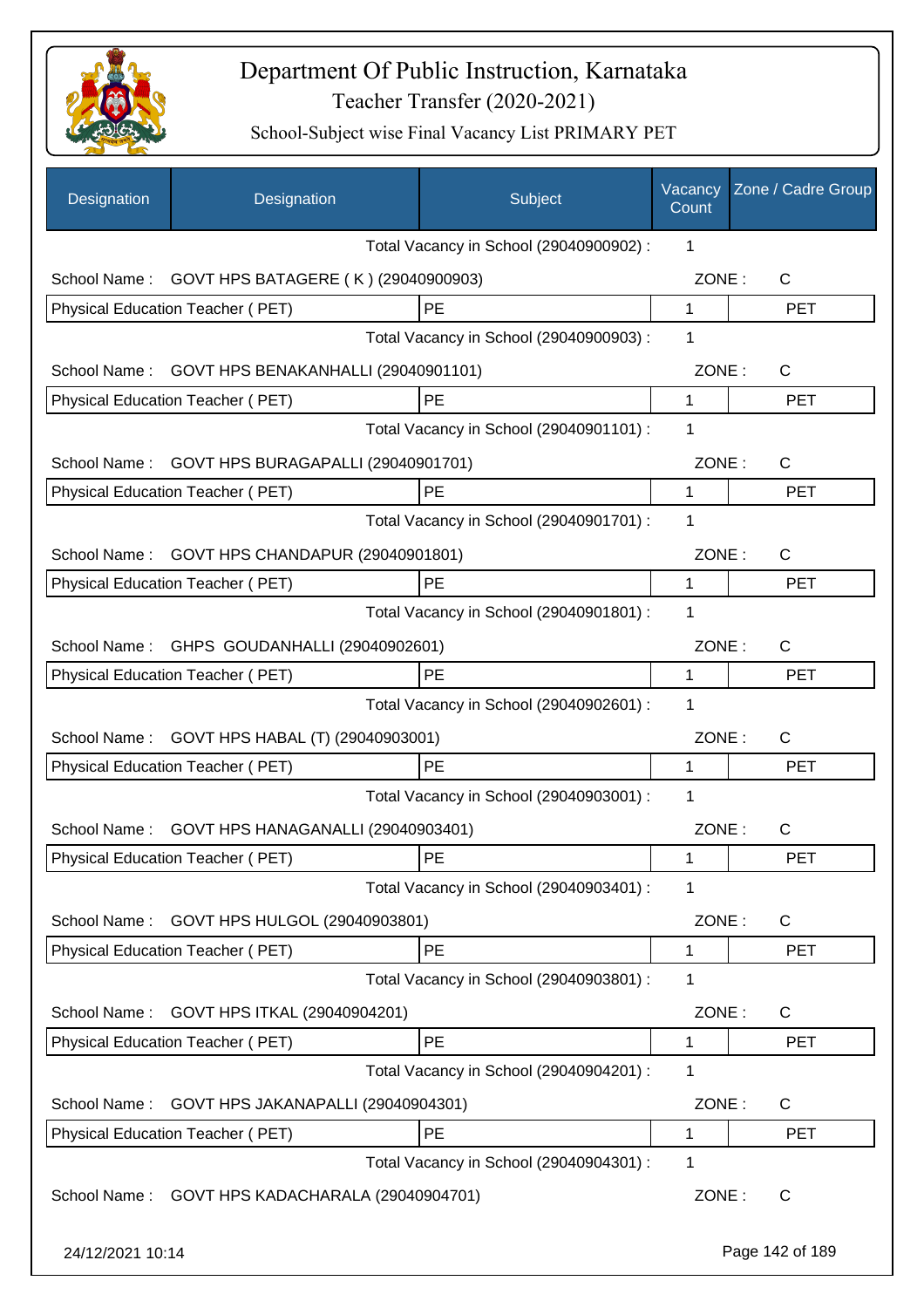# Department Of Public Instruction, Karnataka

## Teacher Transfer (2020-2021)

### School-Subject wise Final Vacancy List PRIMARY PET

| Designation | Designation | Subject | Vacancy Count | Zone / Cadre Group |
|---|---|---|---|---|
| | | Total Vacancy in School (29040900902) : | 1 | |
| School Name : | GOVT HPS BATAGERE ( K ) (29040900903) | | ZONE : | C |
| Physical Education Teacher ( PET) | | PE | 1 | PET |
| | | Total Vacancy in School (29040900903) : | 1 | |
| School Name : | GOVT HPS BENAKANHALLI (29040901101) | | ZONE : | C |
| Physical Education Teacher ( PET) | | PE | 1 | PET |
| | | Total Vacancy in School (29040901101) : | 1 | |
| School Name : | GOVT HPS BURAGAPALLI (29040901701) | | ZONE : | C |
| Physical Education Teacher ( PET) | | PE | 1 | PET |
| | | Total Vacancy in School (29040901701) : | 1 | |
| School Name : | GOVT HPS CHANDAPUR (29040901801) | | ZONE : | C |
| Physical Education Teacher ( PET) | | PE | 1 | PET |
| | | Total Vacancy in School (29040901801) : | 1 | |
| School Name : | GHPS GOUDANHALLI (29040902601) | | ZONE : | C |
| Physical Education Teacher ( PET) | | PE | 1 | PET |
| | | Total Vacancy in School (29040902601) : | 1 | |
| School Name : | GOVT HPS HABAL (T) (29040903001) | | ZONE : | C |
| Physical Education Teacher ( PET) | | PE | 1 | PET |
| | | Total Vacancy in School (29040903001) : | 1 | |
| School Name : | GOVT HPS HANAGANALLI (29040903401) | | ZONE : | C |
| Physical Education Teacher ( PET) | | PE | 1 | PET |
| | | Total Vacancy in School (29040903401) : | 1 | |
| School Name : | GOVT HPS HULGOL (29040903801) | | ZONE : | C |
| Physical Education Teacher ( PET) | | PE | 1 | PET |
| | | Total Vacancy in School (29040903801) : | 1 | |
| School Name : | GOVT HPS ITKAL (29040904201) | | ZONE : | C |
| Physical Education Teacher ( PET) | | PE | 1 | PET |
| | | Total Vacancy in School (29040904201) : | 1 | |
| School Name : | GOVT HPS JAKANAPALLI (29040904301) | | ZONE : | C |
| Physical Education Teacher ( PET) | | PE | 1 | PET |
| | | Total Vacancy in School (29040904301) : | 1 | |
| School Name : | GOVT HPS KADACHARALA (29040904701) | | ZONE : | C |

24/12/2021 10:14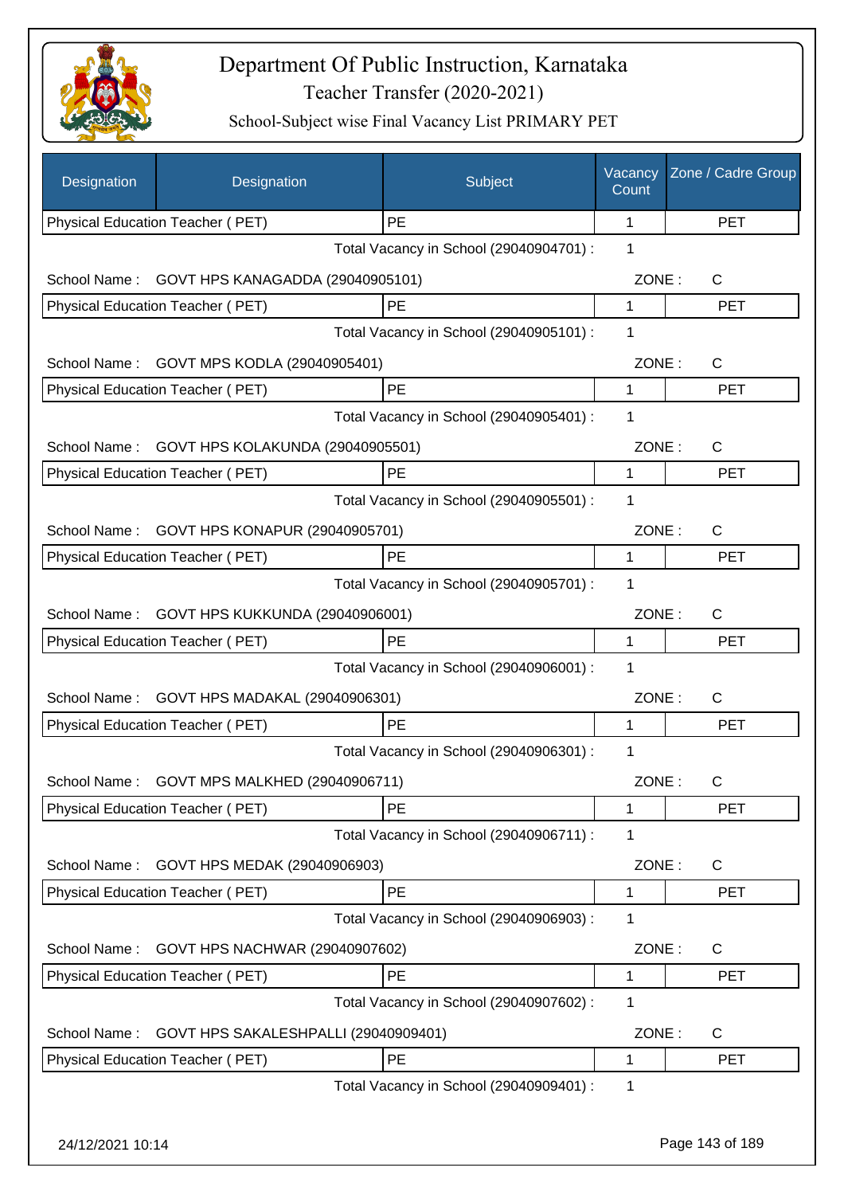# Department Of Public Instruction, Karnataka

## Teacher Transfer (2020-2021)

### School-Subject wise Final Vacancy List PRIMARY PET

| Designation | Designation | Subject | Vacancy Count | Zone / Cadre Group |
|---|---|---|---|---|
| Physical Education Teacher ( PET) | | PE | 1 | PET |
| | | Total Vacancy in School (29040904701) : | 1 | |
| School Name : | GOVT HPS KANAGADDA (29040905101) | | ZONE : | C |
| Physical Education Teacher ( PET) | | PE | 1 | PET |
| | | Total Vacancy in School (29040905101) : | 1 | |
| School Name : | GOVT MPS KODLA (29040905401) | | ZONE : | C |
| Physical Education Teacher ( PET) | | PE | 1 | PET |
| | | Total Vacancy in School (29040905401) : | 1 | |
| School Name : | GOVT HPS KOLAKUNDA (29040905501) | | ZONE : | C |
| Physical Education Teacher ( PET) | | PE | 1 | PET |
| | | Total Vacancy in School (29040905501) : | 1 | |
| School Name : | GOVT HPS KONAPUR (29040905701) | | ZONE : | C |
| Physical Education Teacher ( PET) | | PE | 1 | PET |
| | | Total Vacancy in School (29040905701) : | 1 | |
| School Name : | GOVT HPS KUKKUNDA (29040906001) | | ZONE : | C |
| Physical Education Teacher ( PET) | | PE | 1 | PET |
| | | Total Vacancy in School (29040906001) : | 1 | |
| School Name : | GOVT HPS MADAKAL (29040906301) | | ZONE : | C |
| Physical Education Teacher ( PET) | | PE | 1 | PET |
| | | Total Vacancy in School (29040906301) : | 1 | |
| School Name : | GOVT MPS MALKHED (29040906711) | | ZONE : | C |
| Physical Education Teacher ( PET) | | PE | 1 | PET |
| | | Total Vacancy in School (29040906711) : | 1 | |
| School Name : | GOVT HPS MEDAK (29040906903) | | ZONE : | C |
| Physical Education Teacher ( PET) | | PE | 1 | PET |
| | | Total Vacancy in School (29040906903) : | 1 | |
| School Name : | GOVT HPS NACHWAR (29040907602) | | ZONE : | C |
| Physical Education Teacher ( PET) | | PE | 1 | PET |
| | | Total Vacancy in School (29040907602) : | 1 | |
| School Name : | GOVT HPS SAKALESHPALLI (29040909401) | | ZONE : | C |
| Physical Education Teacher ( PET) | | PE | 1 | PET |
| | | Total Vacancy in School (29040909401) : | 1 | |

24/12/2021 10:14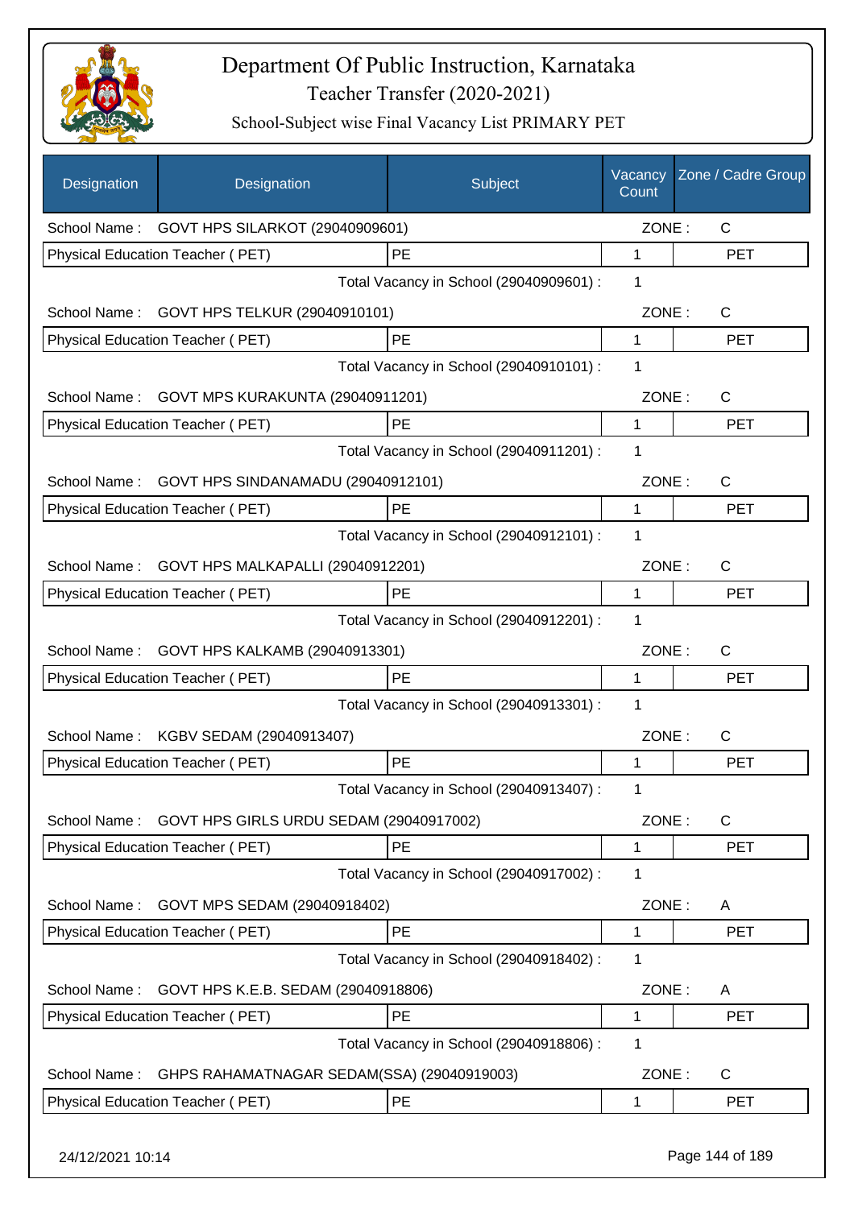# Department Of Public Instruction, Karnataka
## Teacher Transfer (2020-2021)
### School-Subject wise Final Vacancy List PRIMARY PET

| Designation | Designation | Subject | Vacancy Count | Zone / Cadre Group |
|---|---|---|---|---|
| School Name : | GOVT HPS SILARKOT (29040909601) | | ZONE : | C |
| Physical Education Teacher ( PET) | | PE | 1 | PET |
| | | Total Vacancy in School (29040909601) : | 1 | |
| School Name : | GOVT HPS TELKUR (29040910101) | | ZONE : | C |
| Physical Education Teacher ( PET) | | PE | 1 | PET |
| | | Total Vacancy in School (29040910101) : | 1 | |
| School Name : | GOVT MPS KURAKUNTA (29040911201) | | ZONE : | C |
| Physical Education Teacher ( PET) | | PE | 1 | PET |
| | | Total Vacancy in School (29040911201) : | 1 | |
| School Name : | GOVT HPS SINDANAMADU (29040912101) | | ZONE : | C |
| Physical Education Teacher ( PET) | | PE | 1 | PET |
| | | Total Vacancy in School (29040912101) : | 1 | |
| School Name : | GOVT HPS MALKAPALLI (29040912201) | | ZONE : | C |
| Physical Education Teacher ( PET) | | PE | 1 | PET |
| | | Total Vacancy in School (29040912201) : | 1 | |
| School Name : | GOVT HPS KALKAMB (29040913301) | | ZONE : | C |
| Physical Education Teacher ( PET) | | PE | 1 | PET |
| | | Total Vacancy in School (29040913301) : | 1 | |
| School Name : | KGBV SEDAM (29040913407) | | ZONE : | C |
| Physical Education Teacher ( PET) | | PE | 1 | PET |
| | | Total Vacancy in School (29040913407) : | 1 | |
| School Name : | GOVT HPS GIRLS URDU SEDAM (29040917002) | | ZONE : | C |
| Physical Education Teacher ( PET) | | PE | 1 | PET |
| | | Total Vacancy in School (29040917002) : | 1 | |
| School Name : | GOVT MPS SEDAM (29040918402) | | ZONE : | A |
| Physical Education Teacher ( PET) | | PE | 1 | PET |
| | | Total Vacancy in School (29040918402) : | 1 | |
| School Name : | GOVT HPS K.E.B. SEDAM (29040918806) | | ZONE : | A |
| Physical Education Teacher ( PET) | | PE | 1 | PET |
| | | Total Vacancy in School (29040918806) : | 1 | |
| School Name : | GHPS RAHAMATNAGAR SEDAM(SSA) (29040919003) | | ZONE : | C |
| Physical Education Teacher ( PET) | | PE | 1 | PET |

24/12/2021 10:14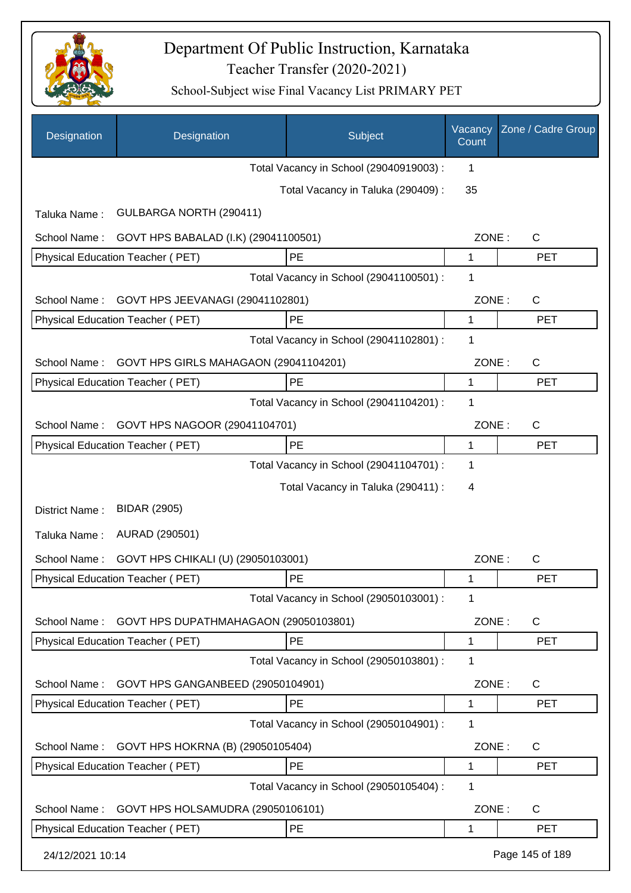# Department Of Public Instruction, Karnataka

Teacher Transfer (2020-2021)

School-Subject wise Final Vacancy List PRIMARY PET

| Designation | Designation | Subject | Vacancy Count | Zone / Cadre Group |
|---|---|---|---|---|
| | | Total Vacancy in School (29040919003) : | 1 | |
| | | Total Vacancy in Taluka (290409) : | 35 | |
| Taluka Name : | GULBARGA NORTH (290411) | | | |
| School Name : | GOVT HPS BABALAD (I.K) (29041100501) | | ZONE : | C |
| Physical Education Teacher ( PET) | | PE | 1 | PET |
| | | Total Vacancy in School (29041100501) : | 1 | |
| School Name : | GOVT HPS JEEVANAGI (29041102801) | | ZONE : | C |
| Physical Education Teacher ( PET) | | PE | 1 | PET |
| | | Total Vacancy in School (29041102801) : | 1 | |
| School Name : | GOVT HPS GIRLS MAHAGAON (29041104201) | | ZONE : | C |
| Physical Education Teacher ( PET) | | PE | 1 | PET |
| | | Total Vacancy in School (29041104201) : | 1 | |
| School Name : | GOVT HPS NAGOOR (29041104701) | | ZONE : | C |
| Physical Education Teacher ( PET) | | PE | 1 | PET |
| | | Total Vacancy in School (29041104701) : | 1 | |
| | | Total Vacancy in Taluka (290411) : | 4 | |
| District Name : | BIDAR (2905) | | | |
| Taluka Name : | AURAD (290501) | | | |
| School Name : | GOVT HPS CHIKALI (U) (29050103001) | | ZONE : | C |
| Physical Education Teacher ( PET) | | PE | 1 | PET |
| | | Total Vacancy in School (29050103001) : | 1 | |
| School Name : | GOVT HPS DUPATHMAHAGAON (29050103801) | | ZONE : | C |
| Physical Education Teacher ( PET) | | PE | 1 | PET |
| | | Total Vacancy in School (29050103801) : | 1 | |
| School Name : | GOVT HPS GANGANBEED (29050104901) | | ZONE : | C |
| Physical Education Teacher ( PET) | | PE | 1 | PET |
| | | Total Vacancy in School (29050104901) : | 1 | |
| School Name : | GOVT HPS HOKRNA (B) (29050105404) | | ZONE : | C |
| Physical Education Teacher ( PET) | | PE | 1 | PET |
| | | Total Vacancy in School (29050105404) : | 1 | |
| School Name : | GOVT HPS HOLSAMUDRA (29050106101) | | ZONE : | C |
| Physical Education Teacher ( PET) | | PE | 1 | PET |

24/12/2021 10:14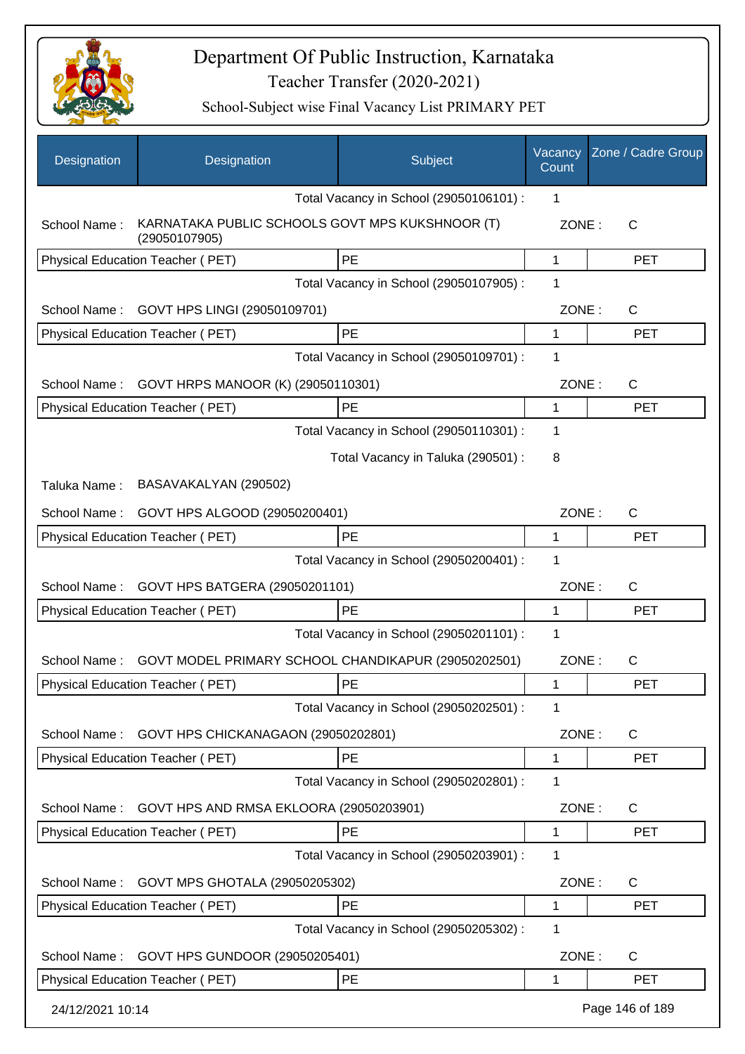# Department Of Public Instruction, Karnataka

## Teacher Transfer (2020-2021)

### School-Subject wise Final Vacancy List PRIMARY PET

| Designation | Designation | Subject | Vacancy Count | Zone / Cadre Group |
|---|---|---|---|---|
| | | Total Vacancy in School (29050106101) : | 1 | |
| School Name : | KARNATAKA PUBLIC SCHOOLS GOVT MPS KUKSHNOOR (T) (29050107905) | | ZONE : | C |
| Physical Education Teacher ( PET) | | PE | 1 | PET |
| | | Total Vacancy in School (29050107905) : | 1 | |
| School Name : | GOVT HPS LINGI (29050109701) | | ZONE : | C |
| Physical Education Teacher ( PET) | | PE | 1 | PET |
| | | Total Vacancy in School (29050109701) : | 1 | |
| School Name : | GOVT HRPS MANOOR (K) (29050110301) | | ZONE : | C |
| Physical Education Teacher ( PET) | | PE | 1 | PET |
| | | Total Vacancy in School (29050110301) : | 1 | |
| | | Total Vacancy in Taluka (290501) : | 8 | |
| Taluka Name : | BASAVAKALYAN (290502) | | | |
| School Name : | GOVT HPS ALGOOD (29050200401) | | ZONE : | C |
| Physical Education Teacher ( PET) | | PE | 1 | PET |
| | | Total Vacancy in School (29050200401) : | 1 | |
| School Name : | GOVT HPS BATGERA (29050201101) | | ZONE : | C |
| Physical Education Teacher ( PET) | | PE | 1 | PET |
| | | Total Vacancy in School (29050201101) : | 1 | |
| School Name : | GOVT MODEL PRIMARY SCHOOL CHANDIKAPUR (29050202501) | | ZONE : | C |
| Physical Education Teacher ( PET) | | PE | 1 | PET |
| | | Total Vacancy in School (29050202501) : | 1 | |
| School Name : | GOVT HPS CHICKANAGAON (29050202801) | | ZONE : | C |
| Physical Education Teacher ( PET) | | PE | 1 | PET |
| | | Total Vacancy in School (29050202801) : | 1 | |
| School Name : | GOVT HPS AND RMSA EKLOORA (29050203901) | | ZONE : | C |
| Physical Education Teacher ( PET) | | PE | 1 | PET |
| | | Total Vacancy in School (29050203901) : | 1 | |
| School Name : | GOVT MPS GHOTALA (29050205302) | | ZONE : | C |
| Physical Education Teacher ( PET) | | PE | 1 | PET |
| | | Total Vacancy in School (29050205302) : | 1 | |
| School Name : | GOVT HPS GUNDOOR (29050205401) | | ZONE : | C |
| Physical Education Teacher ( PET) | | PE | 1 | PET |

24/12/2021 10:14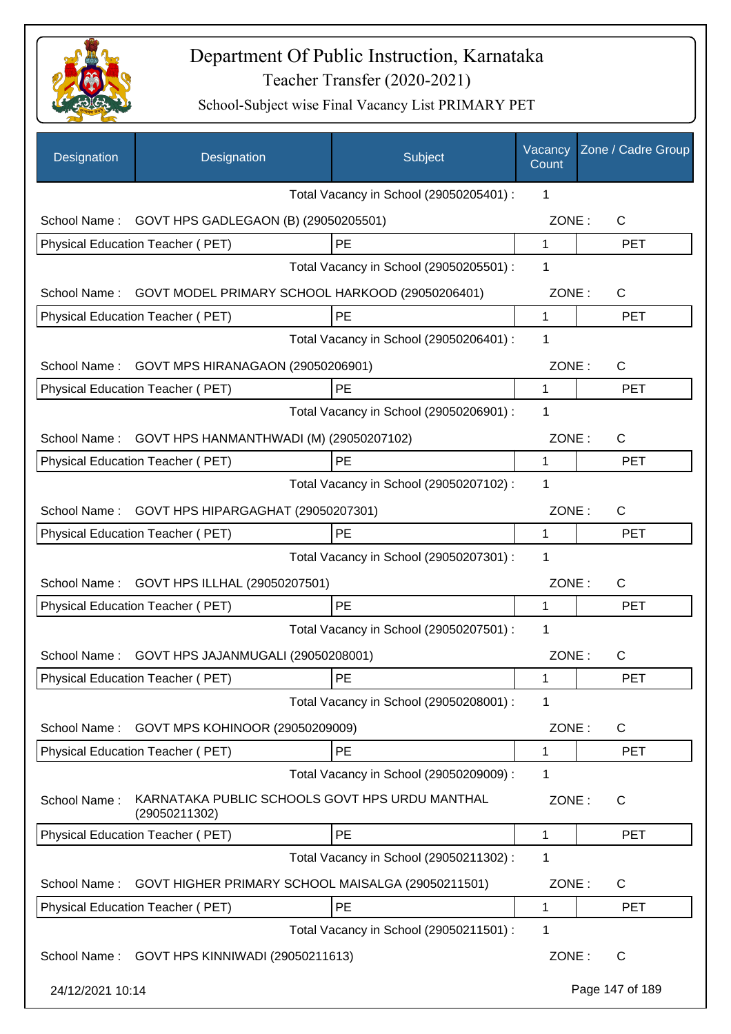# Department Of Public Instruction, Karnataka
## Teacher Transfer (2020-2021)
### School-Subject wise Final Vacancy List PRIMARY PET

| Designation | Designation | Subject | Vacancy Count | Zone / Cadre Group |
|---|---|---|---|---|
| | | Total Vacancy in School (29050205401) : | 1 | |
| School Name : | GOVT HPS GADLEGAON (B) (29050205501) | | ZONE : | C |
| Physical Education Teacher ( PET) | | PE | 1 | PET |
| | | Total Vacancy in School (29050205501) : | 1 | |
| School Name : | GOVT MODEL PRIMARY SCHOOL HARKOOD (29050206401) | | ZONE : | C |
| Physical Education Teacher ( PET) | | PE | 1 | PET |
| | | Total Vacancy in School (29050206401) : | 1 | |
| School Name : | GOVT MPS HIRANAGAON (29050206901) | | ZONE : | C |
| Physical Education Teacher ( PET) | | PE | 1 | PET |
| | | Total Vacancy in School (29050206901) : | 1 | |
| School Name : | GOVT HPS HANMANTHWADI (M) (29050207102) | | ZONE : | C |
| Physical Education Teacher ( PET) | | PE | 1 | PET |
| | | Total Vacancy in School (29050207102) : | 1 | |
| School Name : | GOVT HPS HIPARGAGHAT (29050207301) | | ZONE : | C |
| Physical Education Teacher ( PET) | | PE | 1 | PET |
| | | Total Vacancy in School (29050207301) : | 1 | |
| School Name : | GOVT HPS ILLHAL (29050207501) | | ZONE : | C |
| Physical Education Teacher ( PET) | | PE | 1 | PET |
| | | Total Vacancy in School (29050207501) : | 1 | |
| School Name : | GOVT HPS JAJANMUGALI (29050208001) | | ZONE : | C |
| Physical Education Teacher ( PET) | | PE | 1 | PET |
| | | Total Vacancy in School (29050208001) : | 1 | |
| School Name : | GOVT MPS KOHINOOR (29050209009) | | ZONE : | C |
| Physical Education Teacher ( PET) | | PE | 1 | PET |
| | | Total Vacancy in School (29050209009) : | 1 | |
| School Name : | KARNATAKA PUBLIC SCHOOLS GOVT HPS URDU MANTHAL (29050211302) | | ZONE : | C |
| Physical Education Teacher ( PET) | | PE | 1 | PET |
| | | Total Vacancy in School (29050211302) : | 1 | |
| School Name : | GOVT HIGHER PRIMARY SCHOOL MAISALGA (29050211501) | | ZONE : | C |
| Physical Education Teacher ( PET) | | PE | 1 | PET |
| | | Total Vacancy in School (29050211501) : | 1 | |
| School Name : | GOVT HPS KINNIWADI (29050211613) | | ZONE : | C |

24/12/2021 10:14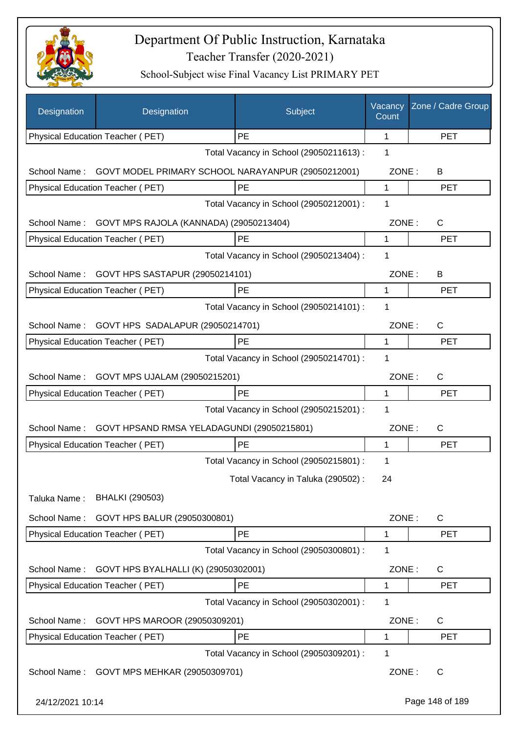# Department Of Public Instruction, Karnataka

## Teacher Transfer (2020-2021)

### School-Subject wise Final Vacancy List PRIMARY PET

| Designation | Designation | Subject | Vacancy Count | Zone / Cadre Group |
|---|---|---|---|---|
| Physical Education Teacher ( PET) | | PE | 1 | PET |

Total Vacancy in School (29050211613) : 1

School Name : GOVT MODEL PRIMARY SCHOOL NARAYANPUR (29050212001) ZONE : B

| Designation | Subject | Vacancy Count | Zone / Cadre Group |
|---|---|---|---|
| Physical Education Teacher ( PET) | PE | 1 | PET |

Total Vacancy in School (29050212001) : 1

School Name : GOVT MPS RAJOLA (KANNADA) (29050213404) ZONE : C

| Designation | Subject | Vacancy Count | Zone / Cadre Group |
|---|---|---|---|
| Physical Education Teacher ( PET) | PE | 1 | PET |

Total Vacancy in School (29050213404) : 1

School Name : GOVT HPS SASTAPUR (29050214101) ZONE : B

| Designation | Subject | Vacancy Count | Zone / Cadre Group |
|---|---|---|---|
| Physical Education Teacher ( PET) | PE | 1 | PET |

Total Vacancy in School (29050214101) : 1

School Name : GOVT HPS SADALAPUR (29050214701) ZONE : C

| Designation | Subject | Vacancy Count | Zone / Cadre Group |
|---|---|---|---|
| Physical Education Teacher ( PET) | PE | 1 | PET |

Total Vacancy in School (29050214701) : 1

School Name : GOVT MPS UJALAM (29050215201) ZONE : C

| Designation | Subject | Vacancy Count | Zone / Cadre Group |
|---|---|---|---|
| Physical Education Teacher ( PET) | PE | 1 | PET |

Total Vacancy in School (29050215201) : 1

School Name : GOVT HPSAND RMSA YELADAGUNDI (29050215801) ZONE : C

| Designation | Subject | Vacancy Count | Zone / Cadre Group |
|---|---|---|---|
| Physical Education Teacher ( PET) | PE | 1 | PET |

Total Vacancy in School (29050215801) : 1

Total Vacancy in Taluka (290502) : 24

Taluka Name : BHALKI (290503)

School Name : GOVT HPS BALUR (29050300801) ZONE : C

| Designation | Subject | Vacancy Count | Zone / Cadre Group |
|---|---|---|---|
| Physical Education Teacher ( PET) | PE | 1 | PET |

Total Vacancy in School (29050300801) : 1

School Name : GOVT HPS BYALHALLI (K) (29050302001) ZONE : C

| Designation | Subject | Vacancy Count | Zone / Cadre Group |
|---|---|---|---|
| Physical Education Teacher ( PET) | PE | 1 | PET |

Total Vacancy in School (29050302001) : 1

School Name : GOVT HPS MAROOR (29050309201) ZONE : C

| Designation | Subject | Vacancy Count | Zone / Cadre Group |
|---|---|---|---|
| Physical Education Teacher ( PET) | PE | 1 | PET |

Total Vacancy in School (29050309201) : 1

School Name : GOVT MPS MEHKAR (29050309701) ZONE : C

24/12/2021 10:14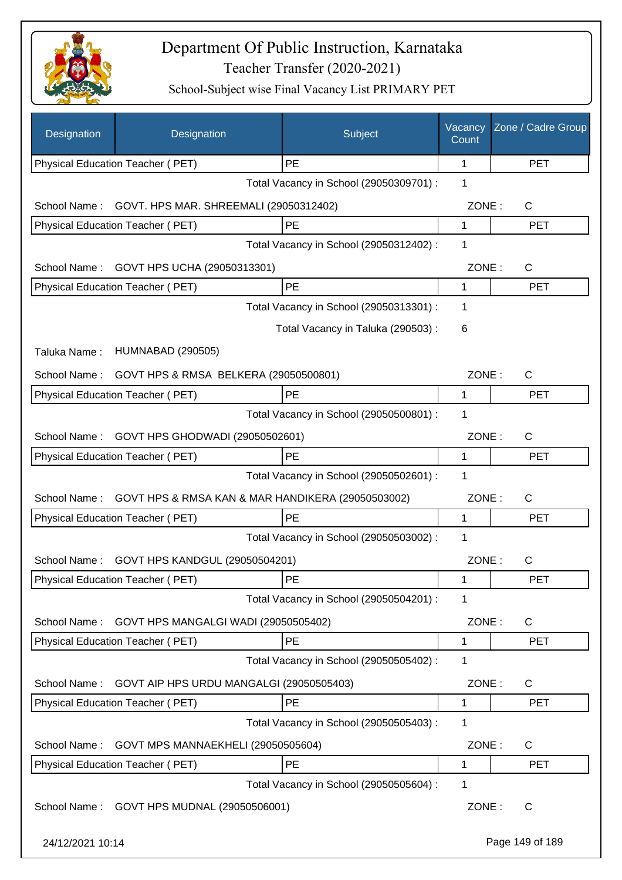# Department Of Public Instruction, Karnataka

Teacher Transfer (2020-2021)

School-Subject wise Final Vacancy List PRIMARY PET

| Designation | Designation | Subject | Vacancy Count | Zone / Cadre Group |
|---|---|---|---|---|
| Physical Education Teacher ( PET) | | PE | 1 | PET |

Total Vacancy in School (29050309701) : 1

School Name : GOVT. HPS MAR. SHREEMALI (29050312402) ZONE : C

| Physical Education Teacher ( PET) | PE | 1 | PET |
|---|---|---|---|

Total Vacancy in School (29050312402) : 1

School Name : GOVT HPS UCHA (29050313301) ZONE : C

| Physical Education Teacher ( PET) | PE | 1 | PET |
|---|---|---|---|

Total Vacancy in School (29050313301) : 1

Total Vacancy in Taluka (290503) : 6

Taluka Name : HUMNABAD (290505)

School Name : GOVT HPS & RMSA BELKERA (29050500801) ZONE : C

| Physical Education Teacher ( PET) | PE | 1 | PET |
|---|---|---|---|

Total Vacancy in School (29050500801) : 1

School Name : GOVT HPS GHODWADI (29050502601) ZONE : C

| Physical Education Teacher ( PET) | PE | 1 | PET |
|---|---|---|---|

Total Vacancy in School (29050502601) : 1

School Name : GOVT HPS & RMSA KAN & MAR HANDIKERA (29050503002) ZONE : C

| Physical Education Teacher ( PET) | PE | 1 | PET |
|---|---|---|---|

Total Vacancy in School (29050503002) : 1

School Name : GOVT HPS KANDGUL (29050504201) ZONE : C

| Physical Education Teacher ( PET) | PE | 1 | PET |
|---|---|---|---|

Total Vacancy in School (29050504201) : 1

School Name : GOVT HPS MANGALGI WADI (29050505402) ZONE : C

| Physical Education Teacher ( PET) | PE | 1 | PET |
|---|---|---|---|

Total Vacancy in School (29050505402) : 1

School Name : GOVT AIP HPS URDU MANGALGI (29050505403) ZONE : C

| Physical Education Teacher ( PET) | PE | 1 | PET |
|---|---|---|---|

Total Vacancy in School (29050505403) : 1

School Name : GOVT MPS MANNAEKHELI (29050505604) ZONE : C

| Physical Education Teacher ( PET) | PE | 1 | PET |
|---|---|---|---|

Total Vacancy in School (29050505604) : 1

School Name : GOVT HPS MUDNAL (29050506001) ZONE : C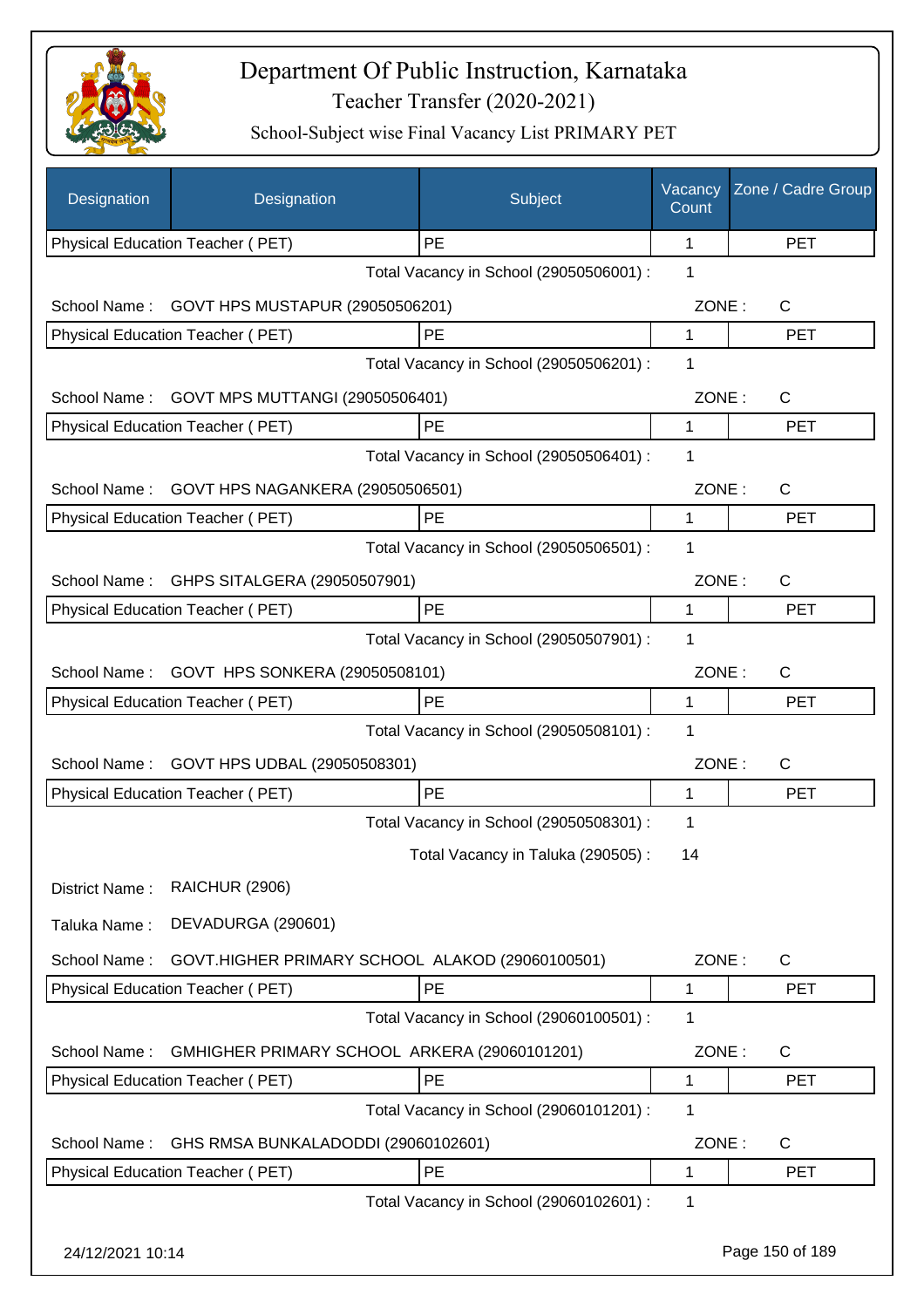# Department Of Public Instruction, Karnataka

Teacher Transfer (2020-2021)

School-Subject wise Final Vacancy List PRIMARY PET

| Designation | Designation | Subject | Vacancy Count | Zone / Cadre Group |
|---|---|---|---|---|
| Physical Education Teacher ( PET) | | PE | 1 | PET |

Total Vacancy in School (29050506001) : 1

School Name : GOVT HPS MUSTAPUR (29050506201) ZONE : C

| Physical Education Teacher ( PET) | PE | 1 | PET |
|---|---|---|---|

Total Vacancy in School (29050506201) : 1

School Name : GOVT MPS MUTTANGI (29050506401) ZONE : C

| Physical Education Teacher ( PET) | PE | 1 | PET |
|---|---|---|---|

Total Vacancy in School (29050506401) : 1

School Name : GOVT HPS NAGANKERA (29050506501) ZONE : C

| Physical Education Teacher ( PET) | PE | 1 | PET |
|---|---|---|---|

Total Vacancy in School (29050506501) : 1

School Name : GHPS SITALGERA (29050507901) ZONE : C

| Physical Education Teacher ( PET) | PE | 1 | PET |
|---|---|---|---|

Total Vacancy in School (29050507901) : 1

School Name : GOVT HPS SONKERA (29050508101) ZONE : C

| Physical Education Teacher ( PET) | PE | 1 | PET |
|---|---|---|---|

Total Vacancy in School (29050508101) : 1

School Name : GOVT HPS UDBAL (29050508301) ZONE : C

| Physical Education Teacher ( PET) | PE | 1 | PET |
|---|---|---|---|

Total Vacancy in School (29050508301) : 1

Total Vacancy in Taluka (290505) : 14

District Name : RAICHUR (2906)

Taluka Name : DEVADURGA (290601)

School Name : GOVT.HIGHER PRIMARY SCHOOL ALAKOD (29060100501) ZONE : C

| Physical Education Teacher ( PET) | PE | 1 | PET |
|---|---|---|---|

Total Vacancy in School (29060100501) : 1

School Name : GMHIGHER PRIMARY SCHOOL ARKERA (29060101201) ZONE : C

| Physical Education Teacher ( PET) | PE | 1 | PET |
|---|---|---|---|

Total Vacancy in School (29060101201) : 1

School Name : GHS RMSA BUNKALADODDI (29060102601) ZONE : C

| Physical Education Teacher ( PET) | PE | 1 | PET |
|---|---|---|---|

Total Vacancy in School (29060102601) : 1

24/12/2021 10:14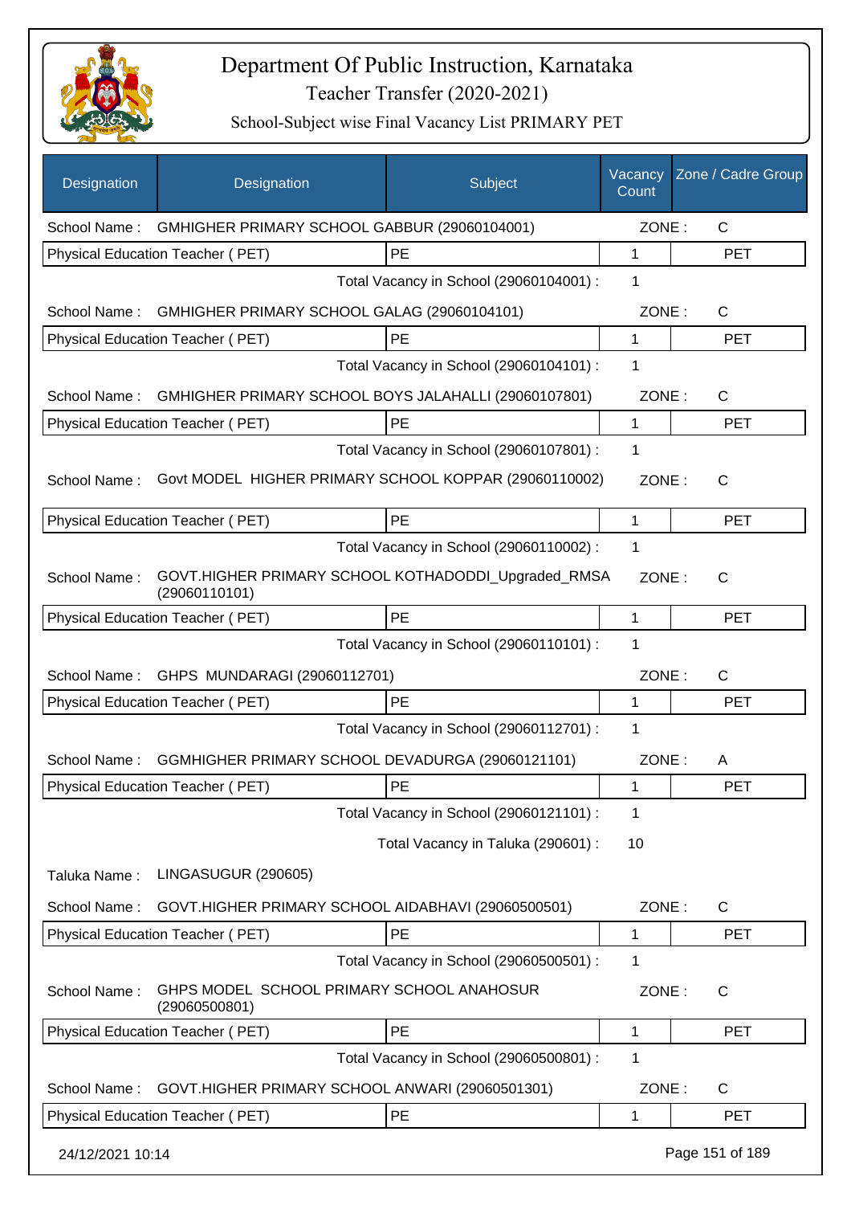# Department Of Public Instruction, Karnataka

## Teacher Transfer (2020-2021)

### School-Subject wise Final Vacancy List PRIMARY PET

| Designation | Designation | Subject | Vacancy Count | Zone / Cadre Group |
|---|---|---|---|---|
| School Name : | GMHIGHER PRIMARY SCHOOL GABBUR (29060104001) | | ZONE : | C |
| Physical Education Teacher ( PET) | | PE | 1 | PET |
| | | Total Vacancy in School (29060104001) : | 1 | |
| School Name : | GMHIGHER PRIMARY SCHOOL GALAG (29060104101) | | ZONE : | C |
| Physical Education Teacher ( PET) | | PE | 1 | PET |
| | | Total Vacancy in School (29060104101) : | 1 | |
| School Name : | GMHIGHER PRIMARY SCHOOL BOYS JALAHALLI (29060107801) | | ZONE : | C |
| Physical Education Teacher ( PET) | | PE | 1 | PET |
| | | Total Vacancy in School (29060107801) : | 1 | |
| School Name : | Govt MODEL HIGHER PRIMARY SCHOOL KOPPAR (29060110002) | | ZONE : | C |
| Physical Education Teacher ( PET) | | PE | 1 | PET |
| | | Total Vacancy in School (29060110002) : | 1 | |
| School Name : | GOVT.HIGHER PRIMARY SCHOOL KOTHADODDI_Upgraded_RMSA (29060110101) | | ZONE : | C |
| Physical Education Teacher ( PET) | | PE | 1 | PET |
| | | Total Vacancy in School (29060110101) : | 1 | |
| School Name : | GHPS MUNDARAGI (29060112701) | | ZONE : | C |
| Physical Education Teacher ( PET) | | PE | 1 | PET |
| | | Total Vacancy in School (29060112701) : | 1 | |
| School Name : | GGMHIGHER PRIMARY SCHOOL DEVADURGA (29060121101) | | ZONE : | A |
| Physical Education Teacher ( PET) | | PE | 1 | PET |
| | | Total Vacancy in School (29060121101) : | 1 | |
| | | Total Vacancy in Taluka (290601) : | 10 | |
| Taluka Name : | LINGASUGUR (290605) | | | |
| School Name : | GOVT.HIGHER PRIMARY SCHOOL AIDABHAVI (29060500501) | | ZONE : | C |
| Physical Education Teacher ( PET) | | PE | 1 | PET |
| | | Total Vacancy in School (29060500501) : | 1 | |
| School Name : | GHPS MODEL SCHOOL PRIMARY SCHOOL ANAHOSUR (29060500801) | | ZONE : | C |
| Physical Education Teacher ( PET) | | PE | 1 | PET |
| | | Total Vacancy in School (29060500801) : | 1 | |
| School Name : | GOVT.HIGHER PRIMARY SCHOOL ANWARI (29060501301) | | ZONE : | C |
| Physical Education Teacher ( PET) | | PE | 1 | PET |

24/12/2021 10:14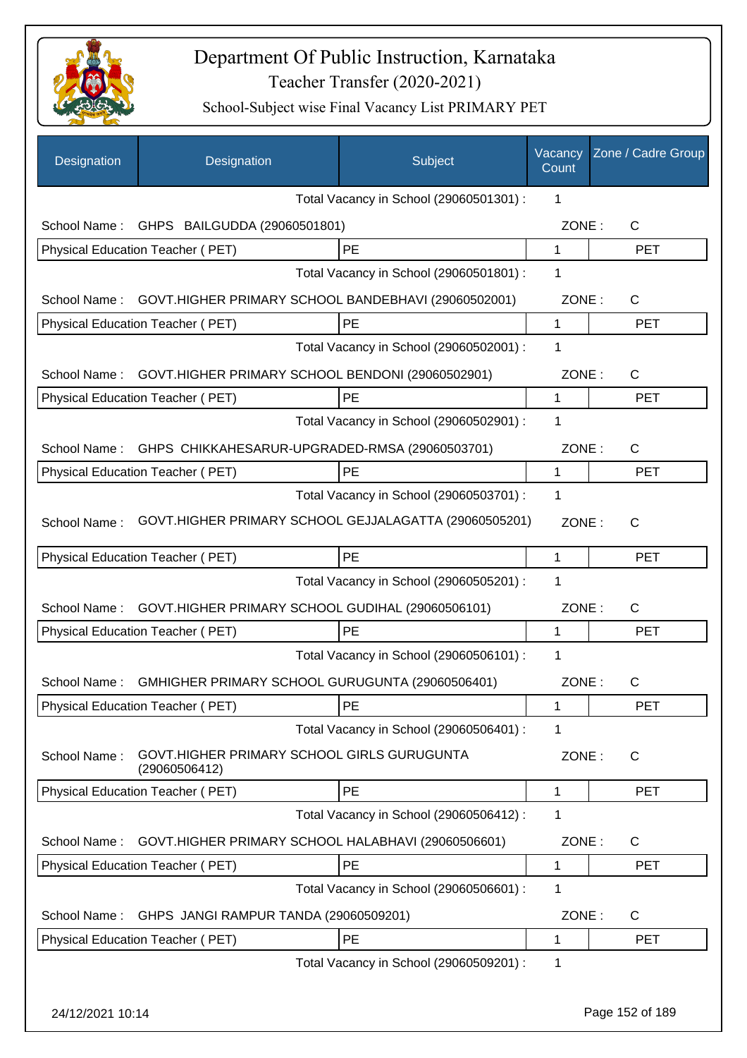# Department Of Public Instruction, Karnataka

## Teacher Transfer (2020-2021)

### School-Subject wise Final Vacancy List PRIMARY PET

| Designation | Designation | Subject | Vacancy Count | Zone / Cadre Group |
|---|---|---|---|---|
| | | Total Vacancy in School (29060501301) : | 1 | |
| School Name : | GHPS BAILGUDDA (29060501801) | | ZONE : | C |
| Physical Education Teacher ( PET) | | PE | 1 | PET |
| | | Total Vacancy in School (29060501801) : | 1 | |
| School Name : | GOVT.HIGHER PRIMARY SCHOOL BANDEBHAVI (29060502001) | | ZONE : | C |
| Physical Education Teacher ( PET) | | PE | 1 | PET |
| | | Total Vacancy in School (29060502001) : | 1 | |
| School Name : | GOVT.HIGHER PRIMARY SCHOOL BENDONI (29060502901) | | ZONE : | C |
| Physical Education Teacher ( PET) | | PE | 1 | PET |
| | | Total Vacancy in School (29060502901) : | 1 | |
| School Name : | GHPS CHIKKAHESARUR-UPGRADED-RMSA (29060503701) | | ZONE : | C |
| Physical Education Teacher ( PET) | | PE | 1 | PET |
| | | Total Vacancy in School (29060503701) : | 1 | |
| School Name : | GOVT.HIGHER PRIMARY SCHOOL GEJJALAGATTA (29060505201) | | ZONE : | C |
| Physical Education Teacher ( PET) | | PE | 1 | PET |
| | | Total Vacancy in School (29060505201) : | 1 | |
| School Name : | GOVT.HIGHER PRIMARY SCHOOL GUDIHAL (29060506101) | | ZONE : | C |
| Physical Education Teacher ( PET) | | PE | 1 | PET |
| | | Total Vacancy in School (29060506101) : | 1 | |
| School Name : | GMHIGHER PRIMARY SCHOOL GURUGUNTA (29060506401) | | ZONE : | C |
| Physical Education Teacher ( PET) | | PE | 1 | PET |
| | | Total Vacancy in School (29060506401) : | 1 | |
| School Name : | GOVT.HIGHER PRIMARY SCHOOL GIRLS GURUGUNTA (29060506412) | | ZONE : | C |
| Physical Education Teacher ( PET) | | PE | 1 | PET |
| | | Total Vacancy in School (29060506412) : | 1 | |
| School Name : | GOVT.HIGHER PRIMARY SCHOOL HALABHAVI (29060506601) | | ZONE : | C |
| Physical Education Teacher ( PET) | | PE | 1 | PET |
| | | Total Vacancy in School (29060506601) : | 1 | |
| School Name : | GHPS JANGI RAMPUR TANDA (29060509201) | | ZONE : | C |
| Physical Education Teacher ( PET) | | PE | 1 | PET |
| | | Total Vacancy in School (29060509201) : | 1 | |

24/12/2021 10:14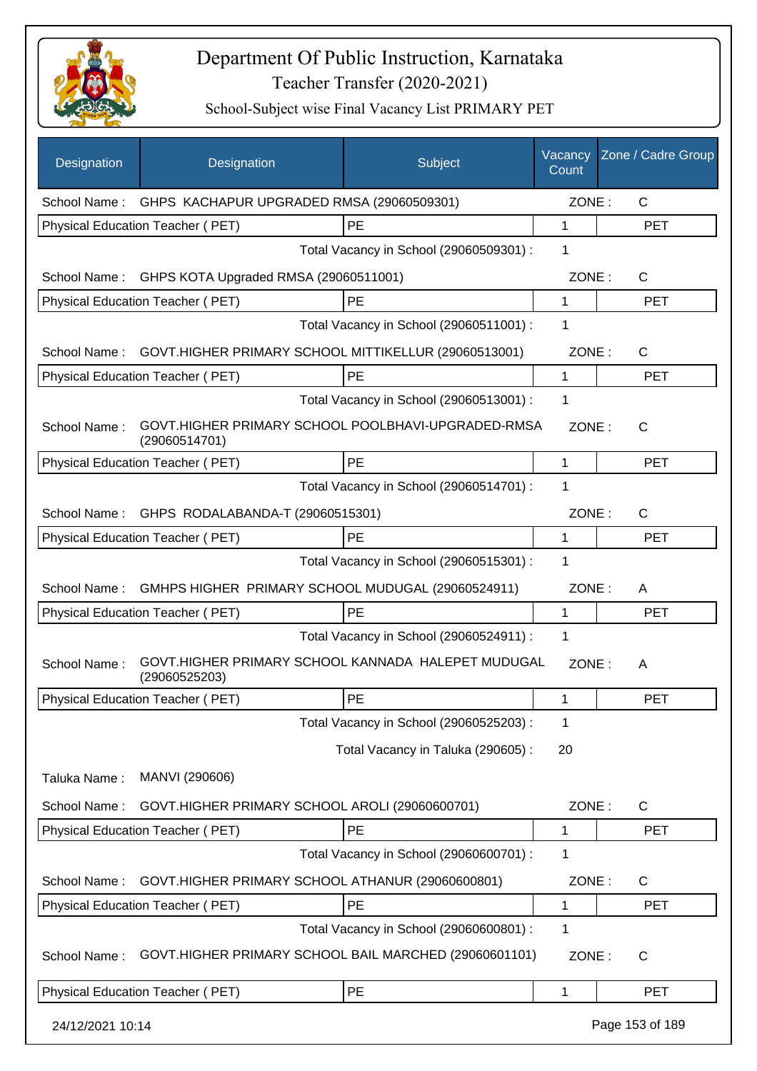# Department Of Public Instruction, Karnataka

## Teacher Transfer (2020-2021)

### School-Subject wise Final Vacancy List PRIMARY PET

| Designation | Designation | Subject | Vacancy Count | Zone / Cadre Group |
|---|---|---|---|---|
| School Name : | GHPS KACHAPUR UPGRADED RMSA (29060509301) | | ZONE : | C |
| Physical Education Teacher ( PET) | | PE | 1 | PET |
| | | Total Vacancy in School (29060509301) : | 1 | |
| School Name : | GHPS KOTA Upgraded RMSA (29060511001) | | ZONE : | C |
| Physical Education Teacher ( PET) | | PE | 1 | PET |
| | | Total Vacancy in School (29060511001) : | 1 | |
| School Name : | GOVT.HIGHER PRIMARY SCHOOL MITTIKELLUR (29060513001) | | ZONE : | C |
| Physical Education Teacher ( PET) | | PE | 1 | PET |
| | | Total Vacancy in School (29060513001) : | 1 | |
| School Name : | GOVT.HIGHER PRIMARY SCHOOL POOLBHAVI-UPGRADED-RMSA (29060514701) | | ZONE : | C |
| Physical Education Teacher ( PET) | | PE | 1 | PET |
| | | Total Vacancy in School (29060514701) : | 1 | |
| School Name : | GHPS RODALABANDA-T (29060515301) | | ZONE : | C |
| Physical Education Teacher ( PET) | | PE | 1 | PET |
| | | Total Vacancy in School (29060515301) : | 1 | |
| School Name : | GMHPS HIGHER PRIMARY SCHOOL MUDUGAL (29060524911) | | ZONE : | A |
| Physical Education Teacher ( PET) | | PE | 1 | PET |
| | | Total Vacancy in School (29060524911) : | 1 | |
| School Name : | GOVT.HIGHER PRIMARY SCHOOL KANNADA HALEPET MUDUGAL (29060525203) | | ZONE : | A |
| Physical Education Teacher ( PET) | | PE | 1 | PET |
| | | Total Vacancy in School (29060525203) : | 1 | |
| | | Total Vacancy in Taluka (290605) : | 20 | |
| Taluka Name : | MANVI (290606) | | | |
| School Name : | GOVT.HIGHER PRIMARY SCHOOL AROLI (29060600701) | | ZONE : | C |
| Physical Education Teacher ( PET) | | PE | 1 | PET |
| | | Total Vacancy in School (29060600701) : | 1 | |
| School Name : | GOVT.HIGHER PRIMARY SCHOOL ATHANUR (29060600801) | | ZONE : | C |
| Physical Education Teacher ( PET) | | PE | 1 | PET |
| | | Total Vacancy in School (29060600801) : | 1 | |
| School Name : | GOVT.HIGHER PRIMARY SCHOOL BAIL MARCHED (29060601101) | | ZONE : | C |
| Physical Education Teacher ( PET) | | PE | 1 | PET |

24/12/2021 10:14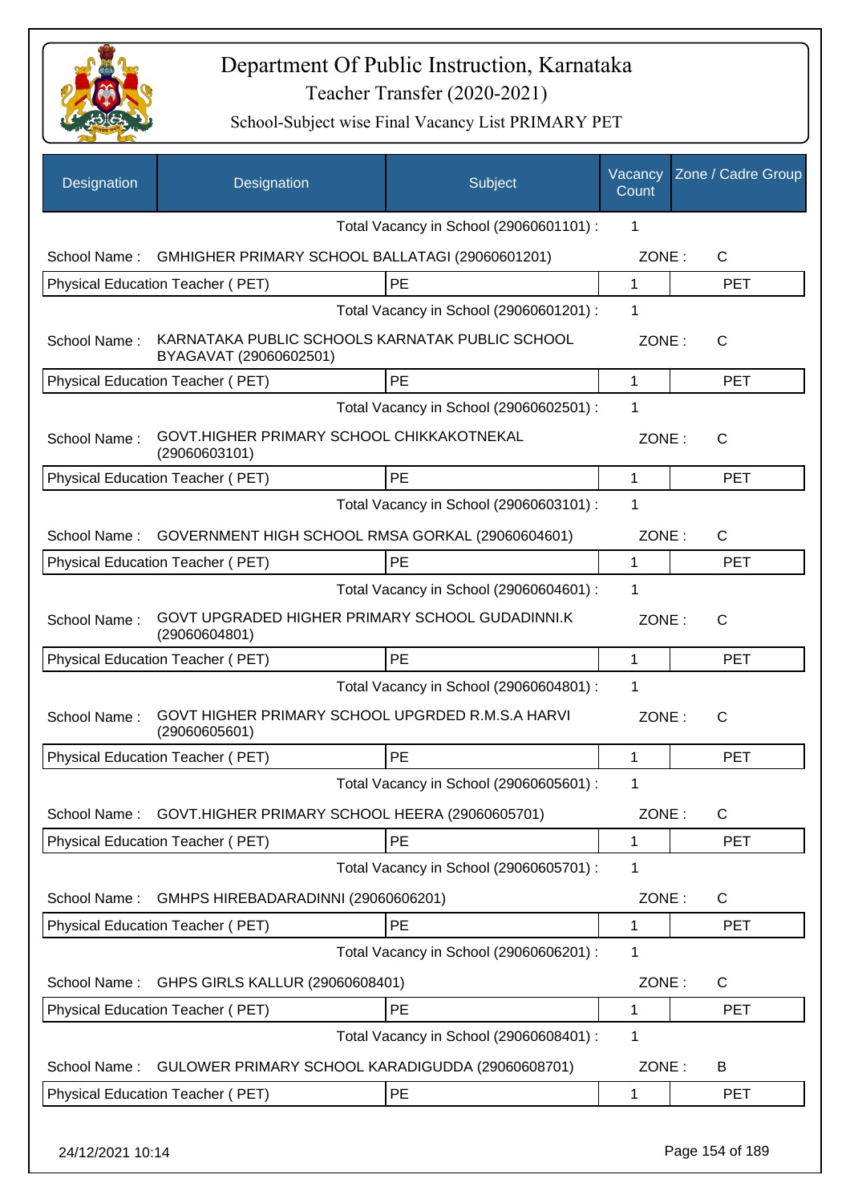# Department Of Public Instruction, Karnataka

Teacher Transfer (2020-2021)

School-Subject wise Final Vacancy List PRIMARY PET

| Designation | Designation | Subject | Vacancy Count | Zone / Cadre Group |
|---|---|---|---|---|
| | | Total Vacancy in School (29060601101) : | 1 | |
| School Name : | GMHIGHER PRIMARY SCHOOL BALLATAGI (29060601201) | | ZONE : | C |
| Physical Education Teacher ( PET) | | PE | 1 | PET |
| | | Total Vacancy in School (29060601201) : | 1 | |
| School Name : | KARNATAKA PUBLIC SCHOOLS KARNATAK PUBLIC SCHOOL BYAGAVAT (29060602501) | | ZONE : | C |
| Physical Education Teacher ( PET) | | PE | 1 | PET |
| | | Total Vacancy in School (29060602501) : | 1 | |
| School Name : | GOVT.HIGHER PRIMARY SCHOOL CHIKKAKOTNEKAL (29060603101) | | ZONE : | C |
| Physical Education Teacher ( PET) | | PE | 1 | PET |
| | | Total Vacancy in School (29060603101) : | 1 | |
| School Name : | GOVERNMENT HIGH SCHOOL RMSA GORKAL (29060604601) | | ZONE : | C |
| Physical Education Teacher ( PET) | | PE | 1 | PET |
| | | Total Vacancy in School (29060604601) : | 1 | |
| School Name : | GOVT UPGRADED HIGHER PRIMARY SCHOOL GUDADINNI.K (29060604801) | | ZONE : | C |
| Physical Education Teacher ( PET) | | PE | 1 | PET |
| | | Total Vacancy in School (29060604801) : | 1 | |
| School Name : | GOVT HIGHER PRIMARY SCHOOL UPGRDED R.M.S.A HARVI (29060605601) | | ZONE : | C |
| Physical Education Teacher ( PET) | | PE | 1 | PET |
| | | Total Vacancy in School (29060605601) : | 1 | |
| School Name : | GOVT.HIGHER PRIMARY SCHOOL HEERA (29060605701) | | ZONE : | C |
| Physical Education Teacher ( PET) | | PE | 1 | PET |
| | | Total Vacancy in School (29060605701) : | 1 | |
| School Name : | GMHPS HIREBADARADINNI (29060606201) | | ZONE : | C |
| Physical Education Teacher ( PET) | | PE | 1 | PET |
| | | Total Vacancy in School (29060606201) : | 1 | |
| School Name : | GHPS GIRLS KALLUR (29060608401) | | ZONE : | C |
| Physical Education Teacher ( PET) | | PE | 1 | PET |
| | | Total Vacancy in School (29060608401) : | 1 | |
| School Name : | GULOWER PRIMARY SCHOOL KARADIGUDDA (29060608701) | | ZONE : | B |
| Physical Education Teacher ( PET) | | PE | 1 | PET |

24/12/2021 10:14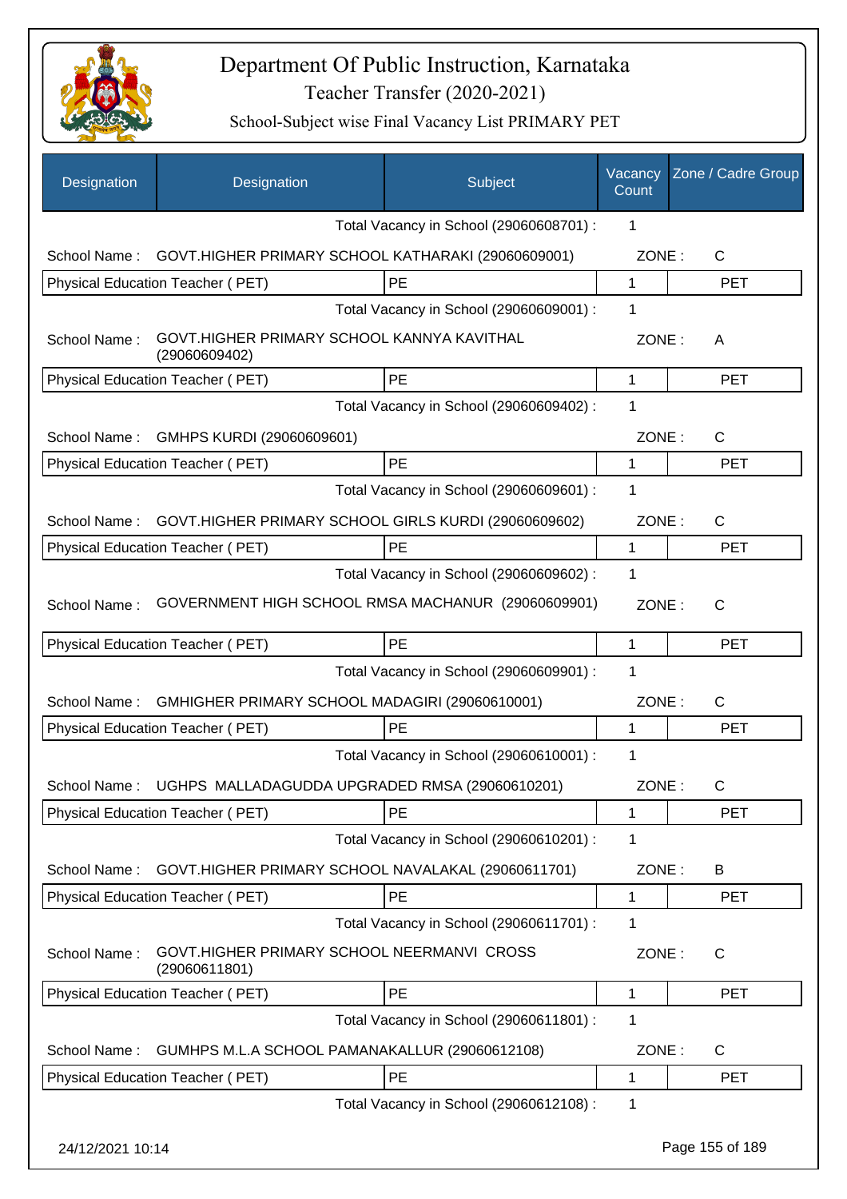# Department Of Public Instruction, Karnataka

Teacher Transfer (2020-2021)

School-Subject wise Final Vacancy List PRIMARY PET

| Designation | Designation | Subject | Vacancy Count | Zone / Cadre Group |
|---|---|---|---|---|
| | | Total Vacancy in School (29060608701) : | 1 | |
| School Name : | GOVT.HIGHER PRIMARY SCHOOL KATHARAKI (29060609001) | | ZONE : | C |
| Physical Education Teacher ( PET) | | PE | 1 | PET |
| | | Total Vacancy in School (29060609001) : | 1 | |
| School Name : | GOVT.HIGHER PRIMARY SCHOOL KANNYA KAVITHAL (29060609402) | | ZONE : | A |
| Physical Education Teacher ( PET) | | PE | 1 | PET |
| | | Total Vacancy in School (29060609402) : | 1 | |
| School Name : | GMHPS KURDI (29060609601) | | ZONE : | C |
| Physical Education Teacher ( PET) | | PE | 1 | PET |
| | | Total Vacancy in School (29060609601) : | 1 | |
| School Name : | GOVT.HIGHER PRIMARY SCHOOL GIRLS KURDI (29060609602) | | ZONE : | C |
| Physical Education Teacher ( PET) | | PE | 1 | PET |
| | | Total Vacancy in School (29060609602) : | 1 | |
| School Name : | GOVERNMENT HIGH SCHOOL RMSA MACHANUR (29060609901) | | ZONE : | C |
| Physical Education Teacher ( PET) | | PE | 1 | PET |
| | | Total Vacancy in School (29060609901) : | 1 | |
| School Name : | GMHIGHER PRIMARY SCHOOL MADAGIRI (29060610001) | | ZONE : | C |
| Physical Education Teacher ( PET) | | PE | 1 | PET |
| | | Total Vacancy in School (29060610001) : | 1 | |
| School Name : | UGHPS MALLADAGUDDA UPGRADED RMSA (29060610201) | | ZONE : | C |
| Physical Education Teacher ( PET) | | PE | 1 | PET |
| | | Total Vacancy in School (29060610201) : | 1 | |
| School Name : | GOVT.HIGHER PRIMARY SCHOOL NAVALAKAL (29060611701) | | ZONE : | B |
| Physical Education Teacher ( PET) | | PE | 1 | PET |
| | | Total Vacancy in School (29060611701) : | 1 | |
| School Name : | GOVT.HIGHER PRIMARY SCHOOL NEERMANVI CROSS (29060611801) | | ZONE : | C |
| Physical Education Teacher ( PET) | | PE | 1 | PET |
| | | Total Vacancy in School (29060611801) : | 1 | |
| School Name : | GUMHPS M.L.A SCHOOL PAMANAKALLUR (29060612108) | | ZONE : | C |
| Physical Education Teacher ( PET) | | PE | 1 | PET |
| | | Total Vacancy in School (29060612108) : | 1 | |

24/12/2021 10:14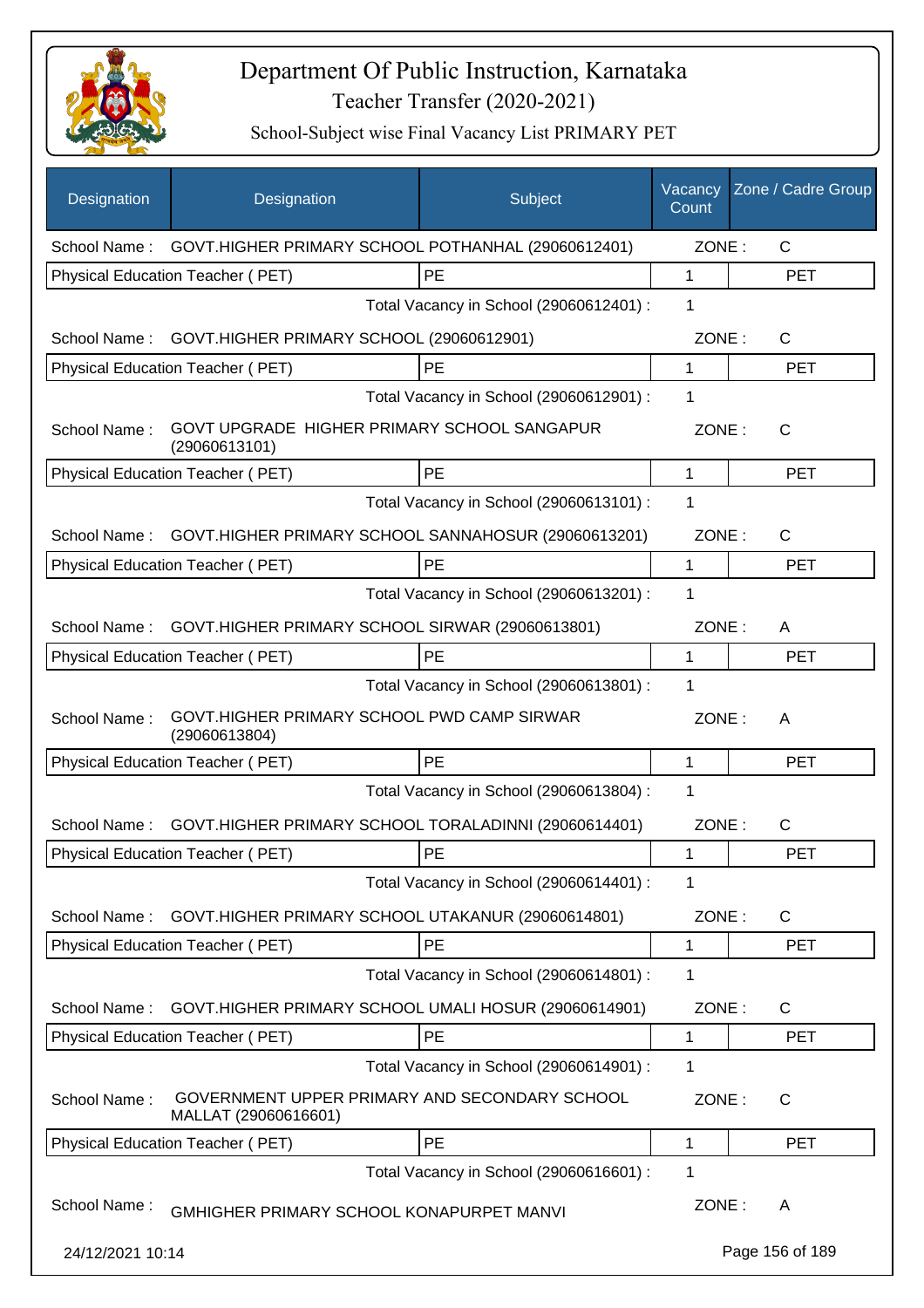# Department Of Public Instruction, Karnataka

## Teacher Transfer (2020-2021)

### School-Subject wise Final Vacancy List PRIMARY PET

| Designation | Designation | Subject | Vacancy Count | Zone / Cadre Group |
|---|---|---|---|---|
| School Name : | GOVT.HIGHER PRIMARY SCHOOL POTHANHAL (29060612401) | | ZONE : | C |
| Physical Education Teacher ( PET) | | PE | 1 | PET |
| | | Total Vacancy in School (29060612401) : | 1 | |
| School Name : | GOVT.HIGHER PRIMARY SCHOOL (29060612901) | | ZONE : | C |
| Physical Education Teacher ( PET) | | PE | 1 | PET |
| | | Total Vacancy in School (29060612901) : | 1 | |
| School Name : | GOVT UPGRADE HIGHER PRIMARY SCHOOL SANGAPUR (29060613101) | | ZONE : | C |
| Physical Education Teacher ( PET) | | PE | 1 | PET |
| | | Total Vacancy in School (29060613101) : | 1 | |
| School Name : | GOVT.HIGHER PRIMARY SCHOOL SANNAHOSUR (29060613201) | | ZONE : | C |
| Physical Education Teacher ( PET) | | PE | 1 | PET |
| | | Total Vacancy in School (29060613201) : | 1 | |
| School Name : | GOVT.HIGHER PRIMARY SCHOOL SIRWAR (29060613801) | | ZONE : | A |
| Physical Education Teacher ( PET) | | PE | 1 | PET |
| | | Total Vacancy in School (29060613801) : | 1 | |
| School Name : | GOVT.HIGHER PRIMARY SCHOOL PWD CAMP SIRWAR (29060613804) | | ZONE : | A |
| Physical Education Teacher ( PET) | | PE | 1 | PET |
| | | Total Vacancy in School (29060613804) : | 1 | |
| School Name : | GOVT.HIGHER PRIMARY SCHOOL TORALADINNI (29060614401) | | ZONE : | C |
| Physical Education Teacher ( PET) | | PE | 1 | PET |
| | | Total Vacancy in School (29060614401) : | 1 | |
| School Name : | GOVT.HIGHER PRIMARY SCHOOL UTAKANUR (29060614801) | | ZONE : | C |
| Physical Education Teacher ( PET) | | PE | 1 | PET |
| | | Total Vacancy in School (29060614801) : | 1 | |
| School Name : | GOVT.HIGHER PRIMARY SCHOOL UMALI HOSUR (29060614901) | | ZONE : | C |
| Physical Education Teacher ( PET) | | PE | 1 | PET |
| | | Total Vacancy in School (29060614901) : | 1 | |
| School Name : | GOVERNMENT UPPER PRIMARY AND SECONDARY SCHOOL MALLAT (29060616601) | | ZONE : | C |
| Physical Education Teacher ( PET) | | PE | 1 | PET |
| | | Total Vacancy in School (29060616601) : | 1 | |
| School Name : | GMHIGHER PRIMARY SCHOOL KONAPURPET MANVI | | ZONE : | A |

24/12/2021 10:14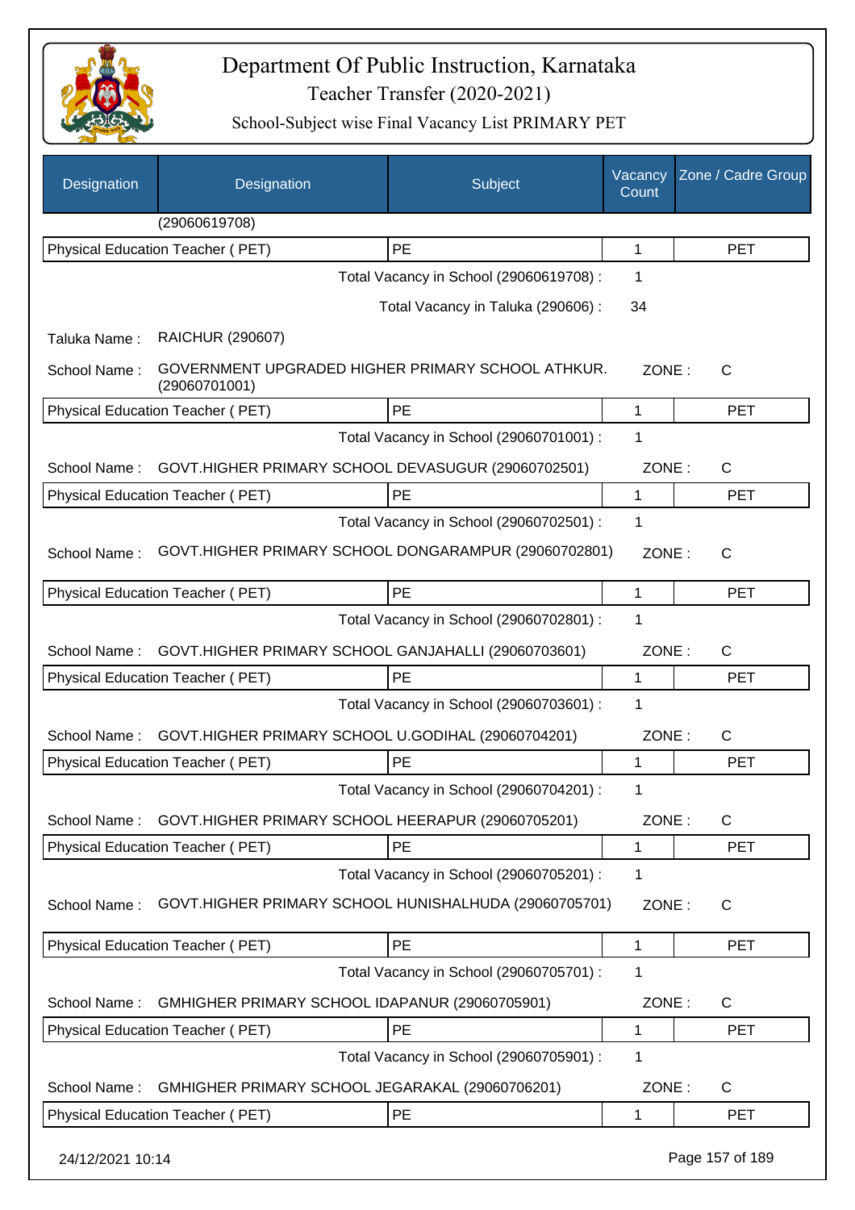# Department Of Public Instruction, Karnataka
## Teacher Transfer (2020-2021)
### School-Subject wise Final Vacancy List PRIMARY PET

| Designation | Designation | Subject | Vacancy Count | Zone / Cadre Group |
|---|---|---|---|---|
| | (29060619708) | | | |
| Physical Education Teacher ( PET) | | PE | 1 | PET |
| | | Total Vacancy in School (29060619708) : | 1 | |
| | | Total Vacancy in Taluka (290606) : | 34 | |

Taluka Name : RAICHUR (290607)

School Name : GOVERNMENT UPGRADED HIGHER PRIMARY SCHOOL ATHKUR. (29060701001) ZONE : C

| Physical Education Teacher ( PET) | PE | 1 | PET |
|---|---|---|---|
| | Total Vacancy in School (29060701001) : | 1 | |

School Name : GOVT.HIGHER PRIMARY SCHOOL DEVASUGUR (29060702501) ZONE : C

| Physical Education Teacher ( PET) | PE | 1 | PET |
|---|---|---|---|
| | Total Vacancy in School (29060702501) : | 1 | |

School Name : GOVT.HIGHER PRIMARY SCHOOL DONGARAMPUR (29060702801) ZONE : C

| Physical Education Teacher ( PET) | PE | 1 | PET |
|---|---|---|---|
| | Total Vacancy in School (29060702801) : | 1 | |

School Name : GOVT.HIGHER PRIMARY SCHOOL GANJAHALLI (29060703601) ZONE : C

| Physical Education Teacher ( PET) | PE | 1 | PET |
|---|---|---|---|
| | Total Vacancy in School (29060703601) : | 1 | |

School Name : GOVT.HIGHER PRIMARY SCHOOL U.GODIHAL (29060704201) ZONE : C

| Physical Education Teacher ( PET) | PE | 1 | PET |
|---|---|---|---|
| | Total Vacancy in School (29060704201) : | 1 | |

School Name : GOVT.HIGHER PRIMARY SCHOOL HEERAPUR (29060705201) ZONE : C

| Physical Education Teacher ( PET) | PE | 1 | PET |
|---|---|---|---|
| | Total Vacancy in School (29060705201) : | 1 | |

School Name : GOVT.HIGHER PRIMARY SCHOOL HUNISHALHUDA (29060705701) ZONE : C

| Physical Education Teacher ( PET) | PE | 1 | PET |
|---|---|---|---|
| | Total Vacancy in School (29060705701) : | 1 | |

School Name : GMHIGHER PRIMARY SCHOOL IDAPANUR (29060705901) ZONE : C

| Physical Education Teacher ( PET) | PE | 1 | PET |
|---|---|---|---|
| | Total Vacancy in School (29060705901) : | 1 | |

School Name : GMHIGHER PRIMARY SCHOOL JEGARAKAL (29060706201) ZONE : C

| Physical Education Teacher ( PET) | PE | 1 | PET |
|---|---|---|---|

24/12/2021 10:14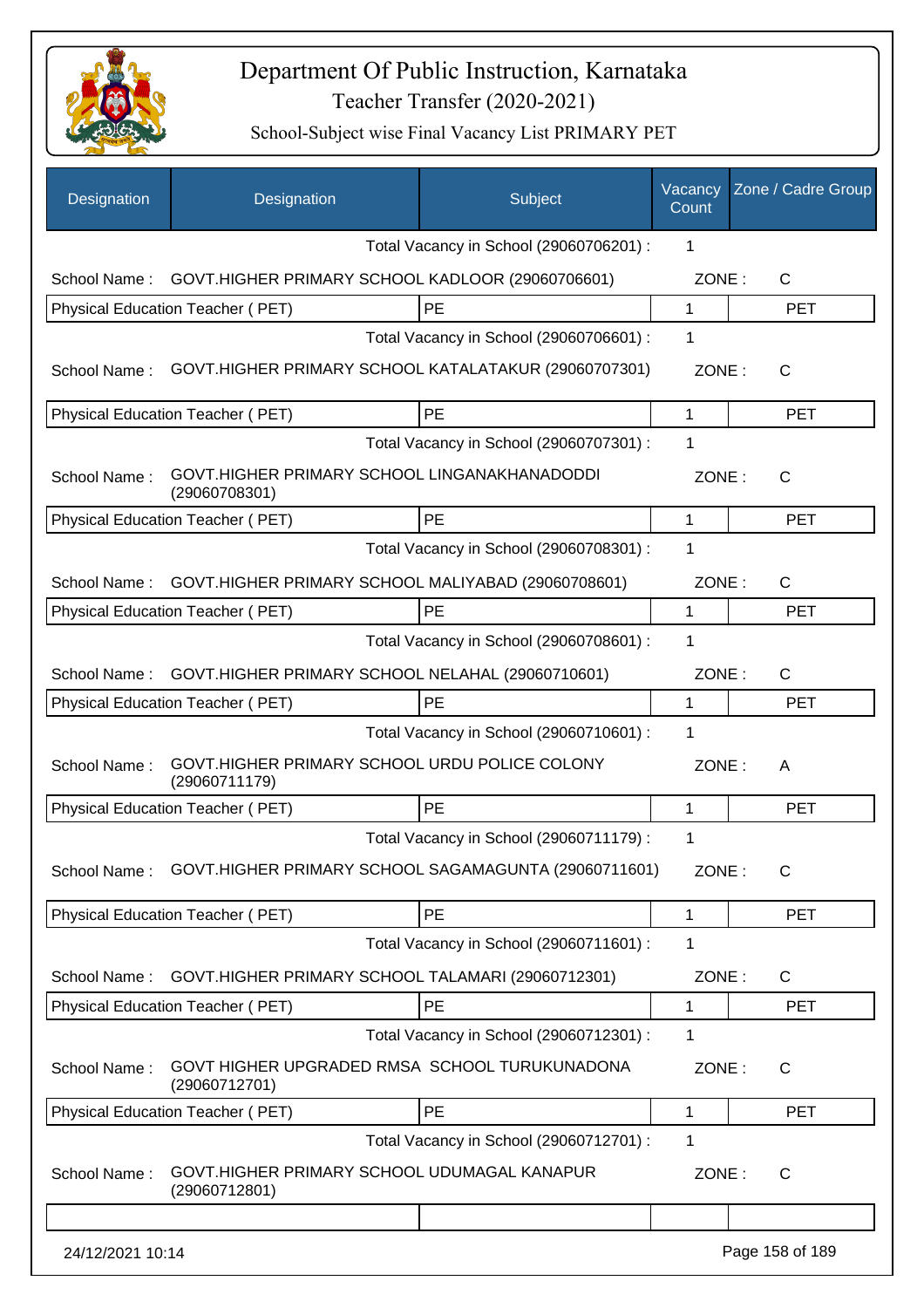# Department Of Public Instruction, Karnataka

## Teacher Transfer (2020-2021)

### School-Subject wise Final Vacancy List PRIMARY PET

| Designation | Designation | Subject | Vacancy Count | Zone / Cadre Group |
|---|---|---|---|---|
| | | Total Vacancy in School (29060706201) : | 1 | |
| School Name : | GOVT.HIGHER PRIMARY SCHOOL KADLOOR (29060706601) | | ZONE : | C |
| Physical Education Teacher ( PET) | | PE | 1 | PET |
| | | Total Vacancy in School (29060706601) : | 1 | |
| School Name : | GOVT.HIGHER PRIMARY SCHOOL KATALATAKUR (29060707301) | | ZONE : | C |
| Physical Education Teacher ( PET) | | PE | 1 | PET |
| | | Total Vacancy in School (29060707301) : | 1 | |
| School Name : | GOVT.HIGHER PRIMARY SCHOOL LINGANAKHANADODDI (29060708301) | | ZONE : | C |
| Physical Education Teacher ( PET) | | PE | 1 | PET |
| | | Total Vacancy in School (29060708301) : | 1 | |
| School Name : | GOVT.HIGHER PRIMARY SCHOOL MALIYABAD (29060708601) | | ZONE : | C |
| Physical Education Teacher ( PET) | | PE | 1 | PET |
| | | Total Vacancy in School (29060708601) : | 1 | |
| School Name : | GOVT.HIGHER PRIMARY SCHOOL NELAHAL (29060710601) | | ZONE : | C |
| Physical Education Teacher ( PET) | | PE | 1 | PET |
| | | Total Vacancy in School (29060710601) : | 1 | |
| School Name : | GOVT.HIGHER PRIMARY SCHOOL URDU POLICE COLONY (29060711179) | | ZONE : | A |
| Physical Education Teacher ( PET) | | PE | 1 | PET |
| | | Total Vacancy in School (29060711179) : | 1 | |
| School Name : | GOVT.HIGHER PRIMARY SCHOOL SAGAMAGUNTA (29060711601) | | ZONE : | C |
| Physical Education Teacher ( PET) | | PE | 1 | PET |
| | | Total Vacancy in School (29060711601) : | 1 | |
| School Name : | GOVT.HIGHER PRIMARY SCHOOL TALAMARI (29060712301) | | ZONE : | C |
| Physical Education Teacher ( PET) | | PE | 1 | PET |
| | | Total Vacancy in School (29060712301) : | 1 | |
| School Name : | GOVT HIGHER UPGRADED RMSA SCHOOL TURUKUNADONA (29060712701) | | ZONE : | C |
| Physical Education Teacher ( PET) | | PE | 1 | PET |
| | | Total Vacancy in School (29060712701) : | 1 | |
| School Name : | GOVT.HIGHER PRIMARY SCHOOL UDUMAGAL KANAPUR (29060712801) | | ZONE : | C |
| | | | | |

24/12/2021 10:14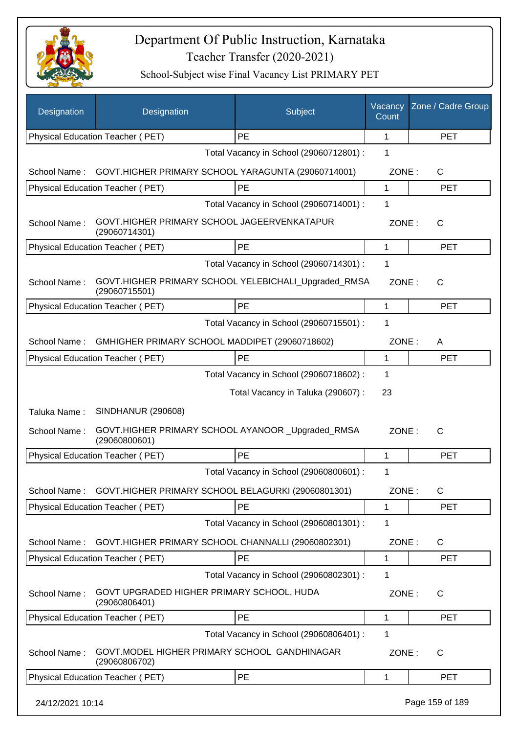# Department Of Public Instruction, Karnataka

Teacher Transfer (2020-2021)

School-Subject wise Final Vacancy List PRIMARY PET

| Designation | Designation | Subject | Vacancy Count | Zone / Cadre Group |
|---|---|---|---|---|
| Physical Education Teacher ( PET) | | PE | 1 | PET |
| | | Total Vacancy in School (29060712801) : | 1 | |
| School Name : | GOVT.HIGHER PRIMARY SCHOOL YARAGUNTA (29060714001) | | ZONE : | C |
| Physical Education Teacher ( PET) | | PE | 1 | PET |
| | | Total Vacancy in School (29060714001) : | 1 | |
| School Name : | GOVT.HIGHER PRIMARY SCHOOL JAGEERVENKATAPUR (29060714301) | | ZONE : | C |
| Physical Education Teacher ( PET) | | PE | 1 | PET |
| | | Total Vacancy in School (29060714301) : | 1 | |
| School Name : | GOVT.HIGHER PRIMARY SCHOOL YELEBICHALI_Upgraded_RMSA (29060715501) | | ZONE : | C |
| Physical Education Teacher ( PET) | | PE | 1 | PET |
| | | Total Vacancy in School (29060715501) : | 1 | |
| School Name : | GMHIGHER PRIMARY SCHOOL MADDIPET (29060718602) | | ZONE : | A |
| Physical Education Teacher ( PET) | | PE | 1 | PET |
| | | Total Vacancy in School (29060718602) : | 1 | |
| | | Total Vacancy in Taluka (290607) : | 23 | |
| Taluka Name : | SINDHANUR (290608) | | | |
| School Name : | GOVT.HIGHER PRIMARY SCHOOL AYANOOR _Upgraded_RMSA (29060800601) | | ZONE : | C |
| Physical Education Teacher ( PET) | | PE | 1 | PET |
| | | Total Vacancy in School (29060800601) : | 1 | |
| School Name : | GOVT.HIGHER PRIMARY SCHOOL BELAGURKI (29060801301) | | ZONE : | C |
| Physical Education Teacher ( PET) | | PE | 1 | PET |
| | | Total Vacancy in School (29060801301) : | 1 | |
| School Name : | GOVT.HIGHER PRIMARY SCHOOL CHANNALLI (29060802301) | | ZONE : | C |
| Physical Education Teacher ( PET) | | PE | 1 | PET |
| | | Total Vacancy in School (29060802301) : | 1 | |
| School Name : | GOVT UPGRADED HIGHER PRIMARY SCHOOL, HUDA (29060806401) | | ZONE : | C |
| Physical Education Teacher ( PET) | | PE | 1 | PET |
| | | Total Vacancy in School (29060806401) : | 1 | |
| School Name : | GOVT.MODEL HIGHER PRIMARY SCHOOL GANDHINAGAR (29060806702) | | ZONE : | C |
| Physical Education Teacher ( PET) | | PE | 1 | PET |

24/12/2021 10:14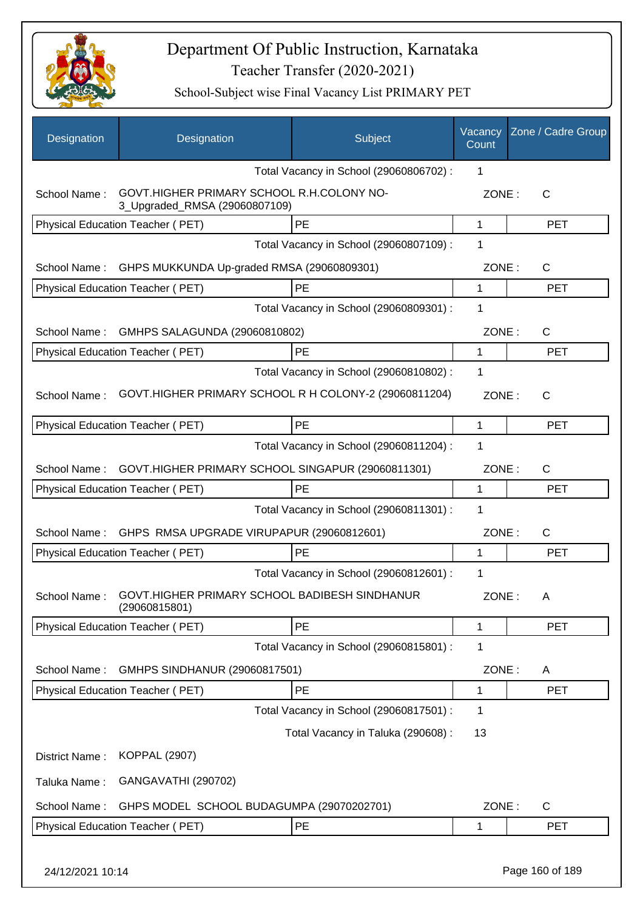# Department Of Public Instruction, Karnataka
## Teacher Transfer (2020-2021)
### School-Subject wise Final Vacancy List PRIMARY PET

| Designation | Designation | Subject | Vacancy Count | Zone / Cadre Group |
|---|---|---|---|---|
| | | Total Vacancy in School (29060806702) : | 1 | |
| School Name : | GOVT.HIGHER PRIMARY SCHOOL R.H.COLONY NO-3_Upgraded_RMSA (29060807109) | | ZONE : | C |
| Physical Education Teacher ( PET) | | PE | 1 | PET |
| | | Total Vacancy in School (29060807109) : | 1 | |
| School Name : | GHPS MUKKUNDA Up-graded RMSA (29060809301) | | ZONE : | C |
| Physical Education Teacher ( PET) | | PE | 1 | PET |
| | | Total Vacancy in School (29060809301) : | 1 | |
| School Name : | GMHPS SALAGUNDA (29060810802) | | ZONE : | C |
| Physical Education Teacher ( PET) | | PE | 1 | PET |
| | | Total Vacancy in School (29060810802) : | 1 | |
| School Name : | GOVT.HIGHER PRIMARY SCHOOL R H COLONY-2 (29060811204) | | ZONE : | C |
| Physical Education Teacher ( PET) | | PE | 1 | PET |
| | | Total Vacancy in School (29060811204) : | 1 | |
| School Name : | GOVT.HIGHER PRIMARY SCHOOL SINGAPUR (29060811301) | | ZONE : | C |
| Physical Education Teacher ( PET) | | PE | 1 | PET |
| | | Total Vacancy in School (29060811301) : | 1 | |
| School Name : | GHPS RMSA UPGRADE VIRUPAPUR (29060812601) | | ZONE : | C |
| Physical Education Teacher ( PET) | | PE | 1 | PET |
| | | Total Vacancy in School (29060812601) : | 1 | |
| School Name : | GOVT.HIGHER PRIMARY SCHOOL BADIBESH SINDHANUR (29060815801) | | ZONE : | A |
| Physical Education Teacher ( PET) | | PE | 1 | PET |
| | | Total Vacancy in School (29060815801) : | 1 | |
| School Name : | GMHPS SINDHANUR (29060817501) | | ZONE : | A |
| Physical Education Teacher ( PET) | | PE | 1 | PET |
| | | Total Vacancy in School (29060817501) : | 1 | |
| | | Total Vacancy in Taluka (290608) : | 13 | |
| District Name : | KOPPAL (2907) | | | |
| Taluka Name : | GANGAVATHI (290702) | | | |
| School Name : | GHPS MODEL SCHOOL BUDAGUMPA (29070202701) | | ZONE : | C |
| Physical Education Teacher ( PET) | | PE | 1 | PET |

24/12/2021 10:14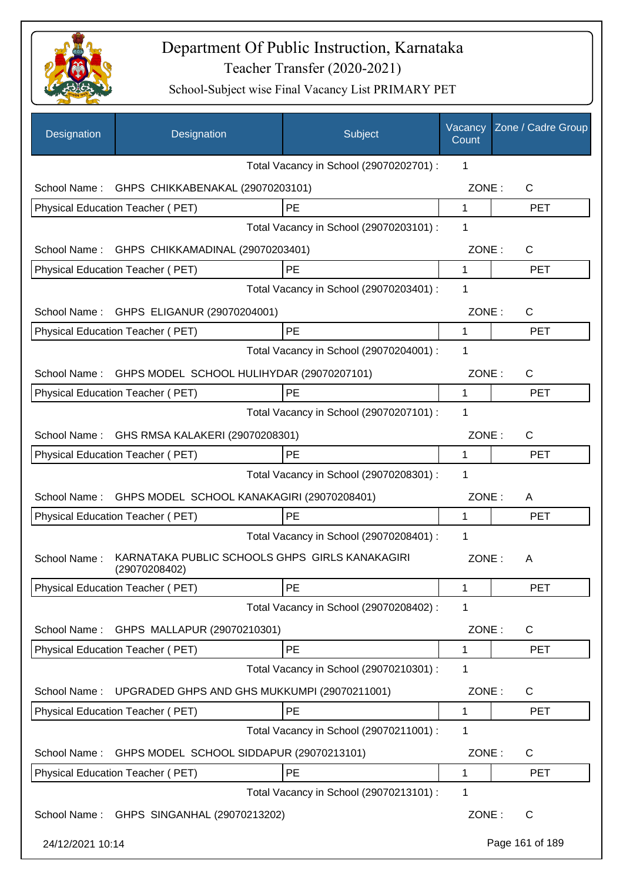# Department Of Public Instruction, Karnataka

## Teacher Transfer (2020-2021)

### School-Subject wise Final Vacancy List PRIMARY PET

| Designation | Designation | Subject | Vacancy Count | Zone / Cadre Group |
|---|---|---|---|---|
| | | Total Vacancy in School (29070202701) : | 1 | |
| School Name : | GHPS CHIKKABENAKAL (29070203101) | | ZONE : | C |
| Physical Education Teacher ( PET) | | PE | 1 | PET |
| | | Total Vacancy in School (29070203101) : | 1 | |
| School Name : | GHPS CHIKKAMADINAL (29070203401) | | ZONE : | C |
| Physical Education Teacher ( PET) | | PE | 1 | PET |
| | | Total Vacancy in School (29070203401) : | 1 | |
| School Name : | GHPS ELIGANUR (29070204001) | | ZONE : | C |
| Physical Education Teacher ( PET) | | PE | 1 | PET |
| | | Total Vacancy in School (29070204001) : | 1 | |
| School Name : | GHPS MODEL SCHOOL HULIHYDAR (29070207101) | | ZONE : | C |
| Physical Education Teacher ( PET) | | PE | 1 | PET |
| | | Total Vacancy in School (29070207101) : | 1 | |
| School Name : | GHS RMSA KALAKERI (29070208301) | | ZONE : | C |
| Physical Education Teacher ( PET) | | PE | 1 | PET |
| | | Total Vacancy in School (29070208301) : | 1 | |
| School Name : | GHPS MODEL SCHOOL KANAKAGIRI (29070208401) | | ZONE : | A |
| Physical Education Teacher ( PET) | | PE | 1 | PET |
| | | Total Vacancy in School (29070208401) : | 1 | |
| School Name : | KARNATAKA PUBLIC SCHOOLS GHPS GIRLS KANAKAGIRI (29070208402) | | ZONE : | A |
| Physical Education Teacher ( PET) | | PE | 1 | PET |
| | | Total Vacancy in School (29070208402) : | 1 | |
| School Name : | GHPS MALLAPUR (29070210301) | | ZONE : | C |
| Physical Education Teacher ( PET) | | PE | 1 | PET |
| | | Total Vacancy in School (29070210301) : | 1 | |
| School Name : | UPGRADED GHPS AND GHS MUKKUMPI (29070211001) | | ZONE : | C |
| Physical Education Teacher ( PET) | | PE | 1 | PET |
| | | Total Vacancy in School (29070211001) : | 1 | |
| School Name : | GHPS MODEL SCHOOL SIDDAPUR (29070213101) | | ZONE : | C |
| Physical Education Teacher ( PET) | | PE | 1 | PET |
| | | Total Vacancy in School (29070213101) : | 1 | |
| School Name : | GHPS SINGANHAL (29070213202) | | ZONE : | C |

24/12/2021 10:14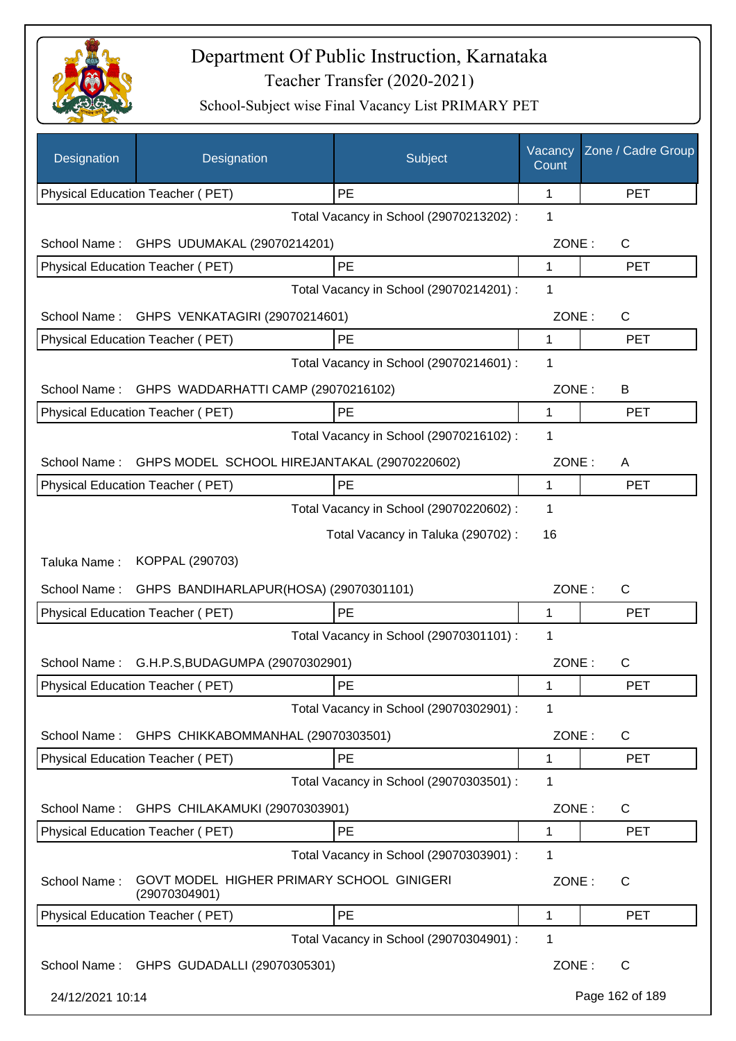# Department Of Public Instruction, Karnataka

Teacher Transfer (2020-2021)

School-Subject wise Final Vacancy List PRIMARY PET

| Designation | Designation | Subject | Vacancy Count | Zone / Cadre Group |
|---|---|---|---|---|
| Physical Education Teacher ( PET) | | PE | 1 | PET |

Total Vacancy in School (29070213202) : 1

School Name : GHPS UDUMAKAL (29070214201) ZONE : C

| Physical Education Teacher ( PET) | PE | 1 | PET |
|---|---|---|---|

Total Vacancy in School (29070214201) : 1

School Name : GHPS VENKATAGIRI (29070214601) ZONE : C

| Physical Education Teacher ( PET) | PE | 1 | PET |
|---|---|---|---|

Total Vacancy in School (29070214601) : 1

School Name : GHPS WADDARHATTI CAMP (29070216102) ZONE : B

| Physical Education Teacher ( PET) | PE | 1 | PET |
|---|---|---|---|

Total Vacancy in School (29070216102) : 1

School Name : GHPS MODEL SCHOOL HIREJANTAKAL (29070220602) ZONE : A

| Physical Education Teacher ( PET) | PE | 1 | PET |
|---|---|---|---|

Total Vacancy in School (29070220602) : 1

Total Vacancy in Taluka (290702) : 16

Taluka Name : KOPPAL (290703)

School Name : GHPS BANDIHARLAPUR(HOSA) (29070301101) ZONE : C

| Physical Education Teacher ( PET) | PE | 1 | PET |
|---|---|---|---|

Total Vacancy in School (29070301101) : 1

School Name : G.H.P.S,BUDAGUMPA (29070302901) ZONE : C

| Physical Education Teacher ( PET) | PE | 1 | PET |
|---|---|---|---|

Total Vacancy in School (29070302901) : 1

School Name : GHPS CHIKKABOMMANHAL (29070303501) ZONE : C

| Physical Education Teacher ( PET) | PE | 1 | PET |
|---|---|---|---|

Total Vacancy in School (29070303501) : 1

School Name : GHPS CHILAKAMUKI (29070303901) ZONE : C

| Physical Education Teacher ( PET) | PE | 1 | PET |
|---|---|---|---|

Total Vacancy in School (29070303901) : 1

School Name : GOVT MODEL HIGHER PRIMARY SCHOOL GINIGERI (29070304901) ZONE : C

| Physical Education Teacher ( PET) | PE | 1 | PET |
|---|---|---|---|

Total Vacancy in School (29070304901) : 1

School Name : GHPS GUDADALLI (29070305301) ZONE : C

24/12/2021 10:14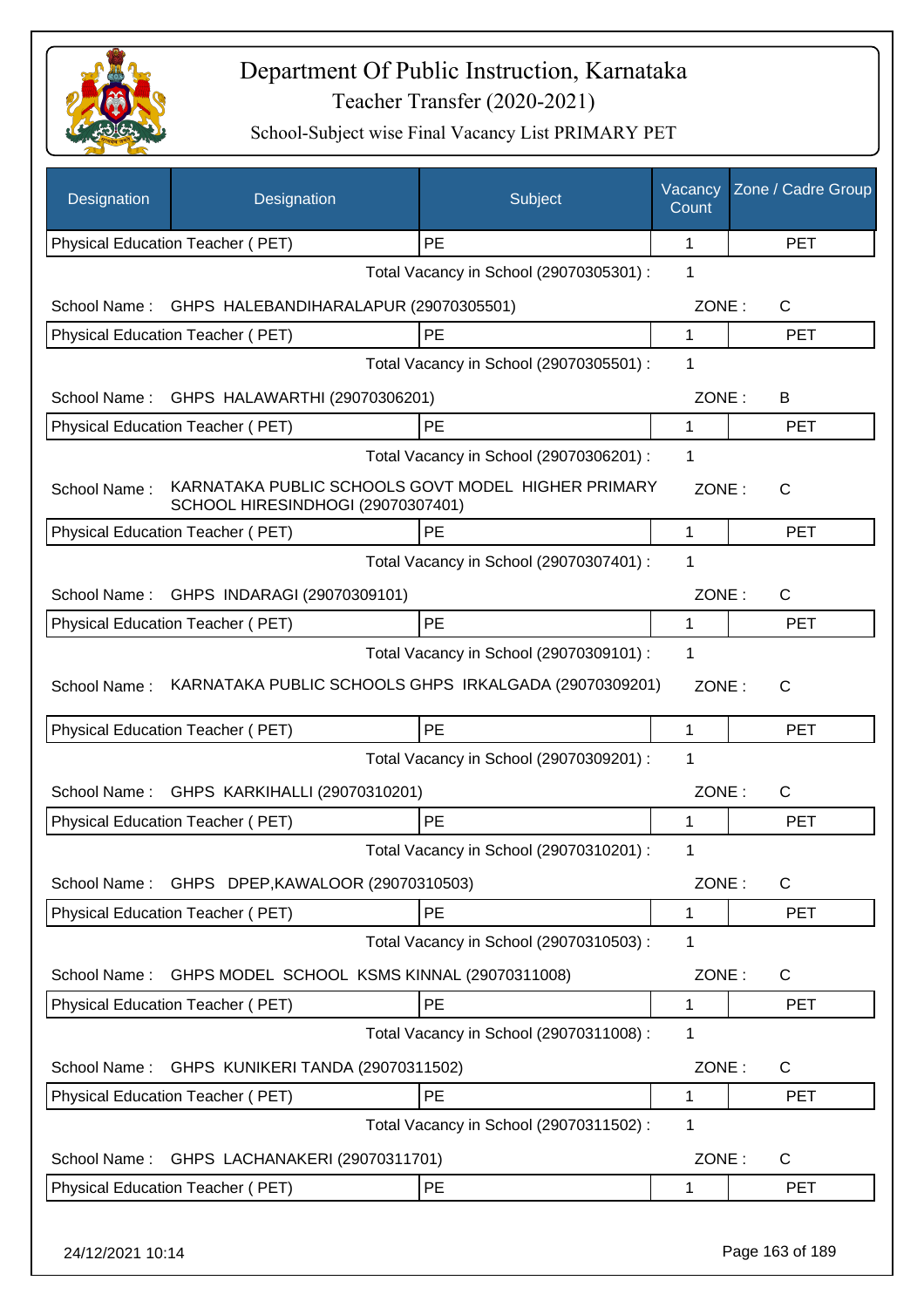# Department Of Public Instruction, Karnataka

Teacher Transfer (2020-2021)

School-Subject wise Final Vacancy List PRIMARY PET

| Designation | Designation | Subject | Vacancy Count | Zone / Cadre Group |
|---|---|---|---|---|
| Physical Education Teacher ( PET) | | PE | 1 | PET |
| | | Total Vacancy in School (29070305301) : | 1 | |
| School Name : | GHPS HALEBANDIHARALAPUR (29070305501) | | ZONE : | C |
| Physical Education Teacher ( PET) | | PE | 1 | PET |
| | | Total Vacancy in School (29070305501) : | 1 | |
| School Name : | GHPS HALAWARTHI (29070306201) | | ZONE : | B |
| Physical Education Teacher ( PET) | | PE | 1 | PET |
| | | Total Vacancy in School (29070306201) : | 1 | |
| School Name : | KARNATAKA PUBLIC SCHOOLS GOVT MODEL HIGHER PRIMARY SCHOOL HIRESINDHOGI (29070307401) | | ZONE : | C |
| Physical Education Teacher ( PET) | | PE | 1 | PET |
| | | Total Vacancy in School (29070307401) : | 1 | |
| School Name : | GHPS INDARAGI (29070309101) | | ZONE : | C |
| Physical Education Teacher ( PET) | | PE | 1 | PET |
| | | Total Vacancy in School (29070309101) : | 1 | |
| School Name : | KARNATAKA PUBLIC SCHOOLS GHPS IRKALGADA (29070309201) | | ZONE : | C |
| Physical Education Teacher ( PET) | | PE | 1 | PET |
| | | Total Vacancy in School (29070309201) : | 1 | |
| School Name : | GHPS KARKIHALLI (29070310201) | | ZONE : | C |
| Physical Education Teacher ( PET) | | PE | 1 | PET |
| | | Total Vacancy in School (29070310201) : | 1 | |
| School Name : | GHPS DPEP,KAWALOOR (29070310503) | | ZONE : | C |
| Physical Education Teacher ( PET) | | PE | 1 | PET |
| | | Total Vacancy in School (29070310503) : | 1 | |
| School Name : | GHPS MODEL SCHOOL KSMS KINNAL (29070311008) | | ZONE : | C |
| Physical Education Teacher ( PET) | | PE | 1 | PET |
| | | Total Vacancy in School (29070311008) : | 1 | |
| School Name : | GHPS KUNIKERI TANDA (29070311502) | | ZONE : | C |
| Physical Education Teacher ( PET) | | PE | 1 | PET |
| | | Total Vacancy in School (29070311502) : | 1 | |
| School Name : | GHPS LACHANAKERI (29070311701) | | ZONE : | C |
| Physical Education Teacher ( PET) | | PE | 1 | PET |

24/12/2021 10:14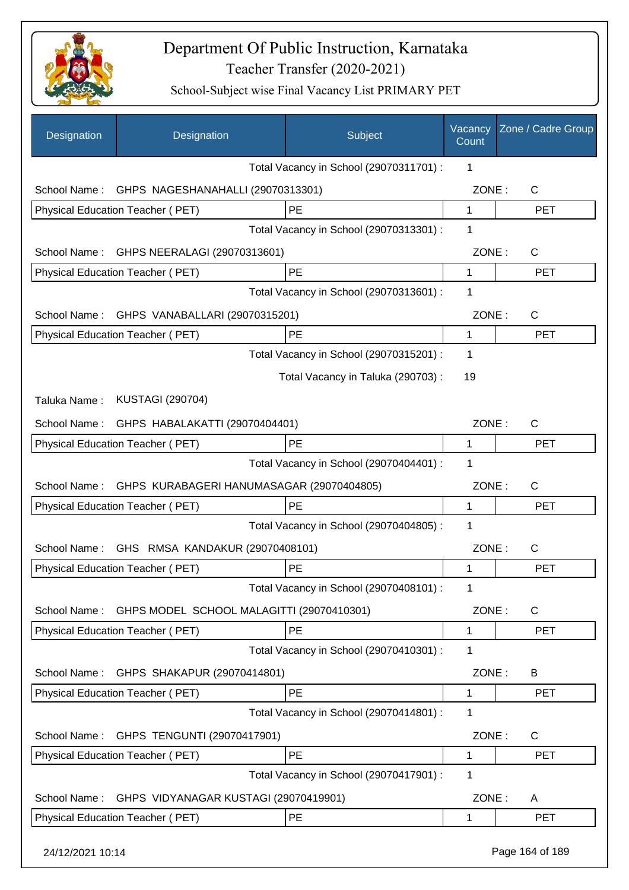# Department Of Public Instruction, Karnataka

## Teacher Transfer (2020-2021)

### School-Subject wise Final Vacancy List PRIMARY PET

| Designation | Designation | Subject | Vacancy Count | Zone / Cadre Group |
|---|---|---|---|---|
| | | Total Vacancy in School (29070311701) : | 1 | |
| School Name : | GHPS NAGESHANAHALLI (29070313301) | | ZONE : | C |
| Physical Education Teacher ( PET) | | PE | 1 | PET |
| | | Total Vacancy in School (29070313301) : | 1 | |
| School Name : | GHPS NEERALAGI (29070313601) | | ZONE : | C |
| Physical Education Teacher ( PET) | | PE | 1 | PET |
| | | Total Vacancy in School (29070313601) : | 1 | |
| School Name : | GHPS VANABALLARI (29070315201) | | ZONE : | C |
| Physical Education Teacher ( PET) | | PE | 1 | PET |
| | | Total Vacancy in School (29070315201) : | 1 | |
| | | Total Vacancy in Taluka (290703) : | 19 | |
| Taluka Name : | KUSTAGI (290704) | | | |
| School Name : | GHPS HABALAKATTI (29070404401) | | ZONE : | C |
| Physical Education Teacher ( PET) | | PE | 1 | PET |
| | | Total Vacancy in School (29070404401) : | 1 | |
| School Name : | GHPS KURABAGERI HANUMASAGAR (29070404805) | | ZONE : | C |
| Physical Education Teacher ( PET) | | PE | 1 | PET |
| | | Total Vacancy in School (29070404805) : | 1 | |
| School Name : | GHS RMSA KANDAKUR (29070408101) | | ZONE : | C |
| Physical Education Teacher ( PET) | | PE | 1 | PET |
| | | Total Vacancy in School (29070408101) : | 1 | |
| School Name : | GHPS MODEL SCHOOL MALAGITTI (29070410301) | | ZONE : | C |
| Physical Education Teacher ( PET) | | PE | 1 | PET |
| | | Total Vacancy in School (29070410301) : | 1 | |
| School Name : | GHPS SHAKAPUR (29070414801) | | ZONE : | B |
| Physical Education Teacher ( PET) | | PE | 1 | PET |
| | | Total Vacancy in School (29070414801) : | 1 | |
| School Name : | GHPS TENGUNTI (29070417901) | | ZONE : | C |
| Physical Education Teacher ( PET) | | PE | 1 | PET |
| | | Total Vacancy in School (29070417901) : | 1 | |
| School Name : | GHPS VIDYANAGAR KUSTAGI (29070419901) | | ZONE : | A |
| Physical Education Teacher ( PET) | | PE | 1 | PET |

24/12/2021 10:14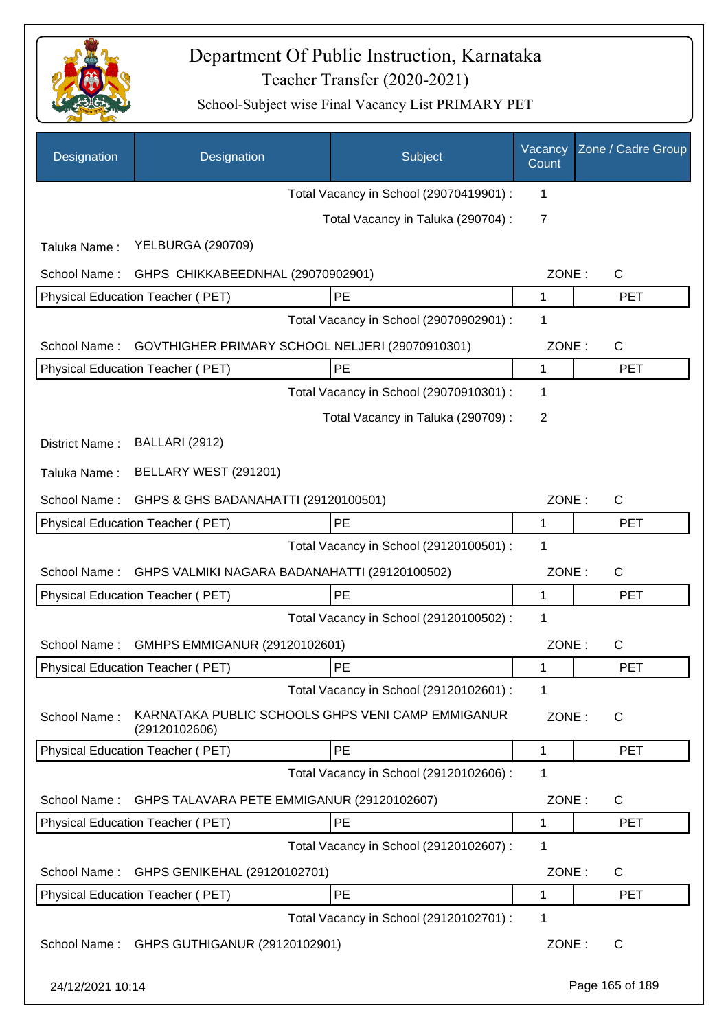# Department Of Public Instruction, Karnataka
## Teacher Transfer (2020-2021)
### School-Subject wise Final Vacancy List PRIMARY PET

| Designation | Designation | Subject | Vacancy Count | Zone / Cadre Group |
|---|---|---|---|---|
| | | Total Vacancy in School (29070419901) : | 1 | |
| | | Total Vacancy in Taluka (290704) : | 7 | |
| Taluka Name : | YELBURGA (290709) | | | |
| School Name : | GHPS CHIKKABEEDNHAL (29070902901) | | ZONE : | C |
| Physical Education Teacher ( PET) | | PE | 1 | PET |
| | | Total Vacancy in School (29070902901) : | 1 | |
| School Name : | GOVTHIGHER PRIMARY SCHOOL NELJERI (29070910301) | | ZONE : | C |
| Physical Education Teacher ( PET) | | PE | 1 | PET |
| | | Total Vacancy in School (29070910301) : | 1 | |
| | | Total Vacancy in Taluka (290709) : | 2 | |
| District Name : | BALLARI (2912) | | | |
| Taluka Name : | BELLARY WEST (291201) | | | |
| School Name : | GHPS & GHS BADANAHATTI (29120100501) | | ZONE : | C |
| Physical Education Teacher ( PET) | | PE | 1 | PET |
| | | Total Vacancy in School (29120100501) : | 1 | |
| School Name : | GHPS VALMIKI NAGARA BADANAHATTI (29120100502) | | ZONE : | C |
| Physical Education Teacher ( PET) | | PE | 1 | PET |
| | | Total Vacancy in School (29120100502) : | 1 | |
| School Name : | GMHPS EMMIGANUR (29120102601) | | ZONE : | C |
| Physical Education Teacher ( PET) | | PE | 1 | PET |
| | | Total Vacancy in School (29120102601) : | 1 | |
| School Name : | KARNATAKA PUBLIC SCHOOLS GHPS VENI CAMP EMMIGANUR (29120102606) | | ZONE : | C |
| Physical Education Teacher ( PET) | | PE | 1 | PET |
| | | Total Vacancy in School (29120102606) : | 1 | |
| School Name : | GHPS TALAVARA PETE EMMIGANUR (29120102607) | | ZONE : | C |
| Physical Education Teacher ( PET) | | PE | 1 | PET |
| | | Total Vacancy in School (29120102607) : | 1 | |
| School Name : | GHPS GENIKEHAL (29120102701) | | ZONE : | C |
| Physical Education Teacher ( PET) | | PE | 1 | PET |
| | | Total Vacancy in School (29120102701) : | 1 | |
| School Name : | GHPS GUTHIGANUR (29120102901) | | ZONE : | C |

24/12/2021 10:14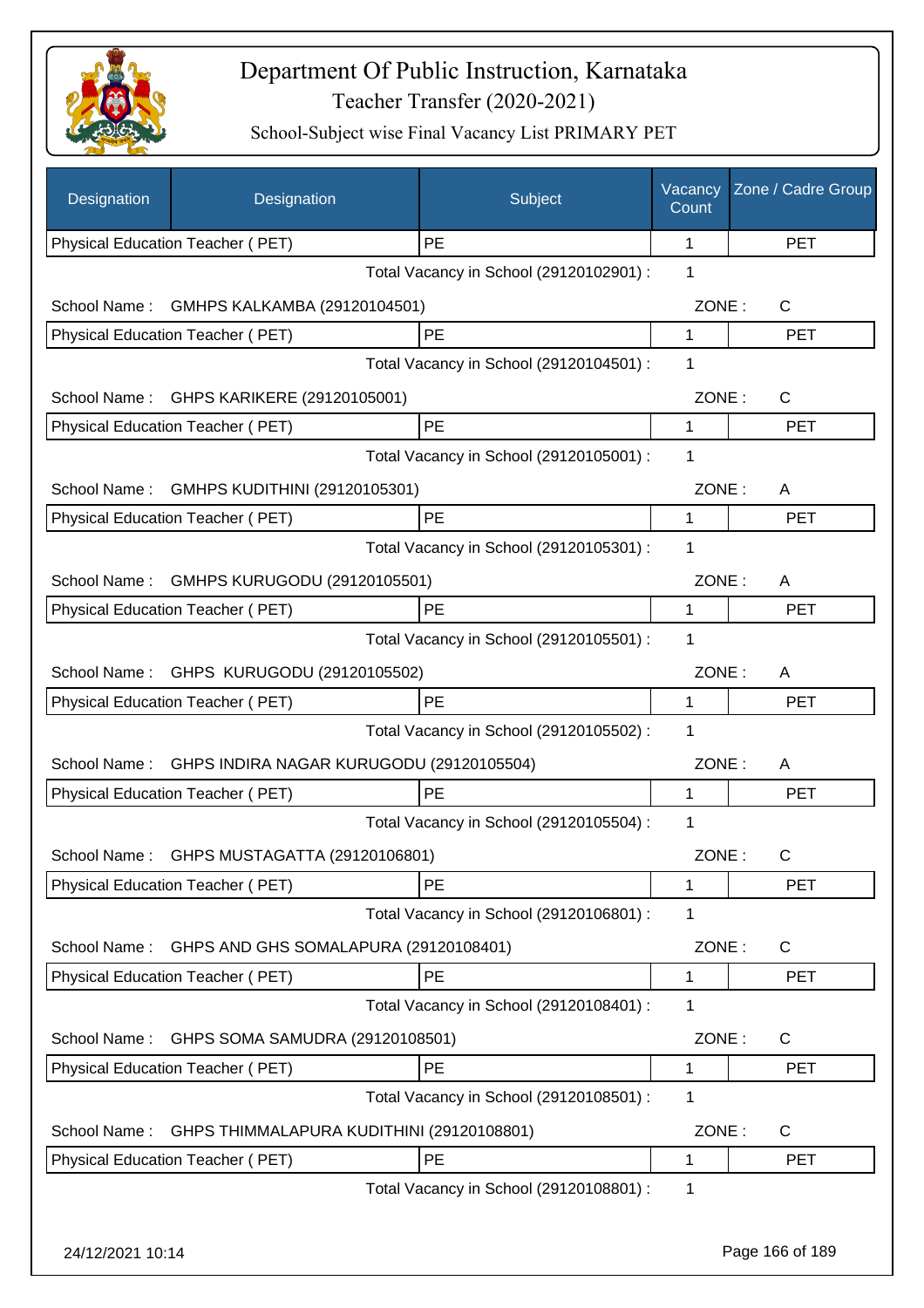# Department Of Public Instruction, Karnataka

Teacher Transfer (2020-2021)

School-Subject wise Final Vacancy List PRIMARY PET

| Designation | Designation | Subject | Vacancy Count | Zone / Cadre Group |
|---|---|---|---|---|
| Physical Education Teacher ( PET) | | PE | 1 | PET |
| | | Total Vacancy in School (29120102901) : | 1 | |
| School Name : | GMHPS KALKAMBA (29120104501) | | ZONE : | C |
| Physical Education Teacher ( PET) | | PE | 1 | PET |
| | | Total Vacancy in School (29120104501) : | 1 | |
| School Name : | GHPS KARIKERE (29120105001) | | ZONE : | C |
| Physical Education Teacher ( PET) | | PE | 1 | PET |
| | | Total Vacancy in School (29120105001) : | 1 | |
| School Name : | GMHPS KUDITHINI (29120105301) | | ZONE : | A |
| Physical Education Teacher ( PET) | | PE | 1 | PET |
| | | Total Vacancy in School (29120105301) : | 1 | |
| School Name : | GMHPS KURUGODU (29120105501) | | ZONE : | A |
| Physical Education Teacher ( PET) | | PE | 1 | PET |
| | | Total Vacancy in School (29120105501) : | 1 | |
| School Name : | GHPS KURUGODU (29120105502) | | ZONE : | A |
| Physical Education Teacher ( PET) | | PE | 1 | PET |
| | | Total Vacancy in School (29120105502) : | 1 | |
| School Name : | GHPS INDIRA NAGAR KURUGODU (29120105504) | | ZONE : | A |
| Physical Education Teacher ( PET) | | PE | 1 | PET |
| | | Total Vacancy in School (29120105504) : | 1 | |
| School Name : | GHPS MUSTAGATTA (29120106801) | | ZONE : | C |
| Physical Education Teacher ( PET) | | PE | 1 | PET |
| | | Total Vacancy in School (29120106801) : | 1 | |
| School Name : | GHPS AND GHS SOMALAPURA (29120108401) | | ZONE : | C |
| Physical Education Teacher ( PET) | | PE | 1 | PET |
| | | Total Vacancy in School (29120108401) : | 1 | |
| School Name : | GHPS SOMA SAMUDRA (29120108501) | | ZONE : | C |
| Physical Education Teacher ( PET) | | PE | 1 | PET |
| | | Total Vacancy in School (29120108501) : | 1 | |
| School Name : | GHPS THIMMALAPURA KUDITHINI (29120108801) | | ZONE : | C |
| Physical Education Teacher ( PET) | | PE | 1 | PET |
| | | Total Vacancy in School (29120108801) : | 1 | |

24/12/2021 10:14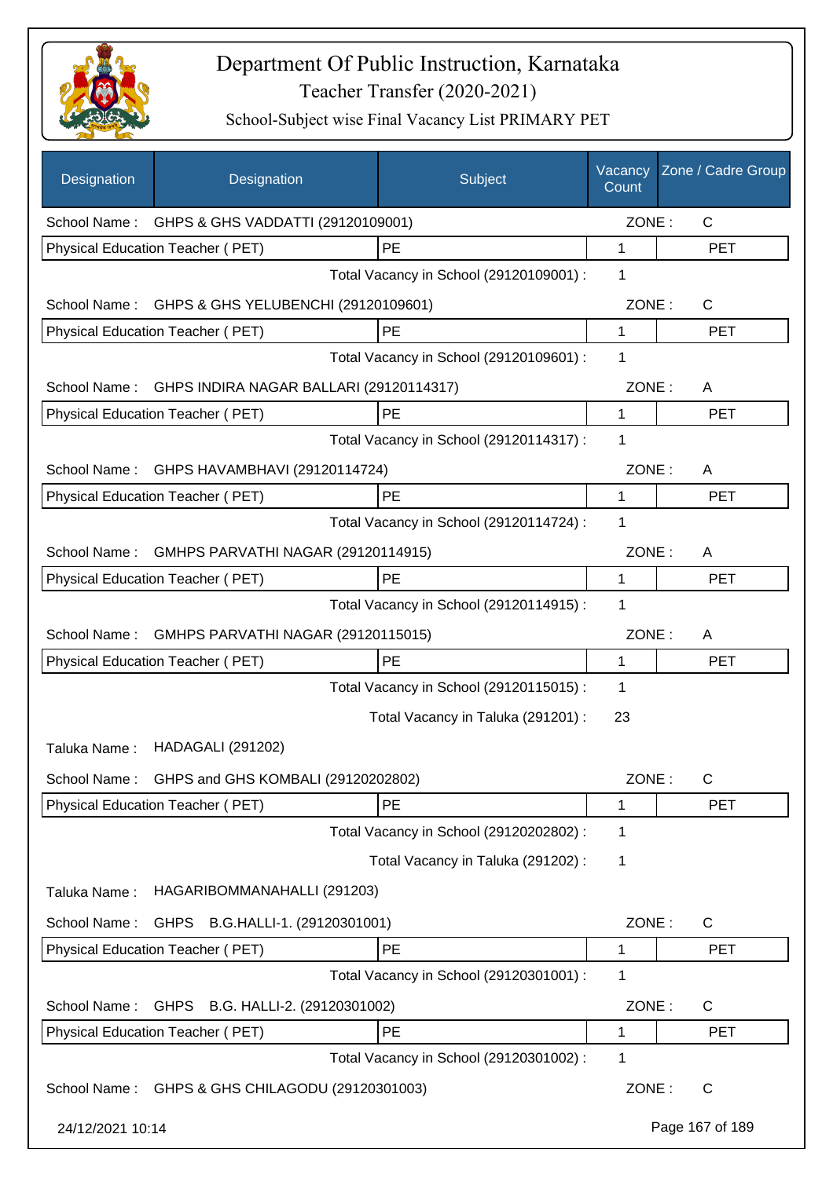# Department Of Public Instruction, Karnataka

## Teacher Transfer (2020-2021)

### School-Subject wise Final Vacancy List PRIMARY PET

| Designation | Designation | Subject | Vacancy Count | Zone / Cadre Group |
|---|---|---|---|---|
| School Name : | GHPS & GHS VADDATTI (29120109001) | | ZONE : | C |
| Physical Education Teacher ( PET) | | PE | 1 | PET |
| | | Total Vacancy in School (29120109001) : | 1 | |
| School Name : | GHPS & GHS YELUBENCHI (29120109601) | | ZONE : | C |
| Physical Education Teacher ( PET) | | PE | 1 | PET |
| | | Total Vacancy in School (29120109601) : | 1 | |
| School Name : | GHPS INDIRA NAGAR BALLARI (29120114317) | | ZONE : | A |
| Physical Education Teacher ( PET) | | PE | 1 | PET |
| | | Total Vacancy in School (29120114317) : | 1 | |
| School Name : | GHPS HAVAMBHAVI (29120114724) | | ZONE : | A |
| Physical Education Teacher ( PET) | | PE | 1 | PET |
| | | Total Vacancy in School (29120114724) : | 1 | |
| School Name : | GMHPS PARVATHI NAGAR (29120114915) | | ZONE : | A |
| Physical Education Teacher ( PET) | | PE | 1 | PET |
| | | Total Vacancy in School (29120114915) : | 1 | |
| School Name : | GMHPS PARVATHI NAGAR (29120115015) | | ZONE : | A |
| Physical Education Teacher ( PET) | | PE | 1 | PET |
| | | Total Vacancy in School (29120115015) : | 1 | |
| | | Total Vacancy in Taluka (291201) : | 23 | |
| Taluka Name : | HADAGALI (291202) | | | |
| School Name : | GHPS and GHS KOMBALI (29120202802) | | ZONE : | C |
| Physical Education Teacher ( PET) | | PE | 1 | PET |
| | | Total Vacancy in School (29120202802) : | 1 | |
| | | Total Vacancy in Taluka (291202) : | 1 | |
| Taluka Name : | HAGARIBOMMANAHALLI (291203) | | | |
| School Name : | GHPS B.G.HALLI-1. (29120301001) | | ZONE : | C |
| Physical Education Teacher ( PET) | | PE | 1 | PET |
| | | Total Vacancy in School (29120301001) : | 1 | |
| School Name : | GHPS B.G. HALLI-2. (29120301002) | | ZONE : | C |
| Physical Education Teacher ( PET) | | PE | 1 | PET |
| | | Total Vacancy in School (29120301002) : | 1 | |
| School Name : | GHPS & GHS CHILAGODU (29120301003) | | ZONE : | C |

24/12/2021 10:14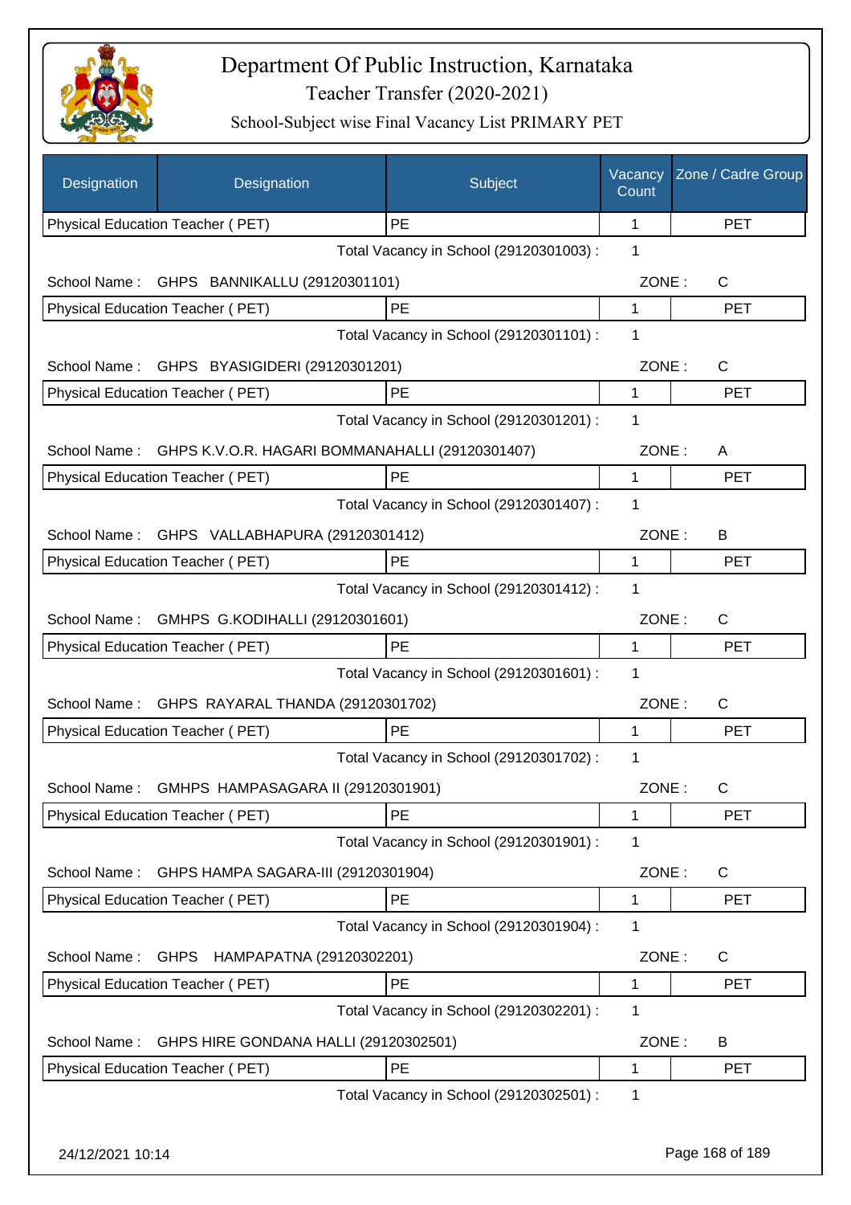# Department Of Public Instruction, Karnataka

Teacher Transfer (2020-2021)

School-Subject wise Final Vacancy List PRIMARY PET

| Designation | Designation | Subject | Vacancy Count | Zone / Cadre Group |
|---|---|---|---|---|
| Physical Education Teacher ( PET) | | PE | 1 | PET |
| | | Total Vacancy in School (29120301003) : | 1 | |
| School Name : | GHPS BANNIKALLU (29120301101) | | ZONE : | C |
| Physical Education Teacher ( PET) | | PE | 1 | PET |
| | | Total Vacancy in School (29120301101) : | 1 | |
| School Name : | GHPS BYASIGIDERI (29120301201) | | ZONE : | C |
| Physical Education Teacher ( PET) | | PE | 1 | PET |
| | | Total Vacancy in School (29120301201) : | 1 | |
| School Name : | GHPS K.V.O.R. HAGARI BOMMANAHALLI (29120301407) | | ZONE : | A |
| Physical Education Teacher ( PET) | | PE | 1 | PET |
| | | Total Vacancy in School (29120301407) : | 1 | |
| School Name : | GHPS VALLABHAPURA (29120301412) | | ZONE : | B |
| Physical Education Teacher ( PET) | | PE | 1 | PET |
| | | Total Vacancy in School (29120301412) : | 1 | |
| School Name : | GMHPS G.KODIHALLI (29120301601) | | ZONE : | C |
| Physical Education Teacher ( PET) | | PE | 1 | PET |
| | | Total Vacancy in School (29120301601) : | 1 | |
| School Name : | GHPS RAYARAL THANDA (29120301702) | | ZONE : | C |
| Physical Education Teacher ( PET) | | PE | 1 | PET |
| | | Total Vacancy in School (29120301702) : | 1 | |
| School Name : | GMHPS HAMPASAGARA II (29120301901) | | ZONE : | C |
| Physical Education Teacher ( PET) | | PE | 1 | PET |
| | | Total Vacancy in School (29120301901) : | 1 | |
| School Name : | GHPS HAMPA SAGARA-III (29120301904) | | ZONE : | C |
| Physical Education Teacher ( PET) | | PE | 1 | PET |
| | | Total Vacancy in School (29120301904) : | 1 | |
| School Name : | GHPS HAMPAPATNA (29120302201) | | ZONE : | C |
| Physical Education Teacher ( PET) | | PE | 1 | PET |
| | | Total Vacancy in School (29120302201) : | 1 | |
| School Name : | GHPS HIRE GONDANA HALLI (29120302501) | | ZONE : | B |
| Physical Education Teacher ( PET) | | PE | 1 | PET |
| | | Total Vacancy in School (29120302501) : | 1 | |

24/12/2021 10:14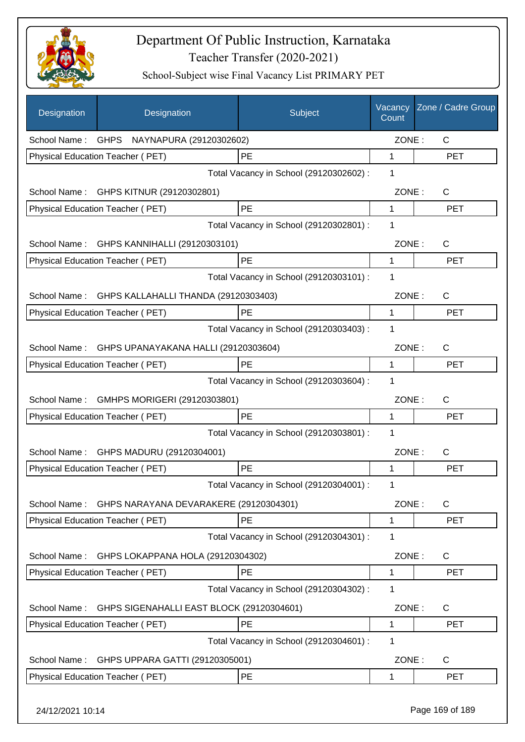# Department Of Public Instruction, Karnataka

Teacher Transfer (2020-2021)

School-Subject wise Final Vacancy List PRIMARY PET

| Designation | Designation | Subject | Vacancy Count | Zone / Cadre Group |
|---|---|---|---|---|
| School Name : | GHPS NAYNAPURA (29120302602) | | ZONE : | C |
| Physical Education Teacher ( PET) | | PE | 1 | PET |
| | | Total Vacancy in School (29120302602) : | 1 | |
| School Name : | GHPS KITNUR (29120302801) | | ZONE : | C |
| Physical Education Teacher ( PET) | | PE | 1 | PET |
| | | Total Vacancy in School (29120302801) : | 1 | |
| School Name : | GHPS KANNIHALLI (29120303101) | | ZONE : | C |
| Physical Education Teacher ( PET) | | PE | 1 | PET |
| | | Total Vacancy in School (29120303101) : | 1 | |
| School Name : | GHPS KALLAHALLI THANDA (29120303403) | | ZONE : | C |
| Physical Education Teacher ( PET) | | PE | 1 | PET |
| | | Total Vacancy in School (29120303403) : | 1 | |
| School Name : | GHPS UPANAYAKANA HALLI (29120303604) | | ZONE : | C |
| Physical Education Teacher ( PET) | | PE | 1 | PET |
| | | Total Vacancy in School (29120303604) : | 1 | |
| School Name : | GMHPS MORIGERI (29120303801) | | ZONE : | C |
| Physical Education Teacher ( PET) | | PE | 1 | PET |
| | | Total Vacancy in School (29120303801) : | 1 | |
| School Name : | GHPS MADURU (29120304001) | | ZONE : | C |
| Physical Education Teacher ( PET) | | PE | 1 | PET |
| | | Total Vacancy in School (29120304001) : | 1 | |
| School Name : | GHPS NARAYANA DEVARAKERE (29120304301) | | ZONE : | C |
| Physical Education Teacher ( PET) | | PE | 1 | PET |
| | | Total Vacancy in School (29120304301) : | 1 | |
| School Name : | GHPS LOKAPPANA HOLA (29120304302) | | ZONE : | C |
| Physical Education Teacher ( PET) | | PE | 1 | PET |
| | | Total Vacancy in School (29120304302) : | 1 | |
| School Name : | GHPS SIGENAHALLI EAST BLOCK (29120304601) | | ZONE : | C |
| Physical Education Teacher ( PET) | | PE | 1 | PET |
| | | Total Vacancy in School (29120304601) : | 1 | |
| School Name : | GHPS UPPARA GATTI (29120305001) | | ZONE : | C |
| Physical Education Teacher ( PET) | | PE | 1 | PET |

24/12/2021 10:14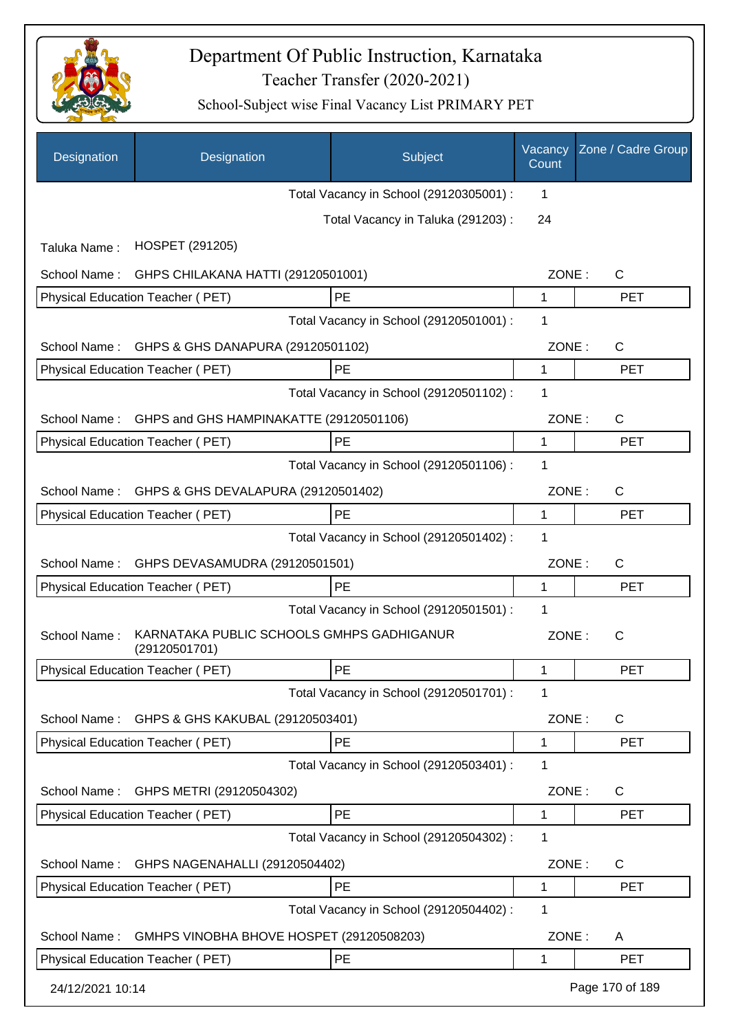# Department Of Public Instruction, Karnataka

Teacher Transfer (2020-2021)

School-Subject wise Final Vacancy List PRIMARY PET

| Designation | Designation | Subject | Vacancy Count | Zone / Cadre Group |
|---|---|---|---|---|
| | | Total Vacancy in School (29120305001) : | 1 | |
| | | Total Vacancy in Taluka (291203) : | 24 | |
| Taluka Name : | HOSPET (291205) | | | |
| School Name : | GHPS CHILAKANA HATTI (29120501001) | | ZONE : | C |
| Physical Education Teacher ( PET) | | PE | 1 | PET |
| | | Total Vacancy in School (29120501001) : | 1 | |
| School Name : | GHPS & GHS DANAPURA (29120501102) | | ZONE : | C |
| Physical Education Teacher ( PET) | | PE | 1 | PET |
| | | Total Vacancy in School (29120501102) : | 1 | |
| School Name : | GHPS and GHS HAMPINAKATTE (29120501106) | | ZONE : | C |
| Physical Education Teacher ( PET) | | PE | 1 | PET |
| | | Total Vacancy in School (29120501106) : | 1 | |
| School Name : | GHPS & GHS DEVALAPURA (29120501402) | | ZONE : | C |
| Physical Education Teacher ( PET) | | PE | 1 | PET |
| | | Total Vacancy in School (29120501402) : | 1 | |
| School Name : | GHPS DEVASAMUDRA (29120501501) | | ZONE : | C |
| Physical Education Teacher ( PET) | | PE | 1 | PET |
| | | Total Vacancy in School (29120501501) : | 1 | |
| School Name : | KARNATAKA PUBLIC SCHOOLS GMHPS GADHIGANUR (29120501701) | | ZONE : | C |
| Physical Education Teacher ( PET) | | PE | 1 | PET |
| | | Total Vacancy in School (29120501701) : | 1 | |
| School Name : | GHPS & GHS KAKUBAL (29120503401) | | ZONE : | C |
| Physical Education Teacher ( PET) | | PE | 1 | PET |
| | | Total Vacancy in School (29120503401) : | 1 | |
| School Name : | GHPS METRI (29120504302) | | ZONE : | C |
| Physical Education Teacher ( PET) | | PE | 1 | PET |
| | | Total Vacancy in School (29120504302) : | 1 | |
| School Name : | GHPS NAGENAHALLI (29120504402) | | ZONE : | C |
| Physical Education Teacher ( PET) | | PE | 1 | PET |
| | | Total Vacancy in School (29120504402) : | 1 | |
| School Name : | GMHPS VINOBHA BHOVE HOSPET (29120508203) | | ZONE : | A |
| Physical Education Teacher ( PET) | | PE | 1 | PET |

24/12/2021 10:14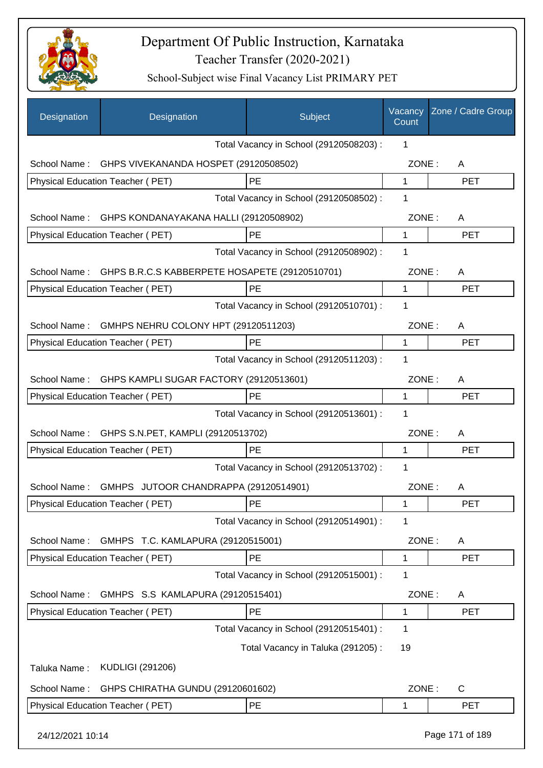# Department Of Public Instruction, Karnataka
## Teacher Transfer (2020-2021)
### School-Subject wise Final Vacancy List PRIMARY PET

| Designation | Designation | Subject | Vacancy Count | Zone / Cadre Group |
|---|---|---|---|---|
| | | Total Vacancy in School (29120508203) : | 1 | |
| School Name : | GHPS VIVEKANANDA HOSPET (29120508502) | | ZONE : | A |
| Physical Education Teacher ( PET) | | PE | 1 | PET |
| | | Total Vacancy in School (29120508502) : | 1 | |
| School Name : | GHPS KONDANAYAKANA HALLI (29120508902) | | ZONE : | A |
| Physical Education Teacher ( PET) | | PE | 1 | PET |
| | | Total Vacancy in School (29120508902) : | 1 | |
| School Name : | GHPS B.R.C.S KABBERPETE HOSAPETE (29120510701) | | ZONE : | A |
| Physical Education Teacher ( PET) | | PE | 1 | PET |
| | | Total Vacancy in School (29120510701) : | 1 | |
| School Name : | GMHPS NEHRU COLONY HPT (29120511203) | | ZONE : | A |
| Physical Education Teacher ( PET) | | PE | 1 | PET |
| | | Total Vacancy in School (29120511203) : | 1 | |
| School Name : | GHPS KAMPLI SUGAR FACTORY (29120513601) | | ZONE : | A |
| Physical Education Teacher ( PET) | | PE | 1 | PET |
| | | Total Vacancy in School (29120513601) : | 1 | |
| School Name : | GHPS S.N.PET, KAMPLI (29120513702) | | ZONE : | A |
| Physical Education Teacher ( PET) | | PE | 1 | PET |
| | | Total Vacancy in School (29120513702) : | 1 | |
| School Name : | GMHPS JUTOOR CHANDRAPPA (29120514901) | | ZONE : | A |
| Physical Education Teacher ( PET) | | PE | 1 | PET |
| | | Total Vacancy in School (29120514901) : | 1 | |
| School Name : | GMHPS T.C. KAMLAPURA (29120515001) | | ZONE : | A |
| Physical Education Teacher ( PET) | | PE | 1 | PET |
| | | Total Vacancy in School (29120515001) : | 1 | |
| School Name : | GMHPS S.S KAMLAPURA (29120515401) | | ZONE : | A |
| Physical Education Teacher ( PET) | | PE | 1 | PET |
| | | Total Vacancy in School (29120515401) : | 1 | |
| | | Total Vacancy in Taluka (291205) : | 19 | |
| Taluka Name : | KUDLIGI (291206) | | | |
| School Name : | GHPS CHIRATHA GUNDU (29120601602) | | ZONE : | C |
| Physical Education Teacher ( PET) | | PE | 1 | PET |

24/12/2021 10:14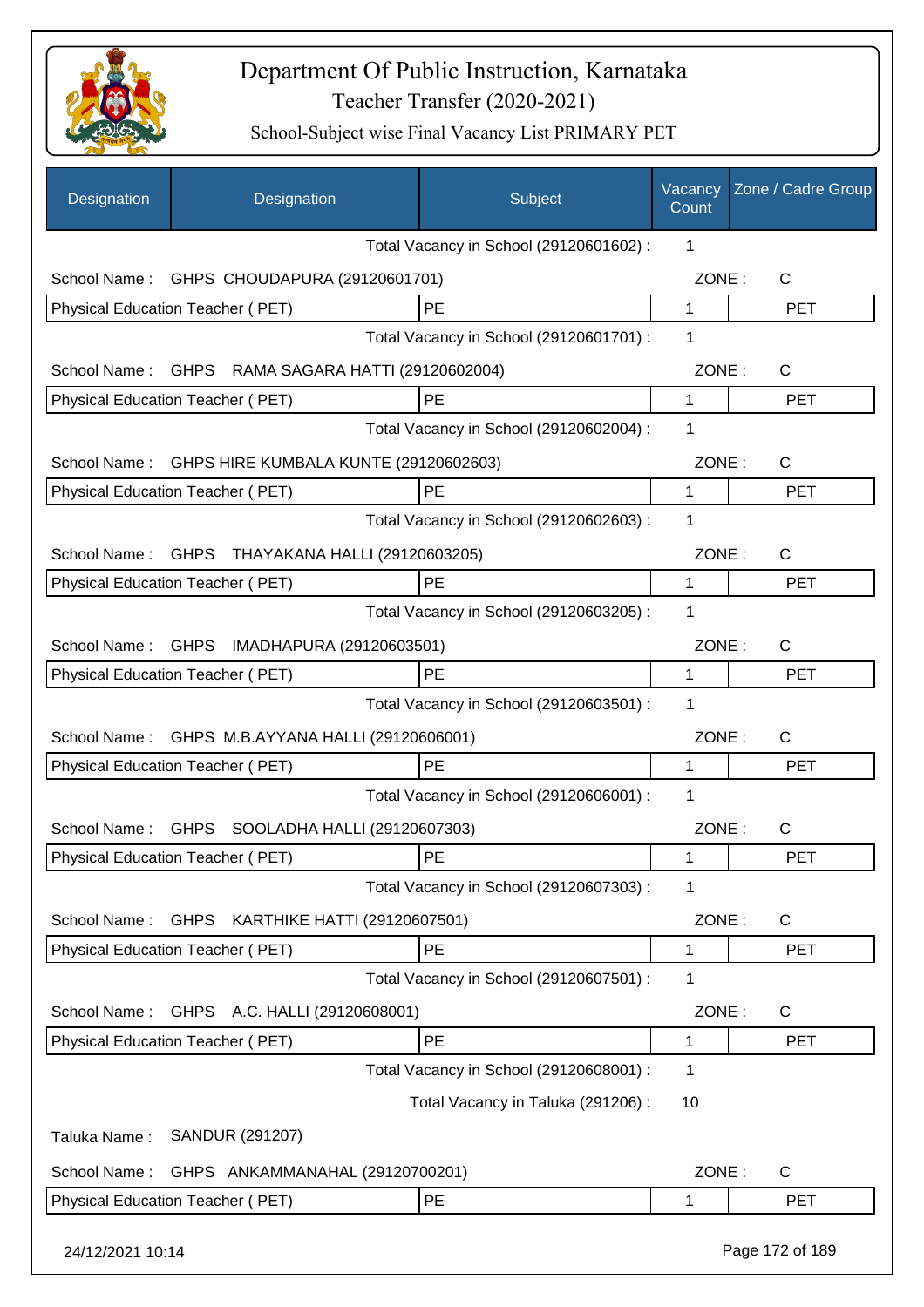# Department Of Public Instruction, Karnataka

## Teacher Transfer (2020-2021)

### School-Subject wise Final Vacancy List PRIMARY PET

| Designation | Designation | Subject | Vacancy Count | Zone / Cadre Group |
|---|---|---|---|---|
| | | Total Vacancy in School (29120601602) : | 1 | |
| School Name : | GHPS CHOUDAPURA (29120601701) | | ZONE : | C |
| Physical Education Teacher ( PET) | | PE | 1 | PET |
| | | Total Vacancy in School (29120601701) : | 1 | |
| School Name : | GHPS RAMA SAGARA HATTI (29120602004) | | ZONE : | C |
| Physical Education Teacher ( PET) | | PE | 1 | PET |
| | | Total Vacancy in School (29120602004) : | 1 | |
| School Name : | GHPS HIRE KUMBALA KUNTE (29120602603) | | ZONE : | C |
| Physical Education Teacher ( PET) | | PE | 1 | PET |
| | | Total Vacancy in School (29120602603) : | 1 | |
| School Name : | GHPS THAYAKANA HALLI (29120603205) | | ZONE : | C |
| Physical Education Teacher ( PET) | | PE | 1 | PET |
| | | Total Vacancy in School (29120603205) : | 1 | |
| School Name : | GHPS IMADHAPURA (29120603501) | | ZONE : | C |
| Physical Education Teacher ( PET) | | PE | 1 | PET |
| | | Total Vacancy in School (29120603501) : | 1 | |
| School Name : | GHPS M.B.AYYANA HALLI (29120606001) | | ZONE : | C |
| Physical Education Teacher ( PET) | | PE | 1 | PET |
| | | Total Vacancy in School (29120606001) : | 1 | |
| School Name : | GHPS SOOLADHA HALLI (29120607303) | | ZONE : | C |
| Physical Education Teacher ( PET) | | PE | 1 | PET |
| | | Total Vacancy in School (29120607303) : | 1 | |
| School Name : | GHPS KARTHIKE HATTI (29120607501) | | ZONE : | C |
| Physical Education Teacher ( PET) | | PE | 1 | PET |
| | | Total Vacancy in School (29120607501) : | 1 | |
| School Name : | GHPS A.C. HALLI (29120608001) | | ZONE : | C |
| Physical Education Teacher ( PET) | | PE | 1 | PET |
| | | Total Vacancy in School (29120608001) : | 1 | |
| | | Total Vacancy in Taluka (291206) : | 10 | |
| Taluka Name : | SANDUR (291207) | | | |
| School Name : | GHPS ANKAMMANAHAL (29120700201) | | ZONE : | C |
| Physical Education Teacher ( PET) | | PE | 1 | PET |

24/12/2021 10:14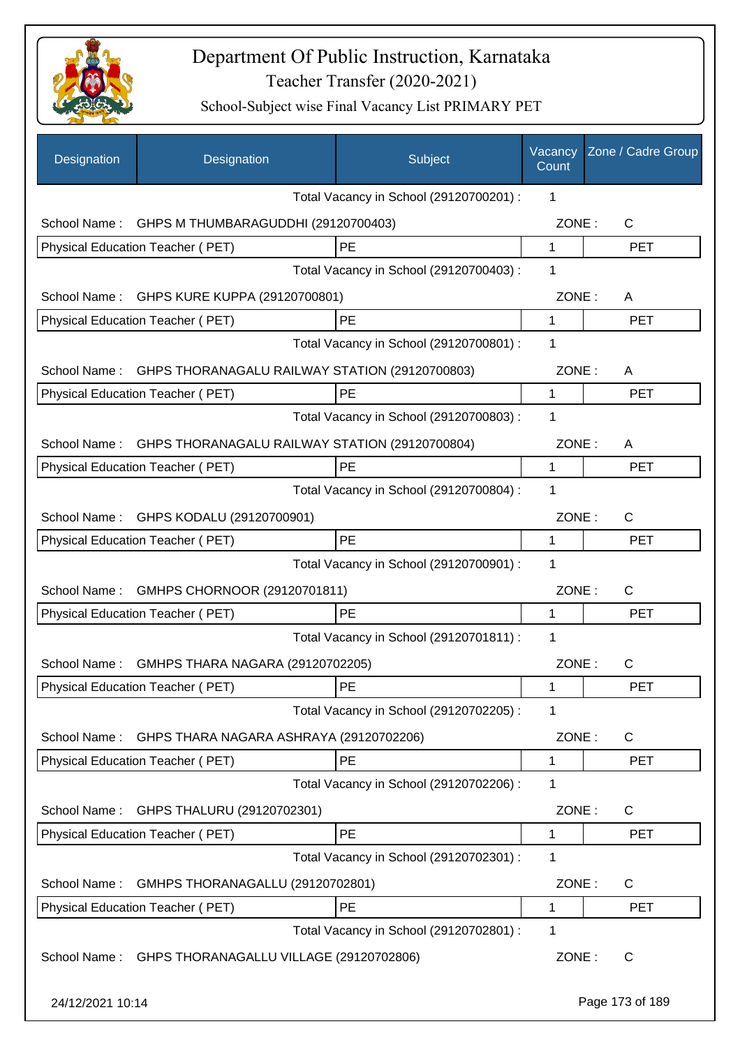# Department Of Public Instruction, Karnataka

## Teacher Transfer (2020-2021)

### School-Subject wise Final Vacancy List PRIMARY PET

| Designation | Designation | Subject | Vacancy Count | Zone / Cadre Group |
|---|---|---|---|---|
| | | Total Vacancy in School (29120700201) : | 1 | |
| School Name : | GHPS M THUMBARAGUDDHI (29120700403) | | ZONE : | C |
| Physical Education Teacher ( PET) | | PE | 1 | PET |
| | | Total Vacancy in School (29120700403) : | 1 | |
| School Name : | GHPS KURE KUPPA (29120700801) | | ZONE : | A |
| Physical Education Teacher ( PET) | | PE | 1 | PET |
| | | Total Vacancy in School (29120700801) : | 1 | |
| School Name : | GHPS THORANAGALU RAILWAY STATION (29120700803) | | ZONE : | A |
| Physical Education Teacher ( PET) | | PE | 1 | PET |
| | | Total Vacancy in School (29120700803) : | 1 | |
| School Name : | GHPS THORANAGALU RAILWAY STATION (29120700804) | | ZONE : | A |
| Physical Education Teacher ( PET) | | PE | 1 | PET |
| | | Total Vacancy in School (29120700804) : | 1 | |
| School Name : | GHPS KODALU (29120700901) | | ZONE : | C |
| Physical Education Teacher ( PET) | | PE | 1 | PET |
| | | Total Vacancy in School (29120700901) : | 1 | |
| School Name : | GMHPS CHORNOOR (29120701811) | | ZONE : | C |
| Physical Education Teacher ( PET) | | PE | 1 | PET |
| | | Total Vacancy in School (29120701811) : | 1 | |
| School Name : | GMHPS THARA NAGARA (29120702205) | | ZONE : | C |
| Physical Education Teacher ( PET) | | PE | 1 | PET |
| | | Total Vacancy in School (29120702205) : | 1 | |
| School Name : | GHPS THARA NAGARA ASHRAYA (29120702206) | | ZONE : | C |
| Physical Education Teacher ( PET) | | PE | 1 | PET |
| | | Total Vacancy in School (29120702206) : | 1 | |
| School Name : | GHPS THALURU (29120702301) | | ZONE : | C |
| Physical Education Teacher ( PET) | | PE | 1 | PET |
| | | Total Vacancy in School (29120702301) : | 1 | |
| School Name : | GMHPS THORANAGALLU (29120702801) | | ZONE : | C |
| Physical Education Teacher ( PET) | | PE | 1 | PET |
| | | Total Vacancy in School (29120702801) : | 1 | |
| School Name : | GHPS THORANAGALLU VILLAGE (29120702806) | | ZONE : | C |

24/12/2021 10:14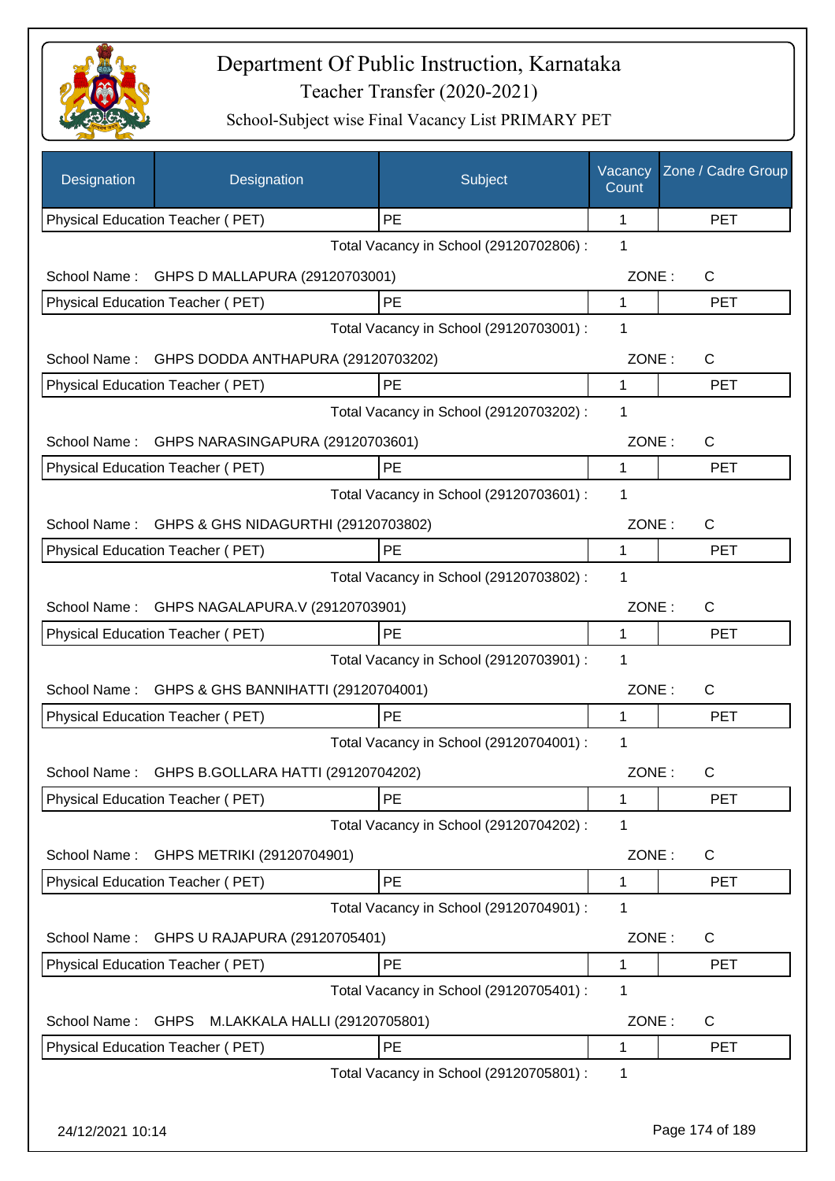# Department Of Public Instruction, Karnataka

## Teacher Transfer (2020-2021)

### School-Subject wise Final Vacancy List PRIMARY PET

| Designation | Designation | Subject | Vacancy Count | Zone / Cadre Group |
|---|---|---|---|---|
| Physical Education Teacher ( PET) | | PE | 1 | PET |
| | | Total Vacancy in School (29120702806) : | 1 | |
| School Name : | GHPS D MALLAPURA (29120703001) | | ZONE : | C |
| Physical Education Teacher ( PET) | | PE | 1 | PET |
| | | Total Vacancy in School (29120703001) : | 1 | |
| School Name : | GHPS DODDA ANTHAPURA (29120703202) | | ZONE : | C |
| Physical Education Teacher ( PET) | | PE | 1 | PET |
| | | Total Vacancy in School (29120703202) : | 1 | |
| School Name : | GHPS NARASINGAPURA (29120703601) | | ZONE : | C |
| Physical Education Teacher ( PET) | | PE | 1 | PET |
| | | Total Vacancy in School (29120703601) : | 1 | |
| School Name : | GHPS & GHS NIDAGURTHI (29120703802) | | ZONE : | C |
| Physical Education Teacher ( PET) | | PE | 1 | PET |
| | | Total Vacancy in School (29120703802) : | 1 | |
| School Name : | GHPS NAGALAPURA.V (29120703901) | | ZONE : | C |
| Physical Education Teacher ( PET) | | PE | 1 | PET |
| | | Total Vacancy in School (29120703901) : | 1 | |
| School Name : | GHPS & GHS BANNIHATTI (29120704001) | | ZONE : | C |
| Physical Education Teacher ( PET) | | PE | 1 | PET |
| | | Total Vacancy in School (29120704001) : | 1 | |
| School Name : | GHPS B.GOLLARA HATTI (29120704202) | | ZONE : | C |
| Physical Education Teacher ( PET) | | PE | 1 | PET |
| | | Total Vacancy in School (29120704202) : | 1 | |
| School Name : | GHPS METRIKI (29120704901) | | ZONE : | C |
| Physical Education Teacher ( PET) | | PE | 1 | PET |
| | | Total Vacancy in School (29120704901) : | 1 | |
| School Name : | GHPS U RAJAPURA (29120705401) | | ZONE : | C |
| Physical Education Teacher ( PET) | | PE | 1 | PET |
| | | Total Vacancy in School (29120705401) : | 1 | |
| School Name : | GHPS M.LAKKALA HALLI (29120705801) | | ZONE : | C |
| Physical Education Teacher ( PET) | | PE | 1 | PET |
| | | Total Vacancy in School (29120705801) : | 1 | |

24/12/2021 10:14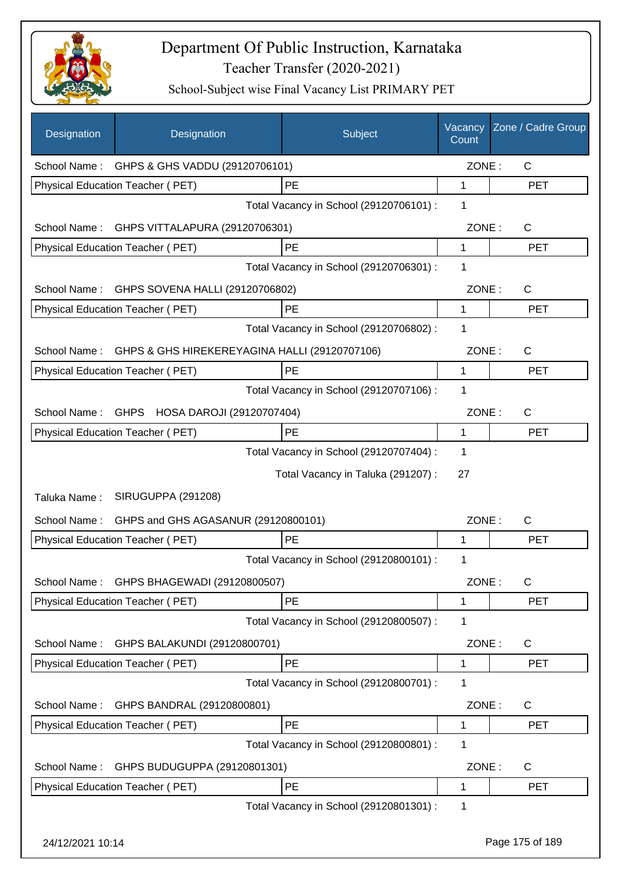# Department Of Public Instruction, Karnataka
## Teacher Transfer (2020-2021)
### School-Subject wise Final Vacancy List PRIMARY PET

| Designation | Designation | Subject | Vacancy Count | Zone / Cadre Group |
|---|---|---|---|---|
| School Name : | GHPS & GHS VADDU (29120706101) | | ZONE : | C |
| Physical Education Teacher ( PET) | | PE | 1 | PET |
| | | Total Vacancy in School (29120706101) : | 1 | |
| School Name : | GHPS VITTALAPURA (29120706301) | | ZONE : | C |
| Physical Education Teacher ( PET) | | PE | 1 | PET |
| | | Total Vacancy in School (29120706301) : | 1 | |
| School Name : | GHPS SOVENA HALLI (29120706802) | | ZONE : | C |
| Physical Education Teacher ( PET) | | PE | 1 | PET |
| | | Total Vacancy in School (29120706802) : | 1 | |
| School Name : | GHPS & GHS HIREKEREYAGINA HALLI (29120707106) | | ZONE : | C |
| Physical Education Teacher ( PET) | | PE | 1 | PET |
| | | Total Vacancy in School (29120707106) : | 1 | |
| School Name : | GHPS HOSA DAROJI (29120707404) | | ZONE : | C |
| Physical Education Teacher ( PET) | | PE | 1 | PET |
| | | Total Vacancy in School (29120707404) : | 1 | |
| | | Total Vacancy in Taluka (291207) : | 27 | |
| Taluka Name : | SIRUGUPPA (291208) | | | |
| School Name : | GHPS and GHS AGASANUR (29120800101) | | ZONE : | C |
| Physical Education Teacher ( PET) | | PE | 1 | PET |
| | | Total Vacancy in School (29120800101) : | 1 | |
| School Name : | GHPS BHAGEWADI (29120800507) | | ZONE : | C |
| Physical Education Teacher ( PET) | | PE | 1 | PET |
| | | Total Vacancy in School (29120800507) : | 1 | |
| School Name : | GHPS BALAKUNDI (29120800701) | | ZONE : | C |
| Physical Education Teacher ( PET) | | PE | 1 | PET |
| | | Total Vacancy in School (29120800701) : | 1 | |
| School Name : | GHPS BANDRAL (29120800801) | | ZONE : | C |
| Physical Education Teacher ( PET) | | PE | 1 | PET |
| | | Total Vacancy in School (29120800801) : | 1 | |
| School Name : | GHPS BUDUGUPPA (29120801301) | | ZONE : | C |
| Physical Education Teacher ( PET) | | PE | 1 | PET |
| | | Total Vacancy in School (29120801301) : | 1 | |

24/12/2021 10:14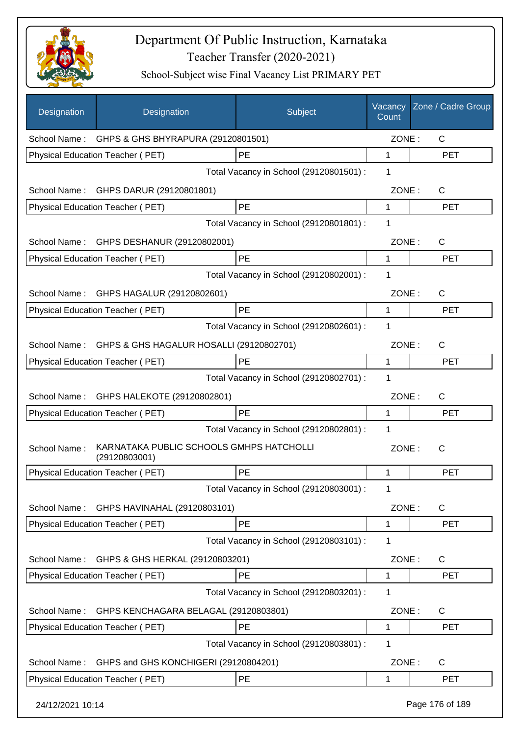# Department Of Public Instruction, Karnataka

## Teacher Transfer (2020-2021)

### School-Subject wise Final Vacancy List PRIMARY PET

| Designation | Designation | Subject | Vacancy Count | Zone / Cadre Group |
|---|---|---|---|---|
| School Name : | GHPS & GHS BHYRAPURA (29120801501) | | ZONE : | C |
| Physical Education Teacher ( PET) | | PE | 1 | PET |
| | | Total Vacancy in School (29120801501) : | 1 | |
| School Name : | GHPS DARUR (29120801801) | | ZONE : | C |
| Physical Education Teacher ( PET) | | PE | 1 | PET |
| | | Total Vacancy in School (29120801801) : | 1 | |
| School Name : | GHPS DESHANUR (29120802001) | | ZONE : | C |
| Physical Education Teacher ( PET) | | PE | 1 | PET |
| | | Total Vacancy in School (29120802001) : | 1 | |
| School Name : | GHPS HAGALUR (29120802601) | | ZONE : | C |
| Physical Education Teacher ( PET) | | PE | 1 | PET |
| | | Total Vacancy in School (29120802601) : | 1 | |
| School Name : | GHPS & GHS HAGALUR HOSALLI (29120802701) | | ZONE : | C |
| Physical Education Teacher ( PET) | | PE | 1 | PET |
| | | Total Vacancy in School (29120802701) : | 1 | |
| School Name : | GHPS HALEKOTE (29120802801) | | ZONE : | C |
| Physical Education Teacher ( PET) | | PE | 1 | PET |
| | | Total Vacancy in School (29120802801) : | 1 | |
| School Name : | KARNATAKA PUBLIC SCHOOLS GMHPS HATCHOLLI (29120803001) | | ZONE : | C |
| Physical Education Teacher ( PET) | | PE | 1 | PET |
| | | Total Vacancy in School (29120803001) : | 1 | |
| School Name : | GHPS HAVINAHAL (29120803101) | | ZONE : | C |
| Physical Education Teacher ( PET) | | PE | 1 | PET |
| | | Total Vacancy in School (29120803101) : | 1 | |
| School Name : | GHPS & GHS HERKAL (29120803201) | | ZONE : | C |
| Physical Education Teacher ( PET) | | PE | 1 | PET |
| | | Total Vacancy in School (29120803201) : | 1 | |
| School Name : | GHPS KENCHAGARA BELAGAL (29120803801) | | ZONE : | C |
| Physical Education Teacher ( PET) | | PE | 1 | PET |
| | | Total Vacancy in School (29120803801) : | 1 | |
| School Name : | GHPS and GHS KONCHIGERI (29120804201) | | ZONE : | C |
| Physical Education Teacher ( PET) | | PE | 1 | PET |

24/12/2021 10:14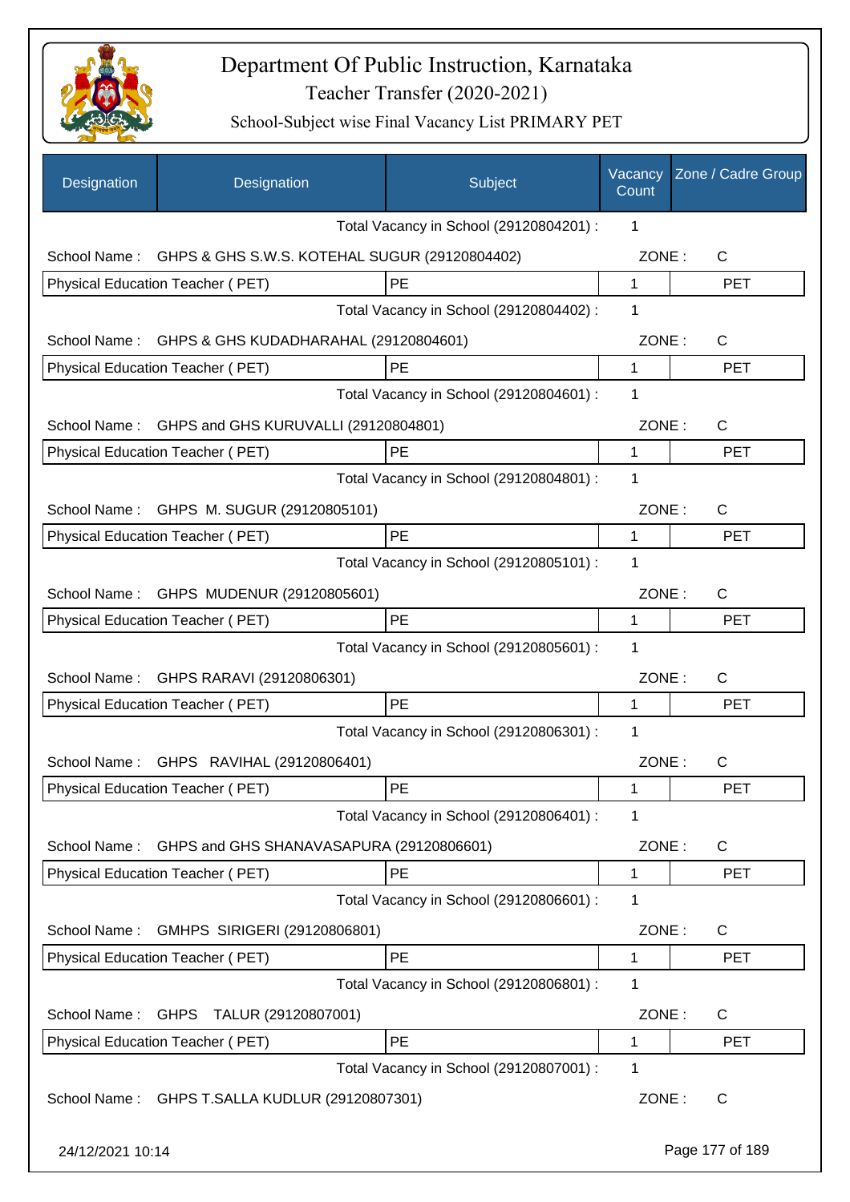# Department Of Public Instruction, Karnataka

Teacher Transfer (2020-2021)

School-Subject wise Final Vacancy List PRIMARY PET

| Designation | Designation | Subject | Vacancy Count | Zone / Cadre Group |
|---|---|---|---|---|
| | | Total Vacancy in School (29120804201) : | 1 | |
| School Name : | GHPS & GHS S.W.S. KOTEHAL SUGUR (29120804402) | | ZONE : | C |
| Physical Education Teacher ( PET) | | PE | 1 | PET |
| | | Total Vacancy in School (29120804402) : | 1 | |
| School Name : | GHPS & GHS KUDADHARAHAL (29120804601) | | ZONE : | C |
| Physical Education Teacher ( PET) | | PE | 1 | PET |
| | | Total Vacancy in School (29120804601) : | 1 | |
| School Name : | GHPS and GHS KURUVALLI (29120804801) | | ZONE : | C |
| Physical Education Teacher ( PET) | | PE | 1 | PET |
| | | Total Vacancy in School (29120804801) : | 1 | |
| School Name : | GHPS M. SUGUR (29120805101) | | ZONE : | C |
| Physical Education Teacher ( PET) | | PE | 1 | PET |
| | | Total Vacancy in School (29120805101) : | 1 | |
| School Name : | GHPS MUDENUR (29120805601) | | ZONE : | C |
| Physical Education Teacher ( PET) | | PE | 1 | PET |
| | | Total Vacancy in School (29120805601) : | 1 | |
| School Name : | GHPS RARAVI (29120806301) | | ZONE : | C |
| Physical Education Teacher ( PET) | | PE | 1 | PET |
| | | Total Vacancy in School (29120806301) : | 1 | |
| School Name : | GHPS RAVIHAL (29120806401) | | ZONE : | C |
| Physical Education Teacher ( PET) | | PE | 1 | PET |
| | | Total Vacancy in School (29120806401) : | 1 | |
| School Name : | GHPS and GHS SHANAVASAPURA (29120806601) | | ZONE : | C |
| Physical Education Teacher ( PET) | | PE | 1 | PET |
| | | Total Vacancy in School (29120806601) : | 1 | |
| School Name : | GMHPS SIRIGERI (29120806801) | | ZONE : | C |
| Physical Education Teacher ( PET) | | PE | 1 | PET |
| | | Total Vacancy in School (29120806801) : | 1 | |
| School Name : | GHPS TALUR (29120807001) | | ZONE : | C |
| Physical Education Teacher ( PET) | | PE | 1 | PET |
| | | Total Vacancy in School (29120807001) : | 1 | |
| School Name : | GHPS T.SALLA KUDLUR (29120807301) | | ZONE : | C |

24/12/2021 10:14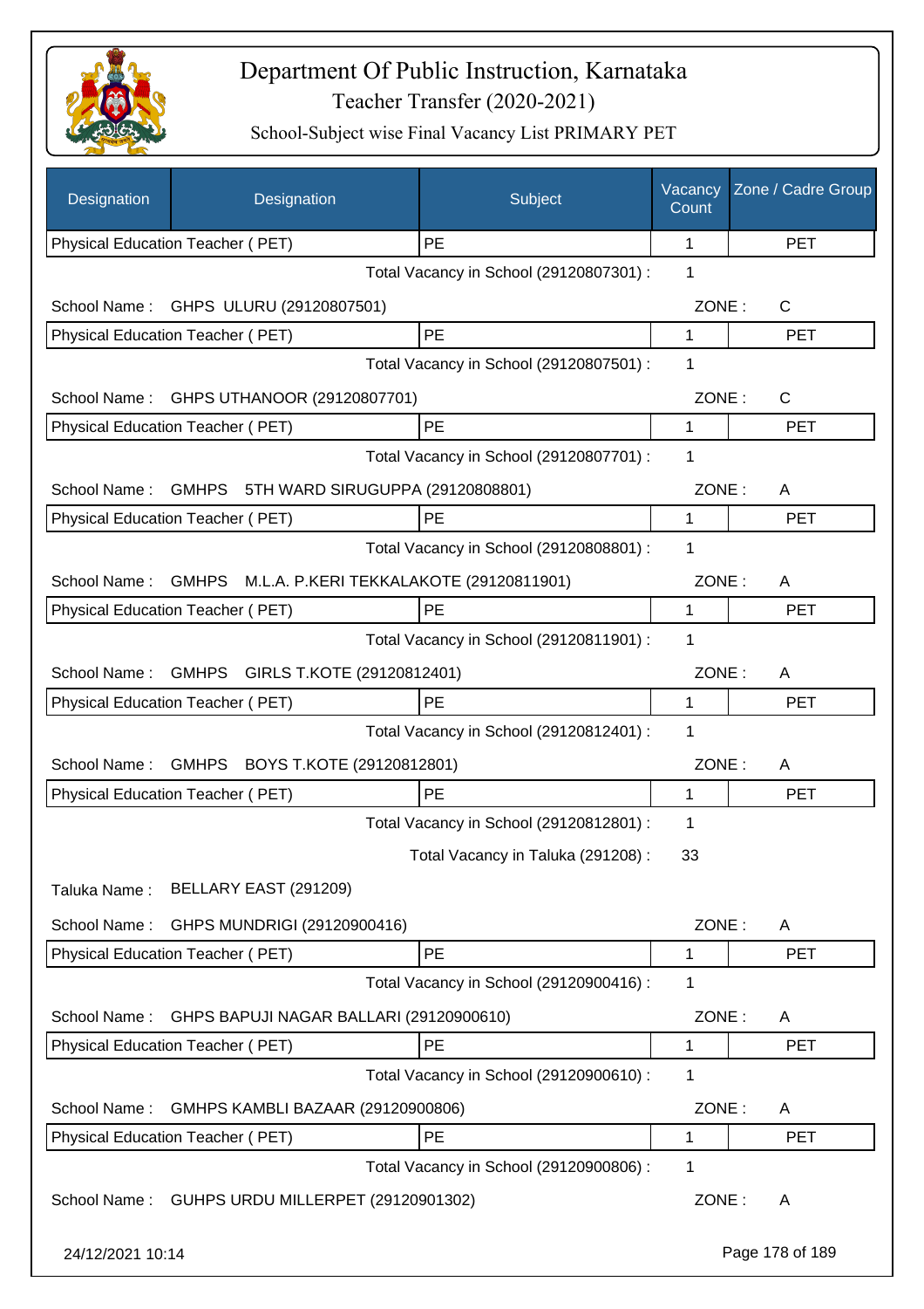# Department Of Public Instruction, Karnataka
## Teacher Transfer (2020-2021)
### School-Subject wise Final Vacancy List PRIMARY PET

| Designation | Designation | Subject | Vacancy Count | Zone / Cadre Group |
|---|---|---|---|---|
| Physical Education Teacher ( PET) | | PE | 1 | PET |
| | | Total Vacancy in School (29120807301) : | 1 | |
| School Name : | GHPS ULURU (29120807501) | | ZONE : | C |
| Physical Education Teacher ( PET) | | PE | 1 | PET |
| | | Total Vacancy in School (29120807501) : | 1 | |
| School Name : | GHPS UTHANOOR (29120807701) | | ZONE : | C |
| Physical Education Teacher ( PET) | | PE | 1 | PET |
| | | Total Vacancy in School (29120807701) : | 1 | |
| School Name : | GMHPS 5TH WARD SIRUGUPPA (29120808801) | | ZONE : | A |
| Physical Education Teacher ( PET) | | PE | 1 | PET |
| | | Total Vacancy in School (29120808801) : | 1 | |
| School Name : | GMHPS M.L.A. P.KERI TEKKALAKOTE (29120811901) | | ZONE : | A |
| Physical Education Teacher ( PET) | | PE | 1 | PET |
| | | Total Vacancy in School (29120811901) : | 1 | |
| School Name : | GMHPS GIRLS T.KOTE (29120812401) | | ZONE : | A |
| Physical Education Teacher ( PET) | | PE | 1 | PET |
| | | Total Vacancy in School (29120812401) : | 1 | |
| School Name : | GMHPS BOYS T.KOTE (29120812801) | | ZONE : | A |
| Physical Education Teacher ( PET) | | PE | 1 | PET |
| | | Total Vacancy in School (29120812801) : | 1 | |
| | | Total Vacancy in Taluka (291208) : | 33 | |
| Taluka Name : | BELLARY EAST (291209) | | | |
| School Name : | GHPS MUNDRIGI (29120900416) | | ZONE : | A |
| Physical Education Teacher ( PET) | | PE | 1 | PET |
| | | Total Vacancy in School (29120900416) : | 1 | |
| School Name : | GHPS BAPUJI NAGAR BALLARI (29120900610) | | ZONE : | A |
| Physical Education Teacher ( PET) | | PE | 1 | PET |
| | | Total Vacancy in School (29120900610) : | 1 | |
| School Name : | GMHPS KAMBLI BAZAAR (29120900806) | | ZONE : | A |
| Physical Education Teacher ( PET) | | PE | 1 | PET |
| | | Total Vacancy in School (29120900806) : | 1 | |
| School Name : | GUHPS URDU MILLERPET (29120901302) | | ZONE : | A |

24/12/2021 10:14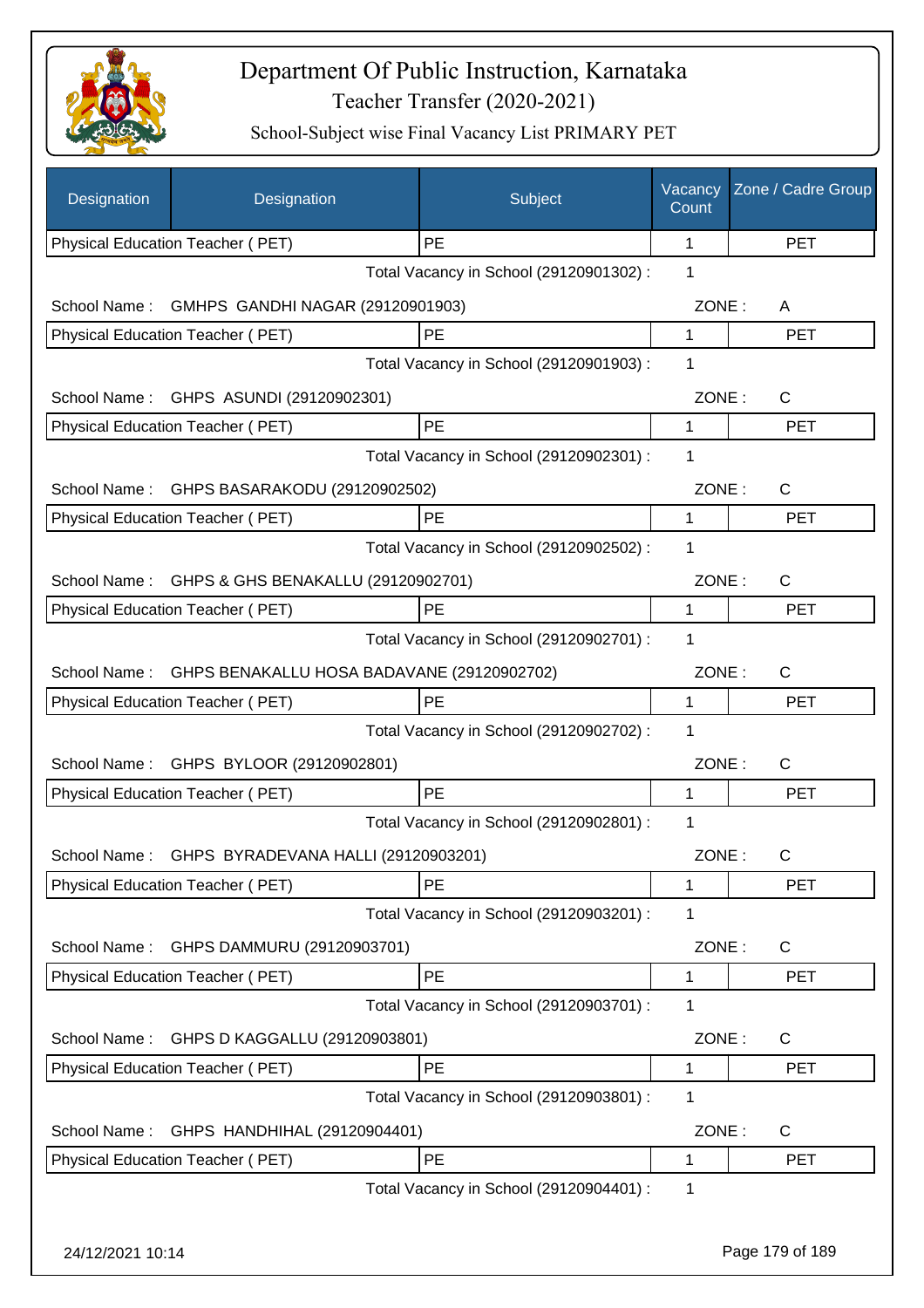# Department Of Public Instruction, Karnataka

## Teacher Transfer (2020-2021)

### School-Subject wise Final Vacancy List PRIMARY PET

| Designation | Designation | Subject | Vacancy Count | Zone / Cadre Group |
|---|---|---|---|---|
| Physical Education Teacher ( PET) | | PE | 1 | PET |
| | | Total Vacancy in School (29120901302) : | 1 | |
| School Name : | GMHPS GANDHI NAGAR (29120901903) | | ZONE : | A |
| Physical Education Teacher ( PET) | | PE | 1 | PET |
| | | Total Vacancy in School (29120901903) : | 1 | |
| School Name : | GHPS ASUNDI (29120902301) | | ZONE : | C |
| Physical Education Teacher ( PET) | | PE | 1 | PET |
| | | Total Vacancy in School (29120902301) : | 1 | |
| School Name : | GHPS BASARAKODU (29120902502) | | ZONE : | C |
| Physical Education Teacher ( PET) | | PE | 1 | PET |
| | | Total Vacancy in School (29120902502) : | 1 | |
| School Name : | GHPS & GHS BENAKALLU (29120902701) | | ZONE : | C |
| Physical Education Teacher ( PET) | | PE | 1 | PET |
| | | Total Vacancy in School (29120902701) : | 1 | |
| School Name : | GHPS BENAKALLU HOSA BADAVANE (29120902702) | | ZONE : | C |
| Physical Education Teacher ( PET) | | PE | 1 | PET |
| | | Total Vacancy in School (29120902702) : | 1 | |
| School Name : | GHPS BYLOOR (29120902801) | | ZONE : | C |
| Physical Education Teacher ( PET) | | PE | 1 | PET |
| | | Total Vacancy in School (29120902801) : | 1 | |
| School Name : | GHPS BYRADEVANA HALLI (29120903201) | | ZONE : | C |
| Physical Education Teacher ( PET) | | PE | 1 | PET |
| | | Total Vacancy in School (29120903201) : | 1 | |
| School Name : | GHPS DAMMURU (29120903701) | | ZONE : | C |
| Physical Education Teacher ( PET) | | PE | 1 | PET |
| | | Total Vacancy in School (29120903701) : | 1 | |
| School Name : | GHPS D KAGGALLU (29120903801) | | ZONE : | C |
| Physical Education Teacher ( PET) | | PE | 1 | PET |
| | | Total Vacancy in School (29120903801) : | 1 | |
| School Name : | GHPS HANDHIHAL (29120904401) | | ZONE : | C |
| Physical Education Teacher ( PET) | | PE | 1 | PET |
| | | Total Vacancy in School (29120904401) : | 1 | |

24/12/2021 10:14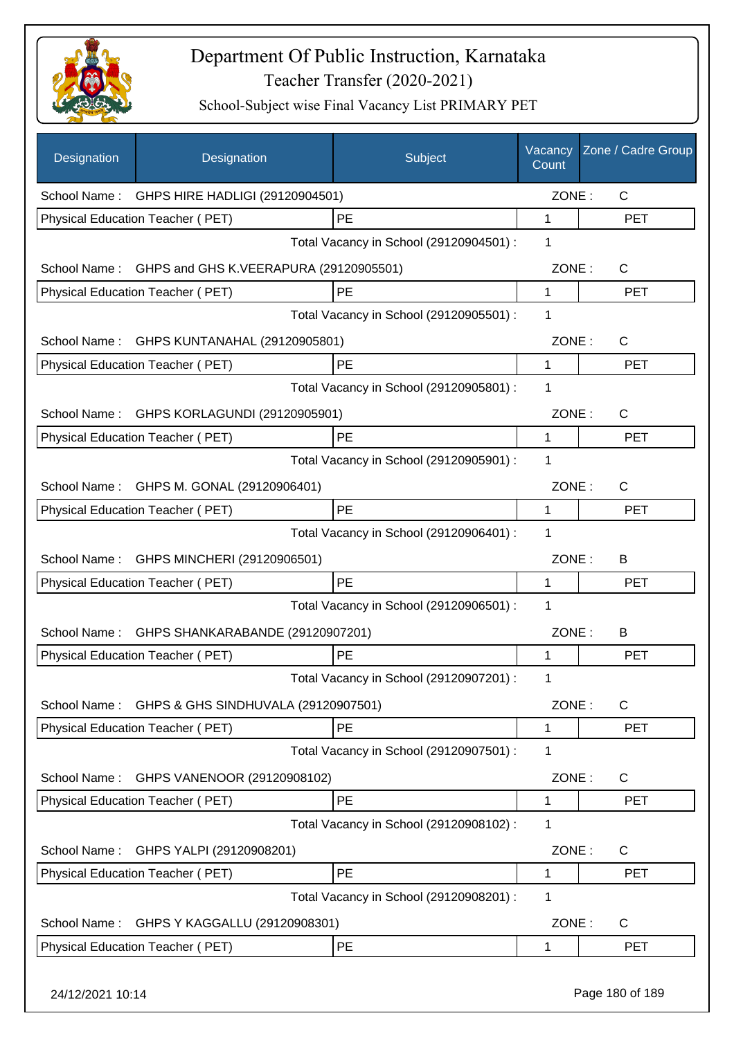# Department Of Public Instruction, Karnataka

Teacher Transfer (2020-2021)

School-Subject wise Final Vacancy List PRIMARY PET

| Designation | Designation | Subject | Vacancy Count | Zone / Cadre Group |
|---|---|---|---|---|
| School Name : | GHPS HIRE HADLIGI (29120904501) | | ZONE : | C |
| Physical Education Teacher ( PET) | | PE | 1 | PET |
| | | Total Vacancy in School (29120904501) : | 1 | |
| School Name : | GHPS and GHS K.VEERAPURA (29120905501) | | ZONE : | C |
| Physical Education Teacher ( PET) | | PE | 1 | PET |
| | | Total Vacancy in School (29120905501) : | 1 | |
| School Name : | GHPS KUNTANAHAL (29120905801) | | ZONE : | C |
| Physical Education Teacher ( PET) | | PE | 1 | PET |
| | | Total Vacancy in School (29120905801) : | 1 | |
| School Name : | GHPS KORLAGUNDI (29120905901) | | ZONE : | C |
| Physical Education Teacher ( PET) | | PE | 1 | PET |
| | | Total Vacancy in School (29120905901) : | 1 | |
| School Name : | GHPS M. GONAL (29120906401) | | ZONE : | C |
| Physical Education Teacher ( PET) | | PE | 1 | PET |
| | | Total Vacancy in School (29120906401) : | 1 | |
| School Name : | GHPS MINCHERI (29120906501) | | ZONE : | B |
| Physical Education Teacher ( PET) | | PE | 1 | PET |
| | | Total Vacancy in School (29120906501) : | 1 | |
| School Name : | GHPS SHANKARABANDE (29120907201) | | ZONE : | B |
| Physical Education Teacher ( PET) | | PE | 1 | PET |
| | | Total Vacancy in School (29120907201) : | 1 | |
| School Name : | GHPS & GHS SINDHUVALA (29120907501) | | ZONE : | C |
| Physical Education Teacher ( PET) | | PE | 1 | PET |
| | | Total Vacancy in School (29120907501) : | 1 | |
| School Name : | GHPS VANENOOR (29120908102) | | ZONE : | C |
| Physical Education Teacher ( PET) | | PE | 1 | PET |
| | | Total Vacancy in School (29120908102) : | 1 | |
| School Name : | GHPS YALPI (29120908201) | | ZONE : | C |
| Physical Education Teacher ( PET) | | PE | 1 | PET |
| | | Total Vacancy in School (29120908201) : | 1 | |
| School Name : | GHPS Y KAGGALLU (29120908301) | | ZONE : | C |
| Physical Education Teacher ( PET) | | PE | 1 | PET |

24/12/2021 10:14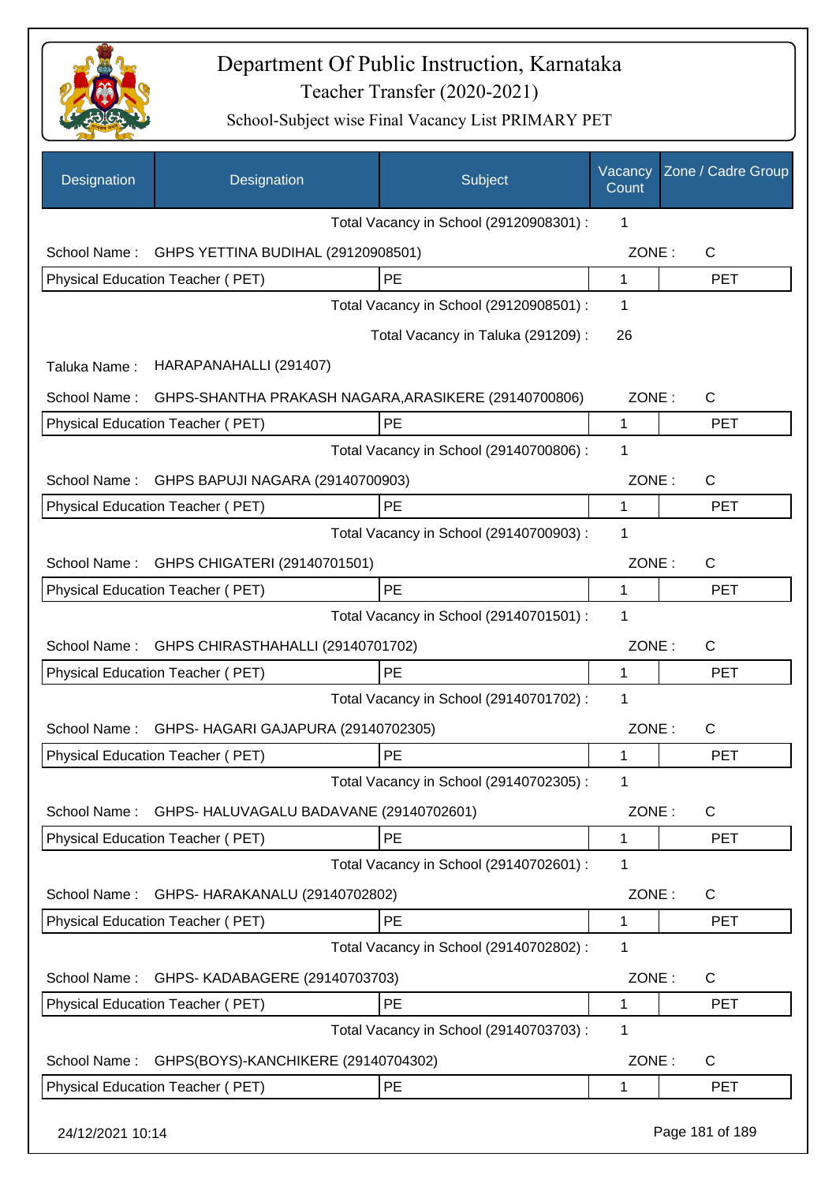# Department Of Public Instruction, Karnataka

Teacher Transfer (2020-2021)

School-Subject wise Final Vacancy List PRIMARY PET

| Designation | Designation | Subject | Vacancy Count | Zone / Cadre Group |
|---|---|---|---|---|
| | | Total Vacancy in School (29120908301) : | 1 | |
| School Name : | GHPS YETTINA BUDIHAL (29120908501) | | ZONE : | C |
| Physical Education Teacher ( PET) | | PE | 1 | PET |
| | | Total Vacancy in School (29120908501) : | 1 | |
| | | Total Vacancy in Taluka (291209) : | 26 | |
| Taluka Name : | HARAPANAHALLI (291407) | | | |
| School Name : | GHPS-SHANTHA PRAKASH NAGARA,ARASIKERE (29140700806) | | ZONE : | C |
| Physical Education Teacher ( PET) | | PE | 1 | PET |
| | | Total Vacancy in School (29140700806) : | 1 | |
| School Name : | GHPS BAPUJI NAGARA (29140700903) | | ZONE : | C |
| Physical Education Teacher ( PET) | | PE | 1 | PET |
| | | Total Vacancy in School (29140700903) : | 1 | |
| School Name : | GHPS CHIGATERI (29140701501) | | ZONE : | C |
| Physical Education Teacher ( PET) | | PE | 1 | PET |
| | | Total Vacancy in School (29140701501) : | 1 | |
| School Name : | GHPS CHIRASTHAHALLI (29140701702) | | ZONE : | C |
| Physical Education Teacher ( PET) | | PE | 1 | PET |
| | | Total Vacancy in School (29140701702) : | 1 | |
| School Name : | GHPS- HAGARI GAJAPURA (29140702305) | | ZONE : | C |
| Physical Education Teacher ( PET) | | PE | 1 | PET |
| | | Total Vacancy in School (29140702305) : | 1 | |
| School Name : | GHPS- HALUVAGALU BADAVANE (29140702601) | | ZONE : | C |
| Physical Education Teacher ( PET) | | PE | 1 | PET |
| | | Total Vacancy in School (29140702601) : | 1 | |
| School Name : | GHPS- HARAKANALU (29140702802) | | ZONE : | C |
| Physical Education Teacher ( PET) | | PE | 1 | PET |
| | | Total Vacancy in School (29140702802) : | 1 | |
| School Name : | GHPS- KADABAGERE (29140703703) | | ZONE : | C |
| Physical Education Teacher ( PET) | | PE | 1 | PET |
| | | Total Vacancy in School (29140703703) : | 1 | |
| School Name : | GHPS(BOYS)-KANCHIKERE (29140704302) | | ZONE : | C |
| Physical Education Teacher ( PET) | | PE | 1 | PET |

24/12/2021 10:14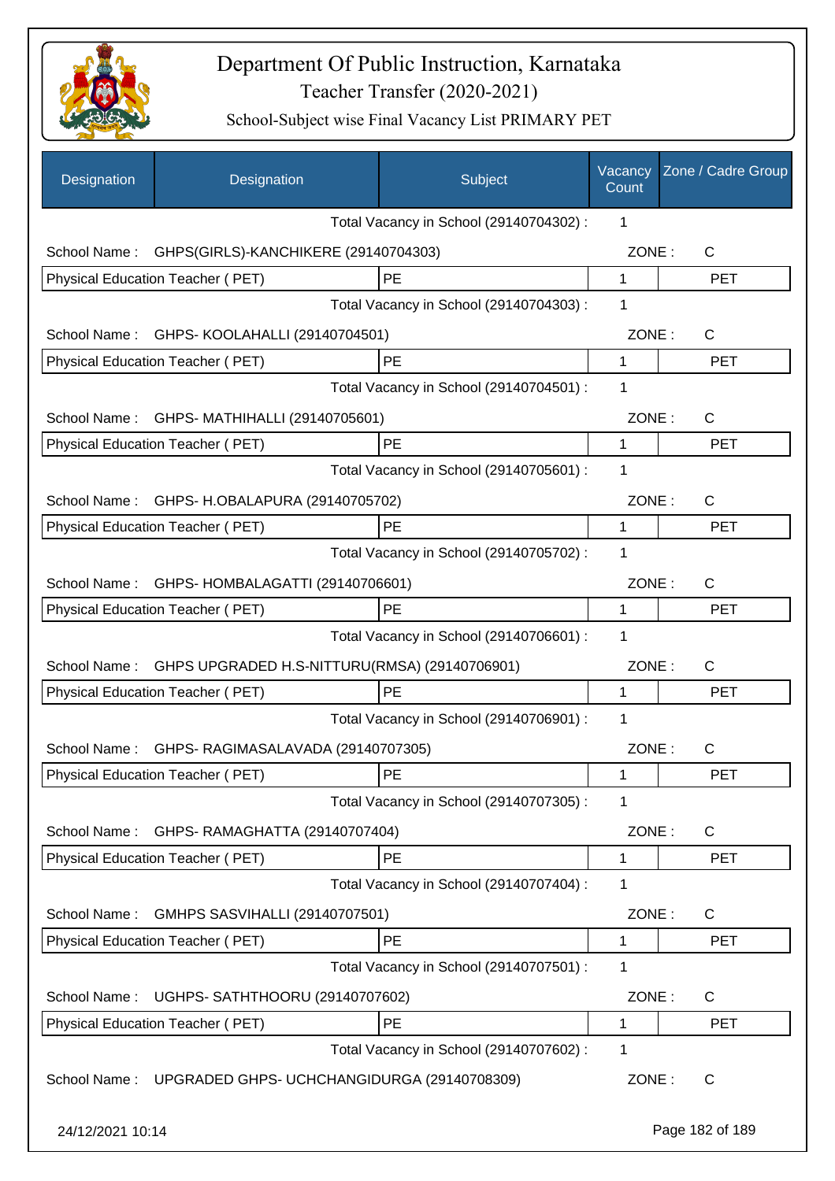# Department Of Public Instruction, Karnataka
## Teacher Transfer (2020-2021)
### School-Subject wise Final Vacancy List PRIMARY PET

| Designation | Designation | Subject | Vacancy Count | Zone / Cadre Group |
|---|---|---|---|---|
| | | Total Vacancy in School (29140704302) : | 1 | |
| School Name : | GHPS(GIRLS)-KANCHIKERE (29140704303) | | ZONE : | C |
| Physical Education Teacher ( PET) | | PE | 1 | PET |
| | | Total Vacancy in School (29140704303) : | 1 | |
| School Name : | GHPS- KOOLAHALLI (29140704501) | | ZONE : | C |
| Physical Education Teacher ( PET) | | PE | 1 | PET |
| | | Total Vacancy in School (29140704501) : | 1 | |
| School Name : | GHPS- MATHIHALLI (29140705601) | | ZONE : | C |
| Physical Education Teacher ( PET) | | PE | 1 | PET |
| | | Total Vacancy in School (29140705601) : | 1 | |
| School Name : | GHPS- H.OBALAPURA (29140705702) | | ZONE : | C |
| Physical Education Teacher ( PET) | | PE | 1 | PET |
| | | Total Vacancy in School (29140705702) : | 1 | |
| School Name : | GHPS- HOMBALAGATTI (29140706601) | | ZONE : | C |
| Physical Education Teacher ( PET) | | PE | 1 | PET |
| | | Total Vacancy in School (29140706601) : | 1 | |
| School Name : | GHPS UPGRADED H.S-NITTURU(RMSA) (29140706901) | | ZONE : | C |
| Physical Education Teacher ( PET) | | PE | 1 | PET |
| | | Total Vacancy in School (29140706901) : | 1 | |
| School Name : | GHPS- RAGIMASALAVADA (29140707305) | | ZONE : | C |
| Physical Education Teacher ( PET) | | PE | 1 | PET |
| | | Total Vacancy in School (29140707305) : | 1 | |
| School Name : | GHPS- RAMAGHATTA (29140707404) | | ZONE : | C |
| Physical Education Teacher ( PET) | | PE | 1 | PET |
| | | Total Vacancy in School (29140707404) : | 1 | |
| School Name : | GMHPS SASVIHALLI (29140707501) | | ZONE : | C |
| Physical Education Teacher ( PET) | | PE | 1 | PET |
| | | Total Vacancy in School (29140707501) : | 1 | |
| School Name : | UGHPS- SATHTHOORU (29140707602) | | ZONE : | C |
| Physical Education Teacher ( PET) | | PE | 1 | PET |
| | | Total Vacancy in School (29140707602) : | 1 | |
| School Name : | UPGRADED GHPS- UCHCHANGIDURGA (29140708309) | | ZONE : | C |

24/12/2021 10:14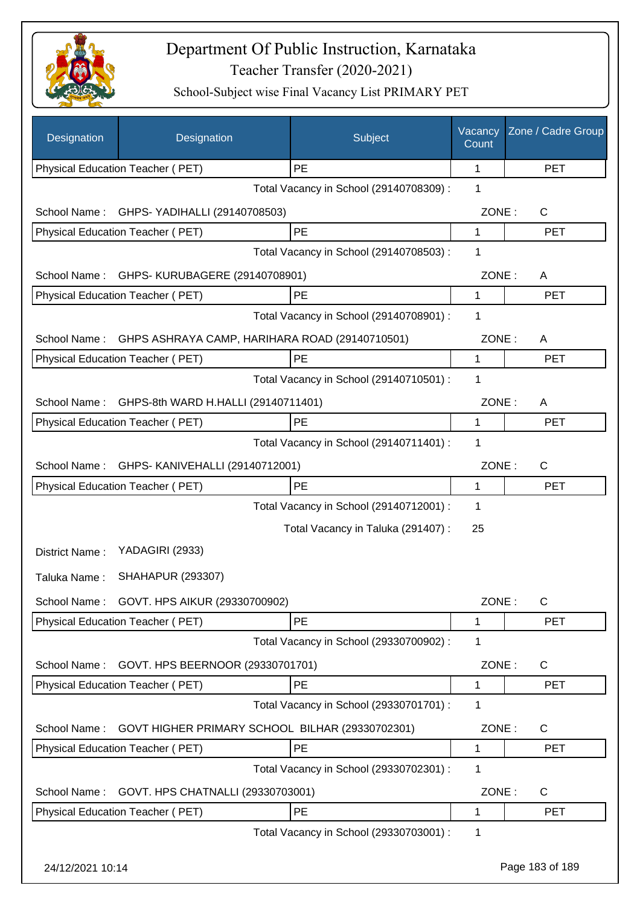# Department Of Public Instruction, Karnataka

Teacher Transfer (2020-2021)

School-Subject wise Final Vacancy List PRIMARY PET

| Designation | Designation | Subject | Vacancy Count | Zone / Cadre Group |
|---|---|---|---|---|
| Physical Education Teacher ( PET) | | PE | 1 | PET |

Total Vacancy in School (29140708309) : 1

School Name : GHPS- YADIHALLI (29140708503) ZONE : C

| Physical Education Teacher ( PET) | PE | 1 | PET |
|---|---|---|---|

Total Vacancy in School (29140708503) : 1

School Name : GHPS- KURUBAGERE (29140708901) ZONE : A

| Physical Education Teacher ( PET) | PE | 1 | PET |
|---|---|---|---|

Total Vacancy in School (29140708901) : 1

School Name : GHPS ASHRAYA CAMP, HARIHARA ROAD (29140710501) ZONE : A

| Physical Education Teacher ( PET) | PE | 1 | PET |
|---|---|---|---|

Total Vacancy in School (29140710501) : 1

School Name : GHPS-8th WARD H.HALLI (29140711401) ZONE : A

| Physical Education Teacher ( PET) | PE | 1 | PET |
|---|---|---|---|

Total Vacancy in School (29140711401) : 1

School Name : GHPS- KANIVEHALLI (29140712001) ZONE : C

| Physical Education Teacher ( PET) | PE | 1 | PET |
|---|---|---|---|

Total Vacancy in School (29140712001) : 1

Total Vacancy in Taluka (291407) : 25

District Name : YADAGIRI (2933)

Taluka Name : SHAHAPUR (293307)

School Name : GOVT. HPS AIKUR (29330700902) ZONE : C

| Physical Education Teacher ( PET) | PE | 1 | PET |
|---|---|---|---|

Total Vacancy in School (29330700902) : 1

School Name : GOVT. HPS BEERNOOR (29330701701) ZONE : C

| Physical Education Teacher ( PET) | PE | 1 | PET |
|---|---|---|---|

Total Vacancy in School (29330701701) : 1

School Name : GOVT HIGHER PRIMARY SCHOOL BILHAR (29330702301) ZONE : C

| Physical Education Teacher ( PET) | PE | 1 | PET |
|---|---|---|---|

Total Vacancy in School (29330702301) : 1

School Name : GOVT. HPS CHATNALLI (29330703001) ZONE : C

| Physical Education Teacher ( PET) | PE | 1 | PET |
|---|---|---|---|

Total Vacancy in School (29330703001) : 1

24/12/2021 10:14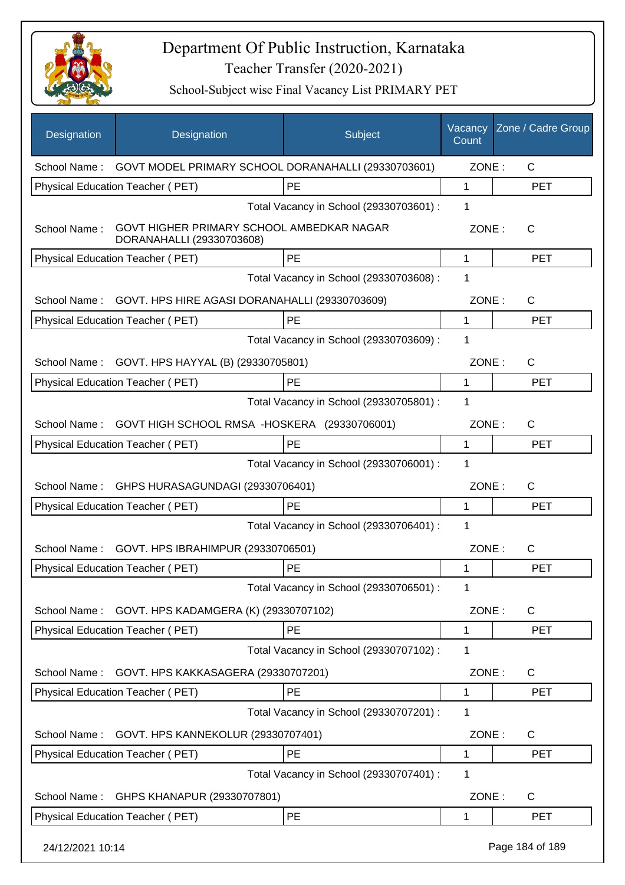# Department Of Public Instruction, Karnataka

Teacher Transfer (2020-2021)

School-Subject wise Final Vacancy List PRIMARY PET

| Designation | Designation | Subject | Vacancy Count | Zone / Cadre Group |
|---|---|---|---|---|
| School Name : | GOVT MODEL PRIMARY SCHOOL DORANAHALLI (29330703601) | | ZONE : | C |
| Physical Education Teacher ( PET) | | PE | 1 | PET |
| | | Total Vacancy in School (29330703601) : | 1 | |
| School Name : | GOVT HIGHER PRIMARY SCHOOL AMBEDKAR NAGAR DORANAHALLI (29330703608) | | ZONE : | C |
| Physical Education Teacher ( PET) | | PE | 1 | PET |
| | | Total Vacancy in School (29330703608) : | 1 | |
| School Name : | GOVT. HPS HIRE AGASI DORANAHALLI (29330703609) | | ZONE : | C |
| Physical Education Teacher ( PET) | | PE | 1 | PET |
| | | Total Vacancy in School (29330703609) : | 1 | |
| School Name : | GOVT. HPS HAYYAL (B) (29330705801) | | ZONE : | C |
| Physical Education Teacher ( PET) | | PE | 1 | PET |
| | | Total Vacancy in School (29330705801) : | 1 | |
| School Name : | GOVT HIGH SCHOOL RMSA -HOSKERA (29330706001) | | ZONE : | C |
| Physical Education Teacher ( PET) | | PE | 1 | PET |
| | | Total Vacancy in School (29330706001) : | 1 | |
| School Name : | GHPS HURASAGUNDAGI (29330706401) | | ZONE : | C |
| Physical Education Teacher ( PET) | | PE | 1 | PET |
| | | Total Vacancy in School (29330706401) : | 1 | |
| School Name : | GOVT. HPS IBRAHIMPUR (29330706501) | | ZONE : | C |
| Physical Education Teacher ( PET) | | PE | 1 | PET |
| | | Total Vacancy in School (29330706501) : | 1 | |
| School Name : | GOVT. HPS KADAMGERA (K) (29330707102) | | ZONE : | C |
| Physical Education Teacher ( PET) | | PE | 1 | PET |
| | | Total Vacancy in School (29330707102) : | 1 | |
| School Name : | GOVT. HPS KAKKASAGERA (29330707201) | | ZONE : | C |
| Physical Education Teacher ( PET) | | PE | 1 | PET |
| | | Total Vacancy in School (29330707201) : | 1 | |
| School Name : | GOVT. HPS KANNEKOLUR (29330707401) | | ZONE : | C |
| Physical Education Teacher ( PET) | | PE | 1 | PET |
| | | Total Vacancy in School (29330707401) : | 1 | |
| School Name : | GHPS KHANAPUR (29330707801) | | ZONE : | C |
| Physical Education Teacher ( PET) | | PE | 1 | PET |

24/12/2021 10:14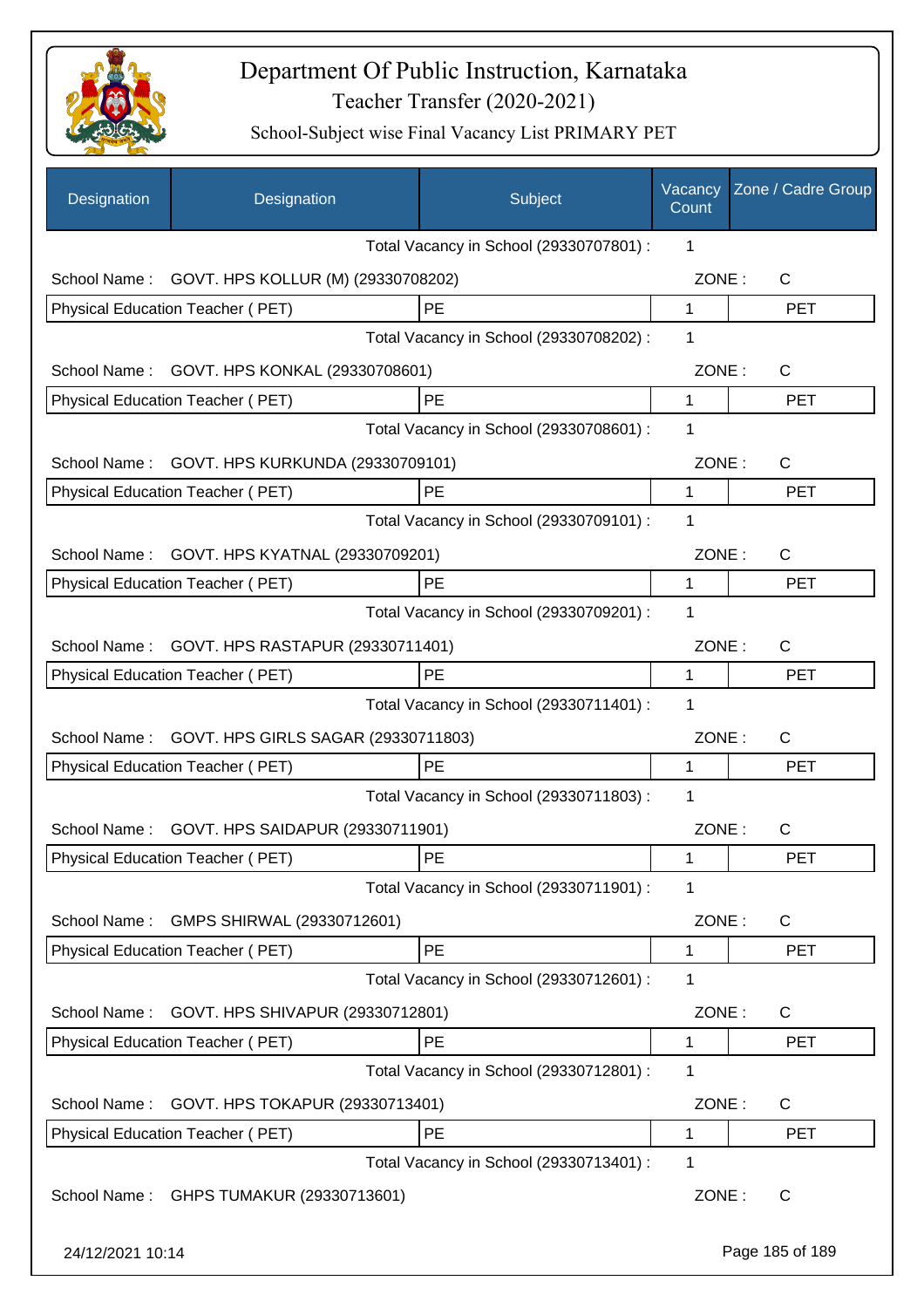# Department Of Public Instruction, Karnataka

Teacher Transfer (2020-2021)

School-Subject wise Final Vacancy List PRIMARY PET

| Designation | Designation | Subject | Vacancy Count | Zone / Cadre Group |
|---|---|---|---|---|
| | | Total Vacancy in School (29330707801) : | 1 | |
| School Name : | GOVT. HPS KOLLUR (M) (29330708202) | | ZONE : | C |
| Physical Education Teacher ( PET) | | PE | 1 | PET |
| | | Total Vacancy in School (29330708202) : | 1 | |
| School Name : | GOVT. HPS KONKAL (29330708601) | | ZONE : | C |
| Physical Education Teacher ( PET) | | PE | 1 | PET |
| | | Total Vacancy in School (29330708601) : | 1 | |
| School Name : | GOVT. HPS KURKUNDA (29330709101) | | ZONE : | C |
| Physical Education Teacher ( PET) | | PE | 1 | PET |
| | | Total Vacancy in School (29330709101) : | 1 | |
| School Name : | GOVT. HPS KYATNAL (29330709201) | | ZONE : | C |
| Physical Education Teacher ( PET) | | PE | 1 | PET |
| | | Total Vacancy in School (29330709201) : | 1 | |
| School Name : | GOVT. HPS RASTAPUR (29330711401) | | ZONE : | C |
| Physical Education Teacher ( PET) | | PE | 1 | PET |
| | | Total Vacancy in School (29330711401) : | 1 | |
| School Name : | GOVT. HPS GIRLS SAGAR (29330711803) | | ZONE : | C |
| Physical Education Teacher ( PET) | | PE | 1 | PET |
| | | Total Vacancy in School (29330711803) : | 1 | |
| School Name : | GOVT. HPS SAIDAPUR (29330711901) | | ZONE : | C |
| Physical Education Teacher ( PET) | | PE | 1 | PET |
| | | Total Vacancy in School (29330711901) : | 1 | |
| School Name : | GMPS SHIRWAL (29330712601) | | ZONE : | C |
| Physical Education Teacher ( PET) | | PE | 1 | PET |
| | | Total Vacancy in School (29330712601) : | 1 | |
| School Name : | GOVT. HPS SHIVAPUR (29330712801) | | ZONE : | C |
| Physical Education Teacher ( PET) | | PE | 1 | PET |
| | | Total Vacancy in School (29330712801) : | 1 | |
| School Name : | GOVT. HPS TOKAPUR (29330713401) | | ZONE : | C |
| Physical Education Teacher ( PET) | | PE | 1 | PET |
| | | Total Vacancy in School (29330713401) : | 1 | |
| School Name : | GHPS TUMAKUR (29330713601) | | ZONE : | C |

24/12/2021 10:14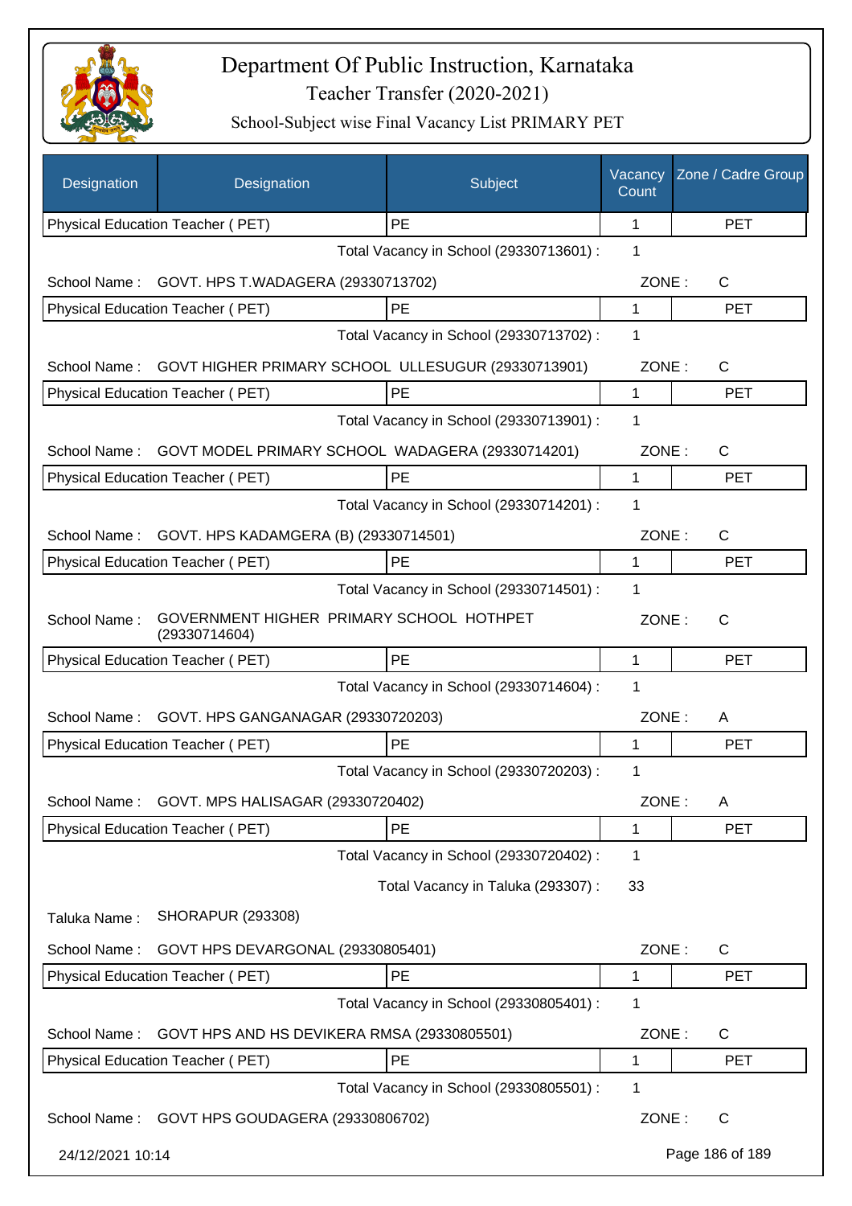# Department Of Public Instruction, Karnataka
## Teacher Transfer (2020-2021)
### School-Subject wise Final Vacancy List PRIMARY PET

| Designation | Designation | Subject | Vacancy Count | Zone / Cadre Group |
|---|---|---|---|---|
| Physical Education Teacher ( PET) | | PE | 1 | PET |

Total Vacancy in School (29330713601) : 1

School Name : GOVT. HPS T.WADAGERA (29330713702) ZONE : C

| Physical Education Teacher ( PET) | PE | 1 | PET |
|---|---|---|---|

Total Vacancy in School (29330713702) : 1

School Name : GOVT HIGHER PRIMARY SCHOOL ULLESUGUR (29330713901) ZONE : C

| Physical Education Teacher ( PET) | PE | 1 | PET |
|---|---|---|---|

Total Vacancy in School (29330713901) : 1

School Name : GOVT MODEL PRIMARY SCHOOL WADAGERA (29330714201) ZONE : C

| Physical Education Teacher ( PET) | PE | 1 | PET |
|---|---|---|---|

Total Vacancy in School (29330714201) : 1

School Name : GOVT. HPS KADAMGERA (B) (29330714501) ZONE : C

| Physical Education Teacher ( PET) | PE | 1 | PET |
|---|---|---|---|

Total Vacancy in School (29330714501) : 1

School Name : GOVERNMENT HIGHER PRIMARY SCHOOL HOTHPET (29330714604) ZONE : C

| Physical Education Teacher ( PET) | PE | 1 | PET |
|---|---|---|---|

Total Vacancy in School (29330714604) : 1

School Name : GOVT. HPS GANGANAGAR (29330720203) ZONE : A

| Physical Education Teacher ( PET) | PE | 1 | PET |
|---|---|---|---|

Total Vacancy in School (29330720203) : 1

School Name : GOVT. MPS HALISAGAR (29330720402) ZONE : A

| Physical Education Teacher ( PET) | PE | 1 | PET |
|---|---|---|---|

Total Vacancy in School (29330720402) : 1

Total Vacancy in Taluka (293307) : 33

Taluka Name : SHORAPUR (293308)

School Name : GOVT HPS DEVARGONAL (29330805401) ZONE : C

| Physical Education Teacher ( PET) | PE | 1 | PET |
|---|---|---|---|

Total Vacancy in School (29330805401) : 1

School Name : GOVT HPS AND HS DEVIKERA RMSA (29330805501) ZONE : C

| Physical Education Teacher ( PET) | PE | 1 | PET |
|---|---|---|---|

Total Vacancy in School (29330805501) : 1

School Name : GOVT HPS GOUDAGERA (29330806702) ZONE : C

24/12/2021 10:14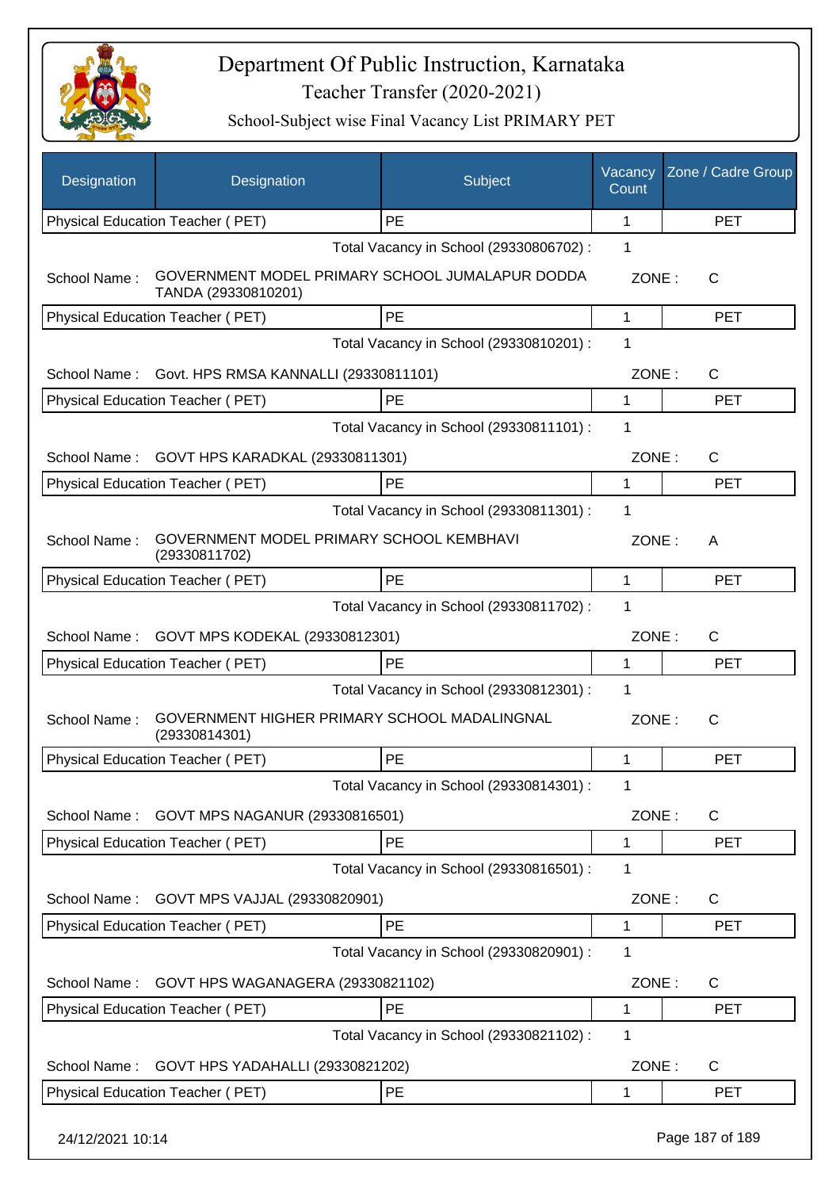# Department Of Public Instruction, Karnataka

Teacher Transfer (2020-2021)

School-Subject wise Final Vacancy List PRIMARY PET

| Designation | Designation | Subject | Vacancy Count | Zone / Cadre Group |
|---|---|---|---|---|
| Physical Education Teacher ( PET) | | PE | 1 | PET |
| | | Total Vacancy in School (29330806702) : | 1 | |
| School Name : | GOVERNMENT MODEL PRIMARY SCHOOL JUMALAPUR DODDA TANDA (29330810201) | | ZONE : | C |
| Physical Education Teacher ( PET) | | PE | 1 | PET |
| | | Total Vacancy in School (29330810201) : | 1 | |
| School Name : | Govt. HPS RMSA KANNALLI (29330811101) | | ZONE : | C |
| Physical Education Teacher ( PET) | | PE | 1 | PET |
| | | Total Vacancy in School (29330811101) : | 1 | |
| School Name : | GOVT HPS KARADKAL (29330811301) | | ZONE : | C |
| Physical Education Teacher ( PET) | | PE | 1 | PET |
| | | Total Vacancy in School (29330811301) : | 1 | |
| School Name : | GOVERNMENT MODEL PRIMARY SCHOOL KEMBHAVI (29330811702) | | ZONE : | A |
| Physical Education Teacher ( PET) | | PE | 1 | PET |
| | | Total Vacancy in School (29330811702) : | 1 | |
| School Name : | GOVT MPS KODEKAL (29330812301) | | ZONE : | C |
| Physical Education Teacher ( PET) | | PE | 1 | PET |
| | | Total Vacancy in School (29330812301) : | 1 | |
| School Name : | GOVERNMENT HIGHER PRIMARY SCHOOL MADALINGNAL (29330814301) | | ZONE : | C |
| Physical Education Teacher ( PET) | | PE | 1 | PET |
| | | Total Vacancy in School (29330814301) : | 1 | |
| School Name : | GOVT MPS NAGANUR (29330816501) | | ZONE : | C |
| Physical Education Teacher ( PET) | | PE | 1 | PET |
| | | Total Vacancy in School (29330816501) : | 1 | |
| School Name : | GOVT MPS VAJJAL (29330820901) | | ZONE : | C |
| Physical Education Teacher ( PET) | | PE | 1 | PET |
| | | Total Vacancy in School (29330820901) : | 1 | |
| School Name : | GOVT HPS WAGANAGERA (29330821102) | | ZONE : | C |
| Physical Education Teacher ( PET) | | PE | 1 | PET |
| | | Total Vacancy in School (29330821102) : | 1 | |
| School Name : | GOVT HPS YADAHALLI (29330821202) | | ZONE : | C |
| Physical Education Teacher ( PET) | | PE | 1 | PET |

24/12/2021 10:14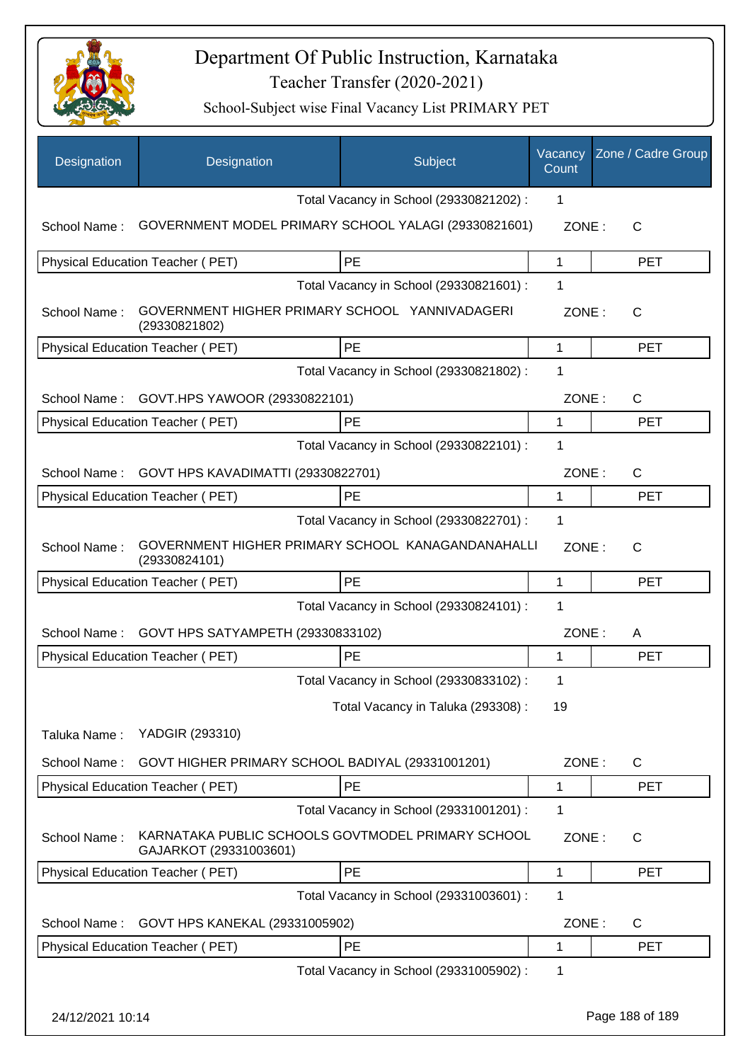# Department Of Public Instruction, Karnataka

Teacher Transfer (2020-2021)

School-Subject wise Final Vacancy List PRIMARY PET

| Designation | Designation | Subject | Vacancy Count | Zone / Cadre Group |
|---|---|---|---|---|
| | | Total Vacancy in School (29330821202) : | 1 | |
| School Name : | GOVERNMENT MODEL PRIMARY SCHOOL YALAGI (29330821601) | | ZONE : | C |
| Physical Education Teacher ( PET) | | PE | 1 | PET |
| | | Total Vacancy in School (29330821601) : | 1 | |
| School Name : | GOVERNMENT HIGHER PRIMARY SCHOOL YANNIVADAGERI (29330821802) | | ZONE : | C |
| Physical Education Teacher ( PET) | | PE | 1 | PET |
| | | Total Vacancy in School (29330821802) : | 1 | |
| School Name : | GOVT.HPS YAWOOR (29330822101) | | ZONE : | C |
| Physical Education Teacher ( PET) | | PE | 1 | PET |
| | | Total Vacancy in School (29330822101) : | 1 | |
| School Name : | GOVT HPS KAVADIMATTI (29330822701) | | ZONE : | C |
| Physical Education Teacher ( PET) | | PE | 1 | PET |
| | | Total Vacancy in School (29330822701) : | 1 | |
| School Name : | GOVERNMENT HIGHER PRIMARY SCHOOL KANAGANDANAHALLI (29330824101) | | ZONE : | C |
| Physical Education Teacher ( PET) | | PE | 1 | PET |
| | | Total Vacancy in School (29330824101) : | 1 | |
| School Name : | GOVT HPS SATYAMPETH (29330833102) | | ZONE : | A |
| Physical Education Teacher ( PET) | | PE | 1 | PET |
| | | Total Vacancy in School (29330833102) : | 1 | |
| | | Total Vacancy in Taluka (293308) : | 19 | |
| Taluka Name : | YADGIR (293310) | | | |
| School Name : | GOVT HIGHER PRIMARY SCHOOL BADIYAL (29331001201) | | ZONE : | C |
| Physical Education Teacher ( PET) | | PE | 1 | PET |
| | | Total Vacancy in School (29331001201) : | 1 | |
| School Name : | KARNATAKA PUBLIC SCHOOLS GOVTMODEL PRIMARY SCHOOL GAJARKOT (29331003601) | | ZONE : | C |
| Physical Education Teacher ( PET) | | PE | 1 | PET |
| | | Total Vacancy in School (29331003601) : | 1 | |
| School Name : | GOVT HPS KANEKAL (29331005902) | | ZONE : | C |
| Physical Education Teacher ( PET) | | PE | 1 | PET |
| | | Total Vacancy in School (29331005902) : | 1 | |

24/12/2021 10:14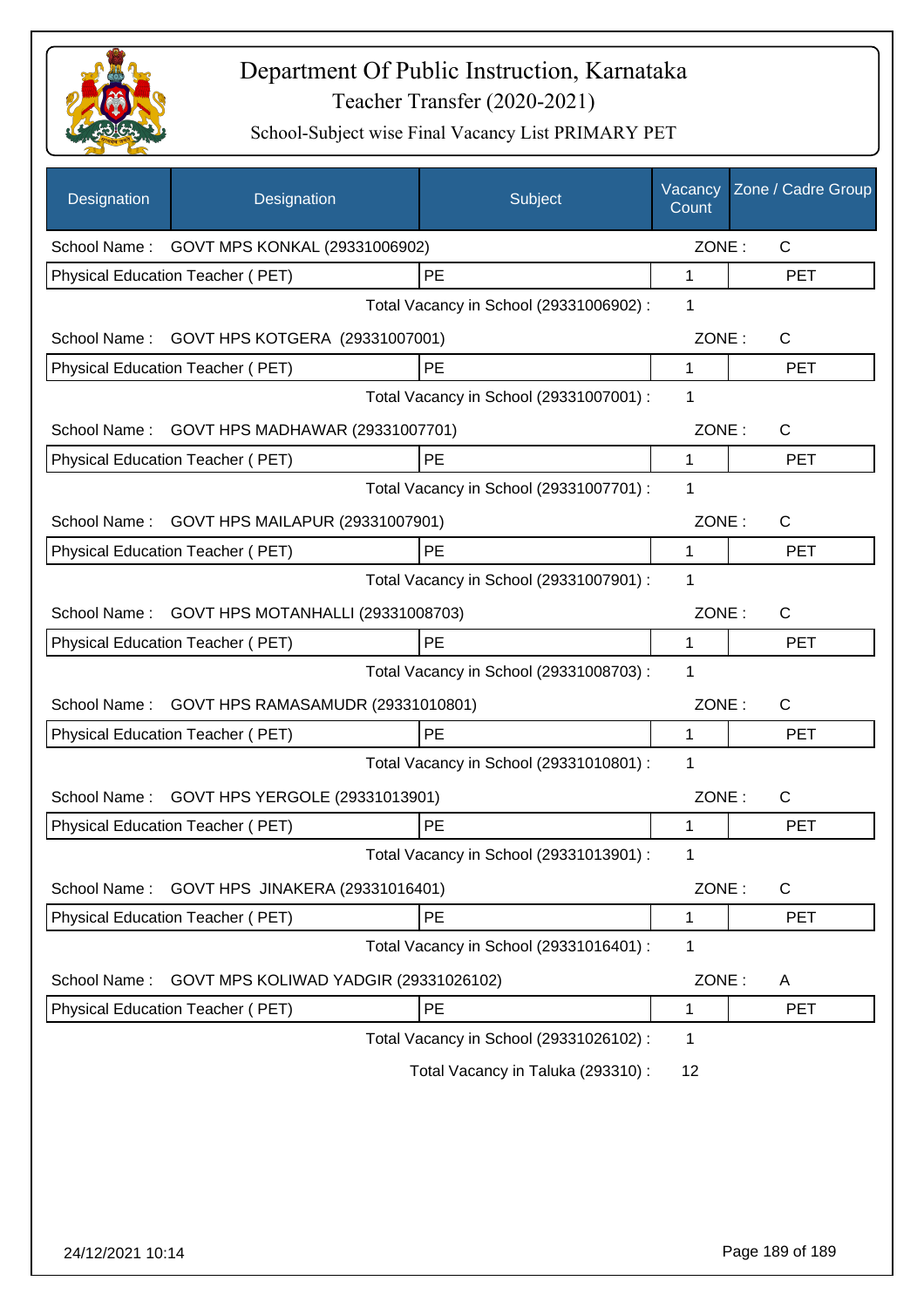# Department Of Public Instruction, Karnataka

## Teacher Transfer (2020-2021)

### School-Subject wise Final Vacancy List PRIMARY PET

| Designation | Designation | Subject | Vacancy Count | Zone / Cadre Group |
|---|---|---|---|---|
| School Name : | GOVT MPS KONKAL (29331006902) | | ZONE : | C |
| Physical Education Teacher ( PET) | | PE | 1 | PET |
| | | Total Vacancy in School (29331006902) : | 1 | |
| School Name : | GOVT HPS KOTGERA (29331007001) | | ZONE : | C |
| Physical Education Teacher ( PET) | | PE | 1 | PET |
| | | Total Vacancy in School (29331007001) : | 1 | |
| School Name : | GOVT HPS MADHAWAR (29331007701) | | ZONE : | C |
| Physical Education Teacher ( PET) | | PE | 1 | PET |
| | | Total Vacancy in School (29331007701) : | 1 | |
| School Name : | GOVT HPS MAILAPUR (29331007901) | | ZONE : | C |
| Physical Education Teacher ( PET) | | PE | 1 | PET |
| | | Total Vacancy in School (29331007901) : | 1 | |
| School Name : | GOVT HPS MOTANHALLI (29331008703) | | ZONE : | C |
| Physical Education Teacher ( PET) | | PE | 1 | PET |
| | | Total Vacancy in School (29331008703) : | 1 | |
| School Name : | GOVT HPS RAMASAMUDR (29331010801) | | ZONE : | C |
| Physical Education Teacher ( PET) | | PE | 1 | PET |
| | | Total Vacancy in School (29331010801) : | 1 | |
| School Name : | GOVT HPS YERGOLE (29331013901) | | ZONE : | C |
| Physical Education Teacher ( PET) | | PE | 1 | PET |
| | | Total Vacancy in School (29331013901) : | 1 | |
| School Name : | GOVT HPS JINAKERA (29331016401) | | ZONE : | C |
| Physical Education Teacher ( PET) | | PE | 1 | PET |
| | | Total Vacancy in School (29331016401) : | 1 | |
| School Name : | GOVT MPS KOLIWAD YADGIR (29331026102) | | ZONE : | A |
| Physical Education Teacher ( PET) | | PE | 1 | PET |
| | | Total Vacancy in School (29331026102) : | 1 | |
| | | Total Vacancy in Taluka (293310) : | 12 | |

24/12/2021 10:14